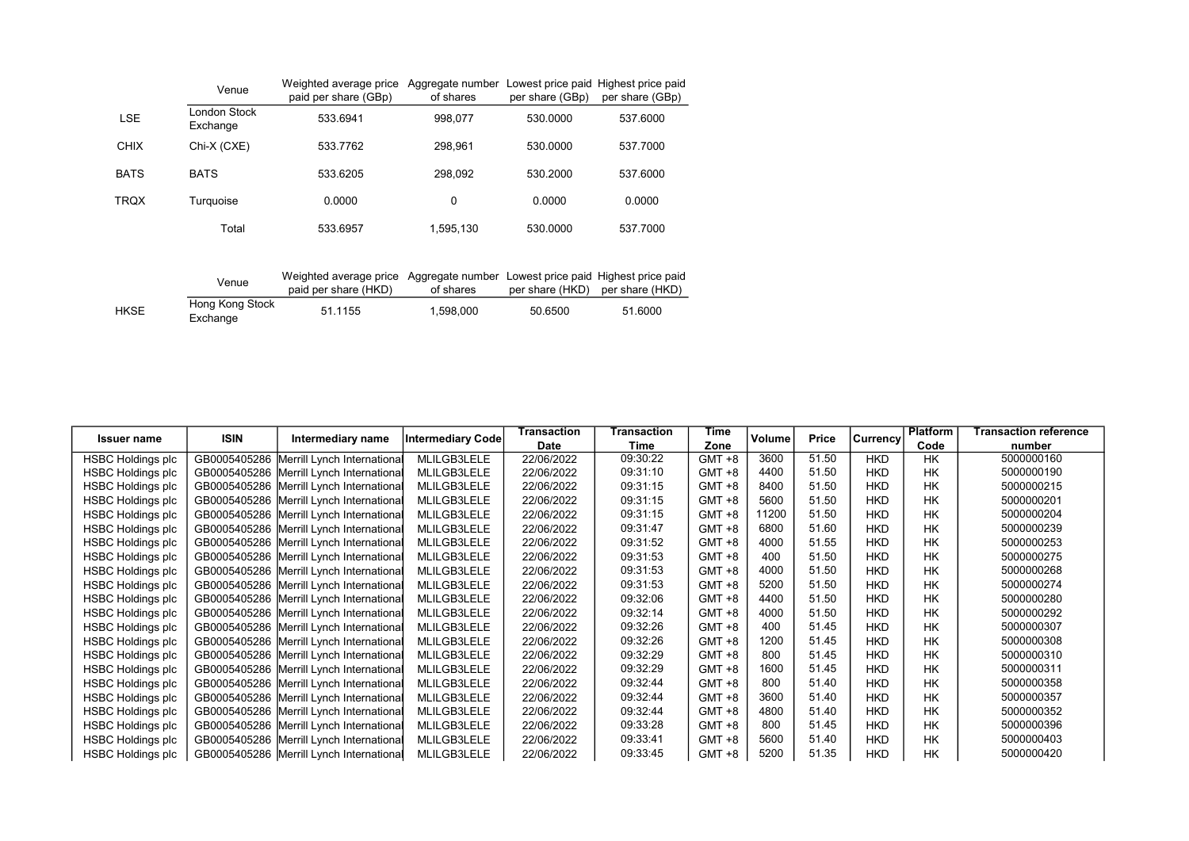| | Venue | Weighted average price paid per share (GBp) | Aggregate number of shares | Lowest price paid per share (GBp) | Highest price paid per share (GBp) |
|---|---|---|---|---|---|
| LSE | London Stock Exchange | 533.6941 | 998,077 | 530.0000 | 537.6000 |
| CHIX | Chi-X (CXE) | 533.7762 | 298,961 | 530.0000 | 537.7000 |
| BATS | BATS | 533.6205 | 298,092 | 530.2000 | 537.6000 |
| TRQX | Turquoise | 0.0000 | 0 | 0.0000 | 0.0000 |
| | Total | 533.6957 | 1,595,130 | 530.0000 | 537.7000 |

| | Venue | Weighted average price paid per share (HKD) | Aggregate number of shares | Lowest price paid per share (HKD) | Highest price paid per share (HKD) |
|---|---|---|---|---|---|
| HKSE | Hong Kong Stock Exchange | 51.1155 | 1,598,000 | 50.6500 | 51.6000 |

| Issuer name | ISIN | Intermediary name | Intermediary Code | Transaction Date | Transaction Time | Time Zone | Volume | Price | Currency | Platform Code | Transaction reference number |
|---|---|---|---|---|---|---|---|---|---|---|---|
| HSBC Holdings plc | GB0005405286 | Merrill Lynch International | MLILGB3LELE | 22/06/2022 | 09:30:22 | GMT +8 | 3600 | 51.50 | HKD | HK | 5000000160 |
| HSBC Holdings plc | GB0005405286 | Merrill Lynch International | MLILGB3LELE | 22/06/2022 | 09:31:10 | GMT +8 | 4400 | 51.50 | HKD | HK | 5000000190 |
| HSBC Holdings plc | GB0005405286 | Merrill Lynch International | MLILGB3LELE | 22/06/2022 | 09:31:15 | GMT +8 | 8400 | 51.50 | HKD | HK | 5000000215 |
| HSBC Holdings plc | GB0005405286 | Merrill Lynch International | MLILGB3LELE | 22/06/2022 | 09:31:15 | GMT +8 | 5600 | 51.50 | HKD | HK | 5000000201 |
| HSBC Holdings plc | GB0005405286 | Merrill Lynch International | MLILGB3LELE | 22/06/2022 | 09:31:15 | GMT +8 | 11200 | 51.50 | HKD | HK | 5000000204 |
| HSBC Holdings plc | GB0005405286 | Merrill Lynch International | MLILGB3LELE | 22/06/2022 | 09:31:47 | GMT +8 | 6800 | 51.60 | HKD | HK | 5000000239 |
| HSBC Holdings plc | GB0005405286 | Merrill Lynch International | MLILGB3LELE | 22/06/2022 | 09:31:52 | GMT +8 | 4000 | 51.55 | HKD | HK | 5000000253 |
| HSBC Holdings plc | GB0005405286 | Merrill Lynch International | MLILGB3LELE | 22/06/2022 | 09:31:53 | GMT +8 | 400 | 51.50 | HKD | HK | 5000000275 |
| HSBC Holdings plc | GB0005405286 | Merrill Lynch International | MLILGB3LELE | 22/06/2022 | 09:31:53 | GMT +8 | 4000 | 51.50 | HKD | HK | 5000000268 |
| HSBC Holdings plc | GB0005405286 | Merrill Lynch International | MLILGB3LELE | 22/06/2022 | 09:31:53 | GMT +8 | 5200 | 51.50 | HKD | HK | 5000000274 |
| HSBC Holdings plc | GB0005405286 | Merrill Lynch International | MLILGB3LELE | 22/06/2022 | 09:32:06 | GMT +8 | 4400 | 51.50 | HKD | HK | 5000000280 |
| HSBC Holdings plc | GB0005405286 | Merrill Lynch International | MLILGB3LELE | 22/06/2022 | 09:32:14 | GMT +8 | 4000 | 51.50 | HKD | HK | 5000000292 |
| HSBC Holdings plc | GB0005405286 | Merrill Lynch International | MLILGB3LELE | 22/06/2022 | 09:32:26 | GMT +8 | 400 | 51.45 | HKD | HK | 5000000307 |
| HSBC Holdings plc | GB0005405286 | Merrill Lynch International | MLILGB3LELE | 22/06/2022 | 09:32:26 | GMT +8 | 1200 | 51.45 | HKD | HK | 5000000308 |
| HSBC Holdings plc | GB0005405286 | Merrill Lynch International | MLILGB3LELE | 22/06/2022 | 09:32:29 | GMT +8 | 800 | 51.45 | HKD | HK | 5000000310 |
| HSBC Holdings plc | GB0005405286 | Merrill Lynch International | MLILGB3LELE | 22/06/2022 | 09:32:29 | GMT +8 | 1600 | 51.45 | HKD | HK | 5000000311 |
| HSBC Holdings plc | GB0005405286 | Merrill Lynch International | MLILGB3LELE | 22/06/2022 | 09:32:44 | GMT +8 | 800 | 51.40 | HKD | HK | 5000000358 |
| HSBC Holdings plc | GB0005405286 | Merrill Lynch International | MLILGB3LELE | 22/06/2022 | 09:32:44 | GMT +8 | 3600 | 51.40 | HKD | HK | 5000000357 |
| HSBC Holdings plc | GB0005405286 | Merrill Lynch International | MLILGB3LELE | 22/06/2022 | 09:32:44 | GMT +8 | 4800 | 51.40 | HKD | HK | 5000000352 |
| HSBC Holdings plc | GB0005405286 | Merrill Lynch International | MLILGB3LELE | 22/06/2022 | 09:33:28 | GMT +8 | 800 | 51.45 | HKD | HK | 5000000396 |
| HSBC Holdings plc | GB0005405286 | Merrill Lynch International | MLILGB3LELE | 22/06/2022 | 09:33:41 | GMT +8 | 5600 | 51.40 | HKD | HK | 5000000403 |
| HSBC Holdings plc | GB0005405286 | Merrill Lynch International | MLILGB3LELE | 22/06/2022 | 09:33:45 | GMT +8 | 5200 | 51.35 | HKD | HK | 5000000420 |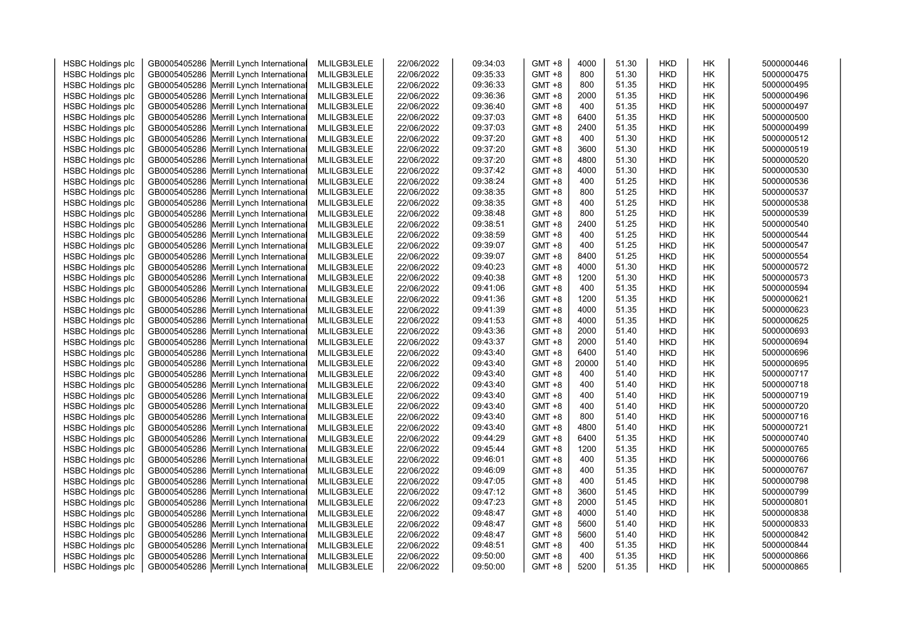| | | | | | | | | | | | |
|---|---|---|---|---|---|---|---|---|---|---|---|
| HSBC Holdings plc | GB0005405286 | Merrill Lynch International | MLILGB3LELE | 22/06/2022 | 09:34:03 | GMT +8 | 4000 | 51.30 | HKD | HK | 5000000446 |
| HSBC Holdings plc | GB0005405286 | Merrill Lynch International | MLILGB3LELE | 22/06/2022 | 09:35:33 | GMT +8 | 800 | 51.30 | HKD | HK | 5000000475 |
| HSBC Holdings plc | GB0005405286 | Merrill Lynch International | MLILGB3LELE | 22/06/2022 | 09:36:33 | GMT +8 | 800 | 51.35 | HKD | HK | 5000000495 |
| HSBC Holdings plc | GB0005405286 | Merrill Lynch International | MLILGB3LELE | 22/06/2022 | 09:36:36 | GMT +8 | 2000 | 51.35 | HKD | HK | 5000000496 |
| HSBC Holdings plc | GB0005405286 | Merrill Lynch International | MLILGB3LELE | 22/06/2022 | 09:36:40 | GMT +8 | 400 | 51.35 | HKD | HK | 5000000497 |
| HSBC Holdings plc | GB0005405286 | Merrill Lynch International | MLILGB3LELE | 22/06/2022 | 09:37:03 | GMT +8 | 6400 | 51.35 | HKD | HK | 5000000500 |
| HSBC Holdings plc | GB0005405286 | Merrill Lynch International | MLILGB3LELE | 22/06/2022 | 09:37:03 | GMT +8 | 2400 | 51.35 | HKD | HK | 5000000499 |
| HSBC Holdings plc | GB0005405286 | Merrill Lynch International | MLILGB3LELE | 22/06/2022 | 09:37:20 | GMT +8 | 400 | 51.30 | HKD | HK | 5000000512 |
| HSBC Holdings plc | GB0005405286 | Merrill Lynch International | MLILGB3LELE | 22/06/2022 | 09:37:20 | GMT +8 | 3600 | 51.30 | HKD | HK | 5000000519 |
| HSBC Holdings plc | GB0005405286 | Merrill Lynch International | MLILGB3LELE | 22/06/2022 | 09:37:20 | GMT +8 | 4800 | 51.30 | HKD | HK | 5000000520 |
| HSBC Holdings plc | GB0005405286 | Merrill Lynch International | MLILGB3LELE | 22/06/2022 | 09:37:42 | GMT +8 | 4000 | 51.30 | HKD | HK | 5000000530 |
| HSBC Holdings plc | GB0005405286 | Merrill Lynch International | MLILGB3LELE | 22/06/2022 | 09:38:24 | GMT +8 | 400 | 51.25 | HKD | HK | 5000000536 |
| HSBC Holdings plc | GB0005405286 | Merrill Lynch International | MLILGB3LELE | 22/06/2022 | 09:38:35 | GMT +8 | 800 | 51.25 | HKD | HK | 5000000537 |
| HSBC Holdings plc | GB0005405286 | Merrill Lynch International | MLILGB3LELE | 22/06/2022 | 09:38:35 | GMT +8 | 400 | 51.25 | HKD | HK | 5000000538 |
| HSBC Holdings plc | GB0005405286 | Merrill Lynch International | MLILGB3LELE | 22/06/2022 | 09:38:48 | GMT +8 | 800 | 51.25 | HKD | HK | 5000000539 |
| HSBC Holdings plc | GB0005405286 | Merrill Lynch International | MLILGB3LELE | 22/06/2022 | 09:38:51 | GMT +8 | 2400 | 51.25 | HKD | HK | 5000000540 |
| HSBC Holdings plc | GB0005405286 | Merrill Lynch International | MLILGB3LELE | 22/06/2022 | 09:38:59 | GMT +8 | 400 | 51.25 | HKD | HK | 5000000544 |
| HSBC Holdings plc | GB0005405286 | Merrill Lynch International | MLILGB3LELE | 22/06/2022 | 09:39:07 | GMT +8 | 400 | 51.25 | HKD | HK | 5000000547 |
| HSBC Holdings plc | GB0005405286 | Merrill Lynch International | MLILGB3LELE | 22/06/2022 | 09:39:07 | GMT +8 | 8400 | 51.25 | HKD | HK | 5000000554 |
| HSBC Holdings plc | GB0005405286 | Merrill Lynch International | MLILGB3LELE | 22/06/2022 | 09:40:23 | GMT +8 | 4000 | 51.30 | HKD | HK | 5000000572 |
| HSBC Holdings plc | GB0005405286 | Merrill Lynch International | MLILGB3LELE | 22/06/2022 | 09:40:38 | GMT +8 | 1200 | 51.30 | HKD | HK | 5000000573 |
| HSBC Holdings plc | GB0005405286 | Merrill Lynch International | MLILGB3LELE | 22/06/2022 | 09:41:06 | GMT +8 | 400 | 51.35 | HKD | HK | 5000000594 |
| HSBC Holdings plc | GB0005405286 | Merrill Lynch International | MLILGB3LELE | 22/06/2022 | 09:41:36 | GMT +8 | 1200 | 51.35 | HKD | HK | 5000000621 |
| HSBC Holdings plc | GB0005405286 | Merrill Lynch International | MLILGB3LELE | 22/06/2022 | 09:41:39 | GMT +8 | 4000 | 51.35 | HKD | HK | 5000000623 |
| HSBC Holdings plc | GB0005405286 | Merrill Lynch International | MLILGB3LELE | 22/06/2022 | 09:41:53 | GMT +8 | 4000 | 51.35 | HKD | HK | 5000000625 |
| HSBC Holdings plc | GB0005405286 | Merrill Lynch International | MLILGB3LELE | 22/06/2022 | 09:43:36 | GMT +8 | 2000 | 51.40 | HKD | HK | 5000000693 |
| HSBC Holdings plc | GB0005405286 | Merrill Lynch International | MLILGB3LELE | 22/06/2022 | 09:43:37 | GMT +8 | 2000 | 51.40 | HKD | HK | 5000000694 |
| HSBC Holdings plc | GB0005405286 | Merrill Lynch International | MLILGB3LELE | 22/06/2022 | 09:43:40 | GMT +8 | 6400 | 51.40 | HKD | HK | 5000000696 |
| HSBC Holdings plc | GB0005405286 | Merrill Lynch International | MLILGB3LELE | 22/06/2022 | 09:43:40 | GMT +8 | 20000 | 51.40 | HKD | HK | 5000000695 |
| HSBC Holdings plc | GB0005405286 | Merrill Lynch International | MLILGB3LELE | 22/06/2022 | 09:43:40 | GMT +8 | 400 | 51.40 | HKD | HK | 5000000717 |
| HSBC Holdings plc | GB0005405286 | Merrill Lynch International | MLILGB3LELE | 22/06/2022 | 09:43:40 | GMT +8 | 400 | 51.40 | HKD | HK | 5000000718 |
| HSBC Holdings plc | GB0005405286 | Merrill Lynch International | MLILGB3LELE | 22/06/2022 | 09:43:40 | GMT +8 | 400 | 51.40 | HKD | HK | 5000000719 |
| HSBC Holdings plc | GB0005405286 | Merrill Lynch International | MLILGB3LELE | 22/06/2022 | 09:43:40 | GMT +8 | 400 | 51.40 | HKD | HK | 5000000720 |
| HSBC Holdings plc | GB0005405286 | Merrill Lynch International | MLILGB3LELE | 22/06/2022 | 09:43:40 | GMT +8 | 800 | 51.40 | HKD | HK | 5000000716 |
| HSBC Holdings plc | GB0005405286 | Merrill Lynch International | MLILGB3LELE | 22/06/2022 | 09:43:40 | GMT +8 | 4800 | 51.40 | HKD | HK | 5000000721 |
| HSBC Holdings plc | GB0005405286 | Merrill Lynch International | MLILGB3LELE | 22/06/2022 | 09:44:29 | GMT +8 | 6400 | 51.35 | HKD | HK | 5000000740 |
| HSBC Holdings plc | GB0005405286 | Merrill Lynch International | MLILGB3LELE | 22/06/2022 | 09:45:44 | GMT +8 | 1200 | 51.35 | HKD | HK | 5000000765 |
| HSBC Holdings plc | GB0005405286 | Merrill Lynch International | MLILGB3LELE | 22/06/2022 | 09:46:01 | GMT +8 | 400 | 51.35 | HKD | HK | 5000000766 |
| HSBC Holdings plc | GB0005405286 | Merrill Lynch International | MLILGB3LELE | 22/06/2022 | 09:46:09 | GMT +8 | 400 | 51.35 | HKD | HK | 5000000767 |
| HSBC Holdings plc | GB0005405286 | Merrill Lynch International | MLILGB3LELE | 22/06/2022 | 09:47:05 | GMT +8 | 400 | 51.45 | HKD | HK | 5000000798 |
| HSBC Holdings plc | GB0005405286 | Merrill Lynch International | MLILGB3LELE | 22/06/2022 | 09:47:12 | GMT +8 | 3600 | 51.45 | HKD | HK | 5000000799 |
| HSBC Holdings plc | GB0005405286 | Merrill Lynch International | MLILGB3LELE | 22/06/2022 | 09:47:23 | GMT +8 | 2000 | 51.45 | HKD | HK | 5000000801 |
| HSBC Holdings plc | GB0005405286 | Merrill Lynch International | MLILGB3LELE | 22/06/2022 | 09:48:47 | GMT +8 | 4000 | 51.40 | HKD | HK | 5000000838 |
| HSBC Holdings plc | GB0005405286 | Merrill Lynch International | MLILGB3LELE | 22/06/2022 | 09:48:47 | GMT +8 | 5600 | 51.40 | HKD | HK | 5000000833 |
| HSBC Holdings plc | GB0005405286 | Merrill Lynch International | MLILGB3LELE | 22/06/2022 | 09:48:47 | GMT +8 | 5600 | 51.40 | HKD | HK | 5000000842 |
| HSBC Holdings plc | GB0005405286 | Merrill Lynch International | MLILGB3LELE | 22/06/2022 | 09:48:51 | GMT +8 | 400 | 51.35 | HKD | HK | 5000000844 |
| HSBC Holdings plc | GB0005405286 | Merrill Lynch International | MLILGB3LELE | 22/06/2022 | 09:50:00 | GMT +8 | 400 | 51.35 | HKD | HK | 5000000866 |
| HSBC Holdings plc | GB0005405286 | Merrill Lynch International | MLILGB3LELE | 22/06/2022 | 09:50:00 | GMT +8 | 5200 | 51.35 | HKD | HK | 5000000865 |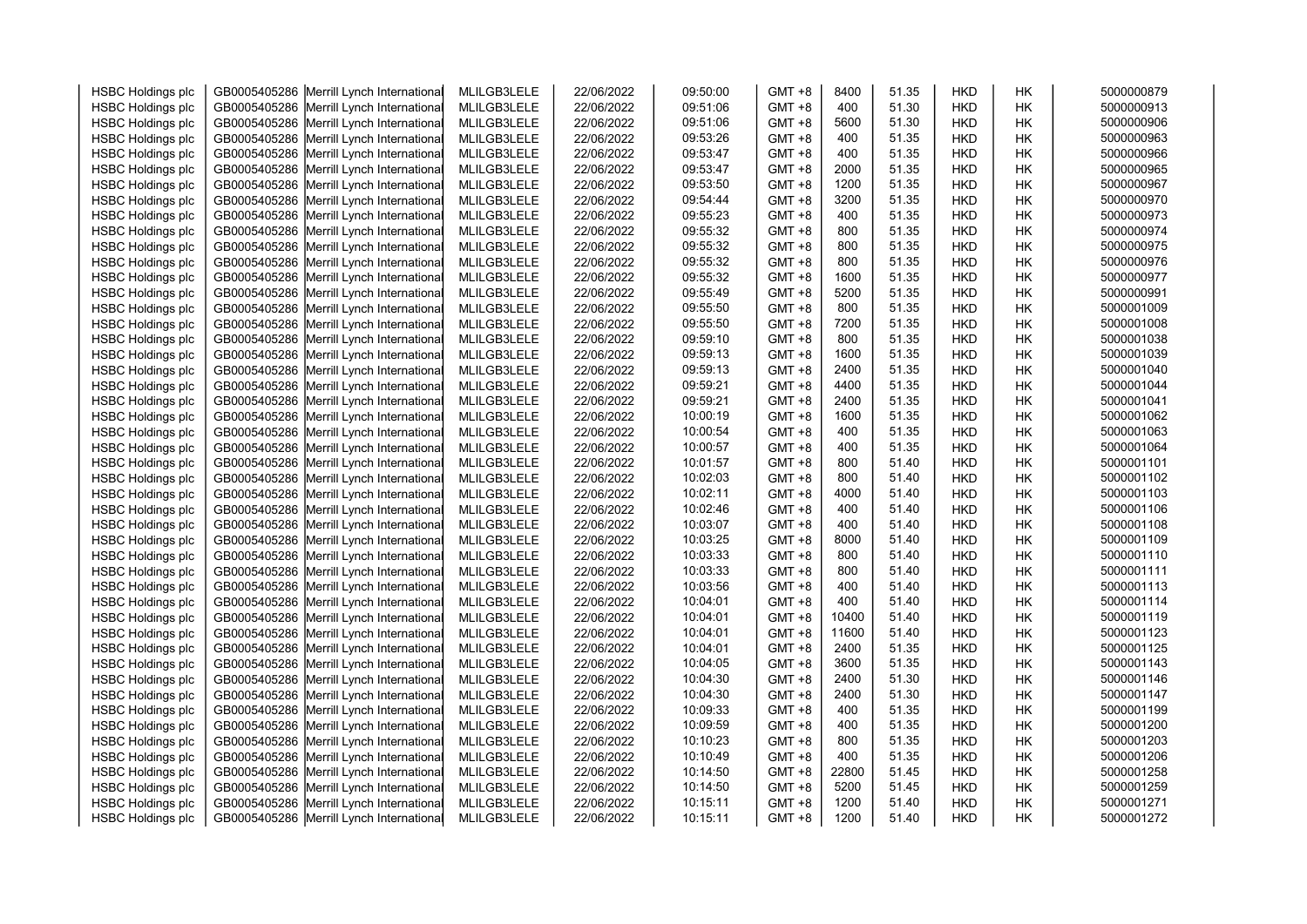| HSBC Holdings plc | GB0005405286 | Merrill Lynch International | MLILGB3LELE | 22/06/2022 | 09:50:00 | GMT +8 | 8400 | 51.35 | HKD | HK | 5000000879 |
|---|---|---|---|---|---|---|---|---|---|---|---|
| HSBC Holdings plc | GB0005405286 | Merrill Lynch International | MLILGB3LELE | 22/06/2022 | 09:51:06 | GMT +8 | 400 | 51.30 | HKD | HK | 5000000913 |
| HSBC Holdings plc | GB0005405286 | Merrill Lynch International | MLILGB3LELE | 22/06/2022 | 09:51:06 | GMT +8 | 5600 | 51.30 | HKD | HK | 5000000906 |
| HSBC Holdings plc | GB0005405286 | Merrill Lynch International | MLILGB3LELE | 22/06/2022 | 09:53:26 | GMT +8 | 400 | 51.35 | HKD | HK | 5000000963 |
| HSBC Holdings plc | GB0005405286 | Merrill Lynch International | MLILGB3LELE | 22/06/2022 | 09:53:47 | GMT +8 | 400 | 51.35 | HKD | HK | 5000000966 |
| HSBC Holdings plc | GB0005405286 | Merrill Lynch International | MLILGB3LELE | 22/06/2022 | 09:53:47 | GMT +8 | 2000 | 51.35 | HKD | HK | 5000000965 |
| HSBC Holdings plc | GB0005405286 | Merrill Lynch International | MLILGB3LELE | 22/06/2022 | 09:53:50 | GMT +8 | 1200 | 51.35 | HKD | HK | 5000000967 |
| HSBC Holdings plc | GB0005405286 | Merrill Lynch International | MLILGB3LELE | 22/06/2022 | 09:54:44 | GMT +8 | 3200 | 51.35 | HKD | HK | 5000000970 |
| HSBC Holdings plc | GB0005405286 | Merrill Lynch International | MLILGB3LELE | 22/06/2022 | 09:55:23 | GMT +8 | 400 | 51.35 | HKD | HK | 5000000973 |
| HSBC Holdings plc | GB0005405286 | Merrill Lynch International | MLILGB3LELE | 22/06/2022 | 09:55:32 | GMT +8 | 800 | 51.35 | HKD | HK | 5000000974 |
| HSBC Holdings plc | GB0005405286 | Merrill Lynch International | MLILGB3LELE | 22/06/2022 | 09:55:32 | GMT +8 | 800 | 51.35 | HKD | HK | 5000000975 |
| HSBC Holdings plc | GB0005405286 | Merrill Lynch International | MLILGB3LELE | 22/06/2022 | 09:55:32 | GMT +8 | 800 | 51.35 | HKD | HK | 5000000976 |
| HSBC Holdings plc | GB0005405286 | Merrill Lynch International | MLILGB3LELE | 22/06/2022 | 09:55:32 | GMT +8 | 1600 | 51.35 | HKD | HK | 5000000977 |
| HSBC Holdings plc | GB0005405286 | Merrill Lynch International | MLILGB3LELE | 22/06/2022 | 09:55:49 | GMT +8 | 5200 | 51.35 | HKD | HK | 5000000991 |
| HSBC Holdings plc | GB0005405286 | Merrill Lynch International | MLILGB3LELE | 22/06/2022 | 09:55:50 | GMT +8 | 800 | 51.35 | HKD | HK | 5000001009 |
| HSBC Holdings plc | GB0005405286 | Merrill Lynch International | MLILGB3LELE | 22/06/2022 | 09:55:50 | GMT +8 | 7200 | 51.35 | HKD | HK | 5000001008 |
| HSBC Holdings plc | GB0005405286 | Merrill Lynch International | MLILGB3LELE | 22/06/2022 | 09:59:10 | GMT +8 | 800 | 51.35 | HKD | HK | 5000001038 |
| HSBC Holdings plc | GB0005405286 | Merrill Lynch International | MLILGB3LELE | 22/06/2022 | 09:59:13 | GMT +8 | 1600 | 51.35 | HKD | HK | 5000001039 |
| HSBC Holdings plc | GB0005405286 | Merrill Lynch International | MLILGB3LELE | 22/06/2022 | 09:59:13 | GMT +8 | 2400 | 51.35 | HKD | HK | 5000001040 |
| HSBC Holdings plc | GB0005405286 | Merrill Lynch International | MLILGB3LELE | 22/06/2022 | 09:59:21 | GMT +8 | 4400 | 51.35 | HKD | HK | 5000001044 |
| HSBC Holdings plc | GB0005405286 | Merrill Lynch International | MLILGB3LELE | 22/06/2022 | 09:59:21 | GMT +8 | 2400 | 51.35 | HKD | HK | 5000001041 |
| HSBC Holdings plc | GB0005405286 | Merrill Lynch International | MLILGB3LELE | 22/06/2022 | 10:00:19 | GMT +8 | 1600 | 51.35 | HKD | HK | 5000001062 |
| HSBC Holdings plc | GB0005405286 | Merrill Lynch International | MLILGB3LELE | 22/06/2022 | 10:00:54 | GMT +8 | 400 | 51.35 | HKD | HK | 5000001063 |
| HSBC Holdings plc | GB0005405286 | Merrill Lynch International | MLILGB3LELE | 22/06/2022 | 10:00:57 | GMT +8 | 400 | 51.35 | HKD | HK | 5000001064 |
| HSBC Holdings plc | GB0005405286 | Merrill Lynch International | MLILGB3LELE | 22/06/2022 | 10:01:57 | GMT +8 | 800 | 51.40 | HKD | HK | 5000001101 |
| HSBC Holdings plc | GB0005405286 | Merrill Lynch International | MLILGB3LELE | 22/06/2022 | 10:02:03 | GMT +8 | 800 | 51.40 | HKD | HK | 5000001102 |
| HSBC Holdings plc | GB0005405286 | Merrill Lynch International | MLILGB3LELE | 22/06/2022 | 10:02:11 | GMT +8 | 4000 | 51.40 | HKD | HK | 5000001103 |
| HSBC Holdings plc | GB0005405286 | Merrill Lynch International | MLILGB3LELE | 22/06/2022 | 10:02:46 | GMT +8 | 400 | 51.40 | HKD | HK | 5000001106 |
| HSBC Holdings plc | GB0005405286 | Merrill Lynch International | MLILGB3LELE | 22/06/2022 | 10:03:07 | GMT +8 | 400 | 51.40 | HKD | HK | 5000001108 |
| HSBC Holdings plc | GB0005405286 | Merrill Lynch International | MLILGB3LELE | 22/06/2022 | 10:03:25 | GMT +8 | 8000 | 51.40 | HKD | HK | 5000001109 |
| HSBC Holdings plc | GB0005405286 | Merrill Lynch International | MLILGB3LELE | 22/06/2022 | 10:03:33 | GMT +8 | 800 | 51.40 | HKD | HK | 5000001110 |
| HSBC Holdings plc | GB0005405286 | Merrill Lynch International | MLILGB3LELE | 22/06/2022 | 10:03:33 | GMT +8 | 800 | 51.40 | HKD | HK | 5000001111 |
| HSBC Holdings plc | GB0005405286 | Merrill Lynch International | MLILGB3LELE | 22/06/2022 | 10:03:56 | GMT +8 | 400 | 51.40 | HKD | HK | 5000001113 |
| HSBC Holdings plc | GB0005405286 | Merrill Lynch International | MLILGB3LELE | 22/06/2022 | 10:04:01 | GMT +8 | 400 | 51.40 | HKD | HK | 5000001114 |
| HSBC Holdings plc | GB0005405286 | Merrill Lynch International | MLILGB3LELE | 22/06/2022 | 10:04:01 | GMT +8 | 10400 | 51.40 | HKD | HK | 5000001119 |
| HSBC Holdings plc | GB0005405286 | Merrill Lynch International | MLILGB3LELE | 22/06/2022 | 10:04:01 | GMT +8 | 11600 | 51.40 | HKD | HK | 5000001123 |
| HSBC Holdings plc | GB0005405286 | Merrill Lynch International | MLILGB3LELE | 22/06/2022 | 10:04:01 | GMT +8 | 2400 | 51.35 | HKD | HK | 5000001125 |
| HSBC Holdings plc | GB0005405286 | Merrill Lynch International | MLILGB3LELE | 22/06/2022 | 10:04:05 | GMT +8 | 3600 | 51.35 | HKD | HK | 5000001143 |
| HSBC Holdings plc | GB0005405286 | Merrill Lynch International | MLILGB3LELE | 22/06/2022 | 10:04:30 | GMT +8 | 2400 | 51.30 | HKD | HK | 5000001146 |
| HSBC Holdings plc | GB0005405286 | Merrill Lynch International | MLILGB3LELE | 22/06/2022 | 10:04:30 | GMT +8 | 2400 | 51.30 | HKD | HK | 5000001147 |
| HSBC Holdings plc | GB0005405286 | Merrill Lynch International | MLILGB3LELE | 22/06/2022 | 10:09:33 | GMT +8 | 400 | 51.35 | HKD | HK | 5000001199 |
| HSBC Holdings plc | GB0005405286 | Merrill Lynch International | MLILGB3LELE | 22/06/2022 | 10:09:59 | GMT +8 | 400 | 51.35 | HKD | HK | 5000001200 |
| HSBC Holdings plc | GB0005405286 | Merrill Lynch International | MLILGB3LELE | 22/06/2022 | 10:10:23 | GMT +8 | 800 | 51.35 | HKD | HK | 5000001203 |
| HSBC Holdings plc | GB0005405286 | Merrill Lynch International | MLILGB3LELE | 22/06/2022 | 10:10:49 | GMT +8 | 400 | 51.35 | HKD | HK | 5000001206 |
| HSBC Holdings plc | GB0005405286 | Merrill Lynch International | MLILGB3LELE | 22/06/2022 | 10:14:50 | GMT +8 | 22800 | 51.45 | HKD | HK | 5000001258 |
| HSBC Holdings plc | GB0005405286 | Merrill Lynch International | MLILGB3LELE | 22/06/2022 | 10:14:50 | GMT +8 | 5200 | 51.45 | HKD | HK | 5000001259 |
| HSBC Holdings plc | GB0005405286 | Merrill Lynch International | MLILGB3LELE | 22/06/2022 | 10:15:11 | GMT +8 | 1200 | 51.40 | HKD | HK | 5000001271 |
| HSBC Holdings plc | GB0005405286 | Merrill Lynch International | MLILGB3LELE | 22/06/2022 | 10:15:11 | GMT +8 | 1200 | 51.40 | HKD | HK | 5000001272 |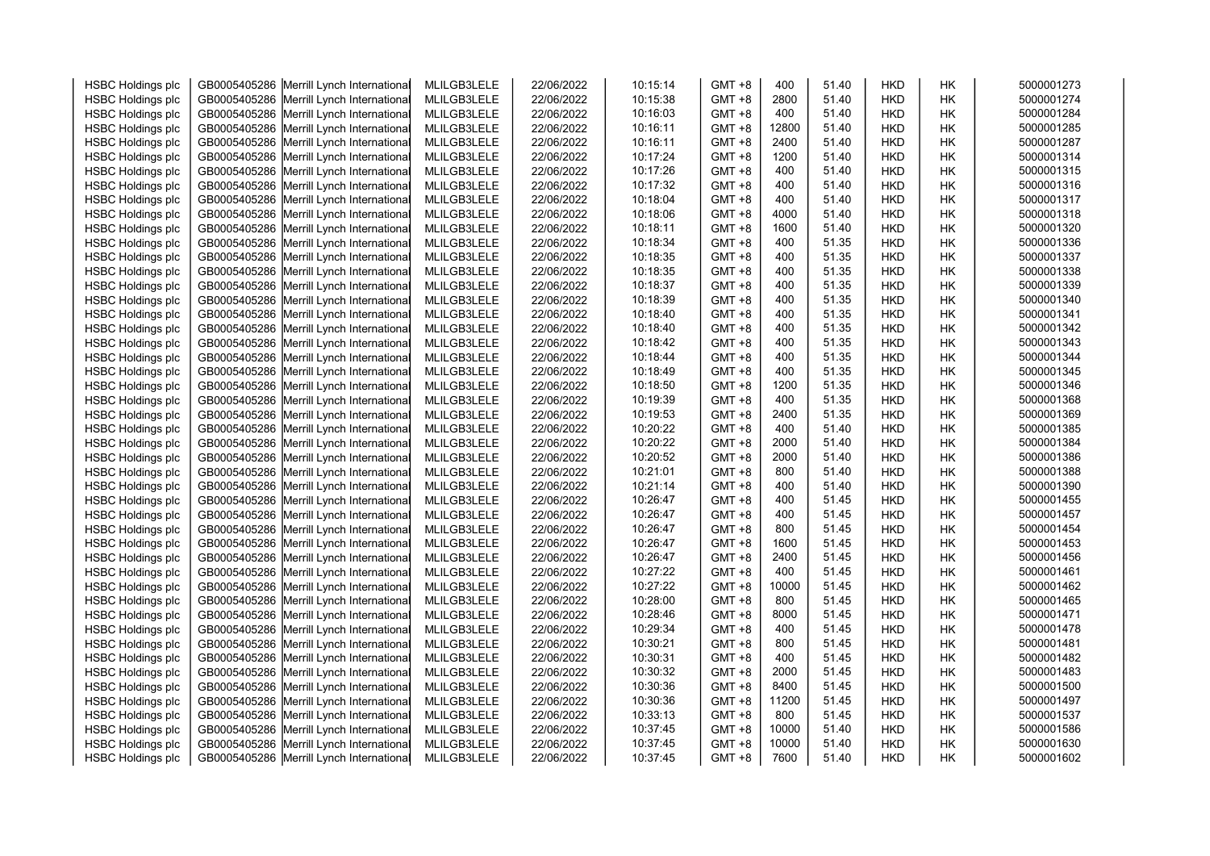| HSBC Holdings plc | GB0005405286 | Merrill Lynch International | MLILGB3LELE | 22/06/2022 | 10:15:14 | GMT +8 | 400 | 51.40 | HKD | HK | 5000001273 |
|---|---|---|---|---|---|---|---|---|---|---|---|
| HSBC Holdings plc | GB0005405286 | Merrill Lynch International | MLILGB3LELE | 22/06/2022 | 10:15:38 | GMT +8 | 2800 | 51.40 | HKD | HK | 5000001274 |
| HSBC Holdings plc | GB0005405286 | Merrill Lynch International | MLILGB3LELE | 22/06/2022 | 10:16:03 | GMT +8 | 400 | 51.40 | HKD | HK | 5000001284 |
| HSBC Holdings plc | GB0005405286 | Merrill Lynch International | MLILGB3LELE | 22/06/2022 | 10:16:11 | GMT +8 | 12800 | 51.40 | HKD | HK | 5000001285 |
| HSBC Holdings plc | GB0005405286 | Merrill Lynch International | MLILGB3LELE | 22/06/2022 | 10:16:11 | GMT +8 | 2400 | 51.40 | HKD | HK | 5000001287 |
| HSBC Holdings plc | GB0005405286 | Merrill Lynch International | MLILGB3LELE | 22/06/2022 | 10:17:24 | GMT +8 | 1200 | 51.40 | HKD | HK | 5000001314 |
| HSBC Holdings plc | GB0005405286 | Merrill Lynch International | MLILGB3LELE | 22/06/2022 | 10:17:26 | GMT +8 | 400 | 51.40 | HKD | HK | 5000001315 |
| HSBC Holdings plc | GB0005405286 | Merrill Lynch International | MLILGB3LELE | 22/06/2022 | 10:17:32 | GMT +8 | 400 | 51.40 | HKD | HK | 5000001316 |
| HSBC Holdings plc | GB0005405286 | Merrill Lynch International | MLILGB3LELE | 22/06/2022 | 10:18:04 | GMT +8 | 400 | 51.40 | HKD | HK | 5000001317 |
| HSBC Holdings plc | GB0005405286 | Merrill Lynch International | MLILGB3LELE | 22/06/2022 | 10:18:06 | GMT +8 | 4000 | 51.40 | HKD | HK | 5000001318 |
| HSBC Holdings plc | GB0005405286 | Merrill Lynch International | MLILGB3LELE | 22/06/2022 | 10:18:11 | GMT +8 | 1600 | 51.40 | HKD | HK | 5000001320 |
| HSBC Holdings plc | GB0005405286 | Merrill Lynch International | MLILGB3LELE | 22/06/2022 | 10:18:34 | GMT +8 | 400 | 51.35 | HKD | HK | 5000001336 |
| HSBC Holdings plc | GB0005405286 | Merrill Lynch International | MLILGB3LELE | 22/06/2022 | 10:18:35 | GMT +8 | 400 | 51.35 | HKD | HK | 5000001337 |
| HSBC Holdings plc | GB0005405286 | Merrill Lynch International | MLILGB3LELE | 22/06/2022 | 10:18:35 | GMT +8 | 400 | 51.35 | HKD | HK | 5000001338 |
| HSBC Holdings plc | GB0005405286 | Merrill Lynch International | MLILGB3LELE | 22/06/2022 | 10:18:37 | GMT +8 | 400 | 51.35 | HKD | HK | 5000001339 |
| HSBC Holdings plc | GB0005405286 | Merrill Lynch International | MLILGB3LELE | 22/06/2022 | 10:18:39 | GMT +8 | 400 | 51.35 | HKD | HK | 5000001340 |
| HSBC Holdings plc | GB0005405286 | Merrill Lynch International | MLILGB3LELE | 22/06/2022 | 10:18:40 | GMT +8 | 400 | 51.35 | HKD | HK | 5000001341 |
| HSBC Holdings plc | GB0005405286 | Merrill Lynch International | MLILGB3LELE | 22/06/2022 | 10:18:40 | GMT +8 | 400 | 51.35 | HKD | HK | 5000001342 |
| HSBC Holdings plc | GB0005405286 | Merrill Lynch International | MLILGB3LELE | 22/06/2022 | 10:18:42 | GMT +8 | 400 | 51.35 | HKD | HK | 5000001343 |
| HSBC Holdings plc | GB0005405286 | Merrill Lynch International | MLILGB3LELE | 22/06/2022 | 10:18:44 | GMT +8 | 400 | 51.35 | HKD | HK | 5000001344 |
| HSBC Holdings plc | GB0005405286 | Merrill Lynch International | MLILGB3LELE | 22/06/2022 | 10:18:49 | GMT +8 | 400 | 51.35 | HKD | HK | 5000001345 |
| HSBC Holdings plc | GB0005405286 | Merrill Lynch International | MLILGB3LELE | 22/06/2022 | 10:18:50 | GMT +8 | 1200 | 51.35 | HKD | HK | 5000001346 |
| HSBC Holdings plc | GB0005405286 | Merrill Lynch International | MLILGB3LELE | 22/06/2022 | 10:19:39 | GMT +8 | 400 | 51.35 | HKD | HK | 5000001368 |
| HSBC Holdings plc | GB0005405286 | Merrill Lynch International | MLILGB3LELE | 22/06/2022 | 10:19:53 | GMT +8 | 2400 | 51.35 | HKD | HK | 5000001369 |
| HSBC Holdings plc | GB0005405286 | Merrill Lynch International | MLILGB3LELE | 22/06/2022 | 10:20:22 | GMT +8 | 400 | 51.40 | HKD | HK | 5000001385 |
| HSBC Holdings plc | GB0005405286 | Merrill Lynch International | MLILGB3LELE | 22/06/2022 | 10:20:22 | GMT +8 | 2000 | 51.40 | HKD | HK | 5000001384 |
| HSBC Holdings plc | GB0005405286 | Merrill Lynch International | MLILGB3LELE | 22/06/2022 | 10:20:52 | GMT +8 | 2000 | 51.40 | HKD | HK | 5000001386 |
| HSBC Holdings plc | GB0005405286 | Merrill Lynch International | MLILGB3LELE | 22/06/2022 | 10:21:01 | GMT +8 | 800 | 51.40 | HKD | HK | 5000001388 |
| HSBC Holdings plc | GB0005405286 | Merrill Lynch International | MLILGB3LELE | 22/06/2022 | 10:21:14 | GMT +8 | 400 | 51.40 | HKD | HK | 5000001390 |
| HSBC Holdings plc | GB0005405286 | Merrill Lynch International | MLILGB3LELE | 22/06/2022 | 10:26:47 | GMT +8 | 400 | 51.45 | HKD | HK | 5000001455 |
| HSBC Holdings plc | GB0005405286 | Merrill Lynch International | MLILGB3LELE | 22/06/2022 | 10:26:47 | GMT +8 | 400 | 51.45 | HKD | HK | 5000001457 |
| HSBC Holdings plc | GB0005405286 | Merrill Lynch International | MLILGB3LELE | 22/06/2022 | 10:26:47 | GMT +8 | 800 | 51.45 | HKD | HK | 5000001454 |
| HSBC Holdings plc | GB0005405286 | Merrill Lynch International | MLILGB3LELE | 22/06/2022 | 10:26:47 | GMT +8 | 1600 | 51.45 | HKD | HK | 5000001453 |
| HSBC Holdings plc | GB0005405286 | Merrill Lynch International | MLILGB3LELE | 22/06/2022 | 10:26:47 | GMT +8 | 2400 | 51.45 | HKD | HK | 5000001456 |
| HSBC Holdings plc | GB0005405286 | Merrill Lynch International | MLILGB3LELE | 22/06/2022 | 10:27:22 | GMT +8 | 400 | 51.45 | HKD | HK | 5000001461 |
| HSBC Holdings plc | GB0005405286 | Merrill Lynch International | MLILGB3LELE | 22/06/2022 | 10:27:22 | GMT +8 | 10000 | 51.45 | HKD | HK | 5000001462 |
| HSBC Holdings plc | GB0005405286 | Merrill Lynch International | MLILGB3LELE | 22/06/2022 | 10:28:00 | GMT +8 | 800 | 51.45 | HKD | HK | 5000001465 |
| HSBC Holdings plc | GB0005405286 | Merrill Lynch International | MLILGB3LELE | 22/06/2022 | 10:28:46 | GMT +8 | 8000 | 51.45 | HKD | HK | 5000001471 |
| HSBC Holdings plc | GB0005405286 | Merrill Lynch International | MLILGB3LELE | 22/06/2022 | 10:29:34 | GMT +8 | 400 | 51.45 | HKD | HK | 5000001478 |
| HSBC Holdings plc | GB0005405286 | Merrill Lynch International | MLILGB3LELE | 22/06/2022 | 10:30:21 | GMT +8 | 800 | 51.45 | HKD | HK | 5000001481 |
| HSBC Holdings plc | GB0005405286 | Merrill Lynch International | MLILGB3LELE | 22/06/2022 | 10:30:31 | GMT +8 | 400 | 51.45 | HKD | HK | 5000001482 |
| HSBC Holdings plc | GB0005405286 | Merrill Lynch International | MLILGB3LELE | 22/06/2022 | 10:30:32 | GMT +8 | 2000 | 51.45 | HKD | HK | 5000001483 |
| HSBC Holdings plc | GB0005405286 | Merrill Lynch International | MLILGB3LELE | 22/06/2022 | 10:30:36 | GMT +8 | 8400 | 51.45 | HKD | HK | 5000001500 |
| HSBC Holdings plc | GB0005405286 | Merrill Lynch International | MLILGB3LELE | 22/06/2022 | 10:30:36 | GMT +8 | 11200 | 51.45 | HKD | HK | 5000001497 |
| HSBC Holdings plc | GB0005405286 | Merrill Lynch International | MLILGB3LELE | 22/06/2022 | 10:33:13 | GMT +8 | 800 | 51.45 | HKD | HK | 5000001537 |
| HSBC Holdings plc | GB0005405286 | Merrill Lynch International | MLILGB3LELE | 22/06/2022 | 10:37:45 | GMT +8 | 10000 | 51.40 | HKD | HK | 5000001586 |
| HSBC Holdings plc | GB0005405286 | Merrill Lynch International | MLILGB3LELE | 22/06/2022 | 10:37:45 | GMT +8 | 10000 | 51.40 | HKD | HK | 5000001630 |
| HSBC Holdings plc | GB0005405286 | Merrill Lynch International | MLILGB3LELE | 22/06/2022 | 10:37:45 | GMT +8 | 7600 | 51.40 | HKD | HK | 5000001602 |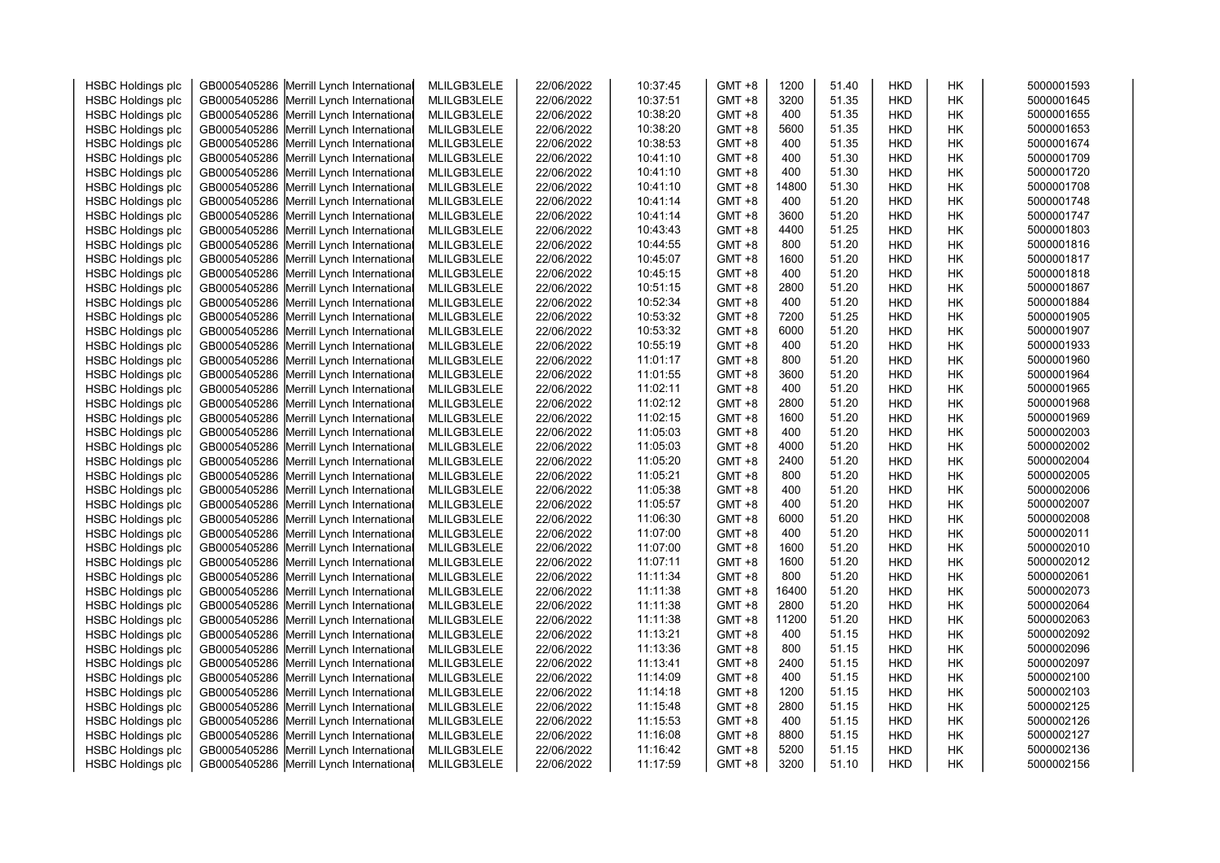| HSBC Holdings plc | GB0005405286 | Merrill Lynch International | MLILGB3LELE | 22/06/2022 | 10:37:45 | GMT +8 | 1200 | 51.40 | HKD | HK | 5000001593 |
|---|---|---|---|---|---|---|---|---|---|---|---|
| HSBC Holdings plc | GB0005405286 | Merrill Lynch International | MLILGB3LELE | 22/06/2022 | 10:37:51 | GMT +8 | 3200 | 51.35 | HKD | HK | 5000001645 |
| HSBC Holdings plc | GB0005405286 | Merrill Lynch International | MLILGB3LELE | 22/06/2022 | 10:38:20 | GMT +8 | 400 | 51.35 | HKD | HK | 5000001655 |
| HSBC Holdings plc | GB0005405286 | Merrill Lynch International | MLILGB3LELE | 22/06/2022 | 10:38:20 | GMT +8 | 5600 | 51.35 | HKD | HK | 5000001653 |
| HSBC Holdings plc | GB0005405286 | Merrill Lynch International | MLILGB3LELE | 22/06/2022 | 10:38:53 | GMT +8 | 400 | 51.35 | HKD | HK | 5000001674 |
| HSBC Holdings plc | GB0005405286 | Merrill Lynch International | MLILGB3LELE | 22/06/2022 | 10:41:10 | GMT +8 | 400 | 51.30 | HKD | HK | 5000001709 |
| HSBC Holdings plc | GB0005405286 | Merrill Lynch International | MLILGB3LELE | 22/06/2022 | 10:41:10 | GMT +8 | 400 | 51.30 | HKD | HK | 5000001720 |
| HSBC Holdings plc | GB0005405286 | Merrill Lynch International | MLILGB3LELE | 22/06/2022 | 10:41:10 | GMT +8 | 14800 | 51.30 | HKD | HK | 5000001708 |
| HSBC Holdings plc | GB0005405286 | Merrill Lynch International | MLILGB3LELE | 22/06/2022 | 10:41:14 | GMT +8 | 400 | 51.20 | HKD | HK | 5000001748 |
| HSBC Holdings plc | GB0005405286 | Merrill Lynch International | MLILGB3LELE | 22/06/2022 | 10:41:14 | GMT +8 | 3600 | 51.20 | HKD | HK | 5000001747 |
| HSBC Holdings plc | GB0005405286 | Merrill Lynch International | MLILGB3LELE | 22/06/2022 | 10:43:43 | GMT +8 | 4400 | 51.25 | HKD | HK | 5000001803 |
| HSBC Holdings plc | GB0005405286 | Merrill Lynch International | MLILGB3LELE | 22/06/2022 | 10:44:55 | GMT +8 | 800 | 51.20 | HKD | HK | 5000001816 |
| HSBC Holdings plc | GB0005405286 | Merrill Lynch International | MLILGB3LELE | 22/06/2022 | 10:45:07 | GMT +8 | 1600 | 51.20 | HKD | HK | 5000001817 |
| HSBC Holdings plc | GB0005405286 | Merrill Lynch International | MLILGB3LELE | 22/06/2022 | 10:45:15 | GMT +8 | 400 | 51.20 | HKD | HK | 5000001818 |
| HSBC Holdings plc | GB0005405286 | Merrill Lynch International | MLILGB3LELE | 22/06/2022 | 10:51:15 | GMT +8 | 2800 | 51.20 | HKD | HK | 5000001867 |
| HSBC Holdings plc | GB0005405286 | Merrill Lynch International | MLILGB3LELE | 22/06/2022 | 10:52:34 | GMT +8 | 400 | 51.20 | HKD | HK | 5000001884 |
| HSBC Holdings plc | GB0005405286 | Merrill Lynch International | MLILGB3LELE | 22/06/2022 | 10:53:32 | GMT +8 | 7200 | 51.25 | HKD | HK | 5000001905 |
| HSBC Holdings plc | GB0005405286 | Merrill Lynch International | MLILGB3LELE | 22/06/2022 | 10:53:32 | GMT +8 | 6000 | 51.20 | HKD | HK | 5000001907 |
| HSBC Holdings plc | GB0005405286 | Merrill Lynch International | MLILGB3LELE | 22/06/2022 | 10:55:19 | GMT +8 | 400 | 51.20 | HKD | HK | 5000001933 |
| HSBC Holdings plc | GB0005405286 | Merrill Lynch International | MLILGB3LELE | 22/06/2022 | 11:01:17 | GMT +8 | 800 | 51.20 | HKD | HK | 5000001960 |
| HSBC Holdings plc | GB0005405286 | Merrill Lynch International | MLILGB3LELE | 22/06/2022 | 11:01:55 | GMT +8 | 3600 | 51.20 | HKD | HK | 5000001964 |
| HSBC Holdings plc | GB0005405286 | Merrill Lynch International | MLILGB3LELE | 22/06/2022 | 11:02:11 | GMT +8 | 400 | 51.20 | HKD | HK | 5000001965 |
| HSBC Holdings plc | GB0005405286 | Merrill Lynch International | MLILGB3LELE | 22/06/2022 | 11:02:12 | GMT +8 | 2800 | 51.20 | HKD | HK | 5000001968 |
| HSBC Holdings plc | GB0005405286 | Merrill Lynch International | MLILGB3LELE | 22/06/2022 | 11:02:15 | GMT +8 | 1600 | 51.20 | HKD | HK | 5000001969 |
| HSBC Holdings plc | GB0005405286 | Merrill Lynch International | MLILGB3LELE | 22/06/2022 | 11:05:03 | GMT +8 | 400 | 51.20 | HKD | HK | 5000002003 |
| HSBC Holdings plc | GB0005405286 | Merrill Lynch International | MLILGB3LELE | 22/06/2022 | 11:05:03 | GMT +8 | 4000 | 51.20 | HKD | HK | 5000002002 |
| HSBC Holdings plc | GB0005405286 | Merrill Lynch International | MLILGB3LELE | 22/06/2022 | 11:05:20 | GMT +8 | 2400 | 51.20 | HKD | HK | 5000002004 |
| HSBC Holdings plc | GB0005405286 | Merrill Lynch International | MLILGB3LELE | 22/06/2022 | 11:05:21 | GMT +8 | 800 | 51.20 | HKD | HK | 5000002005 |
| HSBC Holdings plc | GB0005405286 | Merrill Lynch International | MLILGB3LELE | 22/06/2022 | 11:05:38 | GMT +8 | 400 | 51.20 | HKD | HK | 5000002006 |
| HSBC Holdings plc | GB0005405286 | Merrill Lynch International | MLILGB3LELE | 22/06/2022 | 11:05:57 | GMT +8 | 400 | 51.20 | HKD | HK | 5000002007 |
| HSBC Holdings plc | GB0005405286 | Merrill Lynch International | MLILGB3LELE | 22/06/2022 | 11:06:30 | GMT +8 | 6000 | 51.20 | HKD | HK | 5000002008 |
| HSBC Holdings plc | GB0005405286 | Merrill Lynch International | MLILGB3LELE | 22/06/2022 | 11:07:00 | GMT +8 | 400 | 51.20 | HKD | HK | 5000002011 |
| HSBC Holdings plc | GB0005405286 | Merrill Lynch International | MLILGB3LELE | 22/06/2022 | 11:07:00 | GMT +8 | 1600 | 51.20 | HKD | HK | 5000002010 |
| HSBC Holdings plc | GB0005405286 | Merrill Lynch International | MLILGB3LELE | 22/06/2022 | 11:07:11 | GMT +8 | 1600 | 51.20 | HKD | HK | 5000002012 |
| HSBC Holdings plc | GB0005405286 | Merrill Lynch International | MLILGB3LELE | 22/06/2022 | 11:11:34 | GMT +8 | 800 | 51.20 | HKD | HK | 5000002061 |
| HSBC Holdings plc | GB0005405286 | Merrill Lynch International | MLILGB3LELE | 22/06/2022 | 11:11:38 | GMT +8 | 16400 | 51.20 | HKD | HK | 5000002073 |
| HSBC Holdings plc | GB0005405286 | Merrill Lynch International | MLILGB3LELE | 22/06/2022 | 11:11:38 | GMT +8 | 2800 | 51.20 | HKD | HK | 5000002064 |
| HSBC Holdings plc | GB0005405286 | Merrill Lynch International | MLILGB3LELE | 22/06/2022 | 11:11:38 | GMT +8 | 11200 | 51.20 | HKD | HK | 5000002063 |
| HSBC Holdings plc | GB0005405286 | Merrill Lynch International | MLILGB3LELE | 22/06/2022 | 11:13:21 | GMT +8 | 400 | 51.15 | HKD | HK | 5000002092 |
| HSBC Holdings plc | GB0005405286 | Merrill Lynch International | MLILGB3LELE | 22/06/2022 | 11:13:36 | GMT +8 | 800 | 51.15 | HKD | HK | 5000002096 |
| HSBC Holdings plc | GB0005405286 | Merrill Lynch International | MLILGB3LELE | 22/06/2022 | 11:13:41 | GMT +8 | 2400 | 51.15 | HKD | HK | 5000002097 |
| HSBC Holdings plc | GB0005405286 | Merrill Lynch International | MLILGB3LELE | 22/06/2022 | 11:14:09 | GMT +8 | 400 | 51.15 | HKD | HK | 5000002100 |
| HSBC Holdings plc | GB0005405286 | Merrill Lynch International | MLILGB3LELE | 22/06/2022 | 11:14:18 | GMT +8 | 1200 | 51.15 | HKD | HK | 5000002103 |
| HSBC Holdings plc | GB0005405286 | Merrill Lynch International | MLILGB3LELE | 22/06/2022 | 11:15:48 | GMT +8 | 2800 | 51.15 | HKD | HK | 5000002125 |
| HSBC Holdings plc | GB0005405286 | Merrill Lynch International | MLILGB3LELE | 22/06/2022 | 11:15:53 | GMT +8 | 400 | 51.15 | HKD | HK | 5000002126 |
| HSBC Holdings plc | GB0005405286 | Merrill Lynch International | MLILGB3LELE | 22/06/2022 | 11:16:08 | GMT +8 | 8800 | 51.15 | HKD | HK | 5000002127 |
| HSBC Holdings plc | GB0005405286 | Merrill Lynch International | MLILGB3LELE | 22/06/2022 | 11:16:42 | GMT +8 | 5200 | 51.15 | HKD | HK | 5000002136 |
| HSBC Holdings plc | GB0005405286 | Merrill Lynch International | MLILGB3LELE | 22/06/2022 | 11:17:59 | GMT +8 | 3200 | 51.10 | HKD | HK | 5000002156 |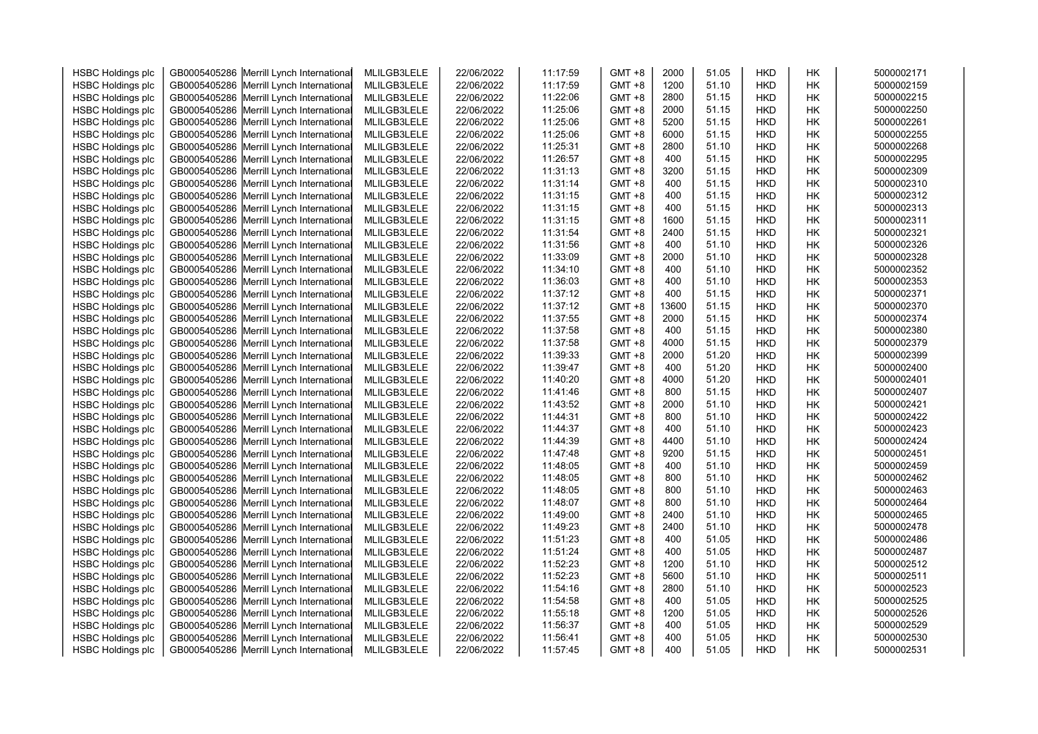| HSBC Holdings plc | GB0005405286 | Merrill Lynch International | MLILGB3LELE | 22/06/2022 | 11:17:59 | GMT +8 | 2000 | 51.05 | HKD | HK | 5000002171 |
|---|---|---|---|---|---|---|---|---|---|---|---|
| HSBC Holdings plc | GB0005405286 | Merrill Lynch International | MLILGB3LELE | 22/06/2022 | 11:17:59 | GMT +8 | 1200 | 51.10 | HKD | HK | 5000002159 |
| HSBC Holdings plc | GB0005405286 | Merrill Lynch International | MLILGB3LELE | 22/06/2022 | 11:22:06 | GMT +8 | 2800 | 51.15 | HKD | HK | 5000002215 |
| HSBC Holdings plc | GB0005405286 | Merrill Lynch International | MLILGB3LELE | 22/06/2022 | 11:25:06 | GMT +8 | 2000 | 51.15 | HKD | HK | 5000002250 |
| HSBC Holdings plc | GB0005405286 | Merrill Lynch International | MLILGB3LELE | 22/06/2022 | 11:25:06 | GMT +8 | 5200 | 51.15 | HKD | HK | 5000002261 |
| HSBC Holdings plc | GB0005405286 | Merrill Lynch International | MLILGB3LELE | 22/06/2022 | 11:25:06 | GMT +8 | 6000 | 51.15 | HKD | HK | 5000002255 |
| HSBC Holdings plc | GB0005405286 | Merrill Lynch International | MLILGB3LELE | 22/06/2022 | 11:25:31 | GMT +8 | 2800 | 51.10 | HKD | HK | 5000002268 |
| HSBC Holdings plc | GB0005405286 | Merrill Lynch International | MLILGB3LELE | 22/06/2022 | 11:26:57 | GMT +8 | 400 | 51.15 | HKD | HK | 5000002295 |
| HSBC Holdings plc | GB0005405286 | Merrill Lynch International | MLILGB3LELE | 22/06/2022 | 11:31:13 | GMT +8 | 3200 | 51.15 | HKD | HK | 5000002309 |
| HSBC Holdings plc | GB0005405286 | Merrill Lynch International | MLILGB3LELE | 22/06/2022 | 11:31:14 | GMT +8 | 400 | 51.15 | HKD | HK | 5000002310 |
| HSBC Holdings plc | GB0005405286 | Merrill Lynch International | MLILGB3LELE | 22/06/2022 | 11:31:15 | GMT +8 | 400 | 51.15 | HKD | HK | 5000002312 |
| HSBC Holdings plc | GB0005405286 | Merrill Lynch International | MLILGB3LELE | 22/06/2022 | 11:31:15 | GMT +8 | 400 | 51.15 | HKD | HK | 5000002313 |
| HSBC Holdings plc | GB0005405286 | Merrill Lynch International | MLILGB3LELE | 22/06/2022 | 11:31:15 | GMT +8 | 1600 | 51.15 | HKD | HK | 5000002311 |
| HSBC Holdings plc | GB0005405286 | Merrill Lynch International | MLILGB3LELE | 22/06/2022 | 11:31:54 | GMT +8 | 2400 | 51.15 | HKD | HK | 5000002321 |
| HSBC Holdings plc | GB0005405286 | Merrill Lynch International | MLILGB3LELE | 22/06/2022 | 11:31:56 | GMT +8 | 400 | 51.10 | HKD | HK | 5000002326 |
| HSBC Holdings plc | GB0005405286 | Merrill Lynch International | MLILGB3LELE | 22/06/2022 | 11:33:09 | GMT +8 | 2000 | 51.10 | HKD | HK | 5000002328 |
| HSBC Holdings plc | GB0005405286 | Merrill Lynch International | MLILGB3LELE | 22/06/2022 | 11:34:10 | GMT +8 | 400 | 51.10 | HKD | HK | 5000002352 |
| HSBC Holdings plc | GB0005405286 | Merrill Lynch International | MLILGB3LELE | 22/06/2022 | 11:36:03 | GMT +8 | 400 | 51.10 | HKD | HK | 5000002353 |
| HSBC Holdings plc | GB0005405286 | Merrill Lynch International | MLILGB3LELE | 22/06/2022 | 11:37:12 | GMT +8 | 400 | 51.15 | HKD | HK | 5000002371 |
| HSBC Holdings plc | GB0005405286 | Merrill Lynch International | MLILGB3LELE | 22/06/2022 | 11:37:12 | GMT +8 | 13600 | 51.15 | HKD | HK | 5000002370 |
| HSBC Holdings plc | GB0005405286 | Merrill Lynch International | MLILGB3LELE | 22/06/2022 | 11:37:55 | GMT +8 | 2000 | 51.15 | HKD | HK | 5000002374 |
| HSBC Holdings plc | GB0005405286 | Merrill Lynch International | MLILGB3LELE | 22/06/2022 | 11:37:58 | GMT +8 | 400 | 51.15 | HKD | HK | 5000002380 |
| HSBC Holdings plc | GB0005405286 | Merrill Lynch International | MLILGB3LELE | 22/06/2022 | 11:37:58 | GMT +8 | 4000 | 51.15 | HKD | HK | 5000002379 |
| HSBC Holdings plc | GB0005405286 | Merrill Lynch International | MLILGB3LELE | 22/06/2022 | 11:39:33 | GMT +8 | 2000 | 51.20 | HKD | HK | 5000002399 |
| HSBC Holdings plc | GB0005405286 | Merrill Lynch International | MLILGB3LELE | 22/06/2022 | 11:39:47 | GMT +8 | 400 | 51.20 | HKD | HK | 5000002400 |
| HSBC Holdings plc | GB0005405286 | Merrill Lynch International | MLILGB3LELE | 22/06/2022 | 11:40:20 | GMT +8 | 4000 | 51.20 | HKD | HK | 5000002401 |
| HSBC Holdings plc | GB0005405286 | Merrill Lynch International | MLILGB3LELE | 22/06/2022 | 11:41:46 | GMT +8 | 800 | 51.15 | HKD | HK | 5000002407 |
| HSBC Holdings plc | GB0005405286 | Merrill Lynch International | MLILGB3LELE | 22/06/2022 | 11:43:52 | GMT +8 | 2000 | 51.10 | HKD | HK | 5000002421 |
| HSBC Holdings plc | GB0005405286 | Merrill Lynch International | MLILGB3LELE | 22/06/2022 | 11:44:31 | GMT +8 | 800 | 51.10 | HKD | HK | 5000002422 |
| HSBC Holdings plc | GB0005405286 | Merrill Lynch International | MLILGB3LELE | 22/06/2022 | 11:44:37 | GMT +8 | 400 | 51.10 | HKD | HK | 5000002423 |
| HSBC Holdings plc | GB0005405286 | Merrill Lynch International | MLILGB3LELE | 22/06/2022 | 11:44:39 | GMT +8 | 4400 | 51.10 | HKD | HK | 5000002424 |
| HSBC Holdings plc | GB0005405286 | Merrill Lynch International | MLILGB3LELE | 22/06/2022 | 11:47:48 | GMT +8 | 9200 | 51.15 | HKD | HK | 5000002451 |
| HSBC Holdings plc | GB0005405286 | Merrill Lynch International | MLILGB3LELE | 22/06/2022 | 11:48:05 | GMT +8 | 400 | 51.10 | HKD | HK | 5000002459 |
| HSBC Holdings plc | GB0005405286 | Merrill Lynch International | MLILGB3LELE | 22/06/2022 | 11:48:05 | GMT +8 | 800 | 51.10 | HKD | HK | 5000002462 |
| HSBC Holdings plc | GB0005405286 | Merrill Lynch International | MLILGB3LELE | 22/06/2022 | 11:48:05 | GMT +8 | 800 | 51.10 | HKD | HK | 5000002463 |
| HSBC Holdings plc | GB0005405286 | Merrill Lynch International | MLILGB3LELE | 22/06/2022 | 11:48:07 | GMT +8 | 800 | 51.10 | HKD | HK | 5000002464 |
| HSBC Holdings plc | GB0005405286 | Merrill Lynch International | MLILGB3LELE | 22/06/2022 | 11:49:00 | GMT +8 | 2400 | 51.10 | HKD | HK | 5000002465 |
| HSBC Holdings plc | GB0005405286 | Merrill Lynch International | MLILGB3LELE | 22/06/2022 | 11:49:23 | GMT +8 | 2400 | 51.10 | HKD | HK | 5000002478 |
| HSBC Holdings plc | GB0005405286 | Merrill Lynch International | MLILGB3LELE | 22/06/2022 | 11:51:23 | GMT +8 | 400 | 51.05 | HKD | HK | 5000002486 |
| HSBC Holdings plc | GB0005405286 | Merrill Lynch International | MLILGB3LELE | 22/06/2022 | 11:51:24 | GMT +8 | 400 | 51.05 | HKD | HK | 5000002487 |
| HSBC Holdings plc | GB0005405286 | Merrill Lynch International | MLILGB3LELE | 22/06/2022 | 11:52:23 | GMT +8 | 1200 | 51.10 | HKD | HK | 5000002512 |
| HSBC Holdings plc | GB0005405286 | Merrill Lynch International | MLILGB3LELE | 22/06/2022 | 11:52:23 | GMT +8 | 5600 | 51.10 | HKD | HK | 5000002511 |
| HSBC Holdings plc | GB0005405286 | Merrill Lynch International | MLILGB3LELE | 22/06/2022 | 11:54:16 | GMT +8 | 2800 | 51.10 | HKD | HK | 5000002523 |
| HSBC Holdings plc | GB0005405286 | Merrill Lynch International | MLILGB3LELE | 22/06/2022 | 11:54:58 | GMT +8 | 400 | 51.05 | HKD | HK | 5000002525 |
| HSBC Holdings plc | GB0005405286 | Merrill Lynch International | MLILGB3LELE | 22/06/2022 | 11:55:18 | GMT +8 | 1200 | 51.05 | HKD | HK | 5000002526 |
| HSBC Holdings plc | GB0005405286 | Merrill Lynch International | MLILGB3LELE | 22/06/2022 | 11:56:37 | GMT +8 | 400 | 51.05 | HKD | HK | 5000002529 |
| HSBC Holdings plc | GB0005405286 | Merrill Lynch International | MLILGB3LELE | 22/06/2022 | 11:56:41 | GMT +8 | 400 | 51.05 | HKD | HK | 5000002530 |
| HSBC Holdings plc | GB0005405286 | Merrill Lynch International | MLILGB3LELE | 22/06/2022 | 11:57:45 | GMT +8 | 400 | 51.05 | HKD | HK | 5000002531 |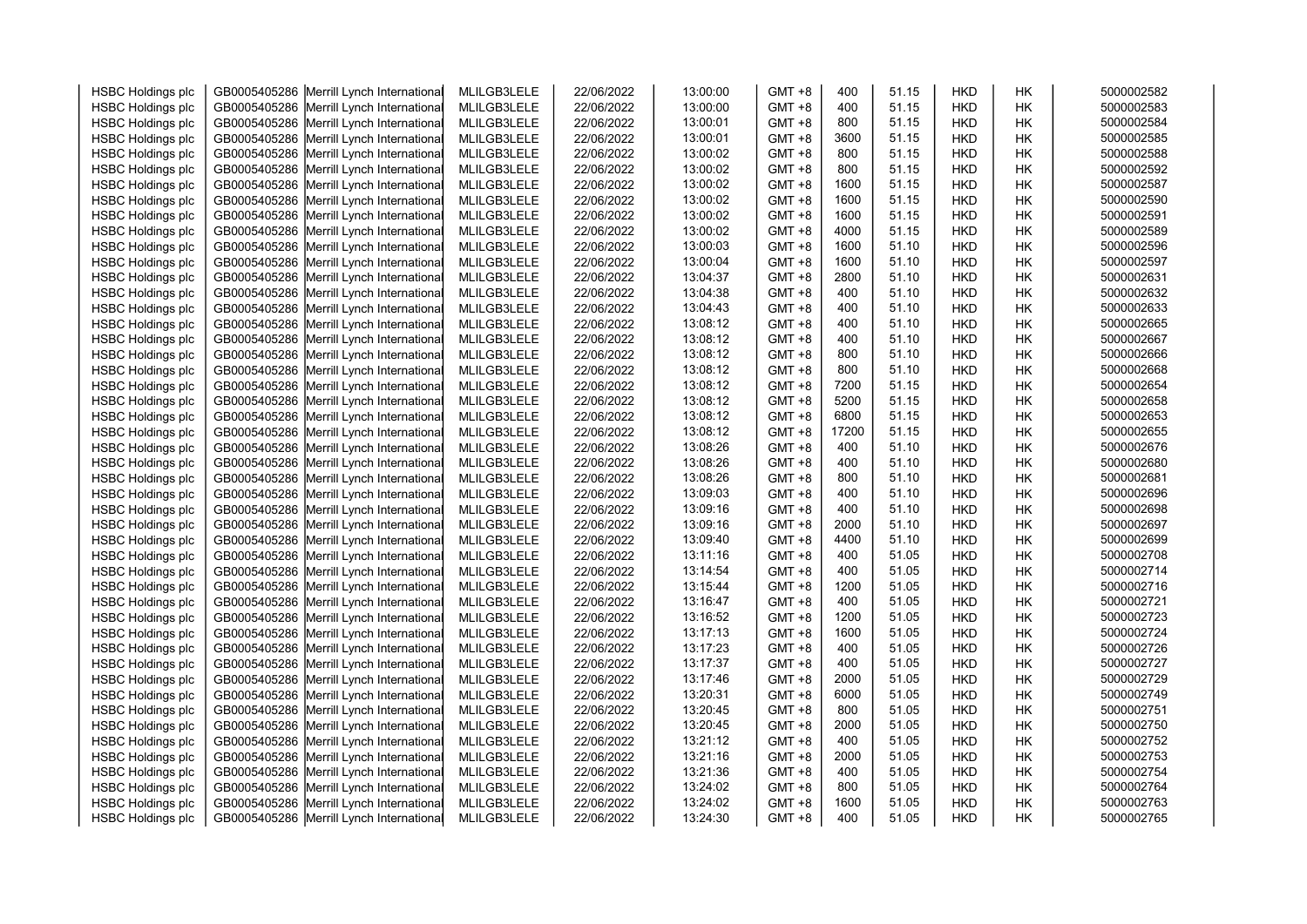| HSBC Holdings plc | GB0005405286 | Merrill Lynch International | MLILGB3LELE | 22/06/2022 | 13:00:00 | GMT +8 | 400 | 51.15 | HKD | HK | 5000002582 |
|---|---|---|---|---|---|---|---|---|---|---|---|
| HSBC Holdings plc | GB0005405286 | Merrill Lynch International | MLILGB3LELE | 22/06/2022 | 13:00:00 | GMT +8 | 400 | 51.15 | HKD | HK | 5000002583 |
| HSBC Holdings plc | GB0005405286 | Merrill Lynch International | MLILGB3LELE | 22/06/2022 | 13:00:01 | GMT +8 | 800 | 51.15 | HKD | HK | 5000002584 |
| HSBC Holdings plc | GB0005405286 | Merrill Lynch International | MLILGB3LELE | 22/06/2022 | 13:00:01 | GMT +8 | 3600 | 51.15 | HKD | HK | 5000002585 |
| HSBC Holdings plc | GB0005405286 | Merrill Lynch International | MLILGB3LELE | 22/06/2022 | 13:00:02 | GMT +8 | 800 | 51.15 | HKD | HK | 5000002588 |
| HSBC Holdings plc | GB0005405286 | Merrill Lynch International | MLILGB3LELE | 22/06/2022 | 13:00:02 | GMT +8 | 800 | 51.15 | HKD | HK | 5000002592 |
| HSBC Holdings plc | GB0005405286 | Merrill Lynch International | MLILGB3LELE | 22/06/2022 | 13:00:02 | GMT +8 | 1600 | 51.15 | HKD | HK | 5000002587 |
| HSBC Holdings plc | GB0005405286 | Merrill Lynch International | MLILGB3LELE | 22/06/2022 | 13:00:02 | GMT +8 | 1600 | 51.15 | HKD | HK | 5000002590 |
| HSBC Holdings plc | GB0005405286 | Merrill Lynch International | MLILGB3LELE | 22/06/2022 | 13:00:02 | GMT +8 | 1600 | 51.15 | HKD | HK | 5000002591 |
| HSBC Holdings plc | GB0005405286 | Merrill Lynch International | MLILGB3LELE | 22/06/2022 | 13:00:02 | GMT +8 | 4000 | 51.15 | HKD | HK | 5000002589 |
| HSBC Holdings plc | GB0005405286 | Merrill Lynch International | MLILGB3LELE | 22/06/2022 | 13:00:03 | GMT +8 | 1600 | 51.10 | HKD | HK | 5000002596 |
| HSBC Holdings plc | GB0005405286 | Merrill Lynch International | MLILGB3LELE | 22/06/2022 | 13:00:04 | GMT +8 | 1600 | 51.10 | HKD | HK | 5000002597 |
| HSBC Holdings plc | GB0005405286 | Merrill Lynch International | MLILGB3LELE | 22/06/2022 | 13:04:37 | GMT +8 | 2800 | 51.10 | HKD | HK | 5000002631 |
| HSBC Holdings plc | GB0005405286 | Merrill Lynch International | MLILGB3LELE | 22/06/2022 | 13:04:38 | GMT +8 | 400 | 51.10 | HKD | HK | 5000002632 |
| HSBC Holdings plc | GB0005405286 | Merrill Lynch International | MLILGB3LELE | 22/06/2022 | 13:04:43 | GMT +8 | 400 | 51.10 | HKD | HK | 5000002633 |
| HSBC Holdings plc | GB0005405286 | Merrill Lynch International | MLILGB3LELE | 22/06/2022 | 13:08:12 | GMT +8 | 400 | 51.10 | HKD | HK | 5000002665 |
| HSBC Holdings plc | GB0005405286 | Merrill Lynch International | MLILGB3LELE | 22/06/2022 | 13:08:12 | GMT +8 | 400 | 51.10 | HKD | HK | 5000002667 |
| HSBC Holdings plc | GB0005405286 | Merrill Lynch International | MLILGB3LELE | 22/06/2022 | 13:08:12 | GMT +8 | 800 | 51.10 | HKD | HK | 5000002666 |
| HSBC Holdings plc | GB0005405286 | Merrill Lynch International | MLILGB3LELE | 22/06/2022 | 13:08:12 | GMT +8 | 800 | 51.10 | HKD | HK | 5000002668 |
| HSBC Holdings plc | GB0005405286 | Merrill Lynch International | MLILGB3LELE | 22/06/2022 | 13:08:12 | GMT +8 | 7200 | 51.15 | HKD | HK | 5000002654 |
| HSBC Holdings plc | GB0005405286 | Merrill Lynch International | MLILGB3LELE | 22/06/2022 | 13:08:12 | GMT +8 | 5200 | 51.15 | HKD | HK | 5000002658 |
| HSBC Holdings plc | GB0005405286 | Merrill Lynch International | MLILGB3LELE | 22/06/2022 | 13:08:12 | GMT +8 | 6800 | 51.15 | HKD | HK | 5000002653 |
| HSBC Holdings plc | GB0005405286 | Merrill Lynch International | MLILGB3LELE | 22/06/2022 | 13:08:12 | GMT +8 | 17200 | 51.15 | HKD | HK | 5000002655 |
| HSBC Holdings plc | GB0005405286 | Merrill Lynch International | MLILGB3LELE | 22/06/2022 | 13:08:26 | GMT +8 | 400 | 51.10 | HKD | HK | 5000002676 |
| HSBC Holdings plc | GB0005405286 | Merrill Lynch International | MLILGB3LELE | 22/06/2022 | 13:08:26 | GMT +8 | 400 | 51.10 | HKD | HK | 5000002680 |
| HSBC Holdings plc | GB0005405286 | Merrill Lynch International | MLILGB3LELE | 22/06/2022 | 13:08:26 | GMT +8 | 800 | 51.10 | HKD | HK | 5000002681 |
| HSBC Holdings plc | GB0005405286 | Merrill Lynch International | MLILGB3LELE | 22/06/2022 | 13:09:03 | GMT +8 | 400 | 51.10 | HKD | HK | 5000002696 |
| HSBC Holdings plc | GB0005405286 | Merrill Lynch International | MLILGB3LELE | 22/06/2022 | 13:09:16 | GMT +8 | 400 | 51.10 | HKD | HK | 5000002698 |
| HSBC Holdings plc | GB0005405286 | Merrill Lynch International | MLILGB3LELE | 22/06/2022 | 13:09:16 | GMT +8 | 2000 | 51.10 | HKD | HK | 5000002697 |
| HSBC Holdings plc | GB0005405286 | Merrill Lynch International | MLILGB3LELE | 22/06/2022 | 13:09:40 | GMT +8 | 4400 | 51.10 | HKD | HK | 5000002699 |
| HSBC Holdings plc | GB0005405286 | Merrill Lynch International | MLILGB3LELE | 22/06/2022 | 13:11:16 | GMT +8 | 400 | 51.05 | HKD | HK | 5000002708 |
| HSBC Holdings plc | GB0005405286 | Merrill Lynch International | MLILGB3LELE | 22/06/2022 | 13:14:54 | GMT +8 | 400 | 51.05 | HKD | HK | 5000002714 |
| HSBC Holdings plc | GB0005405286 | Merrill Lynch International | MLILGB3LELE | 22/06/2022 | 13:15:44 | GMT +8 | 1200 | 51.05 | HKD | HK | 5000002716 |
| HSBC Holdings plc | GB0005405286 | Merrill Lynch International | MLILGB3LELE | 22/06/2022 | 13:16:47 | GMT +8 | 400 | 51.05 | HKD | HK | 5000002721 |
| HSBC Holdings plc | GB0005405286 | Merrill Lynch International | MLILGB3LELE | 22/06/2022 | 13:16:52 | GMT +8 | 1200 | 51.05 | HKD | HK | 5000002723 |
| HSBC Holdings plc | GB0005405286 | Merrill Lynch International | MLILGB3LELE | 22/06/2022 | 13:17:13 | GMT +8 | 1600 | 51.05 | HKD | HK | 5000002724 |
| HSBC Holdings plc | GB0005405286 | Merrill Lynch International | MLILGB3LELE | 22/06/2022 | 13:17:23 | GMT +8 | 400 | 51.05 | HKD | HK | 5000002726 |
| HSBC Holdings plc | GB0005405286 | Merrill Lynch International | MLILGB3LELE | 22/06/2022 | 13:17:37 | GMT +8 | 400 | 51.05 | HKD | HK | 5000002727 |
| HSBC Holdings plc | GB0005405286 | Merrill Lynch International | MLILGB3LELE | 22/06/2022 | 13:17:46 | GMT +8 | 2000 | 51.05 | HKD | HK | 5000002729 |
| HSBC Holdings plc | GB0005405286 | Merrill Lynch International | MLILGB3LELE | 22/06/2022 | 13:20:31 | GMT +8 | 6000 | 51.05 | HKD | HK | 5000002749 |
| HSBC Holdings plc | GB0005405286 | Merrill Lynch International | MLILGB3LELE | 22/06/2022 | 13:20:45 | GMT +8 | 800 | 51.05 | HKD | HK | 5000002751 |
| HSBC Holdings plc | GB0005405286 | Merrill Lynch International | MLILGB3LELE | 22/06/2022 | 13:20:45 | GMT +8 | 2000 | 51.05 | HKD | HK | 5000002750 |
| HSBC Holdings plc | GB0005405286 | Merrill Lynch International | MLILGB3LELE | 22/06/2022 | 13:21:12 | GMT +8 | 400 | 51.05 | HKD | HK | 5000002752 |
| HSBC Holdings plc | GB0005405286 | Merrill Lynch International | MLILGB3LELE | 22/06/2022 | 13:21:16 | GMT +8 | 2000 | 51.05 | HKD | HK | 5000002753 |
| HSBC Holdings plc | GB0005405286 | Merrill Lynch International | MLILGB3LELE | 22/06/2022 | 13:21:36 | GMT +8 | 400 | 51.05 | HKD | HK | 5000002754 |
| HSBC Holdings plc | GB0005405286 | Merrill Lynch International | MLILGB3LELE | 22/06/2022 | 13:24:02 | GMT +8 | 800 | 51.05 | HKD | HK | 5000002764 |
| HSBC Holdings plc | GB0005405286 | Merrill Lynch International | MLILGB3LELE | 22/06/2022 | 13:24:02 | GMT +8 | 1600 | 51.05 | HKD | HK | 5000002763 |
| HSBC Holdings plc | GB0005405286 | Merrill Lynch International | MLILGB3LELE | 22/06/2022 | 13:24:30 | GMT +8 | 400 | 51.05 | HKD | HK | 5000002765 |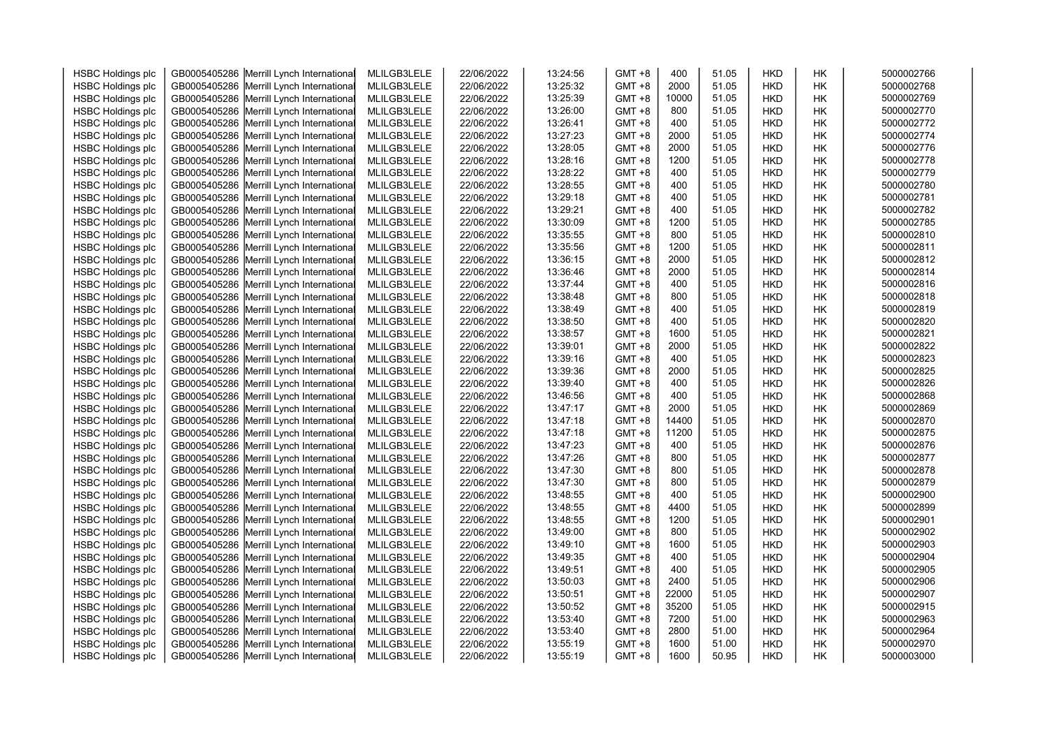| HSBC Holdings plc | GB0005405286 | Merrill Lynch International | MLILGB3LELE | 22/06/2022 | 13:24:56 | GMT +8 | 400 | 51.05 | HKD | HK | 5000002766 |
|---|---|---|---|---|---|---|---|---|---|---|---|
| HSBC Holdings plc | GB0005405286 | Merrill Lynch International | MLILGB3LELE | 22/06/2022 | 13:25:32 | GMT +8 | 2000 | 51.05 | HKD | HK | 5000002768 |
| HSBC Holdings plc | GB0005405286 | Merrill Lynch International | MLILGB3LELE | 22/06/2022 | 13:25:39 | GMT +8 | 10000 | 51.05 | HKD | HK | 5000002769 |
| HSBC Holdings plc | GB0005405286 | Merrill Lynch International | MLILGB3LELE | 22/06/2022 | 13:26:00 | GMT +8 | 800 | 51.05 | HKD | HK | 5000002770 |
| HSBC Holdings plc | GB0005405286 | Merrill Lynch International | MLILGB3LELE | 22/06/2022 | 13:26:41 | GMT +8 | 400 | 51.05 | HKD | HK | 5000002772 |
| HSBC Holdings plc | GB0005405286 | Merrill Lynch International | MLILGB3LELE | 22/06/2022 | 13:27:23 | GMT +8 | 2000 | 51.05 | HKD | HK | 5000002774 |
| HSBC Holdings plc | GB0005405286 | Merrill Lynch International | MLILGB3LELE | 22/06/2022 | 13:28:05 | GMT +8 | 2000 | 51.05 | HKD | HK | 5000002776 |
| HSBC Holdings plc | GB0005405286 | Merrill Lynch International | MLILGB3LELE | 22/06/2022 | 13:28:16 | GMT +8 | 1200 | 51.05 | HKD | HK | 5000002778 |
| HSBC Holdings plc | GB0005405286 | Merrill Lynch International | MLILGB3LELE | 22/06/2022 | 13:28:22 | GMT +8 | 400 | 51.05 | HKD | HK | 5000002779 |
| HSBC Holdings plc | GB0005405286 | Merrill Lynch International | MLILGB3LELE | 22/06/2022 | 13:28:55 | GMT +8 | 400 | 51.05 | HKD | HK | 5000002780 |
| HSBC Holdings plc | GB0005405286 | Merrill Lynch International | MLILGB3LELE | 22/06/2022 | 13:29:18 | GMT +8 | 400 | 51.05 | HKD | HK | 5000002781 |
| HSBC Holdings plc | GB0005405286 | Merrill Lynch International | MLILGB3LELE | 22/06/2022 | 13:29:21 | GMT +8 | 400 | 51.05 | HKD | HK | 5000002782 |
| HSBC Holdings plc | GB0005405286 | Merrill Lynch International | MLILGB3LELE | 22/06/2022 | 13:30:09 | GMT +8 | 1200 | 51.05 | HKD | HK | 5000002785 |
| HSBC Holdings plc | GB0005405286 | Merrill Lynch International | MLILGB3LELE | 22/06/2022 | 13:35:55 | GMT +8 | 800 | 51.05 | HKD | HK | 5000002810 |
| HSBC Holdings plc | GB0005405286 | Merrill Lynch International | MLILGB3LELE | 22/06/2022 | 13:35:56 | GMT +8 | 1200 | 51.05 | HKD | HK | 5000002811 |
| HSBC Holdings plc | GB0005405286 | Merrill Lynch International | MLILGB3LELE | 22/06/2022 | 13:36:15 | GMT +8 | 2000 | 51.05 | HKD | HK | 5000002812 |
| HSBC Holdings plc | GB0005405286 | Merrill Lynch International | MLILGB3LELE | 22/06/2022 | 13:36:46 | GMT +8 | 2000 | 51.05 | HKD | HK | 5000002814 |
| HSBC Holdings plc | GB0005405286 | Merrill Lynch International | MLILGB3LELE | 22/06/2022 | 13:37:44 | GMT +8 | 400 | 51.05 | HKD | HK | 5000002816 |
| HSBC Holdings plc | GB0005405286 | Merrill Lynch International | MLILGB3LELE | 22/06/2022 | 13:38:48 | GMT +8 | 800 | 51.05 | HKD | HK | 5000002818 |
| HSBC Holdings plc | GB0005405286 | Merrill Lynch International | MLILGB3LELE | 22/06/2022 | 13:38:49 | GMT +8 | 400 | 51.05 | HKD | HK | 5000002819 |
| HSBC Holdings plc | GB0005405286 | Merrill Lynch International | MLILGB3LELE | 22/06/2022 | 13:38:50 | GMT +8 | 400 | 51.05 | HKD | HK | 5000002820 |
| HSBC Holdings plc | GB0005405286 | Merrill Lynch International | MLILGB3LELE | 22/06/2022 | 13:38:57 | GMT +8 | 1600 | 51.05 | HKD | HK | 5000002821 |
| HSBC Holdings plc | GB0005405286 | Merrill Lynch International | MLILGB3LELE | 22/06/2022 | 13:39:01 | GMT +8 | 2000 | 51.05 | HKD | HK | 5000002822 |
| HSBC Holdings plc | GB0005405286 | Merrill Lynch International | MLILGB3LELE | 22/06/2022 | 13:39:16 | GMT +8 | 400 | 51.05 | HKD | HK | 5000002823 |
| HSBC Holdings plc | GB0005405286 | Merrill Lynch International | MLILGB3LELE | 22/06/2022 | 13:39:36 | GMT +8 | 2000 | 51.05 | HKD | HK | 5000002825 |
| HSBC Holdings plc | GB0005405286 | Merrill Lynch International | MLILGB3LELE | 22/06/2022 | 13:39:40 | GMT +8 | 400 | 51.05 | HKD | HK | 5000002826 |
| HSBC Holdings plc | GB0005405286 | Merrill Lynch International | MLILGB3LELE | 22/06/2022 | 13:46:56 | GMT +8 | 400 | 51.05 | HKD | HK | 5000002868 |
| HSBC Holdings plc | GB0005405286 | Merrill Lynch International | MLILGB3LELE | 22/06/2022 | 13:47:17 | GMT +8 | 2000 | 51.05 | HKD | HK | 5000002869 |
| HSBC Holdings plc | GB0005405286 | Merrill Lynch International | MLILGB3LELE | 22/06/2022 | 13:47:18 | GMT +8 | 14400 | 51.05 | HKD | HK | 5000002870 |
| HSBC Holdings plc | GB0005405286 | Merrill Lynch International | MLILGB3LELE | 22/06/2022 | 13:47:18 | GMT +8 | 11200 | 51.05 | HKD | HK | 5000002875 |
| HSBC Holdings plc | GB0005405286 | Merrill Lynch International | MLILGB3LELE | 22/06/2022 | 13:47:23 | GMT +8 | 400 | 51.05 | HKD | HK | 5000002876 |
| HSBC Holdings plc | GB0005405286 | Merrill Lynch International | MLILGB3LELE | 22/06/2022 | 13:47:26 | GMT +8 | 800 | 51.05 | HKD | HK | 5000002877 |
| HSBC Holdings plc | GB0005405286 | Merrill Lynch International | MLILGB3LELE | 22/06/2022 | 13:47:30 | GMT +8 | 800 | 51.05 | HKD | HK | 5000002878 |
| HSBC Holdings plc | GB0005405286 | Merrill Lynch International | MLILGB3LELE | 22/06/2022 | 13:47:30 | GMT +8 | 800 | 51.05 | HKD | HK | 5000002879 |
| HSBC Holdings plc | GB0005405286 | Merrill Lynch International | MLILGB3LELE | 22/06/2022 | 13:48:55 | GMT +8 | 400 | 51.05 | HKD | HK | 5000002900 |
| HSBC Holdings plc | GB0005405286 | Merrill Lynch International | MLILGB3LELE | 22/06/2022 | 13:48:55 | GMT +8 | 4400 | 51.05 | HKD | HK | 5000002899 |
| HSBC Holdings plc | GB0005405286 | Merrill Lynch International | MLILGB3LELE | 22/06/2022 | 13:48:55 | GMT +8 | 1200 | 51.05 | HKD | HK | 5000002901 |
| HSBC Holdings plc | GB0005405286 | Merrill Lynch International | MLILGB3LELE | 22/06/2022 | 13:49:00 | GMT +8 | 800 | 51.05 | HKD | HK | 5000002902 |
| HSBC Holdings plc | GB0005405286 | Merrill Lynch International | MLILGB3LELE | 22/06/2022 | 13:49:10 | GMT +8 | 1600 | 51.05 | HKD | HK | 5000002903 |
| HSBC Holdings plc | GB0005405286 | Merrill Lynch International | MLILGB3LELE | 22/06/2022 | 13:49:35 | GMT +8 | 400 | 51.05 | HKD | HK | 5000002904 |
| HSBC Holdings plc | GB0005405286 | Merrill Lynch International | MLILGB3LELE | 22/06/2022 | 13:49:51 | GMT +8 | 400 | 51.05 | HKD | HK | 5000002905 |
| HSBC Holdings plc | GB0005405286 | Merrill Lynch International | MLILGB3LELE | 22/06/2022 | 13:50:03 | GMT +8 | 2400 | 51.05 | HKD | HK | 5000002906 |
| HSBC Holdings plc | GB0005405286 | Merrill Lynch International | MLILGB3LELE | 22/06/2022 | 13:50:51 | GMT +8 | 22000 | 51.05 | HKD | HK | 5000002907 |
| HSBC Holdings plc | GB0005405286 | Merrill Lynch International | MLILGB3LELE | 22/06/2022 | 13:50:52 | GMT +8 | 35200 | 51.05 | HKD | HK | 5000002915 |
| HSBC Holdings plc | GB0005405286 | Merrill Lynch International | MLILGB3LELE | 22/06/2022 | 13:53:40 | GMT +8 | 7200 | 51.00 | HKD | HK | 5000002963 |
| HSBC Holdings plc | GB0005405286 | Merrill Lynch International | MLILGB3LELE | 22/06/2022 | 13:53:40 | GMT +8 | 2800 | 51.00 | HKD | HK | 5000002964 |
| HSBC Holdings plc | GB0005405286 | Merrill Lynch International | MLILGB3LELE | 22/06/2022 | 13:55:19 | GMT +8 | 1600 | 51.00 | HKD | HK | 5000002970 |
| HSBC Holdings plc | GB0005405286 | Merrill Lynch International | MLILGB3LELE | 22/06/2022 | 13:55:19 | GMT +8 | 1600 | 50.95 | HKD | HK | 5000003000 |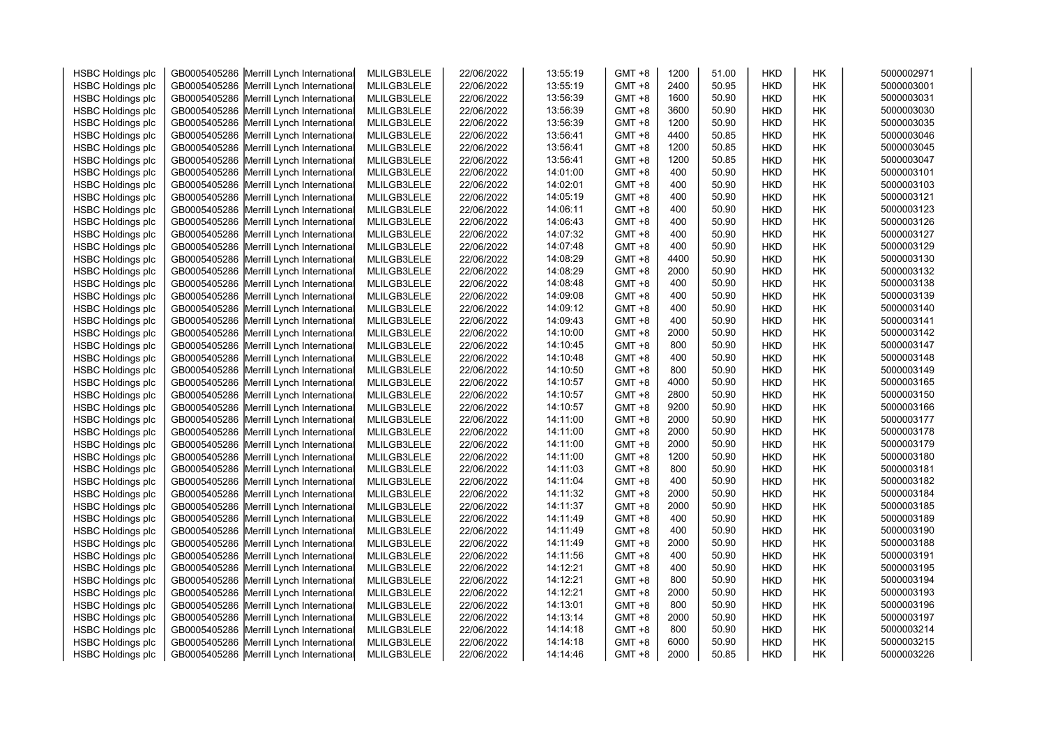| HSBC Holdings plc | GB0005405286 | Merrill Lynch International | MLILGB3LELE | 22/06/2022 | 13:55:19 | GMT +8 | 1200 | 51.00 | HKD | HK | 5000002971 |
|---|---|---|---|---|---|---|---|---|---|---|---|
| HSBC Holdings plc | GB0005405286 | Merrill Lynch International | MLILGB3LELE | 22/06/2022 | 13:55:19 | GMT +8 | 2400 | 50.95 | HKD | HK | 5000003001 |
| HSBC Holdings plc | GB0005405286 | Merrill Lynch International | MLILGB3LELE | 22/06/2022 | 13:56:39 | GMT +8 | 1600 | 50.90 | HKD | HK | 5000003031 |
| HSBC Holdings plc | GB0005405286 | Merrill Lynch International | MLILGB3LELE | 22/06/2022 | 13:56:39 | GMT +8 | 3600 | 50.90 | HKD | HK | 5000003030 |
| HSBC Holdings plc | GB0005405286 | Merrill Lynch International | MLILGB3LELE | 22/06/2022 | 13:56:39 | GMT +8 | 1200 | 50.90 | HKD | HK | 5000003035 |
| HSBC Holdings plc | GB0005405286 | Merrill Lynch International | MLILGB3LELE | 22/06/2022 | 13:56:41 | GMT +8 | 4400 | 50.85 | HKD | HK | 5000003046 |
| HSBC Holdings plc | GB0005405286 | Merrill Lynch International | MLILGB3LELE | 22/06/2022 | 13:56:41 | GMT +8 | 1200 | 50.85 | HKD | HK | 5000003045 |
| HSBC Holdings plc | GB0005405286 | Merrill Lynch International | MLILGB3LELE | 22/06/2022 | 13:56:41 | GMT +8 | 1200 | 50.85 | HKD | HK | 5000003047 |
| HSBC Holdings plc | GB0005405286 | Merrill Lynch International | MLILGB3LELE | 22/06/2022 | 14:01:00 | GMT +8 | 400 | 50.90 | HKD | HK | 5000003101 |
| HSBC Holdings plc | GB0005405286 | Merrill Lynch International | MLILGB3LELE | 22/06/2022 | 14:02:01 | GMT +8 | 400 | 50.90 | HKD | HK | 5000003103 |
| HSBC Holdings plc | GB0005405286 | Merrill Lynch International | MLILGB3LELE | 22/06/2022 | 14:05:19 | GMT +8 | 400 | 50.90 | HKD | HK | 5000003121 |
| HSBC Holdings plc | GB0005405286 | Merrill Lynch International | MLILGB3LELE | 22/06/2022 | 14:06:11 | GMT +8 | 400 | 50.90 | HKD | HK | 5000003123 |
| HSBC Holdings plc | GB0005405286 | Merrill Lynch International | MLILGB3LELE | 22/06/2022 | 14:06:43 | GMT +8 | 400 | 50.90 | HKD | HK | 5000003126 |
| HSBC Holdings plc | GB0005405286 | Merrill Lynch International | MLILGB3LELE | 22/06/2022 | 14:07:32 | GMT +8 | 400 | 50.90 | HKD | HK | 5000003127 |
| HSBC Holdings plc | GB0005405286 | Merrill Lynch International | MLILGB3LELE | 22/06/2022 | 14:07:48 | GMT +8 | 400 | 50.90 | HKD | HK | 5000003129 |
| HSBC Holdings plc | GB0005405286 | Merrill Lynch International | MLILGB3LELE | 22/06/2022 | 14:08:29 | GMT +8 | 4400 | 50.90 | HKD | HK | 5000003130 |
| HSBC Holdings plc | GB0005405286 | Merrill Lynch International | MLILGB3LELE | 22/06/2022 | 14:08:29 | GMT +8 | 2000 | 50.90 | HKD | HK | 5000003132 |
| HSBC Holdings plc | GB0005405286 | Merrill Lynch International | MLILGB3LELE | 22/06/2022 | 14:08:48 | GMT +8 | 400 | 50.90 | HKD | HK | 5000003138 |
| HSBC Holdings plc | GB0005405286 | Merrill Lynch International | MLILGB3LELE | 22/06/2022 | 14:09:08 | GMT +8 | 400 | 50.90 | HKD | HK | 5000003139 |
| HSBC Holdings plc | GB0005405286 | Merrill Lynch International | MLILGB3LELE | 22/06/2022 | 14:09:12 | GMT +8 | 400 | 50.90 | HKD | HK | 5000003140 |
| HSBC Holdings plc | GB0005405286 | Merrill Lynch International | MLILGB3LELE | 22/06/2022 | 14:09:43 | GMT +8 | 400 | 50.90 | HKD | HK | 5000003141 |
| HSBC Holdings plc | GB0005405286 | Merrill Lynch International | MLILGB3LELE | 22/06/2022 | 14:10:00 | GMT +8 | 2000 | 50.90 | HKD | HK | 5000003142 |
| HSBC Holdings plc | GB0005405286 | Merrill Lynch International | MLILGB3LELE | 22/06/2022 | 14:10:45 | GMT +8 | 800 | 50.90 | HKD | HK | 5000003147 |
| HSBC Holdings plc | GB0005405286 | Merrill Lynch International | MLILGB3LELE | 22/06/2022 | 14:10:48 | GMT +8 | 400 | 50.90 | HKD | HK | 5000003148 |
| HSBC Holdings plc | GB0005405286 | Merrill Lynch International | MLILGB3LELE | 22/06/2022 | 14:10:50 | GMT +8 | 800 | 50.90 | HKD | HK | 5000003149 |
| HSBC Holdings plc | GB0005405286 | Merrill Lynch International | MLILGB3LELE | 22/06/2022 | 14:10:57 | GMT +8 | 4000 | 50.90 | HKD | HK | 5000003165 |
| HSBC Holdings plc | GB0005405286 | Merrill Lynch International | MLILGB3LELE | 22/06/2022 | 14:10:57 | GMT +8 | 2800 | 50.90 | HKD | HK | 5000003150 |
| HSBC Holdings plc | GB0005405286 | Merrill Lynch International | MLILGB3LELE | 22/06/2022 | 14:10:57 | GMT +8 | 9200 | 50.90 | HKD | HK | 5000003166 |
| HSBC Holdings plc | GB0005405286 | Merrill Lynch International | MLILGB3LELE | 22/06/2022 | 14:11:00 | GMT +8 | 2000 | 50.90 | HKD | HK | 5000003177 |
| HSBC Holdings plc | GB0005405286 | Merrill Lynch International | MLILGB3LELE | 22/06/2022 | 14:11:00 | GMT +8 | 2000 | 50.90 | HKD | HK | 5000003178 |
| HSBC Holdings plc | GB0005405286 | Merrill Lynch International | MLILGB3LELE | 22/06/2022 | 14:11:00 | GMT +8 | 2000 | 50.90 | HKD | HK | 5000003179 |
| HSBC Holdings plc | GB0005405286 | Merrill Lynch International | MLILGB3LELE | 22/06/2022 | 14:11:00 | GMT +8 | 1200 | 50.90 | HKD | HK | 5000003180 |
| HSBC Holdings plc | GB0005405286 | Merrill Lynch International | MLILGB3LELE | 22/06/2022 | 14:11:03 | GMT +8 | 800 | 50.90 | HKD | HK | 5000003181 |
| HSBC Holdings plc | GB0005405286 | Merrill Lynch International | MLILGB3LELE | 22/06/2022 | 14:11:04 | GMT +8 | 400 | 50.90 | HKD | HK | 5000003182 |
| HSBC Holdings plc | GB0005405286 | Merrill Lynch International | MLILGB3LELE | 22/06/2022 | 14:11:32 | GMT +8 | 2000 | 50.90 | HKD | HK | 5000003184 |
| HSBC Holdings plc | GB0005405286 | Merrill Lynch International | MLILGB3LELE | 22/06/2022 | 14:11:37 | GMT +8 | 2000 | 50.90 | HKD | HK | 5000003185 |
| HSBC Holdings plc | GB0005405286 | Merrill Lynch International | MLILGB3LELE | 22/06/2022 | 14:11:49 | GMT +8 | 400 | 50.90 | HKD | HK | 5000003189 |
| HSBC Holdings plc | GB0005405286 | Merrill Lynch International | MLILGB3LELE | 22/06/2022 | 14:11:49 | GMT +8 | 400 | 50.90 | HKD | HK | 5000003190 |
| HSBC Holdings plc | GB0005405286 | Merrill Lynch International | MLILGB3LELE | 22/06/2022 | 14:11:49 | GMT +8 | 2000 | 50.90 | HKD | HK | 5000003188 |
| HSBC Holdings plc | GB0005405286 | Merrill Lynch International | MLILGB3LELE | 22/06/2022 | 14:11:56 | GMT +8 | 400 | 50.90 | HKD | HK | 5000003191 |
| HSBC Holdings plc | GB0005405286 | Merrill Lynch International | MLILGB3LELE | 22/06/2022 | 14:12:21 | GMT +8 | 400 | 50.90 | HKD | HK | 5000003195 |
| HSBC Holdings plc | GB0005405286 | Merrill Lynch International | MLILGB3LELE | 22/06/2022 | 14:12:21 | GMT +8 | 800 | 50.90 | HKD | HK | 5000003194 |
| HSBC Holdings plc | GB0005405286 | Merrill Lynch International | MLILGB3LELE | 22/06/2022 | 14:12:21 | GMT +8 | 2000 | 50.90 | HKD | HK | 5000003193 |
| HSBC Holdings plc | GB0005405286 | Merrill Lynch International | MLILGB3LELE | 22/06/2022 | 14:13:01 | GMT +8 | 800 | 50.90 | HKD | HK | 5000003196 |
| HSBC Holdings plc | GB0005405286 | Merrill Lynch International | MLILGB3LELE | 22/06/2022 | 14:13:14 | GMT +8 | 2000 | 50.90 | HKD | HK | 5000003197 |
| HSBC Holdings plc | GB0005405286 | Merrill Lynch International | MLILGB3LELE | 22/06/2022 | 14:14:18 | GMT +8 | 800 | 50.90 | HKD | HK | 5000003214 |
| HSBC Holdings plc | GB0005405286 | Merrill Lynch International | MLILGB3LELE | 22/06/2022 | 14:14:18 | GMT +8 | 6000 | 50.90 | HKD | HK | 5000003215 |
| HSBC Holdings plc | GB0005405286 | Merrill Lynch International | MLILGB3LELE | 22/06/2022 | 14:14:46 | GMT +8 | 2000 | 50.85 | HKD | HK | 5000003226 |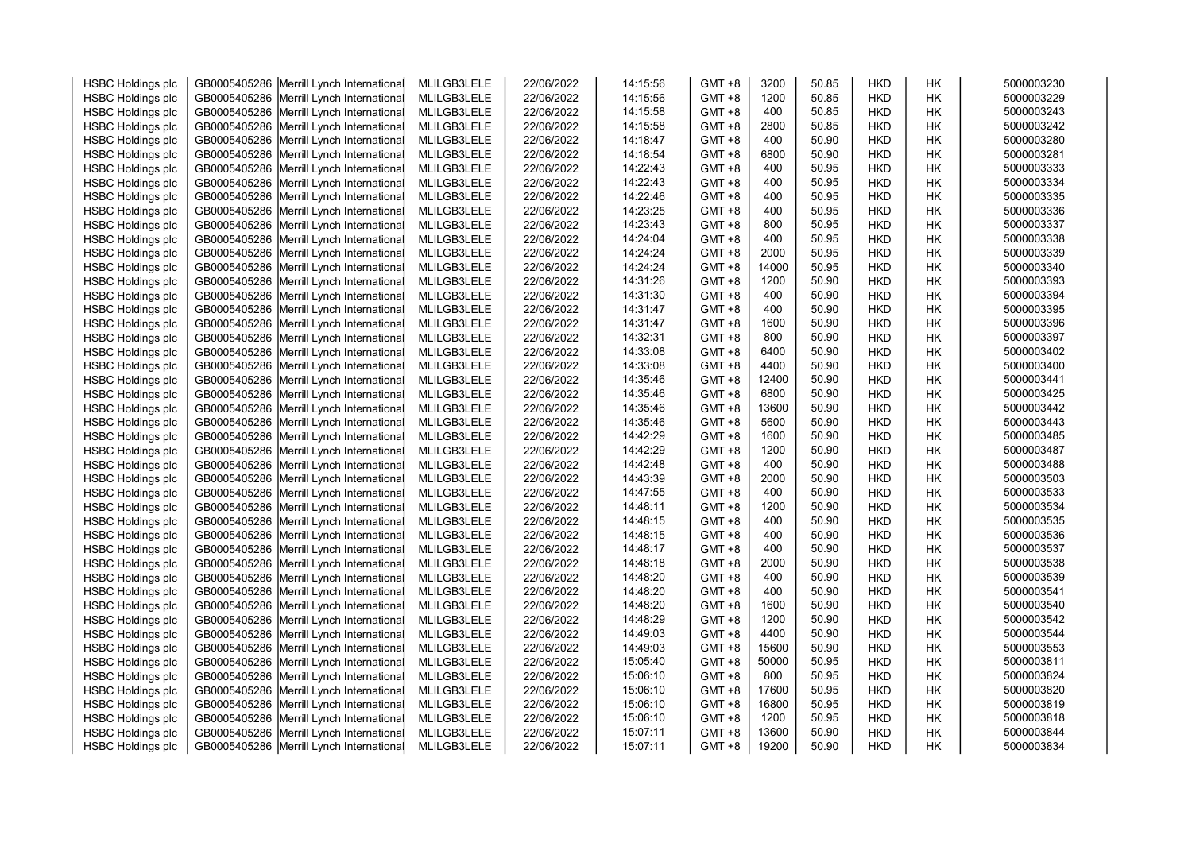| | | | | | | | | | | | |
|---|---|---|---|---|---|---|---|---|---|---|---|
| HSBC Holdings plc | GB0005405286 | Merrill Lynch International | MLILGB3LELE | 22/06/2022 | 14:15:56 | GMT +8 | 3200 | 50.85 | HKD | HK | 5000003230 |
| HSBC Holdings plc | GB0005405286 | Merrill Lynch International | MLILGB3LELE | 22/06/2022 | 14:15:56 | GMT +8 | 1200 | 50.85 | HKD | HK | 5000003229 |
| HSBC Holdings plc | GB0005405286 | Merrill Lynch International | MLILGB3LELE | 22/06/2022 | 14:15:58 | GMT +8 | 400 | 50.85 | HKD | HK | 5000003243 |
| HSBC Holdings plc | GB0005405286 | Merrill Lynch International | MLILGB3LELE | 22/06/2022 | 14:15:58 | GMT +8 | 2800 | 50.85 | HKD | HK | 5000003242 |
| HSBC Holdings plc | GB0005405286 | Merrill Lynch International | MLILGB3LELE | 22/06/2022 | 14:18:47 | GMT +8 | 400 | 50.90 | HKD | HK | 5000003280 |
| HSBC Holdings plc | GB0005405286 | Merrill Lynch International | MLILGB3LELE | 22/06/2022 | 14:18:54 | GMT +8 | 6800 | 50.90 | HKD | HK | 5000003281 |
| HSBC Holdings plc | GB0005405286 | Merrill Lynch International | MLILGB3LELE | 22/06/2022 | 14:22:43 | GMT +8 | 400 | 50.95 | HKD | HK | 5000003333 |
| HSBC Holdings plc | GB0005405286 | Merrill Lynch International | MLILGB3LELE | 22/06/2022 | 14:22:43 | GMT +8 | 400 | 50.95 | HKD | HK | 5000003334 |
| HSBC Holdings plc | GB0005405286 | Merrill Lynch International | MLILGB3LELE | 22/06/2022 | 14:22:46 | GMT +8 | 400 | 50.95 | HKD | HK | 5000003335 |
| HSBC Holdings plc | GB0005405286 | Merrill Lynch International | MLILGB3LELE | 22/06/2022 | 14:23:25 | GMT +8 | 400 | 50.95 | HKD | HK | 5000003336 |
| HSBC Holdings plc | GB0005405286 | Merrill Lynch International | MLILGB3LELE | 22/06/2022 | 14:23:43 | GMT +8 | 800 | 50.95 | HKD | HK | 5000003337 |
| HSBC Holdings plc | GB0005405286 | Merrill Lynch International | MLILGB3LELE | 22/06/2022 | 14:24:04 | GMT +8 | 400 | 50.95 | HKD | HK | 5000003338 |
| HSBC Holdings plc | GB0005405286 | Merrill Lynch International | MLILGB3LELE | 22/06/2022 | 14:24:24 | GMT +8 | 2000 | 50.95 | HKD | HK | 5000003339 |
| HSBC Holdings plc | GB0005405286 | Merrill Lynch International | MLILGB3LELE | 22/06/2022 | 14:24:24 | GMT +8 | 14000 | 50.95 | HKD | HK | 5000003340 |
| HSBC Holdings plc | GB0005405286 | Merrill Lynch International | MLILGB3LELE | 22/06/2022 | 14:31:26 | GMT +8 | 1200 | 50.90 | HKD | HK | 5000003393 |
| HSBC Holdings plc | GB0005405286 | Merrill Lynch International | MLILGB3LELE | 22/06/2022 | 14:31:30 | GMT +8 | 400 | 50.90 | HKD | HK | 5000003394 |
| HSBC Holdings plc | GB0005405286 | Merrill Lynch International | MLILGB3LELE | 22/06/2022 | 14:31:47 | GMT +8 | 400 | 50.90 | HKD | HK | 5000003395 |
| HSBC Holdings plc | GB0005405286 | Merrill Lynch International | MLILGB3LELE | 22/06/2022 | 14:31:47 | GMT +8 | 1600 | 50.90 | HKD | HK | 5000003396 |
| HSBC Holdings plc | GB0005405286 | Merrill Lynch International | MLILGB3LELE | 22/06/2022 | 14:32:31 | GMT +8 | 800 | 50.90 | HKD | HK | 5000003397 |
| HSBC Holdings plc | GB0005405286 | Merrill Lynch International | MLILGB3LELE | 22/06/2022 | 14:33:08 | GMT +8 | 6400 | 50.90 | HKD | HK | 5000003402 |
| HSBC Holdings plc | GB0005405286 | Merrill Lynch International | MLILGB3LELE | 22/06/2022 | 14:33:08 | GMT +8 | 4400 | 50.90 | HKD | HK | 5000003400 |
| HSBC Holdings plc | GB0005405286 | Merrill Lynch International | MLILGB3LELE | 22/06/2022 | 14:35:46 | GMT +8 | 12400 | 50.90 | HKD | HK | 5000003441 |
| HSBC Holdings plc | GB0005405286 | Merrill Lynch International | MLILGB3LELE | 22/06/2022 | 14:35:46 | GMT +8 | 6800 | 50.90 | HKD | HK | 5000003425 |
| HSBC Holdings plc | GB0005405286 | Merrill Lynch International | MLILGB3LELE | 22/06/2022 | 14:35:46 | GMT +8 | 13600 | 50.90 | HKD | HK | 5000003442 |
| HSBC Holdings plc | GB0005405286 | Merrill Lynch International | MLILGB3LELE | 22/06/2022 | 14:35:46 | GMT +8 | 5600 | 50.90 | HKD | HK | 5000003443 |
| HSBC Holdings plc | GB0005405286 | Merrill Lynch International | MLILGB3LELE | 22/06/2022 | 14:42:29 | GMT +8 | 1600 | 50.90 | HKD | HK | 5000003485 |
| HSBC Holdings plc | GB0005405286 | Merrill Lynch International | MLILGB3LELE | 22/06/2022 | 14:42:29 | GMT +8 | 1200 | 50.90 | HKD | HK | 5000003487 |
| HSBC Holdings plc | GB0005405286 | Merrill Lynch International | MLILGB3LELE | 22/06/2022 | 14:42:48 | GMT +8 | 400 | 50.90 | HKD | HK | 5000003488 |
| HSBC Holdings plc | GB0005405286 | Merrill Lynch International | MLILGB3LELE | 22/06/2022 | 14:43:39 | GMT +8 | 2000 | 50.90 | HKD | HK | 5000003503 |
| HSBC Holdings plc | GB0005405286 | Merrill Lynch International | MLILGB3LELE | 22/06/2022 | 14:47:55 | GMT +8 | 400 | 50.90 | HKD | HK | 5000003533 |
| HSBC Holdings plc | GB0005405286 | Merrill Lynch International | MLILGB3LELE | 22/06/2022 | 14:48:11 | GMT +8 | 1200 | 50.90 | HKD | HK | 5000003534 |
| HSBC Holdings plc | GB0005405286 | Merrill Lynch International | MLILGB3LELE | 22/06/2022 | 14:48:15 | GMT +8 | 400 | 50.90 | HKD | HK | 5000003535 |
| HSBC Holdings plc | GB0005405286 | Merrill Lynch International | MLILGB3LELE | 22/06/2022 | 14:48:15 | GMT +8 | 400 | 50.90 | HKD | HK | 5000003536 |
| HSBC Holdings plc | GB0005405286 | Merrill Lynch International | MLILGB3LELE | 22/06/2022 | 14:48:17 | GMT +8 | 400 | 50.90 | HKD | HK | 5000003537 |
| HSBC Holdings plc | GB0005405286 | Merrill Lynch International | MLILGB3LELE | 22/06/2022 | 14:48:18 | GMT +8 | 2000 | 50.90 | HKD | HK | 5000003538 |
| HSBC Holdings plc | GB0005405286 | Merrill Lynch International | MLILGB3LELE | 22/06/2022 | 14:48:20 | GMT +8 | 400 | 50.90 | HKD | HK | 5000003539 |
| HSBC Holdings plc | GB0005405286 | Merrill Lynch International | MLILGB3LELE | 22/06/2022 | 14:48:20 | GMT +8 | 400 | 50.90 | HKD | HK | 5000003541 |
| HSBC Holdings plc | GB0005405286 | Merrill Lynch International | MLILGB3LELE | 22/06/2022 | 14:48:20 | GMT +8 | 1600 | 50.90 | HKD | HK | 5000003540 |
| HSBC Holdings plc | GB0005405286 | Merrill Lynch International | MLILGB3LELE | 22/06/2022 | 14:48:29 | GMT +8 | 1200 | 50.90 | HKD | HK | 5000003542 |
| HSBC Holdings plc | GB0005405286 | Merrill Lynch International | MLILGB3LELE | 22/06/2022 | 14:49:03 | GMT +8 | 4400 | 50.90 | HKD | HK | 5000003544 |
| HSBC Holdings plc | GB0005405286 | Merrill Lynch International | MLILGB3LELE | 22/06/2022 | 14:49:03 | GMT +8 | 15600 | 50.90 | HKD | HK | 5000003553 |
| HSBC Holdings plc | GB0005405286 | Merrill Lynch International | MLILGB3LELE | 22/06/2022 | 15:05:40 | GMT +8 | 50000 | 50.95 | HKD | HK | 5000003811 |
| HSBC Holdings plc | GB0005405286 | Merrill Lynch International | MLILGB3LELE | 22/06/2022 | 15:06:10 | GMT +8 | 800 | 50.95 | HKD | HK | 5000003824 |
| HSBC Holdings plc | GB0005405286 | Merrill Lynch International | MLILGB3LELE | 22/06/2022 | 15:06:10 | GMT +8 | 17600 | 50.95 | HKD | HK | 5000003820 |
| HSBC Holdings plc | GB0005405286 | Merrill Lynch International | MLILGB3LELE | 22/06/2022 | 15:06:10 | GMT +8 | 16800 | 50.95 | HKD | HK | 5000003819 |
| HSBC Holdings plc | GB0005405286 | Merrill Lynch International | MLILGB3LELE | 22/06/2022 | 15:06:10 | GMT +8 | 1200 | 50.95 | HKD | HK | 5000003818 |
| HSBC Holdings plc | GB0005405286 | Merrill Lynch International | MLILGB3LELE | 22/06/2022 | 15:07:11 | GMT +8 | 13600 | 50.90 | HKD | HK | 5000003844 |
| HSBC Holdings plc | GB0005405286 | Merrill Lynch International | MLILGB3LELE | 22/06/2022 | 15:07:11 | GMT +8 | 19200 | 50.90 | HKD | HK | 5000003834 |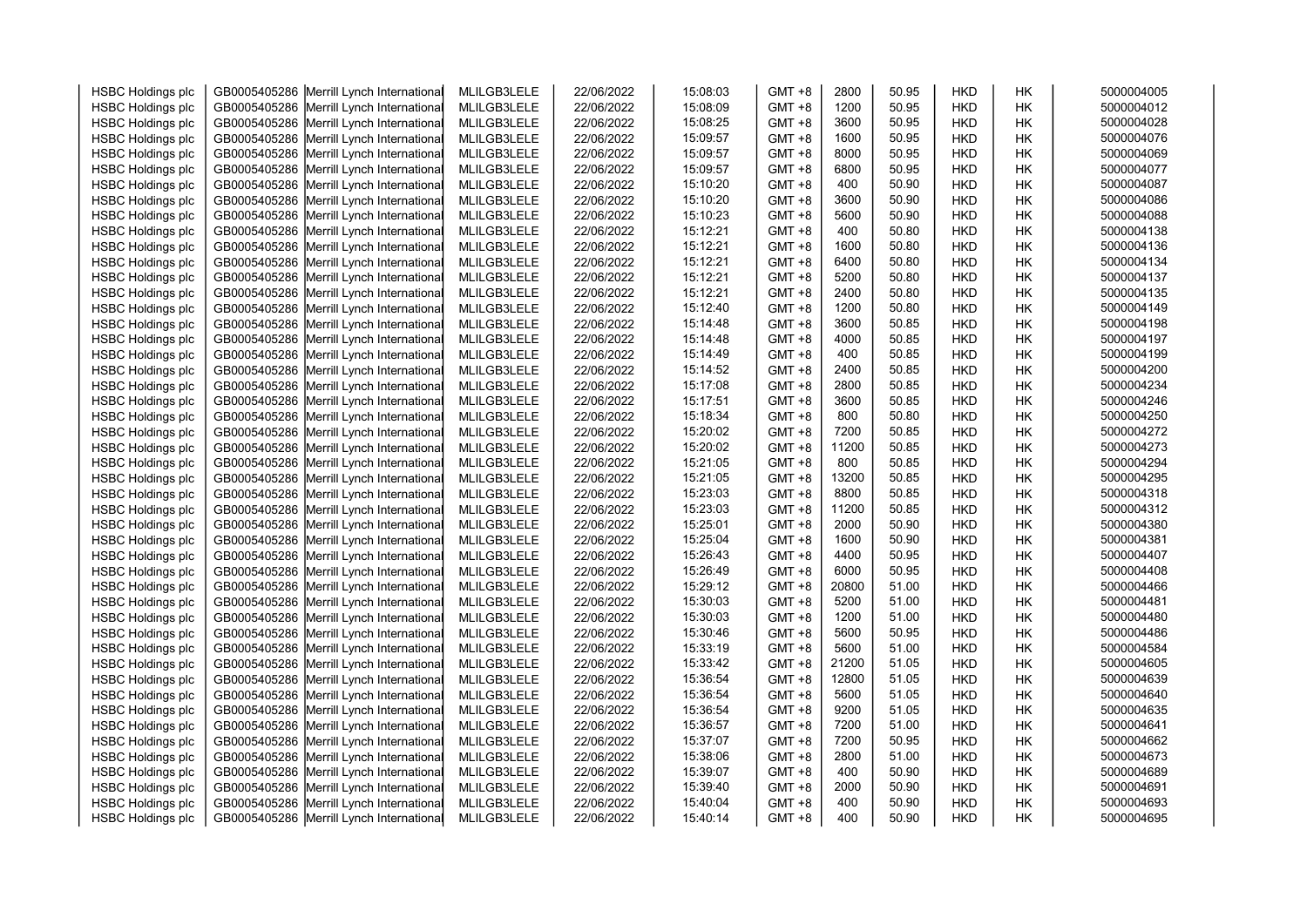| | | | | | | | | | | | |
|---|---|---|---|---|---|---|---|---|---|---|---|
| HSBC Holdings plc | GB0005405286 | Merrill Lynch International | MLILGB3LELE | 22/06/2022 | 15:08:03 | GMT +8 | 2800 | 50.95 | HKD | HK | 5000004005 |
| HSBC Holdings plc | GB0005405286 | Merrill Lynch International | MLILGB3LELE | 22/06/2022 | 15:08:09 | GMT +8 | 1200 | 50.95 | HKD | HK | 5000004012 |
| HSBC Holdings plc | GB0005405286 | Merrill Lynch International | MLILGB3LELE | 22/06/2022 | 15:08:25 | GMT +8 | 3600 | 50.95 | HKD | HK | 5000004028 |
| HSBC Holdings plc | GB0005405286 | Merrill Lynch International | MLILGB3LELE | 22/06/2022 | 15:09:57 | GMT +8 | 1600 | 50.95 | HKD | HK | 5000004076 |
| HSBC Holdings plc | GB0005405286 | Merrill Lynch International | MLILGB3LELE | 22/06/2022 | 15:09:57 | GMT +8 | 8000 | 50.95 | HKD | HK | 5000004069 |
| HSBC Holdings plc | GB0005405286 | Merrill Lynch International | MLILGB3LELE | 22/06/2022 | 15:09:57 | GMT +8 | 6800 | 50.95 | HKD | HK | 5000004077 |
| HSBC Holdings plc | GB0005405286 | Merrill Lynch International | MLILGB3LELE | 22/06/2022 | 15:10:20 | GMT +8 | 400 | 50.90 | HKD | HK | 5000004087 |
| HSBC Holdings plc | GB0005405286 | Merrill Lynch International | MLILGB3LELE | 22/06/2022 | 15:10:20 | GMT +8 | 3600 | 50.90 | HKD | HK | 5000004086 |
| HSBC Holdings plc | GB0005405286 | Merrill Lynch International | MLILGB3LELE | 22/06/2022 | 15:10:23 | GMT +8 | 5600 | 50.90 | HKD | HK | 5000004088 |
| HSBC Holdings plc | GB0005405286 | Merrill Lynch International | MLILGB3LELE | 22/06/2022 | 15:12:21 | GMT +8 | 400 | 50.80 | HKD | HK | 5000004138 |
| HSBC Holdings plc | GB0005405286 | Merrill Lynch International | MLILGB3LELE | 22/06/2022 | 15:12:21 | GMT +8 | 1600 | 50.80 | HKD | HK | 5000004136 |
| HSBC Holdings plc | GB0005405286 | Merrill Lynch International | MLILGB3LELE | 22/06/2022 | 15:12:21 | GMT +8 | 6400 | 50.80 | HKD | HK | 5000004134 |
| HSBC Holdings plc | GB0005405286 | Merrill Lynch International | MLILGB3LELE | 22/06/2022 | 15:12:21 | GMT +8 | 5200 | 50.80 | HKD | HK | 5000004137 |
| HSBC Holdings plc | GB0005405286 | Merrill Lynch International | MLILGB3LELE | 22/06/2022 | 15:12:21 | GMT +8 | 2400 | 50.80 | HKD | HK | 5000004135 |
| HSBC Holdings plc | GB0005405286 | Merrill Lynch International | MLILGB3LELE | 22/06/2022 | 15:12:40 | GMT +8 | 1200 | 50.80 | HKD | HK | 5000004149 |
| HSBC Holdings plc | GB0005405286 | Merrill Lynch International | MLILGB3LELE | 22/06/2022 | 15:14:48 | GMT +8 | 3600 | 50.85 | HKD | HK | 5000004198 |
| HSBC Holdings plc | GB0005405286 | Merrill Lynch International | MLILGB3LELE | 22/06/2022 | 15:14:48 | GMT +8 | 4000 | 50.85 | HKD | HK | 5000004197 |
| HSBC Holdings plc | GB0005405286 | Merrill Lynch International | MLILGB3LELE | 22/06/2022 | 15:14:49 | GMT +8 | 400 | 50.85 | HKD | HK | 5000004199 |
| HSBC Holdings plc | GB0005405286 | Merrill Lynch International | MLILGB3LELE | 22/06/2022 | 15:14:52 | GMT +8 | 2400 | 50.85 | HKD | HK | 5000004200 |
| HSBC Holdings plc | GB0005405286 | Merrill Lynch International | MLILGB3LELE | 22/06/2022 | 15:17:08 | GMT +8 | 2800 | 50.85 | HKD | HK | 5000004234 |
| HSBC Holdings plc | GB0005405286 | Merrill Lynch International | MLILGB3LELE | 22/06/2022 | 15:17:51 | GMT +8 | 3600 | 50.85 | HKD | HK | 5000004246 |
| HSBC Holdings plc | GB0005405286 | Merrill Lynch International | MLILGB3LELE | 22/06/2022 | 15:18:34 | GMT +8 | 800 | 50.80 | HKD | HK | 5000004250 |
| HSBC Holdings plc | GB0005405286 | Merrill Lynch International | MLILGB3LELE | 22/06/2022 | 15:20:02 | GMT +8 | 7200 | 50.85 | HKD | HK | 5000004272 |
| HSBC Holdings plc | GB0005405286 | Merrill Lynch International | MLILGB3LELE | 22/06/2022 | 15:20:02 | GMT +8 | 11200 | 50.85 | HKD | HK | 5000004273 |
| HSBC Holdings plc | GB0005405286 | Merrill Lynch International | MLILGB3LELE | 22/06/2022 | 15:21:05 | GMT +8 | 800 | 50.85 | HKD | HK | 5000004294 |
| HSBC Holdings plc | GB0005405286 | Merrill Lynch International | MLILGB3LELE | 22/06/2022 | 15:21:05 | GMT +8 | 13200 | 50.85 | HKD | HK | 5000004295 |
| HSBC Holdings plc | GB0005405286 | Merrill Lynch International | MLILGB3LELE | 22/06/2022 | 15:23:03 | GMT +8 | 8800 | 50.85 | HKD | HK | 5000004318 |
| HSBC Holdings plc | GB0005405286 | Merrill Lynch International | MLILGB3LELE | 22/06/2022 | 15:23:03 | GMT +8 | 11200 | 50.85 | HKD | HK | 5000004312 |
| HSBC Holdings plc | GB0005405286 | Merrill Lynch International | MLILGB3LELE | 22/06/2022 | 15:25:01 | GMT +8 | 2000 | 50.90 | HKD | HK | 5000004380 |
| HSBC Holdings plc | GB0005405286 | Merrill Lynch International | MLILGB3LELE | 22/06/2022 | 15:25:04 | GMT +8 | 1600 | 50.90 | HKD | HK | 5000004381 |
| HSBC Holdings plc | GB0005405286 | Merrill Lynch International | MLILGB3LELE | 22/06/2022 | 15:26:43 | GMT +8 | 4400 | 50.95 | HKD | HK | 5000004407 |
| HSBC Holdings plc | GB0005405286 | Merrill Lynch International | MLILGB3LELE | 22/06/2022 | 15:26:49 | GMT +8 | 6000 | 50.95 | HKD | HK | 5000004408 |
| HSBC Holdings plc | GB0005405286 | Merrill Lynch International | MLILGB3LELE | 22/06/2022 | 15:29:12 | GMT +8 | 20800 | 51.00 | HKD | HK | 5000004466 |
| HSBC Holdings plc | GB0005405286 | Merrill Lynch International | MLILGB3LELE | 22/06/2022 | 15:30:03 | GMT +8 | 5200 | 51.00 | HKD | HK | 5000004481 |
| HSBC Holdings plc | GB0005405286 | Merrill Lynch International | MLILGB3LELE | 22/06/2022 | 15:30:03 | GMT +8 | 1200 | 51.00 | HKD | HK | 5000004480 |
| HSBC Holdings plc | GB0005405286 | Merrill Lynch International | MLILGB3LELE | 22/06/2022 | 15:30:46 | GMT +8 | 5600 | 50.95 | HKD | HK | 5000004486 |
| HSBC Holdings plc | GB0005405286 | Merrill Lynch International | MLILGB3LELE | 22/06/2022 | 15:33:19 | GMT +8 | 5600 | 51.00 | HKD | HK | 5000004584 |
| HSBC Holdings plc | GB0005405286 | Merrill Lynch International | MLILGB3LELE | 22/06/2022 | 15:33:42 | GMT +8 | 21200 | 51.05 | HKD | HK | 5000004605 |
| HSBC Holdings plc | GB0005405286 | Merrill Lynch International | MLILGB3LELE | 22/06/2022 | 15:36:54 | GMT +8 | 12800 | 51.05 | HKD | HK | 5000004639 |
| HSBC Holdings plc | GB0005405286 | Merrill Lynch International | MLILGB3LELE | 22/06/2022 | 15:36:54 | GMT +8 | 5600 | 51.05 | HKD | HK | 5000004640 |
| HSBC Holdings plc | GB0005405286 | Merrill Lynch International | MLILGB3LELE | 22/06/2022 | 15:36:54 | GMT +8 | 9200 | 51.05 | HKD | HK | 5000004635 |
| HSBC Holdings plc | GB0005405286 | Merrill Lynch International | MLILGB3LELE | 22/06/2022 | 15:36:57 | GMT +8 | 7200 | 51.00 | HKD | HK | 5000004641 |
| HSBC Holdings plc | GB0005405286 | Merrill Lynch International | MLILGB3LELE | 22/06/2022 | 15:37:07 | GMT +8 | 7200 | 50.95 | HKD | HK | 5000004662 |
| HSBC Holdings plc | GB0005405286 | Merrill Lynch International | MLILGB3LELE | 22/06/2022 | 15:38:06 | GMT +8 | 2800 | 51.00 | HKD | HK | 5000004673 |
| HSBC Holdings plc | GB0005405286 | Merrill Lynch International | MLILGB3LELE | 22/06/2022 | 15:39:07 | GMT +8 | 400 | 50.90 | HKD | HK | 5000004689 |
| HSBC Holdings plc | GB0005405286 | Merrill Lynch International | MLILGB3LELE | 22/06/2022 | 15:39:40 | GMT +8 | 2000 | 50.90 | HKD | HK | 5000004691 |
| HSBC Holdings plc | GB0005405286 | Merrill Lynch International | MLILGB3LELE | 22/06/2022 | 15:40:04 | GMT +8 | 400 | 50.90 | HKD | HK | 5000004693 |
| HSBC Holdings plc | GB0005405286 | Merrill Lynch International | MLILGB3LELE | 22/06/2022 | 15:40:14 | GMT +8 | 400 | 50.90 | HKD | HK | 5000004695 |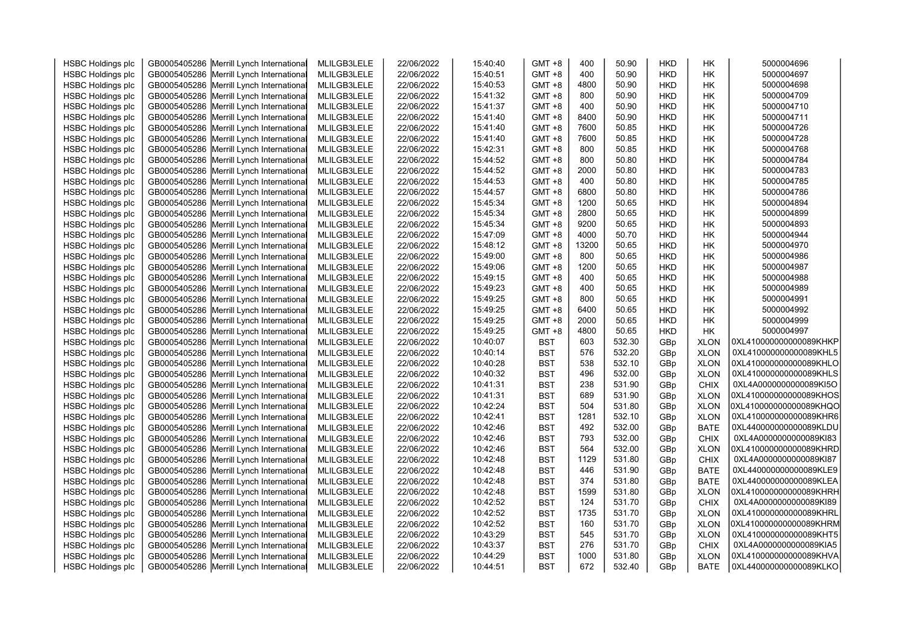| HSBC Holdings plc | GB0005405286 | Merrill Lynch International | MLILGB3LELE | 22/06/2022 | 15:40:40 | GMT +8 | 400 | 50.90 | HKD | HK | 5000004696 |
|---|---|---|---|---|---|---|---|---|---|---|---|
| HSBC Holdings plc | GB0005405286 | Merrill Lynch International | MLILGB3LELE | 22/06/2022 | 15:40:51 | GMT +8 | 400 | 50.90 | HKD | HK | 5000004697 |
| HSBC Holdings plc | GB0005405286 | Merrill Lynch International | MLILGB3LELE | 22/06/2022 | 15:40:53 | GMT +8 | 4800 | 50.90 | HKD | HK | 5000004698 |
| HSBC Holdings plc | GB0005405286 | Merrill Lynch International | MLILGB3LELE | 22/06/2022 | 15:41:32 | GMT +8 | 800 | 50.90 | HKD | HK | 5000004709 |
| HSBC Holdings plc | GB0005405286 | Merrill Lynch International | MLILGB3LELE | 22/06/2022 | 15:41:37 | GMT +8 | 400 | 50.90 | HKD | HK | 5000004710 |
| HSBC Holdings plc | GB0005405286 | Merrill Lynch International | MLILGB3LELE | 22/06/2022 | 15:41:40 | GMT +8 | 8400 | 50.90 | HKD | HK | 5000004711 |
| HSBC Holdings plc | GB0005405286 | Merrill Lynch International | MLILGB3LELE | 22/06/2022 | 15:41:40 | GMT +8 | 7600 | 50.85 | HKD | HK | 5000004726 |
| HSBC Holdings plc | GB0005405286 | Merrill Lynch International | MLILGB3LELE | 22/06/2022 | 15:41:40 | GMT +8 | 7600 | 50.85 | HKD | HK | 5000004728 |
| HSBC Holdings plc | GB0005405286 | Merrill Lynch International | MLILGB3LELE | 22/06/2022 | 15:42:31 | GMT +8 | 800 | 50.85 | HKD | HK | 5000004768 |
| HSBC Holdings plc | GB0005405286 | Merrill Lynch International | MLILGB3LELE | 22/06/2022 | 15:44:52 | GMT +8 | 800 | 50.80 | HKD | HK | 5000004784 |
| HSBC Holdings plc | GB0005405286 | Merrill Lynch International | MLILGB3LELE | 22/06/2022 | 15:44:52 | GMT +8 | 2000 | 50.80 | HKD | HK | 5000004783 |
| HSBC Holdings plc | GB0005405286 | Merrill Lynch International | MLILGB3LELE | 22/06/2022 | 15:44:53 | GMT +8 | 400 | 50.80 | HKD | HK | 5000004785 |
| HSBC Holdings plc | GB0005405286 | Merrill Lynch International | MLILGB3LELE | 22/06/2022 | 15:44:57 | GMT +8 | 6800 | 50.80 | HKD | HK | 5000004786 |
| HSBC Holdings plc | GB0005405286 | Merrill Lynch International | MLILGB3LELE | 22/06/2022 | 15:45:34 | GMT +8 | 1200 | 50.65 | HKD | HK | 5000004894 |
| HSBC Holdings plc | GB0005405286 | Merrill Lynch International | MLILGB3LELE | 22/06/2022 | 15:45:34 | GMT +8 | 2800 | 50.65 | HKD | HK | 5000004899 |
| HSBC Holdings plc | GB0005405286 | Merrill Lynch International | MLILGB3LELE | 22/06/2022 | 15:45:34 | GMT +8 | 9200 | 50.65 | HKD | HK | 5000004893 |
| HSBC Holdings plc | GB0005405286 | Merrill Lynch International | MLILGB3LELE | 22/06/2022 | 15:47:09 | GMT +8 | 4000 | 50.70 | HKD | HK | 5000004944 |
| HSBC Holdings plc | GB0005405286 | Merrill Lynch International | MLILGB3LELE | 22/06/2022 | 15:48:12 | GMT +8 | 13200 | 50.65 | HKD | HK | 5000004970 |
| HSBC Holdings plc | GB0005405286 | Merrill Lynch International | MLILGB3LELE | 22/06/2022 | 15:49:00 | GMT +8 | 800 | 50.65 | HKD | HK | 5000004986 |
| HSBC Holdings plc | GB0005405286 | Merrill Lynch International | MLILGB3LELE | 22/06/2022 | 15:49:06 | GMT +8 | 1200 | 50.65 | HKD | HK | 5000004987 |
| HSBC Holdings plc | GB0005405286 | Merrill Lynch International | MLILGB3LELE | 22/06/2022 | 15:49:15 | GMT +8 | 400 | 50.65 | HKD | HK | 5000004988 |
| HSBC Holdings plc | GB0005405286 | Merrill Lynch International | MLILGB3LELE | 22/06/2022 | 15:49:23 | GMT +8 | 400 | 50.65 | HKD | HK | 5000004989 |
| HSBC Holdings plc | GB0005405286 | Merrill Lynch International | MLILGB3LELE | 22/06/2022 | 15:49:25 | GMT +8 | 800 | 50.65 | HKD | HK | 5000004991 |
| HSBC Holdings plc | GB0005405286 | Merrill Lynch International | MLILGB3LELE | 22/06/2022 | 15:49:25 | GMT +8 | 6400 | 50.65 | HKD | HK | 5000004992 |
| HSBC Holdings plc | GB0005405286 | Merrill Lynch International | MLILGB3LELE | 22/06/2022 | 15:49:25 | GMT +8 | 2000 | 50.65 | HKD | HK | 5000004999 |
| HSBC Holdings plc | GB0005405286 | Merrill Lynch International | MLILGB3LELE | 22/06/2022 | 15:49:25 | GMT +8 | 4800 | 50.65 | HKD | HK | 5000004997 |
| HSBC Holdings plc | GB0005405286 | Merrill Lynch International | MLILGB3LELE | 22/06/2022 | 10:40:07 | BST | 603 | 532.30 | GBp | XLON | 0XL410000000000089KHKP |
| HSBC Holdings plc | GB0005405286 | Merrill Lynch International | MLILGB3LELE | 22/06/2022 | 10:40:14 | BST | 576 | 532.20 | GBp | XLON | 0XL410000000000089KHL5 |
| HSBC Holdings plc | GB0005405286 | Merrill Lynch International | MLILGB3LELE | 22/06/2022 | 10:40:28 | BST | 538 | 532.10 | GBp | XLON | 0XL410000000000089KHLO |
| HSBC Holdings plc | GB0005405286 | Merrill Lynch International | MLILGB3LELE | 22/06/2022 | 10:40:32 | BST | 496 | 532.00 | GBp | XLON | 0XL410000000000089KHLS |
| HSBC Holdings plc | GB0005405286 | Merrill Lynch International | MLILGB3LELE | 22/06/2022 | 10:41:31 | BST | 238 | 531.90 | GBp | CHIX | 0XL4A0000000000089KI5O |
| HSBC Holdings plc | GB0005405286 | Merrill Lynch International | MLILGB3LELE | 22/06/2022 | 10:41:31 | BST | 689 | 531.90 | GBp | XLON | 0XL410000000000089KHOS |
| HSBC Holdings plc | GB0005405286 | Merrill Lynch International | MLILGB3LELE | 22/06/2022 | 10:42:24 | BST | 504 | 531.80 | GBp | XLON | 0XL410000000000089KHQO |
| HSBC Holdings plc | GB0005405286 | Merrill Lynch International | MLILGB3LELE | 22/06/2022 | 10:42:41 | BST | 1281 | 532.10 | GBp | XLON | 0XL410000000000089KHR6 |
| HSBC Holdings plc | GB0005405286 | Merrill Lynch International | MLILGB3LELE | 22/06/2022 | 10:42:46 | BST | 492 | 532.00 | GBp | BATE | 0XL440000000000089KLDU |
| HSBC Holdings plc | GB0005405286 | Merrill Lynch International | MLILGB3LELE | 22/06/2022 | 10:42:46 | BST | 793 | 532.00 | GBp | CHIX | 0XL4A0000000000089KI83 |
| HSBC Holdings plc | GB0005405286 | Merrill Lynch International | MLILGB3LELE | 22/06/2022 | 10:42:46 | BST | 564 | 532.00 | GBp | XLON | 0XL410000000000089KHRD |
| HSBC Holdings plc | GB0005405286 | Merrill Lynch International | MLILGB3LELE | 22/06/2022 | 10:42:48 | BST | 1129 | 531.80 | GBp | CHIX | 0XL4A0000000000089KI87 |
| HSBC Holdings plc | GB0005405286 | Merrill Lynch International | MLILGB3LELE | 22/06/2022 | 10:42:48 | BST | 446 | 531.90 | GBp | BATE | 0XL440000000000089KLE9 |
| HSBC Holdings plc | GB0005405286 | Merrill Lynch International | MLILGB3LELE | 22/06/2022 | 10:42:48 | BST | 374 | 531.80 | GBp | BATE | 0XL440000000000089KLEA |
| HSBC Holdings plc | GB0005405286 | Merrill Lynch International | MLILGB3LELE | 22/06/2022 | 10:42:48 | BST | 1599 | 531.80 | GBp | XLON | 0XL410000000000089KHRH |
| HSBC Holdings plc | GB0005405286 | Merrill Lynch International | MLILGB3LELE | 22/06/2022 | 10:42:52 | BST | 124 | 531.70 | GBp | CHIX | 0XL4A0000000000089KI89 |
| HSBC Holdings plc | GB0005405286 | Merrill Lynch International | MLILGB3LELE | 22/06/2022 | 10:42:52 | BST | 1735 | 531.70 | GBp | XLON | 0XL410000000000089KHRL |
| HSBC Holdings plc | GB0005405286 | Merrill Lynch International | MLILGB3LELE | 22/06/2022 | 10:42:52 | BST | 160 | 531.70 | GBp | XLON | 0XL410000000000089KHRM |
| HSBC Holdings plc | GB0005405286 | Merrill Lynch International | MLILGB3LELE | 22/06/2022 | 10:43:29 | BST | 545 | 531.70 | GBp | XLON | 0XL410000000000089KHT5 |
| HSBC Holdings plc | GB0005405286 | Merrill Lynch International | MLILGB3LELE | 22/06/2022 | 10:43:37 | BST | 276 | 531.70 | GBp | CHIX | 0XL4A0000000000089KIA5 |
| HSBC Holdings plc | GB0005405286 | Merrill Lynch International | MLILGB3LELE | 22/06/2022 | 10:44:29 | BST | 1000 | 531.80 | GBp | XLON | 0XL410000000000089KHVA |
| HSBC Holdings plc | GB0005405286 | Merrill Lynch International | MLILGB3LELE | 22/06/2022 | 10:44:51 | BST | 672 | 532.40 | GBp | BATE | 0XL440000000000089KLKO |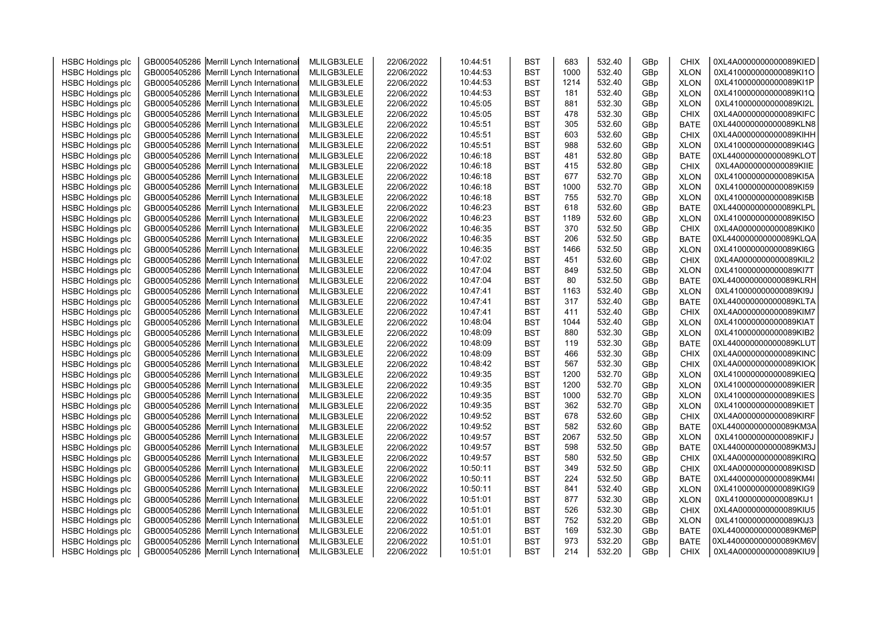| | | | | | | | | | | | |
|---|---|---|---|---|---|---|---|---|---|---|---|
| HSBC Holdings plc | GB0005405286 | Merrill Lynch International | MLILGB3LELE | 22/06/2022 | 10:44:51 | BST | 683 | 532.40 | GBp | CHIX | 0XL4A0000000000089KIED |
| HSBC Holdings plc | GB0005405286 | Merrill Lynch International | MLILGB3LELE | 22/06/2022 | 10:44:53 | BST | 1000 | 532.40 | GBp | XLON | 0XL410000000000089KI1O |
| HSBC Holdings plc | GB0005405286 | Merrill Lynch International | MLILGB3LELE | 22/06/2022 | 10:44:53 | BST | 1214 | 532.40 | GBp | XLON | 0XL410000000000089KI1P |
| HSBC Holdings plc | GB0005405286 | Merrill Lynch International | MLILGB3LELE | 22/06/2022 | 10:44:53 | BST | 181 | 532.40 | GBp | XLON | 0XL410000000000089KI1Q |
| HSBC Holdings plc | GB0005405286 | Merrill Lynch International | MLILGB3LELE | 22/06/2022 | 10:45:05 | BST | 881 | 532.30 | GBp | XLON | 0XL410000000000089KI2L |
| HSBC Holdings plc | GB0005405286 | Merrill Lynch International | MLILGB3LELE | 22/06/2022 | 10:45:05 | BST | 478 | 532.30 | GBp | CHIX | 0XL4A0000000000089KIFC |
| HSBC Holdings plc | GB0005405286 | Merrill Lynch International | MLILGB3LELE | 22/06/2022 | 10:45:51 | BST | 305 | 532.60 | GBp | BATE | 0XL440000000000089KLN8 |
| HSBC Holdings plc | GB0005405286 | Merrill Lynch International | MLILGB3LELE | 22/06/2022 | 10:45:51 | BST | 603 | 532.60 | GBp | CHIX | 0XL4A0000000000089KIHH |
| HSBC Holdings plc | GB0005405286 | Merrill Lynch International | MLILGB3LELE | 22/06/2022 | 10:45:51 | BST | 988 | 532.60 | GBp | XLON | 0XL410000000000089KI4G |
| HSBC Holdings plc | GB0005405286 | Merrill Lynch International | MLILGB3LELE | 22/06/2022 | 10:46:18 | BST | 481 | 532.80 | GBp | BATE | 0XL440000000000089KLOT |
| HSBC Holdings plc | GB0005405286 | Merrill Lynch International | MLILGB3LELE | 22/06/2022 | 10:46:18 | BST | 415 | 532.80 | GBp | CHIX | 0XL4A0000000000089KIIE |
| HSBC Holdings plc | GB0005405286 | Merrill Lynch International | MLILGB3LELE | 22/06/2022 | 10:46:18 | BST | 677 | 532.70 | GBp | XLON | 0XL410000000000089KI5A |
| HSBC Holdings plc | GB0005405286 | Merrill Lynch International | MLILGB3LELE | 22/06/2022 | 10:46:18 | BST | 1000 | 532.70 | GBp | XLON | 0XL410000000000089KI59 |
| HSBC Holdings plc | GB0005405286 | Merrill Lynch International | MLILGB3LELE | 22/06/2022 | 10:46:18 | BST | 755 | 532.70 | GBp | XLON | 0XL410000000000089KI5B |
| HSBC Holdings plc | GB0005405286 | Merrill Lynch International | MLILGB3LELE | 22/06/2022 | 10:46:23 | BST | 618 | 532.60 | GBp | BATE | 0XL440000000000089KLPL |
| HSBC Holdings plc | GB0005405286 | Merrill Lynch International | MLILGB3LELE | 22/06/2022 | 10:46:23 | BST | 1189 | 532.60 | GBp | XLON | 0XL410000000000089KI5O |
| HSBC Holdings plc | GB0005405286 | Merrill Lynch International | MLILGB3LELE | 22/06/2022 | 10:46:35 | BST | 370 | 532.50 | GBp | CHIX | 0XL4A0000000000089KIK0 |
| HSBC Holdings plc | GB0005405286 | Merrill Lynch International | MLILGB3LELE | 22/06/2022 | 10:46:35 | BST | 206 | 532.50 | GBp | BATE | 0XL440000000000089KLQA |
| HSBC Holdings plc | GB0005405286 | Merrill Lynch International | MLILGB3LELE | 22/06/2022 | 10:46:35 | BST | 1466 | 532.50 | GBp | XLON | 0XL410000000000089KI6G |
| HSBC Holdings plc | GB0005405286 | Merrill Lynch International | MLILGB3LELE | 22/06/2022 | 10:47:02 | BST | 451 | 532.60 | GBp | CHIX | 0XL4A0000000000089KIL2 |
| HSBC Holdings plc | GB0005405286 | Merrill Lynch International | MLILGB3LELE | 22/06/2022 | 10:47:04 | BST | 849 | 532.50 | GBp | XLON | 0XL410000000000089KI7T |
| HSBC Holdings plc | GB0005405286 | Merrill Lynch International | MLILGB3LELE | 22/06/2022 | 10:47:04 | BST | 80 | 532.50 | GBp | BATE | 0XL440000000000089KLRH |
| HSBC Holdings plc | GB0005405286 | Merrill Lynch International | MLILGB3LELE | 22/06/2022 | 10:47:41 | BST | 1163 | 532.40 | GBp | XLON | 0XL410000000000089KI9J |
| HSBC Holdings plc | GB0005405286 | Merrill Lynch International | MLILGB3LELE | 22/06/2022 | 10:47:41 | BST | 317 | 532.40 | GBp | BATE | 0XL440000000000089KLTA |
| HSBC Holdings plc | GB0005405286 | Merrill Lynch International | MLILGB3LELE | 22/06/2022 | 10:47:41 | BST | 411 | 532.40 | GBp | CHIX | 0XL4A0000000000089KIM7 |
| HSBC Holdings plc | GB0005405286 | Merrill Lynch International | MLILGB3LELE | 22/06/2022 | 10:48:04 | BST | 1044 | 532.40 | GBp | XLON | 0XL410000000000089KIAT |
| HSBC Holdings plc | GB0005405286 | Merrill Lynch International | MLILGB3LELE | 22/06/2022 | 10:48:09 | BST | 880 | 532.30 | GBp | XLON | 0XL410000000000089KIB2 |
| HSBC Holdings plc | GB0005405286 | Merrill Lynch International | MLILGB3LELE | 22/06/2022 | 10:48:09 | BST | 119 | 532.30 | GBp | BATE | 0XL440000000000089KLUT |
| HSBC Holdings plc | GB0005405286 | Merrill Lynch International | MLILGB3LELE | 22/06/2022 | 10:48:09 | BST | 466 | 532.30 | GBp | CHIX | 0XL4A0000000000089KINC |
| HSBC Holdings plc | GB0005405286 | Merrill Lynch International | MLILGB3LELE | 22/06/2022 | 10:48:42 | BST | 567 | 532.30 | GBp | CHIX | 0XL4A0000000000089KIOK |
| HSBC Holdings plc | GB0005405286 | Merrill Lynch International | MLILGB3LELE | 22/06/2022 | 10:49:35 | BST | 1200 | 532.70 | GBp | XLON | 0XL410000000000089KIEQ |
| HSBC Holdings plc | GB0005405286 | Merrill Lynch International | MLILGB3LELE | 22/06/2022 | 10:49:35 | BST | 1200 | 532.70 | GBp | XLON | 0XL410000000000089KIER |
| HSBC Holdings plc | GB0005405286 | Merrill Lynch International | MLILGB3LELE | 22/06/2022 | 10:49:35 | BST | 1000 | 532.70 | GBp | XLON | 0XL410000000000089KIES |
| HSBC Holdings plc | GB0005405286 | Merrill Lynch International | MLILGB3LELE | 22/06/2022 | 10:49:35 | BST | 362 | 532.70 | GBp | XLON | 0XL410000000000089KIET |
| HSBC Holdings plc | GB0005405286 | Merrill Lynch International | MLILGB3LELE | 22/06/2022 | 10:49:52 | BST | 678 | 532.60 | GBp | CHIX | 0XL4A0000000000089KIRF |
| HSBC Holdings plc | GB0005405286 | Merrill Lynch International | MLILGB3LELE | 22/06/2022 | 10:49:52 | BST | 582 | 532.60 | GBp | BATE | 0XL440000000000089KM3A |
| HSBC Holdings plc | GB0005405286 | Merrill Lynch International | MLILGB3LELE | 22/06/2022 | 10:49:57 | BST | 2067 | 532.50 | GBp | XLON | 0XL410000000000089KIFJ |
| HSBC Holdings plc | GB0005405286 | Merrill Lynch International | MLILGB3LELE | 22/06/2022 | 10:49:57 | BST | 598 | 532.50 | GBp | BATE | 0XL440000000000089KM3J |
| HSBC Holdings plc | GB0005405286 | Merrill Lynch International | MLILGB3LELE | 22/06/2022 | 10:49:57 | BST | 580 | 532.50 | GBp | CHIX | 0XL4A0000000000089KIRQ |
| HSBC Holdings plc | GB0005405286 | Merrill Lynch International | MLILGB3LELE | 22/06/2022 | 10:50:11 | BST | 349 | 532.50 | GBp | CHIX | 0XL4A0000000000089KISD |
| HSBC Holdings plc | GB0005405286 | Merrill Lynch International | MLILGB3LELE | 22/06/2022 | 10:50:11 | BST | 224 | 532.50 | GBp | BATE | 0XL440000000000089KM4I |
| HSBC Holdings plc | GB0005405286 | Merrill Lynch International | MLILGB3LELE | 22/06/2022 | 10:50:11 | BST | 841 | 532.40 | GBp | XLON | 0XL410000000000089KIG9 |
| HSBC Holdings plc | GB0005405286 | Merrill Lynch International | MLILGB3LELE | 22/06/2022 | 10:51:01 | BST | 877 | 532.30 | GBp | XLON | 0XL410000000000089KIJ1 |
| HSBC Holdings plc | GB0005405286 | Merrill Lynch International | MLILGB3LELE | 22/06/2022 | 10:51:01 | BST | 526 | 532.30 | GBp | CHIX | 0XL4A0000000000089KIU5 |
| HSBC Holdings plc | GB0005405286 | Merrill Lynch International | MLILGB3LELE | 22/06/2022 | 10:51:01 | BST | 752 | 532.20 | GBp | XLON | 0XL410000000000089KIJ3 |
| HSBC Holdings plc | GB0005405286 | Merrill Lynch International | MLILGB3LELE | 22/06/2022 | 10:51:01 | BST | 169 | 532.30 | GBp | BATE | 0XL440000000000089KM6P |
| HSBC Holdings plc | GB0005405286 | Merrill Lynch International | MLILGB3LELE | 22/06/2022 | 10:51:01 | BST | 973 | 532.20 | GBp | BATE | 0XL440000000000089KM6V |
| HSBC Holdings plc | GB0005405286 | Merrill Lynch International | MLILGB3LELE | 22/06/2022 | 10:51:01 | BST | 214 | 532.20 | GBp | CHIX | 0XL4A0000000000089KIU9 |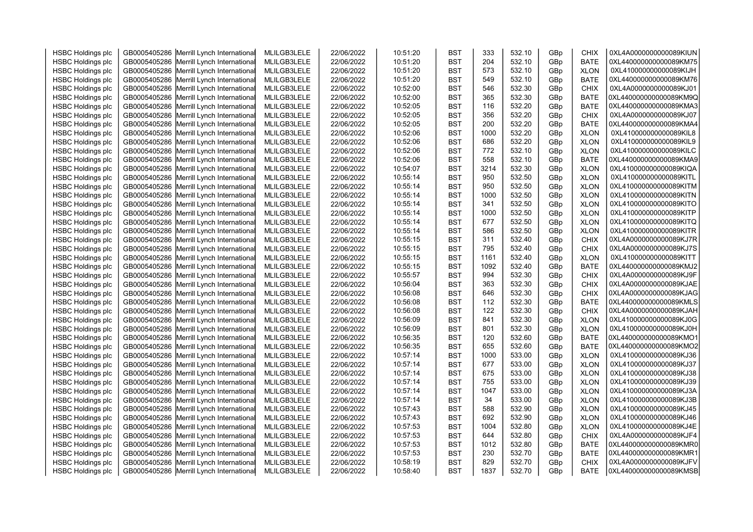| HSBC Holdings plc | GB0005405286 | Merrill Lynch International | MLILGB3LELE | 22/06/2022 | 10:51:20 | BST | 333 | 532.10 | GBp | CHIX | 0XL4A0000000000089KIUN |
|---|---|---|---|---|---|---|---|---|---|---|---|
| HSBC Holdings plc | GB0005405286 | Merrill Lynch International | MLILGB3LELE | 22/06/2022 | 10:51:20 | BST | 204 | 532.10 | GBp | BATE | 0XL440000000000089KM75 |
| HSBC Holdings plc | GB0005405286 | Merrill Lynch International | MLILGB3LELE | 22/06/2022 | 10:51:20 | BST | 573 | 532.10 | GBp | XLON | 0XL410000000000089KIJH |
| HSBC Holdings plc | GB0005405286 | Merrill Lynch International | MLILGB3LELE | 22/06/2022 | 10:51:20 | BST | 549 | 532.10 | GBp | BATE | 0XL440000000000089KM76 |
| HSBC Holdings plc | GB0005405286 | Merrill Lynch International | MLILGB3LELE | 22/06/2022 | 10:52:00 | BST | 546 | 532.30 | GBp | CHIX | 0XL4A0000000000089KJ01 |
| HSBC Holdings plc | GB0005405286 | Merrill Lynch International | MLILGB3LELE | 22/06/2022 | 10:52:00 | BST | 365 | 532.30 | GBp | BATE | 0XL440000000000089KM9Q |
| HSBC Holdings plc | GB0005405286 | Merrill Lynch International | MLILGB3LELE | 22/06/2022 | 10:52:05 | BST | 116 | 532.20 | GBp | BATE | 0XL440000000000089KMA3 |
| HSBC Holdings plc | GB0005405286 | Merrill Lynch International | MLILGB3LELE | 22/06/2022 | 10:52:05 | BST | 356 | 532.20 | GBp | CHIX | 0XL4A0000000000089KJ07 |
| HSBC Holdings plc | GB0005405286 | Merrill Lynch International | MLILGB3LELE | 22/06/2022 | 10:52:05 | BST | 200 | 532.20 | GBp | BATE | 0XL440000000000089KMA4 |
| HSBC Holdings plc | GB0005405286 | Merrill Lynch International | MLILGB3LELE | 22/06/2022 | 10:52:06 | BST | 1000 | 532.20 | GBp | XLON | 0XL410000000000089KIL8 |
| HSBC Holdings plc | GB0005405286 | Merrill Lynch International | MLILGB3LELE | 22/06/2022 | 10:52:06 | BST | 686 | 532.20 | GBp | XLON | 0XL410000000000089KIL9 |
| HSBC Holdings plc | GB0005405286 | Merrill Lynch International | MLILGB3LELE | 22/06/2022 | 10:52:06 | BST | 772 | 532.10 | GBp | XLON | 0XL410000000000089KILC |
| HSBC Holdings plc | GB0005405286 | Merrill Lynch International | MLILGB3LELE | 22/06/2022 | 10:52:06 | BST | 558 | 532.10 | GBp | BATE | 0XL440000000000089KMA9 |
| HSBC Holdings plc | GB0005405286 | Merrill Lynch International | MLILGB3LELE | 22/06/2022 | 10:54:07 | BST | 3214 | 532.30 | GBp | XLON | 0XL410000000000089KIQA |
| HSBC Holdings plc | GB0005405286 | Merrill Lynch International | MLILGB3LELE | 22/06/2022 | 10:55:14 | BST | 950 | 532.50 | GBp | XLON | 0XL410000000000089KITL |
| HSBC Holdings plc | GB0005405286 | Merrill Lynch International | MLILGB3LELE | 22/06/2022 | 10:55:14 | BST | 950 | 532.50 | GBp | XLON | 0XL410000000000089KITM |
| HSBC Holdings plc | GB0005405286 | Merrill Lynch International | MLILGB3LELE | 22/06/2022 | 10:55:14 | BST | 1000 | 532.50 | GBp | XLON | 0XL410000000000089KITN |
| HSBC Holdings plc | GB0005405286 | Merrill Lynch International | MLILGB3LELE | 22/06/2022 | 10:55:14 | BST | 341 | 532.50 | GBp | XLON | 0XL410000000000089KITO |
| HSBC Holdings plc | GB0005405286 | Merrill Lynch International | MLILGB3LELE | 22/06/2022 | 10:55:14 | BST | 1000 | 532.50 | GBp | XLON | 0XL410000000000089KITP |
| HSBC Holdings plc | GB0005405286 | Merrill Lynch International | MLILGB3LELE | 22/06/2022 | 10:55:14 | BST | 677 | 532.50 | GBp | XLON | 0XL410000000000089KITQ |
| HSBC Holdings plc | GB0005405286 | Merrill Lynch International | MLILGB3LELE | 22/06/2022 | 10:55:14 | BST | 586 | 532.50 | GBp | XLON | 0XL410000000000089KITR |
| HSBC Holdings plc | GB0005405286 | Merrill Lynch International | MLILGB3LELE | 22/06/2022 | 10:55:15 | BST | 311 | 532.40 | GBp | CHIX | 0XL4A0000000000089KJ7R |
| HSBC Holdings plc | GB0005405286 | Merrill Lynch International | MLILGB3LELE | 22/06/2022 | 10:55:15 | BST | 795 | 532.40 | GBp | CHIX | 0XL4A0000000000089KJ7S |
| HSBC Holdings plc | GB0005405286 | Merrill Lynch International | MLILGB3LELE | 22/06/2022 | 10:55:15 | BST | 1161 | 532.40 | GBp | XLON | 0XL410000000000089KITT |
| HSBC Holdings plc | GB0005405286 | Merrill Lynch International | MLILGB3LELE | 22/06/2022 | 10:55:15 | BST | 1092 | 532.40 | GBp | BATE | 0XL440000000000089KMJ2 |
| HSBC Holdings plc | GB0005405286 | Merrill Lynch International | MLILGB3LELE | 22/06/2022 | 10:55:57 | BST | 994 | 532.30 | GBp | CHIX | 0XL4A0000000000089KJ9F |
| HSBC Holdings plc | GB0005405286 | Merrill Lynch International | MLILGB3LELE | 22/06/2022 | 10:56:04 | BST | 363 | 532.30 | GBp | CHIX | 0XL4A0000000000089KJAE |
| HSBC Holdings plc | GB0005405286 | Merrill Lynch International | MLILGB3LELE | 22/06/2022 | 10:56:08 | BST | 646 | 532.30 | GBp | CHIX | 0XL4A0000000000089KJAG |
| HSBC Holdings plc | GB0005405286 | Merrill Lynch International | MLILGB3LELE | 22/06/2022 | 10:56:08 | BST | 112 | 532.30 | GBp | BATE | 0XL440000000000089KMLS |
| HSBC Holdings plc | GB0005405286 | Merrill Lynch International | MLILGB3LELE | 22/06/2022 | 10:56:08 | BST | 122 | 532.30 | GBp | CHIX | 0XL4A0000000000089KJAH |
| HSBC Holdings plc | GB0005405286 | Merrill Lynch International | MLILGB3LELE | 22/06/2022 | 10:56:09 | BST | 841 | 532.30 | GBp | XLON | 0XL410000000000089KJ0G |
| HSBC Holdings plc | GB0005405286 | Merrill Lynch International | MLILGB3LELE | 22/06/2022 | 10:56:09 | BST | 801 | 532.30 | GBp | XLON | 0XL410000000000089KJ0H |
| HSBC Holdings plc | GB0005405286 | Merrill Lynch International | MLILGB3LELE | 22/06/2022 | 10:56:35 | BST | 120 | 532.60 | GBp | BATE | 0XL440000000000089KMO1 |
| HSBC Holdings plc | GB0005405286 | Merrill Lynch International | MLILGB3LELE | 22/06/2022 | 10:56:35 | BST | 655 | 532.60 | GBp | BATE | 0XL440000000000089KMO2 |
| HSBC Holdings plc | GB0005405286 | Merrill Lynch International | MLILGB3LELE | 22/06/2022 | 10:57:14 | BST | 1000 | 533.00 | GBp | XLON | 0XL410000000000089KJ36 |
| HSBC Holdings plc | GB0005405286 | Merrill Lynch International | MLILGB3LELE | 22/06/2022 | 10:57:14 | BST | 677 | 533.00 | GBp | XLON | 0XL410000000000089KJ37 |
| HSBC Holdings plc | GB0005405286 | Merrill Lynch International | MLILGB3LELE | 22/06/2022 | 10:57:14 | BST | 675 | 533.00 | GBp | XLON | 0XL410000000000089KJ38 |
| HSBC Holdings plc | GB0005405286 | Merrill Lynch International | MLILGB3LELE | 22/06/2022 | 10:57:14 | BST | 755 | 533.00 | GBp | XLON | 0XL410000000000089KJ39 |
| HSBC Holdings plc | GB0005405286 | Merrill Lynch International | MLILGB3LELE | 22/06/2022 | 10:57:14 | BST | 1047 | 533.00 | GBp | XLON | 0XL410000000000089KJ3A |
| HSBC Holdings plc | GB0005405286 | Merrill Lynch International | MLILGB3LELE | 22/06/2022 | 10:57:14 | BST | 34 | 533.00 | GBp | XLON | 0XL410000000000089KJ3B |
| HSBC Holdings plc | GB0005405286 | Merrill Lynch International | MLILGB3LELE | 22/06/2022 | 10:57:43 | BST | 588 | 532.90 | GBp | XLON | 0XL410000000000089KJ45 |
| HSBC Holdings plc | GB0005405286 | Merrill Lynch International | MLILGB3LELE | 22/06/2022 | 10:57:43 | BST | 692 | 532.90 | GBp | XLON | 0XL410000000000089KJ46 |
| HSBC Holdings plc | GB0005405286 | Merrill Lynch International | MLILGB3LELE | 22/06/2022 | 10:57:53 | BST | 1004 | 532.80 | GBp | XLON | 0XL410000000000089KJ4E |
| HSBC Holdings plc | GB0005405286 | Merrill Lynch International | MLILGB3LELE | 22/06/2022 | 10:57:53 | BST | 644 | 532.80 | GBp | CHIX | 0XL4A0000000000089KJF4 |
| HSBC Holdings plc | GB0005405286 | Merrill Lynch International | MLILGB3LELE | 22/06/2022 | 10:57:53 | BST | 1012 | 532.80 | GBp | BATE | 0XL440000000000089KMR0 |
| HSBC Holdings plc | GB0005405286 | Merrill Lynch International | MLILGB3LELE | 22/06/2022 | 10:57:53 | BST | 230 | 532.70 | GBp | BATE | 0XL440000000000089KMR1 |
| HSBC Holdings plc | GB0005405286 | Merrill Lynch International | MLILGB3LELE | 22/06/2022 | 10:58:19 | BST | 829 | 532.70 | GBp | CHIX | 0XL4A0000000000089KJFV |
| HSBC Holdings plc | GB0005405286 | Merrill Lynch International | MLILGB3LELE | 22/06/2022 | 10:58:40 | BST | 1837 | 532.70 | GBp | BATE | 0XL440000000000089KMSB |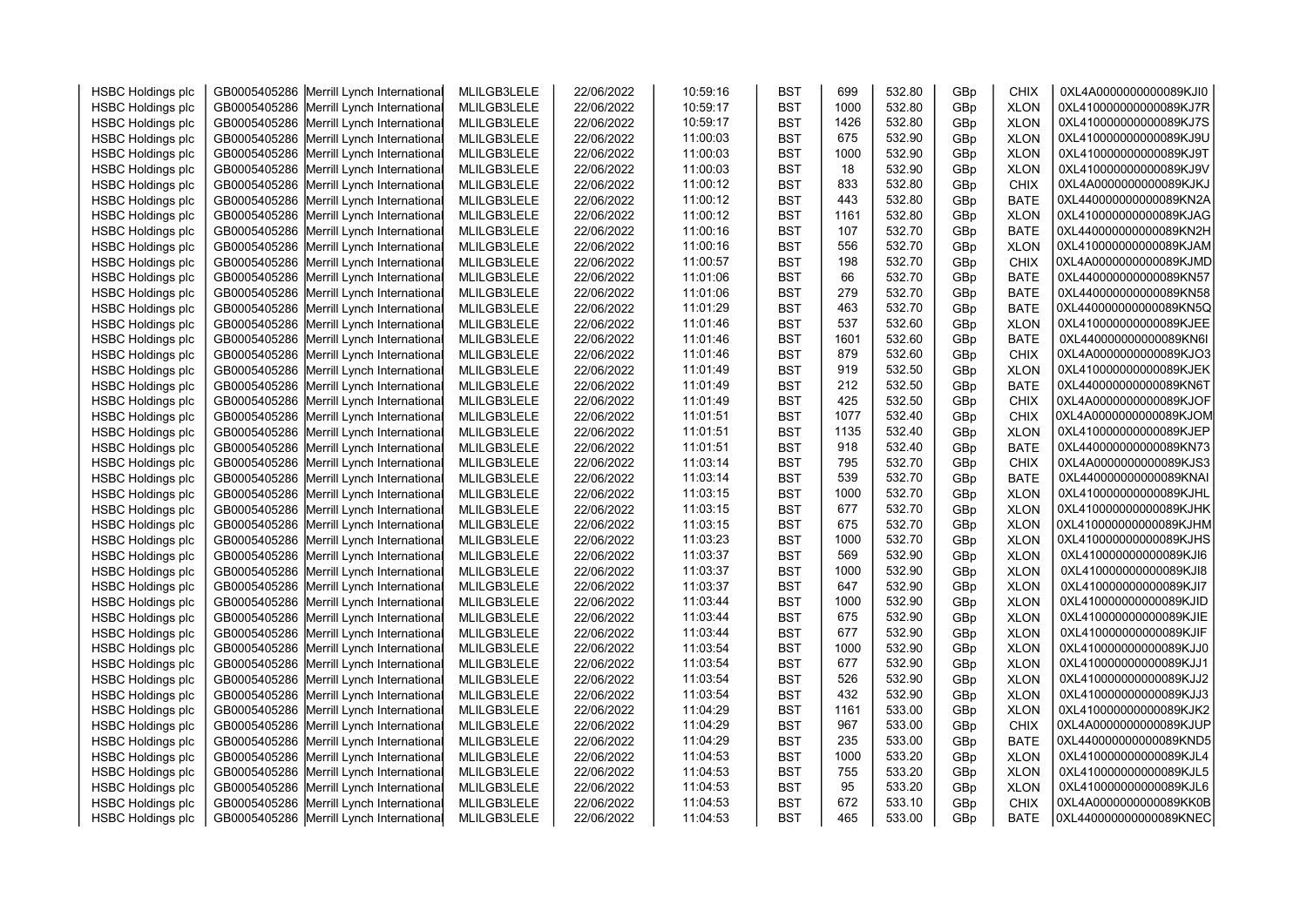| HSBC Holdings plc | GB0005405286 | Merrill Lynch International | MLILGB3LELE | 22/06/2022 | 10:59:16 | BST | 699 | 532.80 | GBp | CHIX | 0XL4A0000000000089KJI0 |
|---|---|---|---|---|---|---|---|---|---|---|---|
| HSBC Holdings plc | GB0005405286 | Merrill Lynch International | MLILGB3LELE | 22/06/2022 | 10:59:17 | BST | 1000 | 532.80 | GBp | XLON | 0XL410000000000089KJ7R |
| HSBC Holdings plc | GB0005405286 | Merrill Lynch International | MLILGB3LELE | 22/06/2022 | 10:59:17 | BST | 1426 | 532.80 | GBp | XLON | 0XL410000000000089KJ7S |
| HSBC Holdings plc | GB0005405286 | Merrill Lynch International | MLILGB3LELE | 22/06/2022 | 11:00:03 | BST | 675 | 532.90 | GBp | XLON | 0XL410000000000089KJ9U |
| HSBC Holdings plc | GB0005405286 | Merrill Lynch International | MLILGB3LELE | 22/06/2022 | 11:00:03 | BST | 1000 | 532.90 | GBp | XLON | 0XL410000000000089KJ9T |
| HSBC Holdings plc | GB0005405286 | Merrill Lynch International | MLILGB3LELE | 22/06/2022 | 11:00:03 | BST | 18 | 532.90 | GBp | XLON | 0XL410000000000089KJ9V |
| HSBC Holdings plc | GB0005405286 | Merrill Lynch International | MLILGB3LELE | 22/06/2022 | 11:00:12 | BST | 833 | 532.80 | GBp | CHIX | 0XL4A0000000000089KJKJ |
| HSBC Holdings plc | GB0005405286 | Merrill Lynch International | MLILGB3LELE | 22/06/2022 | 11:00:12 | BST | 443 | 532.80 | GBp | BATE | 0XL440000000000089KN2A |
| HSBC Holdings plc | GB0005405286 | Merrill Lynch International | MLILGB3LELE | 22/06/2022 | 11:00:12 | BST | 1161 | 532.80 | GBp | XLON | 0XL410000000000089KJAG |
| HSBC Holdings plc | GB0005405286 | Merrill Lynch International | MLILGB3LELE | 22/06/2022 | 11:00:16 | BST | 107 | 532.70 | GBp | BATE | 0XL440000000000089KN2H |
| HSBC Holdings plc | GB0005405286 | Merrill Lynch International | MLILGB3LELE | 22/06/2022 | 11:00:16 | BST | 556 | 532.70 | GBp | XLON | 0XL410000000000089KJAM |
| HSBC Holdings plc | GB0005405286 | Merrill Lynch International | MLILGB3LELE | 22/06/2022 | 11:00:57 | BST | 198 | 532.70 | GBp | CHIX | 0XL4A0000000000089KJMD |
| HSBC Holdings plc | GB0005405286 | Merrill Lynch International | MLILGB3LELE | 22/06/2022 | 11:01:06 | BST | 66 | 532.70 | GBp | BATE | 0XL440000000000089KN57 |
| HSBC Holdings plc | GB0005405286 | Merrill Lynch International | MLILGB3LELE | 22/06/2022 | 11:01:06 | BST | 279 | 532.70 | GBp | BATE | 0XL440000000000089KN58 |
| HSBC Holdings plc | GB0005405286 | Merrill Lynch International | MLILGB3LELE | 22/06/2022 | 11:01:29 | BST | 463 | 532.70 | GBp | BATE | 0XL440000000000089KN5Q |
| HSBC Holdings plc | GB0005405286 | Merrill Lynch International | MLILGB3LELE | 22/06/2022 | 11:01:46 | BST | 537 | 532.60 | GBp | XLON | 0XL410000000000089KJEE |
| HSBC Holdings plc | GB0005405286 | Merrill Lynch International | MLILGB3LELE | 22/06/2022 | 11:01:46 | BST | 1601 | 532.60 | GBp | BATE | 0XL440000000000089KN6I |
| HSBC Holdings plc | GB0005405286 | Merrill Lynch International | MLILGB3LELE | 22/06/2022 | 11:01:46 | BST | 879 | 532.60 | GBp | CHIX | 0XL4A0000000000089KJO3 |
| HSBC Holdings plc | GB0005405286 | Merrill Lynch International | MLILGB3LELE | 22/06/2022 | 11:01:49 | BST | 919 | 532.50 | GBp | XLON | 0XL410000000000089KJEK |
| HSBC Holdings plc | GB0005405286 | Merrill Lynch International | MLILGB3LELE | 22/06/2022 | 11:01:49 | BST | 212 | 532.50 | GBp | BATE | 0XL440000000000089KN6T |
| HSBC Holdings plc | GB0005405286 | Merrill Lynch International | MLILGB3LELE | 22/06/2022 | 11:01:49 | BST | 425 | 532.50 | GBp | CHIX | 0XL4A0000000000089KJOF |
| HSBC Holdings plc | GB0005405286 | Merrill Lynch International | MLILGB3LELE | 22/06/2022 | 11:01:51 | BST | 1077 | 532.40 | GBp | CHIX | 0XL4A0000000000089KJOM |
| HSBC Holdings plc | GB0005405286 | Merrill Lynch International | MLILGB3LELE | 22/06/2022 | 11:01:51 | BST | 1135 | 532.40 | GBp | XLON | 0XL410000000000089KJEP |
| HSBC Holdings plc | GB0005405286 | Merrill Lynch International | MLILGB3LELE | 22/06/2022 | 11:01:51 | BST | 918 | 532.40 | GBp | BATE | 0XL440000000000089KN73 |
| HSBC Holdings plc | GB0005405286 | Merrill Lynch International | MLILGB3LELE | 22/06/2022 | 11:03:14 | BST | 795 | 532.70 | GBp | CHIX | 0XL4A0000000000089KJS3 |
| HSBC Holdings plc | GB0005405286 | Merrill Lynch International | MLILGB3LELE | 22/06/2022 | 11:03:14 | BST | 539 | 532.70 | GBp | BATE | 0XL440000000000089KNAI |
| HSBC Holdings plc | GB0005405286 | Merrill Lynch International | MLILGB3LELE | 22/06/2022 | 11:03:15 | BST | 1000 | 532.70 | GBp | XLON | 0XL410000000000089KJHL |
| HSBC Holdings plc | GB0005405286 | Merrill Lynch International | MLILGB3LELE | 22/06/2022 | 11:03:15 | BST | 677 | 532.70 | GBp | XLON | 0XL410000000000089KJHK |
| HSBC Holdings plc | GB0005405286 | Merrill Lynch International | MLILGB3LELE | 22/06/2022 | 11:03:15 | BST | 675 | 532.70 | GBp | XLON | 0XL410000000000089KJHM |
| HSBC Holdings plc | GB0005405286 | Merrill Lynch International | MLILGB3LELE | 22/06/2022 | 11:03:23 | BST | 1000 | 532.70 | GBp | XLON | 0XL410000000000089KJHS |
| HSBC Holdings plc | GB0005405286 | Merrill Lynch International | MLILGB3LELE | 22/06/2022 | 11:03:37 | BST | 569 | 532.90 | GBp | XLON | 0XL410000000000089KJI6 |
| HSBC Holdings plc | GB0005405286 | Merrill Lynch International | MLILGB3LELE | 22/06/2022 | 11:03:37 | BST | 1000 | 532.90 | GBp | XLON | 0XL410000000000089KJI8 |
| HSBC Holdings plc | GB0005405286 | Merrill Lynch International | MLILGB3LELE | 22/06/2022 | 11:03:37 | BST | 647 | 532.90 | GBp | XLON | 0XL410000000000089KJI7 |
| HSBC Holdings plc | GB0005405286 | Merrill Lynch International | MLILGB3LELE | 22/06/2022 | 11:03:44 | BST | 1000 | 532.90 | GBp | XLON | 0XL410000000000089KJID |
| HSBC Holdings plc | GB0005405286 | Merrill Lynch International | MLILGB3LELE | 22/06/2022 | 11:03:44 | BST | 675 | 532.90 | GBp | XLON | 0XL410000000000089KJIE |
| HSBC Holdings plc | GB0005405286 | Merrill Lynch International | MLILGB3LELE | 22/06/2022 | 11:03:44 | BST | 677 | 532.90 | GBp | XLON | 0XL410000000000089KJIF |
| HSBC Holdings plc | GB0005405286 | Merrill Lynch International | MLILGB3LELE | 22/06/2022 | 11:03:54 | BST | 1000 | 532.90 | GBp | XLON | 0XL410000000000089KJJ0 |
| HSBC Holdings plc | GB0005405286 | Merrill Lynch International | MLILGB3LELE | 22/06/2022 | 11:03:54 | BST | 677 | 532.90 | GBp | XLON | 0XL410000000000089KJJ1 |
| HSBC Holdings plc | GB0005405286 | Merrill Lynch International | MLILGB3LELE | 22/06/2022 | 11:03:54 | BST | 526 | 532.90 | GBp | XLON | 0XL410000000000089KJJ2 |
| HSBC Holdings plc | GB0005405286 | Merrill Lynch International | MLILGB3LELE | 22/06/2022 | 11:03:54 | BST | 432 | 532.90 | GBp | XLON | 0XL410000000000089KJJ3 |
| HSBC Holdings plc | GB0005405286 | Merrill Lynch International | MLILGB3LELE | 22/06/2022 | 11:04:29 | BST | 1161 | 533.00 | GBp | XLON | 0XL410000000000089KJK2 |
| HSBC Holdings plc | GB0005405286 | Merrill Lynch International | MLILGB3LELE | 22/06/2022 | 11:04:29 | BST | 967 | 533.00 | GBp | CHIX | 0XL4A0000000000089KJUP |
| HSBC Holdings plc | GB0005405286 | Merrill Lynch International | MLILGB3LELE | 22/06/2022 | 11:04:29 | BST | 235 | 533.00 | GBp | BATE | 0XL440000000000089KND5 |
| HSBC Holdings plc | GB0005405286 | Merrill Lynch International | MLILGB3LELE | 22/06/2022 | 11:04:53 | BST | 1000 | 533.20 | GBp | XLON | 0XL410000000000089KJL4 |
| HSBC Holdings plc | GB0005405286 | Merrill Lynch International | MLILGB3LELE | 22/06/2022 | 11:04:53 | BST | 755 | 533.20 | GBp | XLON | 0XL410000000000089KJL5 |
| HSBC Holdings plc | GB0005405286 | Merrill Lynch International | MLILGB3LELE | 22/06/2022 | 11:04:53 | BST | 95 | 533.20 | GBp | XLON | 0XL410000000000089KJL6 |
| HSBC Holdings plc | GB0005405286 | Merrill Lynch International | MLILGB3LELE | 22/06/2022 | 11:04:53 | BST | 672 | 533.10 | GBp | CHIX | 0XL4A0000000000089KK0B |
| HSBC Holdings plc | GB0005405286 | Merrill Lynch International | MLILGB3LELE | 22/06/2022 | 11:04:53 | BST | 465 | 533.00 | GBp | BATE | 0XL440000000000089KNEC |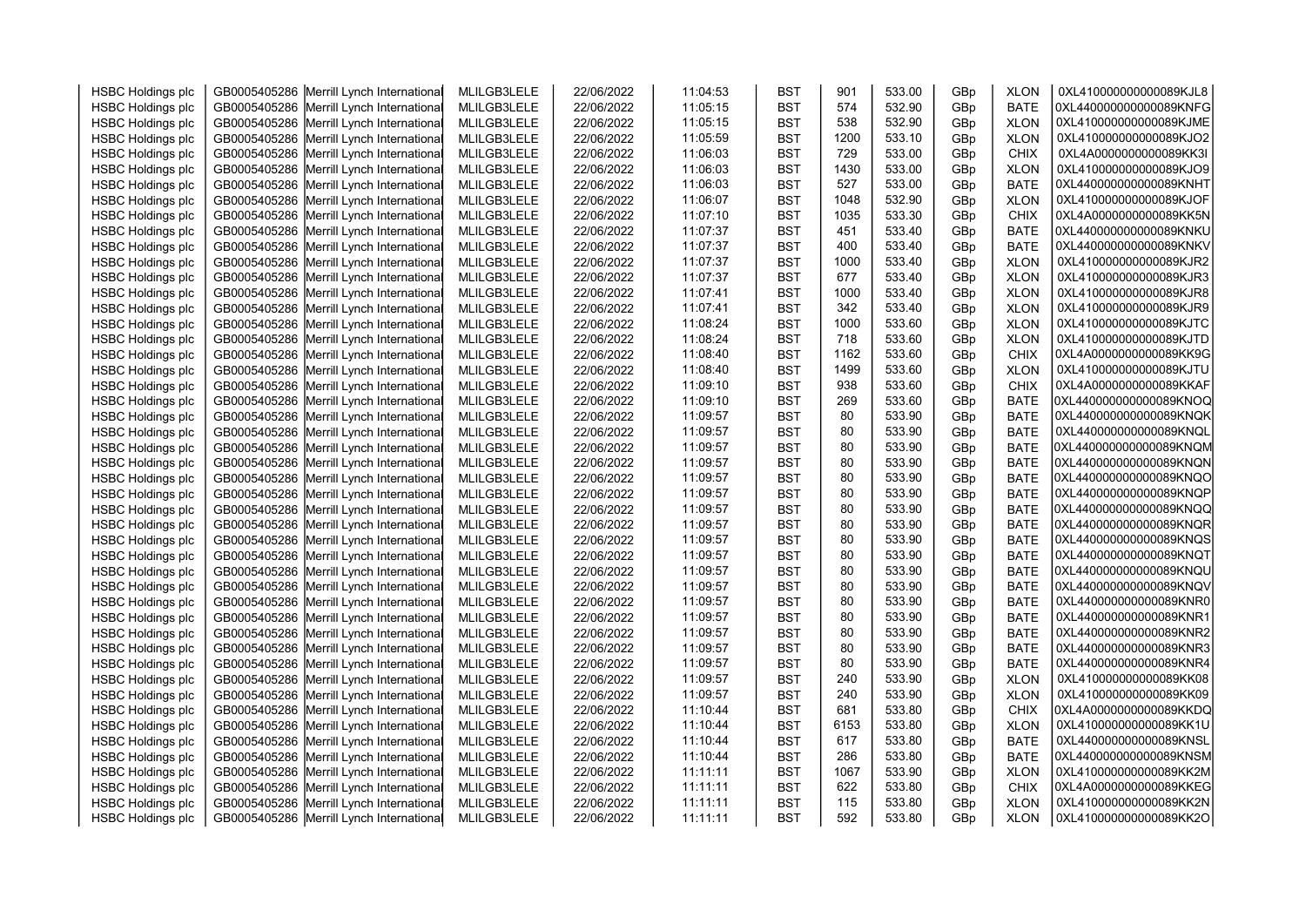| | | | | | | | | | | | |
|---|---|---|---|---|---|---|---|---|---|---|---|
| HSBC Holdings plc | GB0005405286 | Merrill Lynch International | MLILGB3LELE | 22/06/2022 | 11:04:53 | BST | 901 | 533.00 | GBp | XLON | 0XL410000000000089KJL8 |
| HSBC Holdings plc | GB0005405286 | Merrill Lynch International | MLILGB3LELE | 22/06/2022 | 11:05:15 | BST | 574 | 532.90 | GBp | BATE | 0XL440000000000089KNFG |
| HSBC Holdings plc | GB0005405286 | Merrill Lynch International | MLILGB3LELE | 22/06/2022 | 11:05:15 | BST | 538 | 532.90 | GBp | XLON | 0XL410000000000089KJME |
| HSBC Holdings plc | GB0005405286 | Merrill Lynch International | MLILGB3LELE | 22/06/2022 | 11:05:59 | BST | 1200 | 533.10 | GBp | XLON | 0XL410000000000089KJO2 |
| HSBC Holdings plc | GB0005405286 | Merrill Lynch International | MLILGB3LELE | 22/06/2022 | 11:06:03 | BST | 729 | 533.00 | GBp | CHIX | 0XL4A0000000000089KK3I |
| HSBC Holdings plc | GB0005405286 | Merrill Lynch International | MLILGB3LELE | 22/06/2022 | 11:06:03 | BST | 1430 | 533.00 | GBp | XLON | 0XL410000000000089KJO9 |
| HSBC Holdings plc | GB0005405286 | Merrill Lynch International | MLILGB3LELE | 22/06/2022 | 11:06:03 | BST | 527 | 533.00 | GBp | BATE | 0XL440000000000089KNHT |
| HSBC Holdings plc | GB0005405286 | Merrill Lynch International | MLILGB3LELE | 22/06/2022 | 11:06:07 | BST | 1048 | 532.90 | GBp | XLON | 0XL410000000000089KJOF |
| HSBC Holdings plc | GB0005405286 | Merrill Lynch International | MLILGB3LELE | 22/06/2022 | 11:07:10 | BST | 1035 | 533.30 | GBp | CHIX | 0XL4A0000000000089KK5N |
| HSBC Holdings plc | GB0005405286 | Merrill Lynch International | MLILGB3LELE | 22/06/2022 | 11:07:37 | BST | 451 | 533.40 | GBp | BATE | 0XL440000000000089KNKU |
| HSBC Holdings plc | GB0005405286 | Merrill Lynch International | MLILGB3LELE | 22/06/2022 | 11:07:37 | BST | 400 | 533.40 | GBp | BATE | 0XL440000000000089KNKV |
| HSBC Holdings plc | GB0005405286 | Merrill Lynch International | MLILGB3LELE | 22/06/2022 | 11:07:37 | BST | 1000 | 533.40 | GBp | XLON | 0XL410000000000089KJR2 |
| HSBC Holdings plc | GB0005405286 | Merrill Lynch International | MLILGB3LELE | 22/06/2022 | 11:07:37 | BST | 677 | 533.40 | GBp | XLON | 0XL410000000000089KJR3 |
| HSBC Holdings plc | GB0005405286 | Merrill Lynch International | MLILGB3LELE | 22/06/2022 | 11:07:41 | BST | 1000 | 533.40 | GBp | XLON | 0XL410000000000089KJR8 |
| HSBC Holdings plc | GB0005405286 | Merrill Lynch International | MLILGB3LELE | 22/06/2022 | 11:07:41 | BST | 342 | 533.40 | GBp | XLON | 0XL410000000000089KJR9 |
| HSBC Holdings plc | GB0005405286 | Merrill Lynch International | MLILGB3LELE | 22/06/2022 | 11:08:24 | BST | 1000 | 533.60 | GBp | XLON | 0XL410000000000089KJTC |
| HSBC Holdings plc | GB0005405286 | Merrill Lynch International | MLILGB3LELE | 22/06/2022 | 11:08:24 | BST | 718 | 533.60 | GBp | XLON | 0XL410000000000089KJTD |
| HSBC Holdings plc | GB0005405286 | Merrill Lynch International | MLILGB3LELE | 22/06/2022 | 11:08:40 | BST | 1162 | 533.60 | GBp | CHIX | 0XL4A0000000000089KK9G |
| HSBC Holdings plc | GB0005405286 | Merrill Lynch International | MLILGB3LELE | 22/06/2022 | 11:08:40 | BST | 1499 | 533.60 | GBp | XLON | 0XL410000000000089KJTU |
| HSBC Holdings plc | GB0005405286 | Merrill Lynch International | MLILGB3LELE | 22/06/2022 | 11:09:10 | BST | 938 | 533.60 | GBp | CHIX | 0XL4A0000000000089KKAF |
| HSBC Holdings plc | GB0005405286 | Merrill Lynch International | MLILGB3LELE | 22/06/2022 | 11:09:10 | BST | 269 | 533.60 | GBp | BATE | 0XL440000000000089KNOQ |
| HSBC Holdings plc | GB0005405286 | Merrill Lynch International | MLILGB3LELE | 22/06/2022 | 11:09:57 | BST | 80 | 533.90 | GBp | BATE | 0XL440000000000089KNQK |
| HSBC Holdings plc | GB0005405286 | Merrill Lynch International | MLILGB3LELE | 22/06/2022 | 11:09:57 | BST | 80 | 533.90 | GBp | BATE | 0XL440000000000089KNQL |
| HSBC Holdings plc | GB0005405286 | Merrill Lynch International | MLILGB3LELE | 22/06/2022 | 11:09:57 | BST | 80 | 533.90 | GBp | BATE | 0XL440000000000089KNQM |
| HSBC Holdings plc | GB0005405286 | Merrill Lynch International | MLILGB3LELE | 22/06/2022 | 11:09:57 | BST | 80 | 533.90 | GBp | BATE | 0XL440000000000089KNQN |
| HSBC Holdings plc | GB0005405286 | Merrill Lynch International | MLILGB3LELE | 22/06/2022 | 11:09:57 | BST | 80 | 533.90 | GBp | BATE | 0XL440000000000089KNQO |
| HSBC Holdings plc | GB0005405286 | Merrill Lynch International | MLILGB3LELE | 22/06/2022 | 11:09:57 | BST | 80 | 533.90 | GBp | BATE | 0XL440000000000089KNQP |
| HSBC Holdings plc | GB0005405286 | Merrill Lynch International | MLILGB3LELE | 22/06/2022 | 11:09:57 | BST | 80 | 533.90 | GBp | BATE | 0XL440000000000089KNQQ |
| HSBC Holdings plc | GB0005405286 | Merrill Lynch International | MLILGB3LELE | 22/06/2022 | 11:09:57 | BST | 80 | 533.90 | GBp | BATE | 0XL440000000000089KNQR |
| HSBC Holdings plc | GB0005405286 | Merrill Lynch International | MLILGB3LELE | 22/06/2022 | 11:09:57 | BST | 80 | 533.90 | GBp | BATE | 0XL440000000000089KNQS |
| HSBC Holdings plc | GB0005405286 | Merrill Lynch International | MLILGB3LELE | 22/06/2022 | 11:09:57 | BST | 80 | 533.90 | GBp | BATE | 0XL440000000000089KNQT |
| HSBC Holdings plc | GB0005405286 | Merrill Lynch International | MLILGB3LELE | 22/06/2022 | 11:09:57 | BST | 80 | 533.90 | GBp | BATE | 0XL440000000000089KNQU |
| HSBC Holdings plc | GB0005405286 | Merrill Lynch International | MLILGB3LELE | 22/06/2022 | 11:09:57 | BST | 80 | 533.90 | GBp | BATE | 0XL440000000000089KNQV |
| HSBC Holdings plc | GB0005405286 | Merrill Lynch International | MLILGB3LELE | 22/06/2022 | 11:09:57 | BST | 80 | 533.90 | GBp | BATE | 0XL440000000000089KNR0 |
| HSBC Holdings plc | GB0005405286 | Merrill Lynch International | MLILGB3LELE | 22/06/2022 | 11:09:57 | BST | 80 | 533.90 | GBp | BATE | 0XL440000000000089KNR1 |
| HSBC Holdings plc | GB0005405286 | Merrill Lynch International | MLILGB3LELE | 22/06/2022 | 11:09:57 | BST | 80 | 533.90 | GBp | BATE | 0XL440000000000089KNR2 |
| HSBC Holdings plc | GB0005405286 | Merrill Lynch International | MLILGB3LELE | 22/06/2022 | 11:09:57 | BST | 80 | 533.90 | GBp | BATE | 0XL440000000000089KNR3 |
| HSBC Holdings plc | GB0005405286 | Merrill Lynch International | MLILGB3LELE | 22/06/2022 | 11:09:57 | BST | 80 | 533.90 | GBp | BATE | 0XL440000000000089KNR4 |
| HSBC Holdings plc | GB0005405286 | Merrill Lynch International | MLILGB3LELE | 22/06/2022 | 11:09:57 | BST | 240 | 533.90 | GBp | XLON | 0XL410000000000089KK08 |
| HSBC Holdings plc | GB0005405286 | Merrill Lynch International | MLILGB3LELE | 22/06/2022 | 11:09:57 | BST | 240 | 533.90 | GBp | XLON | 0XL410000000000089KK09 |
| HSBC Holdings plc | GB0005405286 | Merrill Lynch International | MLILGB3LELE | 22/06/2022 | 11:10:44 | BST | 681 | 533.80 | GBp | CHIX | 0XL4A0000000000089KKDQ |
| HSBC Holdings plc | GB0005405286 | Merrill Lynch International | MLILGB3LELE | 22/06/2022 | 11:10:44 | BST | 6153 | 533.80 | GBp | XLON | 0XL410000000000089KK1U |
| HSBC Holdings plc | GB0005405286 | Merrill Lynch International | MLILGB3LELE | 22/06/2022 | 11:10:44 | BST | 617 | 533.80 | GBp | BATE | 0XL440000000000089KNSL |
| HSBC Holdings plc | GB0005405286 | Merrill Lynch International | MLILGB3LELE | 22/06/2022 | 11:10:44 | BST | 286 | 533.80 | GBp | BATE | 0XL440000000000089KNSM |
| HSBC Holdings plc | GB0005405286 | Merrill Lynch International | MLILGB3LELE | 22/06/2022 | 11:11:11 | BST | 1067 | 533.90 | GBp | XLON | 0XL410000000000089KK2M |
| HSBC Holdings plc | GB0005405286 | Merrill Lynch International | MLILGB3LELE | 22/06/2022 | 11:11:11 | BST | 622 | 533.80 | GBp | CHIX | 0XL4A0000000000089KKEG |
| HSBC Holdings plc | GB0005405286 | Merrill Lynch International | MLILGB3LELE | 22/06/2022 | 11:11:11 | BST | 115 | 533.80 | GBp | XLON | 0XL410000000000089KK2N |
| HSBC Holdings plc | GB0005405286 | Merrill Lynch International | MLILGB3LELE | 22/06/2022 | 11:11:11 | BST | 592 | 533.80 | GBp | XLON | 0XL410000000000089KK2O |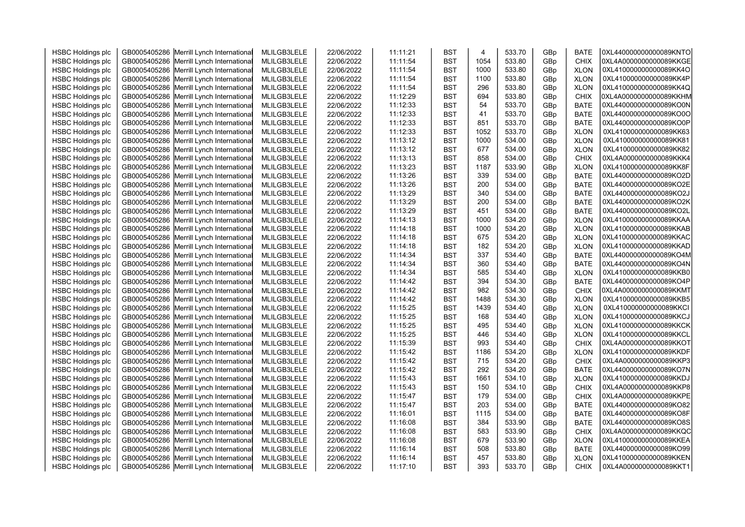| HSBC Holdings plc | GB0005405286 | Merrill Lynch International | MLILGB3LELE | 22/06/2022 | 11:11:21 | BST | 4 | 533.70 | GBp | BATE | 0XL440000000000089KNTO |
|---|---|---|---|---|---|---|---|---|---|---|---|
| HSBC Holdings plc | GB0005405286 | Merrill Lynch International | MLILGB3LELE | 22/06/2022 | 11:11:54 | BST | 1054 | 533.80 | GBp | CHIX | 0XL4A0000000000089KKGE |
| HSBC Holdings plc | GB0005405286 | Merrill Lynch International | MLILGB3LELE | 22/06/2022 | 11:11:54 | BST | 1000 | 533.80 | GBp | XLON | 0XL410000000000089KK4O |
| HSBC Holdings plc | GB0005405286 | Merrill Lynch International | MLILGB3LELE | 22/06/2022 | 11:11:54 | BST | 1100 | 533.80 | GBp | XLON | 0XL410000000000089KK4P |
| HSBC Holdings plc | GB0005405286 | Merrill Lynch International | MLILGB3LELE | 22/06/2022 | 11:11:54 | BST | 296 | 533.80 | GBp | XLON | 0XL410000000000089KK4Q |
| HSBC Holdings plc | GB0005405286 | Merrill Lynch International | MLILGB3LELE | 22/06/2022 | 11:12:29 | BST | 694 | 533.80 | GBp | CHIX | 0XL4A0000000000089KKHM |
| HSBC Holdings plc | GB0005405286 | Merrill Lynch International | MLILGB3LELE | 22/06/2022 | 11:12:33 | BST | 54 | 533.70 | GBp | BATE | 0XL440000000000089KO0N |
| HSBC Holdings plc | GB0005405286 | Merrill Lynch International | MLILGB3LELE | 22/06/2022 | 11:12:33 | BST | 41 | 533.70 | GBp | BATE | 0XL440000000000089KO0O |
| HSBC Holdings plc | GB0005405286 | Merrill Lynch International | MLILGB3LELE | 22/06/2022 | 11:12:33 | BST | 851 | 533.70 | GBp | BATE | 0XL440000000000089KO0P |
| HSBC Holdings plc | GB0005405286 | Merrill Lynch International | MLILGB3LELE | 22/06/2022 | 11:12:33 | BST | 1052 | 533.70 | GBp | XLON | 0XL410000000000089KK63 |
| HSBC Holdings plc | GB0005405286 | Merrill Lynch International | MLILGB3LELE | 22/06/2022 | 11:13:12 | BST | 1000 | 534.00 | GBp | XLON | 0XL410000000000089KK81 |
| HSBC Holdings plc | GB0005405286 | Merrill Lynch International | MLILGB3LELE | 22/06/2022 | 11:13:12 | BST | 677 | 534.00 | GBp | XLON | 0XL410000000000089KK82 |
| HSBC Holdings plc | GB0005405286 | Merrill Lynch International | MLILGB3LELE | 22/06/2022 | 11:13:13 | BST | 858 | 534.00 | GBp | CHIX | 0XL4A0000000000089KKK4 |
| HSBC Holdings plc | GB0005405286 | Merrill Lynch International | MLILGB3LELE | 22/06/2022 | 11:13:23 | BST | 1187 | 533.90 | GBp | XLON | 0XL410000000000089KK8F |
| HSBC Holdings plc | GB0005405286 | Merrill Lynch International | MLILGB3LELE | 22/06/2022 | 11:13:26 | BST | 339 | 534.00 | GBp | BATE | 0XL440000000000089KO2D |
| HSBC Holdings plc | GB0005405286 | Merrill Lynch International | MLILGB3LELE | 22/06/2022 | 11:13:26 | BST | 200 | 534.00 | GBp | BATE | 0XL440000000000089KO2E |
| HSBC Holdings plc | GB0005405286 | Merrill Lynch International | MLILGB3LELE | 22/06/2022 | 11:13:29 | BST | 340 | 534.00 | GBp | BATE | 0XL440000000000089KO2J |
| HSBC Holdings plc | GB0005405286 | Merrill Lynch International | MLILGB3LELE | 22/06/2022 | 11:13:29 | BST | 200 | 534.00 | GBp | BATE | 0XL440000000000089KO2K |
| HSBC Holdings plc | GB0005405286 | Merrill Lynch International | MLILGB3LELE | 22/06/2022 | 11:13:29 | BST | 451 | 534.00 | GBp | BATE | 0XL440000000000089KO2L |
| HSBC Holdings plc | GB0005405286 | Merrill Lynch International | MLILGB3LELE | 22/06/2022 | 11:14:13 | BST | 1000 | 534.20 | GBp | XLON | 0XL410000000000089KKAA |
| HSBC Holdings plc | GB0005405286 | Merrill Lynch International | MLILGB3LELE | 22/06/2022 | 11:14:18 | BST | 1000 | 534.20 | GBp | XLON | 0XL410000000000089KKAB |
| HSBC Holdings plc | GB0005405286 | Merrill Lynch International | MLILGB3LELE | 22/06/2022 | 11:14:18 | BST | 675 | 534.20 | GBp | XLON | 0XL410000000000089KKAC |
| HSBC Holdings plc | GB0005405286 | Merrill Lynch International | MLILGB3LELE | 22/06/2022 | 11:14:18 | BST | 182 | 534.20 | GBp | XLON | 0XL410000000000089KKAD |
| HSBC Holdings plc | GB0005405286 | Merrill Lynch International | MLILGB3LELE | 22/06/2022 | 11:14:34 | BST | 337 | 534.40 | GBp | BATE | 0XL440000000000089KO4M |
| HSBC Holdings plc | GB0005405286 | Merrill Lynch International | MLILGB3LELE | 22/06/2022 | 11:14:34 | BST | 360 | 534.40 | GBp | BATE | 0XL440000000000089KO4N |
| HSBC Holdings plc | GB0005405286 | Merrill Lynch International | MLILGB3LELE | 22/06/2022 | 11:14:34 | BST | 585 | 534.40 | GBp | XLON | 0XL410000000000089KKB0 |
| HSBC Holdings plc | GB0005405286 | Merrill Lynch International | MLILGB3LELE | 22/06/2022 | 11:14:42 | BST | 394 | 534.30 | GBp | BATE | 0XL440000000000089KO4P |
| HSBC Holdings plc | GB0005405286 | Merrill Lynch International | MLILGB3LELE | 22/06/2022 | 11:14:42 | BST | 982 | 534.30 | GBp | CHIX | 0XL4A0000000000089KKMT |
| HSBC Holdings plc | GB0005405286 | Merrill Lynch International | MLILGB3LELE | 22/06/2022 | 11:14:42 | BST | 1488 | 534.30 | GBp | XLON | 0XL410000000000089KKB5 |
| HSBC Holdings plc | GB0005405286 | Merrill Lynch International | MLILGB3LELE | 22/06/2022 | 11:15:25 | BST | 1439 | 534.40 | GBp | XLON | 0XL410000000000089KKCI |
| HSBC Holdings plc | GB0005405286 | Merrill Lynch International | MLILGB3LELE | 22/06/2022 | 11:15:25 | BST | 168 | 534.40 | GBp | XLON | 0XL410000000000089KKCJ |
| HSBC Holdings plc | GB0005405286 | Merrill Lynch International | MLILGB3LELE | 22/06/2022 | 11:15:25 | BST | 495 | 534.40 | GBp | XLON | 0XL410000000000089KKCK |
| HSBC Holdings plc | GB0005405286 | Merrill Lynch International | MLILGB3LELE | 22/06/2022 | 11:15:25 | BST | 446 | 534.40 | GBp | XLON | 0XL410000000000089KKCL |
| HSBC Holdings plc | GB0005405286 | Merrill Lynch International | MLILGB3LELE | 22/06/2022 | 11:15:39 | BST | 993 | 534.40 | GBp | CHIX | 0XL4A0000000000089KKOT |
| HSBC Holdings plc | GB0005405286 | Merrill Lynch International | MLILGB3LELE | 22/06/2022 | 11:15:42 | BST | 1186 | 534.20 | GBp | XLON | 0XL410000000000089KKDF |
| HSBC Holdings plc | GB0005405286 | Merrill Lynch International | MLILGB3LELE | 22/06/2022 | 11:15:42 | BST | 715 | 534.20 | GBp | CHIX | 0XL4A0000000000089KKP3 |
| HSBC Holdings plc | GB0005405286 | Merrill Lynch International | MLILGB3LELE | 22/06/2022 | 11:15:42 | BST | 292 | 534.20 | GBp | BATE | 0XL440000000000089KO7N |
| HSBC Holdings plc | GB0005405286 | Merrill Lynch International | MLILGB3LELE | 22/06/2022 | 11:15:43 | BST | 1661 | 534.10 | GBp | XLON | 0XL410000000000089KKDJ |
| HSBC Holdings plc | GB0005405286 | Merrill Lynch International | MLILGB3LELE | 22/06/2022 | 11:15:43 | BST | 150 | 534.10 | GBp | CHIX | 0XL4A0000000000089KKP8 |
| HSBC Holdings plc | GB0005405286 | Merrill Lynch International | MLILGB3LELE | 22/06/2022 | 11:15:47 | BST | 179 | 534.00 | GBp | CHIX | 0XL4A0000000000089KKPE |
| HSBC Holdings plc | GB0005405286 | Merrill Lynch International | MLILGB3LELE | 22/06/2022 | 11:15:47 | BST | 203 | 534.00 | GBp | BATE | 0XL440000000000089KO82 |
| HSBC Holdings plc | GB0005405286 | Merrill Lynch International | MLILGB3LELE | 22/06/2022 | 11:16:01 | BST | 1115 | 534.00 | GBp | BATE | 0XL440000000000089KO8F |
| HSBC Holdings plc | GB0005405286 | Merrill Lynch International | MLILGB3LELE | 22/06/2022 | 11:16:08 | BST | 384 | 533.90 | GBp | BATE | 0XL440000000000089KO8S |
| HSBC Holdings plc | GB0005405286 | Merrill Lynch International | MLILGB3LELE | 22/06/2022 | 11:16:08 | BST | 583 | 533.90 | GBp | CHIX | 0XL4A0000000000089KKQC |
| HSBC Holdings plc | GB0005405286 | Merrill Lynch International | MLILGB3LELE | 22/06/2022 | 11:16:08 | BST | 679 | 533.90 | GBp | XLON | 0XL410000000000089KKEA |
| HSBC Holdings plc | GB0005405286 | Merrill Lynch International | MLILGB3LELE | 22/06/2022 | 11:16:14 | BST | 508 | 533.80 | GBp | BATE | 0XL440000000000089KO99 |
| HSBC Holdings plc | GB0005405286 | Merrill Lynch International | MLILGB3LELE | 22/06/2022 | 11:16:14 | BST | 457 | 533.80 | GBp | XLON | 0XL410000000000089KKEN |
| HSBC Holdings plc | GB0005405286 | Merrill Lynch International | MLILGB3LELE | 22/06/2022 | 11:17:10 | BST | 393 | 533.70 | GBp | CHIX | 0XL4A0000000000089KKT1 |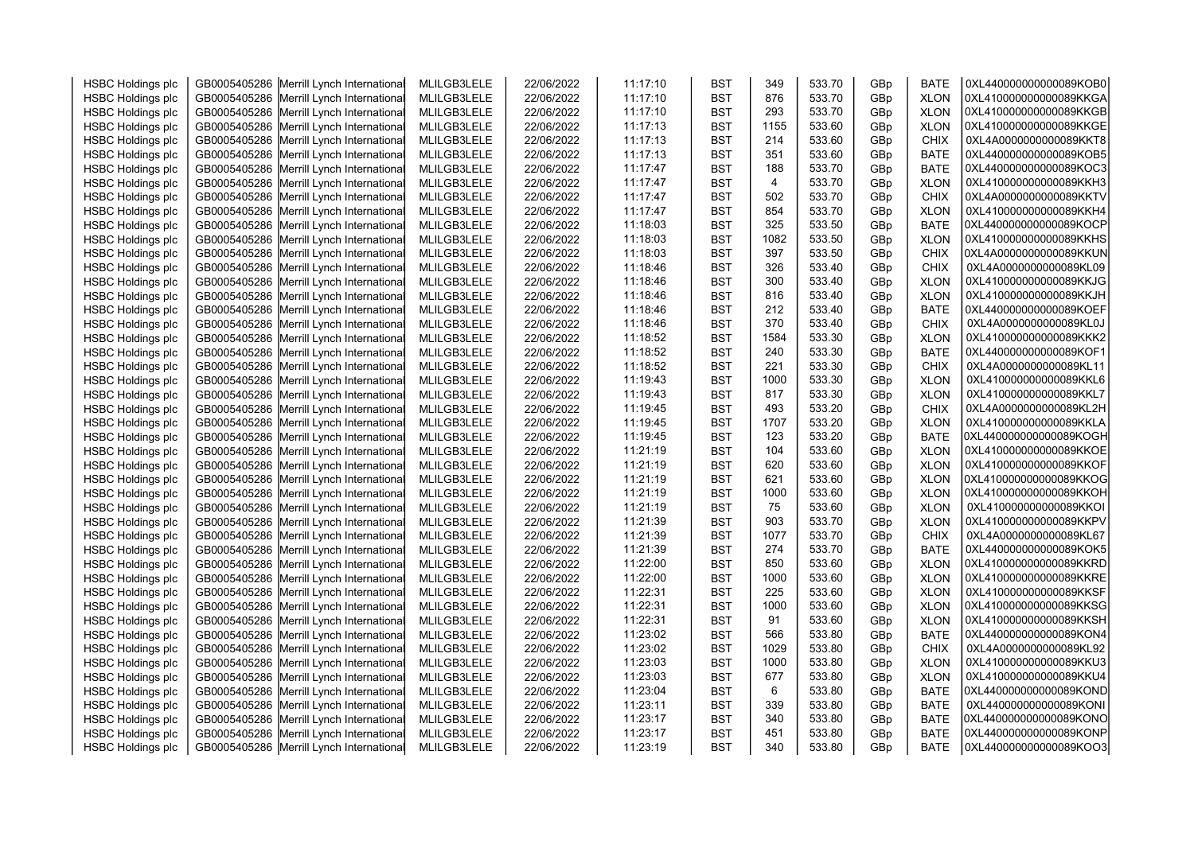| HSBC Holdings plc | GB0005405286 | Merrill Lynch International | MLILGB3LELE | 22/06/2022 | 11:17:10 | BST | 349 | 533.70 | GBp | BATE | 0XL440000000000089KOB0 |
|---|---|---|---|---|---|---|---|---|---|---|---|
| HSBC Holdings plc | GB0005405286 | Merrill Lynch International | MLILGB3LELE | 22/06/2022 | 11:17:10 | BST | 876 | 533.70 | GBp | XLON | 0XL410000000000089KKGA |
| HSBC Holdings plc | GB0005405286 | Merrill Lynch International | MLILGB3LELE | 22/06/2022 | 11:17:10 | BST | 293 | 533.70 | GBp | XLON | 0XL410000000000089KKGB |
| HSBC Holdings plc | GB0005405286 | Merrill Lynch International | MLILGB3LELE | 22/06/2022 | 11:17:13 | BST | 1155 | 533.60 | GBp | XLON | 0XL410000000000089KKGE |
| HSBC Holdings plc | GB0005405286 | Merrill Lynch International | MLILGB3LELE | 22/06/2022 | 11:17:13 | BST | 214 | 533.60 | GBp | CHIX | 0XL4A0000000000089KKT8 |
| HSBC Holdings plc | GB0005405286 | Merrill Lynch International | MLILGB3LELE | 22/06/2022 | 11:17:13 | BST | 351 | 533.60 | GBp | BATE | 0XL440000000000089KOB5 |
| HSBC Holdings plc | GB0005405286 | Merrill Lynch International | MLILGB3LELE | 22/06/2022 | 11:17:47 | BST | 188 | 533.70 | GBp | BATE | 0XL440000000000089KOC3 |
| HSBC Holdings plc | GB0005405286 | Merrill Lynch International | MLILGB3LELE | 22/06/2022 | 11:17:47 | BST | 4 | 533.70 | GBp | XLON | 0XL410000000000089KKH3 |
| HSBC Holdings plc | GB0005405286 | Merrill Lynch International | MLILGB3LELE | 22/06/2022 | 11:17:47 | BST | 502 | 533.70 | GBp | CHIX | 0XL4A0000000000089KKTV |
| HSBC Holdings plc | GB0005405286 | Merrill Lynch International | MLILGB3LELE | 22/06/2022 | 11:17:47 | BST | 854 | 533.70 | GBp | XLON | 0XL410000000000089KKH4 |
| HSBC Holdings plc | GB0005405286 | Merrill Lynch International | MLILGB3LELE | 22/06/2022 | 11:18:03 | BST | 325 | 533.50 | GBp | BATE | 0XL440000000000089KOCP |
| HSBC Holdings plc | GB0005405286 | Merrill Lynch International | MLILGB3LELE | 22/06/2022 | 11:18:03 | BST | 1082 | 533.50 | GBp | XLON | 0XL410000000000089KKHS |
| HSBC Holdings plc | GB0005405286 | Merrill Lynch International | MLILGB3LELE | 22/06/2022 | 11:18:03 | BST | 397 | 533.50 | GBp | CHIX | 0XL4A0000000000089KKUN |
| HSBC Holdings plc | GB0005405286 | Merrill Lynch International | MLILGB3LELE | 22/06/2022 | 11:18:46 | BST | 326 | 533.40 | GBp | CHIX | 0XL4A0000000000089KL09 |
| HSBC Holdings plc | GB0005405286 | Merrill Lynch International | MLILGB3LELE | 22/06/2022 | 11:18:46 | BST | 300 | 533.40 | GBp | XLON | 0XL410000000000089KKJG |
| HSBC Holdings plc | GB0005405286 | Merrill Lynch International | MLILGB3LELE | 22/06/2022 | 11:18:46 | BST | 816 | 533.40 | GBp | XLON | 0XL410000000000089KKJH |
| HSBC Holdings plc | GB0005405286 | Merrill Lynch International | MLILGB3LELE | 22/06/2022 | 11:18:46 | BST | 212 | 533.40 | GBp | BATE | 0XL440000000000089KOEF |
| HSBC Holdings plc | GB0005405286 | Merrill Lynch International | MLILGB3LELE | 22/06/2022 | 11:18:46 | BST | 370 | 533.40 | GBp | CHIX | 0XL4A0000000000089KL0J |
| HSBC Holdings plc | GB0005405286 | Merrill Lynch International | MLILGB3LELE | 22/06/2022 | 11:18:52 | BST | 1584 | 533.30 | GBp | XLON | 0XL410000000000089KKK2 |
| HSBC Holdings plc | GB0005405286 | Merrill Lynch International | MLILGB3LELE | 22/06/2022 | 11:18:52 | BST | 240 | 533.30 | GBp | BATE | 0XL440000000000089KOF1 |
| HSBC Holdings plc | GB0005405286 | Merrill Lynch International | MLILGB3LELE | 22/06/2022 | 11:18:52 | BST | 221 | 533.30 | GBp | CHIX | 0XL4A0000000000089KL11 |
| HSBC Holdings plc | GB0005405286 | Merrill Lynch International | MLILGB3LELE | 22/06/2022 | 11:19:43 | BST | 1000 | 533.30 | GBp | XLON | 0XL410000000000089KKL6 |
| HSBC Holdings plc | GB0005405286 | Merrill Lynch International | MLILGB3LELE | 22/06/2022 | 11:19:43 | BST | 817 | 533.30 | GBp | XLON | 0XL410000000000089KKL7 |
| HSBC Holdings plc | GB0005405286 | Merrill Lynch International | MLILGB3LELE | 22/06/2022 | 11:19:45 | BST | 493 | 533.20 | GBp | CHIX | 0XL4A0000000000089KL2H |
| HSBC Holdings plc | GB0005405286 | Merrill Lynch International | MLILGB3LELE | 22/06/2022 | 11:19:45 | BST | 1707 | 533.20 | GBp | XLON | 0XL410000000000089KKLA |
| HSBC Holdings plc | GB0005405286 | Merrill Lynch International | MLILGB3LELE | 22/06/2022 | 11:19:45 | BST | 123 | 533.20 | GBp | BATE | 0XL440000000000089KOGH |
| HSBC Holdings plc | GB0005405286 | Merrill Lynch International | MLILGB3LELE | 22/06/2022 | 11:21:19 | BST | 104 | 533.60 | GBp | XLON | 0XL410000000000089KKOE |
| HSBC Holdings plc | GB0005405286 | Merrill Lynch International | MLILGB3LELE | 22/06/2022 | 11:21:19 | BST | 620 | 533.60 | GBp | XLON | 0XL410000000000089KKOF |
| HSBC Holdings plc | GB0005405286 | Merrill Lynch International | MLILGB3LELE | 22/06/2022 | 11:21:19 | BST | 621 | 533.60 | GBp | XLON | 0XL410000000000089KKOG |
| HSBC Holdings plc | GB0005405286 | Merrill Lynch International | MLILGB3LELE | 22/06/2022 | 11:21:19 | BST | 1000 | 533.60 | GBp | XLON | 0XL410000000000089KKOH |
| HSBC Holdings plc | GB0005405286 | Merrill Lynch International | MLILGB3LELE | 22/06/2022 | 11:21:19 | BST | 75 | 533.60 | GBp | XLON | 0XL410000000000089KKOI |
| HSBC Holdings plc | GB0005405286 | Merrill Lynch International | MLILGB3LELE | 22/06/2022 | 11:21:39 | BST | 903 | 533.70 | GBp | XLON | 0XL410000000000089KKPV |
| HSBC Holdings plc | GB0005405286 | Merrill Lynch International | MLILGB3LELE | 22/06/2022 | 11:21:39 | BST | 1077 | 533.70 | GBp | CHIX | 0XL4A0000000000089KL67 |
| HSBC Holdings plc | GB0005405286 | Merrill Lynch International | MLILGB3LELE | 22/06/2022 | 11:21:39 | BST | 274 | 533.70 | GBp | BATE | 0XL440000000000089KOK5 |
| HSBC Holdings plc | GB0005405286 | Merrill Lynch International | MLILGB3LELE | 22/06/2022 | 11:22:00 | BST | 850 | 533.60 | GBp | XLON | 0XL410000000000089KKRD |
| HSBC Holdings plc | GB0005405286 | Merrill Lynch International | MLILGB3LELE | 22/06/2022 | 11:22:00 | BST | 1000 | 533.60 | GBp | XLON | 0XL410000000000089KKRE |
| HSBC Holdings plc | GB0005405286 | Merrill Lynch International | MLILGB3LELE | 22/06/2022 | 11:22:31 | BST | 225 | 533.60 | GBp | XLON | 0XL410000000000089KKSF |
| HSBC Holdings plc | GB0005405286 | Merrill Lynch International | MLILGB3LELE | 22/06/2022 | 11:22:31 | BST | 1000 | 533.60 | GBp | XLON | 0XL410000000000089KKSG |
| HSBC Holdings plc | GB0005405286 | Merrill Lynch International | MLILGB3LELE | 22/06/2022 | 11:22:31 | BST | 91 | 533.60 | GBp | XLON | 0XL410000000000089KKSH |
| HSBC Holdings plc | GB0005405286 | Merrill Lynch International | MLILGB3LELE | 22/06/2022 | 11:23:02 | BST | 566 | 533.80 | GBp | BATE | 0XL440000000000089KON4 |
| HSBC Holdings plc | GB0005405286 | Merrill Lynch International | MLILGB3LELE | 22/06/2022 | 11:23:02 | BST | 1029 | 533.80 | GBp | CHIX | 0XL4A0000000000089KL92 |
| HSBC Holdings plc | GB0005405286 | Merrill Lynch International | MLILGB3LELE | 22/06/2022 | 11:23:03 | BST | 1000 | 533.80 | GBp | XLON | 0XL410000000000089KKU3 |
| HSBC Holdings plc | GB0005405286 | Merrill Lynch International | MLILGB3LELE | 22/06/2022 | 11:23:03 | BST | 677 | 533.80 | GBp | XLON | 0XL410000000000089KKU4 |
| HSBC Holdings plc | GB0005405286 | Merrill Lynch International | MLILGB3LELE | 22/06/2022 | 11:23:04 | BST | 6 | 533.80 | GBp | BATE | 0XL440000000000089KOND |
| HSBC Holdings plc | GB0005405286 | Merrill Lynch International | MLILGB3LELE | 22/06/2022 | 11:23:11 | BST | 339 | 533.80 | GBp | BATE | 0XL440000000000089KONI |
| HSBC Holdings plc | GB0005405286 | Merrill Lynch International | MLILGB3LELE | 22/06/2022 | 11:23:17 | BST | 340 | 533.80 | GBp | BATE | 0XL440000000000089KONO |
| HSBC Holdings plc | GB0005405286 | Merrill Lynch International | MLILGB3LELE | 22/06/2022 | 11:23:17 | BST | 451 | 533.80 | GBp | BATE | 0XL440000000000089KONP |
| HSBC Holdings plc | GB0005405286 | Merrill Lynch International | MLILGB3LELE | 22/06/2022 | 11:23:19 | BST | 340 | 533.80 | GBp | BATE | 0XL440000000000089KOO3 |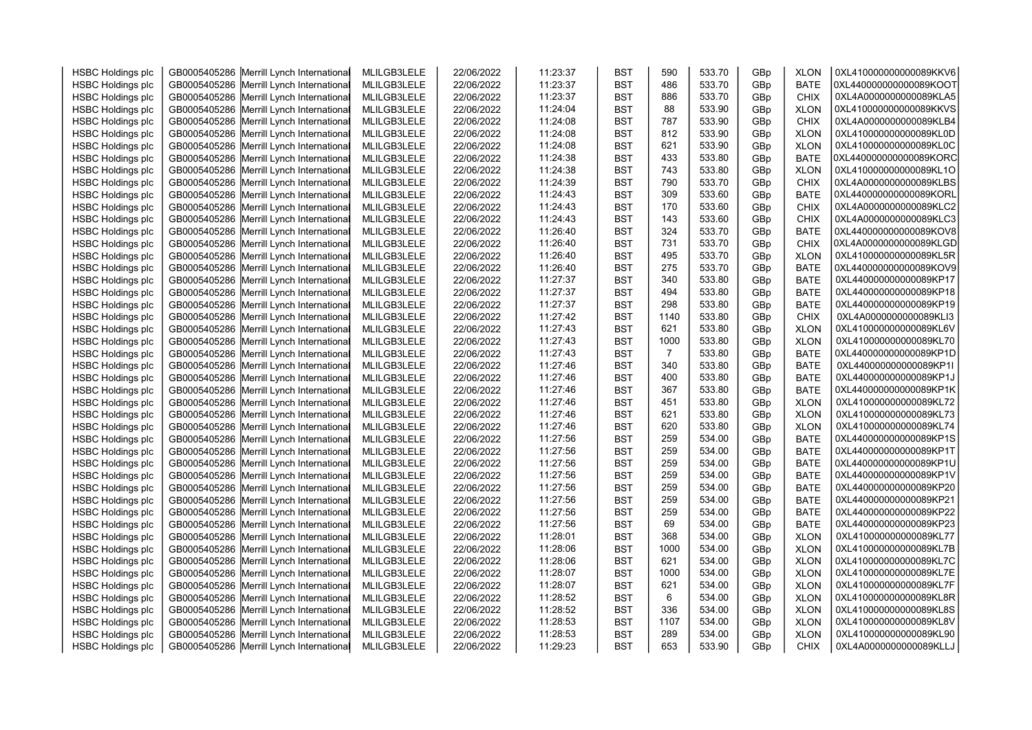| HSBC Holdings plc | GB0005405286 | Merrill Lynch International | MLILGB3LELE | 22/06/2022 | 11:23:37 | BST | 590 | 533.70 | GBp | XLON | 0XL410000000000089KKV6 |
|---|---|---|---|---|---|---|---|---|---|---|---|
| HSBC Holdings plc | GB0005405286 | Merrill Lynch International | MLILGB3LELE | 22/06/2022 | 11:23:37 | BST | 486 | 533.70 | GBp | BATE | 0XL440000000000089KOOT |
| HSBC Holdings plc | GB0005405286 | Merrill Lynch International | MLILGB3LELE | 22/06/2022 | 11:23:37 | BST | 886 | 533.70 | GBp | CHIX | 0XL4A0000000000089KLA5 |
| HSBC Holdings plc | GB0005405286 | Merrill Lynch International | MLILGB3LELE | 22/06/2022 | 11:24:04 | BST | 88 | 533.90 | GBp | XLON | 0XL410000000000089KKVS |
| HSBC Holdings plc | GB0005405286 | Merrill Lynch International | MLILGB3LELE | 22/06/2022 | 11:24:08 | BST | 787 | 533.90 | GBp | CHIX | 0XL4A0000000000089KLB4 |
| HSBC Holdings plc | GB0005405286 | Merrill Lynch International | MLILGB3LELE | 22/06/2022 | 11:24:08 | BST | 812 | 533.90 | GBp | XLON | 0XL410000000000089KL0D |
| HSBC Holdings plc | GB0005405286 | Merrill Lynch International | MLILGB3LELE | 22/06/2022 | 11:24:08 | BST | 621 | 533.90 | GBp | XLON | 0XL410000000000089KL0C |
| HSBC Holdings plc | GB0005405286 | Merrill Lynch International | MLILGB3LELE | 22/06/2022 | 11:24:38 | BST | 433 | 533.80 | GBp | BATE | 0XL440000000000089KORC |
| HSBC Holdings plc | GB0005405286 | Merrill Lynch International | MLILGB3LELE | 22/06/2022 | 11:24:38 | BST | 743 | 533.80 | GBp | XLON | 0XL410000000000089KL1O |
| HSBC Holdings plc | GB0005405286 | Merrill Lynch International | MLILGB3LELE | 22/06/2022 | 11:24:39 | BST | 790 | 533.70 | GBp | CHIX | 0XL4A0000000000089KLBS |
| HSBC Holdings plc | GB0005405286 | Merrill Lynch International | MLILGB3LELE | 22/06/2022 | 11:24:43 | BST | 309 | 533.60 | GBp | BATE | 0XL440000000000089KORL |
| HSBC Holdings plc | GB0005405286 | Merrill Lynch International | MLILGB3LELE | 22/06/2022 | 11:24:43 | BST | 170 | 533.60 | GBp | CHIX | 0XL4A0000000000089KLC2 |
| HSBC Holdings plc | GB0005405286 | Merrill Lynch International | MLILGB3LELE | 22/06/2022 | 11:24:43 | BST | 143 | 533.60 | GBp | CHIX | 0XL4A0000000000089KLC3 |
| HSBC Holdings plc | GB0005405286 | Merrill Lynch International | MLILGB3LELE | 22/06/2022 | 11:26:40 | BST | 324 | 533.70 | GBp | BATE | 0XL440000000000089KOV8 |
| HSBC Holdings plc | GB0005405286 | Merrill Lynch International | MLILGB3LELE | 22/06/2022 | 11:26:40 | BST | 731 | 533.70 | GBp | CHIX | 0XL4A0000000000089KLGD |
| HSBC Holdings plc | GB0005405286 | Merrill Lynch International | MLILGB3LELE | 22/06/2022 | 11:26:40 | BST | 495 | 533.70 | GBp | XLON | 0XL410000000000089KL5R |
| HSBC Holdings plc | GB0005405286 | Merrill Lynch International | MLILGB3LELE | 22/06/2022 | 11:26:40 | BST | 275 | 533.70 | GBp | BATE | 0XL440000000000089KOV9 |
| HSBC Holdings plc | GB0005405286 | Merrill Lynch International | MLILGB3LELE | 22/06/2022 | 11:27:37 | BST | 340 | 533.80 | GBp | BATE | 0XL440000000000089KP17 |
| HSBC Holdings plc | GB0005405286 | Merrill Lynch International | MLILGB3LELE | 22/06/2022 | 11:27:37 | BST | 494 | 533.80 | GBp | BATE | 0XL440000000000089KP18 |
| HSBC Holdings plc | GB0005405286 | Merrill Lynch International | MLILGB3LELE | 22/06/2022 | 11:27:37 | BST | 298 | 533.80 | GBp | BATE | 0XL440000000000089KP19 |
| HSBC Holdings plc | GB0005405286 | Merrill Lynch International | MLILGB3LELE | 22/06/2022 | 11:27:42 | BST | 1140 | 533.80 | GBp | CHIX | 0XL4A0000000000089KLI3 |
| HSBC Holdings plc | GB0005405286 | Merrill Lynch International | MLILGB3LELE | 22/06/2022 | 11:27:43 | BST | 621 | 533.80 | GBp | XLON | 0XL410000000000089KL6V |
| HSBC Holdings plc | GB0005405286 | Merrill Lynch International | MLILGB3LELE | 22/06/2022 | 11:27:43 | BST | 1000 | 533.80 | GBp | XLON | 0XL410000000000089KL70 |
| HSBC Holdings plc | GB0005405286 | Merrill Lynch International | MLILGB3LELE | 22/06/2022 | 11:27:43 | BST | 7 | 533.80 | GBp | BATE | 0XL440000000000089KP1D |
| HSBC Holdings plc | GB0005405286 | Merrill Lynch International | MLILGB3LELE | 22/06/2022 | 11:27:46 | BST | 340 | 533.80 | GBp | BATE | 0XL440000000000089KP1I |
| HSBC Holdings plc | GB0005405286 | Merrill Lynch International | MLILGB3LELE | 22/06/2022 | 11:27:46 | BST | 400 | 533.80 | GBp | BATE | 0XL440000000000089KP1J |
| HSBC Holdings plc | GB0005405286 | Merrill Lynch International | MLILGB3LELE | 22/06/2022 | 11:27:46 | BST | 367 | 533.80 | GBp | BATE | 0XL440000000000089KP1K |
| HSBC Holdings plc | GB0005405286 | Merrill Lynch International | MLILGB3LELE | 22/06/2022 | 11:27:46 | BST | 451 | 533.80 | GBp | XLON | 0XL410000000000089KL72 |
| HSBC Holdings plc | GB0005405286 | Merrill Lynch International | MLILGB3LELE | 22/06/2022 | 11:27:46 | BST | 621 | 533.80 | GBp | XLON | 0XL410000000000089KL73 |
| HSBC Holdings plc | GB0005405286 | Merrill Lynch International | MLILGB3LELE | 22/06/2022 | 11:27:46 | BST | 620 | 533.80 | GBp | XLON | 0XL410000000000089KL74 |
| HSBC Holdings plc | GB0005405286 | Merrill Lynch International | MLILGB3LELE | 22/06/2022 | 11:27:56 | BST | 259 | 534.00 | GBp | BATE | 0XL440000000000089KP1S |
| HSBC Holdings plc | GB0005405286 | Merrill Lynch International | MLILGB3LELE | 22/06/2022 | 11:27:56 | BST | 259 | 534.00 | GBp | BATE | 0XL440000000000089KP1T |
| HSBC Holdings plc | GB0005405286 | Merrill Lynch International | MLILGB3LELE | 22/06/2022 | 11:27:56 | BST | 259 | 534.00 | GBp | BATE | 0XL440000000000089KP1U |
| HSBC Holdings plc | GB0005405286 | Merrill Lynch International | MLILGB3LELE | 22/06/2022 | 11:27:56 | BST | 259 | 534.00 | GBp | BATE | 0XL440000000000089KP1V |
| HSBC Holdings plc | GB0005405286 | Merrill Lynch International | MLILGB3LELE | 22/06/2022 | 11:27:56 | BST | 259 | 534.00 | GBp | BATE | 0XL440000000000089KP20 |
| HSBC Holdings plc | GB0005405286 | Merrill Lynch International | MLILGB3LELE | 22/06/2022 | 11:27:56 | BST | 259 | 534.00 | GBp | BATE | 0XL440000000000089KP21 |
| HSBC Holdings plc | GB0005405286 | Merrill Lynch International | MLILGB3LELE | 22/06/2022 | 11:27:56 | BST | 259 | 534.00 | GBp | BATE | 0XL440000000000089KP22 |
| HSBC Holdings plc | GB0005405286 | Merrill Lynch International | MLILGB3LELE | 22/06/2022 | 11:27:56 | BST | 69 | 534.00 | GBp | BATE | 0XL440000000000089KP23 |
| HSBC Holdings plc | GB0005405286 | Merrill Lynch International | MLILGB3LELE | 22/06/2022 | 11:28:01 | BST | 368 | 534.00 | GBp | XLON | 0XL410000000000089KL77 |
| HSBC Holdings plc | GB0005405286 | Merrill Lynch International | MLILGB3LELE | 22/06/2022 | 11:28:06 | BST | 1000 | 534.00 | GBp | XLON | 0XL410000000000089KL7B |
| HSBC Holdings plc | GB0005405286 | Merrill Lynch International | MLILGB3LELE | 22/06/2022 | 11:28:06 | BST | 621 | 534.00 | GBp | XLON | 0XL410000000000089KL7C |
| HSBC Holdings plc | GB0005405286 | Merrill Lynch International | MLILGB3LELE | 22/06/2022 | 11:28:07 | BST | 1000 | 534.00 | GBp | XLON | 0XL410000000000089KL7E |
| HSBC Holdings plc | GB0005405286 | Merrill Lynch International | MLILGB3LELE | 22/06/2022 | 11:28:07 | BST | 621 | 534.00 | GBp | XLON | 0XL410000000000089KL7F |
| HSBC Holdings plc | GB0005405286 | Merrill Lynch International | MLILGB3LELE | 22/06/2022 | 11:28:52 | BST | 6 | 534.00 | GBp | XLON | 0XL410000000000089KL8R |
| HSBC Holdings plc | GB0005405286 | Merrill Lynch International | MLILGB3LELE | 22/06/2022 | 11:28:52 | BST | 336 | 534.00 | GBp | XLON | 0XL410000000000089KL8S |
| HSBC Holdings plc | GB0005405286 | Merrill Lynch International | MLILGB3LELE | 22/06/2022 | 11:28:53 | BST | 1107 | 534.00 | GBp | XLON | 0XL410000000000089KL8V |
| HSBC Holdings plc | GB0005405286 | Merrill Lynch International | MLILGB3LELE | 22/06/2022 | 11:28:53 | BST | 289 | 534.00 | GBp | XLON | 0XL410000000000089KL90 |
| HSBC Holdings plc | GB0005405286 | Merrill Lynch International | MLILGB3LELE | 22/06/2022 | 11:29:23 | BST | 653 | 533.90 | GBp | CHIX | 0XL4A0000000000089KLLJ |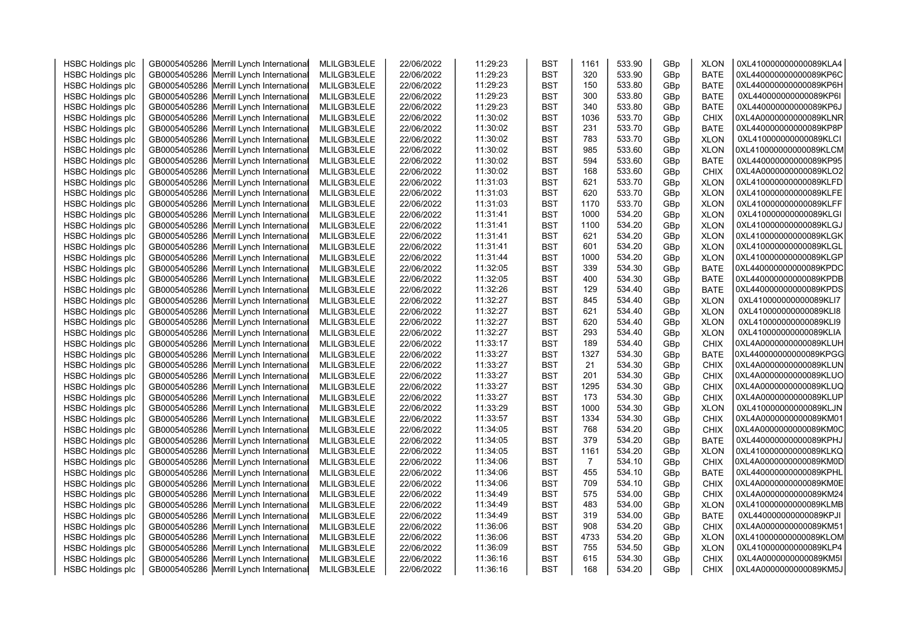| | | | | | | | | | | | |
|---|---|---|---|---|---|---|---|---|---|---|---|
| HSBC Holdings plc | GB0005405286 | Merrill Lynch International | MLILGB3LELE | 22/06/2022 | 11:29:23 | BST | 1161 | 533.90 | GBp | XLON | 0XL410000000000089KLA4 |
| HSBC Holdings plc | GB0005405286 | Merrill Lynch International | MLILGB3LELE | 22/06/2022 | 11:29:23 | BST | 320 | 533.90 | GBp | BATE | 0XL440000000000089KP6C |
| HSBC Holdings plc | GB0005405286 | Merrill Lynch International | MLILGB3LELE | 22/06/2022 | 11:29:23 | BST | 150 | 533.80 | GBp | BATE | 0XL440000000000089KP6H |
| HSBC Holdings plc | GB0005405286 | Merrill Lynch International | MLILGB3LELE | 22/06/2022 | 11:29:23 | BST | 300 | 533.80 | GBp | BATE | 0XL440000000000089KP6I |
| HSBC Holdings plc | GB0005405286 | Merrill Lynch International | MLILGB3LELE | 22/06/2022 | 11:29:23 | BST | 340 | 533.80 | GBp | BATE | 0XL440000000000089KP6J |
| HSBC Holdings plc | GB0005405286 | Merrill Lynch International | MLILGB3LELE | 22/06/2022 | 11:30:02 | BST | 1036 | 533.70 | GBp | CHIX | 0XL4A0000000000089KLNR |
| HSBC Holdings plc | GB0005405286 | Merrill Lynch International | MLILGB3LELE | 22/06/2022 | 11:30:02 | BST | 231 | 533.70 | GBp | BATE | 0XL440000000000089KP8P |
| HSBC Holdings plc | GB0005405286 | Merrill Lynch International | MLILGB3LELE | 22/06/2022 | 11:30:02 | BST | 783 | 533.70 | GBp | XLON | 0XL410000000000089KLCI |
| HSBC Holdings plc | GB0005405286 | Merrill Lynch International | MLILGB3LELE | 22/06/2022 | 11:30:02 | BST | 985 | 533.60 | GBp | XLON | 0XL410000000000089KLCM |
| HSBC Holdings plc | GB0005405286 | Merrill Lynch International | MLILGB3LELE | 22/06/2022 | 11:30:02 | BST | 594 | 533.60 | GBp | BATE | 0XL440000000000089KP95 |
| HSBC Holdings plc | GB0005405286 | Merrill Lynch International | MLILGB3LELE | 22/06/2022 | 11:30:02 | BST | 168 | 533.60 | GBp | CHIX | 0XL4A0000000000089KLO2 |
| HSBC Holdings plc | GB0005405286 | Merrill Lynch International | MLILGB3LELE | 22/06/2022 | 11:31:03 | BST | 621 | 533.70 | GBp | XLON | 0XL410000000000089KLFD |
| HSBC Holdings plc | GB0005405286 | Merrill Lynch International | MLILGB3LELE | 22/06/2022 | 11:31:03 | BST | 620 | 533.70 | GBp | XLON | 0XL410000000000089KLFE |
| HSBC Holdings plc | GB0005405286 | Merrill Lynch International | MLILGB3LELE | 22/06/2022 | 11:31:03 | BST | 1170 | 533.70 | GBp | XLON | 0XL410000000000089KLFF |
| HSBC Holdings plc | GB0005405286 | Merrill Lynch International | MLILGB3LELE | 22/06/2022 | 11:31:41 | BST | 1000 | 534.20 | GBp | XLON | 0XL410000000000089KLGI |
| HSBC Holdings plc | GB0005405286 | Merrill Lynch International | MLILGB3LELE | 22/06/2022 | 11:31:41 | BST | 1100 | 534.20 | GBp | XLON | 0XL410000000000089KLGJ |
| HSBC Holdings plc | GB0005405286 | Merrill Lynch International | MLILGB3LELE | 22/06/2022 | 11:31:41 | BST | 621 | 534.20 | GBp | XLON | 0XL410000000000089KLGK |
| HSBC Holdings plc | GB0005405286 | Merrill Lynch International | MLILGB3LELE | 22/06/2022 | 11:31:41 | BST | 601 | 534.20 | GBp | XLON | 0XL410000000000089KLGL |
| HSBC Holdings plc | GB0005405286 | Merrill Lynch International | MLILGB3LELE | 22/06/2022 | 11:31:44 | BST | 1000 | 534.20 | GBp | XLON | 0XL410000000000089KLGP |
| HSBC Holdings plc | GB0005405286 | Merrill Lynch International | MLILGB3LELE | 22/06/2022 | 11:32:05 | BST | 339 | 534.30 | GBp | BATE | 0XL440000000000089KPDC |
| HSBC Holdings plc | GB0005405286 | Merrill Lynch International | MLILGB3LELE | 22/06/2022 | 11:32:05 | BST | 400 | 534.30 | GBp | BATE | 0XL440000000000089KPDB |
| HSBC Holdings plc | GB0005405286 | Merrill Lynch International | MLILGB3LELE | 22/06/2022 | 11:32:26 | BST | 129 | 534.40 | GBp | BATE | 0XL440000000000089KPDS |
| HSBC Holdings plc | GB0005405286 | Merrill Lynch International | MLILGB3LELE | 22/06/2022 | 11:32:27 | BST | 845 | 534.40 | GBp | XLON | 0XL410000000000089KLI7 |
| HSBC Holdings plc | GB0005405286 | Merrill Lynch International | MLILGB3LELE | 22/06/2022 | 11:32:27 | BST | 621 | 534.40 | GBp | XLON | 0XL410000000000089KLI8 |
| HSBC Holdings plc | GB0005405286 | Merrill Lynch International | MLILGB3LELE | 22/06/2022 | 11:32:27 | BST | 620 | 534.40 | GBp | XLON | 0XL410000000000089KLI9 |
| HSBC Holdings plc | GB0005405286 | Merrill Lynch International | MLILGB3LELE | 22/06/2022 | 11:32:27 | BST | 293 | 534.40 | GBp | XLON | 0XL410000000000089KLIA |
| HSBC Holdings plc | GB0005405286 | Merrill Lynch International | MLILGB3LELE | 22/06/2022 | 11:33:17 | BST | 189 | 534.40 | GBp | CHIX | 0XL4A0000000000089KLUH |
| HSBC Holdings plc | GB0005405286 | Merrill Lynch International | MLILGB3LELE | 22/06/2022 | 11:33:27 | BST | 1327 | 534.30 | GBp | BATE | 0XL440000000000089KPGG |
| HSBC Holdings plc | GB0005405286 | Merrill Lynch International | MLILGB3LELE | 22/06/2022 | 11:33:27 | BST | 21 | 534.30 | GBp | CHIX | 0XL4A0000000000089KLUN |
| HSBC Holdings plc | GB0005405286 | Merrill Lynch International | MLILGB3LELE | 22/06/2022 | 11:33:27 | BST | 201 | 534.30 | GBp | CHIX | 0XL4A0000000000089KLUO |
| HSBC Holdings plc | GB0005405286 | Merrill Lynch International | MLILGB3LELE | 22/06/2022 | 11:33:27 | BST | 1295 | 534.30 | GBp | CHIX | 0XL4A0000000000089KLUQ |
| HSBC Holdings plc | GB0005405286 | Merrill Lynch International | MLILGB3LELE | 22/06/2022 | 11:33:27 | BST | 173 | 534.30 | GBp | CHIX | 0XL4A0000000000089KLUP |
| HSBC Holdings plc | GB0005405286 | Merrill Lynch International | MLILGB3LELE | 22/06/2022 | 11:33:29 | BST | 1000 | 534.30 | GBp | XLON | 0XL410000000000089KLJN |
| HSBC Holdings plc | GB0005405286 | Merrill Lynch International | MLILGB3LELE | 22/06/2022 | 11:33:57 | BST | 1334 | 534.30 | GBp | CHIX | 0XL4A0000000000089KM01 |
| HSBC Holdings plc | GB0005405286 | Merrill Lynch International | MLILGB3LELE | 22/06/2022 | 11:34:05 | BST | 768 | 534.20 | GBp | CHIX | 0XL4A0000000000089KM0C |
| HSBC Holdings plc | GB0005405286 | Merrill Lynch International | MLILGB3LELE | 22/06/2022 | 11:34:05 | BST | 379 | 534.20 | GBp | BATE | 0XL440000000000089KPHJ |
| HSBC Holdings plc | GB0005405286 | Merrill Lynch International | MLILGB3LELE | 22/06/2022 | 11:34:05 | BST | 1161 | 534.20 | GBp | XLON | 0XL410000000000089KLKQ |
| HSBC Holdings plc | GB0005405286 | Merrill Lynch International | MLILGB3LELE | 22/06/2022 | 11:34:06 | BST | 7 | 534.10 | GBp | CHIX | 0XL4A0000000000089KM0D |
| HSBC Holdings plc | GB0005405286 | Merrill Lynch International | MLILGB3LELE | 22/06/2022 | 11:34:06 | BST | 455 | 534.10 | GBp | BATE | 0XL440000000000089KPHL |
| HSBC Holdings plc | GB0005405286 | Merrill Lynch International | MLILGB3LELE | 22/06/2022 | 11:34:06 | BST | 709 | 534.10 | GBp | CHIX | 0XL4A0000000000089KM0E |
| HSBC Holdings plc | GB0005405286 | Merrill Lynch International | MLILGB3LELE | 22/06/2022 | 11:34:49 | BST | 575 | 534.00 | GBp | CHIX | 0XL4A0000000000089KM24 |
| HSBC Holdings plc | GB0005405286 | Merrill Lynch International | MLILGB3LELE | 22/06/2022 | 11:34:49 | BST | 483 | 534.00 | GBp | XLON | 0XL410000000000089KLMB |
| HSBC Holdings plc | GB0005405286 | Merrill Lynch International | MLILGB3LELE | 22/06/2022 | 11:34:49 | BST | 319 | 534.00 | GBp | BATE | 0XL440000000000089KPJI |
| HSBC Holdings plc | GB0005405286 | Merrill Lynch International | MLILGB3LELE | 22/06/2022 | 11:36:06 | BST | 908 | 534.20 | GBp | CHIX | 0XL4A0000000000089KM51 |
| HSBC Holdings plc | GB0005405286 | Merrill Lynch International | MLILGB3LELE | 22/06/2022 | 11:36:06 | BST | 4733 | 534.20 | GBp | XLON | 0XL410000000000089KLOM |
| HSBC Holdings plc | GB0005405286 | Merrill Lynch International | MLILGB3LELE | 22/06/2022 | 11:36:09 | BST | 755 | 534.50 | GBp | XLON | 0XL410000000000089KLP4 |
| HSBC Holdings plc | GB0005405286 | Merrill Lynch International | MLILGB3LELE | 22/06/2022 | 11:36:16 | BST | 615 | 534.30 | GBp | CHIX | 0XL4A0000000000089KM5I |
| HSBC Holdings plc | GB0005405286 | Merrill Lynch International | MLILGB3LELE | 22/06/2022 | 11:36:16 | BST | 168 | 534.20 | GBp | CHIX | 0XL4A0000000000089KM5J |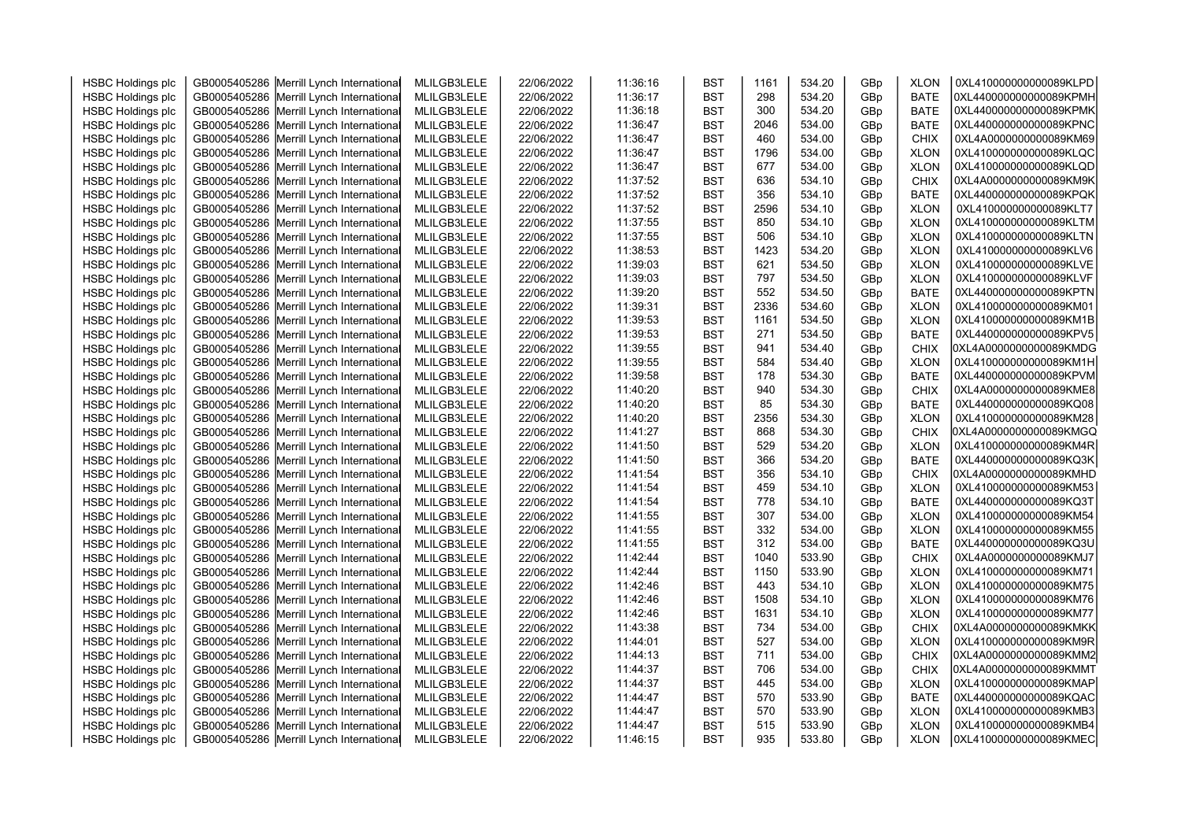| HSBC Holdings plc | GB0005405286 | Merrill Lynch International | MLILGB3LELE | 22/06/2022 | 11:36:16 | BST | 1161 | 534.20 | GBp | XLON | 0XL410000000000089KLPD |
|---|---|---|---|---|---|---|---|---|---|---|---|
| HSBC Holdings plc | GB0005405286 | Merrill Lynch International | MLILGB3LELE | 22/06/2022 | 11:36:17 | BST | 298 | 534.20 | GBp | BATE | 0XL440000000000089KPMH |
| HSBC Holdings plc | GB0005405286 | Merrill Lynch International | MLILGB3LELE | 22/06/2022 | 11:36:18 | BST | 300 | 534.20 | GBp | BATE | 0XL440000000000089KPMK |
| HSBC Holdings plc | GB0005405286 | Merrill Lynch International | MLILGB3LELE | 22/06/2022 | 11:36:47 | BST | 2046 | 534.00 | GBp | BATE | 0XL440000000000089KPNC |
| HSBC Holdings plc | GB0005405286 | Merrill Lynch International | MLILGB3LELE | 22/06/2022 | 11:36:47 | BST | 460 | 534.00 | GBp | CHIX | 0XL4A0000000000089KM69 |
| HSBC Holdings plc | GB0005405286 | Merrill Lynch International | MLILGB3LELE | 22/06/2022 | 11:36:47 | BST | 1796 | 534.00 | GBp | XLON | 0XL410000000000089KLQC |
| HSBC Holdings plc | GB0005405286 | Merrill Lynch International | MLILGB3LELE | 22/06/2022 | 11:36:47 | BST | 677 | 534.00 | GBp | XLON | 0XL410000000000089KLQD |
| HSBC Holdings plc | GB0005405286 | Merrill Lynch International | MLILGB3LELE | 22/06/2022 | 11:37:52 | BST | 636 | 534.10 | GBp | CHIX | 0XL4A0000000000089KM9K |
| HSBC Holdings plc | GB0005405286 | Merrill Lynch International | MLILGB3LELE | 22/06/2022 | 11:37:52 | BST | 356 | 534.10 | GBp | BATE | 0XL440000000000089KPQK |
| HSBC Holdings plc | GB0005405286 | Merrill Lynch International | MLILGB3LELE | 22/06/2022 | 11:37:52 | BST | 2596 | 534.10 | GBp | XLON | 0XL410000000000089KLT7 |
| HSBC Holdings plc | GB0005405286 | Merrill Lynch International | MLILGB3LELE | 22/06/2022 | 11:37:55 | BST | 850 | 534.10 | GBp | XLON | 0XL410000000000089KLTM |
| HSBC Holdings plc | GB0005405286 | Merrill Lynch International | MLILGB3LELE | 22/06/2022 | 11:37:55 | BST | 506 | 534.10 | GBp | XLON | 0XL410000000000089KLTN |
| HSBC Holdings plc | GB0005405286 | Merrill Lynch International | MLILGB3LELE | 22/06/2022 | 11:38:53 | BST | 1423 | 534.20 | GBp | XLON | 0XL410000000000089KLV6 |
| HSBC Holdings plc | GB0005405286 | Merrill Lynch International | MLILGB3LELE | 22/06/2022 | 11:39:03 | BST | 621 | 534.50 | GBp | XLON | 0XL410000000000089KLVE |
| HSBC Holdings plc | GB0005405286 | Merrill Lynch International | MLILGB3LELE | 22/06/2022 | 11:39:03 | BST | 797 | 534.50 | GBp | XLON | 0XL410000000000089KLVF |
| HSBC Holdings plc | GB0005405286 | Merrill Lynch International | MLILGB3LELE | 22/06/2022 | 11:39:20 | BST | 552 | 534.50 | GBp | BATE | 0XL440000000000089KPTN |
| HSBC Holdings plc | GB0005405286 | Merrill Lynch International | MLILGB3LELE | 22/06/2022 | 11:39:31 | BST | 2336 | 534.60 | GBp | XLON | 0XL410000000000089KM01 |
| HSBC Holdings plc | GB0005405286 | Merrill Lynch International | MLILGB3LELE | 22/06/2022 | 11:39:53 | BST | 1161 | 534.50 | GBp | XLON | 0XL410000000000089KM1B |
| HSBC Holdings plc | GB0005405286 | Merrill Lynch International | MLILGB3LELE | 22/06/2022 | 11:39:53 | BST | 271 | 534.50 | GBp | BATE | 0XL440000000000089KPV5 |
| HSBC Holdings plc | GB0005405286 | Merrill Lynch International | MLILGB3LELE | 22/06/2022 | 11:39:55 | BST | 941 | 534.40 | GBp | CHIX | 0XL4A0000000000089KMDG |
| HSBC Holdings plc | GB0005405286 | Merrill Lynch International | MLILGB3LELE | 22/06/2022 | 11:39:55 | BST | 584 | 534.40 | GBp | XLON | 0XL410000000000089KM1H |
| HSBC Holdings plc | GB0005405286 | Merrill Lynch International | MLILGB3LELE | 22/06/2022 | 11:39:58 | BST | 178 | 534.30 | GBp | BATE | 0XL440000000000089KPVM |
| HSBC Holdings plc | GB0005405286 | Merrill Lynch International | MLILGB3LELE | 22/06/2022 | 11:40:20 | BST | 940 | 534.30 | GBp | CHIX | 0XL4A0000000000089KME8 |
| HSBC Holdings plc | GB0005405286 | Merrill Lynch International | MLILGB3LELE | 22/06/2022 | 11:40:20 | BST | 85 | 534.30 | GBp | BATE | 0XL440000000000089KQ08 |
| HSBC Holdings plc | GB0005405286 | Merrill Lynch International | MLILGB3LELE | 22/06/2022 | 11:40:20 | BST | 2356 | 534.30 | GBp | XLON | 0XL410000000000089KM28 |
| HSBC Holdings plc | GB0005405286 | Merrill Lynch International | MLILGB3LELE | 22/06/2022 | 11:41:27 | BST | 868 | 534.30 | GBp | CHIX | 0XL4A0000000000089KMGQ |
| HSBC Holdings plc | GB0005405286 | Merrill Lynch International | MLILGB3LELE | 22/06/2022 | 11:41:50 | BST | 529 | 534.20 | GBp | XLON | 0XL410000000000089KM4R |
| HSBC Holdings plc | GB0005405286 | Merrill Lynch International | MLILGB3LELE | 22/06/2022 | 11:41:50 | BST | 366 | 534.20 | GBp | BATE | 0XL440000000000089KQ3K |
| HSBC Holdings plc | GB0005405286 | Merrill Lynch International | MLILGB3LELE | 22/06/2022 | 11:41:54 | BST | 356 | 534.10 | GBp | CHIX | 0XL4A0000000000089KMHD |
| HSBC Holdings plc | GB0005405286 | Merrill Lynch International | MLILGB3LELE | 22/06/2022 | 11:41:54 | BST | 459 | 534.10 | GBp | XLON | 0XL410000000000089KM53 |
| HSBC Holdings plc | GB0005405286 | Merrill Lynch International | MLILGB3LELE | 22/06/2022 | 11:41:54 | BST | 778 | 534.10 | GBp | BATE | 0XL440000000000089KQ3T |
| HSBC Holdings plc | GB0005405286 | Merrill Lynch International | MLILGB3LELE | 22/06/2022 | 11:41:55 | BST | 307 | 534.00 | GBp | XLON | 0XL410000000000089KM54 |
| HSBC Holdings plc | GB0005405286 | Merrill Lynch International | MLILGB3LELE | 22/06/2022 | 11:41:55 | BST | 332 | 534.00 | GBp | XLON | 0XL410000000000089KM55 |
| HSBC Holdings plc | GB0005405286 | Merrill Lynch International | MLILGB3LELE | 22/06/2022 | 11:41:55 | BST | 312 | 534.00 | GBp | BATE | 0XL440000000000089KQ3U |
| HSBC Holdings plc | GB0005405286 | Merrill Lynch International | MLILGB3LELE | 22/06/2022 | 11:42:44 | BST | 1040 | 533.90 | GBp | CHIX | 0XL4A0000000000089KMJ7 |
| HSBC Holdings plc | GB0005405286 | Merrill Lynch International | MLILGB3LELE | 22/06/2022 | 11:42:44 | BST | 1150 | 533.90 | GBp | XLON | 0XL410000000000089KM71 |
| HSBC Holdings plc | GB0005405286 | Merrill Lynch International | MLILGB3LELE | 22/06/2022 | 11:42:46 | BST | 443 | 534.10 | GBp | XLON | 0XL410000000000089KM75 |
| HSBC Holdings plc | GB0005405286 | Merrill Lynch International | MLILGB3LELE | 22/06/2022 | 11:42:46 | BST | 1508 | 534.10 | GBp | XLON | 0XL410000000000089KM76 |
| HSBC Holdings plc | GB0005405286 | Merrill Lynch International | MLILGB3LELE | 22/06/2022 | 11:42:46 | BST | 1631 | 534.10 | GBp | XLON | 0XL410000000000089KM77 |
| HSBC Holdings plc | GB0005405286 | Merrill Lynch International | MLILGB3LELE | 22/06/2022 | 11:43:38 | BST | 734 | 534.00 | GBp | CHIX | 0XL4A0000000000089KMKK |
| HSBC Holdings plc | GB0005405286 | Merrill Lynch International | MLILGB3LELE | 22/06/2022 | 11:44:01 | BST | 527 | 534.00 | GBp | XLON | 0XL410000000000089KM9R |
| HSBC Holdings plc | GB0005405286 | Merrill Lynch International | MLILGB3LELE | 22/06/2022 | 11:44:13 | BST | 711 | 534.00 | GBp | CHIX | 0XL4A0000000000089KMM2 |
| HSBC Holdings plc | GB0005405286 | Merrill Lynch International | MLILGB3LELE | 22/06/2022 | 11:44:37 | BST | 706 | 534.00 | GBp | CHIX | 0XL4A0000000000089KMMT |
| HSBC Holdings plc | GB0005405286 | Merrill Lynch International | MLILGB3LELE | 22/06/2022 | 11:44:37 | BST | 445 | 534.00 | GBp | XLON | 0XL410000000000089KMAP |
| HSBC Holdings plc | GB0005405286 | Merrill Lynch International | MLILGB3LELE | 22/06/2022 | 11:44:47 | BST | 570 | 533.90 | GBp | BATE | 0XL440000000000089KQAC |
| HSBC Holdings plc | GB0005405286 | Merrill Lynch International | MLILGB3LELE | 22/06/2022 | 11:44:47 | BST | 570 | 533.90 | GBp | XLON | 0XL410000000000089KMB3 |
| HSBC Holdings plc | GB0005405286 | Merrill Lynch International | MLILGB3LELE | 22/06/2022 | 11:44:47 | BST | 515 | 533.90 | GBp | XLON | 0XL410000000000089KMB4 |
| HSBC Holdings plc | GB0005405286 | Merrill Lynch International | MLILGB3LELE | 22/06/2022 | 11:46:15 | BST | 935 | 533.80 | GBp | XLON | 0XL410000000000089KMEC |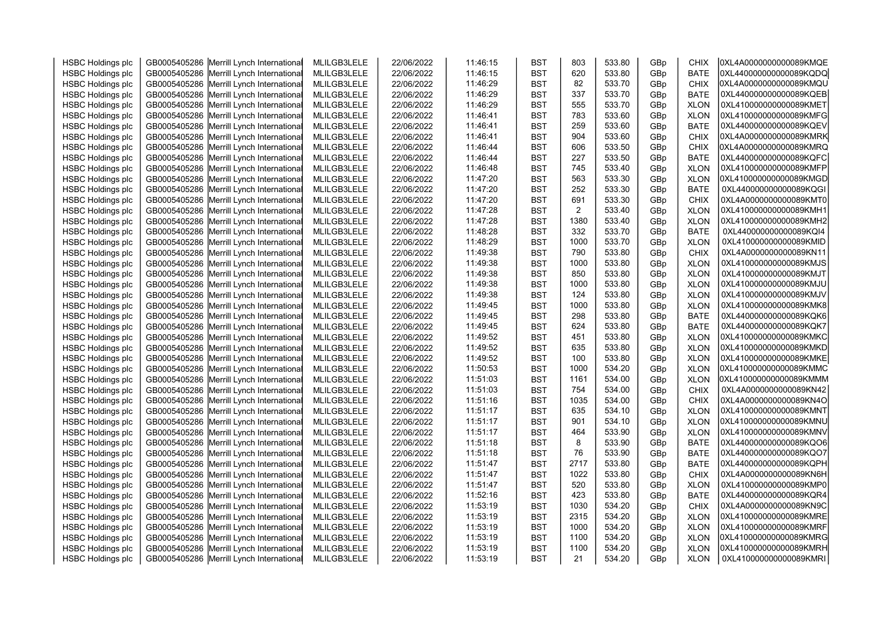| HSBC Holdings plc | GB0005405286 | Merrill Lynch International | MLILGB3LELE | 22/06/2022 | 11:46:15 | BST | 803 | 533.80 | GBp | CHIX | 0XL4A0000000000089KMQE |
|---|---|---|---|---|---|---|---|---|---|---|---|
| HSBC Holdings plc | GB0005405286 | Merrill Lynch International | MLILGB3LELE | 22/06/2022 | 11:46:15 | BST | 620 | 533.80 | GBp | BATE | 0XL440000000000089KQDQ |
| HSBC Holdings plc | GB0005405286 | Merrill Lynch International | MLILGB3LELE | 22/06/2022 | 11:46:29 | BST | 82 | 533.70 | GBp | CHIX | 0XL4A0000000000089KMQU |
| HSBC Holdings plc | GB0005405286 | Merrill Lynch International | MLILGB3LELE | 22/06/2022 | 11:46:29 | BST | 337 | 533.70 | GBp | BATE | 0XL440000000000089KQEB |
| HSBC Holdings plc | GB0005405286 | Merrill Lynch International | MLILGB3LELE | 22/06/2022 | 11:46:29 | BST | 555 | 533.70 | GBp | XLON | 0XL410000000000089KMET |
| HSBC Holdings plc | GB0005405286 | Merrill Lynch International | MLILGB3LELE | 22/06/2022 | 11:46:41 | BST | 783 | 533.60 | GBp | XLON | 0XL410000000000089KMFG |
| HSBC Holdings plc | GB0005405286 | Merrill Lynch International | MLILGB3LELE | 22/06/2022 | 11:46:41 | BST | 259 | 533.60 | GBp | BATE | 0XL440000000000089KQEV |
| HSBC Holdings plc | GB0005405286 | Merrill Lynch International | MLILGB3LELE | 22/06/2022 | 11:46:41 | BST | 904 | 533.60 | GBp | CHIX | 0XL4A0000000000089KMRK |
| HSBC Holdings plc | GB0005405286 | Merrill Lynch International | MLILGB3LELE | 22/06/2022 | 11:46:44 | BST | 606 | 533.50 | GBp | CHIX | 0XL4A0000000000089KMRQ |
| HSBC Holdings plc | GB0005405286 | Merrill Lynch International | MLILGB3LELE | 22/06/2022 | 11:46:44 | BST | 227 | 533.50 | GBp | BATE | 0XL440000000000089KQFC |
| HSBC Holdings plc | GB0005405286 | Merrill Lynch International | MLILGB3LELE | 22/06/2022 | 11:46:48 | BST | 745 | 533.40 | GBp | XLON | 0XL410000000000089KMFP |
| HSBC Holdings plc | GB0005405286 | Merrill Lynch International | MLILGB3LELE | 22/06/2022 | 11:47:20 | BST | 563 | 533.30 | GBp | XLON | 0XL410000000000089KMGD |
| HSBC Holdings plc | GB0005405286 | Merrill Lynch International | MLILGB3LELE | 22/06/2022 | 11:47:20 | BST | 252 | 533.30 | GBp | BATE | 0XL440000000000089KQGI |
| HSBC Holdings plc | GB0005405286 | Merrill Lynch International | MLILGB3LELE | 22/06/2022 | 11:47:20 | BST | 691 | 533.30 | GBp | CHIX | 0XL4A0000000000089KMT0 |
| HSBC Holdings plc | GB0005405286 | Merrill Lynch International | MLILGB3LELE | 22/06/2022 | 11:47:28 | BST | 2 | 533.40 | GBp | XLON | 0XL410000000000089KMH1 |
| HSBC Holdings plc | GB0005405286 | Merrill Lynch International | MLILGB3LELE | 22/06/2022 | 11:47:28 | BST | 1380 | 533.40 | GBp | XLON | 0XL410000000000089KMH2 |
| HSBC Holdings plc | GB0005405286 | Merrill Lynch International | MLILGB3LELE | 22/06/2022 | 11:48:28 | BST | 332 | 533.70 | GBp | BATE | 0XL440000000000089KQI4 |
| HSBC Holdings plc | GB0005405286 | Merrill Lynch International | MLILGB3LELE | 22/06/2022 | 11:48:29 | BST | 1000 | 533.70 | GBp | XLON | 0XL410000000000089KMID |
| HSBC Holdings plc | GB0005405286 | Merrill Lynch International | MLILGB3LELE | 22/06/2022 | 11:49:38 | BST | 790 | 533.80 | GBp | CHIX | 0XL4A0000000000089KN11 |
| HSBC Holdings plc | GB0005405286 | Merrill Lynch International | MLILGB3LELE | 22/06/2022 | 11:49:38 | BST | 1000 | 533.80 | GBp | XLON | 0XL410000000000089KMJS |
| HSBC Holdings plc | GB0005405286 | Merrill Lynch International | MLILGB3LELE | 22/06/2022 | 11:49:38 | BST | 850 | 533.80 | GBp | XLON | 0XL410000000000089KMJT |
| HSBC Holdings plc | GB0005405286 | Merrill Lynch International | MLILGB3LELE | 22/06/2022 | 11:49:38 | BST | 1000 | 533.80 | GBp | XLON | 0XL410000000000089KMJU |
| HSBC Holdings plc | GB0005405286 | Merrill Lynch International | MLILGB3LELE | 22/06/2022 | 11:49:38 | BST | 124 | 533.80 | GBp | XLON | 0XL410000000000089KMJV |
| HSBC Holdings plc | GB0005405286 | Merrill Lynch International | MLILGB3LELE | 22/06/2022 | 11:49:45 | BST | 1000 | 533.80 | GBp | XLON | 0XL410000000000089KMK8 |
| HSBC Holdings plc | GB0005405286 | Merrill Lynch International | MLILGB3LELE | 22/06/2022 | 11:49:45 | BST | 298 | 533.80 | GBp | BATE | 0XL440000000000089KQK6 |
| HSBC Holdings plc | GB0005405286 | Merrill Lynch International | MLILGB3LELE | 22/06/2022 | 11:49:45 | BST | 624 | 533.80 | GBp | BATE | 0XL440000000000089KQK7 |
| HSBC Holdings plc | GB0005405286 | Merrill Lynch International | MLILGB3LELE | 22/06/2022 | 11:49:52 | BST | 451 | 533.80 | GBp | XLON | 0XL410000000000089KMKC |
| HSBC Holdings plc | GB0005405286 | Merrill Lynch International | MLILGB3LELE | 22/06/2022 | 11:49:52 | BST | 635 | 533.80 | GBp | XLON | 0XL410000000000089KMKD |
| HSBC Holdings plc | GB0005405286 | Merrill Lynch International | MLILGB3LELE | 22/06/2022 | 11:49:52 | BST | 100 | 533.80 | GBp | XLON | 0XL410000000000089KMKE |
| HSBC Holdings plc | GB0005405286 | Merrill Lynch International | MLILGB3LELE | 22/06/2022 | 11:50:53 | BST | 1000 | 534.20 | GBp | XLON | 0XL410000000000089KMMC |
| HSBC Holdings plc | GB0005405286 | Merrill Lynch International | MLILGB3LELE | 22/06/2022 | 11:51:03 | BST | 1161 | 534.00 | GBp | XLON | 0XL410000000000089KMMM |
| HSBC Holdings plc | GB0005405286 | Merrill Lynch International | MLILGB3LELE | 22/06/2022 | 11:51:03 | BST | 754 | 534.00 | GBp | CHIX | 0XL4A0000000000089KN42 |
| HSBC Holdings plc | GB0005405286 | Merrill Lynch International | MLILGB3LELE | 22/06/2022 | 11:51:16 | BST | 1035 | 534.00 | GBp | CHIX | 0XL4A0000000000089KN4O |
| HSBC Holdings plc | GB0005405286 | Merrill Lynch International | MLILGB3LELE | 22/06/2022 | 11:51:17 | BST | 635 | 534.10 | GBp | XLON | 0XL410000000000089KMNT |
| HSBC Holdings plc | GB0005405286 | Merrill Lynch International | MLILGB3LELE | 22/06/2022 | 11:51:17 | BST | 901 | 534.10 | GBp | XLON | 0XL410000000000089KMNU |
| HSBC Holdings plc | GB0005405286 | Merrill Lynch International | MLILGB3LELE | 22/06/2022 | 11:51:17 | BST | 464 | 533.90 | GBp | XLON | 0XL410000000000089KMNV |
| HSBC Holdings plc | GB0005405286 | Merrill Lynch International | MLILGB3LELE | 22/06/2022 | 11:51:18 | BST | 8 | 533.90 | GBp | BATE | 0XL440000000000089KQO6 |
| HSBC Holdings plc | GB0005405286 | Merrill Lynch International | MLILGB3LELE | 22/06/2022 | 11:51:18 | BST | 76 | 533.90 | GBp | BATE | 0XL440000000000089KQO7 |
| HSBC Holdings plc | GB0005405286 | Merrill Lynch International | MLILGB3LELE | 22/06/2022 | 11:51:47 | BST | 2717 | 533.80 | GBp | BATE | 0XL440000000000089KQPH |
| HSBC Holdings plc | GB0005405286 | Merrill Lynch International | MLILGB3LELE | 22/06/2022 | 11:51:47 | BST | 1022 | 533.80 | GBp | CHIX | 0XL4A0000000000089KN6H |
| HSBC Holdings plc | GB0005405286 | Merrill Lynch International | MLILGB3LELE | 22/06/2022 | 11:51:47 | BST | 520 | 533.80 | GBp | XLON | 0XL410000000000089KMP0 |
| HSBC Holdings plc | GB0005405286 | Merrill Lynch International | MLILGB3LELE | 22/06/2022 | 11:52:16 | BST | 423 | 533.80 | GBp | BATE | 0XL440000000000089KQR4 |
| HSBC Holdings plc | GB0005405286 | Merrill Lynch International | MLILGB3LELE | 22/06/2022 | 11:53:19 | BST | 1030 | 534.20 | GBp | CHIX | 0XL4A0000000000089KN9C |
| HSBC Holdings plc | GB0005405286 | Merrill Lynch International | MLILGB3LELE | 22/06/2022 | 11:53:19 | BST | 2315 | 534.20 | GBp | XLON | 0XL410000000000089KMRE |
| HSBC Holdings plc | GB0005405286 | Merrill Lynch International | MLILGB3LELE | 22/06/2022 | 11:53:19 | BST | 1000 | 534.20 | GBp | XLON | 0XL410000000000089KMRF |
| HSBC Holdings plc | GB0005405286 | Merrill Lynch International | MLILGB3LELE | 22/06/2022 | 11:53:19 | BST | 1100 | 534.20 | GBp | XLON | 0XL410000000000089KMRG |
| HSBC Holdings plc | GB0005405286 | Merrill Lynch International | MLILGB3LELE | 22/06/2022 | 11:53:19 | BST | 1100 | 534.20 | GBp | XLON | 0XL410000000000089KMRH |
| HSBC Holdings plc | GB0005405286 | Merrill Lynch International | MLILGB3LELE | 22/06/2022 | 11:53:19 | BST | 21 | 534.20 | GBp | XLON | 0XL410000000000089KMRI |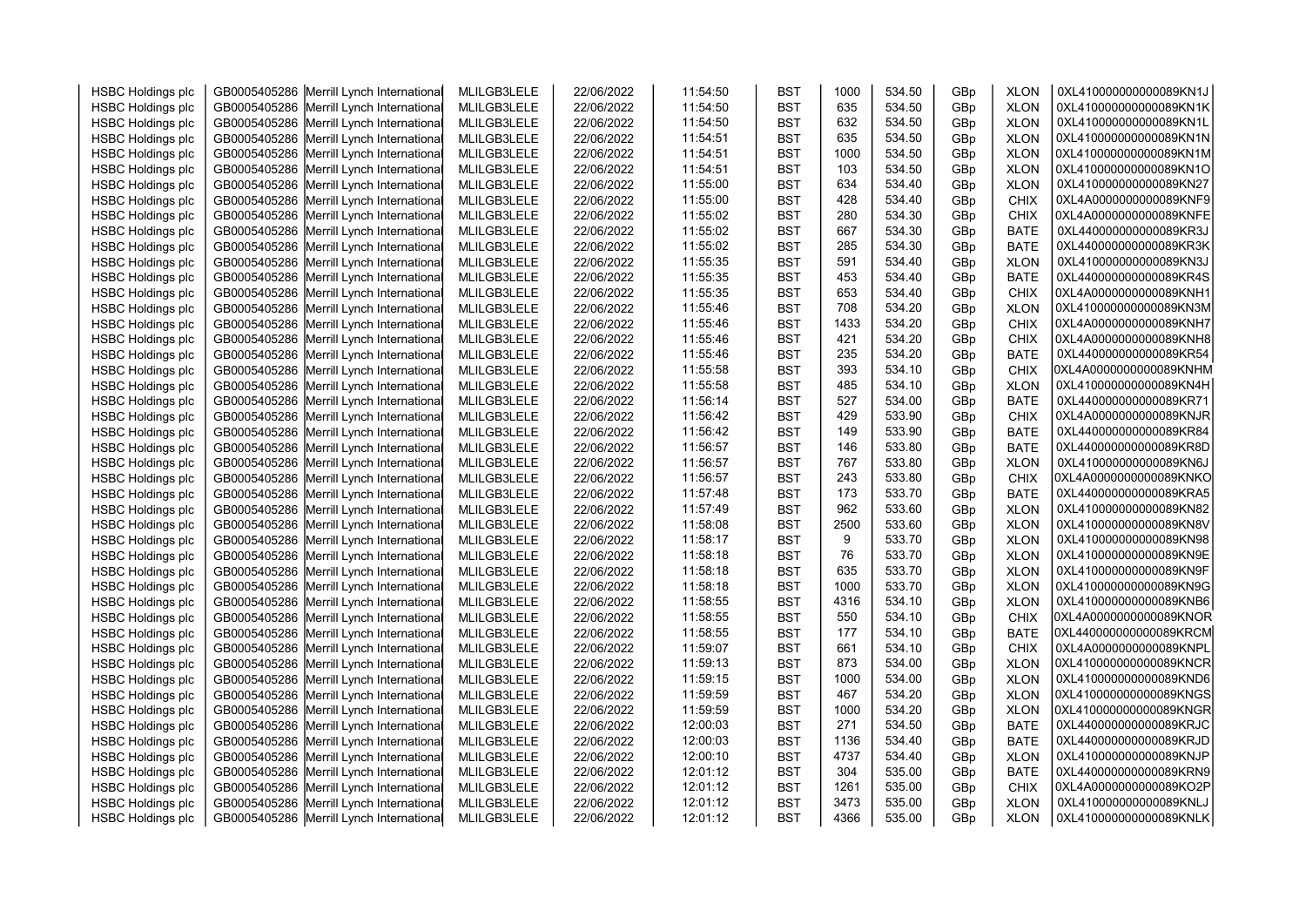| HSBC Holdings plc | GB0005405286 | Merrill Lynch International | MLILGB3LELE | 22/06/2022 | 11:54:50 | BST | 1000 | 534.50 | GBp | XLON | 0XL410000000000089KN1J |
|---|---|---|---|---|---|---|---|---|---|---|---|
| HSBC Holdings plc | GB0005405286 | Merrill Lynch International | MLILGB3LELE | 22/06/2022 | 11:54:50 | BST | 635 | 534.50 | GBp | XLON | 0XL410000000000089KN1K |
| HSBC Holdings plc | GB0005405286 | Merrill Lynch International | MLILGB3LELE | 22/06/2022 | 11:54:50 | BST | 632 | 534.50 | GBp | XLON | 0XL410000000000089KN1L |
| HSBC Holdings plc | GB0005405286 | Merrill Lynch International | MLILGB3LELE | 22/06/2022 | 11:54:51 | BST | 635 | 534.50 | GBp | XLON | 0XL410000000000089KN1N |
| HSBC Holdings plc | GB0005405286 | Merrill Lynch International | MLILGB3LELE | 22/06/2022 | 11:54:51 | BST | 1000 | 534.50 | GBp | XLON | 0XL410000000000089KN1M |
| HSBC Holdings plc | GB0005405286 | Merrill Lynch International | MLILGB3LELE | 22/06/2022 | 11:54:51 | BST | 103 | 534.50 | GBp | XLON | 0XL410000000000089KN1O |
| HSBC Holdings plc | GB0005405286 | Merrill Lynch International | MLILGB3LELE | 22/06/2022 | 11:55:00 | BST | 634 | 534.40 | GBp | XLON | 0XL410000000000089KN27 |
| HSBC Holdings plc | GB0005405286 | Merrill Lynch International | MLILGB3LELE | 22/06/2022 | 11:55:00 | BST | 428 | 534.40 | GBp | CHIX | 0XL4A0000000000089KNF9 |
| HSBC Holdings plc | GB0005405286 | Merrill Lynch International | MLILGB3LELE | 22/06/2022 | 11:55:02 | BST | 280 | 534.30 | GBp | CHIX | 0XL4A0000000000089KNFE |
| HSBC Holdings plc | GB0005405286 | Merrill Lynch International | MLILGB3LELE | 22/06/2022 | 11:55:02 | BST | 667 | 534.30 | GBp | BATE | 0XL440000000000089KR3J |
| HSBC Holdings plc | GB0005405286 | Merrill Lynch International | MLILGB3LELE | 22/06/2022 | 11:55:02 | BST | 285 | 534.30 | GBp | BATE | 0XL440000000000089KR3K |
| HSBC Holdings plc | GB0005405286 | Merrill Lynch International | MLILGB3LELE | 22/06/2022 | 11:55:35 | BST | 591 | 534.40 | GBp | XLON | 0XL410000000000089KN3J |
| HSBC Holdings plc | GB0005405286 | Merrill Lynch International | MLILGB3LELE | 22/06/2022 | 11:55:35 | BST | 453 | 534.40 | GBp | BATE | 0XL440000000000089KR4S |
| HSBC Holdings plc | GB0005405286 | Merrill Lynch International | MLILGB3LELE | 22/06/2022 | 11:55:35 | BST | 653 | 534.40 | GBp | CHIX | 0XL4A0000000000089KNH1 |
| HSBC Holdings plc | GB0005405286 | Merrill Lynch International | MLILGB3LELE | 22/06/2022 | 11:55:46 | BST | 708 | 534.20 | GBp | XLON | 0XL410000000000089KN3M |
| HSBC Holdings plc | GB0005405286 | Merrill Lynch International | MLILGB3LELE | 22/06/2022 | 11:55:46 | BST | 1433 | 534.20 | GBp | CHIX | 0XL4A0000000000089KNH7 |
| HSBC Holdings plc | GB0005405286 | Merrill Lynch International | MLILGB3LELE | 22/06/2022 | 11:55:46 | BST | 421 | 534.20 | GBp | CHIX | 0XL4A0000000000089KNH8 |
| HSBC Holdings plc | GB0005405286 | Merrill Lynch International | MLILGB3LELE | 22/06/2022 | 11:55:46 | BST | 235 | 534.20 | GBp | BATE | 0XL440000000000089KR54 |
| HSBC Holdings plc | GB0005405286 | Merrill Lynch International | MLILGB3LELE | 22/06/2022 | 11:55:58 | BST | 393 | 534.10 | GBp | CHIX | 0XL4A0000000000089KNHM |
| HSBC Holdings plc | GB0005405286 | Merrill Lynch International | MLILGB3LELE | 22/06/2022 | 11:55:58 | BST | 485 | 534.10 | GBp | XLON | 0XL410000000000089KN4H |
| HSBC Holdings plc | GB0005405286 | Merrill Lynch International | MLILGB3LELE | 22/06/2022 | 11:56:14 | BST | 527 | 534.00 | GBp | BATE | 0XL440000000000089KR71 |
| HSBC Holdings plc | GB0005405286 | Merrill Lynch International | MLILGB3LELE | 22/06/2022 | 11:56:42 | BST | 429 | 533.90 | GBp | CHIX | 0XL4A0000000000089KNJR |
| HSBC Holdings plc | GB0005405286 | Merrill Lynch International | MLILGB3LELE | 22/06/2022 | 11:56:42 | BST | 149 | 533.90 | GBp | BATE | 0XL440000000000089KR84 |
| HSBC Holdings plc | GB0005405286 | Merrill Lynch International | MLILGB3LELE | 22/06/2022 | 11:56:57 | BST | 146 | 533.80 | GBp | BATE | 0XL440000000000089KR8D |
| HSBC Holdings plc | GB0005405286 | Merrill Lynch International | MLILGB3LELE | 22/06/2022 | 11:56:57 | BST | 767 | 533.80 | GBp | XLON | 0XL410000000000089KN6J |
| HSBC Holdings plc | GB0005405286 | Merrill Lynch International | MLILGB3LELE | 22/06/2022 | 11:56:57 | BST | 243 | 533.80 | GBp | CHIX | 0XL4A0000000000089KNKO |
| HSBC Holdings plc | GB0005405286 | Merrill Lynch International | MLILGB3LELE | 22/06/2022 | 11:57:48 | BST | 173 | 533.70 | GBp | BATE | 0XL440000000000089KRA5 |
| HSBC Holdings plc | GB0005405286 | Merrill Lynch International | MLILGB3LELE | 22/06/2022 | 11:57:49 | BST | 962 | 533.60 | GBp | XLON | 0XL410000000000089KN82 |
| HSBC Holdings plc | GB0005405286 | Merrill Lynch International | MLILGB3LELE | 22/06/2022 | 11:58:08 | BST | 2500 | 533.60 | GBp | XLON | 0XL410000000000089KN8V |
| HSBC Holdings plc | GB0005405286 | Merrill Lynch International | MLILGB3LELE | 22/06/2022 | 11:58:17 | BST | 9 | 533.70 | GBp | XLON | 0XL410000000000089KN98 |
| HSBC Holdings plc | GB0005405286 | Merrill Lynch International | MLILGB3LELE | 22/06/2022 | 11:58:18 | BST | 76 | 533.70 | GBp | XLON | 0XL410000000000089KN9E |
| HSBC Holdings plc | GB0005405286 | Merrill Lynch International | MLILGB3LELE | 22/06/2022 | 11:58:18 | BST | 635 | 533.70 | GBp | XLON | 0XL410000000000089KN9F |
| HSBC Holdings plc | GB0005405286 | Merrill Lynch International | MLILGB3LELE | 22/06/2022 | 11:58:18 | BST | 1000 | 533.70 | GBp | XLON | 0XL410000000000089KN9G |
| HSBC Holdings plc | GB0005405286 | Merrill Lynch International | MLILGB3LELE | 22/06/2022 | 11:58:55 | BST | 4316 | 534.10 | GBp | XLON | 0XL410000000000089KNB6 |
| HSBC Holdings plc | GB0005405286 | Merrill Lynch International | MLILGB3LELE | 22/06/2022 | 11:58:55 | BST | 550 | 534.10 | GBp | CHIX | 0XL4A0000000000089KNOR |
| HSBC Holdings plc | GB0005405286 | Merrill Lynch International | MLILGB3LELE | 22/06/2022 | 11:58:55 | BST | 177 | 534.10 | GBp | BATE | 0XL440000000000089KRCM |
| HSBC Holdings plc | GB0005405286 | Merrill Lynch International | MLILGB3LELE | 22/06/2022 | 11:59:07 | BST | 661 | 534.10 | GBp | CHIX | 0XL4A0000000000089KNPL |
| HSBC Holdings plc | GB0005405286 | Merrill Lynch International | MLILGB3LELE | 22/06/2022 | 11:59:13 | BST | 873 | 534.00 | GBp | XLON | 0XL410000000000089KNCR |
| HSBC Holdings plc | GB0005405286 | Merrill Lynch International | MLILGB3LELE | 22/06/2022 | 11:59:15 | BST | 1000 | 534.00 | GBp | XLON | 0XL410000000000089KND6 |
| HSBC Holdings plc | GB0005405286 | Merrill Lynch International | MLILGB3LELE | 22/06/2022 | 11:59:59 | BST | 467 | 534.20 | GBp | XLON | 0XL410000000000089KNGS |
| HSBC Holdings plc | GB0005405286 | Merrill Lynch International | MLILGB3LELE | 22/06/2022 | 11:59:59 | BST | 1000 | 534.20 | GBp | XLON | 0XL410000000000089KNGR |
| HSBC Holdings plc | GB0005405286 | Merrill Lynch International | MLILGB3LELE | 22/06/2022 | 12:00:03 | BST | 271 | 534.50 | GBp | BATE | 0XL440000000000089KRJC |
| HSBC Holdings plc | GB0005405286 | Merrill Lynch International | MLILGB3LELE | 22/06/2022 | 12:00:03 | BST | 1136 | 534.40 | GBp | BATE | 0XL440000000000089KRJD |
| HSBC Holdings plc | GB0005405286 | Merrill Lynch International | MLILGB3LELE | 22/06/2022 | 12:00:10 | BST | 4737 | 534.40 | GBp | XLON | 0XL410000000000089KNJP |
| HSBC Holdings plc | GB0005405286 | Merrill Lynch International | MLILGB3LELE | 22/06/2022 | 12:01:12 | BST | 304 | 535.00 | GBp | BATE | 0XL440000000000089KRN9 |
| HSBC Holdings plc | GB0005405286 | Merrill Lynch International | MLILGB3LELE | 22/06/2022 | 12:01:12 | BST | 1261 | 535.00 | GBp | CHIX | 0XL4A0000000000089KO2P |
| HSBC Holdings plc | GB0005405286 | Merrill Lynch International | MLILGB3LELE | 22/06/2022 | 12:01:12 | BST | 3473 | 535.00 | GBp | XLON | 0XL410000000000089KNLJ |
| HSBC Holdings plc | GB0005405286 | Merrill Lynch International | MLILGB3LELE | 22/06/2022 | 12:01:12 | BST | 4366 | 535.00 | GBp | XLON | 0XL410000000000089KNLK |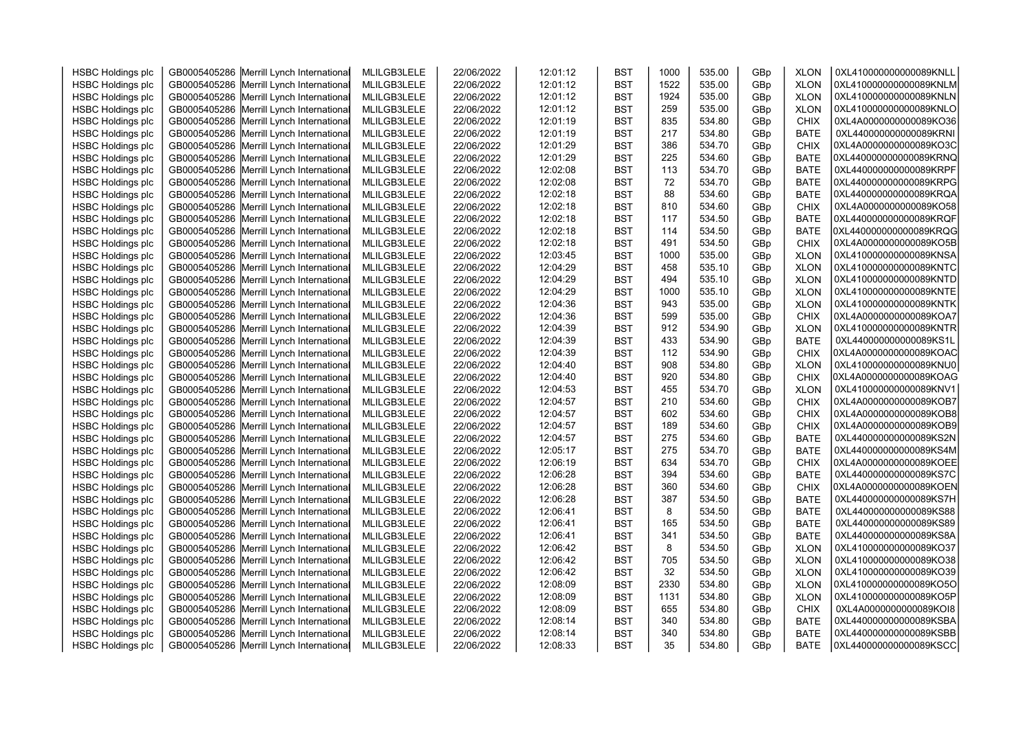| | | | | | | | | | | | |
|---|---|---|---|---|---|---|---|---|---|---|---|
| HSBC Holdings plc | GB0005405286 | Merrill Lynch International | MLILGB3LELE | 22/06/2022 | 12:01:12 | BST | 1000 | 535.00 | GBp | XLON | 0XL410000000000089KNLL |
| HSBC Holdings plc | GB0005405286 | Merrill Lynch International | MLILGB3LELE | 22/06/2022 | 12:01:12 | BST | 1522 | 535.00 | GBp | XLON | 0XL410000000000089KNLM |
| HSBC Holdings plc | GB0005405286 | Merrill Lynch International | MLILGB3LELE | 22/06/2022 | 12:01:12 | BST | 1924 | 535.00 | GBp | XLON | 0XL410000000000089KNLN |
| HSBC Holdings plc | GB0005405286 | Merrill Lynch International | MLILGB3LELE | 22/06/2022 | 12:01:12 | BST | 259 | 535.00 | GBp | XLON | 0XL410000000000089KNLO |
| HSBC Holdings plc | GB0005405286 | Merrill Lynch International | MLILGB3LELE | 22/06/2022 | 12:01:19 | BST | 835 | 534.80 | GBp | CHIX | 0XL4A0000000000089KO36 |
| HSBC Holdings plc | GB0005405286 | Merrill Lynch International | MLILGB3LELE | 22/06/2022 | 12:01:19 | BST | 217 | 534.80 | GBp | BATE | 0XL440000000000089KRNI |
| HSBC Holdings plc | GB0005405286 | Merrill Lynch International | MLILGB3LELE | 22/06/2022 | 12:01:29 | BST | 386 | 534.70 | GBp | CHIX | 0XL4A0000000000089KO3C |
| HSBC Holdings plc | GB0005405286 | Merrill Lynch International | MLILGB3LELE | 22/06/2022 | 12:01:29 | BST | 225 | 534.60 | GBp | BATE | 0XL440000000000089KRNQ |
| HSBC Holdings plc | GB0005405286 | Merrill Lynch International | MLILGB3LELE | 22/06/2022 | 12:02:08 | BST | 113 | 534.70 | GBp | BATE | 0XL440000000000089KRPF |
| HSBC Holdings plc | GB0005405286 | Merrill Lynch International | MLILGB3LELE | 22/06/2022 | 12:02:08 | BST | 72 | 534.70 | GBp | BATE | 0XL440000000000089KRPG |
| HSBC Holdings plc | GB0005405286 | Merrill Lynch International | MLILGB3LELE | 22/06/2022 | 12:02:18 | BST | 88 | 534.60 | GBp | BATE | 0XL440000000000089KRQA |
| HSBC Holdings plc | GB0005405286 | Merrill Lynch International | MLILGB3LELE | 22/06/2022 | 12:02:18 | BST | 810 | 534.60 | GBp | CHIX | 0XL4A0000000000089KO58 |
| HSBC Holdings plc | GB0005405286 | Merrill Lynch International | MLILGB3LELE | 22/06/2022 | 12:02:18 | BST | 117 | 534.50 | GBp | BATE | 0XL440000000000089KRQF |
| HSBC Holdings plc | GB0005405286 | Merrill Lynch International | MLILGB3LELE | 22/06/2022 | 12:02:18 | BST | 114 | 534.50 | GBp | BATE | 0XL440000000000089KRQG |
| HSBC Holdings plc | GB0005405286 | Merrill Lynch International | MLILGB3LELE | 22/06/2022 | 12:02:18 | BST | 491 | 534.50 | GBp | CHIX | 0XL4A0000000000089KO5B |
| HSBC Holdings plc | GB0005405286 | Merrill Lynch International | MLILGB3LELE | 22/06/2022 | 12:03:45 | BST | 1000 | 535.00 | GBp | XLON | 0XL410000000000089KNSA |
| HSBC Holdings plc | GB0005405286 | Merrill Lynch International | MLILGB3LELE | 22/06/2022 | 12:04:29 | BST | 458 | 535.10 | GBp | XLON | 0XL410000000000089KNTC |
| HSBC Holdings plc | GB0005405286 | Merrill Lynch International | MLILGB3LELE | 22/06/2022 | 12:04:29 | BST | 494 | 535.10 | GBp | XLON | 0XL410000000000089KNTD |
| HSBC Holdings plc | GB0005405286 | Merrill Lynch International | MLILGB3LELE | 22/06/2022 | 12:04:29 | BST | 1000 | 535.10 | GBp | XLON | 0XL410000000000089KNTE |
| HSBC Holdings plc | GB0005405286 | Merrill Lynch International | MLILGB3LELE | 22/06/2022 | 12:04:36 | BST | 943 | 535.00 | GBp | XLON | 0XL410000000000089KNTK |
| HSBC Holdings plc | GB0005405286 | Merrill Lynch International | MLILGB3LELE | 22/06/2022 | 12:04:36 | BST | 599 | 535.00 | GBp | CHIX | 0XL4A0000000000089KOA7 |
| HSBC Holdings plc | GB0005405286 | Merrill Lynch International | MLILGB3LELE | 22/06/2022 | 12:04:39 | BST | 912 | 534.90 | GBp | XLON | 0XL410000000000089KNTR |
| HSBC Holdings plc | GB0005405286 | Merrill Lynch International | MLILGB3LELE | 22/06/2022 | 12:04:39 | BST | 433 | 534.90 | GBp | BATE | 0XL440000000000089KS1L |
| HSBC Holdings plc | GB0005405286 | Merrill Lynch International | MLILGB3LELE | 22/06/2022 | 12:04:39 | BST | 112 | 534.90 | GBp | CHIX | 0XL4A0000000000089KOAC |
| HSBC Holdings plc | GB0005405286 | Merrill Lynch International | MLILGB3LELE | 22/06/2022 | 12:04:40 | BST | 908 | 534.80 | GBp | XLON | 0XL410000000000089KNU0 |
| HSBC Holdings plc | GB0005405286 | Merrill Lynch International | MLILGB3LELE | 22/06/2022 | 12:04:40 | BST | 920 | 534.80 | GBp | CHIX | 0XL4A0000000000089KOAG |
| HSBC Holdings plc | GB0005405286 | Merrill Lynch International | MLILGB3LELE | 22/06/2022 | 12:04:53 | BST | 455 | 534.70 | GBp | XLON | 0XL410000000000089KNV1 |
| HSBC Holdings plc | GB0005405286 | Merrill Lynch International | MLILGB3LELE | 22/06/2022 | 12:04:57 | BST | 210 | 534.60 | GBp | CHIX | 0XL4A0000000000089KOB7 |
| HSBC Holdings plc | GB0005405286 | Merrill Lynch International | MLILGB3LELE | 22/06/2022 | 12:04:57 | BST | 602 | 534.60 | GBp | CHIX | 0XL4A0000000000089KOB8 |
| HSBC Holdings plc | GB0005405286 | Merrill Lynch International | MLILGB3LELE | 22/06/2022 | 12:04:57 | BST | 189 | 534.60 | GBp | CHIX | 0XL4A0000000000089KOB9 |
| HSBC Holdings plc | GB0005405286 | Merrill Lynch International | MLILGB3LELE | 22/06/2022 | 12:04:57 | BST | 275 | 534.60 | GBp | BATE | 0XL440000000000089KS2N |
| HSBC Holdings plc | GB0005405286 | Merrill Lynch International | MLILGB3LELE | 22/06/2022 | 12:05:17 | BST | 275 | 534.70 | GBp | BATE | 0XL440000000000089KS4M |
| HSBC Holdings plc | GB0005405286 | Merrill Lynch International | MLILGB3LELE | 22/06/2022 | 12:06:19 | BST | 634 | 534.70 | GBp | CHIX | 0XL4A0000000000089KOEE |
| HSBC Holdings plc | GB0005405286 | Merrill Lynch International | MLILGB3LELE | 22/06/2022 | 12:06:28 | BST | 394 | 534.60 | GBp | BATE | 0XL440000000000089KS7C |
| HSBC Holdings plc | GB0005405286 | Merrill Lynch International | MLILGB3LELE | 22/06/2022 | 12:06:28 | BST | 360 | 534.60 | GBp | CHIX | 0XL4A0000000000089KOEN |
| HSBC Holdings plc | GB0005405286 | Merrill Lynch International | MLILGB3LELE | 22/06/2022 | 12:06:28 | BST | 387 | 534.50 | GBp | BATE | 0XL440000000000089KS7H |
| HSBC Holdings plc | GB0005405286 | Merrill Lynch International | MLILGB3LELE | 22/06/2022 | 12:06:41 | BST | 8 | 534.50 | GBp | BATE | 0XL440000000000089KS88 |
| HSBC Holdings plc | GB0005405286 | Merrill Lynch International | MLILGB3LELE | 22/06/2022 | 12:06:41 | BST | 165 | 534.50 | GBp | BATE | 0XL440000000000089KS89 |
| HSBC Holdings plc | GB0005405286 | Merrill Lynch International | MLILGB3LELE | 22/06/2022 | 12:06:41 | BST | 341 | 534.50 | GBp | BATE | 0XL440000000000089KS8A |
| HSBC Holdings plc | GB0005405286 | Merrill Lynch International | MLILGB3LELE | 22/06/2022 | 12:06:42 | BST | 8 | 534.50 | GBp | XLON | 0XL410000000000089KO37 |
| HSBC Holdings plc | GB0005405286 | Merrill Lynch International | MLILGB3LELE | 22/06/2022 | 12:06:42 | BST | 705 | 534.50 | GBp | XLON | 0XL410000000000089KO38 |
| HSBC Holdings plc | GB0005405286 | Merrill Lynch International | MLILGB3LELE | 22/06/2022 | 12:06:42 | BST | 32 | 534.50 | GBp | XLON | 0XL410000000000089KO39 |
| HSBC Holdings plc | GB0005405286 | Merrill Lynch International | MLILGB3LELE | 22/06/2022 | 12:08:09 | BST | 2330 | 534.80 | GBp | XLON | 0XL410000000000089KO5O |
| HSBC Holdings plc | GB0005405286 | Merrill Lynch International | MLILGB3LELE | 22/06/2022 | 12:08:09 | BST | 1131 | 534.80 | GBp | XLON | 0XL410000000000089KO5P |
| HSBC Holdings plc | GB0005405286 | Merrill Lynch International | MLILGB3LELE | 22/06/2022 | 12:08:09 | BST | 655 | 534.80 | GBp | CHIX | 0XL4A0000000000089KOI8 |
| HSBC Holdings plc | GB0005405286 | Merrill Lynch International | MLILGB3LELE | 22/06/2022 | 12:08:14 | BST | 340 | 534.80 | GBp | BATE | 0XL440000000000089KSBA |
| HSBC Holdings plc | GB0005405286 | Merrill Lynch International | MLILGB3LELE | 22/06/2022 | 12:08:14 | BST | 340 | 534.80 | GBp | BATE | 0XL440000000000089KSBB |
| HSBC Holdings plc | GB0005405286 | Merrill Lynch International | MLILGB3LELE | 22/06/2022 | 12:08:33 | BST | 35 | 534.80 | GBp | BATE | 0XL440000000000089KSCC |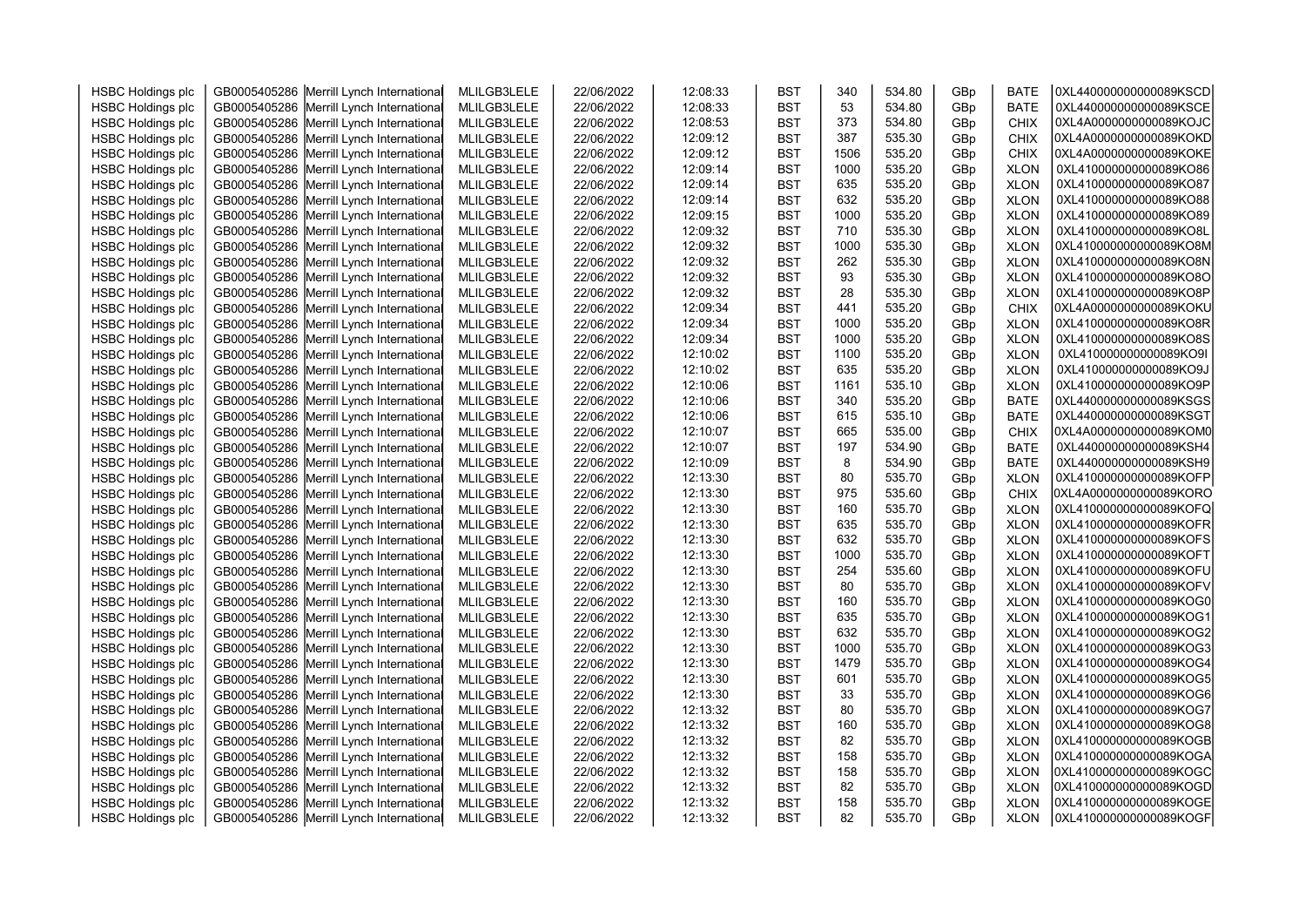| HSBC Holdings plc | GB0005405286 | Merrill Lynch International | MLILGB3LELE | 22/06/2022 | 12:08:33 | BST | 340 | 534.80 | GBp | BATE | 0XL440000000000089KSCD |
|---|---|---|---|---|---|---|---|---|---|---|---|
| HSBC Holdings plc | GB0005405286 | Merrill Lynch International | MLILGB3LELE | 22/06/2022 | 12:08:33 | BST | 53 | 534.80 | GBp | BATE | 0XL440000000000089KSCE |
| HSBC Holdings plc | GB0005405286 | Merrill Lynch International | MLILGB3LELE | 22/06/2022 | 12:08:53 | BST | 373 | 534.80 | GBp | CHIX | 0XL4A0000000000089KOJC |
| HSBC Holdings plc | GB0005405286 | Merrill Lynch International | MLILGB3LELE | 22/06/2022 | 12:09:12 | BST | 387 | 535.30 | GBp | CHIX | 0XL4A0000000000089KOKD |
| HSBC Holdings plc | GB0005405286 | Merrill Lynch International | MLILGB3LELE | 22/06/2022 | 12:09:12 | BST | 1506 | 535.20 | GBp | CHIX | 0XL4A0000000000089KOKE |
| HSBC Holdings plc | GB0005405286 | Merrill Lynch International | MLILGB3LELE | 22/06/2022 | 12:09:14 | BST | 1000 | 535.20 | GBp | XLON | 0XL410000000000089KO86 |
| HSBC Holdings plc | GB0005405286 | Merrill Lynch International | MLILGB3LELE | 22/06/2022 | 12:09:14 | BST | 635 | 535.20 | GBp | XLON | 0XL410000000000089KO87 |
| HSBC Holdings plc | GB0005405286 | Merrill Lynch International | MLILGB3LELE | 22/06/2022 | 12:09:14 | BST | 632 | 535.20 | GBp | XLON | 0XL410000000000089KO88 |
| HSBC Holdings plc | GB0005405286 | Merrill Lynch International | MLILGB3LELE | 22/06/2022 | 12:09:15 | BST | 1000 | 535.20 | GBp | XLON | 0XL410000000000089KO89 |
| HSBC Holdings plc | GB0005405286 | Merrill Lynch International | MLILGB3LELE | 22/06/2022 | 12:09:32 | BST | 710 | 535.30 | GBp | XLON | 0XL410000000000089KO8L |
| HSBC Holdings plc | GB0005405286 | Merrill Lynch International | MLILGB3LELE | 22/06/2022 | 12:09:32 | BST | 1000 | 535.30 | GBp | XLON | 0XL410000000000089KO8M |
| HSBC Holdings plc | GB0005405286 | Merrill Lynch International | MLILGB3LELE | 22/06/2022 | 12:09:32 | BST | 262 | 535.30 | GBp | XLON | 0XL410000000000089KO8N |
| HSBC Holdings plc | GB0005405286 | Merrill Lynch International | MLILGB3LELE | 22/06/2022 | 12:09:32 | BST | 93 | 535.30 | GBp | XLON | 0XL410000000000089KO8O |
| HSBC Holdings plc | GB0005405286 | Merrill Lynch International | MLILGB3LELE | 22/06/2022 | 12:09:32 | BST | 28 | 535.30 | GBp | XLON | 0XL410000000000089KO8P |
| HSBC Holdings plc | GB0005405286 | Merrill Lynch International | MLILGB3LELE | 22/06/2022 | 12:09:34 | BST | 441 | 535.20 | GBp | CHIX | 0XL4A0000000000089KOKU |
| HSBC Holdings plc | GB0005405286 | Merrill Lynch International | MLILGB3LELE | 22/06/2022 | 12:09:34 | BST | 1000 | 535.20 | GBp | XLON | 0XL410000000000089KO8R |
| HSBC Holdings plc | GB0005405286 | Merrill Lynch International | MLILGB3LELE | 22/06/2022 | 12:09:34 | BST | 1000 | 535.20 | GBp | XLON | 0XL410000000000089KO8S |
| HSBC Holdings plc | GB0005405286 | Merrill Lynch International | MLILGB3LELE | 22/06/2022 | 12:10:02 | BST | 1100 | 535.20 | GBp | XLON | 0XL410000000000089KO9I |
| HSBC Holdings plc | GB0005405286 | Merrill Lynch International | MLILGB3LELE | 22/06/2022 | 12:10:02 | BST | 635 | 535.20 | GBp | XLON | 0XL410000000000089KO9J |
| HSBC Holdings plc | GB0005405286 | Merrill Lynch International | MLILGB3LELE | 22/06/2022 | 12:10:06 | BST | 1161 | 535.10 | GBp | XLON | 0XL410000000000089KO9P |
| HSBC Holdings plc | GB0005405286 | Merrill Lynch International | MLILGB3LELE | 22/06/2022 | 12:10:06 | BST | 340 | 535.20 | GBp | BATE | 0XL440000000000089KSGS |
| HSBC Holdings plc | GB0005405286 | Merrill Lynch International | MLILGB3LELE | 22/06/2022 | 12:10:06 | BST | 615 | 535.10 | GBp | BATE | 0XL440000000000089KSGT |
| HSBC Holdings plc | GB0005405286 | Merrill Lynch International | MLILGB3LELE | 22/06/2022 | 12:10:07 | BST | 665 | 535.00 | GBp | CHIX | 0XL4A0000000000089KOM0 |
| HSBC Holdings plc | GB0005405286 | Merrill Lynch International | MLILGB3LELE | 22/06/2022 | 12:10:07 | BST | 197 | 534.90 | GBp | BATE | 0XL440000000000089KSH4 |
| HSBC Holdings plc | GB0005405286 | Merrill Lynch International | MLILGB3LELE | 22/06/2022 | 12:10:09 | BST | 8 | 534.90 | GBp | BATE | 0XL440000000000089KSH9 |
| HSBC Holdings plc | GB0005405286 | Merrill Lynch International | MLILGB3LELE | 22/06/2022 | 12:13:30 | BST | 80 | 535.70 | GBp | XLON | 0XL410000000000089KOFP |
| HSBC Holdings plc | GB0005405286 | Merrill Lynch International | MLILGB3LELE | 22/06/2022 | 12:13:30 | BST | 975 | 535.60 | GBp | CHIX | 0XL4A0000000000089KORO |
| HSBC Holdings plc | GB0005405286 | Merrill Lynch International | MLILGB3LELE | 22/06/2022 | 12:13:30 | BST | 160 | 535.70 | GBp | XLON | 0XL410000000000089KOFQ |
| HSBC Holdings plc | GB0005405286 | Merrill Lynch International | MLILGB3LELE | 22/06/2022 | 12:13:30 | BST | 635 | 535.70 | GBp | XLON | 0XL410000000000089KOFR |
| HSBC Holdings plc | GB0005405286 | Merrill Lynch International | MLILGB3LELE | 22/06/2022 | 12:13:30 | BST | 632 | 535.70 | GBp | XLON | 0XL410000000000089KOFS |
| HSBC Holdings plc | GB0005405286 | Merrill Lynch International | MLILGB3LELE | 22/06/2022 | 12:13:30 | BST | 1000 | 535.70 | GBp | XLON | 0XL410000000000089KOFT |
| HSBC Holdings plc | GB0005405286 | Merrill Lynch International | MLILGB3LELE | 22/06/2022 | 12:13:30 | BST | 254 | 535.60 | GBp | XLON | 0XL410000000000089KOFU |
| HSBC Holdings plc | GB0005405286 | Merrill Lynch International | MLILGB3LELE | 22/06/2022 | 12:13:30 | BST | 80 | 535.70 | GBp | XLON | 0XL410000000000089KOFV |
| HSBC Holdings plc | GB0005405286 | Merrill Lynch International | MLILGB3LELE | 22/06/2022 | 12:13:30 | BST | 160 | 535.70 | GBp | XLON | 0XL410000000000089KOG0 |
| HSBC Holdings plc | GB0005405286 | Merrill Lynch International | MLILGB3LELE | 22/06/2022 | 12:13:30 | BST | 635 | 535.70 | GBp | XLON | 0XL410000000000089KOG1 |
| HSBC Holdings plc | GB0005405286 | Merrill Lynch International | MLILGB3LELE | 22/06/2022 | 12:13:30 | BST | 632 | 535.70 | GBp | XLON | 0XL410000000000089KOG2 |
| HSBC Holdings plc | GB0005405286 | Merrill Lynch International | MLILGB3LELE | 22/06/2022 | 12:13:30 | BST | 1000 | 535.70 | GBp | XLON | 0XL410000000000089KOG3 |
| HSBC Holdings plc | GB0005405286 | Merrill Lynch International | MLILGB3LELE | 22/06/2022 | 12:13:30 | BST | 1479 | 535.70 | GBp | XLON | 0XL410000000000089KOG4 |
| HSBC Holdings plc | GB0005405286 | Merrill Lynch International | MLILGB3LELE | 22/06/2022 | 12:13:30 | BST | 601 | 535.70 | GBp | XLON | 0XL410000000000089KOG5 |
| HSBC Holdings plc | GB0005405286 | Merrill Lynch International | MLILGB3LELE | 22/06/2022 | 12:13:30 | BST | 33 | 535.70 | GBp | XLON | 0XL410000000000089KOG6 |
| HSBC Holdings plc | GB0005405286 | Merrill Lynch International | MLILGB3LELE | 22/06/2022 | 12:13:32 | BST | 80 | 535.70 | GBp | XLON | 0XL410000000000089KOG7 |
| HSBC Holdings plc | GB0005405286 | Merrill Lynch International | MLILGB3LELE | 22/06/2022 | 12:13:32 | BST | 160 | 535.70 | GBp | XLON | 0XL410000000000089KOG8 |
| HSBC Holdings plc | GB0005405286 | Merrill Lynch International | MLILGB3LELE | 22/06/2022 | 12:13:32 | BST | 82 | 535.70 | GBp | XLON | 0XL410000000000089KOGB |
| HSBC Holdings plc | GB0005405286 | Merrill Lynch International | MLILGB3LELE | 22/06/2022 | 12:13:32 | BST | 158 | 535.70 | GBp | XLON | 0XL410000000000089KOGA |
| HSBC Holdings plc | GB0005405286 | Merrill Lynch International | MLILGB3LELE | 22/06/2022 | 12:13:32 | BST | 158 | 535.70 | GBp | XLON | 0XL410000000000089KOGC |
| HSBC Holdings plc | GB0005405286 | Merrill Lynch International | MLILGB3LELE | 22/06/2022 | 12:13:32 | BST | 82 | 535.70 | GBp | XLON | 0XL410000000000089KOGD |
| HSBC Holdings plc | GB0005405286 | Merrill Lynch International | MLILGB3LELE | 22/06/2022 | 12:13:32 | BST | 158 | 535.70 | GBp | XLON | 0XL410000000000089KOGE |
| HSBC Holdings plc | GB0005405286 | Merrill Lynch International | MLILGB3LELE | 22/06/2022 | 12:13:32 | BST | 82 | 535.70 | GBp | XLON | 0XL410000000000089KOGF |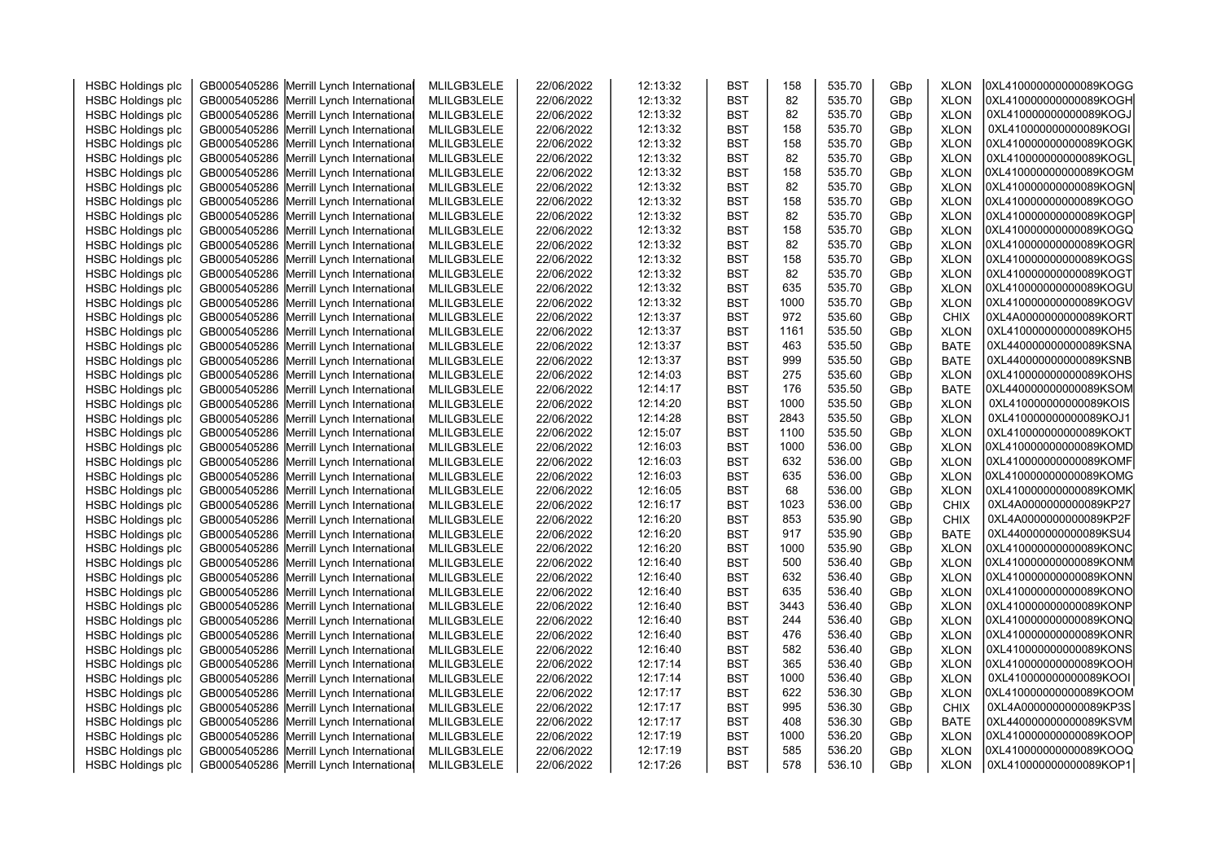| HSBC Holdings plc | GB0005405286 | Merrill Lynch International | MLILGB3LELE | 22/06/2022 | 12:13:32 | BST | 158 | 535.70 | GBp | XLON | 0XL410000000000089KOGG |
|---|---|---|---|---|---|---|---|---|---|---|---|
| HSBC Holdings plc | GB0005405286 | Merrill Lynch International | MLILGB3LELE | 22/06/2022 | 12:13:32 | BST | 82 | 535.70 | GBp | XLON | 0XL410000000000089KOGH |
| HSBC Holdings plc | GB0005405286 | Merrill Lynch International | MLILGB3LELE | 22/06/2022 | 12:13:32 | BST | 82 | 535.70 | GBp | XLON | 0XL410000000000089KOGJ |
| HSBC Holdings plc | GB0005405286 | Merrill Lynch International | MLILGB3LELE | 22/06/2022 | 12:13:32 | BST | 158 | 535.70 | GBp | XLON | 0XL410000000000089KOGI |
| HSBC Holdings plc | GB0005405286 | Merrill Lynch International | MLILGB3LELE | 22/06/2022 | 12:13:32 | BST | 158 | 535.70 | GBp | XLON | 0XL410000000000089KOGK |
| HSBC Holdings plc | GB0005405286 | Merrill Lynch International | MLILGB3LELE | 22/06/2022 | 12:13:32 | BST | 82 | 535.70 | GBp | XLON | 0XL410000000000089KOGL |
| HSBC Holdings plc | GB0005405286 | Merrill Lynch International | MLILGB3LELE | 22/06/2022 | 12:13:32 | BST | 158 | 535.70 | GBp | XLON | 0XL410000000000089KOGM |
| HSBC Holdings plc | GB0005405286 | Merrill Lynch International | MLILGB3LELE | 22/06/2022 | 12:13:32 | BST | 82 | 535.70 | GBp | XLON | 0XL410000000000089KOGN |
| HSBC Holdings plc | GB0005405286 | Merrill Lynch International | MLILGB3LELE | 22/06/2022 | 12:13:32 | BST | 158 | 535.70 | GBp | XLON | 0XL410000000000089KOGO |
| HSBC Holdings plc | GB0005405286 | Merrill Lynch International | MLILGB3LELE | 22/06/2022 | 12:13:32 | BST | 82 | 535.70 | GBp | XLON | 0XL410000000000089KOGP |
| HSBC Holdings plc | GB0005405286 | Merrill Lynch International | MLILGB3LELE | 22/06/2022 | 12:13:32 | BST | 158 | 535.70 | GBp | XLON | 0XL410000000000089KOGQ |
| HSBC Holdings plc | GB0005405286 | Merrill Lynch International | MLILGB3LELE | 22/06/2022 | 12:13:32 | BST | 82 | 535.70 | GBp | XLON | 0XL410000000000089KOGR |
| HSBC Holdings plc | GB0005405286 | Merrill Lynch International | MLILGB3LELE | 22/06/2022 | 12:13:32 | BST | 158 | 535.70 | GBp | XLON | 0XL410000000000089KOGS |
| HSBC Holdings plc | GB0005405286 | Merrill Lynch International | MLILGB3LELE | 22/06/2022 | 12:13:32 | BST | 82 | 535.70 | GBp | XLON | 0XL410000000000089KOGT |
| HSBC Holdings plc | GB0005405286 | Merrill Lynch International | MLILGB3LELE | 22/06/2022 | 12:13:32 | BST | 635 | 535.70 | GBp | XLON | 0XL410000000000089KOGU |
| HSBC Holdings plc | GB0005405286 | Merrill Lynch International | MLILGB3LELE | 22/06/2022 | 12:13:32 | BST | 1000 | 535.70 | GBp | XLON | 0XL410000000000089KOGV |
| HSBC Holdings plc | GB0005405286 | Merrill Lynch International | MLILGB3LELE | 22/06/2022 | 12:13:37 | BST | 972 | 535.60 | GBp | CHIX | 0XL4A0000000000089KORT |
| HSBC Holdings plc | GB0005405286 | Merrill Lynch International | MLILGB3LELE | 22/06/2022 | 12:13:37 | BST | 1161 | 535.50 | GBp | XLON | 0XL410000000000089KOH5 |
| HSBC Holdings plc | GB0005405286 | Merrill Lynch International | MLILGB3LELE | 22/06/2022 | 12:13:37 | BST | 463 | 535.50 | GBp | BATE | 0XL440000000000089KSNA |
| HSBC Holdings plc | GB0005405286 | Merrill Lynch International | MLILGB3LELE | 22/06/2022 | 12:13:37 | BST | 999 | 535.50 | GBp | BATE | 0XL440000000000089KSNB |
| HSBC Holdings plc | GB0005405286 | Merrill Lynch International | MLILGB3LELE | 22/06/2022 | 12:14:03 | BST | 275 | 535.60 | GBp | XLON | 0XL410000000000089KOHS |
| HSBC Holdings plc | GB0005405286 | Merrill Lynch International | MLILGB3LELE | 22/06/2022 | 12:14:17 | BST | 176 | 535.50 | GBp | BATE | 0XL440000000000089KSOM |
| HSBC Holdings plc | GB0005405286 | Merrill Lynch International | MLILGB3LELE | 22/06/2022 | 12:14:20 | BST | 1000 | 535.50 | GBp | XLON | 0XL410000000000089KOIS |
| HSBC Holdings plc | GB0005405286 | Merrill Lynch International | MLILGB3LELE | 22/06/2022 | 12:14:28 | BST | 2843 | 535.50 | GBp | XLON | 0XL410000000000089KOJ1 |
| HSBC Holdings plc | GB0005405286 | Merrill Lynch International | MLILGB3LELE | 22/06/2022 | 12:15:07 | BST | 1100 | 535.50 | GBp | XLON | 0XL410000000000089KOKT |
| HSBC Holdings plc | GB0005405286 | Merrill Lynch International | MLILGB3LELE | 22/06/2022 | 12:16:03 | BST | 1000 | 536.00 | GBp | XLON | 0XL410000000000089KOMD |
| HSBC Holdings plc | GB0005405286 | Merrill Lynch International | MLILGB3LELE | 22/06/2022 | 12:16:03 | BST | 632 | 536.00 | GBp | XLON | 0XL410000000000089KOMF |
| HSBC Holdings plc | GB0005405286 | Merrill Lynch International | MLILGB3LELE | 22/06/2022 | 12:16:03 | BST | 635 | 536.00 | GBp | XLON | 0XL410000000000089KOMG |
| HSBC Holdings plc | GB0005405286 | Merrill Lynch International | MLILGB3LELE | 22/06/2022 | 12:16:05 | BST | 68 | 536.00 | GBp | XLON | 0XL410000000000089KOMK |
| HSBC Holdings plc | GB0005405286 | Merrill Lynch International | MLILGB3LELE | 22/06/2022 | 12:16:17 | BST | 1023 | 536.00 | GBp | CHIX | 0XL4A0000000000089KP27 |
| HSBC Holdings plc | GB0005405286 | Merrill Lynch International | MLILGB3LELE | 22/06/2022 | 12:16:20 | BST | 853 | 535.90 | GBp | CHIX | 0XL4A0000000000089KP2F |
| HSBC Holdings plc | GB0005405286 | Merrill Lynch International | MLILGB3LELE | 22/06/2022 | 12:16:20 | BST | 917 | 535.90 | GBp | BATE | 0XL440000000000089KSU4 |
| HSBC Holdings plc | GB0005405286 | Merrill Lynch International | MLILGB3LELE | 22/06/2022 | 12:16:20 | BST | 1000 | 535.90 | GBp | XLON | 0XL410000000000089KONC |
| HSBC Holdings plc | GB0005405286 | Merrill Lynch International | MLILGB3LELE | 22/06/2022 | 12:16:40 | BST | 500 | 536.40 | GBp | XLON | 0XL410000000000089KONM |
| HSBC Holdings plc | GB0005405286 | Merrill Lynch International | MLILGB3LELE | 22/06/2022 | 12:16:40 | BST | 632 | 536.40 | GBp | XLON | 0XL410000000000089KONN |
| HSBC Holdings plc | GB0005405286 | Merrill Lynch International | MLILGB3LELE | 22/06/2022 | 12:16:40 | BST | 635 | 536.40 | GBp | XLON | 0XL410000000000089KONO |
| HSBC Holdings plc | GB0005405286 | Merrill Lynch International | MLILGB3LELE | 22/06/2022 | 12:16:40 | BST | 3443 | 536.40 | GBp | XLON | 0XL410000000000089KONP |
| HSBC Holdings plc | GB0005405286 | Merrill Lynch International | MLILGB3LELE | 22/06/2022 | 12:16:40 | BST | 244 | 536.40 | GBp | XLON | 0XL410000000000089KONQ |
| HSBC Holdings plc | GB0005405286 | Merrill Lynch International | MLILGB3LELE | 22/06/2022 | 12:16:40 | BST | 476 | 536.40 | GBp | XLON | 0XL410000000000089KONR |
| HSBC Holdings plc | GB0005405286 | Merrill Lynch International | MLILGB3LELE | 22/06/2022 | 12:16:40 | BST | 582 | 536.40 | GBp | XLON | 0XL410000000000089KONS |
| HSBC Holdings plc | GB0005405286 | Merrill Lynch International | MLILGB3LELE | 22/06/2022 | 12:17:14 | BST | 365 | 536.40 | GBp | XLON | 0XL410000000000089KOOH |
| HSBC Holdings plc | GB0005405286 | Merrill Lynch International | MLILGB3LELE | 22/06/2022 | 12:17:14 | BST | 1000 | 536.40 | GBp | XLON | 0XL410000000000089KOOI |
| HSBC Holdings plc | GB0005405286 | Merrill Lynch International | MLILGB3LELE | 22/06/2022 | 12:17:17 | BST | 622 | 536.30 | GBp | XLON | 0XL410000000000089KOOM |
| HSBC Holdings plc | GB0005405286 | Merrill Lynch International | MLILGB3LELE | 22/06/2022 | 12:17:17 | BST | 995 | 536.30 | GBp | CHIX | 0XL4A0000000000089KP3S |
| HSBC Holdings plc | GB0005405286 | Merrill Lynch International | MLILGB3LELE | 22/06/2022 | 12:17:17 | BST | 408 | 536.30 | GBp | BATE | 0XL440000000000089KSVM |
| HSBC Holdings plc | GB0005405286 | Merrill Lynch International | MLILGB3LELE | 22/06/2022 | 12:17:19 | BST | 1000 | 536.20 | GBp | XLON | 0XL410000000000089KOOP |
| HSBC Holdings plc | GB0005405286 | Merrill Lynch International | MLILGB3LELE | 22/06/2022 | 12:17:19 | BST | 585 | 536.20 | GBp | XLON | 0XL410000000000089KOOQ |
| HSBC Holdings plc | GB0005405286 | Merrill Lynch International | MLILGB3LELE | 22/06/2022 | 12:17:26 | BST | 578 | 536.10 | GBp | XLON | 0XL410000000000089KOP1 |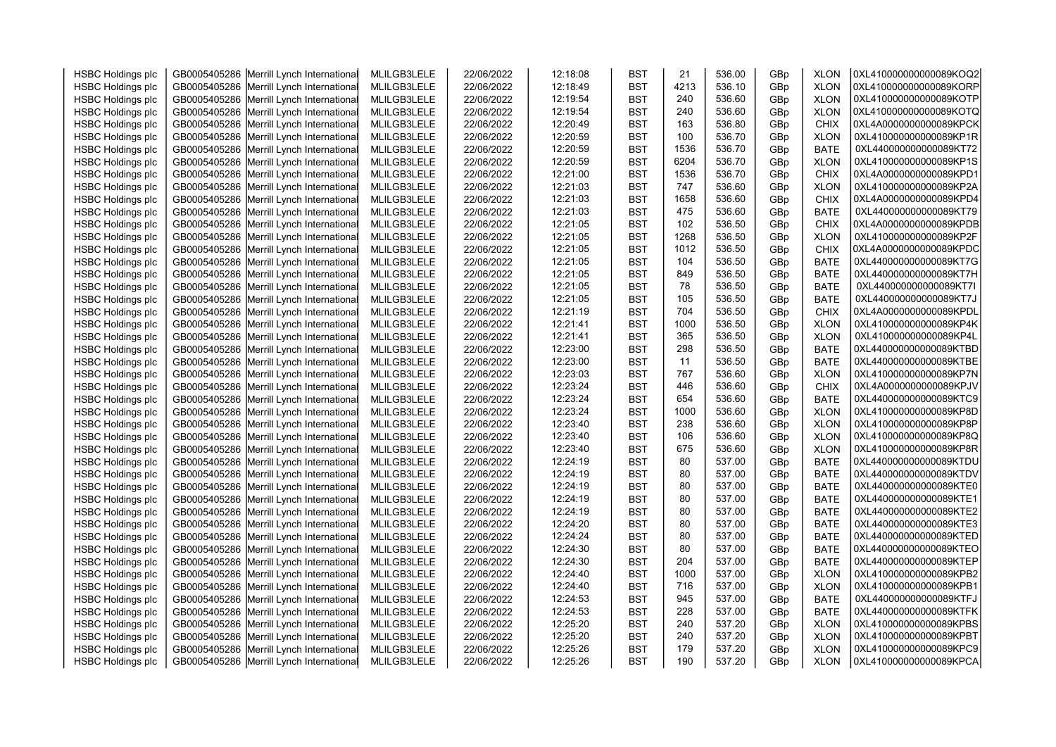| | | | | | | | | | | | |
|---|---|---|---|---|---|---|---|---|---|---|---|
| HSBC Holdings plc | GB0005405286 | Merrill Lynch International | MLILGB3LELE | 22/06/2022 | 12:18:08 | BST | 21 | 536.00 | GBp | XLON | 0XL410000000000089KOQ2 |
| HSBC Holdings plc | GB0005405286 | Merrill Lynch International | MLILGB3LELE | 22/06/2022 | 12:18:49 | BST | 4213 | 536.10 | GBp | XLON | 0XL410000000000089KORP |
| HSBC Holdings plc | GB0005405286 | Merrill Lynch International | MLILGB3LELE | 22/06/2022 | 12:19:54 | BST | 240 | 536.60 | GBp | XLON | 0XL410000000000089KOTP |
| HSBC Holdings plc | GB0005405286 | Merrill Lynch International | MLILGB3LELE | 22/06/2022 | 12:19:54 | BST | 240 | 536.60 | GBp | XLON | 0XL410000000000089KOTQ |
| HSBC Holdings plc | GB0005405286 | Merrill Lynch International | MLILGB3LELE | 22/06/2022 | 12:20:49 | BST | 163 | 536.80 | GBp | CHIX | 0XL4A0000000000089KPCK |
| HSBC Holdings plc | GB0005405286 | Merrill Lynch International | MLILGB3LELE | 22/06/2022 | 12:20:59 | BST | 100 | 536.70 | GBp | XLON | 0XL410000000000089KP1R |
| HSBC Holdings plc | GB0005405286 | Merrill Lynch International | MLILGB3LELE | 22/06/2022 | 12:20:59 | BST | 1536 | 536.70 | GBp | BATE | 0XL440000000000089KT72 |
| HSBC Holdings plc | GB0005405286 | Merrill Lynch International | MLILGB3LELE | 22/06/2022 | 12:20:59 | BST | 6204 | 536.70 | GBp | XLON | 0XL410000000000089KP1S |
| HSBC Holdings plc | GB0005405286 | Merrill Lynch International | MLILGB3LELE | 22/06/2022 | 12:21:00 | BST | 1536 | 536.70 | GBp | CHIX | 0XL4A0000000000089KPD1 |
| HSBC Holdings plc | GB0005405286 | Merrill Lynch International | MLILGB3LELE | 22/06/2022 | 12:21:03 | BST | 747 | 536.60 | GBp | XLON | 0XL410000000000089KP2A |
| HSBC Holdings plc | GB0005405286 | Merrill Lynch International | MLILGB3LELE | 22/06/2022 | 12:21:03 | BST | 1658 | 536.60 | GBp | CHIX | 0XL4A0000000000089KPD4 |
| HSBC Holdings plc | GB0005405286 | Merrill Lynch International | MLILGB3LELE | 22/06/2022 | 12:21:03 | BST | 475 | 536.60 | GBp | BATE | 0XL440000000000089KT79 |
| HSBC Holdings plc | GB0005405286 | Merrill Lynch International | MLILGB3LELE | 22/06/2022 | 12:21:05 | BST | 102 | 536.50 | GBp | CHIX | 0XL4A0000000000089KPDB |
| HSBC Holdings plc | GB0005405286 | Merrill Lynch International | MLILGB3LELE | 22/06/2022 | 12:21:05 | BST | 1268 | 536.50 | GBp | XLON | 0XL410000000000089KP2F |
| HSBC Holdings plc | GB0005405286 | Merrill Lynch International | MLILGB3LELE | 22/06/2022 | 12:21:05 | BST | 1012 | 536.50 | GBp | CHIX | 0XL4A0000000000089KPDC |
| HSBC Holdings plc | GB0005405286 | Merrill Lynch International | MLILGB3LELE | 22/06/2022 | 12:21:05 | BST | 104 | 536.50 | GBp | BATE | 0XL440000000000089KT7G |
| HSBC Holdings plc | GB0005405286 | Merrill Lynch International | MLILGB3LELE | 22/06/2022 | 12:21:05 | BST | 849 | 536.50 | GBp | BATE | 0XL440000000000089KT7H |
| HSBC Holdings plc | GB0005405286 | Merrill Lynch International | MLILGB3LELE | 22/06/2022 | 12:21:05 | BST | 78 | 536.50 | GBp | BATE | 0XL440000000000089KT7I |
| HSBC Holdings plc | GB0005405286 | Merrill Lynch International | MLILGB3LELE | 22/06/2022 | 12:21:05 | BST | 105 | 536.50 | GBp | BATE | 0XL440000000000089KT7J |
| HSBC Holdings plc | GB0005405286 | Merrill Lynch International | MLILGB3LELE | 22/06/2022 | 12:21:19 | BST | 704 | 536.50 | GBp | CHIX | 0XL4A0000000000089KPDL |
| HSBC Holdings plc | GB0005405286 | Merrill Lynch International | MLILGB3LELE | 22/06/2022 | 12:21:41 | BST | 1000 | 536.50 | GBp | XLON | 0XL410000000000089KP4K |
| HSBC Holdings plc | GB0005405286 | Merrill Lynch International | MLILGB3LELE | 22/06/2022 | 12:21:41 | BST | 365 | 536.50 | GBp | XLON | 0XL410000000000089KP4L |
| HSBC Holdings plc | GB0005405286 | Merrill Lynch International | MLILGB3LELE | 22/06/2022 | 12:23:00 | BST | 298 | 536.50 | GBp | BATE | 0XL440000000000089KTBD |
| HSBC Holdings plc | GB0005405286 | Merrill Lynch International | MLILGB3LELE | 22/06/2022 | 12:23:00 | BST | 11 | 536.50 | GBp | BATE | 0XL440000000000089KTBE |
| HSBC Holdings plc | GB0005405286 | Merrill Lynch International | MLILGB3LELE | 22/06/2022 | 12:23:03 | BST | 767 | 536.60 | GBp | XLON | 0XL410000000000089KP7N |
| HSBC Holdings plc | GB0005405286 | Merrill Lynch International | MLILGB3LELE | 22/06/2022 | 12:23:24 | BST | 446 | 536.60 | GBp | CHIX | 0XL4A0000000000089KPJV |
| HSBC Holdings plc | GB0005405286 | Merrill Lynch International | MLILGB3LELE | 22/06/2022 | 12:23:24 | BST | 654 | 536.60 | GBp | BATE | 0XL440000000000089KTC9 |
| HSBC Holdings plc | GB0005405286 | Merrill Lynch International | MLILGB3LELE | 22/06/2022 | 12:23:24 | BST | 1000 | 536.60 | GBp | XLON | 0XL410000000000089KP8D |
| HSBC Holdings plc | GB0005405286 | Merrill Lynch International | MLILGB3LELE | 22/06/2022 | 12:23:40 | BST | 238 | 536.60 | GBp | XLON | 0XL410000000000089KP8P |
| HSBC Holdings plc | GB0005405286 | Merrill Lynch International | MLILGB3LELE | 22/06/2022 | 12:23:40 | BST | 106 | 536.60 | GBp | XLON | 0XL410000000000089KP8Q |
| HSBC Holdings plc | GB0005405286 | Merrill Lynch International | MLILGB3LELE | 22/06/2022 | 12:23:40 | BST | 675 | 536.60 | GBp | XLON | 0XL410000000000089KP8R |
| HSBC Holdings plc | GB0005405286 | Merrill Lynch International | MLILGB3LELE | 22/06/2022 | 12:24:19 | BST | 80 | 537.00 | GBp | BATE | 0XL440000000000089KTDU |
| HSBC Holdings plc | GB0005405286 | Merrill Lynch International | MLILGB3LELE | 22/06/2022 | 12:24:19 | BST | 80 | 537.00 | GBp | BATE | 0XL440000000000089KTDV |
| HSBC Holdings plc | GB0005405286 | Merrill Lynch International | MLILGB3LELE | 22/06/2022 | 12:24:19 | BST | 80 | 537.00 | GBp | BATE | 0XL440000000000089KTE0 |
| HSBC Holdings plc | GB0005405286 | Merrill Lynch International | MLILGB3LELE | 22/06/2022 | 12:24:19 | BST | 80 | 537.00 | GBp | BATE | 0XL440000000000089KTE1 |
| HSBC Holdings plc | GB0005405286 | Merrill Lynch International | MLILGB3LELE | 22/06/2022 | 12:24:19 | BST | 80 | 537.00 | GBp | BATE | 0XL440000000000089KTE2 |
| HSBC Holdings plc | GB0005405286 | Merrill Lynch International | MLILGB3LELE | 22/06/2022 | 12:24:20 | BST | 80 | 537.00 | GBp | BATE | 0XL440000000000089KTE3 |
| HSBC Holdings plc | GB0005405286 | Merrill Lynch International | MLILGB3LELE | 22/06/2022 | 12:24:24 | BST | 80 | 537.00 | GBp | BATE | 0XL440000000000089KTED |
| HSBC Holdings plc | GB0005405286 | Merrill Lynch International | MLILGB3LELE | 22/06/2022 | 12:24:30 | BST | 80 | 537.00 | GBp | BATE | 0XL440000000000089KTEO |
| HSBC Holdings plc | GB0005405286 | Merrill Lynch International | MLILGB3LELE | 22/06/2022 | 12:24:30 | BST | 204 | 537.00 | GBp | BATE | 0XL440000000000089KTEP |
| HSBC Holdings plc | GB0005405286 | Merrill Lynch International | MLILGB3LELE | 22/06/2022 | 12:24:40 | BST | 1000 | 537.00 | GBp | XLON | 0XL410000000000089KPB2 |
| HSBC Holdings plc | GB0005405286 | Merrill Lynch International | MLILGB3LELE | 22/06/2022 | 12:24:40 | BST | 716 | 537.00 | GBp | XLON | 0XL410000000000089KPB1 |
| HSBC Holdings plc | GB0005405286 | Merrill Lynch International | MLILGB3LELE | 22/06/2022 | 12:24:53 | BST | 945 | 537.00 | GBp | BATE | 0XL440000000000089KTFJ |
| HSBC Holdings plc | GB0005405286 | Merrill Lynch International | MLILGB3LELE | 22/06/2022 | 12:24:53 | BST | 228 | 537.00 | GBp | BATE | 0XL440000000000089KTFK |
| HSBC Holdings plc | GB0005405286 | Merrill Lynch International | MLILGB3LELE | 22/06/2022 | 12:25:20 | BST | 240 | 537.20 | GBp | XLON | 0XL410000000000089KPBS |
| HSBC Holdings plc | GB0005405286 | Merrill Lynch International | MLILGB3LELE | 22/06/2022 | 12:25:20 | BST | 240 | 537.20 | GBp | XLON | 0XL410000000000089KPBT |
| HSBC Holdings plc | GB0005405286 | Merrill Lynch International | MLILGB3LELE | 22/06/2022 | 12:25:26 | BST | 179 | 537.20 | GBp | XLON | 0XL410000000000089KPC9 |
| HSBC Holdings plc | GB0005405286 | Merrill Lynch International | MLILGB3LELE | 22/06/2022 | 12:25:26 | BST | 190 | 537.20 | GBp | XLON | 0XL410000000000089KPCA |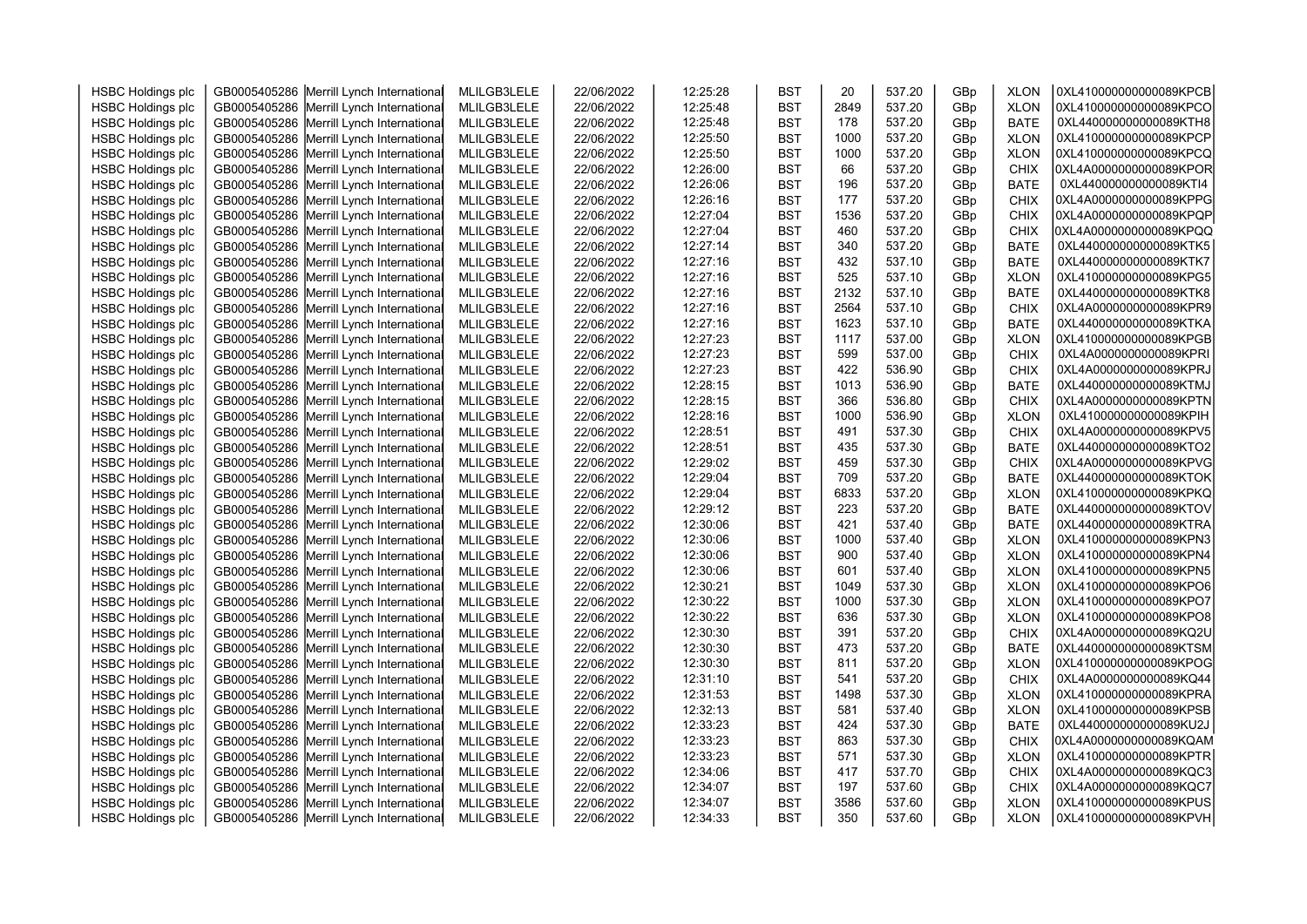| | | | | | | | | | | | |
|---|---|---|---|---|---|---|---|---|---|---|---|
| HSBC Holdings plc | GB0005405286 | Merrill Lynch International | MLILGB3LELE | 22/06/2022 | 12:25:28 | BST | 20 | 537.20 | GBp | XLON | 0XL410000000000089KPCB |
| HSBC Holdings plc | GB0005405286 | Merrill Lynch International | MLILGB3LELE | 22/06/2022 | 12:25:48 | BST | 2849 | 537.20 | GBp | XLON | 0XL410000000000089KPCO |
| HSBC Holdings plc | GB0005405286 | Merrill Lynch International | MLILGB3LELE | 22/06/2022 | 12:25:48 | BST | 178 | 537.20 | GBp | BATE | 0XL440000000000089KTH8 |
| HSBC Holdings plc | GB0005405286 | Merrill Lynch International | MLILGB3LELE | 22/06/2022 | 12:25:50 | BST | 1000 | 537.20 | GBp | XLON | 0XL410000000000089KPCP |
| HSBC Holdings plc | GB0005405286 | Merrill Lynch International | MLILGB3LELE | 22/06/2022 | 12:25:50 | BST | 1000 | 537.20 | GBp | XLON | 0XL410000000000089KPCQ |
| HSBC Holdings plc | GB0005405286 | Merrill Lynch International | MLILGB3LELE | 22/06/2022 | 12:26:00 | BST | 66 | 537.20 | GBp | CHIX | 0XL4A0000000000089KPOR |
| HSBC Holdings plc | GB0005405286 | Merrill Lynch International | MLILGB3LELE | 22/06/2022 | 12:26:06 | BST | 196 | 537.20 | GBp | BATE | 0XL440000000000089KTI4 |
| HSBC Holdings plc | GB0005405286 | Merrill Lynch International | MLILGB3LELE | 22/06/2022 | 12:26:16 | BST | 177 | 537.20 | GBp | CHIX | 0XL4A0000000000089KPPG |
| HSBC Holdings plc | GB0005405286 | Merrill Lynch International | MLILGB3LELE | 22/06/2022 | 12:27:04 | BST | 1536 | 537.20 | GBp | CHIX | 0XL4A0000000000089KPQP |
| HSBC Holdings plc | GB0005405286 | Merrill Lynch International | MLILGB3LELE | 22/06/2022 | 12:27:04 | BST | 460 | 537.20 | GBp | CHIX | 0XL4A0000000000089KPQQ |
| HSBC Holdings plc | GB0005405286 | Merrill Lynch International | MLILGB3LELE | 22/06/2022 | 12:27:14 | BST | 340 | 537.20 | GBp | BATE | 0XL440000000000089KTK5 |
| HSBC Holdings plc | GB0005405286 | Merrill Lynch International | MLILGB3LELE | 22/06/2022 | 12:27:16 | BST | 432 | 537.10 | GBp | BATE | 0XL440000000000089KTK7 |
| HSBC Holdings plc | GB0005405286 | Merrill Lynch International | MLILGB3LELE | 22/06/2022 | 12:27:16 | BST | 525 | 537.10 | GBp | XLON | 0XL410000000000089KPG5 |
| HSBC Holdings plc | GB0005405286 | Merrill Lynch International | MLILGB3LELE | 22/06/2022 | 12:27:16 | BST | 2132 | 537.10 | GBp | BATE | 0XL440000000000089KTK8 |
| HSBC Holdings plc | GB0005405286 | Merrill Lynch International | MLILGB3LELE | 22/06/2022 | 12:27:16 | BST | 2564 | 537.10 | GBp | CHIX | 0XL4A0000000000089KPR9 |
| HSBC Holdings plc | GB0005405286 | Merrill Lynch International | MLILGB3LELE | 22/06/2022 | 12:27:16 | BST | 1623 | 537.10 | GBp | BATE | 0XL440000000000089KTKA |
| HSBC Holdings plc | GB0005405286 | Merrill Lynch International | MLILGB3LELE | 22/06/2022 | 12:27:23 | BST | 1117 | 537.00 | GBp | XLON | 0XL410000000000089KPGB |
| HSBC Holdings plc | GB0005405286 | Merrill Lynch International | MLILGB3LELE | 22/06/2022 | 12:27:23 | BST | 599 | 537.00 | GBp | CHIX | 0XL4A0000000000089KPRI |
| HSBC Holdings plc | GB0005405286 | Merrill Lynch International | MLILGB3LELE | 22/06/2022 | 12:27:23 | BST | 422 | 536.90 | GBp | CHIX | 0XL4A0000000000089KPRJ |
| HSBC Holdings plc | GB0005405286 | Merrill Lynch International | MLILGB3LELE | 22/06/2022 | 12:28:15 | BST | 1013 | 536.90 | GBp | BATE | 0XL440000000000089KTMJ |
| HSBC Holdings plc | GB0005405286 | Merrill Lynch International | MLILGB3LELE | 22/06/2022 | 12:28:15 | BST | 366 | 536.80 | GBp | CHIX | 0XL4A0000000000089KPTN |
| HSBC Holdings plc | GB0005405286 | Merrill Lynch International | MLILGB3LELE | 22/06/2022 | 12:28:16 | BST | 1000 | 536.90 | GBp | XLON | 0XL410000000000089KPIH |
| HSBC Holdings plc | GB0005405286 | Merrill Lynch International | MLILGB3LELE | 22/06/2022 | 12:28:51 | BST | 491 | 537.30 | GBp | CHIX | 0XL4A0000000000089KPV5 |
| HSBC Holdings plc | GB0005405286 | Merrill Lynch International | MLILGB3LELE | 22/06/2022 | 12:28:51 | BST | 435 | 537.30 | GBp | BATE | 0XL440000000000089KTO2 |
| HSBC Holdings plc | GB0005405286 | Merrill Lynch International | MLILGB3LELE | 22/06/2022 | 12:29:02 | BST | 459 | 537.30 | GBp | CHIX | 0XL4A0000000000089KPVG |
| HSBC Holdings plc | GB0005405286 | Merrill Lynch International | MLILGB3LELE | 22/06/2022 | 12:29:04 | BST | 709 | 537.20 | GBp | BATE | 0XL440000000000089KTOK |
| HSBC Holdings plc | GB0005405286 | Merrill Lynch International | MLILGB3LELE | 22/06/2022 | 12:29:04 | BST | 6833 | 537.20 | GBp | XLON | 0XL410000000000089KPKQ |
| HSBC Holdings plc | GB0005405286 | Merrill Lynch International | MLILGB3LELE | 22/06/2022 | 12:29:12 | BST | 223 | 537.20 | GBp | BATE | 0XL440000000000089KTOV |
| HSBC Holdings plc | GB0005405286 | Merrill Lynch International | MLILGB3LELE | 22/06/2022 | 12:30:06 | BST | 421 | 537.40 | GBp | BATE | 0XL440000000000089KTRA |
| HSBC Holdings plc | GB0005405286 | Merrill Lynch International | MLILGB3LELE | 22/06/2022 | 12:30:06 | BST | 1000 | 537.40 | GBp | XLON | 0XL410000000000089KPN3 |
| HSBC Holdings plc | GB0005405286 | Merrill Lynch International | MLILGB3LELE | 22/06/2022 | 12:30:06 | BST | 900 | 537.40 | GBp | XLON | 0XL410000000000089KPN4 |
| HSBC Holdings plc | GB0005405286 | Merrill Lynch International | MLILGB3LELE | 22/06/2022 | 12:30:06 | BST | 601 | 537.40 | GBp | XLON | 0XL410000000000089KPN5 |
| HSBC Holdings plc | GB0005405286 | Merrill Lynch International | MLILGB3LELE | 22/06/2022 | 12:30:21 | BST | 1049 | 537.30 | GBp | XLON | 0XL410000000000089KPO6 |
| HSBC Holdings plc | GB0005405286 | Merrill Lynch International | MLILGB3LELE | 22/06/2022 | 12:30:22 | BST | 1000 | 537.30 | GBp | XLON | 0XL410000000000089KPO7 |
| HSBC Holdings plc | GB0005405286 | Merrill Lynch International | MLILGB3LELE | 22/06/2022 | 12:30:22 | BST | 636 | 537.30 | GBp | XLON | 0XL410000000000089KPO8 |
| HSBC Holdings plc | GB0005405286 | Merrill Lynch International | MLILGB3LELE | 22/06/2022 | 12:30:30 | BST | 391 | 537.20 | GBp | CHIX | 0XL4A0000000000089KQ2U |
| HSBC Holdings plc | GB0005405286 | Merrill Lynch International | MLILGB3LELE | 22/06/2022 | 12:30:30 | BST | 473 | 537.20 | GBp | BATE | 0XL440000000000089KTSM |
| HSBC Holdings plc | GB0005405286 | Merrill Lynch International | MLILGB3LELE | 22/06/2022 | 12:30:30 | BST | 811 | 537.20 | GBp | XLON | 0XL410000000000089KPOG |
| HSBC Holdings plc | GB0005405286 | Merrill Lynch International | MLILGB3LELE | 22/06/2022 | 12:31:10 | BST | 541 | 537.20 | GBp | CHIX | 0XL4A0000000000089KQ44 |
| HSBC Holdings plc | GB0005405286 | Merrill Lynch International | MLILGB3LELE | 22/06/2022 | 12:31:53 | BST | 1498 | 537.30 | GBp | XLON | 0XL410000000000089KPRA |
| HSBC Holdings plc | GB0005405286 | Merrill Lynch International | MLILGB3LELE | 22/06/2022 | 12:32:13 | BST | 581 | 537.40 | GBp | XLON | 0XL410000000000089KPSB |
| HSBC Holdings plc | GB0005405286 | Merrill Lynch International | MLILGB3LELE | 22/06/2022 | 12:33:23 | BST | 424 | 537.30 | GBp | BATE | 0XL440000000000089KU2J |
| HSBC Holdings plc | GB0005405286 | Merrill Lynch International | MLILGB3LELE | 22/06/2022 | 12:33:23 | BST | 863 | 537.30 | GBp | CHIX | 0XL4A0000000000089KQAM |
| HSBC Holdings plc | GB0005405286 | Merrill Lynch International | MLILGB3LELE | 22/06/2022 | 12:33:23 | BST | 571 | 537.30 | GBp | XLON | 0XL410000000000089KPTR |
| HSBC Holdings plc | GB0005405286 | Merrill Lynch International | MLILGB3LELE | 22/06/2022 | 12:34:06 | BST | 417 | 537.70 | GBp | CHIX | 0XL4A0000000000089KQC3 |
| HSBC Holdings plc | GB0005405286 | Merrill Lynch International | MLILGB3LELE | 22/06/2022 | 12:34:07 | BST | 197 | 537.60 | GBp | CHIX | 0XL4A0000000000089KQC7 |
| HSBC Holdings plc | GB0005405286 | Merrill Lynch International | MLILGB3LELE | 22/06/2022 | 12:34:07 | BST | 3586 | 537.60 | GBp | XLON | 0XL410000000000089KPUS |
| HSBC Holdings plc | GB0005405286 | Merrill Lynch International | MLILGB3LELE | 22/06/2022 | 12:34:33 | BST | 350 | 537.60 | GBp | XLON | 0XL410000000000089KPVH |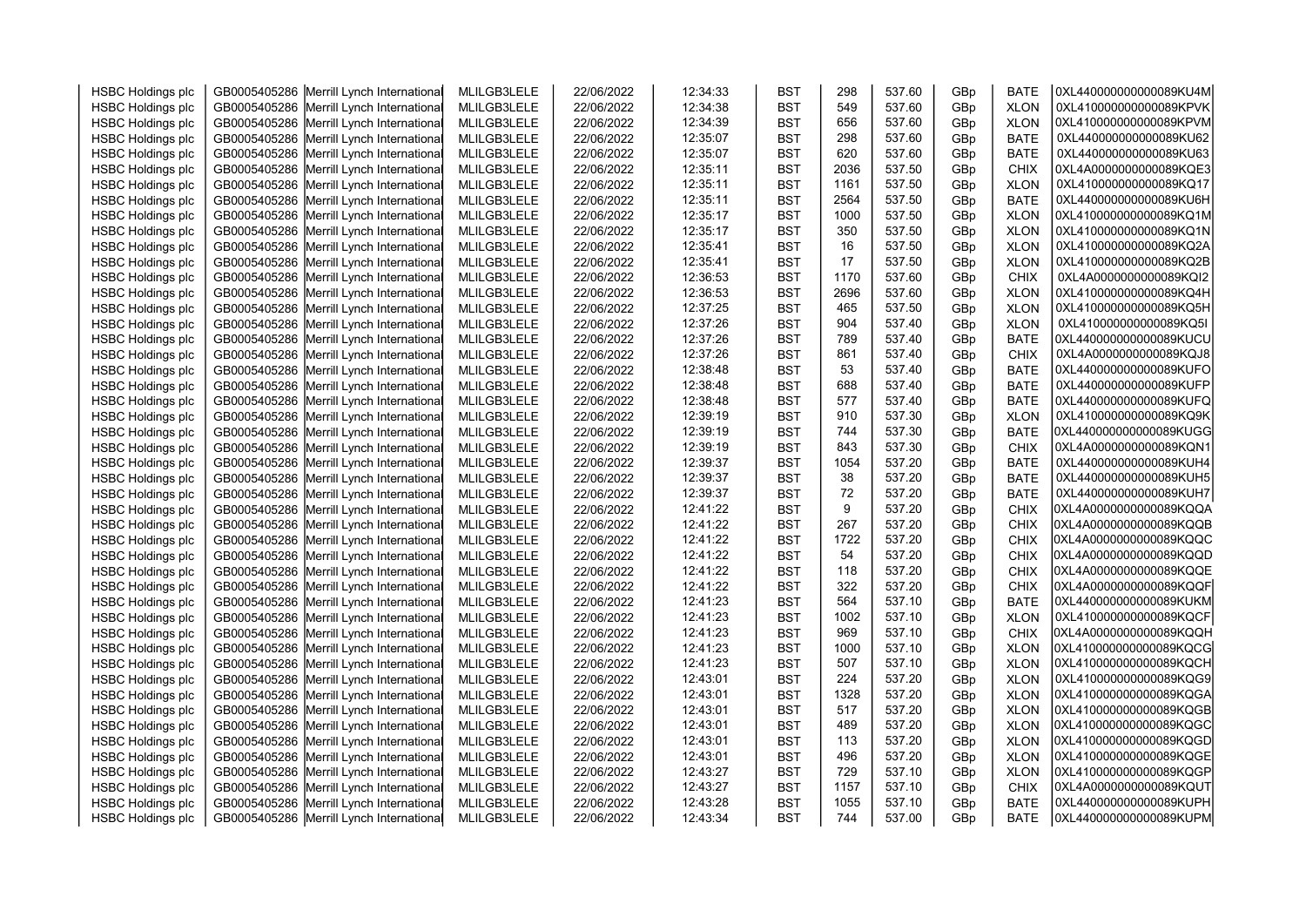| HSBC Holdings plc | GB0005405286 | Merrill Lynch International | MLILGB3LELE | 22/06/2022 | 12:34:33 | BST | 298 | 537.60 | GBp | BATE | 0XL440000000000089KU4M |
|---|---|---|---|---|---|---|---|---|---|---|---|
| HSBC Holdings plc | GB0005405286 | Merrill Lynch International | MLILGB3LELE | 22/06/2022 | 12:34:38 | BST | 549 | 537.60 | GBp | XLON | 0XL410000000000089KPVK |
| HSBC Holdings plc | GB0005405286 | Merrill Lynch International | MLILGB3LELE | 22/06/2022 | 12:34:39 | BST | 656 | 537.60 | GBp | XLON | 0XL410000000000089KPVM |
| HSBC Holdings plc | GB0005405286 | Merrill Lynch International | MLILGB3LELE | 22/06/2022 | 12:35:07 | BST | 298 | 537.60 | GBp | BATE | 0XL440000000000089KU62 |
| HSBC Holdings plc | GB0005405286 | Merrill Lynch International | MLILGB3LELE | 22/06/2022 | 12:35:07 | BST | 620 | 537.60 | GBp | BATE | 0XL440000000000089KU63 |
| HSBC Holdings plc | GB0005405286 | Merrill Lynch International | MLILGB3LELE | 22/06/2022 | 12:35:11 | BST | 2036 | 537.50 | GBp | CHIX | 0XL4A0000000000089KQE3 |
| HSBC Holdings plc | GB0005405286 | Merrill Lynch International | MLILGB3LELE | 22/06/2022 | 12:35:11 | BST | 1161 | 537.50 | GBp | XLON | 0XL410000000000089KQ17 |
| HSBC Holdings plc | GB0005405286 | Merrill Lynch International | MLILGB3LELE | 22/06/2022 | 12:35:11 | BST | 2564 | 537.50 | GBp | BATE | 0XL440000000000089KU6H |
| HSBC Holdings plc | GB0005405286 | Merrill Lynch International | MLILGB3LELE | 22/06/2022 | 12:35:17 | BST | 1000 | 537.50 | GBp | XLON | 0XL410000000000089KQ1M |
| HSBC Holdings plc | GB0005405286 | Merrill Lynch International | MLILGB3LELE | 22/06/2022 | 12:35:17 | BST | 350 | 537.50 | GBp | XLON | 0XL410000000000089KQ1N |
| HSBC Holdings plc | GB0005405286 | Merrill Lynch International | MLILGB3LELE | 22/06/2022 | 12:35:41 | BST | 16 | 537.50 | GBp | XLON | 0XL410000000000089KQ2A |
| HSBC Holdings plc | GB0005405286 | Merrill Lynch International | MLILGB3LELE | 22/06/2022 | 12:35:41 | BST | 17 | 537.50 | GBp | XLON | 0XL410000000000089KQ2B |
| HSBC Holdings plc | GB0005405286 | Merrill Lynch International | MLILGB3LELE | 22/06/2022 | 12:36:53 | BST | 1170 | 537.60 | GBp | CHIX | 0XL4A0000000000089KQI2 |
| HSBC Holdings plc | GB0005405286 | Merrill Lynch International | MLILGB3LELE | 22/06/2022 | 12:36:53 | BST | 2696 | 537.60 | GBp | XLON | 0XL410000000000089KQ4H |
| HSBC Holdings plc | GB0005405286 | Merrill Lynch International | MLILGB3LELE | 22/06/2022 | 12:37:25 | BST | 465 | 537.50 | GBp | XLON | 0XL410000000000089KQ5H |
| HSBC Holdings plc | GB0005405286 | Merrill Lynch International | MLILGB3LELE | 22/06/2022 | 12:37:26 | BST | 904 | 537.40 | GBp | XLON | 0XL410000000000089KQ5I |
| HSBC Holdings plc | GB0005405286 | Merrill Lynch International | MLILGB3LELE | 22/06/2022 | 12:37:26 | BST | 789 | 537.40 | GBp | BATE | 0XL440000000000089KUCU |
| HSBC Holdings plc | GB0005405286 | Merrill Lynch International | MLILGB3LELE | 22/06/2022 | 12:37:26 | BST | 861 | 537.40 | GBp | CHIX | 0XL4A0000000000089KQJ8 |
| HSBC Holdings plc | GB0005405286 | Merrill Lynch International | MLILGB3LELE | 22/06/2022 | 12:38:48 | BST | 53 | 537.40 | GBp | BATE | 0XL440000000000089KUFO |
| HSBC Holdings plc | GB0005405286 | Merrill Lynch International | MLILGB3LELE | 22/06/2022 | 12:38:48 | BST | 688 | 537.40 | GBp | BATE | 0XL440000000000089KUFP |
| HSBC Holdings plc | GB0005405286 | Merrill Lynch International | MLILGB3LELE | 22/06/2022 | 12:38:48 | BST | 577 | 537.40 | GBp | BATE | 0XL440000000000089KUFQ |
| HSBC Holdings plc | GB0005405286 | Merrill Lynch International | MLILGB3LELE | 22/06/2022 | 12:39:19 | BST | 910 | 537.30 | GBp | XLON | 0XL410000000000089KQ9K |
| HSBC Holdings plc | GB0005405286 | Merrill Lynch International | MLILGB3LELE | 22/06/2022 | 12:39:19 | BST | 744 | 537.30 | GBp | BATE | 0XL440000000000089KUGG |
| HSBC Holdings plc | GB0005405286 | Merrill Lynch International | MLILGB3LELE | 22/06/2022 | 12:39:19 | BST | 843 | 537.30 | GBp | CHIX | 0XL4A0000000000089KQN1 |
| HSBC Holdings plc | GB0005405286 | Merrill Lynch International | MLILGB3LELE | 22/06/2022 | 12:39:37 | BST | 1054 | 537.20 | GBp | BATE | 0XL440000000000089KUH4 |
| HSBC Holdings plc | GB0005405286 | Merrill Lynch International | MLILGB3LELE | 22/06/2022 | 12:39:37 | BST | 38 | 537.20 | GBp | BATE | 0XL440000000000089KUH5 |
| HSBC Holdings plc | GB0005405286 | Merrill Lynch International | MLILGB3LELE | 22/06/2022 | 12:39:37 | BST | 72 | 537.20 | GBp | BATE | 0XL440000000000089KUH7 |
| HSBC Holdings plc | GB0005405286 | Merrill Lynch International | MLILGB3LELE | 22/06/2022 | 12:41:22 | BST | 9 | 537.20 | GBp | CHIX | 0XL4A0000000000089KQQA |
| HSBC Holdings plc | GB0005405286 | Merrill Lynch International | MLILGB3LELE | 22/06/2022 | 12:41:22 | BST | 267 | 537.20 | GBp | CHIX | 0XL4A0000000000089KQQB |
| HSBC Holdings plc | GB0005405286 | Merrill Lynch International | MLILGB3LELE | 22/06/2022 | 12:41:22 | BST | 1722 | 537.20 | GBp | CHIX | 0XL4A0000000000089KQQC |
| HSBC Holdings plc | GB0005405286 | Merrill Lynch International | MLILGB3LELE | 22/06/2022 | 12:41:22 | BST | 54 | 537.20 | GBp | CHIX | 0XL4A0000000000089KQQD |
| HSBC Holdings plc | GB0005405286 | Merrill Lynch International | MLILGB3LELE | 22/06/2022 | 12:41:22 | BST | 118 | 537.20 | GBp | CHIX | 0XL4A0000000000089KQQE |
| HSBC Holdings plc | GB0005405286 | Merrill Lynch International | MLILGB3LELE | 22/06/2022 | 12:41:22 | BST | 322 | 537.20 | GBp | CHIX | 0XL4A0000000000089KQQF |
| HSBC Holdings plc | GB0005405286 | Merrill Lynch International | MLILGB3LELE | 22/06/2022 | 12:41:23 | BST | 564 | 537.10 | GBp | BATE | 0XL440000000000089KUKM |
| HSBC Holdings plc | GB0005405286 | Merrill Lynch International | MLILGB3LELE | 22/06/2022 | 12:41:23 | BST | 1002 | 537.10 | GBp | XLON | 0XL410000000000089KQCF |
| HSBC Holdings plc | GB0005405286 | Merrill Lynch International | MLILGB3LELE | 22/06/2022 | 12:41:23 | BST | 969 | 537.10 | GBp | CHIX | 0XL4A0000000000089KQQH |
| HSBC Holdings plc | GB0005405286 | Merrill Lynch International | MLILGB3LELE | 22/06/2022 | 12:41:23 | BST | 1000 | 537.10 | GBp | XLON | 0XL410000000000089KQCG |
| HSBC Holdings plc | GB0005405286 | Merrill Lynch International | MLILGB3LELE | 22/06/2022 | 12:41:23 | BST | 507 | 537.10 | GBp | XLON | 0XL410000000000089KQCH |
| HSBC Holdings plc | GB0005405286 | Merrill Lynch International | MLILGB3LELE | 22/06/2022 | 12:43:01 | BST | 224 | 537.20 | GBp | XLON | 0XL410000000000089KQG9 |
| HSBC Holdings plc | GB0005405286 | Merrill Lynch International | MLILGB3LELE | 22/06/2022 | 12:43:01 | BST | 1328 | 537.20 | GBp | XLON | 0XL410000000000089KQGA |
| HSBC Holdings plc | GB0005405286 | Merrill Lynch International | MLILGB3LELE | 22/06/2022 | 12:43:01 | BST | 517 | 537.20 | GBp | XLON | 0XL410000000000089KQGB |
| HSBC Holdings plc | GB0005405286 | Merrill Lynch International | MLILGB3LELE | 22/06/2022 | 12:43:01 | BST | 489 | 537.20 | GBp | XLON | 0XL410000000000089KQGC |
| HSBC Holdings plc | GB0005405286 | Merrill Lynch International | MLILGB3LELE | 22/06/2022 | 12:43:01 | BST | 113 | 537.20 | GBp | XLON | 0XL410000000000089KQGD |
| HSBC Holdings plc | GB0005405286 | Merrill Lynch International | MLILGB3LELE | 22/06/2022 | 12:43:01 | BST | 496 | 537.20 | GBp | XLON | 0XL410000000000089KQGE |
| HSBC Holdings plc | GB0005405286 | Merrill Lynch International | MLILGB3LELE | 22/06/2022 | 12:43:27 | BST | 729 | 537.10 | GBp | XLON | 0XL410000000000089KQGP |
| HSBC Holdings plc | GB0005405286 | Merrill Lynch International | MLILGB3LELE | 22/06/2022 | 12:43:27 | BST | 1157 | 537.10 | GBp | CHIX | 0XL4A0000000000089KQUT |
| HSBC Holdings plc | GB0005405286 | Merrill Lynch International | MLILGB3LELE | 22/06/2022 | 12:43:28 | BST | 1055 | 537.10 | GBp | BATE | 0XL440000000000089KUPH |
| HSBC Holdings plc | GB0005405286 | Merrill Lynch International | MLILGB3LELE | 22/06/2022 | 12:43:34 | BST | 744 | 537.00 | GBp | BATE | 0XL440000000000089KUPM |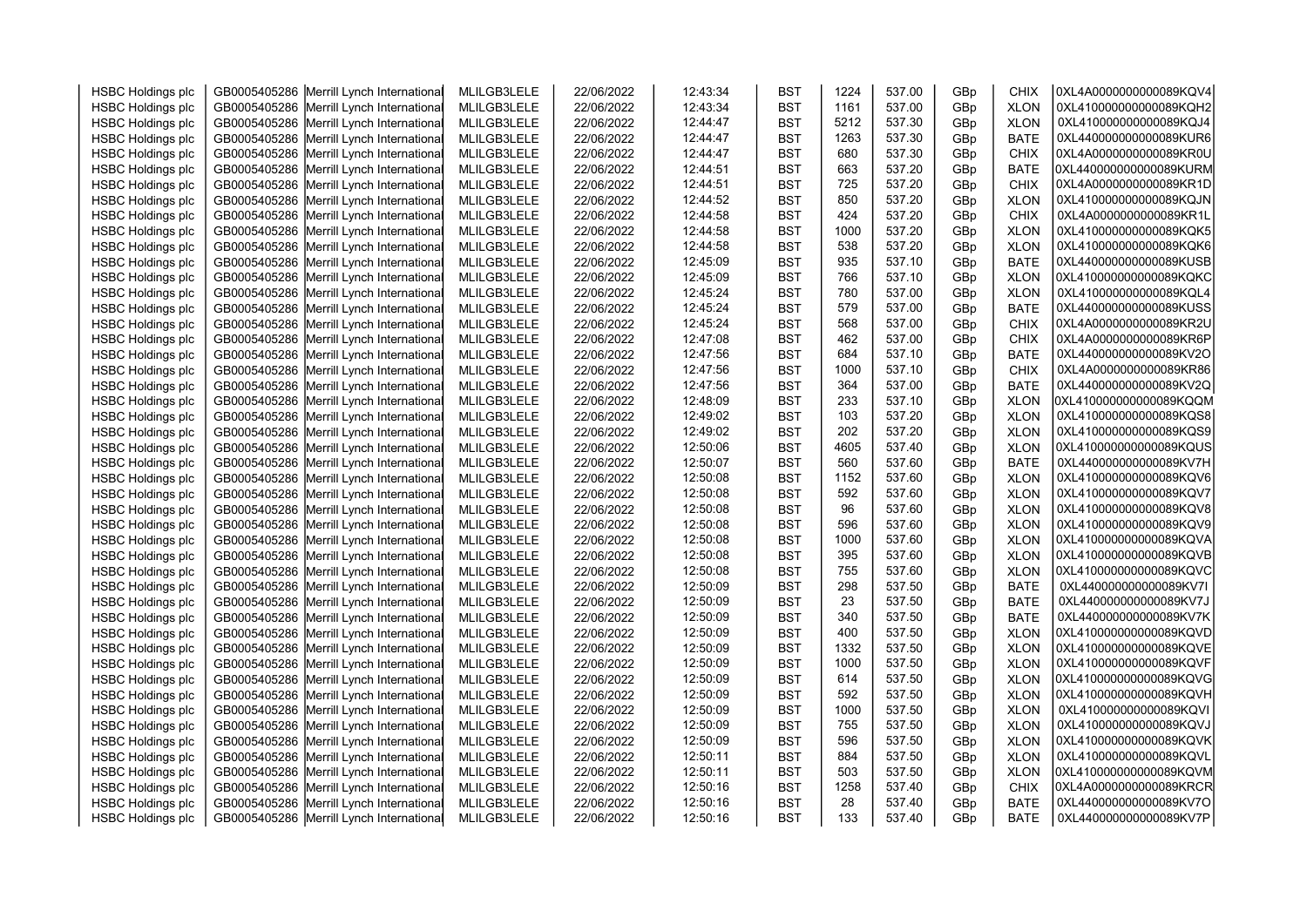| | | | | | | | | | | | |
|---|---|---|---|---|---|---|---|---|---|---|---|
| HSBC Holdings plc | GB0005405286 | Merrill Lynch International | MLILGB3LELE | 22/06/2022 | 12:43:34 | BST | 1224 | 537.00 | GBp | CHIX | 0XL4A0000000000089KQV4 |
| HSBC Holdings plc | GB0005405286 | Merrill Lynch International | MLILGB3LELE | 22/06/2022 | 12:43:34 | BST | 1161 | 537.00 | GBp | XLON | 0XL410000000000089KQH2 |
| HSBC Holdings plc | GB0005405286 | Merrill Lynch International | MLILGB3LELE | 22/06/2022 | 12:44:47 | BST | 5212 | 537.30 | GBp | XLON | 0XL410000000000089KQJ4 |
| HSBC Holdings plc | GB0005405286 | Merrill Lynch International | MLILGB3LELE | 22/06/2022 | 12:44:47 | BST | 1263 | 537.30 | GBp | BATE | 0XL440000000000089KUR6 |
| HSBC Holdings plc | GB0005405286 | Merrill Lynch International | MLILGB3LELE | 22/06/2022 | 12:44:47 | BST | 680 | 537.30 | GBp | CHIX | 0XL4A0000000000089KR0U |
| HSBC Holdings plc | GB0005405286 | Merrill Lynch International | MLILGB3LELE | 22/06/2022 | 12:44:51 | BST | 663 | 537.20 | GBp | BATE | 0XL440000000000089KURM |
| HSBC Holdings plc | GB0005405286 | Merrill Lynch International | MLILGB3LELE | 22/06/2022 | 12:44:51 | BST | 725 | 537.20 | GBp | CHIX | 0XL4A0000000000089KR1D |
| HSBC Holdings plc | GB0005405286 | Merrill Lynch International | MLILGB3LELE | 22/06/2022 | 12:44:52 | BST | 850 | 537.20 | GBp | XLON | 0XL410000000000089KQJN |
| HSBC Holdings plc | GB0005405286 | Merrill Lynch International | MLILGB3LELE | 22/06/2022 | 12:44:58 | BST | 424 | 537.20 | GBp | CHIX | 0XL4A0000000000089KR1L |
| HSBC Holdings plc | GB0005405286 | Merrill Lynch International | MLILGB3LELE | 22/06/2022 | 12:44:58 | BST | 1000 | 537.20 | GBp | XLON | 0XL410000000000089KQK5 |
| HSBC Holdings plc | GB0005405286 | Merrill Lynch International | MLILGB3LELE | 22/06/2022 | 12:44:58 | BST | 538 | 537.20 | GBp | XLON | 0XL410000000000089KQK6 |
| HSBC Holdings plc | GB0005405286 | Merrill Lynch International | MLILGB3LELE | 22/06/2022 | 12:45:09 | BST | 935 | 537.10 | GBp | BATE | 0XL440000000000089KUSB |
| HSBC Holdings plc | GB0005405286 | Merrill Lynch International | MLILGB3LELE | 22/06/2022 | 12:45:09 | BST | 766 | 537.10 | GBp | XLON | 0XL410000000000089KQKC |
| HSBC Holdings plc | GB0005405286 | Merrill Lynch International | MLILGB3LELE | 22/06/2022 | 12:45:24 | BST | 780 | 537.00 | GBp | XLON | 0XL410000000000089KQL4 |
| HSBC Holdings plc | GB0005405286 | Merrill Lynch International | MLILGB3LELE | 22/06/2022 | 12:45:24 | BST | 579 | 537.00 | GBp | BATE | 0XL440000000000089KUSS |
| HSBC Holdings plc | GB0005405286 | Merrill Lynch International | MLILGB3LELE | 22/06/2022 | 12:45:24 | BST | 568 | 537.00 | GBp | CHIX | 0XL4A0000000000089KR2U |
| HSBC Holdings plc | GB0005405286 | Merrill Lynch International | MLILGB3LELE | 22/06/2022 | 12:47:08 | BST | 462 | 537.00 | GBp | CHIX | 0XL4A0000000000089KR6P |
| HSBC Holdings plc | GB0005405286 | Merrill Lynch International | MLILGB3LELE | 22/06/2022 | 12:47:56 | BST | 684 | 537.10 | GBp | BATE | 0XL440000000000089KV2O |
| HSBC Holdings plc | GB0005405286 | Merrill Lynch International | MLILGB3LELE | 22/06/2022 | 12:47:56 | BST | 1000 | 537.10 | GBp | CHIX | 0XL4A0000000000089KR86 |
| HSBC Holdings plc | GB0005405286 | Merrill Lynch International | MLILGB3LELE | 22/06/2022 | 12:47:56 | BST | 364 | 537.00 | GBp | BATE | 0XL440000000000089KV2Q |
| HSBC Holdings plc | GB0005405286 | Merrill Lynch International | MLILGB3LELE | 22/06/2022 | 12:48:09 | BST | 233 | 537.10 | GBp | XLON | 0XL410000000000089KQQM |
| HSBC Holdings plc | GB0005405286 | Merrill Lynch International | MLILGB3LELE | 22/06/2022 | 12:49:02 | BST | 103 | 537.20 | GBp | XLON | 0XL410000000000089KQS8 |
| HSBC Holdings plc | GB0005405286 | Merrill Lynch International | MLILGB3LELE | 22/06/2022 | 12:49:02 | BST | 202 | 537.20 | GBp | XLON | 0XL410000000000089KQS9 |
| HSBC Holdings plc | GB0005405286 | Merrill Lynch International | MLILGB3LELE | 22/06/2022 | 12:50:06 | BST | 4605 | 537.40 | GBp | XLON | 0XL410000000000089KQUS |
| HSBC Holdings plc | GB0005405286 | Merrill Lynch International | MLILGB3LELE | 22/06/2022 | 12:50:07 | BST | 560 | 537.60 | GBp | BATE | 0XL440000000000089KV7H |
| HSBC Holdings plc | GB0005405286 | Merrill Lynch International | MLILGB3LELE | 22/06/2022 | 12:50:08 | BST | 1152 | 537.60 | GBp | XLON | 0XL410000000000089KQV6 |
| HSBC Holdings plc | GB0005405286 | Merrill Lynch International | MLILGB3LELE | 22/06/2022 | 12:50:08 | BST | 592 | 537.60 | GBp | XLON | 0XL410000000000089KQV7 |
| HSBC Holdings plc | GB0005405286 | Merrill Lynch International | MLILGB3LELE | 22/06/2022 | 12:50:08 | BST | 96 | 537.60 | GBp | XLON | 0XL410000000000089KQV8 |
| HSBC Holdings plc | GB0005405286 | Merrill Lynch International | MLILGB3LELE | 22/06/2022 | 12:50:08 | BST | 596 | 537.60 | GBp | XLON | 0XL410000000000089KQV9 |
| HSBC Holdings plc | GB0005405286 | Merrill Lynch International | MLILGB3LELE | 22/06/2022 | 12:50:08 | BST | 1000 | 537.60 | GBp | XLON | 0XL410000000000089KQVA |
| HSBC Holdings plc | GB0005405286 | Merrill Lynch International | MLILGB3LELE | 22/06/2022 | 12:50:08 | BST | 395 | 537.60 | GBp | XLON | 0XL410000000000089KQVB |
| HSBC Holdings plc | GB0005405286 | Merrill Lynch International | MLILGB3LELE | 22/06/2022 | 12:50:08 | BST | 755 | 537.60 | GBp | XLON | 0XL410000000000089KQVC |
| HSBC Holdings plc | GB0005405286 | Merrill Lynch International | MLILGB3LELE | 22/06/2022 | 12:50:09 | BST | 298 | 537.50 | GBp | BATE | 0XL440000000000089KV7I |
| HSBC Holdings plc | GB0005405286 | Merrill Lynch International | MLILGB3LELE | 22/06/2022 | 12:50:09 | BST | 23 | 537.50 | GBp | BATE | 0XL440000000000089KV7J |
| HSBC Holdings plc | GB0005405286 | Merrill Lynch International | MLILGB3LELE | 22/06/2022 | 12:50:09 | BST | 340 | 537.50 | GBp | BATE | 0XL440000000000089KV7K |
| HSBC Holdings plc | GB0005405286 | Merrill Lynch International | MLILGB3LELE | 22/06/2022 | 12:50:09 | BST | 400 | 537.50 | GBp | XLON | 0XL410000000000089KQVD |
| HSBC Holdings plc | GB0005405286 | Merrill Lynch International | MLILGB3LELE | 22/06/2022 | 12:50:09 | BST | 1332 | 537.50 | GBp | XLON | 0XL410000000000089KQVE |
| HSBC Holdings plc | GB0005405286 | Merrill Lynch International | MLILGB3LELE | 22/06/2022 | 12:50:09 | BST | 1000 | 537.50 | GBp | XLON | 0XL410000000000089KQVF |
| HSBC Holdings plc | GB0005405286 | Merrill Lynch International | MLILGB3LELE | 22/06/2022 | 12:50:09 | BST | 614 | 537.50 | GBp | XLON | 0XL410000000000089KQVG |
| HSBC Holdings plc | GB0005405286 | Merrill Lynch International | MLILGB3LELE | 22/06/2022 | 12:50:09 | BST | 592 | 537.50 | GBp | XLON | 0XL410000000000089KQVH |
| HSBC Holdings plc | GB0005405286 | Merrill Lynch International | MLILGB3LELE | 22/06/2022 | 12:50:09 | BST | 1000 | 537.50 | GBp | XLON | 0XL410000000000089KQVI |
| HSBC Holdings plc | GB0005405286 | Merrill Lynch International | MLILGB3LELE | 22/06/2022 | 12:50:09 | BST | 755 | 537.50 | GBp | XLON | 0XL410000000000089KQVJ |
| HSBC Holdings plc | GB0005405286 | Merrill Lynch International | MLILGB3LELE | 22/06/2022 | 12:50:09 | BST | 596 | 537.50 | GBp | XLON | 0XL410000000000089KQVK |
| HSBC Holdings plc | GB0005405286 | Merrill Lynch International | MLILGB3LELE | 22/06/2022 | 12:50:11 | BST | 884 | 537.50 | GBp | XLON | 0XL410000000000089KQVL |
| HSBC Holdings plc | GB0005405286 | Merrill Lynch International | MLILGB3LELE | 22/06/2022 | 12:50:11 | BST | 503 | 537.50 | GBp | XLON | 0XL410000000000089KQVM |
| HSBC Holdings plc | GB0005405286 | Merrill Lynch International | MLILGB3LELE | 22/06/2022 | 12:50:16 | BST | 1258 | 537.40 | GBp | CHIX | 0XL4A0000000000089KRCR |
| HSBC Holdings plc | GB0005405286 | Merrill Lynch International | MLILGB3LELE | 22/06/2022 | 12:50:16 | BST | 28 | 537.40 | GBp | BATE | 0XL440000000000089KV7O |
| HSBC Holdings plc | GB0005405286 | Merrill Lynch International | MLILGB3LELE | 22/06/2022 | 12:50:16 | BST | 133 | 537.40 | GBp | BATE | 0XL440000000000089KV7P |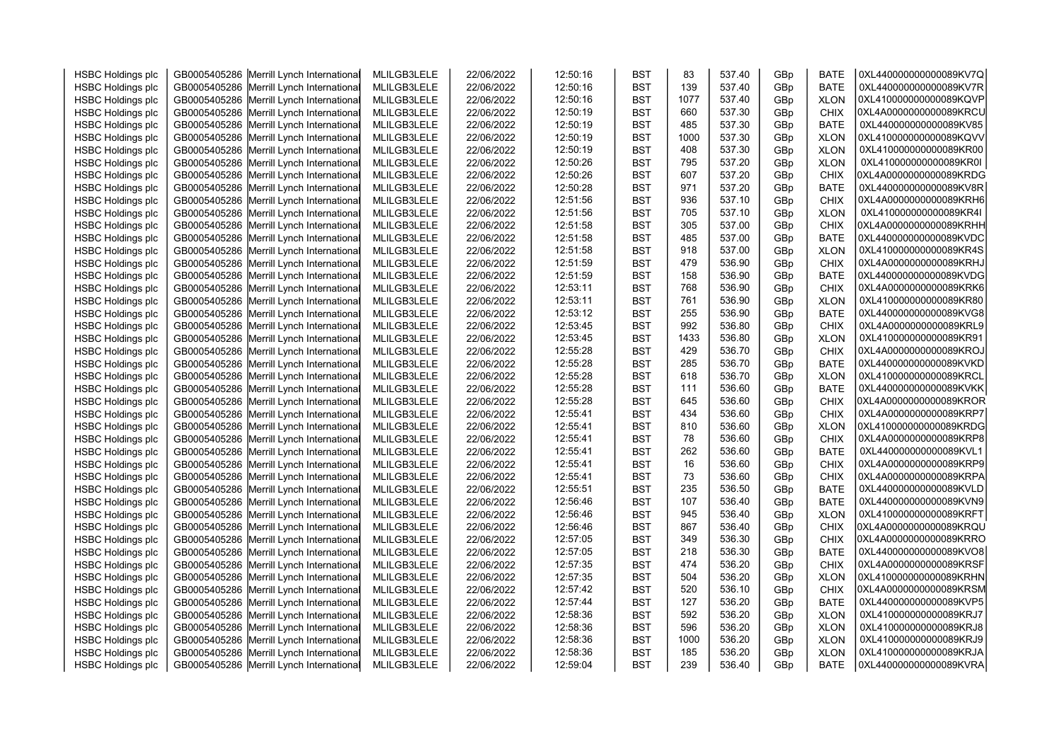| | | | | | | | | | | | |
|---|---|---|---|---|---|---|---|---|---|---|---|
| HSBC Holdings plc | GB0005405286 | Merrill Lynch International | MLILGB3LELE | 22/06/2022 | 12:50:16 | BST | 83 | 537.40 | GBp | BATE | 0XL440000000000089KV7Q |
| HSBC Holdings plc | GB0005405286 | Merrill Lynch International | MLILGB3LELE | 22/06/2022 | 12:50:16 | BST | 139 | 537.40 | GBp | BATE | 0XL440000000000089KV7R |
| HSBC Holdings plc | GB0005405286 | Merrill Lynch International | MLILGB3LELE | 22/06/2022 | 12:50:16 | BST | 1077 | 537.40 | GBp | XLON | 0XL410000000000089KQVP |
| HSBC Holdings plc | GB0005405286 | Merrill Lynch International | MLILGB3LELE | 22/06/2022 | 12:50:19 | BST | 660 | 537.30 | GBp | CHIX | 0XL4A0000000000089KRCU |
| HSBC Holdings plc | GB0005405286 | Merrill Lynch International | MLILGB3LELE | 22/06/2022 | 12:50:19 | BST | 485 | 537.30 | GBp | BATE | 0XL440000000000089KV85 |
| HSBC Holdings plc | GB0005405286 | Merrill Lynch International | MLILGB3LELE | 22/06/2022 | 12:50:19 | BST | 1000 | 537.30 | GBp | XLON | 0XL410000000000089KQVV |
| HSBC Holdings plc | GB0005405286 | Merrill Lynch International | MLILGB3LELE | 22/06/2022 | 12:50:19 | BST | 408 | 537.30 | GBp | XLON | 0XL410000000000089KR00 |
| HSBC Holdings plc | GB0005405286 | Merrill Lynch International | MLILGB3LELE | 22/06/2022 | 12:50:26 | BST | 795 | 537.20 | GBp | XLON | 0XL410000000000089KR0I |
| HSBC Holdings plc | GB0005405286 | Merrill Lynch International | MLILGB3LELE | 22/06/2022 | 12:50:26 | BST | 607 | 537.20 | GBp | CHIX | 0XL4A0000000000089KRDG |
| HSBC Holdings plc | GB0005405286 | Merrill Lynch International | MLILGB3LELE | 22/06/2022 | 12:50:28 | BST | 971 | 537.20 | GBp | BATE | 0XL440000000000089KV8R |
| HSBC Holdings plc | GB0005405286 | Merrill Lynch International | MLILGB3LELE | 22/06/2022 | 12:51:56 | BST | 936 | 537.10 | GBp | CHIX | 0XL4A0000000000089KRH6 |
| HSBC Holdings plc | GB0005405286 | Merrill Lynch International | MLILGB3LELE | 22/06/2022 | 12:51:56 | BST | 705 | 537.10 | GBp | XLON | 0XL410000000000089KR4I |
| HSBC Holdings plc | GB0005405286 | Merrill Lynch International | MLILGB3LELE | 22/06/2022 | 12:51:58 | BST | 305 | 537.00 | GBp | CHIX | 0XL4A0000000000089KRHH |
| HSBC Holdings plc | GB0005405286 | Merrill Lynch International | MLILGB3LELE | 22/06/2022 | 12:51:58 | BST | 485 | 537.00 | GBp | BATE | 0XL440000000000089KVDC |
| HSBC Holdings plc | GB0005405286 | Merrill Lynch International | MLILGB3LELE | 22/06/2022 | 12:51:58 | BST | 918 | 537.00 | GBp | XLON | 0XL410000000000089KR4S |
| HSBC Holdings plc | GB0005405286 | Merrill Lynch International | MLILGB3LELE | 22/06/2022 | 12:51:59 | BST | 479 | 536.90 | GBp | CHIX | 0XL4A0000000000089KRHJ |
| HSBC Holdings plc | GB0005405286 | Merrill Lynch International | MLILGB3LELE | 22/06/2022 | 12:51:59 | BST | 158 | 536.90 | GBp | BATE | 0XL440000000000089KVDG |
| HSBC Holdings plc | GB0005405286 | Merrill Lynch International | MLILGB3LELE | 22/06/2022 | 12:53:11 | BST | 768 | 536.90 | GBp | CHIX | 0XL4A0000000000089KRK6 |
| HSBC Holdings plc | GB0005405286 | Merrill Lynch International | MLILGB3LELE | 22/06/2022 | 12:53:11 | BST | 761 | 536.90 | GBp | XLON | 0XL410000000000089KR80 |
| HSBC Holdings plc | GB0005405286 | Merrill Lynch International | MLILGB3LELE | 22/06/2022 | 12:53:12 | BST | 255 | 536.90 | GBp | BATE | 0XL440000000000089KVG8 |
| HSBC Holdings plc | GB0005405286 | Merrill Lynch International | MLILGB3LELE | 22/06/2022 | 12:53:45 | BST | 992 | 536.80 | GBp | CHIX | 0XL4A0000000000089KRL9 |
| HSBC Holdings plc | GB0005405286 | Merrill Lynch International | MLILGB3LELE | 22/06/2022 | 12:53:45 | BST | 1433 | 536.80 | GBp | XLON | 0XL410000000000089KR91 |
| HSBC Holdings plc | GB0005405286 | Merrill Lynch International | MLILGB3LELE | 22/06/2022 | 12:55:28 | BST | 429 | 536.70 | GBp | CHIX | 0XL4A0000000000089KROJ |
| HSBC Holdings plc | GB0005405286 | Merrill Lynch International | MLILGB3LELE | 22/06/2022 | 12:55:28 | BST | 285 | 536.70 | GBp | BATE | 0XL440000000000089KVKD |
| HSBC Holdings plc | GB0005405286 | Merrill Lynch International | MLILGB3LELE | 22/06/2022 | 12:55:28 | BST | 618 | 536.70 | GBp | XLON | 0XL410000000000089KRCL |
| HSBC Holdings plc | GB0005405286 | Merrill Lynch International | MLILGB3LELE | 22/06/2022 | 12:55:28 | BST | 111 | 536.60 | GBp | BATE | 0XL440000000000089KVKK |
| HSBC Holdings plc | GB0005405286 | Merrill Lynch International | MLILGB3LELE | 22/06/2022 | 12:55:28 | BST | 645 | 536.60 | GBp | CHIX | 0XL4A0000000000089KROR |
| HSBC Holdings plc | GB0005405286 | Merrill Lynch International | MLILGB3LELE | 22/06/2022 | 12:55:41 | BST | 434 | 536.60 | GBp | CHIX | 0XL4A0000000000089KRP7 |
| HSBC Holdings plc | GB0005405286 | Merrill Lynch International | MLILGB3LELE | 22/06/2022 | 12:55:41 | BST | 810 | 536.60 | GBp | XLON | 0XL410000000000089KRDG |
| HSBC Holdings plc | GB0005405286 | Merrill Lynch International | MLILGB3LELE | 22/06/2022 | 12:55:41 | BST | 78 | 536.60 | GBp | CHIX | 0XL4A0000000000089KRP8 |
| HSBC Holdings plc | GB0005405286 | Merrill Lynch International | MLILGB3LELE | 22/06/2022 | 12:55:41 | BST | 262 | 536.60 | GBp | BATE | 0XL440000000000089KVL1 |
| HSBC Holdings plc | GB0005405286 | Merrill Lynch International | MLILGB3LELE | 22/06/2022 | 12:55:41 | BST | 16 | 536.60 | GBp | CHIX | 0XL4A0000000000089KRP9 |
| HSBC Holdings plc | GB0005405286 | Merrill Lynch International | MLILGB3LELE | 22/06/2022 | 12:55:41 | BST | 73 | 536.60 | GBp | CHIX | 0XL4A0000000000089KRPA |
| HSBC Holdings plc | GB0005405286 | Merrill Lynch International | MLILGB3LELE | 22/06/2022 | 12:55:51 | BST | 235 | 536.50 | GBp | BATE | 0XL440000000000089KVLD |
| HSBC Holdings plc | GB0005405286 | Merrill Lynch International | MLILGB3LELE | 22/06/2022 | 12:56:46 | BST | 107 | 536.40 | GBp | BATE | 0XL440000000000089KVN9 |
| HSBC Holdings plc | GB0005405286 | Merrill Lynch International | MLILGB3LELE | 22/06/2022 | 12:56:46 | BST | 945 | 536.40 | GBp | XLON | 0XL410000000000089KRFT |
| HSBC Holdings plc | GB0005405286 | Merrill Lynch International | MLILGB3LELE | 22/06/2022 | 12:56:46 | BST | 867 | 536.40 | GBp | CHIX | 0XL4A0000000000089KRQU |
| HSBC Holdings plc | GB0005405286 | Merrill Lynch International | MLILGB3LELE | 22/06/2022 | 12:57:05 | BST | 349 | 536.30 | GBp | CHIX | 0XL4A0000000000089KRRO |
| HSBC Holdings plc | GB0005405286 | Merrill Lynch International | MLILGB3LELE | 22/06/2022 | 12:57:05 | BST | 218 | 536.30 | GBp | BATE | 0XL440000000000089KVO8 |
| HSBC Holdings plc | GB0005405286 | Merrill Lynch International | MLILGB3LELE | 22/06/2022 | 12:57:35 | BST | 474 | 536.20 | GBp | CHIX | 0XL4A0000000000089KRSF |
| HSBC Holdings plc | GB0005405286 | Merrill Lynch International | MLILGB3LELE | 22/06/2022 | 12:57:35 | BST | 504 | 536.20 | GBp | XLON | 0XL410000000000089KRHN |
| HSBC Holdings plc | GB0005405286 | Merrill Lynch International | MLILGB3LELE | 22/06/2022 | 12:57:42 | BST | 520 | 536.10 | GBp | CHIX | 0XL4A0000000000089KRSM |
| HSBC Holdings plc | GB0005405286 | Merrill Lynch International | MLILGB3LELE | 22/06/2022 | 12:57:44 | BST | 127 | 536.20 | GBp | BATE | 0XL440000000000089KVP5 |
| HSBC Holdings plc | GB0005405286 | Merrill Lynch International | MLILGB3LELE | 22/06/2022 | 12:58:36 | BST | 592 | 536.20 | GBp | XLON | 0XL410000000000089KRJ7 |
| HSBC Holdings plc | GB0005405286 | Merrill Lynch International | MLILGB3LELE | 22/06/2022 | 12:58:36 | BST | 596 | 536.20 | GBp | XLON | 0XL410000000000089KRJ8 |
| HSBC Holdings plc | GB0005405286 | Merrill Lynch International | MLILGB3LELE | 22/06/2022 | 12:58:36 | BST | 1000 | 536.20 | GBp | XLON | 0XL410000000000089KRJ9 |
| HSBC Holdings plc | GB0005405286 | Merrill Lynch International | MLILGB3LELE | 22/06/2022 | 12:58:36 | BST | 185 | 536.20 | GBp | XLON | 0XL410000000000089KRJA |
| HSBC Holdings plc | GB0005405286 | Merrill Lynch International | MLILGB3LELE | 22/06/2022 | 12:59:04 | BST | 239 | 536.40 | GBp | BATE | 0XL440000000000089KVRA |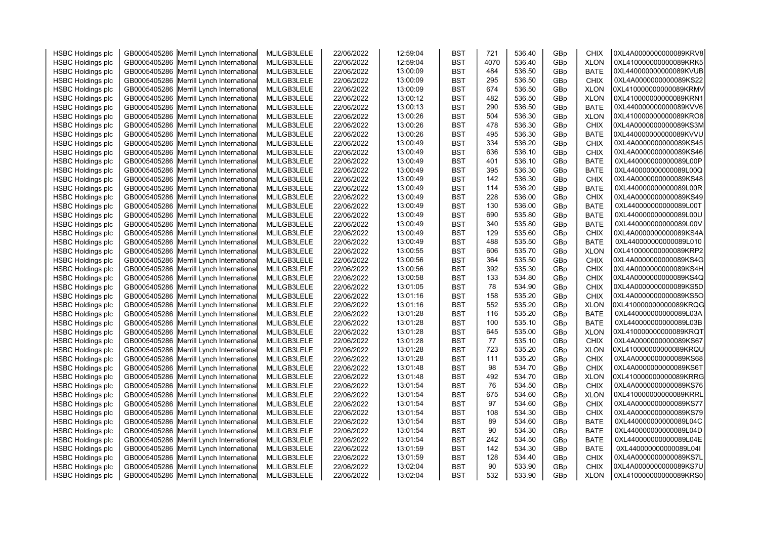| HSBC Holdings plc | GB0005405286 | Merrill Lynch International | MLILGB3LELE | 22/06/2022 | 12:59:04 | BST | 721 | 536.40 | GBp | CHIX | 0XL4A0000000000089KRV8 |
|---|---|---|---|---|---|---|---|---|---|---|---|
| HSBC Holdings plc | GB0005405286 | Merrill Lynch International | MLILGB3LELE | 22/06/2022 | 12:59:04 | BST | 4070 | 536.40 | GBp | XLON | 0XL410000000000089KRK5 |
| HSBC Holdings plc | GB0005405286 | Merrill Lynch International | MLILGB3LELE | 22/06/2022 | 13:00:09 | BST | 484 | 536.50 | GBp | BATE | 0XL440000000000089KVUB |
| HSBC Holdings plc | GB0005405286 | Merrill Lynch International | MLILGB3LELE | 22/06/2022 | 13:00:09 | BST | 295 | 536.50 | GBp | CHIX | 0XL4A0000000000089KS22 |
| HSBC Holdings plc | GB0005405286 | Merrill Lynch International | MLILGB3LELE | 22/06/2022 | 13:00:09 | BST | 674 | 536.50 | GBp | XLON | 0XL410000000000089KRMV |
| HSBC Holdings plc | GB0005405286 | Merrill Lynch International | MLILGB3LELE | 22/06/2022 | 13:00:12 | BST | 482 | 536.50 | GBp | XLON | 0XL410000000000089KRN1 |
| HSBC Holdings plc | GB0005405286 | Merrill Lynch International | MLILGB3LELE | 22/06/2022 | 13:00:13 | BST | 290 | 536.50 | GBp | BATE | 0XL440000000000089KVV6 |
| HSBC Holdings plc | GB0005405286 | Merrill Lynch International | MLILGB3LELE | 22/06/2022 | 13:00:26 | BST | 504 | 536.30 | GBp | XLON | 0XL410000000000089KRO8 |
| HSBC Holdings plc | GB0005405286 | Merrill Lynch International | MLILGB3LELE | 22/06/2022 | 13:00:26 | BST | 478 | 536.30 | GBp | CHIX | 0XL4A0000000000089KS3M |
| HSBC Holdings plc | GB0005405286 | Merrill Lynch International | MLILGB3LELE | 22/06/2022 | 13:00:26 | BST | 495 | 536.30 | GBp | BATE | 0XL440000000000089KVVU |
| HSBC Holdings plc | GB0005405286 | Merrill Lynch International | MLILGB3LELE | 22/06/2022 | 13:00:49 | BST | 334 | 536.20 | GBp | CHIX | 0XL4A0000000000089KS45 |
| HSBC Holdings plc | GB0005405286 | Merrill Lynch International | MLILGB3LELE | 22/06/2022 | 13:00:49 | BST | 636 | 536.10 | GBp | CHIX | 0XL4A0000000000089KS46 |
| HSBC Holdings plc | GB0005405286 | Merrill Lynch International | MLILGB3LELE | 22/06/2022 | 13:00:49 | BST | 401 | 536.10 | GBp | BATE | 0XL440000000000089L00P |
| HSBC Holdings plc | GB0005405286 | Merrill Lynch International | MLILGB3LELE | 22/06/2022 | 13:00:49 | BST | 395 | 536.30 | GBp | BATE | 0XL440000000000089L00Q |
| HSBC Holdings plc | GB0005405286 | Merrill Lynch International | MLILGB3LELE | 22/06/2022 | 13:00:49 | BST | 142 | 536.30 | GBp | CHIX | 0XL4A0000000000089KS48 |
| HSBC Holdings plc | GB0005405286 | Merrill Lynch International | MLILGB3LELE | 22/06/2022 | 13:00:49 | BST | 114 | 536.20 | GBp | BATE | 0XL440000000000089L00R |
| HSBC Holdings plc | GB0005405286 | Merrill Lynch International | MLILGB3LELE | 22/06/2022 | 13:00:49 | BST | 228 | 536.00 | GBp | CHIX | 0XL4A0000000000089KS49 |
| HSBC Holdings plc | GB0005405286 | Merrill Lynch International | MLILGB3LELE | 22/06/2022 | 13:00:49 | BST | 130 | 536.00 | GBp | BATE | 0XL440000000000089L00T |
| HSBC Holdings plc | GB0005405286 | Merrill Lynch International | MLILGB3LELE | 22/06/2022 | 13:00:49 | BST | 690 | 535.80 | GBp | BATE | 0XL440000000000089L00U |
| HSBC Holdings plc | GB0005405286 | Merrill Lynch International | MLILGB3LELE | 22/06/2022 | 13:00:49 | BST | 340 | 535.80 | GBp | BATE | 0XL440000000000089L00V |
| HSBC Holdings plc | GB0005405286 | Merrill Lynch International | MLILGB3LELE | 22/06/2022 | 13:00:49 | BST | 129 | 535.60 | GBp | CHIX | 0XL4A0000000000089KS4A |
| HSBC Holdings plc | GB0005405286 | Merrill Lynch International | MLILGB3LELE | 22/06/2022 | 13:00:49 | BST | 488 | 535.50 | GBp | BATE | 0XL440000000000089L010 |
| HSBC Holdings plc | GB0005405286 | Merrill Lynch International | MLILGB3LELE | 22/06/2022 | 13:00:55 | BST | 606 | 535.70 | GBp | XLON | 0XL410000000000089KRP2 |
| HSBC Holdings plc | GB0005405286 | Merrill Lynch International | MLILGB3LELE | 22/06/2022 | 13:00:56 | BST | 364 | 535.50 | GBp | CHIX | 0XL4A0000000000089KS4G |
| HSBC Holdings plc | GB0005405286 | Merrill Lynch International | MLILGB3LELE | 22/06/2022 | 13:00:56 | BST | 392 | 535.30 | GBp | CHIX | 0XL4A0000000000089KS4H |
| HSBC Holdings plc | GB0005405286 | Merrill Lynch International | MLILGB3LELE | 22/06/2022 | 13:00:58 | BST | 133 | 534.80 | GBp | CHIX | 0XL4A0000000000089KS4Q |
| HSBC Holdings plc | GB0005405286 | Merrill Lynch International | MLILGB3LELE | 22/06/2022 | 13:01:05 | BST | 78 | 534.90 | GBp | CHIX | 0XL4A0000000000089KS5D |
| HSBC Holdings plc | GB0005405286 | Merrill Lynch International | MLILGB3LELE | 22/06/2022 | 13:01:16 | BST | 158 | 535.20 | GBp | CHIX | 0XL4A0000000000089KS5O |
| HSBC Holdings plc | GB0005405286 | Merrill Lynch International | MLILGB3LELE | 22/06/2022 | 13:01:16 | BST | 552 | 535.20 | GBp | XLON | 0XL410000000000089KRQG |
| HSBC Holdings plc | GB0005405286 | Merrill Lynch International | MLILGB3LELE | 22/06/2022 | 13:01:28 | BST | 116 | 535.20 | GBp | BATE | 0XL440000000000089L03A |
| HSBC Holdings plc | GB0005405286 | Merrill Lynch International | MLILGB3LELE | 22/06/2022 | 13:01:28 | BST | 100 | 535.10 | GBp | BATE | 0XL440000000000089L03B |
| HSBC Holdings plc | GB0005405286 | Merrill Lynch International | MLILGB3LELE | 22/06/2022 | 13:01:28 | BST | 645 | 535.00 | GBp | XLON | 0XL410000000000089KRQT |
| HSBC Holdings plc | GB0005405286 | Merrill Lynch International | MLILGB3LELE | 22/06/2022 | 13:01:28 | BST | 77 | 535.10 | GBp | CHIX | 0XL4A0000000000089KS67 |
| HSBC Holdings plc | GB0005405286 | Merrill Lynch International | MLILGB3LELE | 22/06/2022 | 13:01:28 | BST | 723 | 535.20 | GBp | XLON | 0XL410000000000089KRQU |
| HSBC Holdings plc | GB0005405286 | Merrill Lynch International | MLILGB3LELE | 22/06/2022 | 13:01:28 | BST | 111 | 535.20 | GBp | CHIX | 0XL4A0000000000089KS68 |
| HSBC Holdings plc | GB0005405286 | Merrill Lynch International | MLILGB3LELE | 22/06/2022 | 13:01:48 | BST | 98 | 534.70 | GBp | CHIX | 0XL4A0000000000089KS6T |
| HSBC Holdings plc | GB0005405286 | Merrill Lynch International | MLILGB3LELE | 22/06/2022 | 13:01:48 | BST | 492 | 534.70 | GBp | XLON | 0XL410000000000089KRRG |
| HSBC Holdings plc | GB0005405286 | Merrill Lynch International | MLILGB3LELE | 22/06/2022 | 13:01:54 | BST | 76 | 534.50 | GBp | CHIX | 0XL4A0000000000089KS76 |
| HSBC Holdings plc | GB0005405286 | Merrill Lynch International | MLILGB3LELE | 22/06/2022 | 13:01:54 | BST | 675 | 534.60 | GBp | XLON | 0XL410000000000089KRRL |
| HSBC Holdings plc | GB0005405286 | Merrill Lynch International | MLILGB3LELE | 22/06/2022 | 13:01:54 | BST | 97 | 534.60 | GBp | CHIX | 0XL4A0000000000089KS77 |
| HSBC Holdings plc | GB0005405286 | Merrill Lynch International | MLILGB3LELE | 22/06/2022 | 13:01:54 | BST | 108 | 534.30 | GBp | CHIX | 0XL4A0000000000089KS79 |
| HSBC Holdings plc | GB0005405286 | Merrill Lynch International | MLILGB3LELE | 22/06/2022 | 13:01:54 | BST | 89 | 534.60 | GBp | BATE | 0XL440000000000089L04C |
| HSBC Holdings plc | GB0005405286 | Merrill Lynch International | MLILGB3LELE | 22/06/2022 | 13:01:54 | BST | 90 | 534.30 | GBp | BATE | 0XL440000000000089L04D |
| HSBC Holdings plc | GB0005405286 | Merrill Lynch International | MLILGB3LELE | 22/06/2022 | 13:01:54 | BST | 242 | 534.50 | GBp | BATE | 0XL440000000000089L04E |
| HSBC Holdings plc | GB0005405286 | Merrill Lynch International | MLILGB3LELE | 22/06/2022 | 13:01:59 | BST | 142 | 534.30 | GBp | BATE | 0XL440000000000089L04I |
| HSBC Holdings plc | GB0005405286 | Merrill Lynch International | MLILGB3LELE | 22/06/2022 | 13:01:59 | BST | 128 | 534.40 | GBp | CHIX | 0XL4A0000000000089KS7L |
| HSBC Holdings plc | GB0005405286 | Merrill Lynch International | MLILGB3LELE | 22/06/2022 | 13:02:04 | BST | 90 | 533.90 | GBp | CHIX | 0XL4A0000000000089KS7U |
| HSBC Holdings plc | GB0005405286 | Merrill Lynch International | MLILGB3LELE | 22/06/2022 | 13:02:04 | BST | 532 | 533.90 | GBp | XLON | 0XL410000000000089KRS0 |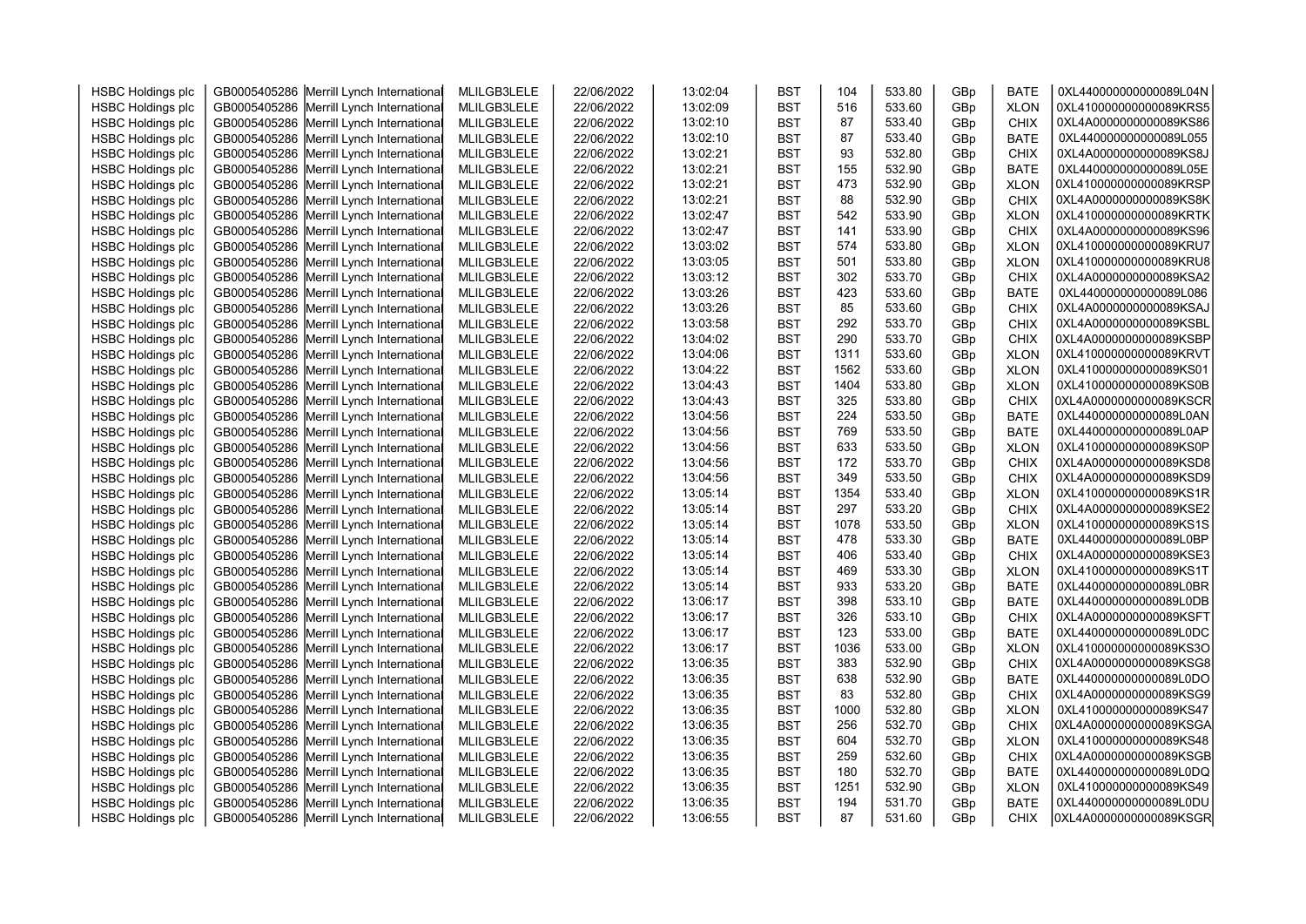| | | | | | | | | | | | |
|---|---|---|---|---|---|---|---|---|---|---|---|
| HSBC Holdings plc | GB0005405286 | Merrill Lynch International | MLILGB3LELE | 22/06/2022 | 13:02:04 | BST | 104 | 533.80 | GBp | BATE | 0XL440000000000089L04N |
| HSBC Holdings plc | GB0005405286 | Merrill Lynch International | MLILGB3LELE | 22/06/2022 | 13:02:09 | BST | 516 | 533.60 | GBp | XLON | 0XL410000000000089KRS5 |
| HSBC Holdings plc | GB0005405286 | Merrill Lynch International | MLILGB3LELE | 22/06/2022 | 13:02:10 | BST | 87 | 533.40 | GBp | CHIX | 0XL4A0000000000089KS86 |
| HSBC Holdings plc | GB0005405286 | Merrill Lynch International | MLILGB3LELE | 22/06/2022 | 13:02:10 | BST | 87 | 533.40 | GBp | BATE | 0XL440000000000089L055 |
| HSBC Holdings plc | GB0005405286 | Merrill Lynch International | MLILGB3LELE | 22/06/2022 | 13:02:21 | BST | 93 | 532.80 | GBp | CHIX | 0XL4A0000000000089KS8J |
| HSBC Holdings plc | GB0005405286 | Merrill Lynch International | MLILGB3LELE | 22/06/2022 | 13:02:21 | BST | 155 | 532.90 | GBp | BATE | 0XL440000000000089L05E |
| HSBC Holdings plc | GB0005405286 | Merrill Lynch International | MLILGB3LELE | 22/06/2022 | 13:02:21 | BST | 473 | 532.90 | GBp | XLON | 0XL410000000000089KRSP |
| HSBC Holdings plc | GB0005405286 | Merrill Lynch International | MLILGB3LELE | 22/06/2022 | 13:02:21 | BST | 88 | 532.90 | GBp | CHIX | 0XL4A0000000000089KS8K |
| HSBC Holdings plc | GB0005405286 | Merrill Lynch International | MLILGB3LELE | 22/06/2022 | 13:02:47 | BST | 542 | 533.90 | GBp | XLON | 0XL410000000000089KRTK |
| HSBC Holdings plc | GB0005405286 | Merrill Lynch International | MLILGB3LELE | 22/06/2022 | 13:02:47 | BST | 141 | 533.90 | GBp | CHIX | 0XL4A0000000000089KS96 |
| HSBC Holdings plc | GB0005405286 | Merrill Lynch International | MLILGB3LELE | 22/06/2022 | 13:03:02 | BST | 574 | 533.80 | GBp | XLON | 0XL410000000000089KRU7 |
| HSBC Holdings plc | GB0005405286 | Merrill Lynch International | MLILGB3LELE | 22/06/2022 | 13:03:05 | BST | 501 | 533.80 | GBp | XLON | 0XL410000000000089KRU8 |
| HSBC Holdings plc | GB0005405286 | Merrill Lynch International | MLILGB3LELE | 22/06/2022 | 13:03:12 | BST | 302 | 533.70 | GBp | CHIX | 0XL4A0000000000089KSA2 |
| HSBC Holdings plc | GB0005405286 | Merrill Lynch International | MLILGB3LELE | 22/06/2022 | 13:03:26 | BST | 423 | 533.60 | GBp | BATE | 0XL440000000000089L086 |
| HSBC Holdings plc | GB0005405286 | Merrill Lynch International | MLILGB3LELE | 22/06/2022 | 13:03:26 | BST | 85 | 533.60 | GBp | CHIX | 0XL4A0000000000089KSAJ |
| HSBC Holdings plc | GB0005405286 | Merrill Lynch International | MLILGB3LELE | 22/06/2022 | 13:03:58 | BST | 292 | 533.70 | GBp | CHIX | 0XL4A0000000000089KSBL |
| HSBC Holdings plc | GB0005405286 | Merrill Lynch International | MLILGB3LELE | 22/06/2022 | 13:04:02 | BST | 290 | 533.70 | GBp | CHIX | 0XL4A0000000000089KSBP |
| HSBC Holdings plc | GB0005405286 | Merrill Lynch International | MLILGB3LELE | 22/06/2022 | 13:04:06 | BST | 1311 | 533.60 | GBp | XLON | 0XL410000000000089KRVT |
| HSBC Holdings plc | GB0005405286 | Merrill Lynch International | MLILGB3LELE | 22/06/2022 | 13:04:22 | BST | 1562 | 533.60 | GBp | XLON | 0XL410000000000089KS01 |
| HSBC Holdings plc | GB0005405286 | Merrill Lynch International | MLILGB3LELE | 22/06/2022 | 13:04:43 | BST | 1404 | 533.80 | GBp | XLON | 0XL410000000000089KS0B |
| HSBC Holdings plc | GB0005405286 | Merrill Lynch International | MLILGB3LELE | 22/06/2022 | 13:04:43 | BST | 325 | 533.80 | GBp | CHIX | 0XL4A0000000000089KSCR |
| HSBC Holdings plc | GB0005405286 | Merrill Lynch International | MLILGB3LELE | 22/06/2022 | 13:04:56 | BST | 224 | 533.50 | GBp | BATE | 0XL440000000000089L0AN |
| HSBC Holdings plc | GB0005405286 | Merrill Lynch International | MLILGB3LELE | 22/06/2022 | 13:04:56 | BST | 769 | 533.50 | GBp | BATE | 0XL440000000000089L0AP |
| HSBC Holdings plc | GB0005405286 | Merrill Lynch International | MLILGB3LELE | 22/06/2022 | 13:04:56 | BST | 633 | 533.50 | GBp | XLON | 0XL410000000000089KS0P |
| HSBC Holdings plc | GB0005405286 | Merrill Lynch International | MLILGB3LELE | 22/06/2022 | 13:04:56 | BST | 172 | 533.70 | GBp | CHIX | 0XL4A0000000000089KSD8 |
| HSBC Holdings plc | GB0005405286 | Merrill Lynch International | MLILGB3LELE | 22/06/2022 | 13:04:56 | BST | 349 | 533.50 | GBp | CHIX | 0XL4A0000000000089KSD9 |
| HSBC Holdings plc | GB0005405286 | Merrill Lynch International | MLILGB3LELE | 22/06/2022 | 13:05:14 | BST | 1354 | 533.40 | GBp | XLON | 0XL410000000000089KS1R |
| HSBC Holdings plc | GB0005405286 | Merrill Lynch International | MLILGB3LELE | 22/06/2022 | 13:05:14 | BST | 297 | 533.20 | GBp | CHIX | 0XL4A0000000000089KSE2 |
| HSBC Holdings plc | GB0005405286 | Merrill Lynch International | MLILGB3LELE | 22/06/2022 | 13:05:14 | BST | 1078 | 533.50 | GBp | XLON | 0XL410000000000089KS1S |
| HSBC Holdings plc | GB0005405286 | Merrill Lynch International | MLILGB3LELE | 22/06/2022 | 13:05:14 | BST | 478 | 533.30 | GBp | BATE | 0XL440000000000089L0BP |
| HSBC Holdings plc | GB0005405286 | Merrill Lynch International | MLILGB3LELE | 22/06/2022 | 13:05:14 | BST | 406 | 533.40 | GBp | CHIX | 0XL4A0000000000089KSE3 |
| HSBC Holdings plc | GB0005405286 | Merrill Lynch International | MLILGB3LELE | 22/06/2022 | 13:05:14 | BST | 469 | 533.30 | GBp | XLON | 0XL410000000000089KS1T |
| HSBC Holdings plc | GB0005405286 | Merrill Lynch International | MLILGB3LELE | 22/06/2022 | 13:05:14 | BST | 933 | 533.20 | GBp | BATE | 0XL440000000000089L0BR |
| HSBC Holdings plc | GB0005405286 | Merrill Lynch International | MLILGB3LELE | 22/06/2022 | 13:06:17 | BST | 398 | 533.10 | GBp | BATE | 0XL440000000000089L0DB |
| HSBC Holdings plc | GB0005405286 | Merrill Lynch International | MLILGB3LELE | 22/06/2022 | 13:06:17 | BST | 326 | 533.10 | GBp | CHIX | 0XL4A0000000000089KSFT |
| HSBC Holdings plc | GB0005405286 | Merrill Lynch International | MLILGB3LELE | 22/06/2022 | 13:06:17 | BST | 123 | 533.00 | GBp | BATE | 0XL440000000000089L0DC |
| HSBC Holdings plc | GB0005405286 | Merrill Lynch International | MLILGB3LELE | 22/06/2022 | 13:06:17 | BST | 1036 | 533.00 | GBp | XLON | 0XL410000000000089KS3O |
| HSBC Holdings plc | GB0005405286 | Merrill Lynch International | MLILGB3LELE | 22/06/2022 | 13:06:35 | BST | 383 | 532.90 | GBp | CHIX | 0XL4A0000000000089KSG8 |
| HSBC Holdings plc | GB0005405286 | Merrill Lynch International | MLILGB3LELE | 22/06/2022 | 13:06:35 | BST | 638 | 532.90 | GBp | BATE | 0XL440000000000089L0DO |
| HSBC Holdings plc | GB0005405286 | Merrill Lynch International | MLILGB3LELE | 22/06/2022 | 13:06:35 | BST | 83 | 532.80 | GBp | CHIX | 0XL4A0000000000089KSG9 |
| HSBC Holdings plc | GB0005405286 | Merrill Lynch International | MLILGB3LELE | 22/06/2022 | 13:06:35 | BST | 1000 | 532.80 | GBp | XLON | 0XL410000000000089KS47 |
| HSBC Holdings plc | GB0005405286 | Merrill Lynch International | MLILGB3LELE | 22/06/2022 | 13:06:35 | BST | 256 | 532.70 | GBp | CHIX | 0XL4A0000000000089KSGA |
| HSBC Holdings plc | GB0005405286 | Merrill Lynch International | MLILGB3LELE | 22/06/2022 | 13:06:35 | BST | 604 | 532.70 | GBp | XLON | 0XL410000000000089KS48 |
| HSBC Holdings plc | GB0005405286 | Merrill Lynch International | MLILGB3LELE | 22/06/2022 | 13:06:35 | BST | 259 | 532.60 | GBp | CHIX | 0XL4A0000000000089KSGB |
| HSBC Holdings plc | GB0005405286 | Merrill Lynch International | MLILGB3LELE | 22/06/2022 | 13:06:35 | BST | 180 | 532.70 | GBp | BATE | 0XL440000000000089L0DQ |
| HSBC Holdings plc | GB0005405286 | Merrill Lynch International | MLILGB3LELE | 22/06/2022 | 13:06:35 | BST | 1251 | 532.90 | GBp | XLON | 0XL410000000000089KS49 |
| HSBC Holdings plc | GB0005405286 | Merrill Lynch International | MLILGB3LELE | 22/06/2022 | 13:06:35 | BST | 194 | 531.70 | GBp | BATE | 0XL440000000000089L0DU |
| HSBC Holdings plc | GB0005405286 | Merrill Lynch International | MLILGB3LELE | 22/06/2022 | 13:06:55 | BST | 87 | 531.60 | GBp | CHIX | 0XL4A0000000000089KSGR |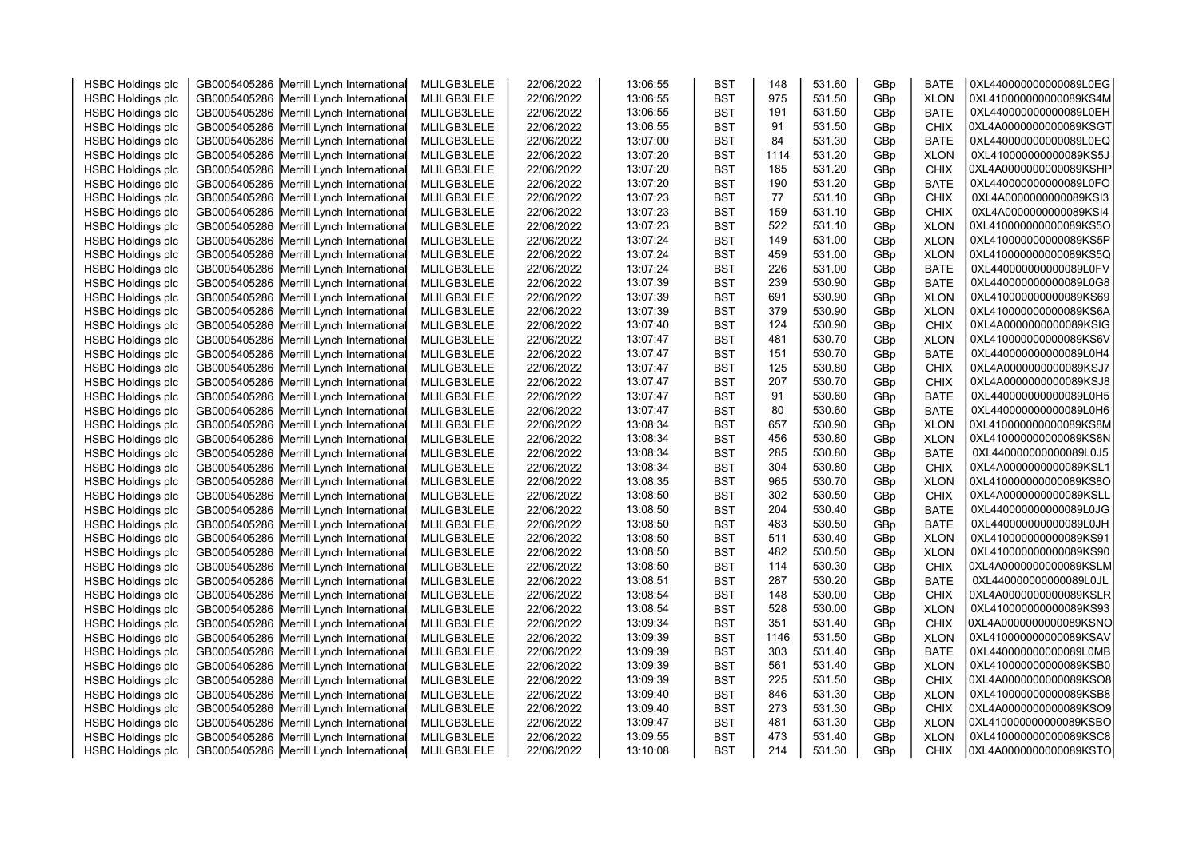| HSBC Holdings plc | GB0005405286 | Merrill Lynch International | MLILGB3LELE | 22/06/2022 | 13:06:55 | BST | 148 | 531.60 | GBp | BATE | 0XL440000000000089L0EG |
|---|---|---|---|---|---|---|---|---|---|---|---|
| HSBC Holdings plc | GB0005405286 | Merrill Lynch International | MLILGB3LELE | 22/06/2022 | 13:06:55 | BST | 975 | 531.50 | GBp | XLON | 0XL410000000000089KS4M |
| HSBC Holdings plc | GB0005405286 | Merrill Lynch International | MLILGB3LELE | 22/06/2022 | 13:06:55 | BST | 191 | 531.50 | GBp | BATE | 0XL440000000000089L0EH |
| HSBC Holdings plc | GB0005405286 | Merrill Lynch International | MLILGB3LELE | 22/06/2022 | 13:06:55 | BST | 91 | 531.50 | GBp | CHIX | 0XL4A0000000000089KSGT |
| HSBC Holdings plc | GB0005405286 | Merrill Lynch International | MLILGB3LELE | 22/06/2022 | 13:07:00 | BST | 84 | 531.30 | GBp | BATE | 0XL440000000000089L0EQ |
| HSBC Holdings plc | GB0005405286 | Merrill Lynch International | MLILGB3LELE | 22/06/2022 | 13:07:20 | BST | 1114 | 531.20 | GBp | XLON | 0XL410000000000089KS5J |
| HSBC Holdings plc | GB0005405286 | Merrill Lynch International | MLILGB3LELE | 22/06/2022 | 13:07:20 | BST | 185 | 531.20 | GBp | CHIX | 0XL4A0000000000089KSHP |
| HSBC Holdings plc | GB0005405286 | Merrill Lynch International | MLILGB3LELE | 22/06/2022 | 13:07:20 | BST | 190 | 531.20 | GBp | BATE | 0XL440000000000089L0FO |
| HSBC Holdings plc | GB0005405286 | Merrill Lynch International | MLILGB3LELE | 22/06/2022 | 13:07:23 | BST | 77 | 531.10 | GBp | CHIX | 0XL4A0000000000089KSI3 |
| HSBC Holdings plc | GB0005405286 | Merrill Lynch International | MLILGB3LELE | 22/06/2022 | 13:07:23 | BST | 159 | 531.10 | GBp | CHIX | 0XL4A0000000000089KSI4 |
| HSBC Holdings plc | GB0005405286 | Merrill Lynch International | MLILGB3LELE | 22/06/2022 | 13:07:23 | BST | 522 | 531.10 | GBp | XLON | 0XL410000000000089KS5O |
| HSBC Holdings plc | GB0005405286 | Merrill Lynch International | MLILGB3LELE | 22/06/2022 | 13:07:24 | BST | 149 | 531.00 | GBp | XLON | 0XL410000000000089KS5P |
| HSBC Holdings plc | GB0005405286 | Merrill Lynch International | MLILGB3LELE | 22/06/2022 | 13:07:24 | BST | 459 | 531.00 | GBp | XLON | 0XL410000000000089KS5Q |
| HSBC Holdings plc | GB0005405286 | Merrill Lynch International | MLILGB3LELE | 22/06/2022 | 13:07:24 | BST | 226 | 531.00 | GBp | BATE | 0XL440000000000089L0FV |
| HSBC Holdings plc | GB0005405286 | Merrill Lynch International | MLILGB3LELE | 22/06/2022 | 13:07:39 | BST | 239 | 530.90 | GBp | BATE | 0XL440000000000089L0G8 |
| HSBC Holdings plc | GB0005405286 | Merrill Lynch International | MLILGB3LELE | 22/06/2022 | 13:07:39 | BST | 691 | 530.90 | GBp | XLON | 0XL410000000000089KS69 |
| HSBC Holdings plc | GB0005405286 | Merrill Lynch International | MLILGB3LELE | 22/06/2022 | 13:07:39 | BST | 379 | 530.90 | GBp | XLON | 0XL410000000000089KS6A |
| HSBC Holdings plc | GB0005405286 | Merrill Lynch International | MLILGB3LELE | 22/06/2022 | 13:07:40 | BST | 124 | 530.90 | GBp | CHIX | 0XL4A0000000000089KSIG |
| HSBC Holdings plc | GB0005405286 | Merrill Lynch International | MLILGB3LELE | 22/06/2022 | 13:07:47 | BST | 481 | 530.70 | GBp | XLON | 0XL410000000000089KS6V |
| HSBC Holdings plc | GB0005405286 | Merrill Lynch International | MLILGB3LELE | 22/06/2022 | 13:07:47 | BST | 151 | 530.70 | GBp | BATE | 0XL440000000000089L0H4 |
| HSBC Holdings plc | GB0005405286 | Merrill Lynch International | MLILGB3LELE | 22/06/2022 | 13:07:47 | BST | 125 | 530.80 | GBp | CHIX | 0XL4A0000000000089KSJ7 |
| HSBC Holdings plc | GB0005405286 | Merrill Lynch International | MLILGB3LELE | 22/06/2022 | 13:07:47 | BST | 207 | 530.70 | GBp | CHIX | 0XL4A0000000000089KSJ8 |
| HSBC Holdings plc | GB0005405286 | Merrill Lynch International | MLILGB3LELE | 22/06/2022 | 13:07:47 | BST | 91 | 530.60 | GBp | BATE | 0XL440000000000089L0H5 |
| HSBC Holdings plc | GB0005405286 | Merrill Lynch International | MLILGB3LELE | 22/06/2022 | 13:07:47 | BST | 80 | 530.60 | GBp | BATE | 0XL440000000000089L0H6 |
| HSBC Holdings plc | GB0005405286 | Merrill Lynch International | MLILGB3LELE | 22/06/2022 | 13:08:34 | BST | 657 | 530.90 | GBp | XLON | 0XL410000000000089KS8M |
| HSBC Holdings plc | GB0005405286 | Merrill Lynch International | MLILGB3LELE | 22/06/2022 | 13:08:34 | BST | 456 | 530.80 | GBp | XLON | 0XL410000000000089KS8N |
| HSBC Holdings plc | GB0005405286 | Merrill Lynch International | MLILGB3LELE | 22/06/2022 | 13:08:34 | BST | 285 | 530.80 | GBp | BATE | 0XL440000000000089L0J5 |
| HSBC Holdings plc | GB0005405286 | Merrill Lynch International | MLILGB3LELE | 22/06/2022 | 13:08:34 | BST | 304 | 530.80 | GBp | CHIX | 0XL4A0000000000089KSL1 |
| HSBC Holdings plc | GB0005405286 | Merrill Lynch International | MLILGB3LELE | 22/06/2022 | 13:08:35 | BST | 965 | 530.70 | GBp | XLON | 0XL410000000000089KS8O |
| HSBC Holdings plc | GB0005405286 | Merrill Lynch International | MLILGB3LELE | 22/06/2022 | 13:08:50 | BST | 302 | 530.50 | GBp | CHIX | 0XL4A0000000000089KSLL |
| HSBC Holdings plc | GB0005405286 | Merrill Lynch International | MLILGB3LELE | 22/06/2022 | 13:08:50 | BST | 204 | 530.40 | GBp | BATE | 0XL440000000000089L0JG |
| HSBC Holdings plc | GB0005405286 | Merrill Lynch International | MLILGB3LELE | 22/06/2022 | 13:08:50 | BST | 483 | 530.50 | GBp | BATE | 0XL440000000000089L0JH |
| HSBC Holdings plc | GB0005405286 | Merrill Lynch International | MLILGB3LELE | 22/06/2022 | 13:08:50 | BST | 511 | 530.40 | GBp | XLON | 0XL410000000000089KS91 |
| HSBC Holdings plc | GB0005405286 | Merrill Lynch International | MLILGB3LELE | 22/06/2022 | 13:08:50 | BST | 482 | 530.50 | GBp | XLON | 0XL410000000000089KS90 |
| HSBC Holdings plc | GB0005405286 | Merrill Lynch International | MLILGB3LELE | 22/06/2022 | 13:08:50 | BST | 114 | 530.30 | GBp | CHIX | 0XL4A0000000000089KSLM |
| HSBC Holdings plc | GB0005405286 | Merrill Lynch International | MLILGB3LELE | 22/06/2022 | 13:08:51 | BST | 287 | 530.20 | GBp | BATE | 0XL440000000000089L0JL |
| HSBC Holdings plc | GB0005405286 | Merrill Lynch International | MLILGB3LELE | 22/06/2022 | 13:08:54 | BST | 148 | 530.00 | GBp | CHIX | 0XL4A0000000000089KSLR |
| HSBC Holdings plc | GB0005405286 | Merrill Lynch International | MLILGB3LELE | 22/06/2022 | 13:08:54 | BST | 528 | 530.00 | GBp | XLON | 0XL410000000000089KS93 |
| HSBC Holdings plc | GB0005405286 | Merrill Lynch International | MLILGB3LELE | 22/06/2022 | 13:09:34 | BST | 351 | 531.40 | GBp | CHIX | 0XL4A0000000000089KSNO |
| HSBC Holdings plc | GB0005405286 | Merrill Lynch International | MLILGB3LELE | 22/06/2022 | 13:09:39 | BST | 1146 | 531.50 | GBp | XLON | 0XL410000000000089KSAV |
| HSBC Holdings plc | GB0005405286 | Merrill Lynch International | MLILGB3LELE | 22/06/2022 | 13:09:39 | BST | 303 | 531.40 | GBp | BATE | 0XL440000000000089L0MB |
| HSBC Holdings plc | GB0005405286 | Merrill Lynch International | MLILGB3LELE | 22/06/2022 | 13:09:39 | BST | 561 | 531.40 | GBp | XLON | 0XL410000000000089KSB0 |
| HSBC Holdings plc | GB0005405286 | Merrill Lynch International | MLILGB3LELE | 22/06/2022 | 13:09:39 | BST | 225 | 531.50 | GBp | CHIX | 0XL4A0000000000089KSO8 |
| HSBC Holdings plc | GB0005405286 | Merrill Lynch International | MLILGB3LELE | 22/06/2022 | 13:09:40 | BST | 846 | 531.30 | GBp | XLON | 0XL410000000000089KSB8 |
| HSBC Holdings plc | GB0005405286 | Merrill Lynch International | MLILGB3LELE | 22/06/2022 | 13:09:40 | BST | 273 | 531.30 | GBp | CHIX | 0XL4A0000000000089KSO9 |
| HSBC Holdings plc | GB0005405286 | Merrill Lynch International | MLILGB3LELE | 22/06/2022 | 13:09:47 | BST | 481 | 531.30 | GBp | XLON | 0XL410000000000089KSBO |
| HSBC Holdings plc | GB0005405286 | Merrill Lynch International | MLILGB3LELE | 22/06/2022 | 13:09:55 | BST | 473 | 531.40 | GBp | XLON | 0XL410000000000089KSC8 |
| HSBC Holdings plc | GB0005405286 | Merrill Lynch International | MLILGB3LELE | 22/06/2022 | 13:10:08 | BST | 214 | 531.30 | GBp | CHIX | 0XL4A0000000000089KSTO |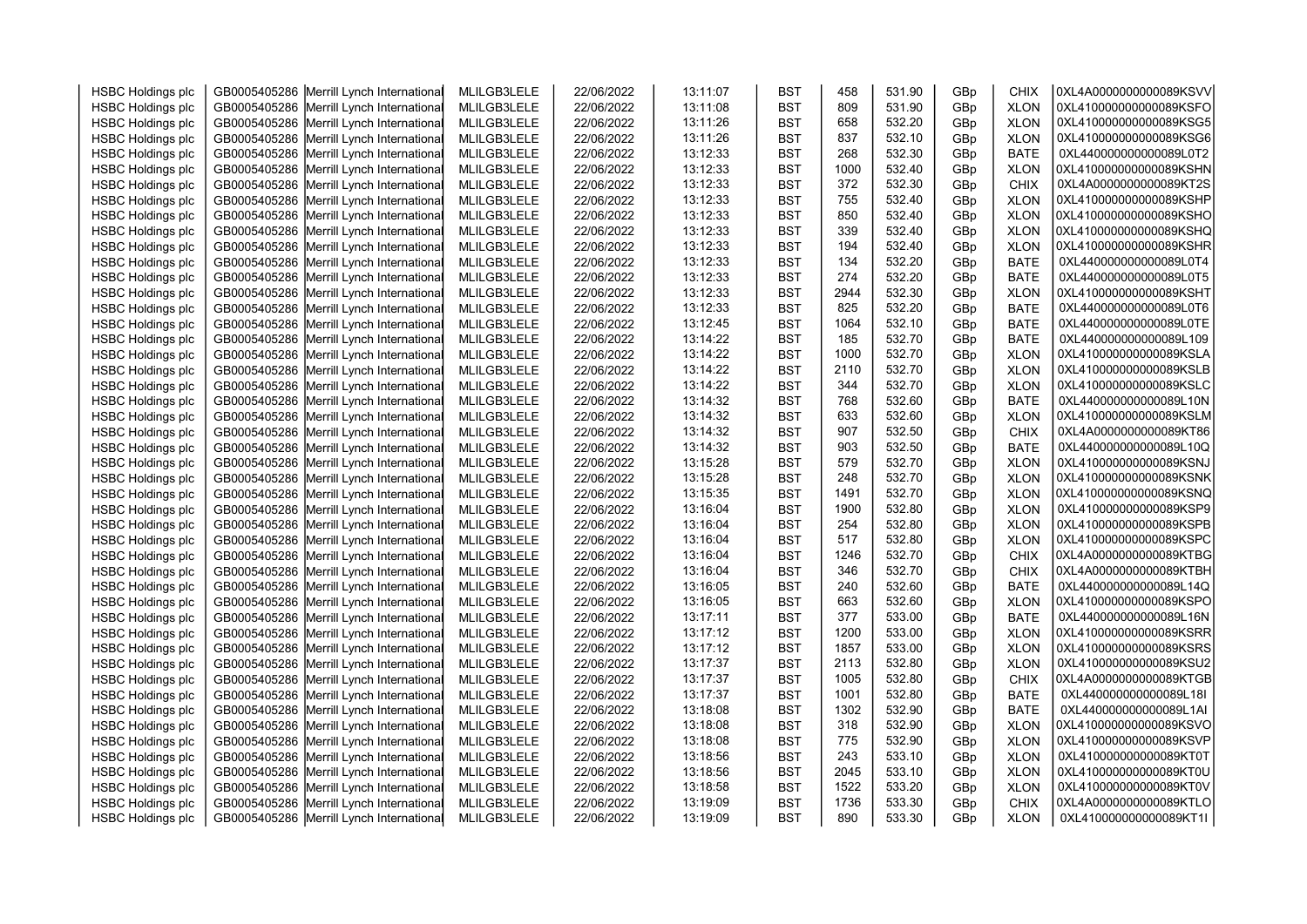| | | | | | | | | | | | |
|---|---|---|---|---|---|---|---|---|---|---|---|
| HSBC Holdings plc | GB0005405286 | Merrill Lynch International | MLILGB3LELE | 22/06/2022 | 13:11:07 | BST | 458 | 531.90 | GBp | CHIX | 0XL4A0000000000089KSVV |
| HSBC Holdings plc | GB0005405286 | Merrill Lynch International | MLILGB3LELE | 22/06/2022 | 13:11:08 | BST | 809 | 531.90 | GBp | XLON | 0XL410000000000089KSFO |
| HSBC Holdings plc | GB0005405286 | Merrill Lynch International | MLILGB3LELE | 22/06/2022 | 13:11:26 | BST | 658 | 532.20 | GBp | XLON | 0XL410000000000089KSG5 |
| HSBC Holdings plc | GB0005405286 | Merrill Lynch International | MLILGB3LELE | 22/06/2022 | 13:11:26 | BST | 837 | 532.10 | GBp | XLON | 0XL410000000000089KSG6 |
| HSBC Holdings plc | GB0005405286 | Merrill Lynch International | MLILGB3LELE | 22/06/2022 | 13:12:33 | BST | 268 | 532.30 | GBp | BATE | 0XL440000000000089L0T2 |
| HSBC Holdings plc | GB0005405286 | Merrill Lynch International | MLILGB3LELE | 22/06/2022 | 13:12:33 | BST | 1000 | 532.40 | GBp | XLON | 0XL410000000000089KSHN |
| HSBC Holdings plc | GB0005405286 | Merrill Lynch International | MLILGB3LELE | 22/06/2022 | 13:12:33 | BST | 372 | 532.30 | GBp | CHIX | 0XL4A0000000000089KT2S |
| HSBC Holdings plc | GB0005405286 | Merrill Lynch International | MLILGB3LELE | 22/06/2022 | 13:12:33 | BST | 755 | 532.40 | GBp | XLON | 0XL410000000000089KSHP |
| HSBC Holdings plc | GB0005405286 | Merrill Lynch International | MLILGB3LELE | 22/06/2022 | 13:12:33 | BST | 850 | 532.40 | GBp | XLON | 0XL410000000000089KSHO |
| HSBC Holdings plc | GB0005405286 | Merrill Lynch International | MLILGB3LELE | 22/06/2022 | 13:12:33 | BST | 339 | 532.40 | GBp | XLON | 0XL410000000000089KSHQ |
| HSBC Holdings plc | GB0005405286 | Merrill Lynch International | MLILGB3LELE | 22/06/2022 | 13:12:33 | BST | 194 | 532.40 | GBp | XLON | 0XL410000000000089KSHR |
| HSBC Holdings plc | GB0005405286 | Merrill Lynch International | MLILGB3LELE | 22/06/2022 | 13:12:33 | BST | 134 | 532.20 | GBp | BATE | 0XL440000000000089L0T4 |
| HSBC Holdings plc | GB0005405286 | Merrill Lynch International | MLILGB3LELE | 22/06/2022 | 13:12:33 | BST | 274 | 532.20 | GBp | BATE | 0XL440000000000089L0T5 |
| HSBC Holdings plc | GB0005405286 | Merrill Lynch International | MLILGB3LELE | 22/06/2022 | 13:12:33 | BST | 2944 | 532.30 | GBp | XLON | 0XL410000000000089KSHT |
| HSBC Holdings plc | GB0005405286 | Merrill Lynch International | MLILGB3LELE | 22/06/2022 | 13:12:33 | BST | 825 | 532.20 | GBp | BATE | 0XL440000000000089L0T6 |
| HSBC Holdings plc | GB0005405286 | Merrill Lynch International | MLILGB3LELE | 22/06/2022 | 13:12:45 | BST | 1064 | 532.10 | GBp | BATE | 0XL440000000000089L0TE |
| HSBC Holdings plc | GB0005405286 | Merrill Lynch International | MLILGB3LELE | 22/06/2022 | 13:14:22 | BST | 185 | 532.70 | GBp | BATE | 0XL440000000000089L109 |
| HSBC Holdings plc | GB0005405286 | Merrill Lynch International | MLILGB3LELE | 22/06/2022 | 13:14:22 | BST | 1000 | 532.70 | GBp | XLON | 0XL410000000000089KSLA |
| HSBC Holdings plc | GB0005405286 | Merrill Lynch International | MLILGB3LELE | 22/06/2022 | 13:14:22 | BST | 2110 | 532.70 | GBp | XLON | 0XL410000000000089KSLB |
| HSBC Holdings plc | GB0005405286 | Merrill Lynch International | MLILGB3LELE | 22/06/2022 | 13:14:22 | BST | 344 | 532.70 | GBp | XLON | 0XL410000000000089KSLC |
| HSBC Holdings plc | GB0005405286 | Merrill Lynch International | MLILGB3LELE | 22/06/2022 | 13:14:32 | BST | 768 | 532.60 | GBp | BATE | 0XL440000000000089L10N |
| HSBC Holdings plc | GB0005405286 | Merrill Lynch International | MLILGB3LELE | 22/06/2022 | 13:14:32 | BST | 633 | 532.60 | GBp | XLON | 0XL410000000000089KSLM |
| HSBC Holdings plc | GB0005405286 | Merrill Lynch International | MLILGB3LELE | 22/06/2022 | 13:14:32 | BST | 907 | 532.50 | GBp | CHIX | 0XL4A0000000000089KT86 |
| HSBC Holdings plc | GB0005405286 | Merrill Lynch International | MLILGB3LELE | 22/06/2022 | 13:14:32 | BST | 903 | 532.50 | GBp | BATE | 0XL440000000000089L10Q |
| HSBC Holdings plc | GB0005405286 | Merrill Lynch International | MLILGB3LELE | 22/06/2022 | 13:15:28 | BST | 579 | 532.70 | GBp | XLON | 0XL410000000000089KSNJ |
| HSBC Holdings plc | GB0005405286 | Merrill Lynch International | MLILGB3LELE | 22/06/2022 | 13:15:28 | BST | 248 | 532.70 | GBp | XLON | 0XL410000000000089KSNK |
| HSBC Holdings plc | GB0005405286 | Merrill Lynch International | MLILGB3LELE | 22/06/2022 | 13:15:35 | BST | 1491 | 532.70 | GBp | XLON | 0XL410000000000089KSNQ |
| HSBC Holdings plc | GB0005405286 | Merrill Lynch International | MLILGB3LELE | 22/06/2022 | 13:16:04 | BST | 1900 | 532.80 | GBp | XLON | 0XL410000000000089KSP9 |
| HSBC Holdings plc | GB0005405286 | Merrill Lynch International | MLILGB3LELE | 22/06/2022 | 13:16:04 | BST | 254 | 532.80 | GBp | XLON | 0XL410000000000089KSPB |
| HSBC Holdings plc | GB0005405286 | Merrill Lynch International | MLILGB3LELE | 22/06/2022 | 13:16:04 | BST | 517 | 532.80 | GBp | XLON | 0XL410000000000089KSPC |
| HSBC Holdings plc | GB0005405286 | Merrill Lynch International | MLILGB3LELE | 22/06/2022 | 13:16:04 | BST | 1246 | 532.70 | GBp | CHIX | 0XL4A0000000000089KTBG |
| HSBC Holdings plc | GB0005405286 | Merrill Lynch International | MLILGB3LELE | 22/06/2022 | 13:16:04 | BST | 346 | 532.70 | GBp | CHIX | 0XL4A0000000000089KTBH |
| HSBC Holdings plc | GB0005405286 | Merrill Lynch International | MLILGB3LELE | 22/06/2022 | 13:16:05 | BST | 240 | 532.60 | GBp | BATE | 0XL440000000000089L14Q |
| HSBC Holdings plc | GB0005405286 | Merrill Lynch International | MLILGB3LELE | 22/06/2022 | 13:16:05 | BST | 663 | 532.60 | GBp | XLON | 0XL410000000000089KSPO |
| HSBC Holdings plc | GB0005405286 | Merrill Lynch International | MLILGB3LELE | 22/06/2022 | 13:17:11 | BST | 377 | 533.00 | GBp | BATE | 0XL440000000000089L16N |
| HSBC Holdings plc | GB0005405286 | Merrill Lynch International | MLILGB3LELE | 22/06/2022 | 13:17:12 | BST | 1200 | 533.00 | GBp | XLON | 0XL410000000000089KSRR |
| HSBC Holdings plc | GB0005405286 | Merrill Lynch International | MLILGB3LELE | 22/06/2022 | 13:17:12 | BST | 1857 | 533.00 | GBp | XLON | 0XL410000000000089KSRS |
| HSBC Holdings plc | GB0005405286 | Merrill Lynch International | MLILGB3LELE | 22/06/2022 | 13:17:37 | BST | 2113 | 532.80 | GBp | XLON | 0XL410000000000089KSU2 |
| HSBC Holdings plc | GB0005405286 | Merrill Lynch International | MLILGB3LELE | 22/06/2022 | 13:17:37 | BST | 1005 | 532.80 | GBp | CHIX | 0XL4A0000000000089KTGB |
| HSBC Holdings plc | GB0005405286 | Merrill Lynch International | MLILGB3LELE | 22/06/2022 | 13:17:37 | BST | 1001 | 532.80 | GBp | BATE | 0XL440000000000089L18I |
| HSBC Holdings plc | GB0005405286 | Merrill Lynch International | MLILGB3LELE | 22/06/2022 | 13:18:08 | BST | 1302 | 532.90 | GBp | BATE | 0XL440000000000089L1AI |
| HSBC Holdings plc | GB0005405286 | Merrill Lynch International | MLILGB3LELE | 22/06/2022 | 13:18:08 | BST | 318 | 532.90 | GBp | XLON | 0XL410000000000089KSVO |
| HSBC Holdings plc | GB0005405286 | Merrill Lynch International | MLILGB3LELE | 22/06/2022 | 13:18:08 | BST | 775 | 532.90 | GBp | XLON | 0XL410000000000089KSVP |
| HSBC Holdings plc | GB0005405286 | Merrill Lynch International | MLILGB3LELE | 22/06/2022 | 13:18:56 | BST | 243 | 533.10 | GBp | XLON | 0XL410000000000089KT0T |
| HSBC Holdings plc | GB0005405286 | Merrill Lynch International | MLILGB3LELE | 22/06/2022 | 13:18:56 | BST | 2045 | 533.10 | GBp | XLON | 0XL410000000000089KT0U |
| HSBC Holdings plc | GB0005405286 | Merrill Lynch International | MLILGB3LELE | 22/06/2022 | 13:18:58 | BST | 1522 | 533.20 | GBp | XLON | 0XL410000000000089KT0V |
| HSBC Holdings plc | GB0005405286 | Merrill Lynch International | MLILGB3LELE | 22/06/2022 | 13:19:09 | BST | 1736 | 533.30 | GBp | CHIX | 0XL4A0000000000089KTLO |
| HSBC Holdings plc | GB0005405286 | Merrill Lynch International | MLILGB3LELE | 22/06/2022 | 13:19:09 | BST | 890 | 533.30 | GBp | XLON | 0XL410000000000089KT1I |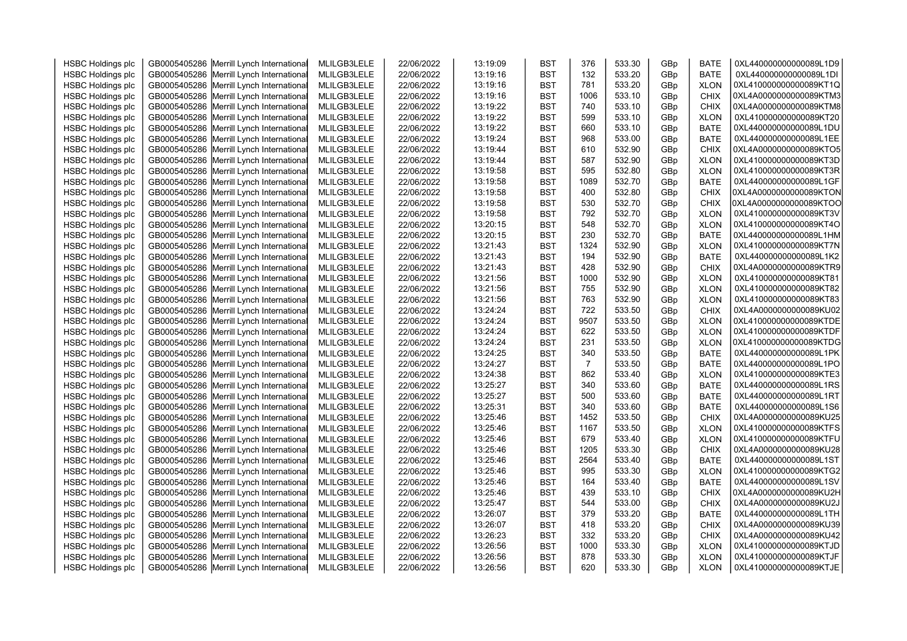| HSBC Holdings plc | GB0005405286 | Merrill Lynch International | MLILGB3LELE | 22/06/2022 | 13:19:09 | BST | 376 | 533.30 | GBp | BATE | 0XL440000000000089L1D9 |
|---|---|---|---|---|---|---|---|---|---|---|---|
| HSBC Holdings plc | GB0005405286 | Merrill Lynch International | MLILGB3LELE | 22/06/2022 | 13:19:16 | BST | 132 | 533.20 | GBp | BATE | 0XL440000000000089L1DI |
| HSBC Holdings plc | GB0005405286 | Merrill Lynch International | MLILGB3LELE | 22/06/2022 | 13:19:16 | BST | 781 | 533.20 | GBp | XLON | 0XL410000000000089KT1Q |
| HSBC Holdings plc | GB0005405286 | Merrill Lynch International | MLILGB3LELE | 22/06/2022 | 13:19:16 | BST | 1006 | 533.10 | GBp | CHIX | 0XL4A0000000000089KTM3 |
| HSBC Holdings plc | GB0005405286 | Merrill Lynch International | MLILGB3LELE | 22/06/2022 | 13:19:22 | BST | 740 | 533.10 | GBp | CHIX | 0XL4A0000000000089KTM8 |
| HSBC Holdings plc | GB0005405286 | Merrill Lynch International | MLILGB3LELE | 22/06/2022 | 13:19:22 | BST | 599 | 533.10 | GBp | XLON | 0XL410000000000089KT20 |
| HSBC Holdings plc | GB0005405286 | Merrill Lynch International | MLILGB3LELE | 22/06/2022 | 13:19:22 | BST | 660 | 533.10 | GBp | BATE | 0XL440000000000089L1DU |
| HSBC Holdings plc | GB0005405286 | Merrill Lynch International | MLILGB3LELE | 22/06/2022 | 13:19:24 | BST | 968 | 533.00 | GBp | BATE | 0XL440000000000089L1EE |
| HSBC Holdings plc | GB0005405286 | Merrill Lynch International | MLILGB3LELE | 22/06/2022 | 13:19:44 | BST | 610 | 532.90 | GBp | CHIX | 0XL4A0000000000089KTO5 |
| HSBC Holdings plc | GB0005405286 | Merrill Lynch International | MLILGB3LELE | 22/06/2022 | 13:19:44 | BST | 587 | 532.90 | GBp | XLON | 0XL410000000000089KT3D |
| HSBC Holdings plc | GB0005405286 | Merrill Lynch International | MLILGB3LELE | 22/06/2022 | 13:19:58 | BST | 595 | 532.80 | GBp | XLON | 0XL410000000000089KT3R |
| HSBC Holdings plc | GB0005405286 | Merrill Lynch International | MLILGB3LELE | 22/06/2022 | 13:19:58 | BST | 1089 | 532.70 | GBp | BATE | 0XL440000000000089L1GF |
| HSBC Holdings plc | GB0005405286 | Merrill Lynch International | MLILGB3LELE | 22/06/2022 | 13:19:58 | BST | 400 | 532.80 | GBp | CHIX | 0XL4A0000000000089KTON |
| HSBC Holdings plc | GB0005405286 | Merrill Lynch International | MLILGB3LELE | 22/06/2022 | 13:19:58 | BST | 530 | 532.70 | GBp | CHIX | 0XL4A0000000000089KTOO |
| HSBC Holdings plc | GB0005405286 | Merrill Lynch International | MLILGB3LELE | 22/06/2022 | 13:19:58 | BST | 792 | 532.70 | GBp | XLON | 0XL410000000000089KT3V |
| HSBC Holdings plc | GB0005405286 | Merrill Lynch International | MLILGB3LELE | 22/06/2022 | 13:20:15 | BST | 548 | 532.70 | GBp | XLON | 0XL410000000000089KT4O |
| HSBC Holdings plc | GB0005405286 | Merrill Lynch International | MLILGB3LELE | 22/06/2022 | 13:20:15 | BST | 230 | 532.70 | GBp | BATE | 0XL440000000000089L1HM |
| HSBC Holdings plc | GB0005405286 | Merrill Lynch International | MLILGB3LELE | 22/06/2022 | 13:21:43 | BST | 1324 | 532.90 | GBp | XLON | 0XL410000000000089KT7N |
| HSBC Holdings plc | GB0005405286 | Merrill Lynch International | MLILGB3LELE | 22/06/2022 | 13:21:43 | BST | 194 | 532.90 | GBp | BATE | 0XL440000000000089L1K2 |
| HSBC Holdings plc | GB0005405286 | Merrill Lynch International | MLILGB3LELE | 22/06/2022 | 13:21:43 | BST | 428 | 532.90 | GBp | CHIX | 0XL4A0000000000089KTR9 |
| HSBC Holdings plc | GB0005405286 | Merrill Lynch International | MLILGB3LELE | 22/06/2022 | 13:21:56 | BST | 1000 | 532.90 | GBp | XLON | 0XL410000000000089KT81 |
| HSBC Holdings plc | GB0005405286 | Merrill Lynch International | MLILGB3LELE | 22/06/2022 | 13:21:56 | BST | 755 | 532.90 | GBp | XLON | 0XL410000000000089KT82 |
| HSBC Holdings plc | GB0005405286 | Merrill Lynch International | MLILGB3LELE | 22/06/2022 | 13:21:56 | BST | 763 | 532.90 | GBp | XLON | 0XL410000000000089KT83 |
| HSBC Holdings plc | GB0005405286 | Merrill Lynch International | MLILGB3LELE | 22/06/2022 | 13:24:24 | BST | 722 | 533.50 | GBp | CHIX | 0XL4A0000000000089KU02 |
| HSBC Holdings plc | GB0005405286 | Merrill Lynch International | MLILGB3LELE | 22/06/2022 | 13:24:24 | BST | 9507 | 533.50 | GBp | XLON | 0XL410000000000089KTDE |
| HSBC Holdings plc | GB0005405286 | Merrill Lynch International | MLILGB3LELE | 22/06/2022 | 13:24:24 | BST | 622 | 533.50 | GBp | XLON | 0XL410000000000089KTDF |
| HSBC Holdings plc | GB0005405286 | Merrill Lynch International | MLILGB3LELE | 22/06/2022 | 13:24:24 | BST | 231 | 533.50 | GBp | XLON | 0XL410000000000089KTDG |
| HSBC Holdings plc | GB0005405286 | Merrill Lynch International | MLILGB3LELE | 22/06/2022 | 13:24:25 | BST | 340 | 533.50 | GBp | BATE | 0XL440000000000089L1PK |
| HSBC Holdings plc | GB0005405286 | Merrill Lynch International | MLILGB3LELE | 22/06/2022 | 13:24:27 | BST | 7 | 533.50 | GBp | BATE | 0XL440000000000089L1PO |
| HSBC Holdings plc | GB0005405286 | Merrill Lynch International | MLILGB3LELE | 22/06/2022 | 13:24:38 | BST | 862 | 533.40 | GBp | XLON | 0XL410000000000089KTE3 |
| HSBC Holdings plc | GB0005405286 | Merrill Lynch International | MLILGB3LELE | 22/06/2022 | 13:25:27 | BST | 340 | 533.60 | GBp | BATE | 0XL440000000000089L1RS |
| HSBC Holdings plc | GB0005405286 | Merrill Lynch International | MLILGB3LELE | 22/06/2022 | 13:25:27 | BST | 500 | 533.60 | GBp | BATE | 0XL440000000000089L1RT |
| HSBC Holdings plc | GB0005405286 | Merrill Lynch International | MLILGB3LELE | 22/06/2022 | 13:25:31 | BST | 340 | 533.60 | GBp | BATE | 0XL440000000000089L1S6 |
| HSBC Holdings plc | GB0005405286 | Merrill Lynch International | MLILGB3LELE | 22/06/2022 | 13:25:46 | BST | 1452 | 533.50 | GBp | CHIX | 0XL4A0000000000089KU25 |
| HSBC Holdings plc | GB0005405286 | Merrill Lynch International | MLILGB3LELE | 22/06/2022 | 13:25:46 | BST | 1167 | 533.50 | GBp | XLON | 0XL410000000000089KTFS |
| HSBC Holdings plc | GB0005405286 | Merrill Lynch International | MLILGB3LELE | 22/06/2022 | 13:25:46 | BST | 679 | 533.40 | GBp | XLON | 0XL410000000000089KTFU |
| HSBC Holdings plc | GB0005405286 | Merrill Lynch International | MLILGB3LELE | 22/06/2022 | 13:25:46 | BST | 1205 | 533.30 | GBp | CHIX | 0XL4A0000000000089KU28 |
| HSBC Holdings plc | GB0005405286 | Merrill Lynch International | MLILGB3LELE | 22/06/2022 | 13:25:46 | BST | 2564 | 533.40 | GBp | BATE | 0XL440000000000089L1ST |
| HSBC Holdings plc | GB0005405286 | Merrill Lynch International | MLILGB3LELE | 22/06/2022 | 13:25:46 | BST | 995 | 533.30 | GBp | XLON | 0XL410000000000089KTG2 |
| HSBC Holdings plc | GB0005405286 | Merrill Lynch International | MLILGB3LELE | 22/06/2022 | 13:25:46 | BST | 164 | 533.40 | GBp | BATE | 0XL440000000000089L1SV |
| HSBC Holdings plc | GB0005405286 | Merrill Lynch International | MLILGB3LELE | 22/06/2022 | 13:25:46 | BST | 439 | 533.10 | GBp | CHIX | 0XL4A0000000000089KU2H |
| HSBC Holdings plc | GB0005405286 | Merrill Lynch International | MLILGB3LELE | 22/06/2022 | 13:25:47 | BST | 544 | 533.00 | GBp | CHIX | 0XL4A0000000000089KU2J |
| HSBC Holdings plc | GB0005405286 | Merrill Lynch International | MLILGB3LELE | 22/06/2022 | 13:26:07 | BST | 379 | 533.20 | GBp | BATE | 0XL440000000000089L1TH |
| HSBC Holdings plc | GB0005405286 | Merrill Lynch International | MLILGB3LELE | 22/06/2022 | 13:26:07 | BST | 418 | 533.20 | GBp | CHIX | 0XL4A0000000000089KU39 |
| HSBC Holdings plc | GB0005405286 | Merrill Lynch International | MLILGB3LELE | 22/06/2022 | 13:26:23 | BST | 332 | 533.20 | GBp | CHIX | 0XL4A0000000000089KU42 |
| HSBC Holdings plc | GB0005405286 | Merrill Lynch International | MLILGB3LELE | 22/06/2022 | 13:26:56 | BST | 1000 | 533.30 | GBp | XLON | 0XL410000000000089KTJD |
| HSBC Holdings plc | GB0005405286 | Merrill Lynch International | MLILGB3LELE | 22/06/2022 | 13:26:56 | BST | 878 | 533.30 | GBp | XLON | 0XL410000000000089KTJF |
| HSBC Holdings plc | GB0005405286 | Merrill Lynch International | MLILGB3LELE | 22/06/2022 | 13:26:56 | BST | 620 | 533.30 | GBp | XLON | 0XL410000000000089KTJE |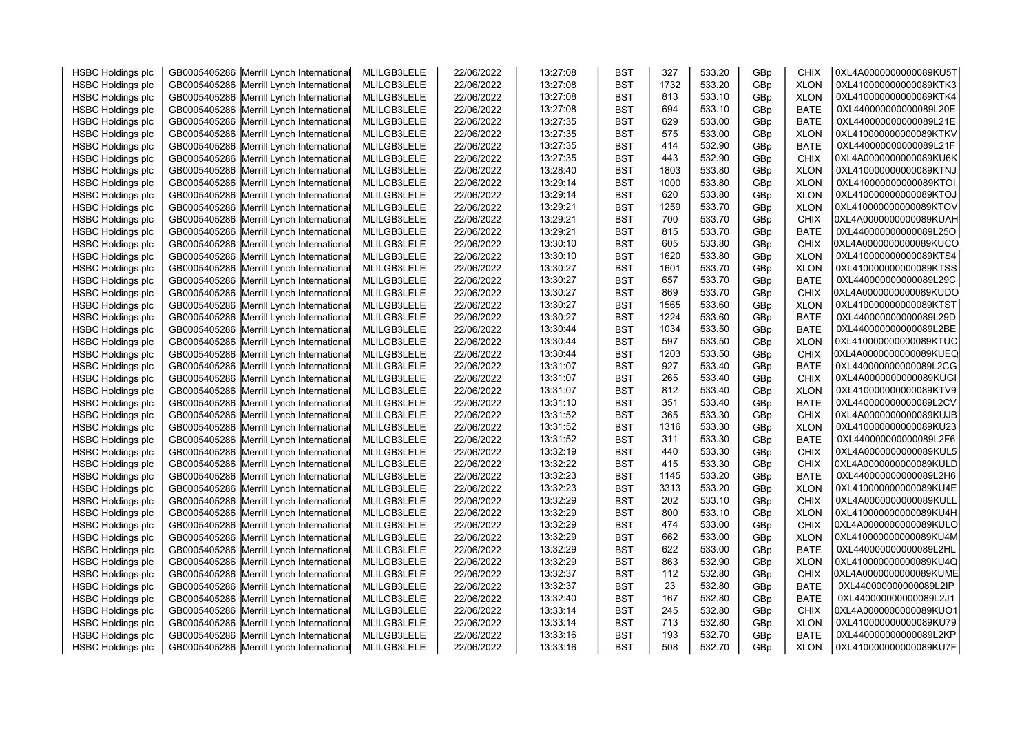| HSBC Holdings plc | GB0005405286 | Merrill Lynch International | MLILGB3LELE | 22/06/2022 | 13:27:08 | BST | 327 | 533.20 | GBp | CHIX | 0XL4A0000000000089KU5T |
|---|---|---|---|---|---|---|---|---|---|---|---|
| HSBC Holdings plc | GB0005405286 | Merrill Lynch International | MLILGB3LELE | 22/06/2022 | 13:27:08 | BST | 1732 | 533.20 | GBp | XLON | 0XL410000000000089KTK3 |
| HSBC Holdings plc | GB0005405286 | Merrill Lynch International | MLILGB3LELE | 22/06/2022 | 13:27:08 | BST | 813 | 533.10 | GBp | XLON | 0XL410000000000089KTK4 |
| HSBC Holdings plc | GB0005405286 | Merrill Lynch International | MLILGB3LELE | 22/06/2022 | 13:27:08 | BST | 694 | 533.10 | GBp | BATE | 0XL440000000000089L20E |
| HSBC Holdings plc | GB0005405286 | Merrill Lynch International | MLILGB3LELE | 22/06/2022 | 13:27:35 | BST | 629 | 533.00 | GBp | BATE | 0XL440000000000089L21E |
| HSBC Holdings plc | GB0005405286 | Merrill Lynch International | MLILGB3LELE | 22/06/2022 | 13:27:35 | BST | 575 | 533.00 | GBp | XLON | 0XL410000000000089KTKV |
| HSBC Holdings plc | GB0005405286 | Merrill Lynch International | MLILGB3LELE | 22/06/2022 | 13:27:35 | BST | 414 | 532.90 | GBp | BATE | 0XL440000000000089L21F |
| HSBC Holdings plc | GB0005405286 | Merrill Lynch International | MLILGB3LELE | 22/06/2022 | 13:27:35 | BST | 443 | 532.90 | GBp | CHIX | 0XL4A0000000000089KU6K |
| HSBC Holdings plc | GB0005405286 | Merrill Lynch International | MLILGB3LELE | 22/06/2022 | 13:28:40 | BST | 1803 | 533.80 | GBp | XLON | 0XL410000000000089KTNJ |
| HSBC Holdings plc | GB0005405286 | Merrill Lynch International | MLILGB3LELE | 22/06/2022 | 13:29:14 | BST | 1000 | 533.80 | GBp | XLON | 0XL410000000000089KTOI |
| HSBC Holdings plc | GB0005405286 | Merrill Lynch International | MLILGB3LELE | 22/06/2022 | 13:29:14 | BST | 620 | 533.80 | GBp | XLON | 0XL410000000000089KTOJ |
| HSBC Holdings plc | GB0005405286 | Merrill Lynch International | MLILGB3LELE | 22/06/2022 | 13:29:21 | BST | 1259 | 533.70 | GBp | XLON | 0XL410000000000089KTOV |
| HSBC Holdings plc | GB0005405286 | Merrill Lynch International | MLILGB3LELE | 22/06/2022 | 13:29:21 | BST | 700 | 533.70 | GBp | CHIX | 0XL4A0000000000089KUAH |
| HSBC Holdings plc | GB0005405286 | Merrill Lynch International | MLILGB3LELE | 22/06/2022 | 13:29:21 | BST | 815 | 533.70 | GBp | BATE | 0XL440000000000089L25O |
| HSBC Holdings plc | GB0005405286 | Merrill Lynch International | MLILGB3LELE | 22/06/2022 | 13:30:10 | BST | 605 | 533.80 | GBp | CHIX | 0XL4A0000000000089KUCO |
| HSBC Holdings plc | GB0005405286 | Merrill Lynch International | MLILGB3LELE | 22/06/2022 | 13:30:10 | BST | 1620 | 533.80 | GBp | XLON | 0XL410000000000089KTS4 |
| HSBC Holdings plc | GB0005405286 | Merrill Lynch International | MLILGB3LELE | 22/06/2022 | 13:30:27 | BST | 1601 | 533.70 | GBp | XLON | 0XL410000000000089KTSS |
| HSBC Holdings plc | GB0005405286 | Merrill Lynch International | MLILGB3LELE | 22/06/2022 | 13:30:27 | BST | 657 | 533.70 | GBp | BATE | 0XL440000000000089L29C |
| HSBC Holdings plc | GB0005405286 | Merrill Lynch International | MLILGB3LELE | 22/06/2022 | 13:30:27 | BST | 869 | 533.70 | GBp | CHIX | 0XL4A0000000000089KUDO |
| HSBC Holdings plc | GB0005405286 | Merrill Lynch International | MLILGB3LELE | 22/06/2022 | 13:30:27 | BST | 1565 | 533.60 | GBp | XLON | 0XL410000000000089KTST |
| HSBC Holdings plc | GB0005405286 | Merrill Lynch International | MLILGB3LELE | 22/06/2022 | 13:30:27 | BST | 1224 | 533.60 | GBp | BATE | 0XL440000000000089L29D |
| HSBC Holdings plc | GB0005405286 | Merrill Lynch International | MLILGB3LELE | 22/06/2022 | 13:30:44 | BST | 1034 | 533.50 | GBp | BATE | 0XL440000000000089L2BE |
| HSBC Holdings plc | GB0005405286 | Merrill Lynch International | MLILGB3LELE | 22/06/2022 | 13:30:44 | BST | 597 | 533.50 | GBp | XLON | 0XL410000000000089KTUC |
| HSBC Holdings plc | GB0005405286 | Merrill Lynch International | MLILGB3LELE | 22/06/2022 | 13:30:44 | BST | 1203 | 533.50 | GBp | CHIX | 0XL4A0000000000089KUEQ |
| HSBC Holdings plc | GB0005405286 | Merrill Lynch International | MLILGB3LELE | 22/06/2022 | 13:31:07 | BST | 927 | 533.40 | GBp | BATE | 0XL440000000000089L2CG |
| HSBC Holdings plc | GB0005405286 | Merrill Lynch International | MLILGB3LELE | 22/06/2022 | 13:31:07 | BST | 265 | 533.40 | GBp | CHIX | 0XL4A0000000000089KUGI |
| HSBC Holdings plc | GB0005405286 | Merrill Lynch International | MLILGB3LELE | 22/06/2022 | 13:31:07 | BST | 812 | 533.40 | GBp | XLON | 0XL410000000000089KTV9 |
| HSBC Holdings plc | GB0005405286 | Merrill Lynch International | MLILGB3LELE | 22/06/2022 | 13:31:10 | BST | 351 | 533.40 | GBp | BATE | 0XL440000000000089L2CV |
| HSBC Holdings plc | GB0005405286 | Merrill Lynch International | MLILGB3LELE | 22/06/2022 | 13:31:52 | BST | 365 | 533.30 | GBp | CHIX | 0XL4A0000000000089KUJB |
| HSBC Holdings plc | GB0005405286 | Merrill Lynch International | MLILGB3LELE | 22/06/2022 | 13:31:52 | BST | 1316 | 533.30 | GBp | XLON | 0XL410000000000089KU23 |
| HSBC Holdings plc | GB0005405286 | Merrill Lynch International | MLILGB3LELE | 22/06/2022 | 13:31:52 | BST | 311 | 533.30 | GBp | BATE | 0XL440000000000089L2F6 |
| HSBC Holdings plc | GB0005405286 | Merrill Lynch International | MLILGB3LELE | 22/06/2022 | 13:32:19 | BST | 440 | 533.30 | GBp | CHIX | 0XL4A0000000000089KUL5 |
| HSBC Holdings plc | GB0005405286 | Merrill Lynch International | MLILGB3LELE | 22/06/2022 | 13:32:22 | BST | 415 | 533.30 | GBp | CHIX | 0XL4A0000000000089KULD |
| HSBC Holdings plc | GB0005405286 | Merrill Lynch International | MLILGB3LELE | 22/06/2022 | 13:32:23 | BST | 1145 | 533.20 | GBp | BATE | 0XL440000000000089L2H6 |
| HSBC Holdings plc | GB0005405286 | Merrill Lynch International | MLILGB3LELE | 22/06/2022 | 13:32:23 | BST | 3313 | 533.20 | GBp | XLON | 0XL410000000000089KU4E |
| HSBC Holdings plc | GB0005405286 | Merrill Lynch International | MLILGB3LELE | 22/06/2022 | 13:32:29 | BST | 202 | 533.10 | GBp | CHIX | 0XL4A0000000000089KULL |
| HSBC Holdings plc | GB0005405286 | Merrill Lynch International | MLILGB3LELE | 22/06/2022 | 13:32:29 | BST | 800 | 533.10 | GBp | XLON | 0XL410000000000089KU4H |
| HSBC Holdings plc | GB0005405286 | Merrill Lynch International | MLILGB3LELE | 22/06/2022 | 13:32:29 | BST | 474 | 533.00 | GBp | CHIX | 0XL4A0000000000089KULO |
| HSBC Holdings plc | GB0005405286 | Merrill Lynch International | MLILGB3LELE | 22/06/2022 | 13:32:29 | BST | 662 | 533.00 | GBp | XLON | 0XL410000000000089KU4M |
| HSBC Holdings plc | GB0005405286 | Merrill Lynch International | MLILGB3LELE | 22/06/2022 | 13:32:29 | BST | 622 | 533.00 | GBp | BATE | 0XL440000000000089L2HL |
| HSBC Holdings plc | GB0005405286 | Merrill Lynch International | MLILGB3LELE | 22/06/2022 | 13:32:29 | BST | 863 | 532.90 | GBp | XLON | 0XL410000000000089KU4Q |
| HSBC Holdings plc | GB0005405286 | Merrill Lynch International | MLILGB3LELE | 22/06/2022 | 13:32:37 | BST | 112 | 532.80 | GBp | CHIX | 0XL4A0000000000089KUME |
| HSBC Holdings plc | GB0005405286 | Merrill Lynch International | MLILGB3LELE | 22/06/2022 | 13:32:37 | BST | 23 | 532.80 | GBp | BATE | 0XL440000000000089L2IP |
| HSBC Holdings plc | GB0005405286 | Merrill Lynch International | MLILGB3LELE | 22/06/2022 | 13:32:40 | BST | 167 | 532.80 | GBp | BATE | 0XL440000000000089L2J1 |
| HSBC Holdings plc | GB0005405286 | Merrill Lynch International | MLILGB3LELE | 22/06/2022 | 13:33:14 | BST | 245 | 532.80 | GBp | CHIX | 0XL4A0000000000089KUO1 |
| HSBC Holdings plc | GB0005405286 | Merrill Lynch International | MLILGB3LELE | 22/06/2022 | 13:33:14 | BST | 713 | 532.80 | GBp | XLON | 0XL410000000000089KU79 |
| HSBC Holdings plc | GB0005405286 | Merrill Lynch International | MLILGB3LELE | 22/06/2022 | 13:33:16 | BST | 193 | 532.70 | GBp | BATE | 0XL440000000000089L2KP |
| HSBC Holdings plc | GB0005405286 | Merrill Lynch International | MLILGB3LELE | 22/06/2022 | 13:33:16 | BST | 508 | 532.70 | GBp | XLON | 0XL410000000000089KU7F |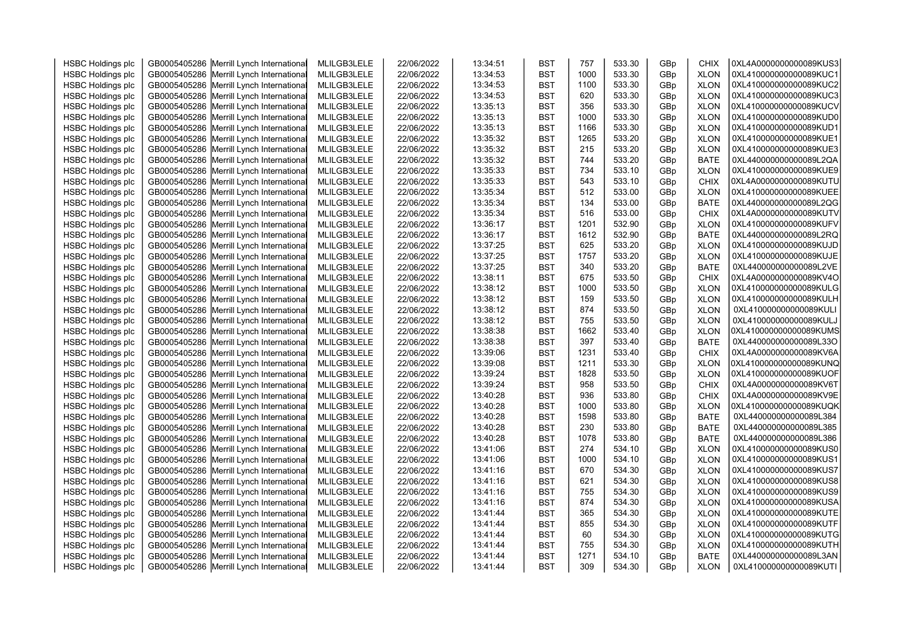| | | | | | | | | | | | |
|---|---|---|---|---|---|---|---|---|---|---|---|
| HSBC Holdings plc | GB0005405286 | Merrill Lynch International | MLILGB3LELE | 22/06/2022 | 13:34:51 | BST | 757 | 533.30 | GBp | CHIX | 0XL4A0000000000089KUS3 |
| HSBC Holdings plc | GB0005405286 | Merrill Lynch International | MLILGB3LELE | 22/06/2022 | 13:34:53 | BST | 1000 | 533.30 | GBp | XLON | 0XL410000000000089KUC1 |
| HSBC Holdings plc | GB0005405286 | Merrill Lynch International | MLILGB3LELE | 22/06/2022 | 13:34:53 | BST | 1100 | 533.30 | GBp | XLON | 0XL410000000000089KUC2 |
| HSBC Holdings plc | GB0005405286 | Merrill Lynch International | MLILGB3LELE | 22/06/2022 | 13:34:53 | BST | 620 | 533.30 | GBp | XLON | 0XL410000000000089KUC3 |
| HSBC Holdings plc | GB0005405286 | Merrill Lynch International | MLILGB3LELE | 22/06/2022 | 13:35:13 | BST | 356 | 533.30 | GBp | XLON | 0XL410000000000089KUCV |
| HSBC Holdings plc | GB0005405286 | Merrill Lynch International | MLILGB3LELE | 22/06/2022 | 13:35:13 | BST | 1000 | 533.30 | GBp | XLON | 0XL410000000000089KUD0 |
| HSBC Holdings plc | GB0005405286 | Merrill Lynch International | MLILGB3LELE | 22/06/2022 | 13:35:13 | BST | 1166 | 533.30 | GBp | XLON | 0XL410000000000089KUD1 |
| HSBC Holdings plc | GB0005405286 | Merrill Lynch International | MLILGB3LELE | 22/06/2022 | 13:35:32 | BST | 1265 | 533.20 | GBp | XLON | 0XL410000000000089KUE1 |
| HSBC Holdings plc | GB0005405286 | Merrill Lynch International | MLILGB3LELE | 22/06/2022 | 13:35:32 | BST | 215 | 533.20 | GBp | XLON | 0XL410000000000089KUE3 |
| HSBC Holdings plc | GB0005405286 | Merrill Lynch International | MLILGB3LELE | 22/06/2022 | 13:35:32 | BST | 744 | 533.20 | GBp | BATE | 0XL440000000000089L2QA |
| HSBC Holdings plc | GB0005405286 | Merrill Lynch International | MLILGB3LELE | 22/06/2022 | 13:35:33 | BST | 734 | 533.10 | GBp | XLON | 0XL410000000000089KUE9 |
| HSBC Holdings plc | GB0005405286 | Merrill Lynch International | MLILGB3LELE | 22/06/2022 | 13:35:33 | BST | 543 | 533.10 | GBp | CHIX | 0XL4A0000000000089KUTU |
| HSBC Holdings plc | GB0005405286 | Merrill Lynch International | MLILGB3LELE | 22/06/2022 | 13:35:34 | BST | 512 | 533.00 | GBp | XLON | 0XL410000000000089KUEE |
| HSBC Holdings plc | GB0005405286 | Merrill Lynch International | MLILGB3LELE | 22/06/2022 | 13:35:34 | BST | 134 | 533.00 | GBp | BATE | 0XL440000000000089L2QG |
| HSBC Holdings plc | GB0005405286 | Merrill Lynch International | MLILGB3LELE | 22/06/2022 | 13:35:34 | BST | 516 | 533.00 | GBp | CHIX | 0XL4A0000000000089KUTV |
| HSBC Holdings plc | GB0005405286 | Merrill Lynch International | MLILGB3LELE | 22/06/2022 | 13:36:17 | BST | 1201 | 532.90 | GBp | XLON | 0XL410000000000089KUFV |
| HSBC Holdings plc | GB0005405286 | Merrill Lynch International | MLILGB3LELE | 22/06/2022 | 13:36:17 | BST | 1612 | 532.90 | GBp | BATE | 0XL440000000000089L2RQ |
| HSBC Holdings plc | GB0005405286 | Merrill Lynch International | MLILGB3LELE | 22/06/2022 | 13:37:25 | BST | 625 | 533.20 | GBp | XLON | 0XL410000000000089KUJD |
| HSBC Holdings plc | GB0005405286 | Merrill Lynch International | MLILGB3LELE | 22/06/2022 | 13:37:25 | BST | 1757 | 533.20 | GBp | XLON | 0XL410000000000089KUJE |
| HSBC Holdings plc | GB0005405286 | Merrill Lynch International | MLILGB3LELE | 22/06/2022 | 13:37:25 | BST | 340 | 533.20 | GBp | BATE | 0XL440000000000089L2VE |
| HSBC Holdings plc | GB0005405286 | Merrill Lynch International | MLILGB3LELE | 22/06/2022 | 13:38:11 | BST | 675 | 533.50 | GBp | CHIX | 0XL4A0000000000089KV4O |
| HSBC Holdings plc | GB0005405286 | Merrill Lynch International | MLILGB3LELE | 22/06/2022 | 13:38:12 | BST | 1000 | 533.50 | GBp | XLON | 0XL410000000000089KULG |
| HSBC Holdings plc | GB0005405286 | Merrill Lynch International | MLILGB3LELE | 22/06/2022 | 13:38:12 | BST | 159 | 533.50 | GBp | XLON | 0XL410000000000089KULH |
| HSBC Holdings plc | GB0005405286 | Merrill Lynch International | MLILGB3LELE | 22/06/2022 | 13:38:12 | BST | 874 | 533.50 | GBp | XLON | 0XL410000000000089KULI |
| HSBC Holdings plc | GB0005405286 | Merrill Lynch International | MLILGB3LELE | 22/06/2022 | 13:38:12 | BST | 755 | 533.50 | GBp | XLON | 0XL410000000000089KULJ |
| HSBC Holdings plc | GB0005405286 | Merrill Lynch International | MLILGB3LELE | 22/06/2022 | 13:38:38 | BST | 1662 | 533.40 | GBp | XLON | 0XL410000000000089KUMS |
| HSBC Holdings plc | GB0005405286 | Merrill Lynch International | MLILGB3LELE | 22/06/2022 | 13:38:38 | BST | 397 | 533.40 | GBp | BATE | 0XL440000000000089L33O |
| HSBC Holdings plc | GB0005405286 | Merrill Lynch International | MLILGB3LELE | 22/06/2022 | 13:39:06 | BST | 1231 | 533.40 | GBp | CHIX | 0XL4A0000000000089KV6A |
| HSBC Holdings plc | GB0005405286 | Merrill Lynch International | MLILGB3LELE | 22/06/2022 | 13:39:08 | BST | 1211 | 533.30 | GBp | XLON | 0XL410000000000089KUNQ |
| HSBC Holdings plc | GB0005405286 | Merrill Lynch International | MLILGB3LELE | 22/06/2022 | 13:39:24 | BST | 1828 | 533.50 | GBp | XLON | 0XL410000000000089KUOF |
| HSBC Holdings plc | GB0005405286 | Merrill Lynch International | MLILGB3LELE | 22/06/2022 | 13:39:24 | BST | 958 | 533.50 | GBp | CHIX | 0XL4A0000000000089KV6T |
| HSBC Holdings plc | GB0005405286 | Merrill Lynch International | MLILGB3LELE | 22/06/2022 | 13:40:28 | BST | 936 | 533.80 | GBp | CHIX | 0XL4A0000000000089KV9E |
| HSBC Holdings plc | GB0005405286 | Merrill Lynch International | MLILGB3LELE | 22/06/2022 | 13:40:28 | BST | 1000 | 533.80 | GBp | XLON | 0XL410000000000089KUQK |
| HSBC Holdings plc | GB0005405286 | Merrill Lynch International | MLILGB3LELE | 22/06/2022 | 13:40:28 | BST | 1598 | 533.80 | GBp | BATE | 0XL440000000000089L384 |
| HSBC Holdings plc | GB0005405286 | Merrill Lynch International | MLILGB3LELE | 22/06/2022 | 13:40:28 | BST | 230 | 533.80 | GBp | BATE | 0XL440000000000089L385 |
| HSBC Holdings plc | GB0005405286 | Merrill Lynch International | MLILGB3LELE | 22/06/2022 | 13:40:28 | BST | 1078 | 533.80 | GBp | BATE | 0XL440000000000089L386 |
| HSBC Holdings plc | GB0005405286 | Merrill Lynch International | MLILGB3LELE | 22/06/2022 | 13:41:06 | BST | 274 | 534.10 | GBp | XLON | 0XL410000000000089KUS0 |
| HSBC Holdings plc | GB0005405286 | Merrill Lynch International | MLILGB3LELE | 22/06/2022 | 13:41:06 | BST | 1000 | 534.10 | GBp | XLON | 0XL410000000000089KUS1 |
| HSBC Holdings plc | GB0005405286 | Merrill Lynch International | MLILGB3LELE | 22/06/2022 | 13:41:16 | BST | 670 | 534.30 | GBp | XLON | 0XL410000000000089KUS7 |
| HSBC Holdings plc | GB0005405286 | Merrill Lynch International | MLILGB3LELE | 22/06/2022 | 13:41:16 | BST | 621 | 534.30 | GBp | XLON | 0XL410000000000089KUS8 |
| HSBC Holdings plc | GB0005405286 | Merrill Lynch International | MLILGB3LELE | 22/06/2022 | 13:41:16 | BST | 755 | 534.30 | GBp | XLON | 0XL410000000000089KUS9 |
| HSBC Holdings plc | GB0005405286 | Merrill Lynch International | MLILGB3LELE | 22/06/2022 | 13:41:16 | BST | 874 | 534.30 | GBp | XLON | 0XL410000000000089KUSA |
| HSBC Holdings plc | GB0005405286 | Merrill Lynch International | MLILGB3LELE | 22/06/2022 | 13:41:44 | BST | 365 | 534.30 | GBp | XLON | 0XL410000000000089KUTE |
| HSBC Holdings plc | GB0005405286 | Merrill Lynch International | MLILGB3LELE | 22/06/2022 | 13:41:44 | BST | 855 | 534.30 | GBp | XLON | 0XL410000000000089KUTF |
| HSBC Holdings plc | GB0005405286 | Merrill Lynch International | MLILGB3LELE | 22/06/2022 | 13:41:44 | BST | 60 | 534.30 | GBp | XLON | 0XL410000000000089KUTG |
| HSBC Holdings plc | GB0005405286 | Merrill Lynch International | MLILGB3LELE | 22/06/2022 | 13:41:44 | BST | 755 | 534.30 | GBp | XLON | 0XL410000000000089KUTH |
| HSBC Holdings plc | GB0005405286 | Merrill Lynch International | MLILGB3LELE | 22/06/2022 | 13:41:44 | BST | 1271 | 534.10 | GBp | BATE | 0XL440000000000089L3AN |
| HSBC Holdings plc | GB0005405286 | Merrill Lynch International | MLILGB3LELE | 22/06/2022 | 13:41:44 | BST | 309 | 534.30 | GBp | XLON | 0XL410000000000089KUTI |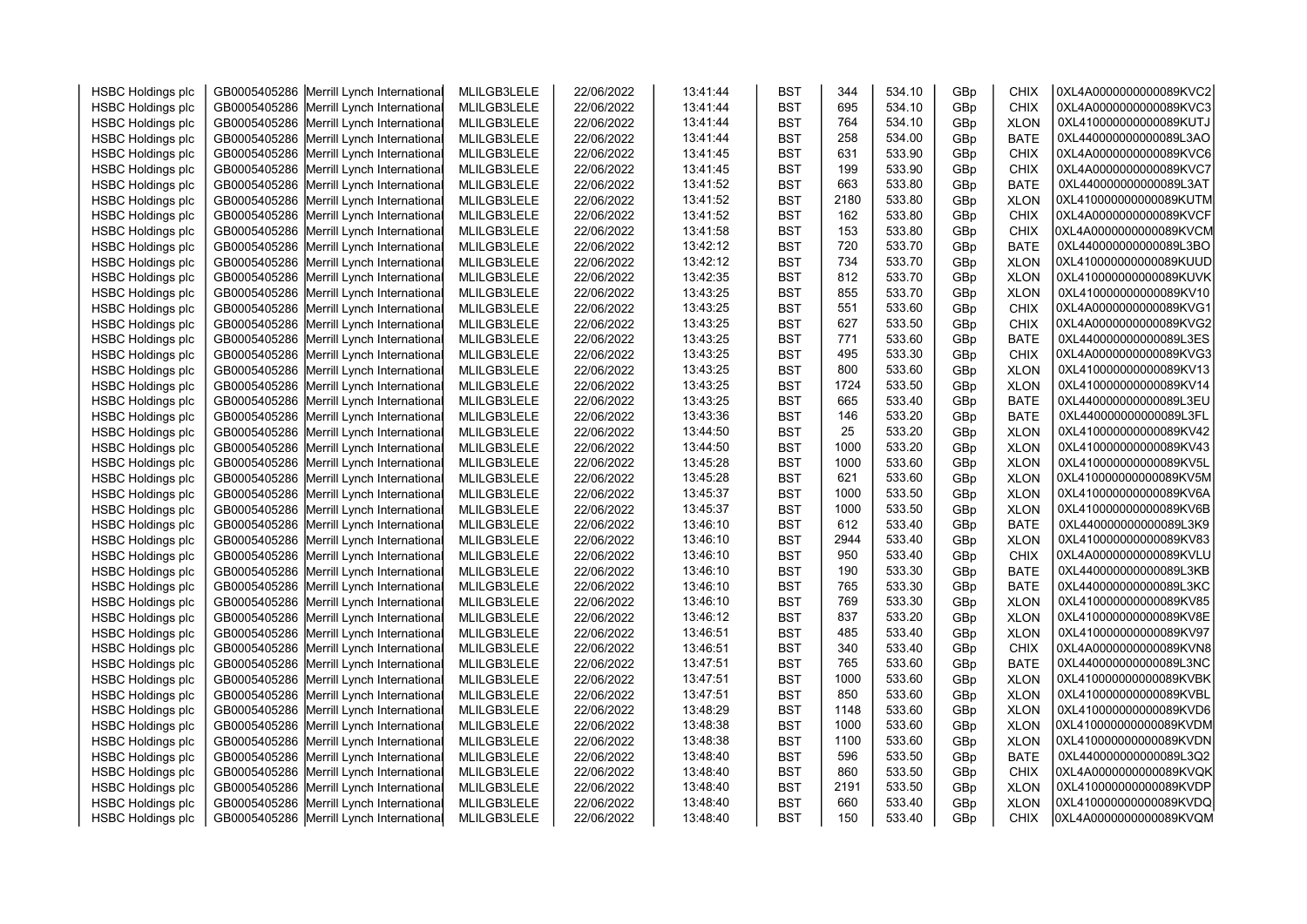| HSBC Holdings plc | GB0005405286 | Merrill Lynch International | MLILGB3LELE | 22/06/2022 | 13:41:44 | BST | 344 | 534.10 | GBp | CHIX | 0XL4A0000000000089KVC2 |
|---|---|---|---|---|---|---|---|---|---|---|---|
| HSBC Holdings plc | GB0005405286 | Merrill Lynch International | MLILGB3LELE | 22/06/2022 | 13:41:44 | BST | 695 | 534.10 | GBp | CHIX | 0XL4A0000000000089KVC3 |
| HSBC Holdings plc | GB0005405286 | Merrill Lynch International | MLILGB3LELE | 22/06/2022 | 13:41:44 | BST | 764 | 534.10 | GBp | XLON | 0XL410000000000089KUTJ |
| HSBC Holdings plc | GB0005405286 | Merrill Lynch International | MLILGB3LELE | 22/06/2022 | 13:41:44 | BST | 258 | 534.00 | GBp | BATE | 0XL440000000000089L3AO |
| HSBC Holdings plc | GB0005405286 | Merrill Lynch International | MLILGB3LELE | 22/06/2022 | 13:41:45 | BST | 631 | 533.90 | GBp | CHIX | 0XL4A0000000000089KVC6 |
| HSBC Holdings plc | GB0005405286 | Merrill Lynch International | MLILGB3LELE | 22/06/2022 | 13:41:45 | BST | 199 | 533.90 | GBp | CHIX | 0XL4A0000000000089KVC7 |
| HSBC Holdings plc | GB0005405286 | Merrill Lynch International | MLILGB3LELE | 22/06/2022 | 13:41:52 | BST | 663 | 533.80 | GBp | BATE | 0XL440000000000089L3AT |
| HSBC Holdings plc | GB0005405286 | Merrill Lynch International | MLILGB3LELE | 22/06/2022 | 13:41:52 | BST | 2180 | 533.80 | GBp | XLON | 0XL410000000000089KUTM |
| HSBC Holdings plc | GB0005405286 | Merrill Lynch International | MLILGB3LELE | 22/06/2022 | 13:41:52 | BST | 162 | 533.80 | GBp | CHIX | 0XL4A0000000000089KVCF |
| HSBC Holdings plc | GB0005405286 | Merrill Lynch International | MLILGB3LELE | 22/06/2022 | 13:41:58 | BST | 153 | 533.80 | GBp | CHIX | 0XL4A0000000000089KVCM |
| HSBC Holdings plc | GB0005405286 | Merrill Lynch International | MLILGB3LELE | 22/06/2022 | 13:42:12 | BST | 720 | 533.70 | GBp | BATE | 0XL440000000000089L3BO |
| HSBC Holdings plc | GB0005405286 | Merrill Lynch International | MLILGB3LELE | 22/06/2022 | 13:42:12 | BST | 734 | 533.70 | GBp | XLON | 0XL410000000000089KUUD |
| HSBC Holdings plc | GB0005405286 | Merrill Lynch International | MLILGB3LELE | 22/06/2022 | 13:42:35 | BST | 812 | 533.70 | GBp | XLON | 0XL410000000000089KUVK |
| HSBC Holdings plc | GB0005405286 | Merrill Lynch International | MLILGB3LELE | 22/06/2022 | 13:43:25 | BST | 855 | 533.70 | GBp | XLON | 0XL410000000000089KV10 |
| HSBC Holdings plc | GB0005405286 | Merrill Lynch International | MLILGB3LELE | 22/06/2022 | 13:43:25 | BST | 551 | 533.60 | GBp | CHIX | 0XL4A0000000000089KVG1 |
| HSBC Holdings plc | GB0005405286 | Merrill Lynch International | MLILGB3LELE | 22/06/2022 | 13:43:25 | BST | 627 | 533.50 | GBp | CHIX | 0XL4A0000000000089KVG2 |
| HSBC Holdings plc | GB0005405286 | Merrill Lynch International | MLILGB3LELE | 22/06/2022 | 13:43:25 | BST | 771 | 533.60 | GBp | BATE | 0XL440000000000089L3ES |
| HSBC Holdings plc | GB0005405286 | Merrill Lynch International | MLILGB3LELE | 22/06/2022 | 13:43:25 | BST | 495 | 533.30 | GBp | CHIX | 0XL4A0000000000089KVG3 |
| HSBC Holdings plc | GB0005405286 | Merrill Lynch International | MLILGB3LELE | 22/06/2022 | 13:43:25 | BST | 800 | 533.60 | GBp | XLON | 0XL410000000000089KV13 |
| HSBC Holdings plc | GB0005405286 | Merrill Lynch International | MLILGB3LELE | 22/06/2022 | 13:43:25 | BST | 1724 | 533.50 | GBp | XLON | 0XL410000000000089KV14 |
| HSBC Holdings plc | GB0005405286 | Merrill Lynch International | MLILGB3LELE | 22/06/2022 | 13:43:25 | BST | 665 | 533.40 | GBp | BATE | 0XL440000000000089L3EU |
| HSBC Holdings plc | GB0005405286 | Merrill Lynch International | MLILGB3LELE | 22/06/2022 | 13:43:36 | BST | 146 | 533.20 | GBp | BATE | 0XL440000000000089L3FL |
| HSBC Holdings plc | GB0005405286 | Merrill Lynch International | MLILGB3LELE | 22/06/2022 | 13:44:50 | BST | 25 | 533.20 | GBp | XLON | 0XL410000000000089KV42 |
| HSBC Holdings plc | GB0005405286 | Merrill Lynch International | MLILGB3LELE | 22/06/2022 | 13:44:50 | BST | 1000 | 533.20 | GBp | XLON | 0XL410000000000089KV43 |
| HSBC Holdings plc | GB0005405286 | Merrill Lynch International | MLILGB3LELE | 22/06/2022 | 13:45:28 | BST | 1000 | 533.60 | GBp | XLON | 0XL410000000000089KV5L |
| HSBC Holdings plc | GB0005405286 | Merrill Lynch International | MLILGB3LELE | 22/06/2022 | 13:45:28 | BST | 621 | 533.60 | GBp | XLON | 0XL410000000000089KV5M |
| HSBC Holdings plc | GB0005405286 | Merrill Lynch International | MLILGB3LELE | 22/06/2022 | 13:45:37 | BST | 1000 | 533.50 | GBp | XLON | 0XL410000000000089KV6A |
| HSBC Holdings plc | GB0005405286 | Merrill Lynch International | MLILGB3LELE | 22/06/2022 | 13:45:37 | BST | 1000 | 533.50 | GBp | XLON | 0XL410000000000089KV6B |
| HSBC Holdings plc | GB0005405286 | Merrill Lynch International | MLILGB3LELE | 22/06/2022 | 13:46:10 | BST | 612 | 533.40 | GBp | BATE | 0XL440000000000089L3K9 |
| HSBC Holdings plc | GB0005405286 | Merrill Lynch International | MLILGB3LELE | 22/06/2022 | 13:46:10 | BST | 2944 | 533.40 | GBp | XLON | 0XL410000000000089KV83 |
| HSBC Holdings plc | GB0005405286 | Merrill Lynch International | MLILGB3LELE | 22/06/2022 | 13:46:10 | BST | 950 | 533.40 | GBp | CHIX | 0XL4A0000000000089KVLU |
| HSBC Holdings plc | GB0005405286 | Merrill Lynch International | MLILGB3LELE | 22/06/2022 | 13:46:10 | BST | 190 | 533.30 | GBp | BATE | 0XL440000000000089L3KB |
| HSBC Holdings plc | GB0005405286 | Merrill Lynch International | MLILGB3LELE | 22/06/2022 | 13:46:10 | BST | 765 | 533.30 | GBp | BATE | 0XL440000000000089L3KC |
| HSBC Holdings plc | GB0005405286 | Merrill Lynch International | MLILGB3LELE | 22/06/2022 | 13:46:10 | BST | 769 | 533.30 | GBp | XLON | 0XL410000000000089KV85 |
| HSBC Holdings plc | GB0005405286 | Merrill Lynch International | MLILGB3LELE | 22/06/2022 | 13:46:12 | BST | 837 | 533.20 | GBp | XLON | 0XL410000000000089KV8E |
| HSBC Holdings plc | GB0005405286 | Merrill Lynch International | MLILGB3LELE | 22/06/2022 | 13:46:51 | BST | 485 | 533.40 | GBp | XLON | 0XL410000000000089KV97 |
| HSBC Holdings plc | GB0005405286 | Merrill Lynch International | MLILGB3LELE | 22/06/2022 | 13:46:51 | BST | 340 | 533.40 | GBp | CHIX | 0XL4A0000000000089KVN8 |
| HSBC Holdings plc | GB0005405286 | Merrill Lynch International | MLILGB3LELE | 22/06/2022 | 13:47:51 | BST | 765 | 533.60 | GBp | BATE | 0XL440000000000089L3NC |
| HSBC Holdings plc | GB0005405286 | Merrill Lynch International | MLILGB3LELE | 22/06/2022 | 13:47:51 | BST | 1000 | 533.60 | GBp | XLON | 0XL410000000000089KVBK |
| HSBC Holdings plc | GB0005405286 | Merrill Lynch International | MLILGB3LELE | 22/06/2022 | 13:47:51 | BST | 850 | 533.60 | GBp | XLON | 0XL410000000000089KVBL |
| HSBC Holdings plc | GB0005405286 | Merrill Lynch International | MLILGB3LELE | 22/06/2022 | 13:48:29 | BST | 1148 | 533.60 | GBp | XLON | 0XL410000000000089KVD6 |
| HSBC Holdings plc | GB0005405286 | Merrill Lynch International | MLILGB3LELE | 22/06/2022 | 13:48:38 | BST | 1000 | 533.60 | GBp | XLON | 0XL410000000000089KVDM |
| HSBC Holdings plc | GB0005405286 | Merrill Lynch International | MLILGB3LELE | 22/06/2022 | 13:48:38 | BST | 1100 | 533.60 | GBp | XLON | 0XL410000000000089KVDN |
| HSBC Holdings plc | GB0005405286 | Merrill Lynch International | MLILGB3LELE | 22/06/2022 | 13:48:40 | BST | 596 | 533.50 | GBp | BATE | 0XL440000000000089L3Q2 |
| HSBC Holdings plc | GB0005405286 | Merrill Lynch International | MLILGB3LELE | 22/06/2022 | 13:48:40 | BST | 860 | 533.50 | GBp | CHIX | 0XL4A0000000000089KVQK |
| HSBC Holdings plc | GB0005405286 | Merrill Lynch International | MLILGB3LELE | 22/06/2022 | 13:48:40 | BST | 2191 | 533.50 | GBp | XLON | 0XL410000000000089KVDP |
| HSBC Holdings plc | GB0005405286 | Merrill Lynch International | MLILGB3LELE | 22/06/2022 | 13:48:40 | BST | 660 | 533.40 | GBp | XLON | 0XL410000000000089KVDQ |
| HSBC Holdings plc | GB0005405286 | Merrill Lynch International | MLILGB3LELE | 22/06/2022 | 13:48:40 | BST | 150 | 533.40 | GBp | CHIX | 0XL4A0000000000089KVQM |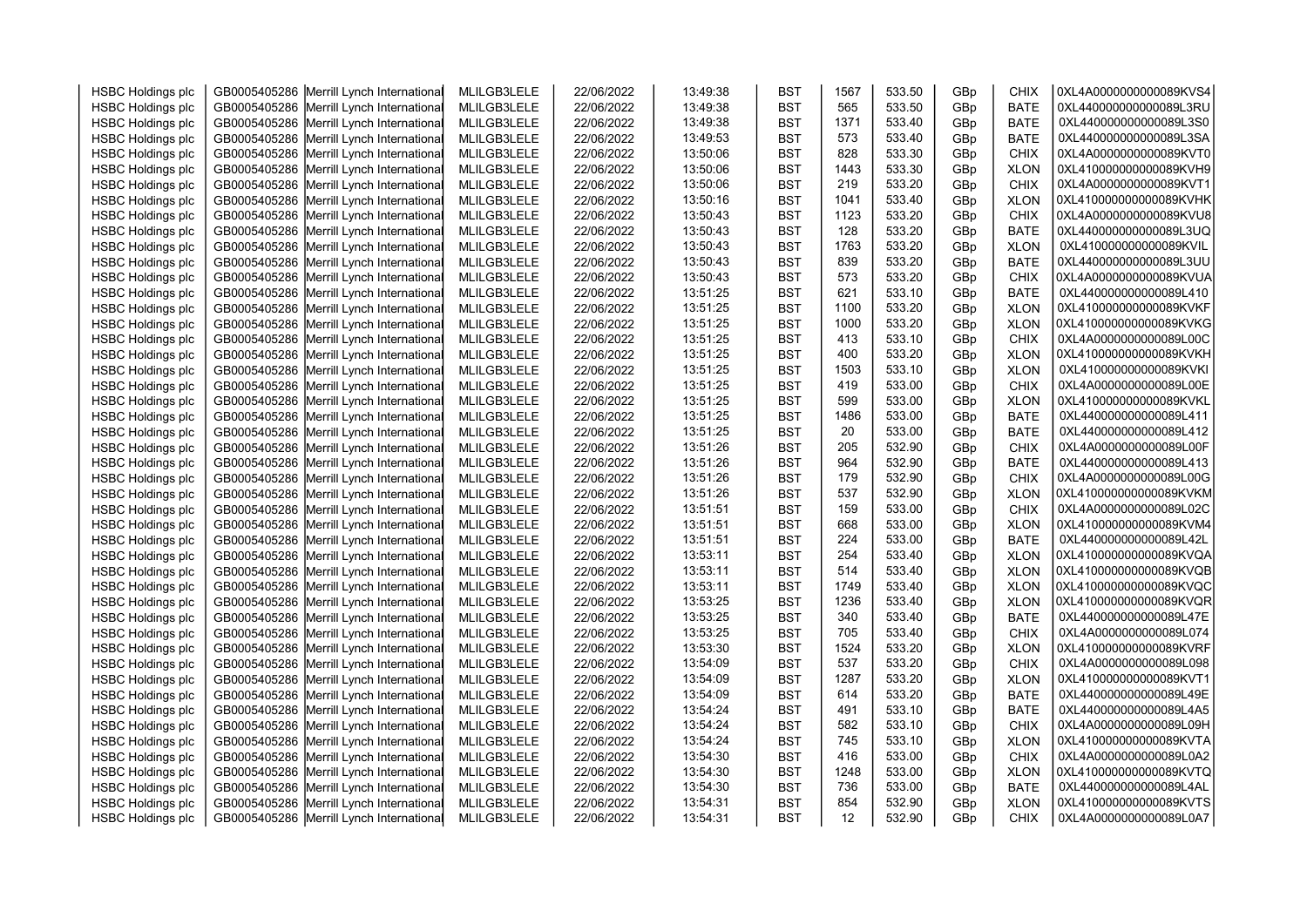| HSBC Holdings plc | GB0005405286 | Merrill Lynch International | MLILGB3LELE | 22/06/2022 | 13:49:38 | BST | 1567 | 533.50 | GBp | CHIX | 0XL4A0000000000089KVS4 |
|---|---|---|---|---|---|---|---|---|---|---|---|
| HSBC Holdings plc | GB0005405286 | Merrill Lynch International | MLILGB3LELE | 22/06/2022 | 13:49:38 | BST | 565 | 533.50 | GBp | BATE | 0XL440000000000089L3RU |
| HSBC Holdings plc | GB0005405286 | Merrill Lynch International | MLILGB3LELE | 22/06/2022 | 13:49:38 | BST | 1371 | 533.40 | GBp | BATE | 0XL440000000000089L3S0 |
| HSBC Holdings plc | GB0005405286 | Merrill Lynch International | MLILGB3LELE | 22/06/2022 | 13:49:53 | BST | 573 | 533.40 | GBp | BATE | 0XL440000000000089L3SA |
| HSBC Holdings plc | GB0005405286 | Merrill Lynch International | MLILGB3LELE | 22/06/2022 | 13:50:06 | BST | 828 | 533.30 | GBp | CHIX | 0XL4A0000000000089KVT0 |
| HSBC Holdings plc | GB0005405286 | Merrill Lynch International | MLILGB3LELE | 22/06/2022 | 13:50:06 | BST | 1443 | 533.30 | GBp | XLON | 0XL410000000000089KVH9 |
| HSBC Holdings plc | GB0005405286 | Merrill Lynch International | MLILGB3LELE | 22/06/2022 | 13:50:06 | BST | 219 | 533.20 | GBp | CHIX | 0XL4A0000000000089KVT1 |
| HSBC Holdings plc | GB0005405286 | Merrill Lynch International | MLILGB3LELE | 22/06/2022 | 13:50:16 | BST | 1041 | 533.40 | GBp | XLON | 0XL410000000000089KVHK |
| HSBC Holdings plc | GB0005405286 | Merrill Lynch International | MLILGB3LELE | 22/06/2022 | 13:50:43 | BST | 1123 | 533.20 | GBp | CHIX | 0XL4A0000000000089KVU8 |
| HSBC Holdings plc | GB0005405286 | Merrill Lynch International | MLILGB3LELE | 22/06/2022 | 13:50:43 | BST | 128 | 533.20 | GBp | BATE | 0XL440000000000089L3UQ |
| HSBC Holdings plc | GB0005405286 | Merrill Lynch International | MLILGB3LELE | 22/06/2022 | 13:50:43 | BST | 1763 | 533.20 | GBp | XLON | 0XL410000000000089KVIL |
| HSBC Holdings plc | GB0005405286 | Merrill Lynch International | MLILGB3LELE | 22/06/2022 | 13:50:43 | BST | 839 | 533.20 | GBp | BATE | 0XL440000000000089L3UU |
| HSBC Holdings plc | GB0005405286 | Merrill Lynch International | MLILGB3LELE | 22/06/2022 | 13:50:43 | BST | 573 | 533.20 | GBp | CHIX | 0XL4A0000000000089KVUA |
| HSBC Holdings plc | GB0005405286 | Merrill Lynch International | MLILGB3LELE | 22/06/2022 | 13:51:25 | BST | 621 | 533.10 | GBp | BATE | 0XL440000000000089L410 |
| HSBC Holdings plc | GB0005405286 | Merrill Lynch International | MLILGB3LELE | 22/06/2022 | 13:51:25 | BST | 1100 | 533.20 | GBp | XLON | 0XL410000000000089KVKF |
| HSBC Holdings plc | GB0005405286 | Merrill Lynch International | MLILGB3LELE | 22/06/2022 | 13:51:25 | BST | 1000 | 533.20 | GBp | XLON | 0XL410000000000089KVKG |
| HSBC Holdings plc | GB0005405286 | Merrill Lynch International | MLILGB3LELE | 22/06/2022 | 13:51:25 | BST | 413 | 533.10 | GBp | CHIX | 0XL4A0000000000089L00C |
| HSBC Holdings plc | GB0005405286 | Merrill Lynch International | MLILGB3LELE | 22/06/2022 | 13:51:25 | BST | 400 | 533.20 | GBp | XLON | 0XL410000000000089KVKH |
| HSBC Holdings plc | GB0005405286 | Merrill Lynch International | MLILGB3LELE | 22/06/2022 | 13:51:25 | BST | 1503 | 533.10 | GBp | XLON | 0XL410000000000089KVKI |
| HSBC Holdings plc | GB0005405286 | Merrill Lynch International | MLILGB3LELE | 22/06/2022 | 13:51:25 | BST | 419 | 533.00 | GBp | CHIX | 0XL4A0000000000089L00E |
| HSBC Holdings plc | GB0005405286 | Merrill Lynch International | MLILGB3LELE | 22/06/2022 | 13:51:25 | BST | 599 | 533.00 | GBp | XLON | 0XL410000000000089KVKL |
| HSBC Holdings plc | GB0005405286 | Merrill Lynch International | MLILGB3LELE | 22/06/2022 | 13:51:25 | BST | 1486 | 533.00 | GBp | BATE | 0XL440000000000089L411 |
| HSBC Holdings plc | GB0005405286 | Merrill Lynch International | MLILGB3LELE | 22/06/2022 | 13:51:25 | BST | 20 | 533.00 | GBp | BATE | 0XL440000000000089L412 |
| HSBC Holdings plc | GB0005405286 | Merrill Lynch International | MLILGB3LELE | 22/06/2022 | 13:51:26 | BST | 205 | 532.90 | GBp | CHIX | 0XL4A0000000000089L00F |
| HSBC Holdings plc | GB0005405286 | Merrill Lynch International | MLILGB3LELE | 22/06/2022 | 13:51:26 | BST | 964 | 532.90 | GBp | BATE | 0XL440000000000089L413 |
| HSBC Holdings plc | GB0005405286 | Merrill Lynch International | MLILGB3LELE | 22/06/2022 | 13:51:26 | BST | 179 | 532.90 | GBp | CHIX | 0XL4A0000000000089L00G |
| HSBC Holdings plc | GB0005405286 | Merrill Lynch International | MLILGB3LELE | 22/06/2022 | 13:51:26 | BST | 537 | 532.90 | GBp | XLON | 0XL410000000000089KVKM |
| HSBC Holdings plc | GB0005405286 | Merrill Lynch International | MLILGB3LELE | 22/06/2022 | 13:51:51 | BST | 159 | 533.00 | GBp | CHIX | 0XL4A0000000000089L02C |
| HSBC Holdings plc | GB0005405286 | Merrill Lynch International | MLILGB3LELE | 22/06/2022 | 13:51:51 | BST | 668 | 533.00 | GBp | XLON | 0XL410000000000089KVM4 |
| HSBC Holdings plc | GB0005405286 | Merrill Lynch International | MLILGB3LELE | 22/06/2022 | 13:51:51 | BST | 224 | 533.00 | GBp | BATE | 0XL440000000000089L42L |
| HSBC Holdings plc | GB0005405286 | Merrill Lynch International | MLILGB3LELE | 22/06/2022 | 13:53:11 | BST | 254 | 533.40 | GBp | XLON | 0XL410000000000089KVQA |
| HSBC Holdings plc | GB0005405286 | Merrill Lynch International | MLILGB3LELE | 22/06/2022 | 13:53:11 | BST | 514 | 533.40 | GBp | XLON | 0XL410000000000089KVQB |
| HSBC Holdings plc | GB0005405286 | Merrill Lynch International | MLILGB3LELE | 22/06/2022 | 13:53:11 | BST | 1749 | 533.40 | GBp | XLON | 0XL410000000000089KVQC |
| HSBC Holdings plc | GB0005405286 | Merrill Lynch International | MLILGB3LELE | 22/06/2022 | 13:53:25 | BST | 1236 | 533.40 | GBp | XLON | 0XL410000000000089KVQR |
| HSBC Holdings plc | GB0005405286 | Merrill Lynch International | MLILGB3LELE | 22/06/2022 | 13:53:25 | BST | 340 | 533.40 | GBp | BATE | 0XL440000000000089L47E |
| HSBC Holdings plc | GB0005405286 | Merrill Lynch International | MLILGB3LELE | 22/06/2022 | 13:53:25 | BST | 705 | 533.40 | GBp | CHIX | 0XL4A0000000000089L074 |
| HSBC Holdings plc | GB0005405286 | Merrill Lynch International | MLILGB3LELE | 22/06/2022 | 13:53:30 | BST | 1524 | 533.20 | GBp | XLON | 0XL410000000000089KVRF |
| HSBC Holdings plc | GB0005405286 | Merrill Lynch International | MLILGB3LELE | 22/06/2022 | 13:54:09 | BST | 537 | 533.20 | GBp | CHIX | 0XL4A0000000000089L098 |
| HSBC Holdings plc | GB0005405286 | Merrill Lynch International | MLILGB3LELE | 22/06/2022 | 13:54:09 | BST | 1287 | 533.20 | GBp | XLON | 0XL410000000000089KVT1 |
| HSBC Holdings plc | GB0005405286 | Merrill Lynch International | MLILGB3LELE | 22/06/2022 | 13:54:09 | BST | 614 | 533.20 | GBp | BATE | 0XL440000000000089L49E |
| HSBC Holdings plc | GB0005405286 | Merrill Lynch International | MLILGB3LELE | 22/06/2022 | 13:54:24 | BST | 491 | 533.10 | GBp | BATE | 0XL440000000000089L4A5 |
| HSBC Holdings plc | GB0005405286 | Merrill Lynch International | MLILGB3LELE | 22/06/2022 | 13:54:24 | BST | 582 | 533.10 | GBp | CHIX | 0XL4A0000000000089L09H |
| HSBC Holdings plc | GB0005405286 | Merrill Lynch International | MLILGB3LELE | 22/06/2022 | 13:54:24 | BST | 745 | 533.10 | GBp | XLON | 0XL410000000000089KVTA |
| HSBC Holdings plc | GB0005405286 | Merrill Lynch International | MLILGB3LELE | 22/06/2022 | 13:54:30 | BST | 416 | 533.00 | GBp | CHIX | 0XL4A0000000000089L0A2 |
| HSBC Holdings plc | GB0005405286 | Merrill Lynch International | MLILGB3LELE | 22/06/2022 | 13:54:30 | BST | 1248 | 533.00 | GBp | XLON | 0XL410000000000089KVTQ |
| HSBC Holdings plc | GB0005405286 | Merrill Lynch International | MLILGB3LELE | 22/06/2022 | 13:54:30 | BST | 736 | 533.00 | GBp | BATE | 0XL440000000000089L4AL |
| HSBC Holdings plc | GB0005405286 | Merrill Lynch International | MLILGB3LELE | 22/06/2022 | 13:54:31 | BST | 854 | 532.90 | GBp | XLON | 0XL410000000000089KVTS |
| HSBC Holdings plc | GB0005405286 | Merrill Lynch International | MLILGB3LELE | 22/06/2022 | 13:54:31 | BST | 12 | 532.90 | GBp | CHIX | 0XL4A0000000000089L0A7 |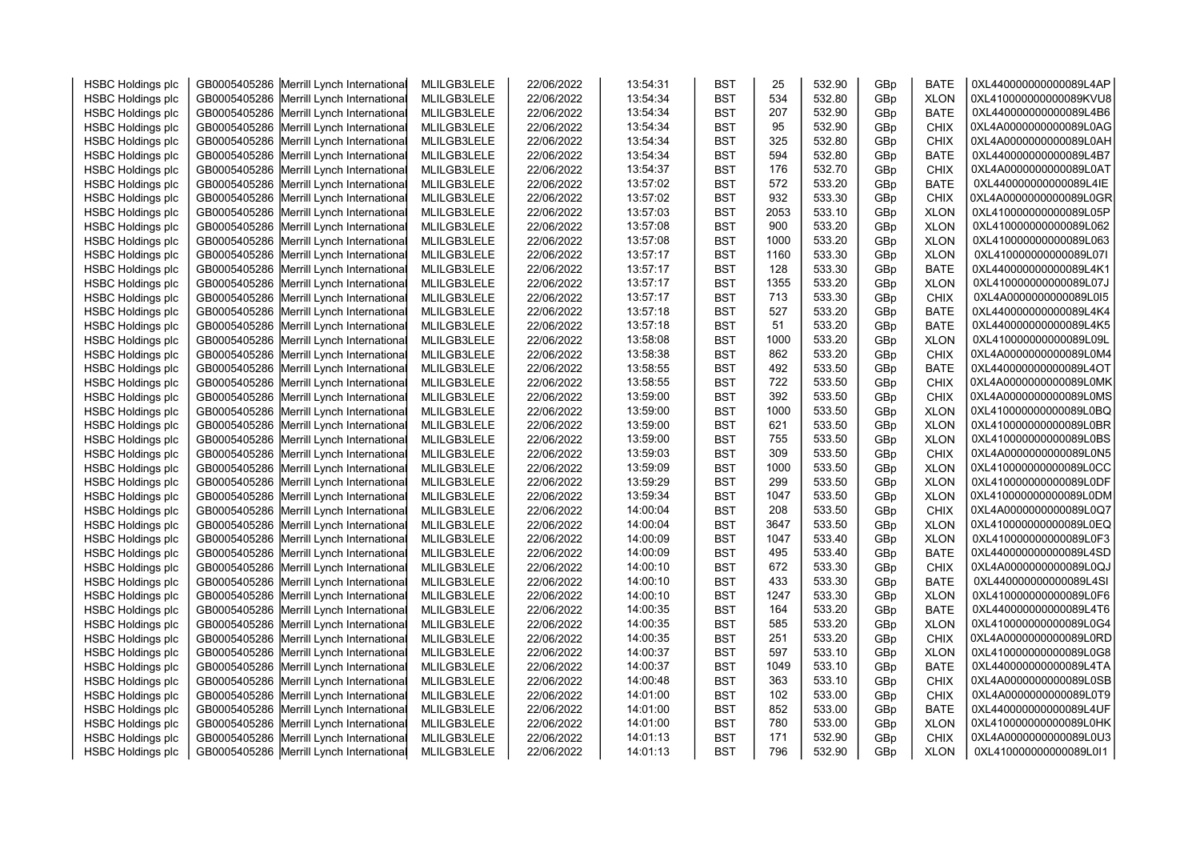| HSBC Holdings plc | GB0005405286 | Merrill Lynch International | MLILGB3LELE | 22/06/2022 | 13:54:31 | BST | 25 | 532.90 | GBp | BATE | 0XL440000000000089L4AP |
|---|---|---|---|---|---|---|---|---|---|---|---|
| HSBC Holdings plc | GB0005405286 | Merrill Lynch International | MLILGB3LELE | 22/06/2022 | 13:54:34 | BST | 534 | 532.80 | GBp | XLON | 0XL410000000000089KVU8 |
| HSBC Holdings plc | GB0005405286 | Merrill Lynch International | MLILGB3LELE | 22/06/2022 | 13:54:34 | BST | 207 | 532.90 | GBp | BATE | 0XL440000000000089L4B6 |
| HSBC Holdings plc | GB0005405286 | Merrill Lynch International | MLILGB3LELE | 22/06/2022 | 13:54:34 | BST | 95 | 532.90 | GBp | CHIX | 0XL4A0000000000089L0AG |
| HSBC Holdings plc | GB0005405286 | Merrill Lynch International | MLILGB3LELE | 22/06/2022 | 13:54:34 | BST | 325 | 532.80 | GBp | CHIX | 0XL4A0000000000089L0AH |
| HSBC Holdings plc | GB0005405286 | Merrill Lynch International | MLILGB3LELE | 22/06/2022 | 13:54:34 | BST | 594 | 532.80 | GBp | BATE | 0XL440000000000089L4B7 |
| HSBC Holdings plc | GB0005405286 | Merrill Lynch International | MLILGB3LELE | 22/06/2022 | 13:54:37 | BST | 176 | 532.70 | GBp | CHIX | 0XL4A0000000000089L0AT |
| HSBC Holdings plc | GB0005405286 | Merrill Lynch International | MLILGB3LELE | 22/06/2022 | 13:57:02 | BST | 572 | 533.20 | GBp | BATE | 0XL440000000000089L4IE |
| HSBC Holdings plc | GB0005405286 | Merrill Lynch International | MLILGB3LELE | 22/06/2022 | 13:57:02 | BST | 932 | 533.30 | GBp | CHIX | 0XL4A0000000000089L0GR |
| HSBC Holdings plc | GB0005405286 | Merrill Lynch International | MLILGB3LELE | 22/06/2022 | 13:57:03 | BST | 2053 | 533.10 | GBp | XLON | 0XL410000000000089L05P |
| HSBC Holdings plc | GB0005405286 | Merrill Lynch International | MLILGB3LELE | 22/06/2022 | 13:57:08 | BST | 900 | 533.20 | GBp | XLON | 0XL410000000000089L062 |
| HSBC Holdings plc | GB0005405286 | Merrill Lynch International | MLILGB3LELE | 22/06/2022 | 13:57:08 | BST | 1000 | 533.20 | GBp | XLON | 0XL410000000000089L063 |
| HSBC Holdings plc | GB0005405286 | Merrill Lynch International | MLILGB3LELE | 22/06/2022 | 13:57:17 | BST | 1160 | 533.30 | GBp | XLON | 0XL410000000000089L07I |
| HSBC Holdings plc | GB0005405286 | Merrill Lynch International | MLILGB3LELE | 22/06/2022 | 13:57:17 | BST | 128 | 533.30 | GBp | BATE | 0XL440000000000089L4K1 |
| HSBC Holdings plc | GB0005405286 | Merrill Lynch International | MLILGB3LELE | 22/06/2022 | 13:57:17 | BST | 1355 | 533.20 | GBp | XLON | 0XL410000000000089L07J |
| HSBC Holdings plc | GB0005405286 | Merrill Lynch International | MLILGB3LELE | 22/06/2022 | 13:57:17 | BST | 713 | 533.30 | GBp | CHIX | 0XL4A0000000000089L0I5 |
| HSBC Holdings plc | GB0005405286 | Merrill Lynch International | MLILGB3LELE | 22/06/2022 | 13:57:18 | BST | 527 | 533.20 | GBp | BATE | 0XL440000000000089L4K4 |
| HSBC Holdings plc | GB0005405286 | Merrill Lynch International | MLILGB3LELE | 22/06/2022 | 13:57:18 | BST | 51 | 533.20 | GBp | BATE | 0XL440000000000089L4K5 |
| HSBC Holdings plc | GB0005405286 | Merrill Lynch International | MLILGB3LELE | 22/06/2022 | 13:58:08 | BST | 1000 | 533.20 | GBp | XLON | 0XL410000000000089L09L |
| HSBC Holdings plc | GB0005405286 | Merrill Lynch International | MLILGB3LELE | 22/06/2022 | 13:58:38 | BST | 862 | 533.20 | GBp | CHIX | 0XL4A0000000000089L0M4 |
| HSBC Holdings plc | GB0005405286 | Merrill Lynch International | MLILGB3LELE | 22/06/2022 | 13:58:55 | BST | 492 | 533.50 | GBp | BATE | 0XL440000000000089L4OT |
| HSBC Holdings plc | GB0005405286 | Merrill Lynch International | MLILGB3LELE | 22/06/2022 | 13:58:55 | BST | 722 | 533.50 | GBp | CHIX | 0XL4A0000000000089L0MK |
| HSBC Holdings plc | GB0005405286 | Merrill Lynch International | MLILGB3LELE | 22/06/2022 | 13:59:00 | BST | 392 | 533.50 | GBp | CHIX | 0XL4A0000000000089L0MS |
| HSBC Holdings plc | GB0005405286 | Merrill Lynch International | MLILGB3LELE | 22/06/2022 | 13:59:00 | BST | 1000 | 533.50 | GBp | XLON | 0XL410000000000089L0BQ |
| HSBC Holdings plc | GB0005405286 | Merrill Lynch International | MLILGB3LELE | 22/06/2022 | 13:59:00 | BST | 621 | 533.50 | GBp | XLON | 0XL410000000000089L0BR |
| HSBC Holdings plc | GB0005405286 | Merrill Lynch International | MLILGB3LELE | 22/06/2022 | 13:59:00 | BST | 755 | 533.50 | GBp | XLON | 0XL410000000000089L0BS |
| HSBC Holdings plc | GB0005405286 | Merrill Lynch International | MLILGB3LELE | 22/06/2022 | 13:59:03 | BST | 309 | 533.50 | GBp | CHIX | 0XL4A0000000000089L0N5 |
| HSBC Holdings plc | GB0005405286 | Merrill Lynch International | MLILGB3LELE | 22/06/2022 | 13:59:09 | BST | 1000 | 533.50 | GBp | XLON | 0XL410000000000089L0CC |
| HSBC Holdings plc | GB0005405286 | Merrill Lynch International | MLILGB3LELE | 22/06/2022 | 13:59:29 | BST | 299 | 533.50 | GBp | XLON | 0XL410000000000089L0DF |
| HSBC Holdings plc | GB0005405286 | Merrill Lynch International | MLILGB3LELE | 22/06/2022 | 13:59:34 | BST | 1047 | 533.50 | GBp | XLON | 0XL410000000000089L0DM |
| HSBC Holdings plc | GB0005405286 | Merrill Lynch International | MLILGB3LELE | 22/06/2022 | 14:00:04 | BST | 208 | 533.50 | GBp | CHIX | 0XL4A0000000000089L0Q7 |
| HSBC Holdings plc | GB0005405286 | Merrill Lynch International | MLILGB3LELE | 22/06/2022 | 14:00:04 | BST | 3647 | 533.50 | GBp | XLON | 0XL410000000000089L0EQ |
| HSBC Holdings plc | GB0005405286 | Merrill Lynch International | MLILGB3LELE | 22/06/2022 | 14:00:09 | BST | 1047 | 533.40 | GBp | XLON | 0XL410000000000089L0F3 |
| HSBC Holdings plc | GB0005405286 | Merrill Lynch International | MLILGB3LELE | 22/06/2022 | 14:00:09 | BST | 495 | 533.40 | GBp | BATE | 0XL440000000000089L4SD |
| HSBC Holdings plc | GB0005405286 | Merrill Lynch International | MLILGB3LELE | 22/06/2022 | 14:00:10 | BST | 672 | 533.30 | GBp | CHIX | 0XL4A0000000000089L0QJ |
| HSBC Holdings plc | GB0005405286 | Merrill Lynch International | MLILGB3LELE | 22/06/2022 | 14:00:10 | BST | 433 | 533.30 | GBp | BATE | 0XL440000000000089L4SI |
| HSBC Holdings plc | GB0005405286 | Merrill Lynch International | MLILGB3LELE | 22/06/2022 | 14:00:10 | BST | 1247 | 533.30 | GBp | XLON | 0XL410000000000089L0F6 |
| HSBC Holdings plc | GB0005405286 | Merrill Lynch International | MLILGB3LELE | 22/06/2022 | 14:00:35 | BST | 164 | 533.20 | GBp | BATE | 0XL440000000000089L4T6 |
| HSBC Holdings plc | GB0005405286 | Merrill Lynch International | MLILGB3LELE | 22/06/2022 | 14:00:35 | BST | 585 | 533.20 | GBp | XLON | 0XL410000000000089L0G4 |
| HSBC Holdings plc | GB0005405286 | Merrill Lynch International | MLILGB3LELE | 22/06/2022 | 14:00:35 | BST | 251 | 533.20 | GBp | CHIX | 0XL4A0000000000089L0RD |
| HSBC Holdings plc | GB0005405286 | Merrill Lynch International | MLILGB3LELE | 22/06/2022 | 14:00:37 | BST | 597 | 533.10 | GBp | XLON | 0XL410000000000089L0G8 |
| HSBC Holdings plc | GB0005405286 | Merrill Lynch International | MLILGB3LELE | 22/06/2022 | 14:00:37 | BST | 1049 | 533.10 | GBp | BATE | 0XL440000000000089L4TA |
| HSBC Holdings plc | GB0005405286 | Merrill Lynch International | MLILGB3LELE | 22/06/2022 | 14:00:48 | BST | 363 | 533.10 | GBp | CHIX | 0XL4A0000000000089L0SB |
| HSBC Holdings plc | GB0005405286 | Merrill Lynch International | MLILGB3LELE | 22/06/2022 | 14:01:00 | BST | 102 | 533.00 | GBp | CHIX | 0XL4A0000000000089L0T9 |
| HSBC Holdings plc | GB0005405286 | Merrill Lynch International | MLILGB3LELE | 22/06/2022 | 14:01:00 | BST | 852 | 533.00 | GBp | BATE | 0XL440000000000089L4UF |
| HSBC Holdings plc | GB0005405286 | Merrill Lynch International | MLILGB3LELE | 22/06/2022 | 14:01:00 | BST | 780 | 533.00 | GBp | XLON | 0XL410000000000089L0HK |
| HSBC Holdings plc | GB0005405286 | Merrill Lynch International | MLILGB3LELE | 22/06/2022 | 14:01:13 | BST | 171 | 532.90 | GBp | CHIX | 0XL4A0000000000089L0U3 |
| HSBC Holdings plc | GB0005405286 | Merrill Lynch International | MLILGB3LELE | 22/06/2022 | 14:01:13 | BST | 796 | 532.90 | GBp | XLON | 0XL410000000000089L0I1 |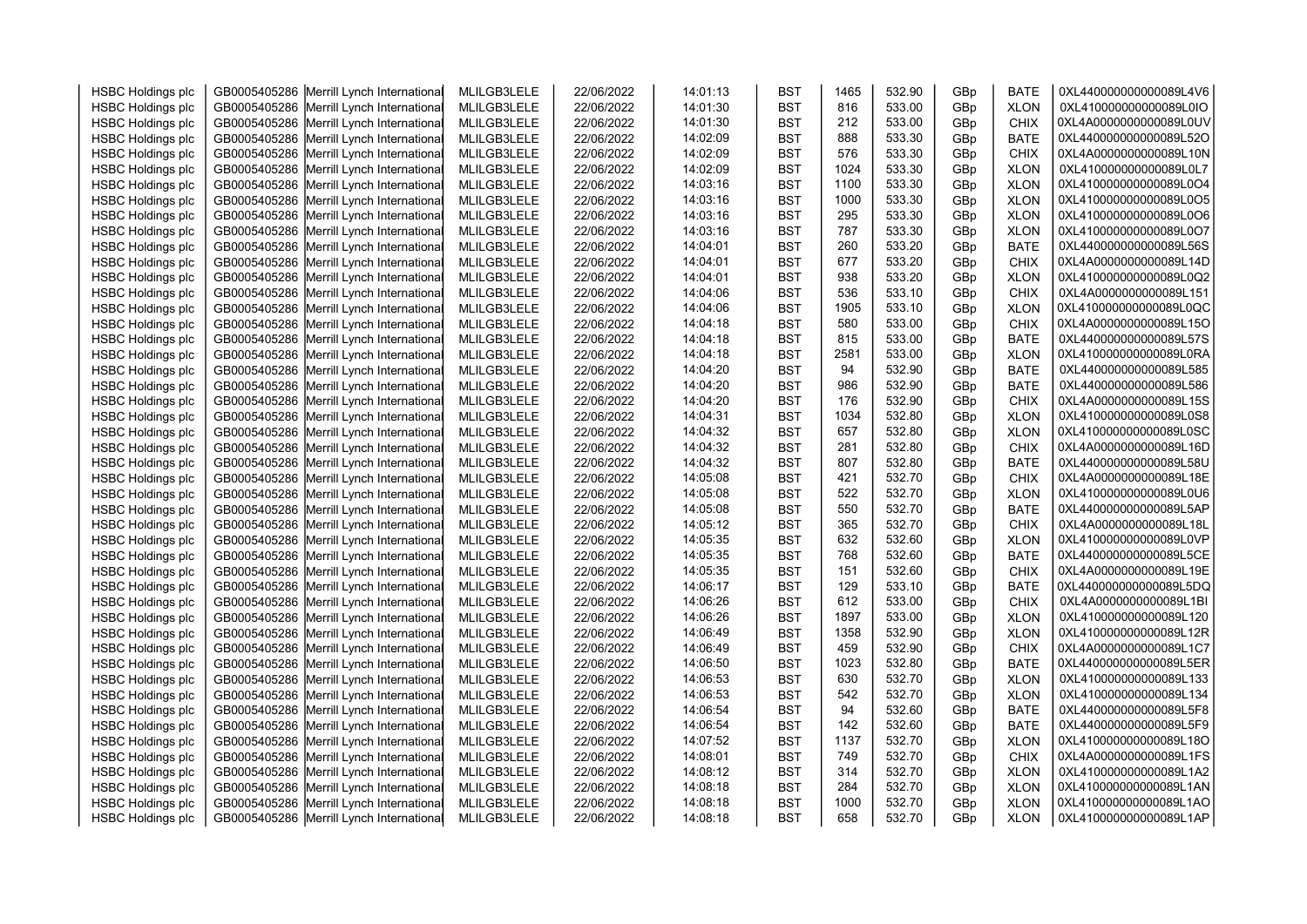| HSBC Holdings plc | GB0005405286 | Merrill Lynch International | MLILGB3LELE | 22/06/2022 | 14:01:13 | BST | 1465 | 532.90 | GBp | BATE | 0XL440000000000089L4V6 |
|---|---|---|---|---|---|---|---|---|---|---|---|
| HSBC Holdings plc | GB0005405286 | Merrill Lynch International | MLILGB3LELE | 22/06/2022 | 14:01:30 | BST | 816 | 533.00 | GBp | XLON | 0XL410000000000089L0IO |
| HSBC Holdings plc | GB0005405286 | Merrill Lynch International | MLILGB3LELE | 22/06/2022 | 14:01:30 | BST | 212 | 533.00 | GBp | CHIX | 0XL4A0000000000089L0UV |
| HSBC Holdings plc | GB0005405286 | Merrill Lynch International | MLILGB3LELE | 22/06/2022 | 14:02:09 | BST | 888 | 533.30 | GBp | BATE | 0XL440000000000089L52O |
| HSBC Holdings plc | GB0005405286 | Merrill Lynch International | MLILGB3LELE | 22/06/2022 | 14:02:09 | BST | 576 | 533.30 | GBp | CHIX | 0XL4A0000000000089L10N |
| HSBC Holdings plc | GB0005405286 | Merrill Lynch International | MLILGB3LELE | 22/06/2022 | 14:02:09 | BST | 1024 | 533.30 | GBp | XLON | 0XL410000000000089L0L7 |
| HSBC Holdings plc | GB0005405286 | Merrill Lynch International | MLILGB3LELE | 22/06/2022 | 14:03:16 | BST | 1100 | 533.30 | GBp | XLON | 0XL410000000000089L0O4 |
| HSBC Holdings plc | GB0005405286 | Merrill Lynch International | MLILGB3LELE | 22/06/2022 | 14:03:16 | BST | 1000 | 533.30 | GBp | XLON | 0XL410000000000089L0O5 |
| HSBC Holdings plc | GB0005405286 | Merrill Lynch International | MLILGB3LELE | 22/06/2022 | 14:03:16 | BST | 295 | 533.30 | GBp | XLON | 0XL410000000000089L0O6 |
| HSBC Holdings plc | GB0005405286 | Merrill Lynch International | MLILGB3LELE | 22/06/2022 | 14:03:16 | BST | 787 | 533.30 | GBp | XLON | 0XL410000000000089L0O7 |
| HSBC Holdings plc | GB0005405286 | Merrill Lynch International | MLILGB3LELE | 22/06/2022 | 14:04:01 | BST | 260 | 533.20 | GBp | BATE | 0XL440000000000089L56S |
| HSBC Holdings plc | GB0005405286 | Merrill Lynch International | MLILGB3LELE | 22/06/2022 | 14:04:01 | BST | 677 | 533.20 | GBp | CHIX | 0XL4A0000000000089L14D |
| HSBC Holdings plc | GB0005405286 | Merrill Lynch International | MLILGB3LELE | 22/06/2022 | 14:04:01 | BST | 938 | 533.20 | GBp | XLON | 0XL410000000000089L0Q2 |
| HSBC Holdings plc | GB0005405286 | Merrill Lynch International | MLILGB3LELE | 22/06/2022 | 14:04:06 | BST | 536 | 533.10 | GBp | CHIX | 0XL4A0000000000089L151 |
| HSBC Holdings plc | GB0005405286 | Merrill Lynch International | MLILGB3LELE | 22/06/2022 | 14:04:06 | BST | 1905 | 533.10 | GBp | XLON | 0XL410000000000089L0QC |
| HSBC Holdings plc | GB0005405286 | Merrill Lynch International | MLILGB3LELE | 22/06/2022 | 14:04:18 | BST | 580 | 533.00 | GBp | CHIX | 0XL4A0000000000089L15O |
| HSBC Holdings plc | GB0005405286 | Merrill Lynch International | MLILGB3LELE | 22/06/2022 | 14:04:18 | BST | 815 | 533.00 | GBp | BATE | 0XL440000000000089L57S |
| HSBC Holdings plc | GB0005405286 | Merrill Lynch International | MLILGB3LELE | 22/06/2022 | 14:04:18 | BST | 2581 | 533.00 | GBp | XLON | 0XL410000000000089L0RA |
| HSBC Holdings plc | GB0005405286 | Merrill Lynch International | MLILGB3LELE | 22/06/2022 | 14:04:20 | BST | 94 | 532.90 | GBp | BATE | 0XL440000000000089L585 |
| HSBC Holdings plc | GB0005405286 | Merrill Lynch International | MLILGB3LELE | 22/06/2022 | 14:04:20 | BST | 986 | 532.90 | GBp | BATE | 0XL440000000000089L586 |
| HSBC Holdings plc | GB0005405286 | Merrill Lynch International | MLILGB3LELE | 22/06/2022 | 14:04:20 | BST | 176 | 532.90 | GBp | CHIX | 0XL4A0000000000089L15S |
| HSBC Holdings plc | GB0005405286 | Merrill Lynch International | MLILGB3LELE | 22/06/2022 | 14:04:31 | BST | 1034 | 532.80 | GBp | XLON | 0XL410000000000089L0S8 |
| HSBC Holdings plc | GB0005405286 | Merrill Lynch International | MLILGB3LELE | 22/06/2022 | 14:04:32 | BST | 657 | 532.80 | GBp | XLON | 0XL410000000000089L0SC |
| HSBC Holdings plc | GB0005405286 | Merrill Lynch International | MLILGB3LELE | 22/06/2022 | 14:04:32 | BST | 281 | 532.80 | GBp | CHIX | 0XL4A0000000000089L16D |
| HSBC Holdings plc | GB0005405286 | Merrill Lynch International | MLILGB3LELE | 22/06/2022 | 14:04:32 | BST | 807 | 532.80 | GBp | BATE | 0XL440000000000089L58U |
| HSBC Holdings plc | GB0005405286 | Merrill Lynch International | MLILGB3LELE | 22/06/2022 | 14:05:08 | BST | 421 | 532.70 | GBp | CHIX | 0XL4A0000000000089L18E |
| HSBC Holdings plc | GB0005405286 | Merrill Lynch International | MLILGB3LELE | 22/06/2022 | 14:05:08 | BST | 522 | 532.70 | GBp | XLON | 0XL410000000000089L0U6 |
| HSBC Holdings plc | GB0005405286 | Merrill Lynch International | MLILGB3LELE | 22/06/2022 | 14:05:08 | BST | 550 | 532.70 | GBp | BATE | 0XL440000000000089L5AP |
| HSBC Holdings plc | GB0005405286 | Merrill Lynch International | MLILGB3LELE | 22/06/2022 | 14:05:12 | BST | 365 | 532.70 | GBp | CHIX | 0XL4A0000000000089L18L |
| HSBC Holdings plc | GB0005405286 | Merrill Lynch International | MLILGB3LELE | 22/06/2022 | 14:05:35 | BST | 632 | 532.60 | GBp | XLON | 0XL410000000000089L0VP |
| HSBC Holdings plc | GB0005405286 | Merrill Lynch International | MLILGB3LELE | 22/06/2022 | 14:05:35 | BST | 768 | 532.60 | GBp | BATE | 0XL440000000000089L5CE |
| HSBC Holdings plc | GB0005405286 | Merrill Lynch International | MLILGB3LELE | 22/06/2022 | 14:05:35 | BST | 151 | 532.60 | GBp | CHIX | 0XL4A0000000000089L19E |
| HSBC Holdings plc | GB0005405286 | Merrill Lynch International | MLILGB3LELE | 22/06/2022 | 14:06:17 | BST | 129 | 533.10 | GBp | BATE | 0XL440000000000089L5DQ |
| HSBC Holdings plc | GB0005405286 | Merrill Lynch International | MLILGB3LELE | 22/06/2022 | 14:06:26 | BST | 612 | 533.00 | GBp | CHIX | 0XL4A0000000000089L1BI |
| HSBC Holdings plc | GB0005405286 | Merrill Lynch International | MLILGB3LELE | 22/06/2022 | 14:06:26 | BST | 1897 | 533.00 | GBp | XLON | 0XL410000000000089L120 |
| HSBC Holdings plc | GB0005405286 | Merrill Lynch International | MLILGB3LELE | 22/06/2022 | 14:06:49 | BST | 1358 | 532.90 | GBp | XLON | 0XL410000000000089L12R |
| HSBC Holdings plc | GB0005405286 | Merrill Lynch International | MLILGB3LELE | 22/06/2022 | 14:06:49 | BST | 459 | 532.90 | GBp | CHIX | 0XL4A0000000000089L1C7 |
| HSBC Holdings plc | GB0005405286 | Merrill Lynch International | MLILGB3LELE | 22/06/2022 | 14:06:50 | BST | 1023 | 532.80 | GBp | BATE | 0XL440000000000089L5ER |
| HSBC Holdings plc | GB0005405286 | Merrill Lynch International | MLILGB3LELE | 22/06/2022 | 14:06:53 | BST | 630 | 532.70 | GBp | XLON | 0XL410000000000089L133 |
| HSBC Holdings plc | GB0005405286 | Merrill Lynch International | MLILGB3LELE | 22/06/2022 | 14:06:53 | BST | 542 | 532.70 | GBp | XLON | 0XL410000000000089L134 |
| HSBC Holdings plc | GB0005405286 | Merrill Lynch International | MLILGB3LELE | 22/06/2022 | 14:06:54 | BST | 94 | 532.60 | GBp | BATE | 0XL440000000000089L5F8 |
| HSBC Holdings plc | GB0005405286 | Merrill Lynch International | MLILGB3LELE | 22/06/2022 | 14:06:54 | BST | 142 | 532.60 | GBp | BATE | 0XL440000000000089L5F9 |
| HSBC Holdings plc | GB0005405286 | Merrill Lynch International | MLILGB3LELE | 22/06/2022 | 14:07:52 | BST | 1137 | 532.70 | GBp | XLON | 0XL410000000000089L18O |
| HSBC Holdings plc | GB0005405286 | Merrill Lynch International | MLILGB3LELE | 22/06/2022 | 14:08:01 | BST | 749 | 532.70 | GBp | CHIX | 0XL4A0000000000089L1FS |
| HSBC Holdings plc | GB0005405286 | Merrill Lynch International | MLILGB3LELE | 22/06/2022 | 14:08:12 | BST | 314 | 532.70 | GBp | XLON | 0XL410000000000089L1A2 |
| HSBC Holdings plc | GB0005405286 | Merrill Lynch International | MLILGB3LELE | 22/06/2022 | 14:08:18 | BST | 284 | 532.70 | GBp | XLON | 0XL410000000000089L1AN |
| HSBC Holdings plc | GB0005405286 | Merrill Lynch International | MLILGB3LELE | 22/06/2022 | 14:08:18 | BST | 1000 | 532.70 | GBp | XLON | 0XL410000000000089L1AO |
| HSBC Holdings plc | GB0005405286 | Merrill Lynch International | MLILGB3LELE | 22/06/2022 | 14:08:18 | BST | 658 | 532.70 | GBp | XLON | 0XL410000000000089L1AP |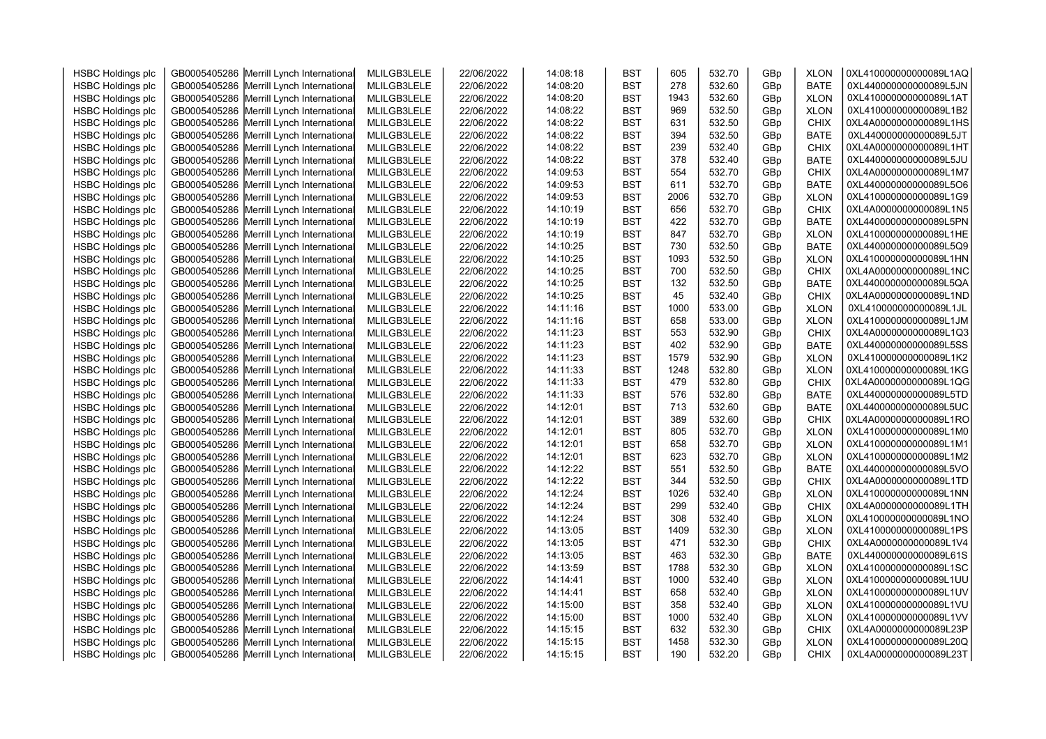| | | | | | | | | | | | |
|---|---|---|---|---|---|---|---|---|---|---|---|
| HSBC Holdings plc | GB0005405286 | Merrill Lynch International | MLILGB3LELE | 22/06/2022 | 14:08:18 | BST | 605 | 532.70 | GBp | XLON | 0XL410000000000089L1AQ |
| HSBC Holdings plc | GB0005405286 | Merrill Lynch International | MLILGB3LELE | 22/06/2022 | 14:08:20 | BST | 278 | 532.60 | GBp | BATE | 0XL440000000000089L5JN |
| HSBC Holdings plc | GB0005405286 | Merrill Lynch International | MLILGB3LELE | 22/06/2022 | 14:08:20 | BST | 1943 | 532.60 | GBp | XLON | 0XL410000000000089L1AT |
| HSBC Holdings plc | GB0005405286 | Merrill Lynch International | MLILGB3LELE | 22/06/2022 | 14:08:22 | BST | 969 | 532.50 | GBp | XLON | 0XL410000000000089L1B2 |
| HSBC Holdings plc | GB0005405286 | Merrill Lynch International | MLILGB3LELE | 22/06/2022 | 14:08:22 | BST | 631 | 532.50 | GBp | CHIX | 0XL4A0000000000089L1HS |
| HSBC Holdings plc | GB0005405286 | Merrill Lynch International | MLILGB3LELE | 22/06/2022 | 14:08:22 | BST | 394 | 532.50 | GBp | BATE | 0XL440000000000089L5JT |
| HSBC Holdings plc | GB0005405286 | Merrill Lynch International | MLILGB3LELE | 22/06/2022 | 14:08:22 | BST | 239 | 532.40 | GBp | CHIX | 0XL4A0000000000089L1HT |
| HSBC Holdings plc | GB0005405286 | Merrill Lynch International | MLILGB3LELE | 22/06/2022 | 14:08:22 | BST | 378 | 532.40 | GBp | BATE | 0XL440000000000089L5JU |
| HSBC Holdings plc | GB0005405286 | Merrill Lynch International | MLILGB3LELE | 22/06/2022 | 14:09:53 | BST | 554 | 532.70 | GBp | CHIX | 0XL4A0000000000089L1M7 |
| HSBC Holdings plc | GB0005405286 | Merrill Lynch International | MLILGB3LELE | 22/06/2022 | 14:09:53 | BST | 611 | 532.70 | GBp | BATE | 0XL440000000000089L5O6 |
| HSBC Holdings plc | GB0005405286 | Merrill Lynch International | MLILGB3LELE | 22/06/2022 | 14:09:53 | BST | 2006 | 532.70 | GBp | XLON | 0XL410000000000089L1G9 |
| HSBC Holdings plc | GB0005405286 | Merrill Lynch International | MLILGB3LELE | 22/06/2022 | 14:10:19 | BST | 656 | 532.70 | GBp | CHIX | 0XL4A0000000000089L1N5 |
| HSBC Holdings plc | GB0005405286 | Merrill Lynch International | MLILGB3LELE | 22/06/2022 | 14:10:19 | BST | 422 | 532.70 | GBp | BATE | 0XL440000000000089L5PN |
| HSBC Holdings plc | GB0005405286 | Merrill Lynch International | MLILGB3LELE | 22/06/2022 | 14:10:19 | BST | 847 | 532.70 | GBp | XLON | 0XL410000000000089L1HE |
| HSBC Holdings plc | GB0005405286 | Merrill Lynch International | MLILGB3LELE | 22/06/2022 | 14:10:25 | BST | 730 | 532.50 | GBp | BATE | 0XL440000000000089L5Q9 |
| HSBC Holdings plc | GB0005405286 | Merrill Lynch International | MLILGB3LELE | 22/06/2022 | 14:10:25 | BST | 1093 | 532.50 | GBp | XLON | 0XL410000000000089L1HN |
| HSBC Holdings plc | GB0005405286 | Merrill Lynch International | MLILGB3LELE | 22/06/2022 | 14:10:25 | BST | 700 | 532.50 | GBp | CHIX | 0XL4A0000000000089L1NC |
| HSBC Holdings plc | GB0005405286 | Merrill Lynch International | MLILGB3LELE | 22/06/2022 | 14:10:25 | BST | 132 | 532.50 | GBp | BATE | 0XL440000000000089L5QA |
| HSBC Holdings plc | GB0005405286 | Merrill Lynch International | MLILGB3LELE | 22/06/2022 | 14:10:25 | BST | 45 | 532.40 | GBp | CHIX | 0XL4A0000000000089L1ND |
| HSBC Holdings plc | GB0005405286 | Merrill Lynch International | MLILGB3LELE | 22/06/2022 | 14:11:16 | BST | 1000 | 533.00 | GBp | XLON | 0XL410000000000089L1JL |
| HSBC Holdings plc | GB0005405286 | Merrill Lynch International | MLILGB3LELE | 22/06/2022 | 14:11:16 | BST | 658 | 533.00 | GBp | XLON | 0XL410000000000089L1JM |
| HSBC Holdings plc | GB0005405286 | Merrill Lynch International | MLILGB3LELE | 22/06/2022 | 14:11:23 | BST | 553 | 532.90 | GBp | CHIX | 0XL4A0000000000089L1Q3 |
| HSBC Holdings plc | GB0005405286 | Merrill Lynch International | MLILGB3LELE | 22/06/2022 | 14:11:23 | BST | 402 | 532.90 | GBp | BATE | 0XL440000000000089L5SS |
| HSBC Holdings plc | GB0005405286 | Merrill Lynch International | MLILGB3LELE | 22/06/2022 | 14:11:23 | BST | 1579 | 532.90 | GBp | XLON | 0XL410000000000089L1K2 |
| HSBC Holdings plc | GB0005405286 | Merrill Lynch International | MLILGB3LELE | 22/06/2022 | 14:11:33 | BST | 1248 | 532.80 | GBp | XLON | 0XL410000000000089L1KG |
| HSBC Holdings plc | GB0005405286 | Merrill Lynch International | MLILGB3LELE | 22/06/2022 | 14:11:33 | BST | 479 | 532.80 | GBp | CHIX | 0XL4A0000000000089L1QG |
| HSBC Holdings plc | GB0005405286 | Merrill Lynch International | MLILGB3LELE | 22/06/2022 | 14:11:33 | BST | 576 | 532.80 | GBp | BATE | 0XL440000000000089L5TD |
| HSBC Holdings plc | GB0005405286 | Merrill Lynch International | MLILGB3LELE | 22/06/2022 | 14:12:01 | BST | 713 | 532.60 | GBp | BATE | 0XL440000000000089L5UC |
| HSBC Holdings plc | GB0005405286 | Merrill Lynch International | MLILGB3LELE | 22/06/2022 | 14:12:01 | BST | 389 | 532.60 | GBp | CHIX | 0XL4A0000000000089L1RO |
| HSBC Holdings plc | GB0005405286 | Merrill Lynch International | MLILGB3LELE | 22/06/2022 | 14:12:01 | BST | 805 | 532.70 | GBp | XLON | 0XL410000000000089L1M0 |
| HSBC Holdings plc | GB0005405286 | Merrill Lynch International | MLILGB3LELE | 22/06/2022 | 14:12:01 | BST | 658 | 532.70 | GBp | XLON | 0XL410000000000089L1M1 |
| HSBC Holdings plc | GB0005405286 | Merrill Lynch International | MLILGB3LELE | 22/06/2022 | 14:12:01 | BST | 623 | 532.70 | GBp | XLON | 0XL410000000000089L1M2 |
| HSBC Holdings plc | GB0005405286 | Merrill Lynch International | MLILGB3LELE | 22/06/2022 | 14:12:22 | BST | 551 | 532.50 | GBp | BATE | 0XL440000000000089L5VO |
| HSBC Holdings plc | GB0005405286 | Merrill Lynch International | MLILGB3LELE | 22/06/2022 | 14:12:22 | BST | 344 | 532.50 | GBp | CHIX | 0XL4A0000000000089L1TD |
| HSBC Holdings plc | GB0005405286 | Merrill Lynch International | MLILGB3LELE | 22/06/2022 | 14:12:24 | BST | 1026 | 532.40 | GBp | XLON | 0XL410000000000089L1NN |
| HSBC Holdings plc | GB0005405286 | Merrill Lynch International | MLILGB3LELE | 22/06/2022 | 14:12:24 | BST | 299 | 532.40 | GBp | CHIX | 0XL4A0000000000089L1TH |
| HSBC Holdings plc | GB0005405286 | Merrill Lynch International | MLILGB3LELE | 22/06/2022 | 14:12:24 | BST | 308 | 532.40 | GBp | XLON | 0XL410000000000089L1NO |
| HSBC Holdings plc | GB0005405286 | Merrill Lynch International | MLILGB3LELE | 22/06/2022 | 14:13:05 | BST | 1409 | 532.30 | GBp | XLON | 0XL410000000000089L1PS |
| HSBC Holdings plc | GB0005405286 | Merrill Lynch International | MLILGB3LELE | 22/06/2022 | 14:13:05 | BST | 471 | 532.30 | GBp | CHIX | 0XL4A0000000000089L1V4 |
| HSBC Holdings plc | GB0005405286 | Merrill Lynch International | MLILGB3LELE | 22/06/2022 | 14:13:05 | BST | 463 | 532.30 | GBp | BATE | 0XL440000000000089L61S |
| HSBC Holdings plc | GB0005405286 | Merrill Lynch International | MLILGB3LELE | 22/06/2022 | 14:13:59 | BST | 1788 | 532.30 | GBp | XLON | 0XL410000000000089L1SC |
| HSBC Holdings plc | GB0005405286 | Merrill Lynch International | MLILGB3LELE | 22/06/2022 | 14:14:41 | BST | 1000 | 532.40 | GBp | XLON | 0XL410000000000089L1UU |
| HSBC Holdings plc | GB0005405286 | Merrill Lynch International | MLILGB3LELE | 22/06/2022 | 14:14:41 | BST | 658 | 532.40 | GBp | XLON | 0XL410000000000089L1UV |
| HSBC Holdings plc | GB0005405286 | Merrill Lynch International | MLILGB3LELE | 22/06/2022 | 14:15:00 | BST | 358 | 532.40 | GBp | XLON | 0XL410000000000089L1VU |
| HSBC Holdings plc | GB0005405286 | Merrill Lynch International | MLILGB3LELE | 22/06/2022 | 14:15:00 | BST | 1000 | 532.40 | GBp | XLON | 0XL410000000000089L1VV |
| HSBC Holdings plc | GB0005405286 | Merrill Lynch International | MLILGB3LELE | 22/06/2022 | 14:15:15 | BST | 632 | 532.30 | GBp | CHIX | 0XL4A0000000000089L23P |
| HSBC Holdings plc | GB0005405286 | Merrill Lynch International | MLILGB3LELE | 22/06/2022 | 14:15:15 | BST | 1458 | 532.30 | GBp | XLON | 0XL410000000000089L20Q |
| HSBC Holdings plc | GB0005405286 | Merrill Lynch International | MLILGB3LELE | 22/06/2022 | 14:15:15 | BST | 190 | 532.20 | GBp | CHIX | 0XL4A0000000000089L23T |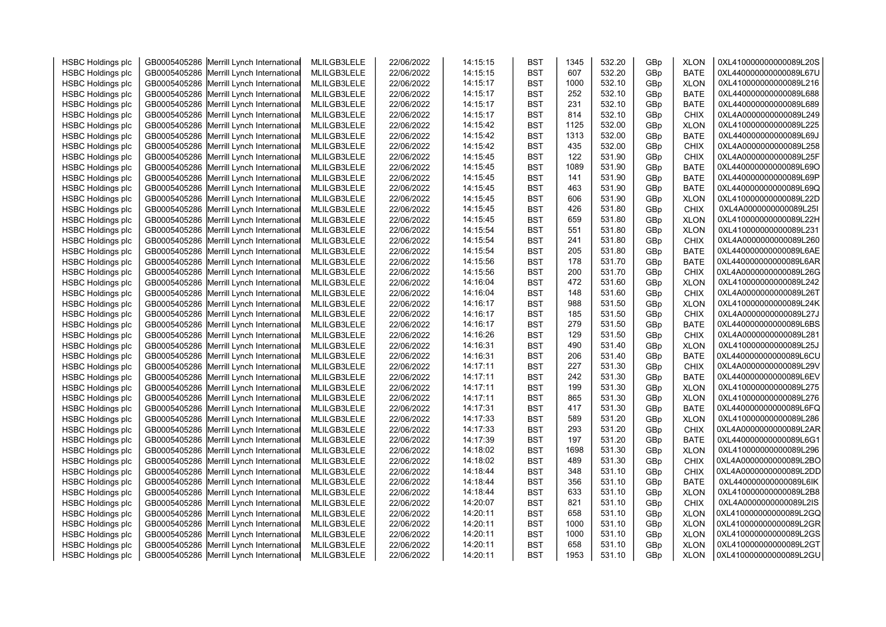| HSBC Holdings plc | GB0005405286 | Merrill Lynch International | MLILGB3LELE | 22/06/2022 | 14:15:15 | BST | 1345 | 532.20 | GBp | XLON | 0XL410000000000089L20S |
|---|---|---|---|---|---|---|---|---|---|---|---|
| HSBC Holdings plc | GB0005405286 | Merrill Lynch International | MLILGB3LELE | 22/06/2022 | 14:15:15 | BST | 607 | 532.20 | GBp | BATE | 0XL440000000000089L67U |
| HSBC Holdings plc | GB0005405286 | Merrill Lynch International | MLILGB3LELE | 22/06/2022 | 14:15:17 | BST | 1000 | 532.10 | GBp | XLON | 0XL410000000000089L216 |
| HSBC Holdings plc | GB0005405286 | Merrill Lynch International | MLILGB3LELE | 22/06/2022 | 14:15:17 | BST | 252 | 532.10 | GBp | BATE | 0XL440000000000089L688 |
| HSBC Holdings plc | GB0005405286 | Merrill Lynch International | MLILGB3LELE | 22/06/2022 | 14:15:17 | BST | 231 | 532.10 | GBp | BATE | 0XL440000000000089L689 |
| HSBC Holdings plc | GB0005405286 | Merrill Lynch International | MLILGB3LELE | 22/06/2022 | 14:15:17 | BST | 814 | 532.10 | GBp | CHIX | 0XL4A0000000000089L249 |
| HSBC Holdings plc | GB0005405286 | Merrill Lynch International | MLILGB3LELE | 22/06/2022 | 14:15:42 | BST | 1125 | 532.00 | GBp | XLON | 0XL410000000000089L225 |
| HSBC Holdings plc | GB0005405286 | Merrill Lynch International | MLILGB3LELE | 22/06/2022 | 14:15:42 | BST | 1313 | 532.00 | GBp | BATE | 0XL440000000000089L69J |
| HSBC Holdings plc | GB0005405286 | Merrill Lynch International | MLILGB3LELE | 22/06/2022 | 14:15:42 | BST | 435 | 532.00 | GBp | CHIX | 0XL4A0000000000089L258 |
| HSBC Holdings plc | GB0005405286 | Merrill Lynch International | MLILGB3LELE | 22/06/2022 | 14:15:45 | BST | 122 | 531.90 | GBp | CHIX | 0XL4A0000000000089L25F |
| HSBC Holdings plc | GB0005405286 | Merrill Lynch International | MLILGB3LELE | 22/06/2022 | 14:15:45 | BST | 1089 | 531.90 | GBp | BATE | 0XL440000000000089L69O |
| HSBC Holdings plc | GB0005405286 | Merrill Lynch International | MLILGB3LELE | 22/06/2022 | 14:15:45 | BST | 141 | 531.90 | GBp | BATE | 0XL440000000000089L69P |
| HSBC Holdings plc | GB0005405286 | Merrill Lynch International | MLILGB3LELE | 22/06/2022 | 14:15:45 | BST | 463 | 531.90 | GBp | BATE | 0XL440000000000089L69Q |
| HSBC Holdings plc | GB0005405286 | Merrill Lynch International | MLILGB3LELE | 22/06/2022 | 14:15:45 | BST | 606 | 531.90 | GBp | XLON | 0XL410000000000089L22D |
| HSBC Holdings plc | GB0005405286 | Merrill Lynch International | MLILGB3LELE | 22/06/2022 | 14:15:45 | BST | 426 | 531.80 | GBp | CHIX | 0XL4A0000000000089L25I |
| HSBC Holdings plc | GB0005405286 | Merrill Lynch International | MLILGB3LELE | 22/06/2022 | 14:15:45 | BST | 659 | 531.80 | GBp | XLON | 0XL410000000000089L22H |
| HSBC Holdings plc | GB0005405286 | Merrill Lynch International | MLILGB3LELE | 22/06/2022 | 14:15:54 | BST | 551 | 531.80 | GBp | XLON | 0XL410000000000089L231 |
| HSBC Holdings plc | GB0005405286 | Merrill Lynch International | MLILGB3LELE | 22/06/2022 | 14:15:54 | BST | 241 | 531.80 | GBp | CHIX | 0XL4A0000000000089L260 |
| HSBC Holdings plc | GB0005405286 | Merrill Lynch International | MLILGB3LELE | 22/06/2022 | 14:15:54 | BST | 205 | 531.80 | GBp | BATE | 0XL440000000000089L6AE |
| HSBC Holdings plc | GB0005405286 | Merrill Lynch International | MLILGB3LELE | 22/06/2022 | 14:15:56 | BST | 178 | 531.70 | GBp | BATE | 0XL440000000000089L6AR |
| HSBC Holdings plc | GB0005405286 | Merrill Lynch International | MLILGB3LELE | 22/06/2022 | 14:15:56 | BST | 200 | 531.70 | GBp | CHIX | 0XL4A0000000000089L26G |
| HSBC Holdings plc | GB0005405286 | Merrill Lynch International | MLILGB3LELE | 22/06/2022 | 14:16:04 | BST | 472 | 531.60 | GBp | XLON | 0XL410000000000089L242 |
| HSBC Holdings plc | GB0005405286 | Merrill Lynch International | MLILGB3LELE | 22/06/2022 | 14:16:04 | BST | 148 | 531.60 | GBp | CHIX | 0XL4A0000000000089L26T |
| HSBC Holdings plc | GB0005405286 | Merrill Lynch International | MLILGB3LELE | 22/06/2022 | 14:16:17 | BST | 988 | 531.50 | GBp | XLON | 0XL410000000000089L24K |
| HSBC Holdings plc | GB0005405286 | Merrill Lynch International | MLILGB3LELE | 22/06/2022 | 14:16:17 | BST | 185 | 531.50 | GBp | CHIX | 0XL4A0000000000089L27J |
| HSBC Holdings plc | GB0005405286 | Merrill Lynch International | MLILGB3LELE | 22/06/2022 | 14:16:17 | BST | 279 | 531.50 | GBp | BATE | 0XL440000000000089L6BS |
| HSBC Holdings plc | GB0005405286 | Merrill Lynch International | MLILGB3LELE | 22/06/2022 | 14:16:26 | BST | 129 | 531.50 | GBp | CHIX | 0XL4A0000000000089L281 |
| HSBC Holdings plc | GB0005405286 | Merrill Lynch International | MLILGB3LELE | 22/06/2022 | 14:16:31 | BST | 490 | 531.40 | GBp | XLON | 0XL410000000000089L25J |
| HSBC Holdings plc | GB0005405286 | Merrill Lynch International | MLILGB3LELE | 22/06/2022 | 14:16:31 | BST | 206 | 531.40 | GBp | BATE | 0XL440000000000089L6CU |
| HSBC Holdings plc | GB0005405286 | Merrill Lynch International | MLILGB3LELE | 22/06/2022 | 14:17:11 | BST | 227 | 531.30 | GBp | CHIX | 0XL4A0000000000089L29V |
| HSBC Holdings plc | GB0005405286 | Merrill Lynch International | MLILGB3LELE | 22/06/2022 | 14:17:11 | BST | 242 | 531.30 | GBp | BATE | 0XL440000000000089L6EV |
| HSBC Holdings plc | GB0005405286 | Merrill Lynch International | MLILGB3LELE | 22/06/2022 | 14:17:11 | BST | 199 | 531.30 | GBp | XLON | 0XL410000000000089L275 |
| HSBC Holdings plc | GB0005405286 | Merrill Lynch International | MLILGB3LELE | 22/06/2022 | 14:17:11 | BST | 865 | 531.30 | GBp | XLON | 0XL410000000000089L276 |
| HSBC Holdings plc | GB0005405286 | Merrill Lynch International | MLILGB3LELE | 22/06/2022 | 14:17:31 | BST | 417 | 531.30 | GBp | BATE | 0XL440000000000089L6FQ |
| HSBC Holdings plc | GB0005405286 | Merrill Lynch International | MLILGB3LELE | 22/06/2022 | 14:17:33 | BST | 589 | 531.20 | GBp | XLON | 0XL410000000000089L286 |
| HSBC Holdings plc | GB0005405286 | Merrill Lynch International | MLILGB3LELE | 22/06/2022 | 14:17:33 | BST | 293 | 531.20 | GBp | CHIX | 0XL4A0000000000089L2AR |
| HSBC Holdings plc | GB0005405286 | Merrill Lynch International | MLILGB3LELE | 22/06/2022 | 14:17:39 | BST | 197 | 531.20 | GBp | BATE | 0XL440000000000089L6G1 |
| HSBC Holdings plc | GB0005405286 | Merrill Lynch International | MLILGB3LELE | 22/06/2022 | 14:18:02 | BST | 1698 | 531.30 | GBp | XLON | 0XL410000000000089L296 |
| HSBC Holdings plc | GB0005405286 | Merrill Lynch International | MLILGB3LELE | 22/06/2022 | 14:18:02 | BST | 489 | 531.30 | GBp | CHIX | 0XL4A0000000000089L2BO |
| HSBC Holdings plc | GB0005405286 | Merrill Lynch International | MLILGB3LELE | 22/06/2022 | 14:18:44 | BST | 348 | 531.10 | GBp | CHIX | 0XL4A0000000000089L2DD |
| HSBC Holdings plc | GB0005405286 | Merrill Lynch International | MLILGB3LELE | 22/06/2022 | 14:18:44 | BST | 356 | 531.10 | GBp | BATE | 0XL440000000000089L6IK |
| HSBC Holdings plc | GB0005405286 | Merrill Lynch International | MLILGB3LELE | 22/06/2022 | 14:18:44 | BST | 633 | 531.10 | GBp | XLON | 0XL410000000000089L2B8 |
| HSBC Holdings plc | GB0005405286 | Merrill Lynch International | MLILGB3LELE | 22/06/2022 | 14:20:07 | BST | 821 | 531.10 | GBp | CHIX | 0XL4A0000000000089L2IS |
| HSBC Holdings plc | GB0005405286 | Merrill Lynch International | MLILGB3LELE | 22/06/2022 | 14:20:11 | BST | 658 | 531.10 | GBp | XLON | 0XL410000000000089L2GQ |
| HSBC Holdings plc | GB0005405286 | Merrill Lynch International | MLILGB3LELE | 22/06/2022 | 14:20:11 | BST | 1000 | 531.10 | GBp | XLON | 0XL410000000000089L2GR |
| HSBC Holdings plc | GB0005405286 | Merrill Lynch International | MLILGB3LELE | 22/06/2022 | 14:20:11 | BST | 1000 | 531.10 | GBp | XLON | 0XL410000000000089L2GS |
| HSBC Holdings plc | GB0005405286 | Merrill Lynch International | MLILGB3LELE | 22/06/2022 | 14:20:11 | BST | 658 | 531.10 | GBp | XLON | 0XL410000000000089L2GT |
| HSBC Holdings plc | GB0005405286 | Merrill Lynch International | MLILGB3LELE | 22/06/2022 | 14:20:11 | BST | 1953 | 531.10 | GBp | XLON | 0XL410000000000089L2GU |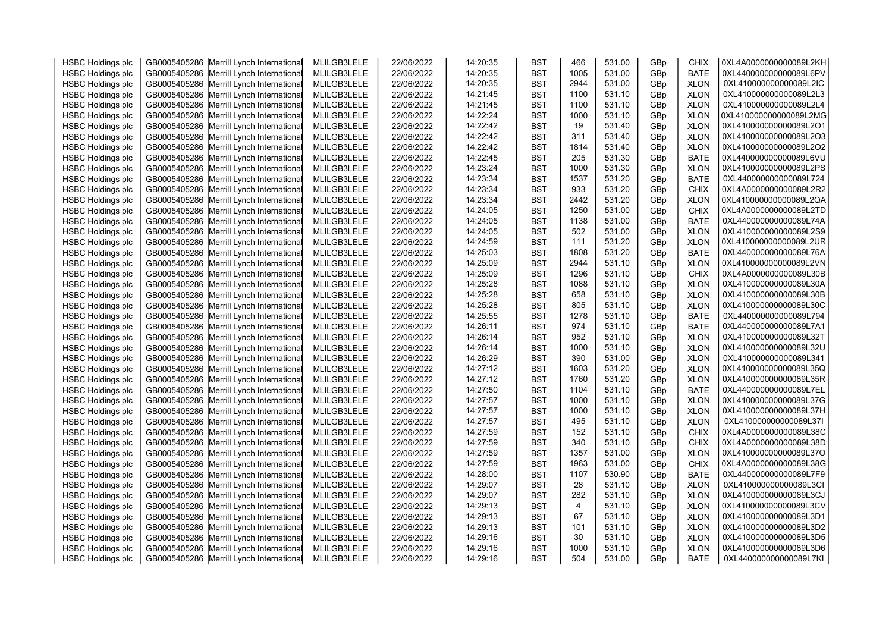| HSBC Holdings plc | GB0005405286 | Merrill Lynch International | MLILGB3LELE | 22/06/2022 | 14:20:35 | BST | 466 | 531.00 | GBp | CHIX | 0XL4A0000000000089L2KH |
|---|---|---|---|---|---|---|---|---|---|---|---|
| HSBC Holdings plc | GB0005405286 | Merrill Lynch International | MLILGB3LELE | 22/06/2022 | 14:20:35 | BST | 1005 | 531.00 | GBp | BATE | 0XL440000000000089L6PV |
| HSBC Holdings plc | GB0005405286 | Merrill Lynch International | MLILGB3LELE | 22/06/2022 | 14:20:35 | BST | 2944 | 531.00 | GBp | XLON | 0XL410000000000089L2IC |
| HSBC Holdings plc | GB0005405286 | Merrill Lynch International | MLILGB3LELE | 22/06/2022 | 14:21:45 | BST | 1100 | 531.10 | GBp | XLON | 0XL410000000000089L2L3 |
| HSBC Holdings plc | GB0005405286 | Merrill Lynch International | MLILGB3LELE | 22/06/2022 | 14:21:45 | BST | 1100 | 531.10 | GBp | XLON | 0XL410000000000089L2L4 |
| HSBC Holdings plc | GB0005405286 | Merrill Lynch International | MLILGB3LELE | 22/06/2022 | 14:22:24 | BST | 1000 | 531.10 | GBp | XLON | 0XL410000000000089L2MG |
| HSBC Holdings plc | GB0005405286 | Merrill Lynch International | MLILGB3LELE | 22/06/2022 | 14:22:42 | BST | 19 | 531.40 | GBp | XLON | 0XL410000000000089L2O1 |
| HSBC Holdings plc | GB0005405286 | Merrill Lynch International | MLILGB3LELE | 22/06/2022 | 14:22:42 | BST | 311 | 531.40 | GBp | XLON | 0XL410000000000089L2O3 |
| HSBC Holdings plc | GB0005405286 | Merrill Lynch International | MLILGB3LELE | 22/06/2022 | 14:22:42 | BST | 1814 | 531.40 | GBp | XLON | 0XL410000000000089L2O2 |
| HSBC Holdings plc | GB0005405286 | Merrill Lynch International | MLILGB3LELE | 22/06/2022 | 14:22:45 | BST | 205 | 531.30 | GBp | BATE | 0XL440000000000089L6VU |
| HSBC Holdings plc | GB0005405286 | Merrill Lynch International | MLILGB3LELE | 22/06/2022 | 14:23:24 | BST | 1000 | 531.30 | GBp | XLON | 0XL410000000000089L2PS |
| HSBC Holdings plc | GB0005405286 | Merrill Lynch International | MLILGB3LELE | 22/06/2022 | 14:23:34 | BST | 1537 | 531.20 | GBp | BATE | 0XL440000000000089L724 |
| HSBC Holdings plc | GB0005405286 | Merrill Lynch International | MLILGB3LELE | 22/06/2022 | 14:23:34 | BST | 933 | 531.20 | GBp | CHIX | 0XL4A0000000000089L2R2 |
| HSBC Holdings plc | GB0005405286 | Merrill Lynch International | MLILGB3LELE | 22/06/2022 | 14:23:34 | BST | 2442 | 531.20 | GBp | XLON | 0XL410000000000089L2QA |
| HSBC Holdings plc | GB0005405286 | Merrill Lynch International | MLILGB3LELE | 22/06/2022 | 14:24:05 | BST | 1250 | 531.00 | GBp | CHIX | 0XL4A0000000000089L2TD |
| HSBC Holdings plc | GB0005405286 | Merrill Lynch International | MLILGB3LELE | 22/06/2022 | 14:24:05 | BST | 1138 | 531.00 | GBp | BATE | 0XL440000000000089L74A |
| HSBC Holdings plc | GB0005405286 | Merrill Lynch International | MLILGB3LELE | 22/06/2022 | 14:24:05 | BST | 502 | 531.00 | GBp | XLON | 0XL410000000000089L2S9 |
| HSBC Holdings plc | GB0005405286 | Merrill Lynch International | MLILGB3LELE | 22/06/2022 | 14:24:59 | BST | 111 | 531.20 | GBp | XLON | 0XL410000000000089L2UR |
| HSBC Holdings plc | GB0005405286 | Merrill Lynch International | MLILGB3LELE | 22/06/2022 | 14:25:03 | BST | 1808 | 531.20 | GBp | BATE | 0XL440000000000089L76A |
| HSBC Holdings plc | GB0005405286 | Merrill Lynch International | MLILGB3LELE | 22/06/2022 | 14:25:09 | BST | 2944 | 531.10 | GBp | XLON | 0XL410000000000089L2VN |
| HSBC Holdings plc | GB0005405286 | Merrill Lynch International | MLILGB3LELE | 22/06/2022 | 14:25:09 | BST | 1296 | 531.10 | GBp | CHIX | 0XL4A0000000000089L30B |
| HSBC Holdings plc | GB0005405286 | Merrill Lynch International | MLILGB3LELE | 22/06/2022 | 14:25:28 | BST | 1088 | 531.10 | GBp | XLON | 0XL410000000000089L30A |
| HSBC Holdings plc | GB0005405286 | Merrill Lynch International | MLILGB3LELE | 22/06/2022 | 14:25:28 | BST | 658 | 531.10 | GBp | XLON | 0XL410000000000089L30B |
| HSBC Holdings plc | GB0005405286 | Merrill Lynch International | MLILGB3LELE | 22/06/2022 | 14:25:28 | BST | 805 | 531.10 | GBp | XLON | 0XL410000000000089L30C |
| HSBC Holdings plc | GB0005405286 | Merrill Lynch International | MLILGB3LELE | 22/06/2022 | 14:25:55 | BST | 1278 | 531.10 | GBp | BATE | 0XL440000000000089L794 |
| HSBC Holdings plc | GB0005405286 | Merrill Lynch International | MLILGB3LELE | 22/06/2022 | 14:26:11 | BST | 974 | 531.10 | GBp | BATE | 0XL440000000000089L7A1 |
| HSBC Holdings plc | GB0005405286 | Merrill Lynch International | MLILGB3LELE | 22/06/2022 | 14:26:14 | BST | 952 | 531.10 | GBp | XLON | 0XL410000000000089L32T |
| HSBC Holdings plc | GB0005405286 | Merrill Lynch International | MLILGB3LELE | 22/06/2022 | 14:26:14 | BST | 1000 | 531.10 | GBp | XLON | 0XL410000000000089L32U |
| HSBC Holdings plc | GB0005405286 | Merrill Lynch International | MLILGB3LELE | 22/06/2022 | 14:26:29 | BST | 390 | 531.00 | GBp | XLON | 0XL410000000000089L341 |
| HSBC Holdings plc | GB0005405286 | Merrill Lynch International | MLILGB3LELE | 22/06/2022 | 14:27:12 | BST | 1603 | 531.20 | GBp | XLON | 0XL410000000000089L35Q |
| HSBC Holdings plc | GB0005405286 | Merrill Lynch International | MLILGB3LELE | 22/06/2022 | 14:27:12 | BST | 1760 | 531.20 | GBp | XLON | 0XL410000000000089L35R |
| HSBC Holdings plc | GB0005405286 | Merrill Lynch International | MLILGB3LELE | 22/06/2022 | 14:27:50 | BST | 1104 | 531.10 | GBp | BATE | 0XL440000000000089L7EL |
| HSBC Holdings plc | GB0005405286 | Merrill Lynch International | MLILGB3LELE | 22/06/2022 | 14:27:57 | BST | 1000 | 531.10 | GBp | XLON | 0XL410000000000089L37G |
| HSBC Holdings plc | GB0005405286 | Merrill Lynch International | MLILGB3LELE | 22/06/2022 | 14:27:57 | BST | 1000 | 531.10 | GBp | XLON | 0XL410000000000089L37H |
| HSBC Holdings plc | GB0005405286 | Merrill Lynch International | MLILGB3LELE | 22/06/2022 | 14:27:57 | BST | 495 | 531.10 | GBp | XLON | 0XL410000000000089L37I |
| HSBC Holdings plc | GB0005405286 | Merrill Lynch International | MLILGB3LELE | 22/06/2022 | 14:27:59 | BST | 152 | 531.10 | GBp | CHIX | 0XL4A0000000000089L38C |
| HSBC Holdings plc | GB0005405286 | Merrill Lynch International | MLILGB3LELE | 22/06/2022 | 14:27:59 | BST | 340 | 531.10 | GBp | CHIX | 0XL4A0000000000089L38D |
| HSBC Holdings plc | GB0005405286 | Merrill Lynch International | MLILGB3LELE | 22/06/2022 | 14:27:59 | BST | 1357 | 531.00 | GBp | XLON | 0XL410000000000089L37O |
| HSBC Holdings plc | GB0005405286 | Merrill Lynch International | MLILGB3LELE | 22/06/2022 | 14:27:59 | BST | 1963 | 531.00 | GBp | CHIX | 0XL4A0000000000089L38G |
| HSBC Holdings plc | GB0005405286 | Merrill Lynch International | MLILGB3LELE | 22/06/2022 | 14:28:00 | BST | 1107 | 530.90 | GBp | BATE | 0XL440000000000089L7F9 |
| HSBC Holdings plc | GB0005405286 | Merrill Lynch International | MLILGB3LELE | 22/06/2022 | 14:29:07 | BST | 28 | 531.10 | GBp | XLON | 0XL410000000000089L3CI |
| HSBC Holdings plc | GB0005405286 | Merrill Lynch International | MLILGB3LELE | 22/06/2022 | 14:29:07 | BST | 282 | 531.10 | GBp | XLON | 0XL410000000000089L3CJ |
| HSBC Holdings plc | GB0005405286 | Merrill Lynch International | MLILGB3LELE | 22/06/2022 | 14:29:13 | BST | 4 | 531.10 | GBp | XLON | 0XL410000000000089L3CV |
| HSBC Holdings plc | GB0005405286 | Merrill Lynch International | MLILGB3LELE | 22/06/2022 | 14:29:13 | BST | 67 | 531.10 | GBp | XLON | 0XL410000000000089L3D1 |
| HSBC Holdings plc | GB0005405286 | Merrill Lynch International | MLILGB3LELE | 22/06/2022 | 14:29:13 | BST | 101 | 531.10 | GBp | XLON | 0XL410000000000089L3D2 |
| HSBC Holdings plc | GB0005405286 | Merrill Lynch International | MLILGB3LELE | 22/06/2022 | 14:29:16 | BST | 30 | 531.10 | GBp | XLON | 0XL410000000000089L3D5 |
| HSBC Holdings plc | GB0005405286 | Merrill Lynch International | MLILGB3LELE | 22/06/2022 | 14:29:16 | BST | 1000 | 531.10 | GBp | XLON | 0XL410000000000089L3D6 |
| HSBC Holdings plc | GB0005405286 | Merrill Lynch International | MLILGB3LELE | 22/06/2022 | 14:29:16 | BST | 504 | 531.00 | GBp | BATE | 0XL440000000000089L7KI |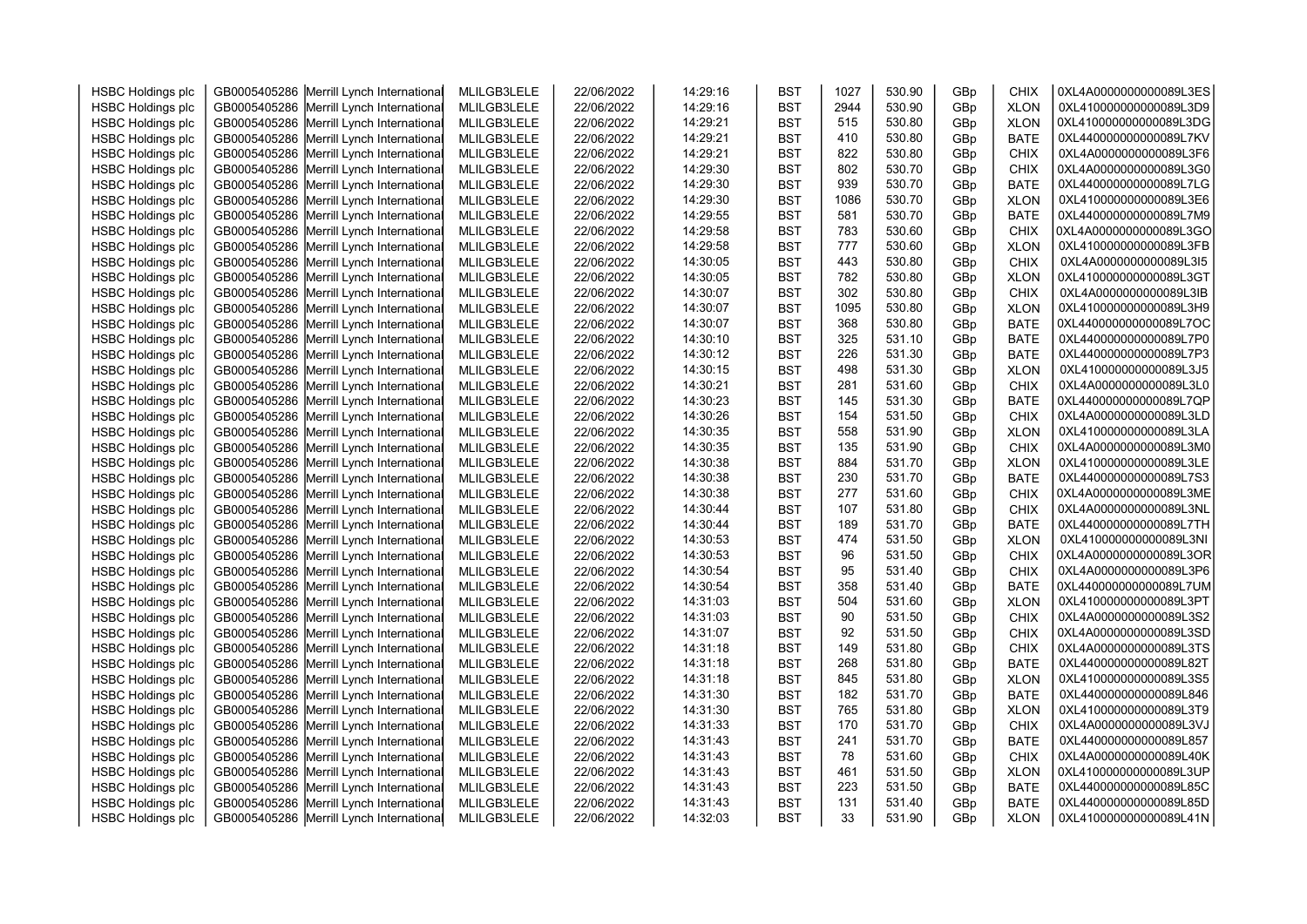| | | | | | | | | | | | |
|---|---|---|---|---|---|---|---|---|---|---|---|
| HSBC Holdings plc | GB0005405286 | Merrill Lynch International | MLILGB3LELE | 22/06/2022 | 14:29:16 | BST | 1027 | 530.90 | GBp | CHIX | 0XL4A0000000000089L3ES |
| HSBC Holdings plc | GB0005405286 | Merrill Lynch International | MLILGB3LELE | 22/06/2022 | 14:29:16 | BST | 2944 | 530.90 | GBp | XLON | 0XL410000000000089L3D9 |
| HSBC Holdings plc | GB0005405286 | Merrill Lynch International | MLILGB3LELE | 22/06/2022 | 14:29:21 | BST | 515 | 530.80 | GBp | XLON | 0XL410000000000089L3DG |
| HSBC Holdings plc | GB0005405286 | Merrill Lynch International | MLILGB3LELE | 22/06/2022 | 14:29:21 | BST | 410 | 530.80 | GBp | BATE | 0XL440000000000089L7KV |
| HSBC Holdings plc | GB0005405286 | Merrill Lynch International | MLILGB3LELE | 22/06/2022 | 14:29:21 | BST | 822 | 530.80 | GBp | CHIX | 0XL4A0000000000089L3F6 |
| HSBC Holdings plc | GB0005405286 | Merrill Lynch International | MLILGB3LELE | 22/06/2022 | 14:29:30 | BST | 802 | 530.70 | GBp | CHIX | 0XL4A0000000000089L3G0 |
| HSBC Holdings plc | GB0005405286 | Merrill Lynch International | MLILGB3LELE | 22/06/2022 | 14:29:30 | BST | 939 | 530.70 | GBp | BATE | 0XL440000000000089L7LG |
| HSBC Holdings plc | GB0005405286 | Merrill Lynch International | MLILGB3LELE | 22/06/2022 | 14:29:30 | BST | 1086 | 530.70 | GBp | XLON | 0XL410000000000089L3E6 |
| HSBC Holdings plc | GB0005405286 | Merrill Lynch International | MLILGB3LELE | 22/06/2022 | 14:29:55 | BST | 581 | 530.70 | GBp | BATE | 0XL440000000000089L7M9 |
| HSBC Holdings plc | GB0005405286 | Merrill Lynch International | MLILGB3LELE | 22/06/2022 | 14:29:58 | BST | 783 | 530.60 | GBp | CHIX | 0XL4A0000000000089L3GO |
| HSBC Holdings plc | GB0005405286 | Merrill Lynch International | MLILGB3LELE | 22/06/2022 | 14:29:58 | BST | 777 | 530.60 | GBp | XLON | 0XL410000000000089L3FB |
| HSBC Holdings plc | GB0005405286 | Merrill Lynch International | MLILGB3LELE | 22/06/2022 | 14:30:05 | BST | 443 | 530.80 | GBp | CHIX | 0XL4A0000000000089L3I5 |
| HSBC Holdings plc | GB0005405286 | Merrill Lynch International | MLILGB3LELE | 22/06/2022 | 14:30:05 | BST | 782 | 530.80 | GBp | XLON | 0XL410000000000089L3GT |
| HSBC Holdings plc | GB0005405286 | Merrill Lynch International | MLILGB3LELE | 22/06/2022 | 14:30:07 | BST | 302 | 530.80 | GBp | CHIX | 0XL4A0000000000089L3IB |
| HSBC Holdings plc | GB0005405286 | Merrill Lynch International | MLILGB3LELE | 22/06/2022 | 14:30:07 | BST | 1095 | 530.80 | GBp | XLON | 0XL410000000000089L3H9 |
| HSBC Holdings plc | GB0005405286 | Merrill Lynch International | MLILGB3LELE | 22/06/2022 | 14:30:07 | BST | 368 | 530.80 | GBp | BATE | 0XL440000000000089L7OC |
| HSBC Holdings plc | GB0005405286 | Merrill Lynch International | MLILGB3LELE | 22/06/2022 | 14:30:10 | BST | 325 | 531.10 | GBp | BATE | 0XL440000000000089L7P0 |
| HSBC Holdings plc | GB0005405286 | Merrill Lynch International | MLILGB3LELE | 22/06/2022 | 14:30:12 | BST | 226 | 531.30 | GBp | BATE | 0XL440000000000089L7P3 |
| HSBC Holdings plc | GB0005405286 | Merrill Lynch International | MLILGB3LELE | 22/06/2022 | 14:30:15 | BST | 498 | 531.30 | GBp | XLON | 0XL410000000000089L3J5 |
| HSBC Holdings plc | GB0005405286 | Merrill Lynch International | MLILGB3LELE | 22/06/2022 | 14:30:21 | BST | 281 | 531.60 | GBp | CHIX | 0XL4A0000000000089L3L0 |
| HSBC Holdings plc | GB0005405286 | Merrill Lynch International | MLILGB3LELE | 22/06/2022 | 14:30:23 | BST | 145 | 531.30 | GBp | BATE | 0XL440000000000089L7QP |
| HSBC Holdings plc | GB0005405286 | Merrill Lynch International | MLILGB3LELE | 22/06/2022 | 14:30:26 | BST | 154 | 531.50 | GBp | CHIX | 0XL4A0000000000089L3LD |
| HSBC Holdings plc | GB0005405286 | Merrill Lynch International | MLILGB3LELE | 22/06/2022 | 14:30:35 | BST | 558 | 531.90 | GBp | XLON | 0XL410000000000089L3LA |
| HSBC Holdings plc | GB0005405286 | Merrill Lynch International | MLILGB3LELE | 22/06/2022 | 14:30:35 | BST | 135 | 531.90 | GBp | CHIX | 0XL4A0000000000089L3M0 |
| HSBC Holdings plc | GB0005405286 | Merrill Lynch International | MLILGB3LELE | 22/06/2022 | 14:30:38 | BST | 884 | 531.70 | GBp | XLON | 0XL410000000000089L3LE |
| HSBC Holdings plc | GB0005405286 | Merrill Lynch International | MLILGB3LELE | 22/06/2022 | 14:30:38 | BST | 230 | 531.70 | GBp | BATE | 0XL440000000000089L7S3 |
| HSBC Holdings plc | GB0005405286 | Merrill Lynch International | MLILGB3LELE | 22/06/2022 | 14:30:38 | BST | 277 | 531.60 | GBp | CHIX | 0XL4A0000000000089L3ME |
| HSBC Holdings plc | GB0005405286 | Merrill Lynch International | MLILGB3LELE | 22/06/2022 | 14:30:44 | BST | 107 | 531.80 | GBp | CHIX | 0XL4A0000000000089L3NL |
| HSBC Holdings plc | GB0005405286 | Merrill Lynch International | MLILGB3LELE | 22/06/2022 | 14:30:44 | BST | 189 | 531.70 | GBp | BATE | 0XL440000000000089L7TH |
| HSBC Holdings plc | GB0005405286 | Merrill Lynch International | MLILGB3LELE | 22/06/2022 | 14:30:53 | BST | 474 | 531.50 | GBp | XLON | 0XL410000000000089L3NI |
| HSBC Holdings plc | GB0005405286 | Merrill Lynch International | MLILGB3LELE | 22/06/2022 | 14:30:53 | BST | 96 | 531.50 | GBp | CHIX | 0XL4A0000000000089L3OR |
| HSBC Holdings plc | GB0005405286 | Merrill Lynch International | MLILGB3LELE | 22/06/2022 | 14:30:54 | BST | 95 | 531.40 | GBp | CHIX | 0XL4A0000000000089L3P6 |
| HSBC Holdings plc | GB0005405286 | Merrill Lynch International | MLILGB3LELE | 22/06/2022 | 14:30:54 | BST | 358 | 531.40 | GBp | BATE | 0XL440000000000089L7UM |
| HSBC Holdings plc | GB0005405286 | Merrill Lynch International | MLILGB3LELE | 22/06/2022 | 14:31:03 | BST | 504 | 531.60 | GBp | XLON | 0XL410000000000089L3PT |
| HSBC Holdings plc | GB0005405286 | Merrill Lynch International | MLILGB3LELE | 22/06/2022 | 14:31:03 | BST | 90 | 531.50 | GBp | CHIX | 0XL4A0000000000089L3S2 |
| HSBC Holdings plc | GB0005405286 | Merrill Lynch International | MLILGB3LELE | 22/06/2022 | 14:31:07 | BST | 92 | 531.50 | GBp | CHIX | 0XL4A0000000000089L3SD |
| HSBC Holdings plc | GB0005405286 | Merrill Lynch International | MLILGB3LELE | 22/06/2022 | 14:31:18 | BST | 149 | 531.80 | GBp | CHIX | 0XL4A0000000000089L3TS |
| HSBC Holdings plc | GB0005405286 | Merrill Lynch International | MLILGB3LELE | 22/06/2022 | 14:31:18 | BST | 268 | 531.80 | GBp | BATE | 0XL440000000000089L82T |
| HSBC Holdings plc | GB0005405286 | Merrill Lynch International | MLILGB3LELE | 22/06/2022 | 14:31:18 | BST | 845 | 531.80 | GBp | XLON | 0XL410000000000089L3S5 |
| HSBC Holdings plc | GB0005405286 | Merrill Lynch International | MLILGB3LELE | 22/06/2022 | 14:31:30 | BST | 182 | 531.70 | GBp | BATE | 0XL440000000000089L846 |
| HSBC Holdings plc | GB0005405286 | Merrill Lynch International | MLILGB3LELE | 22/06/2022 | 14:31:30 | BST | 765 | 531.80 | GBp | XLON | 0XL410000000000089L3T9 |
| HSBC Holdings plc | GB0005405286 | Merrill Lynch International | MLILGB3LELE | 22/06/2022 | 14:31:33 | BST | 170 | 531.70 | GBp | CHIX | 0XL4A0000000000089L3VJ |
| HSBC Holdings plc | GB0005405286 | Merrill Lynch International | MLILGB3LELE | 22/06/2022 | 14:31:43 | BST | 241 | 531.70 | GBp | BATE | 0XL440000000000089L857 |
| HSBC Holdings plc | GB0005405286 | Merrill Lynch International | MLILGB3LELE | 22/06/2022 | 14:31:43 | BST | 78 | 531.60 | GBp | CHIX | 0XL4A0000000000089L40K |
| HSBC Holdings plc | GB0005405286 | Merrill Lynch International | MLILGB3LELE | 22/06/2022 | 14:31:43 | BST | 461 | 531.50 | GBp | XLON | 0XL410000000000089L3UP |
| HSBC Holdings plc | GB0005405286 | Merrill Lynch International | MLILGB3LELE | 22/06/2022 | 14:31:43 | BST | 223 | 531.50 | GBp | BATE | 0XL440000000000089L85C |
| HSBC Holdings plc | GB0005405286 | Merrill Lynch International | MLILGB3LELE | 22/06/2022 | 14:31:43 | BST | 131 | 531.40 | GBp | BATE | 0XL440000000000089L85D |
| HSBC Holdings plc | GB0005405286 | Merrill Lynch International | MLILGB3LELE | 22/06/2022 | 14:32:03 | BST | 33 | 531.90 | GBp | XLON | 0XL410000000000089L41N |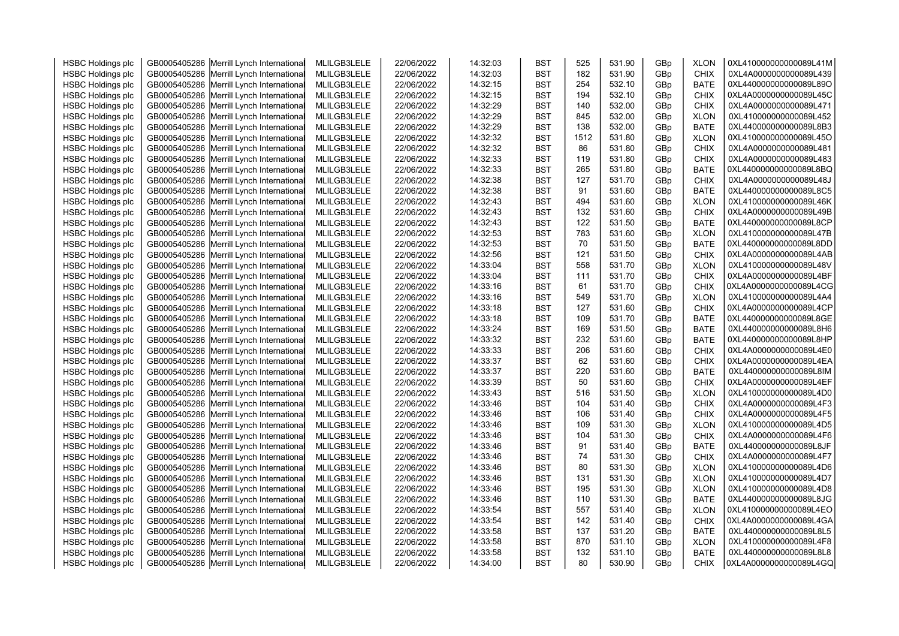| HSBC Holdings plc | GB0005405286 | Merrill Lynch International | MLILGB3LELE | 22/06/2022 | 14:32:03 | BST | 525 | 531.90 | GBp | XLON | 0XL410000000000089L41M |
|---|---|---|---|---|---|---|---|---|---|---|---|
| HSBC Holdings plc | GB0005405286 | Merrill Lynch International | MLILGB3LELE | 22/06/2022 | 14:32:03 | BST | 182 | 531.90 | GBp | CHIX | 0XL4A0000000000089L439 |
| HSBC Holdings plc | GB0005405286 | Merrill Lynch International | MLILGB3LELE | 22/06/2022 | 14:32:15 | BST | 254 | 532.10 | GBp | BATE | 0XL440000000000089L89O |
| HSBC Holdings plc | GB0005405286 | Merrill Lynch International | MLILGB3LELE | 22/06/2022 | 14:32:15 | BST | 194 | 532.10 | GBp | CHIX | 0XL4A0000000000089L45C |
| HSBC Holdings plc | GB0005405286 | Merrill Lynch International | MLILGB3LELE | 22/06/2022 | 14:32:29 | BST | 140 | 532.00 | GBp | CHIX | 0XL4A0000000000089L471 |
| HSBC Holdings plc | GB0005405286 | Merrill Lynch International | MLILGB3LELE | 22/06/2022 | 14:32:29 | BST | 845 | 532.00 | GBp | XLON | 0XL410000000000089L452 |
| HSBC Holdings plc | GB0005405286 | Merrill Lynch International | MLILGB3LELE | 22/06/2022 | 14:32:29 | BST | 138 | 532.00 | GBp | BATE | 0XL440000000000089L8B3 |
| HSBC Holdings plc | GB0005405286 | Merrill Lynch International | MLILGB3LELE | 22/06/2022 | 14:32:32 | BST | 1512 | 531.80 | GBp | XLON | 0XL410000000000089L45O |
| HSBC Holdings plc | GB0005405286 | Merrill Lynch International | MLILGB3LELE | 22/06/2022 | 14:32:32 | BST | 86 | 531.80 | GBp | CHIX | 0XL4A0000000000089L481 |
| HSBC Holdings plc | GB0005405286 | Merrill Lynch International | MLILGB3LELE | 22/06/2022 | 14:32:33 | BST | 119 | 531.80 | GBp | CHIX | 0XL4A0000000000089L483 |
| HSBC Holdings plc | GB0005405286 | Merrill Lynch International | MLILGB3LELE | 22/06/2022 | 14:32:33 | BST | 265 | 531.80 | GBp | BATE | 0XL440000000000089L8BQ |
| HSBC Holdings plc | GB0005405286 | Merrill Lynch International | MLILGB3LELE | 22/06/2022 | 14:32:38 | BST | 127 | 531.70 | GBp | CHIX | 0XL4A0000000000089L48J |
| HSBC Holdings plc | GB0005405286 | Merrill Lynch International | MLILGB3LELE | 22/06/2022 | 14:32:38 | BST | 91 | 531.60 | GBp | BATE | 0XL440000000000089L8C5 |
| HSBC Holdings plc | GB0005405286 | Merrill Lynch International | MLILGB3LELE | 22/06/2022 | 14:32:43 | BST | 494 | 531.60 | GBp | XLON | 0XL410000000000089L46K |
| HSBC Holdings plc | GB0005405286 | Merrill Lynch International | MLILGB3LELE | 22/06/2022 | 14:32:43 | BST | 132 | 531.60 | GBp | CHIX | 0XL4A0000000000089L49B |
| HSBC Holdings plc | GB0005405286 | Merrill Lynch International | MLILGB3LELE | 22/06/2022 | 14:32:43 | BST | 122 | 531.50 | GBp | BATE | 0XL440000000000089L8CP |
| HSBC Holdings plc | GB0005405286 | Merrill Lynch International | MLILGB3LELE | 22/06/2022 | 14:32:53 | BST | 783 | 531.60 | GBp | XLON | 0XL410000000000089L47B |
| HSBC Holdings plc | GB0005405286 | Merrill Lynch International | MLILGB3LELE | 22/06/2022 | 14:32:53 | BST | 70 | 531.50 | GBp | BATE | 0XL440000000000089L8DD |
| HSBC Holdings plc | GB0005405286 | Merrill Lynch International | MLILGB3LELE | 22/06/2022 | 14:32:56 | BST | 121 | 531.50 | GBp | CHIX | 0XL4A0000000000089L4AB |
| HSBC Holdings plc | GB0005405286 | Merrill Lynch International | MLILGB3LELE | 22/06/2022 | 14:33:04 | BST | 558 | 531.70 | GBp | XLON | 0XL410000000000089L48V |
| HSBC Holdings plc | GB0005405286 | Merrill Lynch International | MLILGB3LELE | 22/06/2022 | 14:33:04 | BST | 111 | 531.70 | GBp | CHIX | 0XL4A0000000000089L4BF |
| HSBC Holdings plc | GB0005405286 | Merrill Lynch International | MLILGB3LELE | 22/06/2022 | 14:33:16 | BST | 61 | 531.70 | GBp | CHIX | 0XL4A0000000000089L4CG |
| HSBC Holdings plc | GB0005405286 | Merrill Lynch International | MLILGB3LELE | 22/06/2022 | 14:33:16 | BST | 549 | 531.70 | GBp | XLON | 0XL410000000000089L4A4 |
| HSBC Holdings plc | GB0005405286 | Merrill Lynch International | MLILGB3LELE | 22/06/2022 | 14:33:18 | BST | 127 | 531.60 | GBp | CHIX | 0XL4A0000000000089L4CP |
| HSBC Holdings plc | GB0005405286 | Merrill Lynch International | MLILGB3LELE | 22/06/2022 | 14:33:18 | BST | 109 | 531.70 | GBp | BATE | 0XL440000000000089L8GE |
| HSBC Holdings plc | GB0005405286 | Merrill Lynch International | MLILGB3LELE | 22/06/2022 | 14:33:24 | BST | 169 | 531.50 | GBp | BATE | 0XL440000000000089L8H6 |
| HSBC Holdings plc | GB0005405286 | Merrill Lynch International | MLILGB3LELE | 22/06/2022 | 14:33:32 | BST | 232 | 531.60 | GBp | BATE | 0XL440000000000089L8HP |
| HSBC Holdings plc | GB0005405286 | Merrill Lynch International | MLILGB3LELE | 22/06/2022 | 14:33:33 | BST | 206 | 531.60 | GBp | CHIX | 0XL4A0000000000089L4E0 |
| HSBC Holdings plc | GB0005405286 | Merrill Lynch International | MLILGB3LELE | 22/06/2022 | 14:33:37 | BST | 62 | 531.60 | GBp | CHIX | 0XL4A0000000000089L4EA |
| HSBC Holdings plc | GB0005405286 | Merrill Lynch International | MLILGB3LELE | 22/06/2022 | 14:33:37 | BST | 220 | 531.60 | GBp | BATE | 0XL440000000000089L8IM |
| HSBC Holdings plc | GB0005405286 | Merrill Lynch International | MLILGB3LELE | 22/06/2022 | 14:33:39 | BST | 50 | 531.60 | GBp | CHIX | 0XL4A0000000000089L4EF |
| HSBC Holdings plc | GB0005405286 | Merrill Lynch International | MLILGB3LELE | 22/06/2022 | 14:33:43 | BST | 516 | 531.50 | GBp | XLON | 0XL410000000000089L4D0 |
| HSBC Holdings plc | GB0005405286 | Merrill Lynch International | MLILGB3LELE | 22/06/2022 | 14:33:46 | BST | 104 | 531.40 | GBp | CHIX | 0XL4A0000000000089L4F3 |
| HSBC Holdings plc | GB0005405286 | Merrill Lynch International | MLILGB3LELE | 22/06/2022 | 14:33:46 | BST | 106 | 531.40 | GBp | CHIX | 0XL4A0000000000089L4F5 |
| HSBC Holdings plc | GB0005405286 | Merrill Lynch International | MLILGB3LELE | 22/06/2022 | 14:33:46 | BST | 109 | 531.30 | GBp | XLON | 0XL410000000000089L4D5 |
| HSBC Holdings plc | GB0005405286 | Merrill Lynch International | MLILGB3LELE | 22/06/2022 | 14:33:46 | BST | 104 | 531.30 | GBp | CHIX | 0XL4A0000000000089L4F6 |
| HSBC Holdings plc | GB0005405286 | Merrill Lynch International | MLILGB3LELE | 22/06/2022 | 14:33:46 | BST | 91 | 531.40 | GBp | BATE | 0XL440000000000089L8JF |
| HSBC Holdings plc | GB0005405286 | Merrill Lynch International | MLILGB3LELE | 22/06/2022 | 14:33:46 | BST | 74 | 531.30 | GBp | CHIX | 0XL4A0000000000089L4F7 |
| HSBC Holdings plc | GB0005405286 | Merrill Lynch International | MLILGB3LELE | 22/06/2022 | 14:33:46 | BST | 80 | 531.30 | GBp | XLON | 0XL410000000000089L4D6 |
| HSBC Holdings plc | GB0005405286 | Merrill Lynch International | MLILGB3LELE | 22/06/2022 | 14:33:46 | BST | 131 | 531.30 | GBp | XLON | 0XL410000000000089L4D7 |
| HSBC Holdings plc | GB0005405286 | Merrill Lynch International | MLILGB3LELE | 22/06/2022 | 14:33:46 | BST | 195 | 531.30 | GBp | XLON | 0XL410000000000089L4D8 |
| HSBC Holdings plc | GB0005405286 | Merrill Lynch International | MLILGB3LELE | 22/06/2022 | 14:33:46 | BST | 110 | 531.30 | GBp | BATE | 0XL440000000000089L8JG |
| HSBC Holdings plc | GB0005405286 | Merrill Lynch International | MLILGB3LELE | 22/06/2022 | 14:33:54 | BST | 557 | 531.40 | GBp | XLON | 0XL410000000000089L4EO |
| HSBC Holdings plc | GB0005405286 | Merrill Lynch International | MLILGB3LELE | 22/06/2022 | 14:33:54 | BST | 142 | 531.40 | GBp | CHIX | 0XL4A0000000000089L4GA |
| HSBC Holdings plc | GB0005405286 | Merrill Lynch International | MLILGB3LELE | 22/06/2022 | 14:33:58 | BST | 137 | 531.20 | GBp | BATE | 0XL440000000000089L8L5 |
| HSBC Holdings plc | GB0005405286 | Merrill Lynch International | MLILGB3LELE | 22/06/2022 | 14:33:58 | BST | 870 | 531.10 | GBp | XLON | 0XL410000000000089L4F8 |
| HSBC Holdings plc | GB0005405286 | Merrill Lynch International | MLILGB3LELE | 22/06/2022 | 14:33:58 | BST | 132 | 531.10 | GBp | BATE | 0XL440000000000089L8L8 |
| HSBC Holdings plc | GB0005405286 | Merrill Lynch International | MLILGB3LELE | 22/06/2022 | 14:34:00 | BST | 80 | 530.90 | GBp | CHIX | 0XL4A0000000000089L4GQ |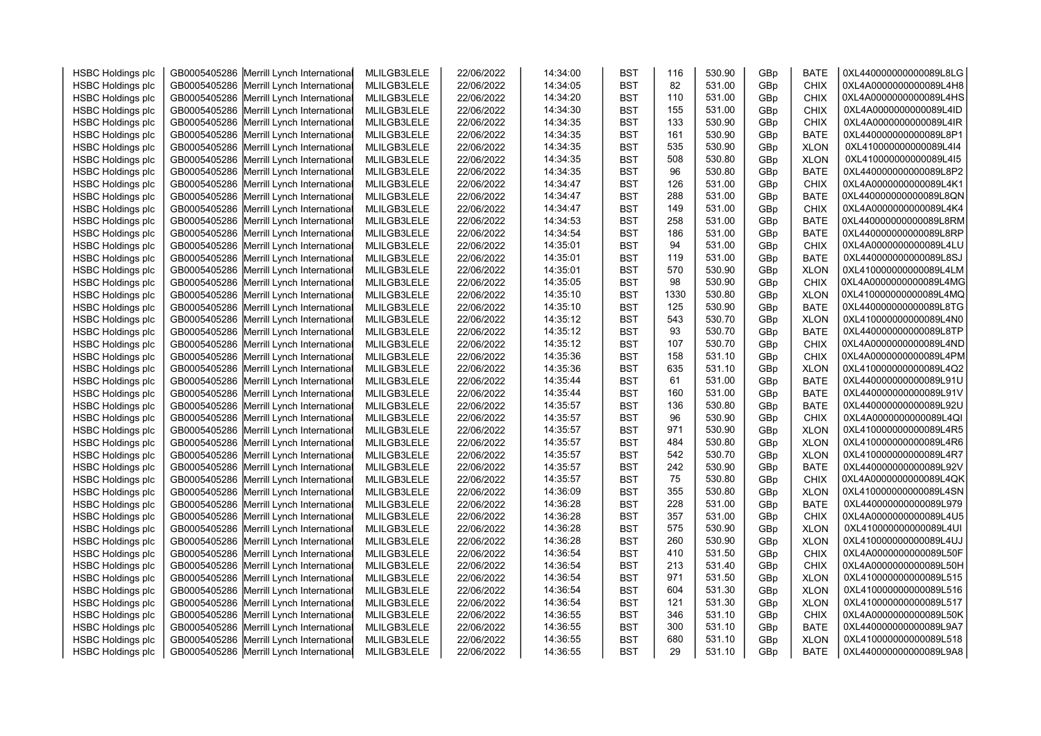| | | | | | | | | | | | |
|---|---|---|---|---|---|---|---|---|---|---|---|
| HSBC Holdings plc | GB0005405286 | Merrill Lynch International | MLILGB3LELE | 22/06/2022 | 14:34:00 | BST | 116 | 530.90 | GBp | BATE | 0XL440000000000089L8LG |
| HSBC Holdings plc | GB0005405286 | Merrill Lynch International | MLILGB3LELE | 22/06/2022 | 14:34:05 | BST | 82 | 531.00 | GBp | CHIX | 0XL4A0000000000089L4H8 |
| HSBC Holdings plc | GB0005405286 | Merrill Lynch International | MLILGB3LELE | 22/06/2022 | 14:34:20 | BST | 110 | 531.00 | GBp | CHIX | 0XL4A0000000000089L4HS |
| HSBC Holdings plc | GB0005405286 | Merrill Lynch International | MLILGB3LELE | 22/06/2022 | 14:34:30 | BST | 155 | 531.00 | GBp | CHIX | 0XL4A0000000000089L4ID |
| HSBC Holdings plc | GB0005405286 | Merrill Lynch International | MLILGB3LELE | 22/06/2022 | 14:34:35 | BST | 133 | 530.90 | GBp | CHIX | 0XL4A0000000000089L4IR |
| HSBC Holdings plc | GB0005405286 | Merrill Lynch International | MLILGB3LELE | 22/06/2022 | 14:34:35 | BST | 161 | 530.90 | GBp | BATE | 0XL440000000000089L8P1 |
| HSBC Holdings plc | GB0005405286 | Merrill Lynch International | MLILGB3LELE | 22/06/2022 | 14:34:35 | BST | 535 | 530.90 | GBp | XLON | 0XL410000000000089L4I4 |
| HSBC Holdings plc | GB0005405286 | Merrill Lynch International | MLILGB3LELE | 22/06/2022 | 14:34:35 | BST | 508 | 530.80 | GBp | XLON | 0XL410000000000089L4I5 |
| HSBC Holdings plc | GB0005405286 | Merrill Lynch International | MLILGB3LELE | 22/06/2022 | 14:34:35 | BST | 96 | 530.80 | GBp | BATE | 0XL440000000000089L8P2 |
| HSBC Holdings plc | GB0005405286 | Merrill Lynch International | MLILGB3LELE | 22/06/2022 | 14:34:47 | BST | 126 | 531.00 | GBp | CHIX | 0XL4A0000000000089L4K1 |
| HSBC Holdings plc | GB0005405286 | Merrill Lynch International | MLILGB3LELE | 22/06/2022 | 14:34:47 | BST | 288 | 531.00 | GBp | BATE | 0XL440000000000089L8QN |
| HSBC Holdings plc | GB0005405286 | Merrill Lynch International | MLILGB3LELE | 22/06/2022 | 14:34:47 | BST | 149 | 531.00 | GBp | CHIX | 0XL4A0000000000089L4K4 |
| HSBC Holdings plc | GB0005405286 | Merrill Lynch International | MLILGB3LELE | 22/06/2022 | 14:34:53 | BST | 258 | 531.00 | GBp | BATE | 0XL440000000000089L8RM |
| HSBC Holdings plc | GB0005405286 | Merrill Lynch International | MLILGB3LELE | 22/06/2022 | 14:34:54 | BST | 186 | 531.00 | GBp | BATE | 0XL440000000000089L8RP |
| HSBC Holdings plc | GB0005405286 | Merrill Lynch International | MLILGB3LELE | 22/06/2022 | 14:35:01 | BST | 94 | 531.00 | GBp | CHIX | 0XL4A0000000000089L4LU |
| HSBC Holdings plc | GB0005405286 | Merrill Lynch International | MLILGB3LELE | 22/06/2022 | 14:35:01 | BST | 119 | 531.00 | GBp | BATE | 0XL440000000000089L8SJ |
| HSBC Holdings plc | GB0005405286 | Merrill Lynch International | MLILGB3LELE | 22/06/2022 | 14:35:01 | BST | 570 | 530.90 | GBp | XLON | 0XL410000000000089L4LM |
| HSBC Holdings plc | GB0005405286 | Merrill Lynch International | MLILGB3LELE | 22/06/2022 | 14:35:05 | BST | 98 | 530.90 | GBp | CHIX | 0XL4A0000000000089L4MG |
| HSBC Holdings plc | GB0005405286 | Merrill Lynch International | MLILGB3LELE | 22/06/2022 | 14:35:10 | BST | 1330 | 530.80 | GBp | XLON | 0XL410000000000089L4MQ |
| HSBC Holdings plc | GB0005405286 | Merrill Lynch International | MLILGB3LELE | 22/06/2022 | 14:35:10 | BST | 125 | 530.90 | GBp | BATE | 0XL440000000000089L8TG |
| HSBC Holdings plc | GB0005405286 | Merrill Lynch International | MLILGB3LELE | 22/06/2022 | 14:35:12 | BST | 543 | 530.70 | GBp | XLON | 0XL410000000000089L4N0 |
| HSBC Holdings plc | GB0005405286 | Merrill Lynch International | MLILGB3LELE | 22/06/2022 | 14:35:12 | BST | 93 | 530.70 | GBp | BATE | 0XL440000000000089L8TP |
| HSBC Holdings plc | GB0005405286 | Merrill Lynch International | MLILGB3LELE | 22/06/2022 | 14:35:12 | BST | 107 | 530.70 | GBp | CHIX | 0XL4A0000000000089L4ND |
| HSBC Holdings plc | GB0005405286 | Merrill Lynch International | MLILGB3LELE | 22/06/2022 | 14:35:36 | BST | 158 | 531.10 | GBp | CHIX | 0XL4A0000000000089L4PM |
| HSBC Holdings plc | GB0005405286 | Merrill Lynch International | MLILGB3LELE | 22/06/2022 | 14:35:36 | BST | 635 | 531.10 | GBp | XLON | 0XL410000000000089L4Q2 |
| HSBC Holdings plc | GB0005405286 | Merrill Lynch International | MLILGB3LELE | 22/06/2022 | 14:35:44 | BST | 61 | 531.00 | GBp | BATE | 0XL440000000000089L91U |
| HSBC Holdings plc | GB0005405286 | Merrill Lynch International | MLILGB3LELE | 22/06/2022 | 14:35:44 | BST | 160 | 531.00 | GBp | BATE | 0XL440000000000089L91V |
| HSBC Holdings plc | GB0005405286 | Merrill Lynch International | MLILGB3LELE | 22/06/2022 | 14:35:57 | BST | 136 | 530.80 | GBp | BATE | 0XL440000000000089L92U |
| HSBC Holdings plc | GB0005405286 | Merrill Lynch International | MLILGB3LELE | 22/06/2022 | 14:35:57 | BST | 96 | 530.90 | GBp | CHIX | 0XL4A0000000000089L4QI |
| HSBC Holdings plc | GB0005405286 | Merrill Lynch International | MLILGB3LELE | 22/06/2022 | 14:35:57 | BST | 971 | 530.90 | GBp | XLON | 0XL410000000000089L4R5 |
| HSBC Holdings plc | GB0005405286 | Merrill Lynch International | MLILGB3LELE | 22/06/2022 | 14:35:57 | BST | 484 | 530.80 | GBp | XLON | 0XL410000000000089L4R6 |
| HSBC Holdings plc | GB0005405286 | Merrill Lynch International | MLILGB3LELE | 22/06/2022 | 14:35:57 | BST | 542 | 530.70 | GBp | XLON | 0XL410000000000089L4R7 |
| HSBC Holdings plc | GB0005405286 | Merrill Lynch International | MLILGB3LELE | 22/06/2022 | 14:35:57 | BST | 242 | 530.90 | GBp | BATE | 0XL440000000000089L92V |
| HSBC Holdings plc | GB0005405286 | Merrill Lynch International | MLILGB3LELE | 22/06/2022 | 14:35:57 | BST | 75 | 530.80 | GBp | CHIX | 0XL4A0000000000089L4QK |
| HSBC Holdings plc | GB0005405286 | Merrill Lynch International | MLILGB3LELE | 22/06/2022 | 14:36:09 | BST | 355 | 530.80 | GBp | XLON | 0XL410000000000089L4SN |
| HSBC Holdings plc | GB0005405286 | Merrill Lynch International | MLILGB3LELE | 22/06/2022 | 14:36:28 | BST | 228 | 531.00 | GBp | BATE | 0XL440000000000089L979 |
| HSBC Holdings plc | GB0005405286 | Merrill Lynch International | MLILGB3LELE | 22/06/2022 | 14:36:28 | BST | 357 | 531.00 | GBp | CHIX | 0XL4A0000000000089L4U5 |
| HSBC Holdings plc | GB0005405286 | Merrill Lynch International | MLILGB3LELE | 22/06/2022 | 14:36:28 | BST | 575 | 530.90 | GBp | XLON | 0XL410000000000089L4UI |
| HSBC Holdings plc | GB0005405286 | Merrill Lynch International | MLILGB3LELE | 22/06/2022 | 14:36:28 | BST | 260 | 530.90 | GBp | XLON | 0XL410000000000089L4UJ |
| HSBC Holdings plc | GB0005405286 | Merrill Lynch International | MLILGB3LELE | 22/06/2022 | 14:36:54 | BST | 410 | 531.50 | GBp | CHIX | 0XL4A0000000000089L50F |
| HSBC Holdings plc | GB0005405286 | Merrill Lynch International | MLILGB3LELE | 22/06/2022 | 14:36:54 | BST | 213 | 531.40 | GBp | CHIX | 0XL4A0000000000089L50H |
| HSBC Holdings plc | GB0005405286 | Merrill Lynch International | MLILGB3LELE | 22/06/2022 | 14:36:54 | BST | 971 | 531.50 | GBp | XLON | 0XL410000000000089L515 |
| HSBC Holdings plc | GB0005405286 | Merrill Lynch International | MLILGB3LELE | 22/06/2022 | 14:36:54 | BST | 604 | 531.30 | GBp | XLON | 0XL410000000000089L516 |
| HSBC Holdings plc | GB0005405286 | Merrill Lynch International | MLILGB3LELE | 22/06/2022 | 14:36:54 | BST | 121 | 531.30 | GBp | XLON | 0XL410000000000089L517 |
| HSBC Holdings plc | GB0005405286 | Merrill Lynch International | MLILGB3LELE | 22/06/2022 | 14:36:55 | BST | 346 | 531.10 | GBp | CHIX | 0XL4A0000000000089L50K |
| HSBC Holdings plc | GB0005405286 | Merrill Lynch International | MLILGB3LELE | 22/06/2022 | 14:36:55 | BST | 300 | 531.10 | GBp | BATE | 0XL440000000000089L9A7 |
| HSBC Holdings plc | GB0005405286 | Merrill Lynch International | MLILGB3LELE | 22/06/2022 | 14:36:55 | BST | 680 | 531.10 | GBp | XLON | 0XL410000000000089L518 |
| HSBC Holdings plc | GB0005405286 | Merrill Lynch International | MLILGB3LELE | 22/06/2022 | 14:36:55 | BST | 29 | 531.10 | GBp | BATE | 0XL440000000000089L9A8 |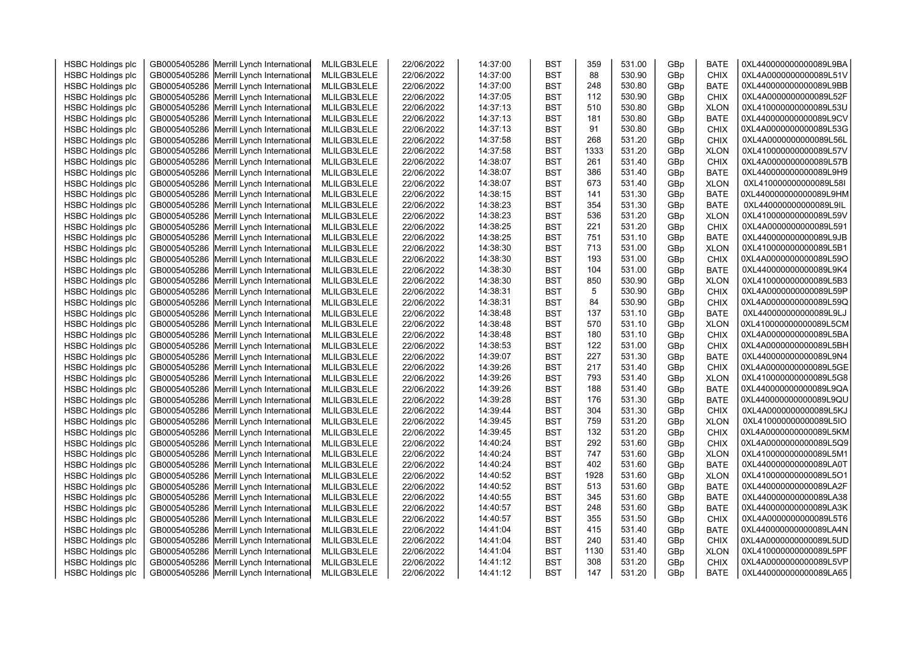| | | | | | | | | | | | |
|---|---|---|---|---|---|---|---|---|---|---|---|
| HSBC Holdings plc | GB0005405286 | Merrill Lynch International | MLILGB3LELE | 22/06/2022 | 14:37:00 | BST | 359 | 531.00 | GBp | BATE | 0XL440000000000089L9BA |
| HSBC Holdings plc | GB0005405286 | Merrill Lynch International | MLILGB3LELE | 22/06/2022 | 14:37:00 | BST | 88 | 530.90 | GBp | CHIX | 0XL4A0000000000089L51V |
| HSBC Holdings plc | GB0005405286 | Merrill Lynch International | MLILGB3LELE | 22/06/2022 | 14:37:00 | BST | 248 | 530.80 | GBp | BATE | 0XL440000000000089L9BB |
| HSBC Holdings plc | GB0005405286 | Merrill Lynch International | MLILGB3LELE | 22/06/2022 | 14:37:05 | BST | 112 | 530.90 | GBp | CHIX | 0XL4A0000000000089L52F |
| HSBC Holdings plc | GB0005405286 | Merrill Lynch International | MLILGB3LELE | 22/06/2022 | 14:37:13 | BST | 510 | 530.80 | GBp | XLON | 0XL410000000000089L53U |
| HSBC Holdings plc | GB0005405286 | Merrill Lynch International | MLILGB3LELE | 22/06/2022 | 14:37:13 | BST | 181 | 530.80 | GBp | BATE | 0XL440000000000089L9CV |
| HSBC Holdings plc | GB0005405286 | Merrill Lynch International | MLILGB3LELE | 22/06/2022 | 14:37:13 | BST | 91 | 530.80 | GBp | CHIX | 0XL4A0000000000089L53G |
| HSBC Holdings plc | GB0005405286 | Merrill Lynch International | MLILGB3LELE | 22/06/2022 | 14:37:58 | BST | 268 | 531.20 | GBp | CHIX | 0XL4A0000000000089L56L |
| HSBC Holdings plc | GB0005405286 | Merrill Lynch International | MLILGB3LELE | 22/06/2022 | 14:37:58 | BST | 1333 | 531.20 | GBp | XLON | 0XL410000000000089L57V |
| HSBC Holdings plc | GB0005405286 | Merrill Lynch International | MLILGB3LELE | 22/06/2022 | 14:38:07 | BST | 261 | 531.40 | GBp | CHIX | 0XL4A0000000000089L57B |
| HSBC Holdings plc | GB0005405286 | Merrill Lynch International | MLILGB3LELE | 22/06/2022 | 14:38:07 | BST | 386 | 531.40 | GBp | BATE | 0XL440000000000089L9H9 |
| HSBC Holdings plc | GB0005405286 | Merrill Lynch International | MLILGB3LELE | 22/06/2022 | 14:38:07 | BST | 673 | 531.40 | GBp | XLON | 0XL410000000000089L58I |
| HSBC Holdings plc | GB0005405286 | Merrill Lynch International | MLILGB3LELE | 22/06/2022 | 14:38:15 | BST | 141 | 531.30 | GBp | BATE | 0XL440000000000089L9HM |
| HSBC Holdings plc | GB0005405286 | Merrill Lynch International | MLILGB3LELE | 22/06/2022 | 14:38:23 | BST | 354 | 531.30 | GBp | BATE | 0XL440000000000089L9IL |
| HSBC Holdings plc | GB0005405286 | Merrill Lynch International | MLILGB3LELE | 22/06/2022 | 14:38:23 | BST | 536 | 531.20 | GBp | XLON | 0XL410000000000089L59V |
| HSBC Holdings plc | GB0005405286 | Merrill Lynch International | MLILGB3LELE | 22/06/2022 | 14:38:25 | BST | 221 | 531.20 | GBp | CHIX | 0XL4A0000000000089L591 |
| HSBC Holdings plc | GB0005405286 | Merrill Lynch International | MLILGB3LELE | 22/06/2022 | 14:38:25 | BST | 751 | 531.10 | GBp | BATE | 0XL440000000000089L9JB |
| HSBC Holdings plc | GB0005405286 | Merrill Lynch International | MLILGB3LELE | 22/06/2022 | 14:38:30 | BST | 713 | 531.00 | GBp | XLON | 0XL410000000000089L5B1 |
| HSBC Holdings plc | GB0005405286 | Merrill Lynch International | MLILGB3LELE | 22/06/2022 | 14:38:30 | BST | 193 | 531.00 | GBp | CHIX | 0XL4A0000000000089L59O |
| HSBC Holdings plc | GB0005405286 | Merrill Lynch International | MLILGB3LELE | 22/06/2022 | 14:38:30 | BST | 104 | 531.00 | GBp | BATE | 0XL440000000000089L9K4 |
| HSBC Holdings plc | GB0005405286 | Merrill Lynch International | MLILGB3LELE | 22/06/2022 | 14:38:30 | BST | 850 | 530.90 | GBp | XLON | 0XL410000000000089L5B3 |
| HSBC Holdings plc | GB0005405286 | Merrill Lynch International | MLILGB3LELE | 22/06/2022 | 14:38:31 | BST | 5 | 530.90 | GBp | CHIX | 0XL4A0000000000089L59P |
| HSBC Holdings plc | GB0005405286 | Merrill Lynch International | MLILGB3LELE | 22/06/2022 | 14:38:31 | BST | 84 | 530.90 | GBp | CHIX | 0XL4A0000000000089L59Q |
| HSBC Holdings plc | GB0005405286 | Merrill Lynch International | MLILGB3LELE | 22/06/2022 | 14:38:48 | BST | 137 | 531.10 | GBp | BATE | 0XL440000000000089L9LJ |
| HSBC Holdings plc | GB0005405286 | Merrill Lynch International | MLILGB3LELE | 22/06/2022 | 14:38:48 | BST | 570 | 531.10 | GBp | XLON | 0XL410000000000089L5CM |
| HSBC Holdings plc | GB0005405286 | Merrill Lynch International | MLILGB3LELE | 22/06/2022 | 14:38:48 | BST | 180 | 531.10 | GBp | CHIX | 0XL4A0000000000089L5BA |
| HSBC Holdings plc | GB0005405286 | Merrill Lynch International | MLILGB3LELE | 22/06/2022 | 14:38:53 | BST | 122 | 531.00 | GBp | CHIX | 0XL4A0000000000089L5BH |
| HSBC Holdings plc | GB0005405286 | Merrill Lynch International | MLILGB3LELE | 22/06/2022 | 14:39:07 | BST | 227 | 531.30 | GBp | BATE | 0XL440000000000089L9N4 |
| HSBC Holdings plc | GB0005405286 | Merrill Lynch International | MLILGB3LELE | 22/06/2022 | 14:39:26 | BST | 217 | 531.40 | GBp | CHIX | 0XL4A0000000000089L5GE |
| HSBC Holdings plc | GB0005405286 | Merrill Lynch International | MLILGB3LELE | 22/06/2022 | 14:39:26 | BST | 793 | 531.40 | GBp | XLON | 0XL410000000000089L5G8 |
| HSBC Holdings plc | GB0005405286 | Merrill Lynch International | MLILGB3LELE | 22/06/2022 | 14:39:26 | BST | 188 | 531.40 | GBp | BATE | 0XL440000000000089L9QA |
| HSBC Holdings plc | GB0005405286 | Merrill Lynch International | MLILGB3LELE | 22/06/2022 | 14:39:28 | BST | 176 | 531.30 | GBp | BATE | 0XL440000000000089L9QU |
| HSBC Holdings plc | GB0005405286 | Merrill Lynch International | MLILGB3LELE | 22/06/2022 | 14:39:44 | BST | 304 | 531.30 | GBp | CHIX | 0XL4A0000000000089L5KJ |
| HSBC Holdings plc | GB0005405286 | Merrill Lynch International | MLILGB3LELE | 22/06/2022 | 14:39:45 | BST | 759 | 531.20 | GBp | XLON | 0XL410000000000089L5IO |
| HSBC Holdings plc | GB0005405286 | Merrill Lynch International | MLILGB3LELE | 22/06/2022 | 14:39:45 | BST | 132 | 531.20 | GBp | CHIX | 0XL4A0000000000089L5KM |
| HSBC Holdings plc | GB0005405286 | Merrill Lynch International | MLILGB3LELE | 22/06/2022 | 14:40:24 | BST | 292 | 531.60 | GBp | CHIX | 0XL4A0000000000089L5Q9 |
| HSBC Holdings plc | GB0005405286 | Merrill Lynch International | MLILGB3LELE | 22/06/2022 | 14:40:24 | BST | 747 | 531.60 | GBp | XLON | 0XL410000000000089L5M1 |
| HSBC Holdings plc | GB0005405286 | Merrill Lynch International | MLILGB3LELE | 22/06/2022 | 14:40:24 | BST | 402 | 531.60 | GBp | BATE | 0XL440000000000089LA0T |
| HSBC Holdings plc | GB0005405286 | Merrill Lynch International | MLILGB3LELE | 22/06/2022 | 14:40:52 | BST | 1928 | 531.60 | GBp | XLON | 0XL410000000000089L5O1 |
| HSBC Holdings plc | GB0005405286 | Merrill Lynch International | MLILGB3LELE | 22/06/2022 | 14:40:52 | BST | 513 | 531.60 | GBp | BATE | 0XL440000000000089LA2F |
| HSBC Holdings plc | GB0005405286 | Merrill Lynch International | MLILGB3LELE | 22/06/2022 | 14:40:55 | BST | 345 | 531.60 | GBp | BATE | 0XL440000000000089LA38 |
| HSBC Holdings plc | GB0005405286 | Merrill Lynch International | MLILGB3LELE | 22/06/2022 | 14:40:57 | BST | 248 | 531.60 | GBp | BATE | 0XL440000000000089LA3K |
| HSBC Holdings plc | GB0005405286 | Merrill Lynch International | MLILGB3LELE | 22/06/2022 | 14:40:57 | BST | 355 | 531.50 | GBp | CHIX | 0XL4A0000000000089L5T6 |
| HSBC Holdings plc | GB0005405286 | Merrill Lynch International | MLILGB3LELE | 22/06/2022 | 14:41:04 | BST | 415 | 531.40 | GBp | BATE | 0XL440000000000089LA4N |
| HSBC Holdings plc | GB0005405286 | Merrill Lynch International | MLILGB3LELE | 22/06/2022 | 14:41:04 | BST | 240 | 531.40 | GBp | CHIX | 0XL4A0000000000089L5UD |
| HSBC Holdings plc | GB0005405286 | Merrill Lynch International | MLILGB3LELE | 22/06/2022 | 14:41:04 | BST | 1130 | 531.40 | GBp | XLON | 0XL410000000000089L5PF |
| HSBC Holdings plc | GB0005405286 | Merrill Lynch International | MLILGB3LELE | 22/06/2022 | 14:41:12 | BST | 308 | 531.20 | GBp | CHIX | 0XL4A0000000000089L5VP |
| HSBC Holdings plc | GB0005405286 | Merrill Lynch International | MLILGB3LELE | 22/06/2022 | 14:41:12 | BST | 147 | 531.20 | GBp | BATE | 0XL440000000000089LA65 |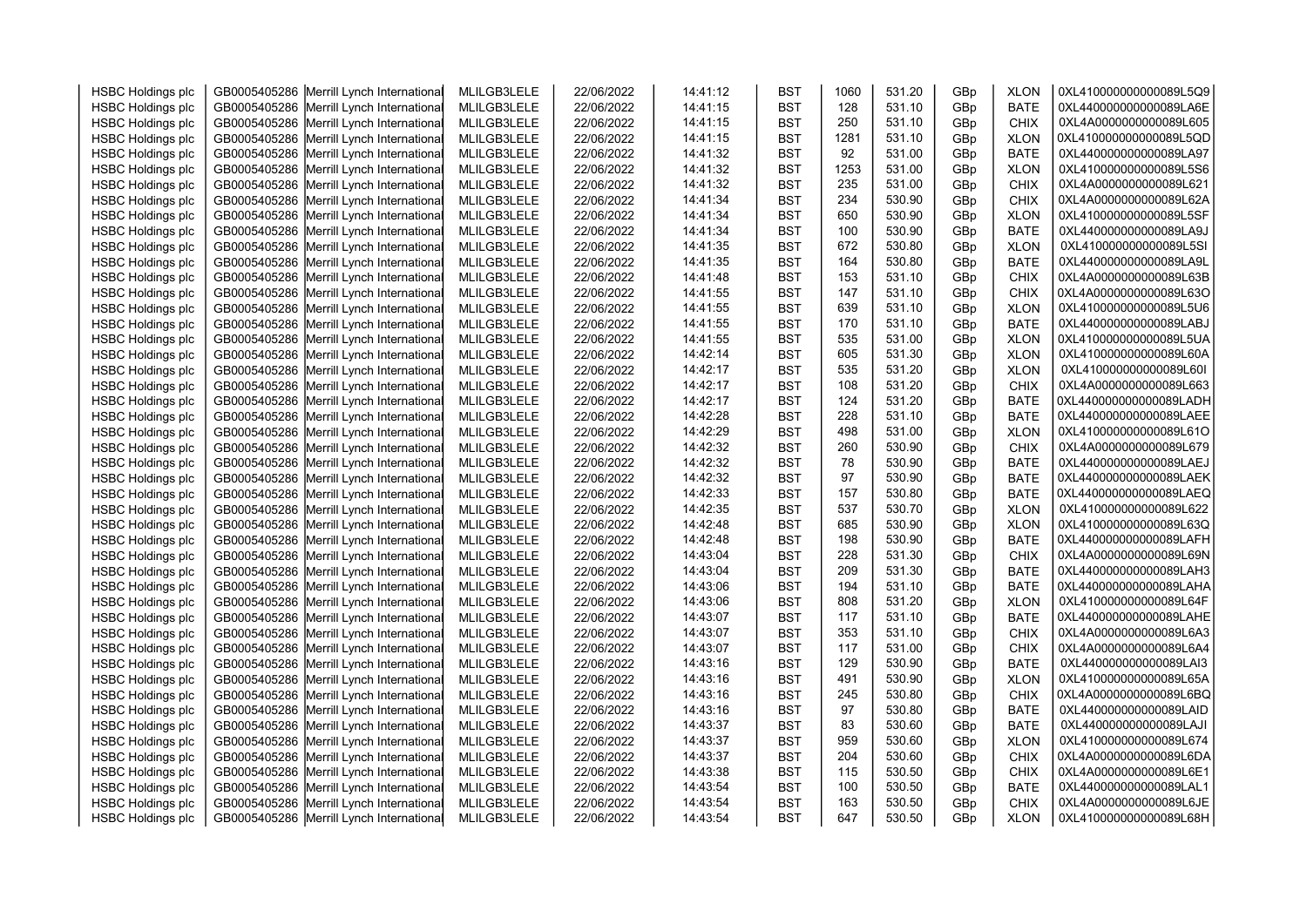| HSBC Holdings plc | GB0005405286 | Merrill Lynch International | MLILGB3LELE | 22/06/2022 | 14:41:12 | BST | 1060 | 531.20 | GBp | XLON | 0XL410000000000089L5Q9 |
|---|---|---|---|---|---|---|---|---|---|---|---|
| HSBC Holdings plc | GB0005405286 | Merrill Lynch International | MLILGB3LELE | 22/06/2022 | 14:41:15 | BST | 128 | 531.10 | GBp | BATE | 0XL440000000000089LA6E |
| HSBC Holdings plc | GB0005405286 | Merrill Lynch International | MLILGB3LELE | 22/06/2022 | 14:41:15 | BST | 250 | 531.10 | GBp | CHIX | 0XL4A0000000000089L605 |
| HSBC Holdings plc | GB0005405286 | Merrill Lynch International | MLILGB3LELE | 22/06/2022 | 14:41:15 | BST | 1281 | 531.10 | GBp | XLON | 0XL410000000000089L5QD |
| HSBC Holdings plc | GB0005405286 | Merrill Lynch International | MLILGB3LELE | 22/06/2022 | 14:41:32 | BST | 92 | 531.00 | GBp | BATE | 0XL440000000000089LA97 |
| HSBC Holdings plc | GB0005405286 | Merrill Lynch International | MLILGB3LELE | 22/06/2022 | 14:41:32 | BST | 1253 | 531.00 | GBp | XLON | 0XL410000000000089L5S6 |
| HSBC Holdings plc | GB0005405286 | Merrill Lynch International | MLILGB3LELE | 22/06/2022 | 14:41:32 | BST | 235 | 531.00 | GBp | CHIX | 0XL4A0000000000089L621 |
| HSBC Holdings plc | GB0005405286 | Merrill Lynch International | MLILGB3LELE | 22/06/2022 | 14:41:34 | BST | 234 | 530.90 | GBp | CHIX | 0XL4A0000000000089L62A |
| HSBC Holdings plc | GB0005405286 | Merrill Lynch International | MLILGB3LELE | 22/06/2022 | 14:41:34 | BST | 650 | 530.90 | GBp | XLON | 0XL410000000000089L5SF |
| HSBC Holdings plc | GB0005405286 | Merrill Lynch International | MLILGB3LELE | 22/06/2022 | 14:41:34 | BST | 100 | 530.90 | GBp | BATE | 0XL440000000000089LA9J |
| HSBC Holdings plc | GB0005405286 | Merrill Lynch International | MLILGB3LELE | 22/06/2022 | 14:41:35 | BST | 672 | 530.80 | GBp | XLON | 0XL410000000000089L5SI |
| HSBC Holdings plc | GB0005405286 | Merrill Lynch International | MLILGB3LELE | 22/06/2022 | 14:41:35 | BST | 164 | 530.80 | GBp | BATE | 0XL440000000000089LA9L |
| HSBC Holdings plc | GB0005405286 | Merrill Lynch International | MLILGB3LELE | 22/06/2022 | 14:41:48 | BST | 153 | 531.10 | GBp | CHIX | 0XL4A0000000000089L63B |
| HSBC Holdings plc | GB0005405286 | Merrill Lynch International | MLILGB3LELE | 22/06/2022 | 14:41:55 | BST | 147 | 531.10 | GBp | CHIX | 0XL4A0000000000089L63O |
| HSBC Holdings plc | GB0005405286 | Merrill Lynch International | MLILGB3LELE | 22/06/2022 | 14:41:55 | BST | 639 | 531.10 | GBp | XLON | 0XL410000000000089L5U6 |
| HSBC Holdings plc | GB0005405286 | Merrill Lynch International | MLILGB3LELE | 22/06/2022 | 14:41:55 | BST | 170 | 531.10 | GBp | BATE | 0XL440000000000089LABJ |
| HSBC Holdings plc | GB0005405286 | Merrill Lynch International | MLILGB3LELE | 22/06/2022 | 14:41:55 | BST | 535 | 531.00 | GBp | XLON | 0XL410000000000089L5UA |
| HSBC Holdings plc | GB0005405286 | Merrill Lynch International | MLILGB3LELE | 22/06/2022 | 14:42:14 | BST | 605 | 531.30 | GBp | XLON | 0XL410000000000089L60A |
| HSBC Holdings plc | GB0005405286 | Merrill Lynch International | MLILGB3LELE | 22/06/2022 | 14:42:17 | BST | 535 | 531.20 | GBp | XLON | 0XL410000000000089L60I |
| HSBC Holdings plc | GB0005405286 | Merrill Lynch International | MLILGB3LELE | 22/06/2022 | 14:42:17 | BST | 108 | 531.20 | GBp | CHIX | 0XL4A0000000000089L663 |
| HSBC Holdings plc | GB0005405286 | Merrill Lynch International | MLILGB3LELE | 22/06/2022 | 14:42:17 | BST | 124 | 531.20 | GBp | BATE | 0XL440000000000089LADH |
| HSBC Holdings plc | GB0005405286 | Merrill Lynch International | MLILGB3LELE | 22/06/2022 | 14:42:28 | BST | 228 | 531.10 | GBp | BATE | 0XL440000000000089LAEE |
| HSBC Holdings plc | GB0005405286 | Merrill Lynch International | MLILGB3LELE | 22/06/2022 | 14:42:29 | BST | 498 | 531.00 | GBp | XLON | 0XL410000000000089L61O |
| HSBC Holdings plc | GB0005405286 | Merrill Lynch International | MLILGB3LELE | 22/06/2022 | 14:42:32 | BST | 260 | 530.90 | GBp | CHIX | 0XL4A0000000000089L679 |
| HSBC Holdings plc | GB0005405286 | Merrill Lynch International | MLILGB3LELE | 22/06/2022 | 14:42:32 | BST | 78 | 530.90 | GBp | BATE | 0XL440000000000089LAEJ |
| HSBC Holdings plc | GB0005405286 | Merrill Lynch International | MLILGB3LELE | 22/06/2022 | 14:42:32 | BST | 97 | 530.90 | GBp | BATE | 0XL440000000000089LAEK |
| HSBC Holdings plc | GB0005405286 | Merrill Lynch International | MLILGB3LELE | 22/06/2022 | 14:42:33 | BST | 157 | 530.80 | GBp | BATE | 0XL440000000000089LAEQ |
| HSBC Holdings plc | GB0005405286 | Merrill Lynch International | MLILGB3LELE | 22/06/2022 | 14:42:35 | BST | 537 | 530.70 | GBp | XLON | 0XL410000000000089L622 |
| HSBC Holdings plc | GB0005405286 | Merrill Lynch International | MLILGB3LELE | 22/06/2022 | 14:42:48 | BST | 685 | 530.90 | GBp | XLON | 0XL410000000000089L63Q |
| HSBC Holdings plc | GB0005405286 | Merrill Lynch International | MLILGB3LELE | 22/06/2022 | 14:42:48 | BST | 198 | 530.90 | GBp | BATE | 0XL440000000000089LAFH |
| HSBC Holdings plc | GB0005405286 | Merrill Lynch International | MLILGB3LELE | 22/06/2022 | 14:43:04 | BST | 228 | 531.30 | GBp | CHIX | 0XL4A0000000000089L69N |
| HSBC Holdings plc | GB0005405286 | Merrill Lynch International | MLILGB3LELE | 22/06/2022 | 14:43:04 | BST | 209 | 531.30 | GBp | BATE | 0XL440000000000089LAH3 |
| HSBC Holdings plc | GB0005405286 | Merrill Lynch International | MLILGB3LELE | 22/06/2022 | 14:43:06 | BST | 194 | 531.10 | GBp | BATE | 0XL440000000000089LAHA |
| HSBC Holdings plc | GB0005405286 | Merrill Lynch International | MLILGB3LELE | 22/06/2022 | 14:43:06 | BST | 808 | 531.20 | GBp | XLON | 0XL410000000000089L64F |
| HSBC Holdings plc | GB0005405286 | Merrill Lynch International | MLILGB3LELE | 22/06/2022 | 14:43:07 | BST | 117 | 531.10 | GBp | BATE | 0XL440000000000089LAHE |
| HSBC Holdings plc | GB0005405286 | Merrill Lynch International | MLILGB3LELE | 22/06/2022 | 14:43:07 | BST | 353 | 531.10 | GBp | CHIX | 0XL4A0000000000089L6A3 |
| HSBC Holdings plc | GB0005405286 | Merrill Lynch International | MLILGB3LELE | 22/06/2022 | 14:43:07 | BST | 117 | 531.00 | GBp | CHIX | 0XL4A0000000000089L6A4 |
| HSBC Holdings plc | GB0005405286 | Merrill Lynch International | MLILGB3LELE | 22/06/2022 | 14:43:16 | BST | 129 | 530.90 | GBp | BATE | 0XL440000000000089LAI3 |
| HSBC Holdings plc | GB0005405286 | Merrill Lynch International | MLILGB3LELE | 22/06/2022 | 14:43:16 | BST | 491 | 530.90 | GBp | XLON | 0XL410000000000089L65A |
| HSBC Holdings plc | GB0005405286 | Merrill Lynch International | MLILGB3LELE | 22/06/2022 | 14:43:16 | BST | 245 | 530.80 | GBp | CHIX | 0XL4A0000000000089L6BQ |
| HSBC Holdings plc | GB0005405286 | Merrill Lynch International | MLILGB3LELE | 22/06/2022 | 14:43:16 | BST | 97 | 530.80 | GBp | BATE | 0XL440000000000089LAID |
| HSBC Holdings plc | GB0005405286 | Merrill Lynch International | MLILGB3LELE | 22/06/2022 | 14:43:37 | BST | 83 | 530.60 | GBp | BATE | 0XL440000000000089LAJI |
| HSBC Holdings plc | GB0005405286 | Merrill Lynch International | MLILGB3LELE | 22/06/2022 | 14:43:37 | BST | 959 | 530.60 | GBp | XLON | 0XL410000000000089L674 |
| HSBC Holdings plc | GB0005405286 | Merrill Lynch International | MLILGB3LELE | 22/06/2022 | 14:43:37 | BST | 204 | 530.60 | GBp | CHIX | 0XL4A0000000000089L6DA |
| HSBC Holdings plc | GB0005405286 | Merrill Lynch International | MLILGB3LELE | 22/06/2022 | 14:43:38 | BST | 115 | 530.50 | GBp | CHIX | 0XL4A0000000000089L6E1 |
| HSBC Holdings plc | GB0005405286 | Merrill Lynch International | MLILGB3LELE | 22/06/2022 | 14:43:54 | BST | 100 | 530.50 | GBp | BATE | 0XL440000000000089LAL1 |
| HSBC Holdings plc | GB0005405286 | Merrill Lynch International | MLILGB3LELE | 22/06/2022 | 14:43:54 | BST | 163 | 530.50 | GBp | CHIX | 0XL4A0000000000089L6JE |
| HSBC Holdings plc | GB0005405286 | Merrill Lynch International | MLILGB3LELE | 22/06/2022 | 14:43:54 | BST | 647 | 530.50 | GBp | XLON | 0XL410000000000089L68H |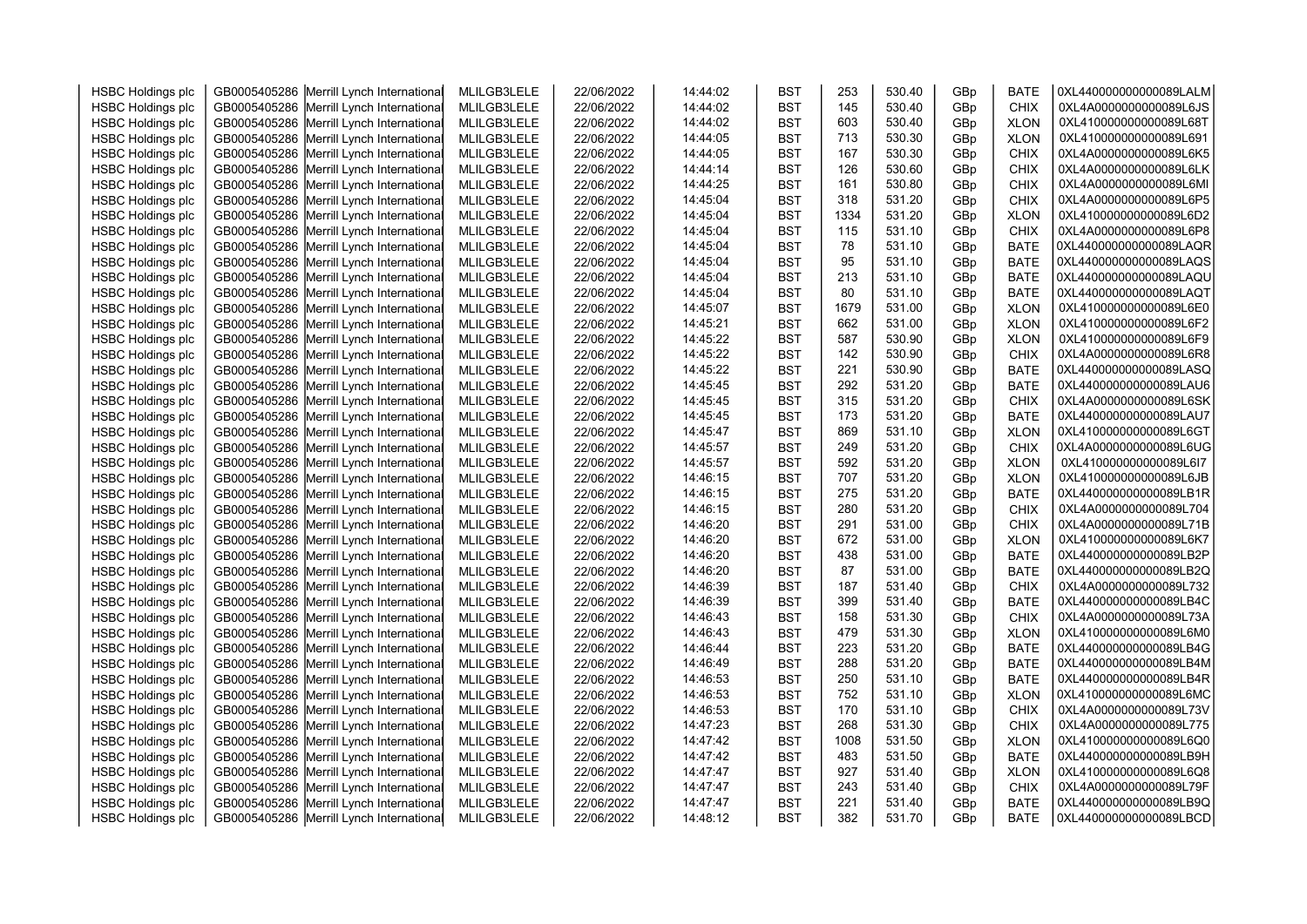| HSBC Holdings plc | GB0005405286 | Merrill Lynch International | MLILGB3LELE | 22/06/2022 | 14:44:02 | BST | 253 | 530.40 | GBp | BATE | 0XL440000000000089LALM |
|---|---|---|---|---|---|---|---|---|---|---|---|
| HSBC Holdings plc | GB0005405286 | Merrill Lynch International | MLILGB3LELE | 22/06/2022 | 14:44:02 | BST | 145 | 530.40 | GBp | CHIX | 0XL4A0000000000089L6JS |
| HSBC Holdings plc | GB0005405286 | Merrill Lynch International | MLILGB3LELE | 22/06/2022 | 14:44:02 | BST | 603 | 530.40 | GBp | XLON | 0XL410000000000089L68T |
| HSBC Holdings plc | GB0005405286 | Merrill Lynch International | MLILGB3LELE | 22/06/2022 | 14:44:05 | BST | 713 | 530.30 | GBp | XLON | 0XL410000000000089L691 |
| HSBC Holdings plc | GB0005405286 | Merrill Lynch International | MLILGB3LELE | 22/06/2022 | 14:44:05 | BST | 167 | 530.30 | GBp | CHIX | 0XL4A0000000000089L6K5 |
| HSBC Holdings plc | GB0005405286 | Merrill Lynch International | MLILGB3LELE | 22/06/2022 | 14:44:14 | BST | 126 | 530.60 | GBp | CHIX | 0XL4A0000000000089L6LK |
| HSBC Holdings plc | GB0005405286 | Merrill Lynch International | MLILGB3LELE | 22/06/2022 | 14:44:25 | BST | 161 | 530.80 | GBp | CHIX | 0XL4A0000000000089L6MI |
| HSBC Holdings plc | GB0005405286 | Merrill Lynch International | MLILGB3LELE | 22/06/2022 | 14:45:04 | BST | 318 | 531.20 | GBp | CHIX | 0XL4A0000000000089L6P5 |
| HSBC Holdings plc | GB0005405286 | Merrill Lynch International | MLILGB3LELE | 22/06/2022 | 14:45:04 | BST | 1334 | 531.20 | GBp | XLON | 0XL410000000000089L6D2 |
| HSBC Holdings plc | GB0005405286 | Merrill Lynch International | MLILGB3LELE | 22/06/2022 | 14:45:04 | BST | 115 | 531.10 | GBp | CHIX | 0XL4A0000000000089L6P8 |
| HSBC Holdings plc | GB0005405286 | Merrill Lynch International | MLILGB3LELE | 22/06/2022 | 14:45:04 | BST | 78 | 531.10 | GBp | BATE | 0XL440000000000089LAQR |
| HSBC Holdings plc | GB0005405286 | Merrill Lynch International | MLILGB3LELE | 22/06/2022 | 14:45:04 | BST | 95 | 531.10 | GBp | BATE | 0XL440000000000089LAQS |
| HSBC Holdings plc | GB0005405286 | Merrill Lynch International | MLILGB3LELE | 22/06/2022 | 14:45:04 | BST | 213 | 531.10 | GBp | BATE | 0XL440000000000089LAQU |
| HSBC Holdings plc | GB0005405286 | Merrill Lynch International | MLILGB3LELE | 22/06/2022 | 14:45:04 | BST | 80 | 531.10 | GBp | BATE | 0XL440000000000089LAQT |
| HSBC Holdings plc | GB0005405286 | Merrill Lynch International | MLILGB3LELE | 22/06/2022 | 14:45:07 | BST | 1679 | 531.00 | GBp | XLON | 0XL410000000000089L6E0 |
| HSBC Holdings plc | GB0005405286 | Merrill Lynch International | MLILGB3LELE | 22/06/2022 | 14:45:21 | BST | 662 | 531.00 | GBp | XLON | 0XL410000000000089L6F2 |
| HSBC Holdings plc | GB0005405286 | Merrill Lynch International | MLILGB3LELE | 22/06/2022 | 14:45:22 | BST | 587 | 530.90 | GBp | XLON | 0XL410000000000089L6F9 |
| HSBC Holdings plc | GB0005405286 | Merrill Lynch International | MLILGB3LELE | 22/06/2022 | 14:45:22 | BST | 142 | 530.90 | GBp | CHIX | 0XL4A0000000000089L6R8 |
| HSBC Holdings plc | GB0005405286 | Merrill Lynch International | MLILGB3LELE | 22/06/2022 | 14:45:22 | BST | 221 | 530.90 | GBp | BATE | 0XL440000000000089LASQ |
| HSBC Holdings plc | GB0005405286 | Merrill Lynch International | MLILGB3LELE | 22/06/2022 | 14:45:45 | BST | 292 | 531.20 | GBp | BATE | 0XL440000000000089LAU6 |
| HSBC Holdings plc | GB0005405286 | Merrill Lynch International | MLILGB3LELE | 22/06/2022 | 14:45:45 | BST | 315 | 531.20 | GBp | CHIX | 0XL4A0000000000089L6SK |
| HSBC Holdings plc | GB0005405286 | Merrill Lynch International | MLILGB3LELE | 22/06/2022 | 14:45:45 | BST | 173 | 531.20 | GBp | BATE | 0XL440000000000089LAU7 |
| HSBC Holdings plc | GB0005405286 | Merrill Lynch International | MLILGB3LELE | 22/06/2022 | 14:45:47 | BST | 869 | 531.10 | GBp | XLON | 0XL410000000000089L6GT |
| HSBC Holdings plc | GB0005405286 | Merrill Lynch International | MLILGB3LELE | 22/06/2022 | 14:45:57 | BST | 249 | 531.20 | GBp | CHIX | 0XL4A0000000000089L6UG |
| HSBC Holdings plc | GB0005405286 | Merrill Lynch International | MLILGB3LELE | 22/06/2022 | 14:45:57 | BST | 592 | 531.20 | GBp | XLON | 0XL410000000000089L6I7 |
| HSBC Holdings plc | GB0005405286 | Merrill Lynch International | MLILGB3LELE | 22/06/2022 | 14:46:15 | BST | 707 | 531.20 | GBp | XLON | 0XL410000000000089L6JB |
| HSBC Holdings plc | GB0005405286 | Merrill Lynch International | MLILGB3LELE | 22/06/2022 | 14:46:15 | BST | 275 | 531.20 | GBp | BATE | 0XL440000000000089LB1R |
| HSBC Holdings plc | GB0005405286 | Merrill Lynch International | MLILGB3LELE | 22/06/2022 | 14:46:15 | BST | 280 | 531.20 | GBp | CHIX | 0XL4A0000000000089L704 |
| HSBC Holdings plc | GB0005405286 | Merrill Lynch International | MLILGB3LELE | 22/06/2022 | 14:46:20 | BST | 291 | 531.00 | GBp | CHIX | 0XL4A0000000000089L71B |
| HSBC Holdings plc | GB0005405286 | Merrill Lynch International | MLILGB3LELE | 22/06/2022 | 14:46:20 | BST | 672 | 531.00 | GBp | XLON | 0XL410000000000089L6K7 |
| HSBC Holdings plc | GB0005405286 | Merrill Lynch International | MLILGB3LELE | 22/06/2022 | 14:46:20 | BST | 438 | 531.00 | GBp | BATE | 0XL440000000000089LB2P |
| HSBC Holdings plc | GB0005405286 | Merrill Lynch International | MLILGB3LELE | 22/06/2022 | 14:46:20 | BST | 87 | 531.00 | GBp | BATE | 0XL440000000000089LB2Q |
| HSBC Holdings plc | GB0005405286 | Merrill Lynch International | MLILGB3LELE | 22/06/2022 | 14:46:39 | BST | 187 | 531.40 | GBp | CHIX | 0XL4A0000000000089L732 |
| HSBC Holdings plc | GB0005405286 | Merrill Lynch International | MLILGB3LELE | 22/06/2022 | 14:46:39 | BST | 399 | 531.40 | GBp | BATE | 0XL440000000000089LB4C |
| HSBC Holdings plc | GB0005405286 | Merrill Lynch International | MLILGB3LELE | 22/06/2022 | 14:46:43 | BST | 158 | 531.30 | GBp | CHIX | 0XL4A0000000000089L73A |
| HSBC Holdings plc | GB0005405286 | Merrill Lynch International | MLILGB3LELE | 22/06/2022 | 14:46:43 | BST | 479 | 531.30 | GBp | XLON | 0XL410000000000089L6M0 |
| HSBC Holdings plc | GB0005405286 | Merrill Lynch International | MLILGB3LELE | 22/06/2022 | 14:46:44 | BST | 223 | 531.20 | GBp | BATE | 0XL440000000000089LB4G |
| HSBC Holdings plc | GB0005405286 | Merrill Lynch International | MLILGB3LELE | 22/06/2022 | 14:46:49 | BST | 288 | 531.20 | GBp | BATE | 0XL440000000000089LB4M |
| HSBC Holdings plc | GB0005405286 | Merrill Lynch International | MLILGB3LELE | 22/06/2022 | 14:46:53 | BST | 250 | 531.10 | GBp | BATE | 0XL440000000000089LB4R |
| HSBC Holdings plc | GB0005405286 | Merrill Lynch International | MLILGB3LELE | 22/06/2022 | 14:46:53 | BST | 752 | 531.10 | GBp | XLON | 0XL410000000000089L6MC |
| HSBC Holdings plc | GB0005405286 | Merrill Lynch International | MLILGB3LELE | 22/06/2022 | 14:46:53 | BST | 170 | 531.10 | GBp | CHIX | 0XL4A0000000000089L73V |
| HSBC Holdings plc | GB0005405286 | Merrill Lynch International | MLILGB3LELE | 22/06/2022 | 14:47:23 | BST | 268 | 531.30 | GBp | CHIX | 0XL4A0000000000089L775 |
| HSBC Holdings plc | GB0005405286 | Merrill Lynch International | MLILGB3LELE | 22/06/2022 | 14:47:42 | BST | 1008 | 531.50 | GBp | XLON | 0XL410000000000089L6Q0 |
| HSBC Holdings plc | GB0005405286 | Merrill Lynch International | MLILGB3LELE | 22/06/2022 | 14:47:42 | BST | 483 | 531.50 | GBp | BATE | 0XL440000000000089LB9H |
| HSBC Holdings plc | GB0005405286 | Merrill Lynch International | MLILGB3LELE | 22/06/2022 | 14:47:47 | BST | 927 | 531.40 | GBp | XLON | 0XL410000000000089L6Q8 |
| HSBC Holdings plc | GB0005405286 | Merrill Lynch International | MLILGB3LELE | 22/06/2022 | 14:47:47 | BST | 243 | 531.40 | GBp | CHIX | 0XL4A0000000000089L79F |
| HSBC Holdings plc | GB0005405286 | Merrill Lynch International | MLILGB3LELE | 22/06/2022 | 14:47:47 | BST | 221 | 531.40 | GBp | BATE | 0XL440000000000089LB9Q |
| HSBC Holdings plc | GB0005405286 | Merrill Lynch International | MLILGB3LELE | 22/06/2022 | 14:48:12 | BST | 382 | 531.70 | GBp | BATE | 0XL440000000000089LBCD |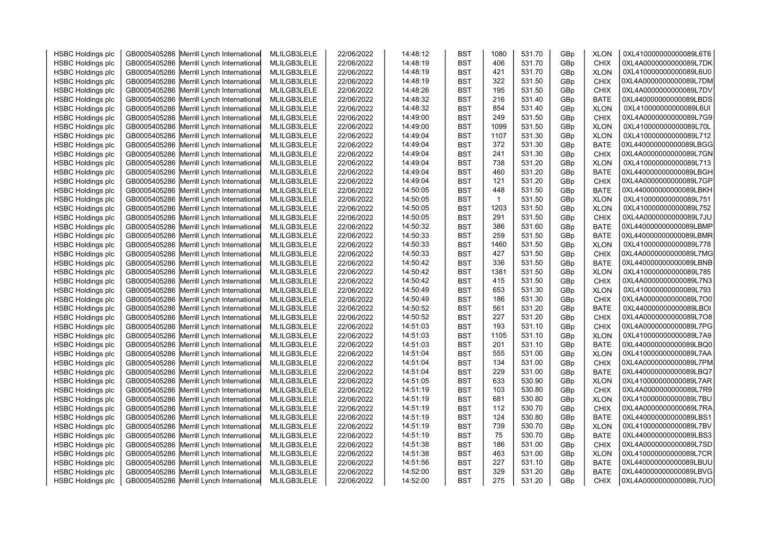| | | | | | | | | | | | |
|---|---|---|---|---|---|---|---|---|---|---|---|
| HSBC Holdings plc | GB0005405286 | Merrill Lynch International | MLILGB3LELE | 22/06/2022 | 14:48:12 | BST | 1080 | 531.70 | GBp | XLON | 0XL410000000000089L6T6 |
| HSBC Holdings plc | GB0005405286 | Merrill Lynch International | MLILGB3LELE | 22/06/2022 | 14:48:19 | BST | 406 | 531.70 | GBp | CHIX | 0XL4A0000000000089L7DK |
| HSBC Holdings plc | GB0005405286 | Merrill Lynch International | MLILGB3LELE | 22/06/2022 | 14:48:19 | BST | 421 | 531.70 | GBp | XLON | 0XL410000000000089L6U0 |
| HSBC Holdings plc | GB0005405286 | Merrill Lynch International | MLILGB3LELE | 22/06/2022 | 14:48:19 | BST | 322 | 531.50 | GBp | CHIX | 0XL4A0000000000089L7DM |
| HSBC Holdings plc | GB0005405286 | Merrill Lynch International | MLILGB3LELE | 22/06/2022 | 14:48:26 | BST | 195 | 531.50 | GBp | CHIX | 0XL4A0000000000089L7DV |
| HSBC Holdings plc | GB0005405286 | Merrill Lynch International | MLILGB3LELE | 22/06/2022 | 14:48:32 | BST | 216 | 531.40 | GBp | BATE | 0XL440000000000089LBDS |
| HSBC Holdings plc | GB0005405286 | Merrill Lynch International | MLILGB3LELE | 22/06/2022 | 14:48:32 | BST | 854 | 531.40 | GBp | XLON | 0XL410000000000089L6UI |
| HSBC Holdings plc | GB0005405286 | Merrill Lynch International | MLILGB3LELE | 22/06/2022 | 14:49:00 | BST | 249 | 531.50 | GBp | CHIX | 0XL4A0000000000089L7G9 |
| HSBC Holdings plc | GB0005405286 | Merrill Lynch International | MLILGB3LELE | 22/06/2022 | 14:49:00 | BST | 1099 | 531.50 | GBp | XLON | 0XL410000000000089L70L |
| HSBC Holdings plc | GB0005405286 | Merrill Lynch International | MLILGB3LELE | 22/06/2022 | 14:49:04 | BST | 1107 | 531.30 | GBp | XLON | 0XL410000000000089L712 |
| HSBC Holdings plc | GB0005405286 | Merrill Lynch International | MLILGB3LELE | 22/06/2022 | 14:49:04 | BST | 372 | 531.30 | GBp | BATE | 0XL440000000000089LBGG |
| HSBC Holdings plc | GB0005405286 | Merrill Lynch International | MLILGB3LELE | 22/06/2022 | 14:49:04 | BST | 241 | 531.30 | GBp | CHIX | 0XL4A0000000000089L7GN |
| HSBC Holdings plc | GB0005405286 | Merrill Lynch International | MLILGB3LELE | 22/06/2022 | 14:49:04 | BST | 738 | 531.20 | GBp | XLON | 0XL410000000000089L713 |
| HSBC Holdings plc | GB0005405286 | Merrill Lynch International | MLILGB3LELE | 22/06/2022 | 14:49:04 | BST | 460 | 531.20 | GBp | BATE | 0XL440000000000089LBGH |
| HSBC Holdings plc | GB0005405286 | Merrill Lynch International | MLILGB3LELE | 22/06/2022 | 14:49:04 | BST | 121 | 531.20 | GBp | CHIX | 0XL4A0000000000089L7GP |
| HSBC Holdings plc | GB0005405286 | Merrill Lynch International | MLILGB3LELE | 22/06/2022 | 14:50:05 | BST | 448 | 531.50 | GBp | BATE | 0XL440000000000089LBKH |
| HSBC Holdings plc | GB0005405286 | Merrill Lynch International | MLILGB3LELE | 22/06/2022 | 14:50:05 | BST | 1 | 531.50 | GBp | XLON | 0XL410000000000089L751 |
| HSBC Holdings plc | GB0005405286 | Merrill Lynch International | MLILGB3LELE | 22/06/2022 | 14:50:05 | BST | 1203 | 531.50 | GBp | XLON | 0XL410000000000089L752 |
| HSBC Holdings plc | GB0005405286 | Merrill Lynch International | MLILGB3LELE | 22/06/2022 | 14:50:05 | BST | 291 | 531.50 | GBp | CHIX | 0XL4A0000000000089L7JU |
| HSBC Holdings plc | GB0005405286 | Merrill Lynch International | MLILGB3LELE | 22/06/2022 | 14:50:32 | BST | 386 | 531.60 | GBp | BATE | 0XL440000000000089LBMP |
| HSBC Holdings plc | GB0005405286 | Merrill Lynch International | MLILGB3LELE | 22/06/2022 | 14:50:33 | BST | 259 | 531.50 | GBp | BATE | 0XL440000000000089LBMR |
| HSBC Holdings plc | GB0005405286 | Merrill Lynch International | MLILGB3LELE | 22/06/2022 | 14:50:33 | BST | 1460 | 531.50 | GBp | XLON | 0XL410000000000089L778 |
| HSBC Holdings plc | GB0005405286 | Merrill Lynch International | MLILGB3LELE | 22/06/2022 | 14:50:33 | BST | 427 | 531.50 | GBp | CHIX | 0XL4A0000000000089L7MG |
| HSBC Holdings plc | GB0005405286 | Merrill Lynch International | MLILGB3LELE | 22/06/2022 | 14:50:42 | BST | 336 | 531.50 | GBp | BATE | 0XL440000000000089LBNB |
| HSBC Holdings plc | GB0005405286 | Merrill Lynch International | MLILGB3LELE | 22/06/2022 | 14:50:42 | BST | 1381 | 531.50 | GBp | XLON | 0XL410000000000089L785 |
| HSBC Holdings plc | GB0005405286 | Merrill Lynch International | MLILGB3LELE | 22/06/2022 | 14:50:42 | BST | 415 | 531.50 | GBp | CHIX | 0XL4A0000000000089L7N3 |
| HSBC Holdings plc | GB0005405286 | Merrill Lynch International | MLILGB3LELE | 22/06/2022 | 14:50:49 | BST | 653 | 531.30 | GBp | XLON | 0XL410000000000089L793 |
| HSBC Holdings plc | GB0005405286 | Merrill Lynch International | MLILGB3LELE | 22/06/2022 | 14:50:49 | BST | 186 | 531.30 | GBp | CHIX | 0XL4A0000000000089L7O0 |
| HSBC Holdings plc | GB0005405286 | Merrill Lynch International | MLILGB3LELE | 22/06/2022 | 14:50:52 | BST | 561 | 531.20 | GBp | BATE | 0XL440000000000089LBOI |
| HSBC Holdings plc | GB0005405286 | Merrill Lynch International | MLILGB3LELE | 22/06/2022 | 14:50:52 | BST | 227 | 531.20 | GBp | CHIX | 0XL4A0000000000089L7O8 |
| HSBC Holdings plc | GB0005405286 | Merrill Lynch International | MLILGB3LELE | 22/06/2022 | 14:51:03 | BST | 193 | 531.10 | GBp | CHIX | 0XL4A0000000000089L7PG |
| HSBC Holdings plc | GB0005405286 | Merrill Lynch International | MLILGB3LELE | 22/06/2022 | 14:51:03 | BST | 1105 | 531.10 | GBp | XLON | 0XL410000000000089L7A9 |
| HSBC Holdings plc | GB0005405286 | Merrill Lynch International | MLILGB3LELE | 22/06/2022 | 14:51:03 | BST | 201 | 531.10 | GBp | BATE | 0XL440000000000089LBQ0 |
| HSBC Holdings plc | GB0005405286 | Merrill Lynch International | MLILGB3LELE | 22/06/2022 | 14:51:04 | BST | 555 | 531.00 | GBp | XLON | 0XL410000000000089L7AA |
| HSBC Holdings plc | GB0005405286 | Merrill Lynch International | MLILGB3LELE | 22/06/2022 | 14:51:04 | BST | 134 | 531.00 | GBp | CHIX | 0XL4A0000000000089L7PM |
| HSBC Holdings plc | GB0005405286 | Merrill Lynch International | MLILGB3LELE | 22/06/2022 | 14:51:04 | BST | 229 | 531.00 | GBp | BATE | 0XL440000000000089LBQ7 |
| HSBC Holdings plc | GB0005405286 | Merrill Lynch International | MLILGB3LELE | 22/06/2022 | 14:51:05 | BST | 633 | 530.90 | GBp | XLON | 0XL410000000000089L7AR |
| HSBC Holdings plc | GB0005405286 | Merrill Lynch International | MLILGB3LELE | 22/06/2022 | 14:51:19 | BST | 103 | 530.80 | GBp | CHIX | 0XL4A0000000000089L7R9 |
| HSBC Holdings plc | GB0005405286 | Merrill Lynch International | MLILGB3LELE | 22/06/2022 | 14:51:19 | BST | 681 | 530.80 | GBp | XLON | 0XL410000000000089L7BU |
| HSBC Holdings plc | GB0005405286 | Merrill Lynch International | MLILGB3LELE | 22/06/2022 | 14:51:19 | BST | 112 | 530.70 | GBp | CHIX | 0XL4A0000000000089L7RA |
| HSBC Holdings plc | GB0005405286 | Merrill Lynch International | MLILGB3LELE | 22/06/2022 | 14:51:19 | BST | 124 | 530.80 | GBp | BATE | 0XL440000000000089LBS1 |
| HSBC Holdings plc | GB0005405286 | Merrill Lynch International | MLILGB3LELE | 22/06/2022 | 14:51:19 | BST | 739 | 530.70 | GBp | XLON | 0XL410000000000089L7BV |
| HSBC Holdings plc | GB0005405286 | Merrill Lynch International | MLILGB3LELE | 22/06/2022 | 14:51:19 | BST | 75 | 530.70 | GBp | BATE | 0XL440000000000089LBS3 |
| HSBC Holdings plc | GB0005405286 | Merrill Lynch International | MLILGB3LELE | 22/06/2022 | 14:51:38 | BST | 186 | 531.00 | GBp | CHIX | 0XL4A0000000000089L7SD |
| HSBC Holdings plc | GB0005405286 | Merrill Lynch International | MLILGB3LELE | 22/06/2022 | 14:51:38 | BST | 463 | 531.00 | GBp | XLON | 0XL410000000000089L7CR |
| HSBC Holdings plc | GB0005405286 | Merrill Lynch International | MLILGB3LELE | 22/06/2022 | 14:51:56 | BST | 227 | 531.10 | GBp | BATE | 0XL440000000000089LBUU |
| HSBC Holdings plc | GB0005405286 | Merrill Lynch International | MLILGB3LELE | 22/06/2022 | 14:52:00 | BST | 329 | 531.20 | GBp | BATE | 0XL440000000000089LBVG |
| HSBC Holdings plc | GB0005405286 | Merrill Lynch International | MLILGB3LELE | 22/06/2022 | 14:52:00 | BST | 275 | 531.20 | GBp | CHIX | 0XL4A0000000000089L7UO |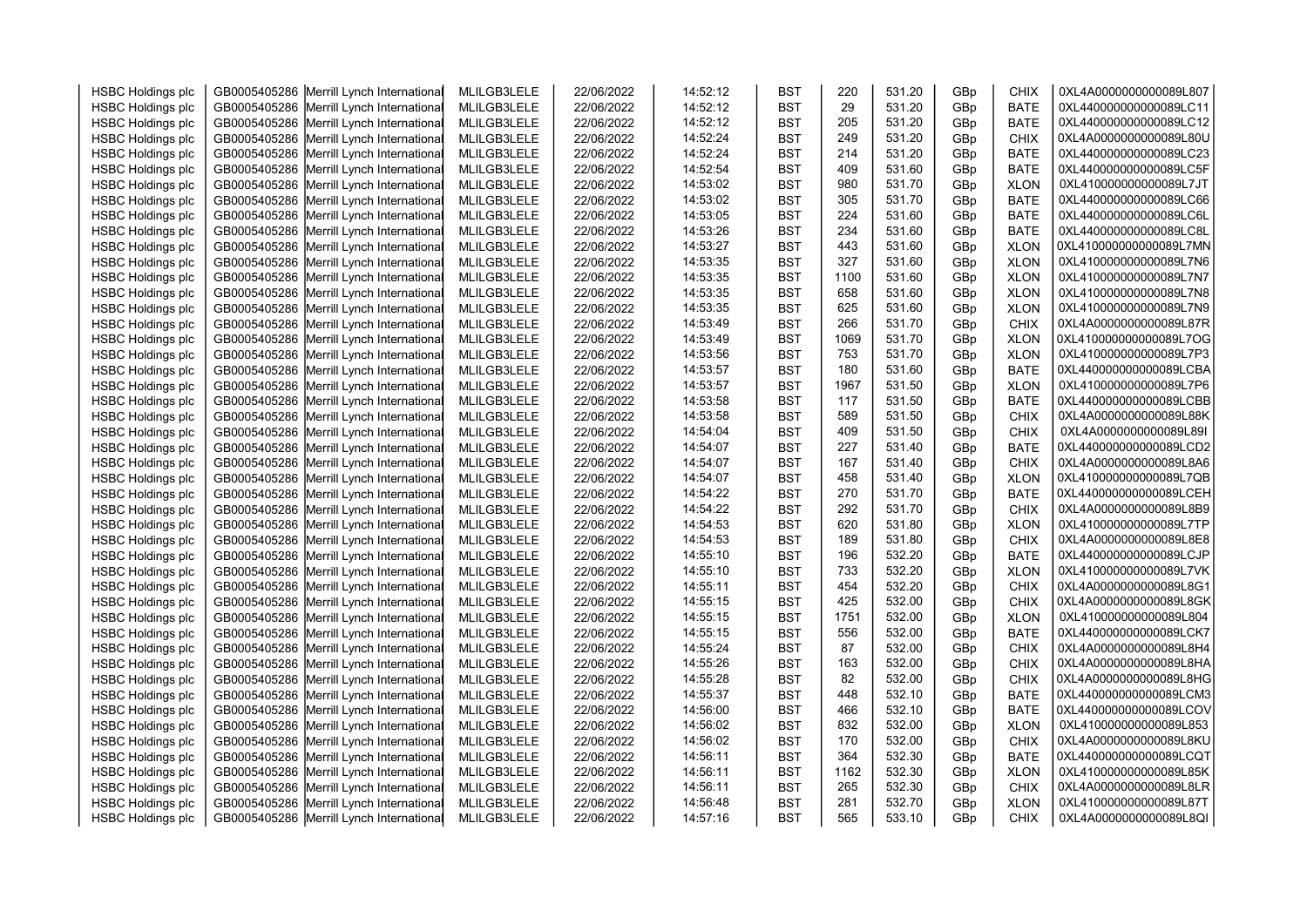| HSBC Holdings plc | GB0005405286 | Merrill Lynch International | MLILGB3LELE | 22/06/2022 | 14:52:12 | BST | 220 | 531.20 | GBp | CHIX | 0XL4A0000000000089L807 |
|---|---|---|---|---|---|---|---|---|---|---|---|
| HSBC Holdings plc | GB0005405286 | Merrill Lynch International | MLILGB3LELE | 22/06/2022 | 14:52:12 | BST | 29 | 531.20 | GBp | BATE | 0XL440000000000089LC11 |
| HSBC Holdings plc | GB0005405286 | Merrill Lynch International | MLILGB3LELE | 22/06/2022 | 14:52:12 | BST | 205 | 531.20 | GBp | BATE | 0XL440000000000089LC12 |
| HSBC Holdings plc | GB0005405286 | Merrill Lynch International | MLILGB3LELE | 22/06/2022 | 14:52:24 | BST | 249 | 531.20 | GBp | CHIX | 0XL4A0000000000089L80U |
| HSBC Holdings plc | GB0005405286 | Merrill Lynch International | MLILGB3LELE | 22/06/2022 | 14:52:24 | BST | 214 | 531.20 | GBp | BATE | 0XL440000000000089LC23 |
| HSBC Holdings plc | GB0005405286 | Merrill Lynch International | MLILGB3LELE | 22/06/2022 | 14:52:54 | BST | 409 | 531.60 | GBp | BATE | 0XL440000000000089LC5F |
| HSBC Holdings plc | GB0005405286 | Merrill Lynch International | MLILGB3LELE | 22/06/2022 | 14:53:02 | BST | 980 | 531.70 | GBp | XLON | 0XL410000000000089L7JT |
| HSBC Holdings plc | GB0005405286 | Merrill Lynch International | MLILGB3LELE | 22/06/2022 | 14:53:02 | BST | 305 | 531.70 | GBp | BATE | 0XL440000000000089LC66 |
| HSBC Holdings plc | GB0005405286 | Merrill Lynch International | MLILGB3LELE | 22/06/2022 | 14:53:05 | BST | 224 | 531.60 | GBp | BATE | 0XL440000000000089LC6L |
| HSBC Holdings plc | GB0005405286 | Merrill Lynch International | MLILGB3LELE | 22/06/2022 | 14:53:26 | BST | 234 | 531.60 | GBp | BATE | 0XL440000000000089LC8L |
| HSBC Holdings plc | GB0005405286 | Merrill Lynch International | MLILGB3LELE | 22/06/2022 | 14:53:27 | BST | 443 | 531.60 | GBp | XLON | 0XL410000000000089L7MN |
| HSBC Holdings plc | GB0005405286 | Merrill Lynch International | MLILGB3LELE | 22/06/2022 | 14:53:35 | BST | 327 | 531.60 | GBp | XLON | 0XL410000000000089L7N6 |
| HSBC Holdings plc | GB0005405286 | Merrill Lynch International | MLILGB3LELE | 22/06/2022 | 14:53:35 | BST | 1100 | 531.60 | GBp | XLON | 0XL410000000000089L7N7 |
| HSBC Holdings plc | GB0005405286 | Merrill Lynch International | MLILGB3LELE | 22/06/2022 | 14:53:35 | BST | 658 | 531.60 | GBp | XLON | 0XL410000000000089L7N8 |
| HSBC Holdings plc | GB0005405286 | Merrill Lynch International | MLILGB3LELE | 22/06/2022 | 14:53:35 | BST | 625 | 531.60 | GBp | XLON | 0XL410000000000089L7N9 |
| HSBC Holdings plc | GB0005405286 | Merrill Lynch International | MLILGB3LELE | 22/06/2022 | 14:53:49 | BST | 266 | 531.70 | GBp | CHIX | 0XL4A0000000000089L87R |
| HSBC Holdings plc | GB0005405286 | Merrill Lynch International | MLILGB3LELE | 22/06/2022 | 14:53:49 | BST | 1069 | 531.70 | GBp | XLON | 0XL410000000000089L7OG |
| HSBC Holdings plc | GB0005405286 | Merrill Lynch International | MLILGB3LELE | 22/06/2022 | 14:53:56 | BST | 753 | 531.70 | GBp | XLON | 0XL410000000000089L7P3 |
| HSBC Holdings plc | GB0005405286 | Merrill Lynch International | MLILGB3LELE | 22/06/2022 | 14:53:57 | BST | 180 | 531.60 | GBp | BATE | 0XL440000000000089LCBA |
| HSBC Holdings plc | GB0005405286 | Merrill Lynch International | MLILGB3LELE | 22/06/2022 | 14:53:57 | BST | 1967 | 531.50 | GBp | XLON | 0XL410000000000089L7P6 |
| HSBC Holdings plc | GB0005405286 | Merrill Lynch International | MLILGB3LELE | 22/06/2022 | 14:53:58 | BST | 117 | 531.50 | GBp | BATE | 0XL440000000000089LCBB |
| HSBC Holdings plc | GB0005405286 | Merrill Lynch International | MLILGB3LELE | 22/06/2022 | 14:53:58 | BST | 589 | 531.50 | GBp | CHIX | 0XL4A0000000000089L88K |
| HSBC Holdings plc | GB0005405286 | Merrill Lynch International | MLILGB3LELE | 22/06/2022 | 14:54:04 | BST | 409 | 531.50 | GBp | CHIX | 0XL4A0000000000089L89I |
| HSBC Holdings plc | GB0005405286 | Merrill Lynch International | MLILGB3LELE | 22/06/2022 | 14:54:07 | BST | 227 | 531.40 | GBp | BATE | 0XL440000000000089LCD2 |
| HSBC Holdings plc | GB0005405286 | Merrill Lynch International | MLILGB3LELE | 22/06/2022 | 14:54:07 | BST | 167 | 531.40 | GBp | CHIX | 0XL4A0000000000089L8A6 |
| HSBC Holdings plc | GB0005405286 | Merrill Lynch International | MLILGB3LELE | 22/06/2022 | 14:54:07 | BST | 458 | 531.40 | GBp | XLON | 0XL410000000000089L7QB |
| HSBC Holdings plc | GB0005405286 | Merrill Lynch International | MLILGB3LELE | 22/06/2022 | 14:54:22 | BST | 270 | 531.70 | GBp | BATE | 0XL440000000000089LCEH |
| HSBC Holdings plc | GB0005405286 | Merrill Lynch International | MLILGB3LELE | 22/06/2022 | 14:54:22 | BST | 292 | 531.70 | GBp | CHIX | 0XL4A0000000000089L8B9 |
| HSBC Holdings plc | GB0005405286 | Merrill Lynch International | MLILGB3LELE | 22/06/2022 | 14:54:53 | BST | 620 | 531.80 | GBp | XLON | 0XL410000000000089L7TP |
| HSBC Holdings plc | GB0005405286 | Merrill Lynch International | MLILGB3LELE | 22/06/2022 | 14:54:53 | BST | 189 | 531.80 | GBp | CHIX | 0XL4A0000000000089L8E8 |
| HSBC Holdings plc | GB0005405286 | Merrill Lynch International | MLILGB3LELE | 22/06/2022 | 14:55:10 | BST | 196 | 532.20 | GBp | BATE | 0XL440000000000089LCJP |
| HSBC Holdings plc | GB0005405286 | Merrill Lynch International | MLILGB3LELE | 22/06/2022 | 14:55:10 | BST | 733 | 532.20 | GBp | XLON | 0XL410000000000089L7VK |
| HSBC Holdings plc | GB0005405286 | Merrill Lynch International | MLILGB3LELE | 22/06/2022 | 14:55:11 | BST | 454 | 532.20 | GBp | CHIX | 0XL4A0000000000089L8G1 |
| HSBC Holdings plc | GB0005405286 | Merrill Lynch International | MLILGB3LELE | 22/06/2022 | 14:55:15 | BST | 425 | 532.00 | GBp | CHIX | 0XL4A0000000000089L8GK |
| HSBC Holdings plc | GB0005405286 | Merrill Lynch International | MLILGB3LELE | 22/06/2022 | 14:55:15 | BST | 1751 | 532.00 | GBp | XLON | 0XL410000000000089L804 |
| HSBC Holdings plc | GB0005405286 | Merrill Lynch International | MLILGB3LELE | 22/06/2022 | 14:55:15 | BST | 556 | 532.00 | GBp | BATE | 0XL440000000000089LCK7 |
| HSBC Holdings plc | GB0005405286 | Merrill Lynch International | MLILGB3LELE | 22/06/2022 | 14:55:24 | BST | 87 | 532.00 | GBp | CHIX | 0XL4A0000000000089L8H4 |
| HSBC Holdings plc | GB0005405286 | Merrill Lynch International | MLILGB3LELE | 22/06/2022 | 14:55:26 | BST | 163 | 532.00 | GBp | CHIX | 0XL4A0000000000089L8HA |
| HSBC Holdings plc | GB0005405286 | Merrill Lynch International | MLILGB3LELE | 22/06/2022 | 14:55:28 | BST | 82 | 532.00 | GBp | CHIX | 0XL4A0000000000089L8HG |
| HSBC Holdings plc | GB0005405286 | Merrill Lynch International | MLILGB3LELE | 22/06/2022 | 14:55:37 | BST | 448 | 532.10 | GBp | BATE | 0XL440000000000089LCM3 |
| HSBC Holdings plc | GB0005405286 | Merrill Lynch International | MLILGB3LELE | 22/06/2022 | 14:56:00 | BST | 466 | 532.10 | GBp | BATE | 0XL440000000000089LCOV |
| HSBC Holdings plc | GB0005405286 | Merrill Lynch International | MLILGB3LELE | 22/06/2022 | 14:56:02 | BST | 832 | 532.00 | GBp | XLON | 0XL410000000000089L853 |
| HSBC Holdings plc | GB0005405286 | Merrill Lynch International | MLILGB3LELE | 22/06/2022 | 14:56:02 | BST | 170 | 532.00 | GBp | CHIX | 0XL4A0000000000089L8KU |
| HSBC Holdings plc | GB0005405286 | Merrill Lynch International | MLILGB3LELE | 22/06/2022 | 14:56:11 | BST | 364 | 532.30 | GBp | BATE | 0XL440000000000089LCQT |
| HSBC Holdings plc | GB0005405286 | Merrill Lynch International | MLILGB3LELE | 22/06/2022 | 14:56:11 | BST | 1162 | 532.30 | GBp | XLON | 0XL410000000000089L85K |
| HSBC Holdings plc | GB0005405286 | Merrill Lynch International | MLILGB3LELE | 22/06/2022 | 14:56:11 | BST | 265 | 532.30 | GBp | CHIX | 0XL4A0000000000089L8LR |
| HSBC Holdings plc | GB0005405286 | Merrill Lynch International | MLILGB3LELE | 22/06/2022 | 14:56:48 | BST | 281 | 532.70 | GBp | XLON | 0XL410000000000089L87T |
| HSBC Holdings plc | GB0005405286 | Merrill Lynch International | MLILGB3LELE | 22/06/2022 | 14:57:16 | BST | 565 | 533.10 | GBp | CHIX | 0XL4A0000000000089L8QI |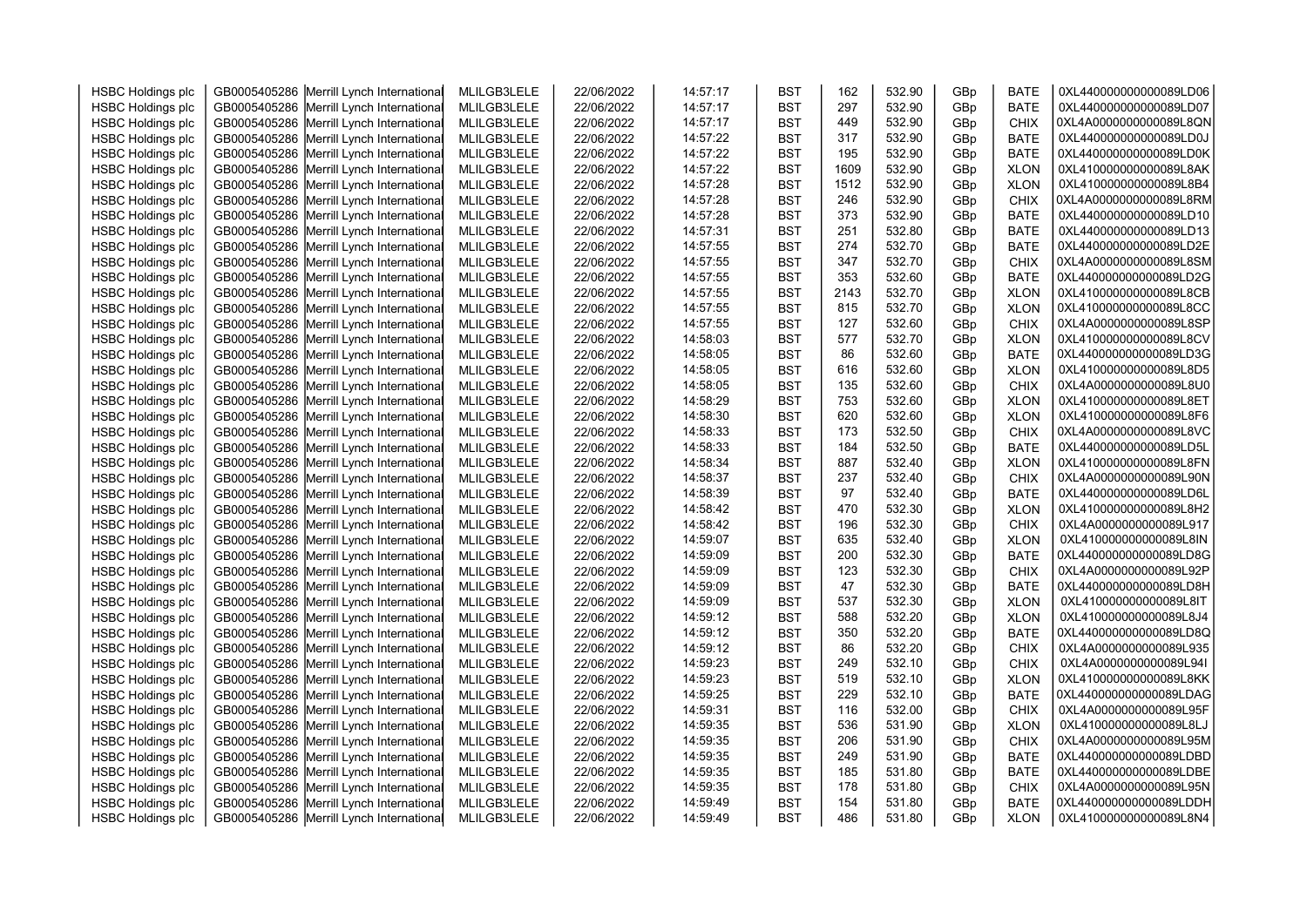| HSBC Holdings plc | GB0005405286 | Merrill Lynch International | MLILGB3LELE | 22/06/2022 | 14:57:17 | BST | 162 | 532.90 | GBp | BATE | 0XL440000000000089LD06 |
|---|---|---|---|---|---|---|---|---|---|---|---|
| HSBC Holdings plc | GB0005405286 | Merrill Lynch International | MLILGB3LELE | 22/06/2022 | 14:57:17 | BST | 297 | 532.90 | GBp | BATE | 0XL440000000000089LD07 |
| HSBC Holdings plc | GB0005405286 | Merrill Lynch International | MLILGB3LELE | 22/06/2022 | 14:57:17 | BST | 449 | 532.90 | GBp | CHIX | 0XL4A0000000000089L8QN |
| HSBC Holdings plc | GB0005405286 | Merrill Lynch International | MLILGB3LELE | 22/06/2022 | 14:57:22 | BST | 317 | 532.90 | GBp | BATE | 0XL440000000000089LD0J |
| HSBC Holdings plc | GB0005405286 | Merrill Lynch International | MLILGB3LELE | 22/06/2022 | 14:57:22 | BST | 195 | 532.90 | GBp | BATE | 0XL440000000000089LD0K |
| HSBC Holdings plc | GB0005405286 | Merrill Lynch International | MLILGB3LELE | 22/06/2022 | 14:57:22 | BST | 1609 | 532.90 | GBp | XLON | 0XL410000000000089L8AK |
| HSBC Holdings plc | GB0005405286 | Merrill Lynch International | MLILGB3LELE | 22/06/2022 | 14:57:28 | BST | 1512 | 532.90 | GBp | XLON | 0XL410000000000089L8B4 |
| HSBC Holdings plc | GB0005405286 | Merrill Lynch International | MLILGB3LELE | 22/06/2022 | 14:57:28 | BST | 246 | 532.90 | GBp | CHIX | 0XL4A0000000000089L8RM |
| HSBC Holdings plc | GB0005405286 | Merrill Lynch International | MLILGB3LELE | 22/06/2022 | 14:57:28 | BST | 373 | 532.90 | GBp | BATE | 0XL440000000000089LD10 |
| HSBC Holdings plc | GB0005405286 | Merrill Lynch International | MLILGB3LELE | 22/06/2022 | 14:57:31 | BST | 251 | 532.80 | GBp | BATE | 0XL440000000000089LD13 |
| HSBC Holdings plc | GB0005405286 | Merrill Lynch International | MLILGB3LELE | 22/06/2022 | 14:57:55 | BST | 274 | 532.70 | GBp | BATE | 0XL440000000000089LD2E |
| HSBC Holdings plc | GB0005405286 | Merrill Lynch International | MLILGB3LELE | 22/06/2022 | 14:57:55 | BST | 347 | 532.70 | GBp | CHIX | 0XL4A0000000000089L8SM |
| HSBC Holdings plc | GB0005405286 | Merrill Lynch International | MLILGB3LELE | 22/06/2022 | 14:57:55 | BST | 353 | 532.60 | GBp | BATE | 0XL440000000000089LD2G |
| HSBC Holdings plc | GB0005405286 | Merrill Lynch International | MLILGB3LELE | 22/06/2022 | 14:57:55 | BST | 2143 | 532.70 | GBp | XLON | 0XL410000000000089L8CB |
| HSBC Holdings plc | GB0005405286 | Merrill Lynch International | MLILGB3LELE | 22/06/2022 | 14:57:55 | BST | 815 | 532.70 | GBp | XLON | 0XL410000000000089L8CC |
| HSBC Holdings plc | GB0005405286 | Merrill Lynch International | MLILGB3LELE | 22/06/2022 | 14:57:55 | BST | 127 | 532.60 | GBp | CHIX | 0XL4A0000000000089L8SP |
| HSBC Holdings plc | GB0005405286 | Merrill Lynch International | MLILGB3LELE | 22/06/2022 | 14:58:03 | BST | 577 | 532.70 | GBp | XLON | 0XL410000000000089L8CV |
| HSBC Holdings plc | GB0005405286 | Merrill Lynch International | MLILGB3LELE | 22/06/2022 | 14:58:05 | BST | 86 | 532.60 | GBp | BATE | 0XL440000000000089LD3G |
| HSBC Holdings plc | GB0005405286 | Merrill Lynch International | MLILGB3LELE | 22/06/2022 | 14:58:05 | BST | 616 | 532.60 | GBp | XLON | 0XL410000000000089L8D5 |
| HSBC Holdings plc | GB0005405286 | Merrill Lynch International | MLILGB3LELE | 22/06/2022 | 14:58:05 | BST | 135 | 532.60 | GBp | CHIX | 0XL4A0000000000089L8U0 |
| HSBC Holdings plc | GB0005405286 | Merrill Lynch International | MLILGB3LELE | 22/06/2022 | 14:58:29 | BST | 753 | 532.60 | GBp | XLON | 0XL410000000000089L8ET |
| HSBC Holdings plc | GB0005405286 | Merrill Lynch International | MLILGB3LELE | 22/06/2022 | 14:58:30 | BST | 620 | 532.60 | GBp | XLON | 0XL410000000000089L8F6 |
| HSBC Holdings plc | GB0005405286 | Merrill Lynch International | MLILGB3LELE | 22/06/2022 | 14:58:33 | BST | 173 | 532.50 | GBp | CHIX | 0XL4A0000000000089L8VC |
| HSBC Holdings plc | GB0005405286 | Merrill Lynch International | MLILGB3LELE | 22/06/2022 | 14:58:33 | BST | 184 | 532.50 | GBp | BATE | 0XL440000000000089LD5L |
| HSBC Holdings plc | GB0005405286 | Merrill Lynch International | MLILGB3LELE | 22/06/2022 | 14:58:34 | BST | 887 | 532.40 | GBp | XLON | 0XL410000000000089L8FN |
| HSBC Holdings plc | GB0005405286 | Merrill Lynch International | MLILGB3LELE | 22/06/2022 | 14:58:37 | BST | 237 | 532.40 | GBp | CHIX | 0XL4A0000000000089L90N |
| HSBC Holdings plc | GB0005405286 | Merrill Lynch International | MLILGB3LELE | 22/06/2022 | 14:58:39 | BST | 97 | 532.40 | GBp | BATE | 0XL440000000000089LD6L |
| HSBC Holdings plc | GB0005405286 | Merrill Lynch International | MLILGB3LELE | 22/06/2022 | 14:58:42 | BST | 470 | 532.30 | GBp | XLON | 0XL410000000000089L8H2 |
| HSBC Holdings plc | GB0005405286 | Merrill Lynch International | MLILGB3LELE | 22/06/2022 | 14:58:42 | BST | 196 | 532.30 | GBp | CHIX | 0XL4A0000000000089L917 |
| HSBC Holdings plc | GB0005405286 | Merrill Lynch International | MLILGB3LELE | 22/06/2022 | 14:59:07 | BST | 635 | 532.40 | GBp | XLON | 0XL410000000000089L8IN |
| HSBC Holdings plc | GB0005405286 | Merrill Lynch International | MLILGB3LELE | 22/06/2022 | 14:59:09 | BST | 200 | 532.30 | GBp | BATE | 0XL440000000000089LD8G |
| HSBC Holdings plc | GB0005405286 | Merrill Lynch International | MLILGB3LELE | 22/06/2022 | 14:59:09 | BST | 123 | 532.30 | GBp | CHIX | 0XL4A0000000000089L92P |
| HSBC Holdings plc | GB0005405286 | Merrill Lynch International | MLILGB3LELE | 22/06/2022 | 14:59:09 | BST | 47 | 532.30 | GBp | BATE | 0XL440000000000089LD8H |
| HSBC Holdings plc | GB0005405286 | Merrill Lynch International | MLILGB3LELE | 22/06/2022 | 14:59:09 | BST | 537 | 532.30 | GBp | XLON | 0XL410000000000089L8IT |
| HSBC Holdings plc | GB0005405286 | Merrill Lynch International | MLILGB3LELE | 22/06/2022 | 14:59:12 | BST | 588 | 532.20 | GBp | XLON | 0XL410000000000089L8J4 |
| HSBC Holdings plc | GB0005405286 | Merrill Lynch International | MLILGB3LELE | 22/06/2022 | 14:59:12 | BST | 350 | 532.20 | GBp | BATE | 0XL440000000000089LD8Q |
| HSBC Holdings plc | GB0005405286 | Merrill Lynch International | MLILGB3LELE | 22/06/2022 | 14:59:12 | BST | 86 | 532.20 | GBp | CHIX | 0XL4A0000000000089L935 |
| HSBC Holdings plc | GB0005405286 | Merrill Lynch International | MLILGB3LELE | 22/06/2022 | 14:59:23 | BST | 249 | 532.10 | GBp | CHIX | 0XL4A0000000000089L94I |
| HSBC Holdings plc | GB0005405286 | Merrill Lynch International | MLILGB3LELE | 22/06/2022 | 14:59:23 | BST | 519 | 532.10 | GBp | XLON | 0XL410000000000089L8KK |
| HSBC Holdings plc | GB0005405286 | Merrill Lynch International | MLILGB3LELE | 22/06/2022 | 14:59:25 | BST | 229 | 532.10 | GBp | BATE | 0XL440000000000089LDAG |
| HSBC Holdings plc | GB0005405286 | Merrill Lynch International | MLILGB3LELE | 22/06/2022 | 14:59:31 | BST | 116 | 532.00 | GBp | CHIX | 0XL4A0000000000089L95F |
| HSBC Holdings plc | GB0005405286 | Merrill Lynch International | MLILGB3LELE | 22/06/2022 | 14:59:35 | BST | 536 | 531.90 | GBp | XLON | 0XL410000000000089L8LJ |
| HSBC Holdings plc | GB0005405286 | Merrill Lynch International | MLILGB3LELE | 22/06/2022 | 14:59:35 | BST | 206 | 531.90 | GBp | CHIX | 0XL4A0000000000089L95M |
| HSBC Holdings plc | GB0005405286 | Merrill Lynch International | MLILGB3LELE | 22/06/2022 | 14:59:35 | BST | 249 | 531.90 | GBp | BATE | 0XL440000000000089LDBD |
| HSBC Holdings plc | GB0005405286 | Merrill Lynch International | MLILGB3LELE | 22/06/2022 | 14:59:35 | BST | 185 | 531.80 | GBp | BATE | 0XL440000000000089LDBE |
| HSBC Holdings plc | GB0005405286 | Merrill Lynch International | MLILGB3LELE | 22/06/2022 | 14:59:35 | BST | 178 | 531.80 | GBp | CHIX | 0XL4A0000000000089L95N |
| HSBC Holdings plc | GB0005405286 | Merrill Lynch International | MLILGB3LELE | 22/06/2022 | 14:59:49 | BST | 154 | 531.80 | GBp | BATE | 0XL440000000000089LDDH |
| HSBC Holdings plc | GB0005405286 | Merrill Lynch International | MLILGB3LELE | 22/06/2022 | 14:59:49 | BST | 486 | 531.80 | GBp | XLON | 0XL410000000000089L8N4 |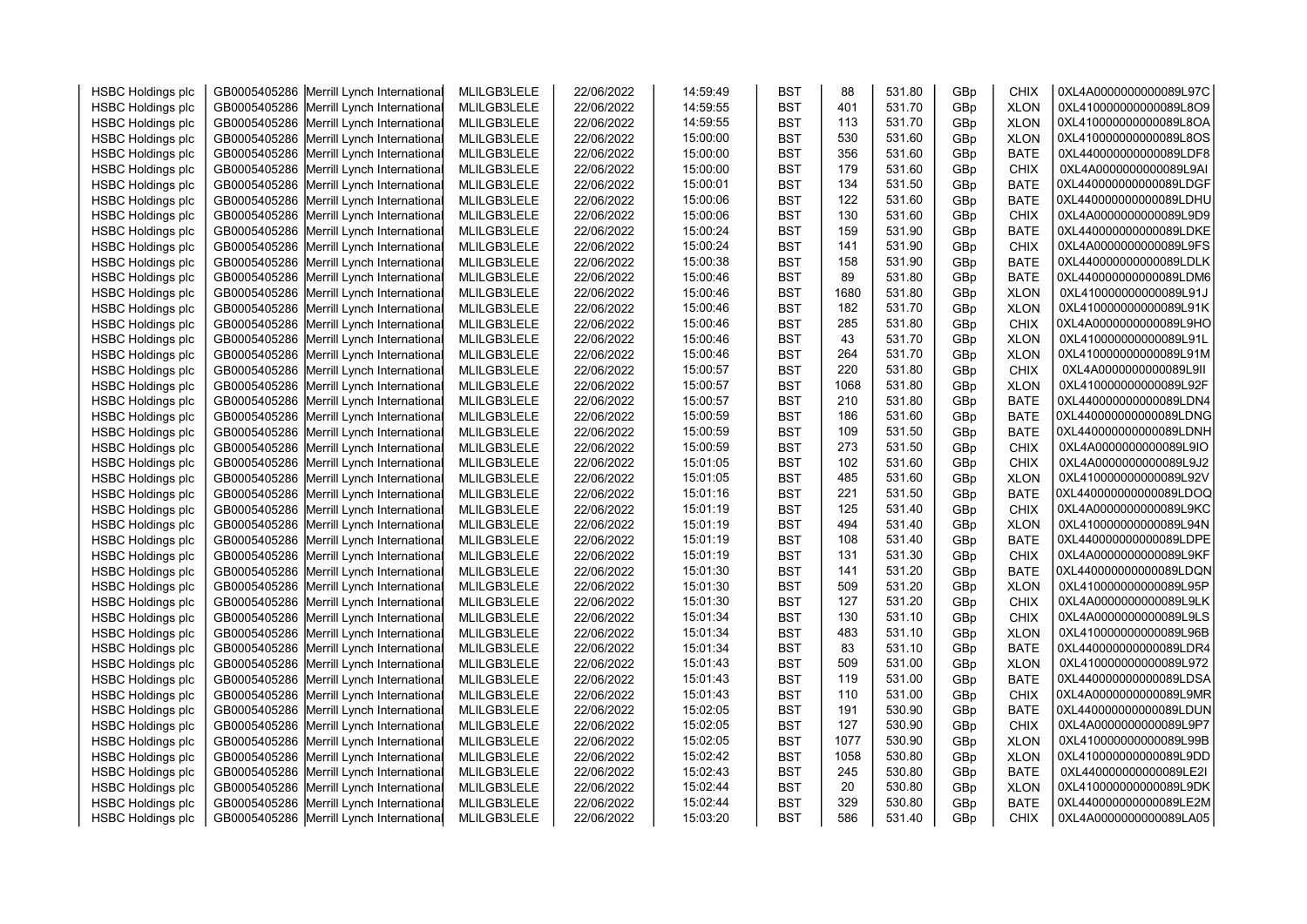| HSBC Holdings plc | GB0005405286 | Merrill Lynch International | MLILGB3LELE | 22/06/2022 | 14:59:49 | BST | 88 | 531.80 | GBp | CHIX | 0XL4A0000000000089L97C |
|---|---|---|---|---|---|---|---|---|---|---|---|
| HSBC Holdings plc | GB0005405286 | Merrill Lynch International | MLILGB3LELE | 22/06/2022 | 14:59:55 | BST | 401 | 531.70 | GBp | XLON | 0XL410000000000089L8O9 |
| HSBC Holdings plc | GB0005405286 | Merrill Lynch International | MLILGB3LELE | 22/06/2022 | 14:59:55 | BST | 113 | 531.70 | GBp | XLON | 0XL410000000000089L8OA |
| HSBC Holdings plc | GB0005405286 | Merrill Lynch International | MLILGB3LELE | 22/06/2022 | 15:00:00 | BST | 530 | 531.60 | GBp | XLON | 0XL410000000000089L8OS |
| HSBC Holdings plc | GB0005405286 | Merrill Lynch International | MLILGB3LELE | 22/06/2022 | 15:00:00 | BST | 356 | 531.60 | GBp | BATE | 0XL440000000000089LDF8 |
| HSBC Holdings plc | GB0005405286 | Merrill Lynch International | MLILGB3LELE | 22/06/2022 | 15:00:00 | BST | 179 | 531.60 | GBp | CHIX | 0XL4A0000000000089L9AI |
| HSBC Holdings plc | GB0005405286 | Merrill Lynch International | MLILGB3LELE | 22/06/2022 | 15:00:01 | BST | 134 | 531.50 | GBp | BATE | 0XL440000000000089LDGF |
| HSBC Holdings plc | GB0005405286 | Merrill Lynch International | MLILGB3LELE | 22/06/2022 | 15:00:06 | BST | 122 | 531.60 | GBp | BATE | 0XL440000000000089LDHU |
| HSBC Holdings plc | GB0005405286 | Merrill Lynch International | MLILGB3LELE | 22/06/2022 | 15:00:06 | BST | 130 | 531.60 | GBp | CHIX | 0XL4A0000000000089L9D9 |
| HSBC Holdings plc | GB0005405286 | Merrill Lynch International | MLILGB3LELE | 22/06/2022 | 15:00:24 | BST | 159 | 531.90 | GBp | BATE | 0XL440000000000089LDKE |
| HSBC Holdings plc | GB0005405286 | Merrill Lynch International | MLILGB3LELE | 22/06/2022 | 15:00:24 | BST | 141 | 531.90 | GBp | CHIX | 0XL4A0000000000089L9FS |
| HSBC Holdings plc | GB0005405286 | Merrill Lynch International | MLILGB3LELE | 22/06/2022 | 15:00:38 | BST | 158 | 531.90 | GBp | BATE | 0XL440000000000089LDLK |
| HSBC Holdings plc | GB0005405286 | Merrill Lynch International | MLILGB3LELE | 22/06/2022 | 15:00:46 | BST | 89 | 531.80 | GBp | BATE | 0XL440000000000089LDM6 |
| HSBC Holdings plc | GB0005405286 | Merrill Lynch International | MLILGB3LELE | 22/06/2022 | 15:00:46 | BST | 1680 | 531.80 | GBp | XLON | 0XL410000000000089L91J |
| HSBC Holdings plc | GB0005405286 | Merrill Lynch International | MLILGB3LELE | 22/06/2022 | 15:00:46 | BST | 182 | 531.70 | GBp | XLON | 0XL410000000000089L91K |
| HSBC Holdings plc | GB0005405286 | Merrill Lynch International | MLILGB3LELE | 22/06/2022 | 15:00:46 | BST | 285 | 531.80 | GBp | CHIX | 0XL4A0000000000089L9HO |
| HSBC Holdings plc | GB0005405286 | Merrill Lynch International | MLILGB3LELE | 22/06/2022 | 15:00:46 | BST | 43 | 531.70 | GBp | XLON | 0XL410000000000089L91L |
| HSBC Holdings plc | GB0005405286 | Merrill Lynch International | MLILGB3LELE | 22/06/2022 | 15:00:46 | BST | 264 | 531.70 | GBp | XLON | 0XL410000000000089L91M |
| HSBC Holdings plc | GB0005405286 | Merrill Lynch International | MLILGB3LELE | 22/06/2022 | 15:00:57 | BST | 220 | 531.80 | GBp | CHIX | 0XL4A0000000000089L9II |
| HSBC Holdings plc | GB0005405286 | Merrill Lynch International | MLILGB3LELE | 22/06/2022 | 15:00:57 | BST | 1068 | 531.80 | GBp | XLON | 0XL410000000000089L92F |
| HSBC Holdings plc | GB0005405286 | Merrill Lynch International | MLILGB3LELE | 22/06/2022 | 15:00:57 | BST | 210 | 531.80 | GBp | BATE | 0XL440000000000089LDN4 |
| HSBC Holdings plc | GB0005405286 | Merrill Lynch International | MLILGB3LELE | 22/06/2022 | 15:00:59 | BST | 186 | 531.60 | GBp | BATE | 0XL440000000000089LDNG |
| HSBC Holdings plc | GB0005405286 | Merrill Lynch International | MLILGB3LELE | 22/06/2022 | 15:00:59 | BST | 109 | 531.50 | GBp | BATE | 0XL440000000000089LDNH |
| HSBC Holdings plc | GB0005405286 | Merrill Lynch International | MLILGB3LELE | 22/06/2022 | 15:00:59 | BST | 273 | 531.50 | GBp | CHIX | 0XL4A0000000000089L9IO |
| HSBC Holdings plc | GB0005405286 | Merrill Lynch International | MLILGB3LELE | 22/06/2022 | 15:01:05 | BST | 102 | 531.60 | GBp | CHIX | 0XL4A0000000000089L9J2 |
| HSBC Holdings plc | GB0005405286 | Merrill Lynch International | MLILGB3LELE | 22/06/2022 | 15:01:05 | BST | 485 | 531.60 | GBp | XLON | 0XL410000000000089L92V |
| HSBC Holdings plc | GB0005405286 | Merrill Lynch International | MLILGB3LELE | 22/06/2022 | 15:01:16 | BST | 221 | 531.50 | GBp | BATE | 0XL440000000000089LDOQ |
| HSBC Holdings plc | GB0005405286 | Merrill Lynch International | MLILGB3LELE | 22/06/2022 | 15:01:19 | BST | 125 | 531.40 | GBp | CHIX | 0XL4A0000000000089L9KC |
| HSBC Holdings plc | GB0005405286 | Merrill Lynch International | MLILGB3LELE | 22/06/2022 | 15:01:19 | BST | 494 | 531.40 | GBp | XLON | 0XL410000000000089L94N |
| HSBC Holdings plc | GB0005405286 | Merrill Lynch International | MLILGB3LELE | 22/06/2022 | 15:01:19 | BST | 108 | 531.40 | GBp | BATE | 0XL440000000000089LDPE |
| HSBC Holdings plc | GB0005405286 | Merrill Lynch International | MLILGB3LELE | 22/06/2022 | 15:01:19 | BST | 131 | 531.30 | GBp | CHIX | 0XL4A0000000000089L9KF |
| HSBC Holdings plc | GB0005405286 | Merrill Lynch International | MLILGB3LELE | 22/06/2022 | 15:01:30 | BST | 141 | 531.20 | GBp | BATE | 0XL440000000000089LDQN |
| HSBC Holdings plc | GB0005405286 | Merrill Lynch International | MLILGB3LELE | 22/06/2022 | 15:01:30 | BST | 509 | 531.20 | GBp | XLON | 0XL410000000000089L95P |
| HSBC Holdings plc | GB0005405286 | Merrill Lynch International | MLILGB3LELE | 22/06/2022 | 15:01:30 | BST | 127 | 531.20 | GBp | CHIX | 0XL4A0000000000089L9LK |
| HSBC Holdings plc | GB0005405286 | Merrill Lynch International | MLILGB3LELE | 22/06/2022 | 15:01:34 | BST | 130 | 531.10 | GBp | CHIX | 0XL4A0000000000089L9LS |
| HSBC Holdings plc | GB0005405286 | Merrill Lynch International | MLILGB3LELE | 22/06/2022 | 15:01:34 | BST | 483 | 531.10 | GBp | XLON | 0XL410000000000089L96B |
| HSBC Holdings plc | GB0005405286 | Merrill Lynch International | MLILGB3LELE | 22/06/2022 | 15:01:34 | BST | 83 | 531.10 | GBp | BATE | 0XL440000000000089LDR4 |
| HSBC Holdings plc | GB0005405286 | Merrill Lynch International | MLILGB3LELE | 22/06/2022 | 15:01:43 | BST | 509 | 531.00 | GBp | XLON | 0XL410000000000089L972 |
| HSBC Holdings plc | GB0005405286 | Merrill Lynch International | MLILGB3LELE | 22/06/2022 | 15:01:43 | BST | 119 | 531.00 | GBp | BATE | 0XL440000000000089LDSA |
| HSBC Holdings plc | GB0005405286 | Merrill Lynch International | MLILGB3LELE | 22/06/2022 | 15:01:43 | BST | 110 | 531.00 | GBp | CHIX | 0XL4A0000000000089L9MR |
| HSBC Holdings plc | GB0005405286 | Merrill Lynch International | MLILGB3LELE | 22/06/2022 | 15:02:05 | BST | 191 | 530.90 | GBp | BATE | 0XL440000000000089LDUN |
| HSBC Holdings plc | GB0005405286 | Merrill Lynch International | MLILGB3LELE | 22/06/2022 | 15:02:05 | BST | 127 | 530.90 | GBp | CHIX | 0XL4A0000000000089L9P7 |
| HSBC Holdings plc | GB0005405286 | Merrill Lynch International | MLILGB3LELE | 22/06/2022 | 15:02:05 | BST | 1077 | 530.90 | GBp | XLON | 0XL410000000000089L99B |
| HSBC Holdings plc | GB0005405286 | Merrill Lynch International | MLILGB3LELE | 22/06/2022 | 15:02:42 | BST | 1058 | 530.80 | GBp | XLON | 0XL410000000000089L9DD |
| HSBC Holdings plc | GB0005405286 | Merrill Lynch International | MLILGB3LELE | 22/06/2022 | 15:02:43 | BST | 245 | 530.80 | GBp | BATE | 0XL440000000000089LE2I |
| HSBC Holdings plc | GB0005405286 | Merrill Lynch International | MLILGB3LELE | 22/06/2022 | 15:02:44 | BST | 20 | 530.80 | GBp | XLON | 0XL410000000000089L9DK |
| HSBC Holdings plc | GB0005405286 | Merrill Lynch International | MLILGB3LELE | 22/06/2022 | 15:02:44 | BST | 329 | 530.80 | GBp | BATE | 0XL440000000000089LE2M |
| HSBC Holdings plc | GB0005405286 | Merrill Lynch International | MLILGB3LELE | 22/06/2022 | 15:03:20 | BST | 586 | 531.40 | GBp | CHIX | 0XL4A0000000000089LA05 |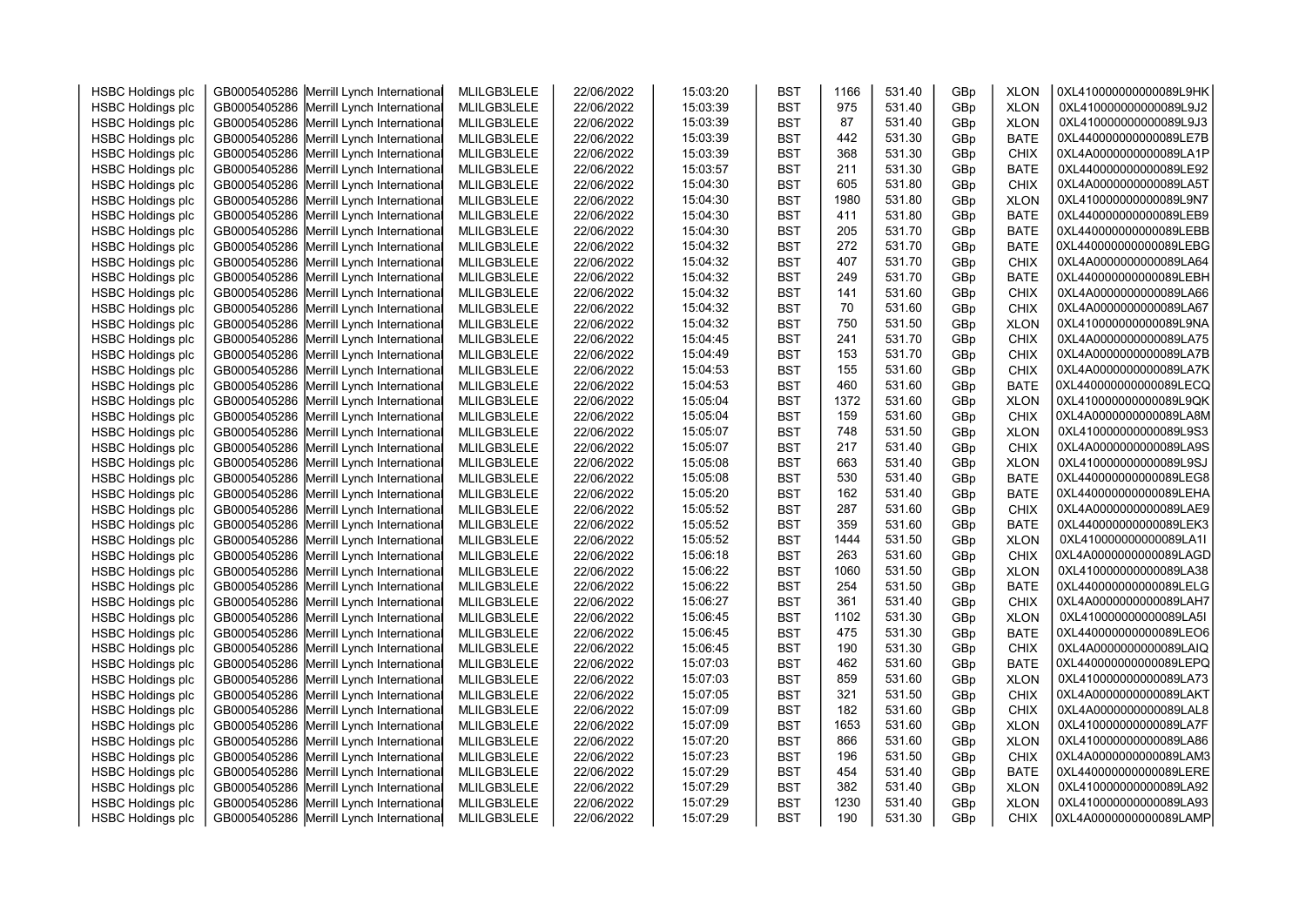| HSBC Holdings plc | GB0005405286 | Merrill Lynch International | MLILGB3LELE | 22/06/2022 | 15:03:20 | BST | 1166 | 531.40 | GBp | XLON | 0XL410000000000089L9HK |
|---|---|---|---|---|---|---|---|---|---|---|---|
| HSBC Holdings plc | GB0005405286 | Merrill Lynch International | MLILGB3LELE | 22/06/2022 | 15:03:39 | BST | 975 | 531.40 | GBp | XLON | 0XL410000000000089L9J2 |
| HSBC Holdings plc | GB0005405286 | Merrill Lynch International | MLILGB3LELE | 22/06/2022 | 15:03:39 | BST | 87 | 531.40 | GBp | XLON | 0XL410000000000089L9J3 |
| HSBC Holdings plc | GB0005405286 | Merrill Lynch International | MLILGB3LELE | 22/06/2022 | 15:03:39 | BST | 442 | 531.30 | GBp | BATE | 0XL440000000000089LE7B |
| HSBC Holdings plc | GB0005405286 | Merrill Lynch International | MLILGB3LELE | 22/06/2022 | 15:03:39 | BST | 368 | 531.30 | GBp | CHIX | 0XL4A0000000000089LA1P |
| HSBC Holdings plc | GB0005405286 | Merrill Lynch International | MLILGB3LELE | 22/06/2022 | 15:03:57 | BST | 211 | 531.30 | GBp | BATE | 0XL440000000000089LE92 |
| HSBC Holdings plc | GB0005405286 | Merrill Lynch International | MLILGB3LELE | 22/06/2022 | 15:04:30 | BST | 605 | 531.80 | GBp | CHIX | 0XL4A0000000000089LA5T |
| HSBC Holdings plc | GB0005405286 | Merrill Lynch International | MLILGB3LELE | 22/06/2022 | 15:04:30 | BST | 1980 | 531.80 | GBp | XLON | 0XL410000000000089L9N7 |
| HSBC Holdings plc | GB0005405286 | Merrill Lynch International | MLILGB3LELE | 22/06/2022 | 15:04:30 | BST | 411 | 531.80 | GBp | BATE | 0XL440000000000089LEB9 |
| HSBC Holdings plc | GB0005405286 | Merrill Lynch International | MLILGB3LELE | 22/06/2022 | 15:04:30 | BST | 205 | 531.70 | GBp | BATE | 0XL440000000000089LEBB |
| HSBC Holdings plc | GB0005405286 | Merrill Lynch International | MLILGB3LELE | 22/06/2022 | 15:04:32 | BST | 272 | 531.70 | GBp | BATE | 0XL440000000000089LEBG |
| HSBC Holdings plc | GB0005405286 | Merrill Lynch International | MLILGB3LELE | 22/06/2022 | 15:04:32 | BST | 407 | 531.70 | GBp | CHIX | 0XL4A0000000000089LA64 |
| HSBC Holdings plc | GB0005405286 | Merrill Lynch International | MLILGB3LELE | 22/06/2022 | 15:04:32 | BST | 249 | 531.70 | GBp | BATE | 0XL440000000000089LEBH |
| HSBC Holdings plc | GB0005405286 | Merrill Lynch International | MLILGB3LELE | 22/06/2022 | 15:04:32 | BST | 141 | 531.60 | GBp | CHIX | 0XL4A0000000000089LA66 |
| HSBC Holdings plc | GB0005405286 | Merrill Lynch International | MLILGB3LELE | 22/06/2022 | 15:04:32 | BST | 70 | 531.60 | GBp | CHIX | 0XL4A0000000000089LA67 |
| HSBC Holdings plc | GB0005405286 | Merrill Lynch International | MLILGB3LELE | 22/06/2022 | 15:04:32 | BST | 750 | 531.50 | GBp | XLON | 0XL410000000000089L9NA |
| HSBC Holdings plc | GB0005405286 | Merrill Lynch International | MLILGB3LELE | 22/06/2022 | 15:04:45 | BST | 241 | 531.70 | GBp | CHIX | 0XL4A0000000000089LA75 |
| HSBC Holdings plc | GB0005405286 | Merrill Lynch International | MLILGB3LELE | 22/06/2022 | 15:04:49 | BST | 153 | 531.70 | GBp | CHIX | 0XL4A0000000000089LA7B |
| HSBC Holdings plc | GB0005405286 | Merrill Lynch International | MLILGB3LELE | 22/06/2022 | 15:04:53 | BST | 155 | 531.60 | GBp | CHIX | 0XL4A0000000000089LA7K |
| HSBC Holdings plc | GB0005405286 | Merrill Lynch International | MLILGB3LELE | 22/06/2022 | 15:04:53 | BST | 460 | 531.60 | GBp | BATE | 0XL440000000000089LECQ |
| HSBC Holdings plc | GB0005405286 | Merrill Lynch International | MLILGB3LELE | 22/06/2022 | 15:05:04 | BST | 1372 | 531.60 | GBp | XLON | 0XL410000000000089L9QK |
| HSBC Holdings plc | GB0005405286 | Merrill Lynch International | MLILGB3LELE | 22/06/2022 | 15:05:04 | BST | 159 | 531.60 | GBp | CHIX | 0XL4A0000000000089LA8M |
| HSBC Holdings plc | GB0005405286 | Merrill Lynch International | MLILGB3LELE | 22/06/2022 | 15:05:07 | BST | 748 | 531.50 | GBp | XLON | 0XL410000000000089L9S3 |
| HSBC Holdings plc | GB0005405286 | Merrill Lynch International | MLILGB3LELE | 22/06/2022 | 15:05:07 | BST | 217 | 531.40 | GBp | CHIX | 0XL4A0000000000089LA9S |
| HSBC Holdings plc | GB0005405286 | Merrill Lynch International | MLILGB3LELE | 22/06/2022 | 15:05:08 | BST | 663 | 531.40 | GBp | XLON | 0XL410000000000089L9SJ |
| HSBC Holdings plc | GB0005405286 | Merrill Lynch International | MLILGB3LELE | 22/06/2022 | 15:05:08 | BST | 530 | 531.40 | GBp | BATE | 0XL440000000000089LEG8 |
| HSBC Holdings plc | GB0005405286 | Merrill Lynch International | MLILGB3LELE | 22/06/2022 | 15:05:20 | BST | 162 | 531.40 | GBp | BATE | 0XL440000000000089LEHA |
| HSBC Holdings plc | GB0005405286 | Merrill Lynch International | MLILGB3LELE | 22/06/2022 | 15:05:52 | BST | 287 | 531.60 | GBp | CHIX | 0XL4A0000000000089LAE9 |
| HSBC Holdings plc | GB0005405286 | Merrill Lynch International | MLILGB3LELE | 22/06/2022 | 15:05:52 | BST | 359 | 531.60 | GBp | BATE | 0XL440000000000089LEK3 |
| HSBC Holdings plc | GB0005405286 | Merrill Lynch International | MLILGB3LELE | 22/06/2022 | 15:05:52 | BST | 1444 | 531.50 | GBp | XLON | 0XL410000000000089LA1I |
| HSBC Holdings plc | GB0005405286 | Merrill Lynch International | MLILGB3LELE | 22/06/2022 | 15:06:18 | BST | 263 | 531.60 | GBp | CHIX | 0XL4A0000000000089LAGD |
| HSBC Holdings plc | GB0005405286 | Merrill Lynch International | MLILGB3LELE | 22/06/2022 | 15:06:22 | BST | 1060 | 531.50 | GBp | XLON | 0XL410000000000089LA38 |
| HSBC Holdings plc | GB0005405286 | Merrill Lynch International | MLILGB3LELE | 22/06/2022 | 15:06:22 | BST | 254 | 531.50 | GBp | BATE | 0XL440000000000089LELG |
| HSBC Holdings plc | GB0005405286 | Merrill Lynch International | MLILGB3LELE | 22/06/2022 | 15:06:27 | BST | 361 | 531.40 | GBp | CHIX | 0XL4A0000000000089LAH7 |
| HSBC Holdings plc | GB0005405286 | Merrill Lynch International | MLILGB3LELE | 22/06/2022 | 15:06:45 | BST | 1102 | 531.30 | GBp | XLON | 0XL410000000000089LA5I |
| HSBC Holdings plc | GB0005405286 | Merrill Lynch International | MLILGB3LELE | 22/06/2022 | 15:06:45 | BST | 475 | 531.30 | GBp | BATE | 0XL440000000000089LEO6 |
| HSBC Holdings plc | GB0005405286 | Merrill Lynch International | MLILGB3LELE | 22/06/2022 | 15:06:45 | BST | 190 | 531.30 | GBp | CHIX | 0XL4A0000000000089LAIQ |
| HSBC Holdings plc | GB0005405286 | Merrill Lynch International | MLILGB3LELE | 22/06/2022 | 15:07:03 | BST | 462 | 531.60 | GBp | BATE | 0XL440000000000089LEPQ |
| HSBC Holdings plc | GB0005405286 | Merrill Lynch International | MLILGB3LELE | 22/06/2022 | 15:07:03 | BST | 859 | 531.60 | GBp | XLON | 0XL410000000000089LA73 |
| HSBC Holdings plc | GB0005405286 | Merrill Lynch International | MLILGB3LELE | 22/06/2022 | 15:07:05 | BST | 321 | 531.50 | GBp | CHIX | 0XL4A0000000000089LAKT |
| HSBC Holdings plc | GB0005405286 | Merrill Lynch International | MLILGB3LELE | 22/06/2022 | 15:07:09 | BST | 182 | 531.60 | GBp | CHIX | 0XL4A0000000000089LAL8 |
| HSBC Holdings plc | GB0005405286 | Merrill Lynch International | MLILGB3LELE | 22/06/2022 | 15:07:09 | BST | 1653 | 531.60 | GBp | XLON | 0XL410000000000089LA7F |
| HSBC Holdings plc | GB0005405286 | Merrill Lynch International | MLILGB3LELE | 22/06/2022 | 15:07:20 | BST | 866 | 531.60 | GBp | XLON | 0XL410000000000089LA86 |
| HSBC Holdings plc | GB0005405286 | Merrill Lynch International | MLILGB3LELE | 22/06/2022 | 15:07:23 | BST | 196 | 531.50 | GBp | CHIX | 0XL4A0000000000089LAM3 |
| HSBC Holdings plc | GB0005405286 | Merrill Lynch International | MLILGB3LELE | 22/06/2022 | 15:07:29 | BST | 454 | 531.40 | GBp | BATE | 0XL440000000000089LERE |
| HSBC Holdings plc | GB0005405286 | Merrill Lynch International | MLILGB3LELE | 22/06/2022 | 15:07:29 | BST | 382 | 531.40 | GBp | XLON | 0XL410000000000089LA92 |
| HSBC Holdings plc | GB0005405286 | Merrill Lynch International | MLILGB3LELE | 22/06/2022 | 15:07:29 | BST | 1230 | 531.40 | GBp | XLON | 0XL410000000000089LA93 |
| HSBC Holdings plc | GB0005405286 | Merrill Lynch International | MLILGB3LELE | 22/06/2022 | 15:07:29 | BST | 190 | 531.30 | GBp | CHIX | 0XL4A0000000000089LAMP |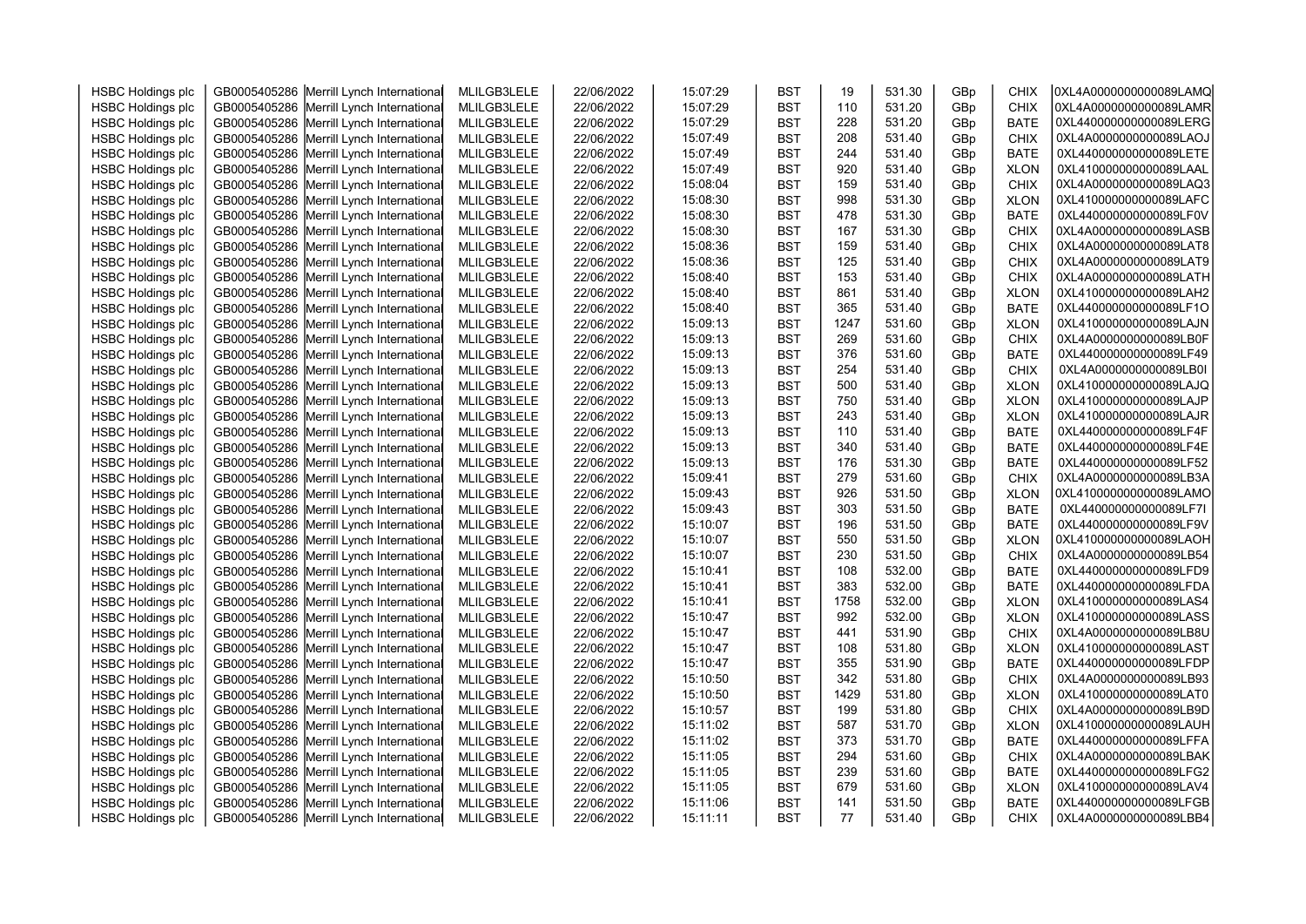| | | | | | | | | | | | |
|---|---|---|---|---|---|---|---|---|---|---|---|
| HSBC Holdings plc | GB0005405286 | Merrill Lynch International | MLILGB3LELE | 22/06/2022 | 15:07:29 | BST | 19 | 531.30 | GBp | CHIX | 0XL4A0000000000089LAMQ |
| HSBC Holdings plc | GB0005405286 | Merrill Lynch International | MLILGB3LELE | 22/06/2022 | 15:07:29 | BST | 110 | 531.20 | GBp | CHIX | 0XL4A0000000000089LAMR |
| HSBC Holdings plc | GB0005405286 | Merrill Lynch International | MLILGB3LELE | 22/06/2022 | 15:07:29 | BST | 228 | 531.20 | GBp | BATE | 0XL440000000000089LERG |
| HSBC Holdings plc | GB0005405286 | Merrill Lynch International | MLILGB3LELE | 22/06/2022 | 15:07:49 | BST | 208 | 531.40 | GBp | CHIX | 0XL4A0000000000089LAOJ |
| HSBC Holdings plc | GB0005405286 | Merrill Lynch International | MLILGB3LELE | 22/06/2022 | 15:07:49 | BST | 244 | 531.40 | GBp | BATE | 0XL440000000000089LETE |
| HSBC Holdings plc | GB0005405286 | Merrill Lynch International | MLILGB3LELE | 22/06/2022 | 15:07:49 | BST | 920 | 531.40 | GBp | XLON | 0XL410000000000089LAAL |
| HSBC Holdings plc | GB0005405286 | Merrill Lynch International | MLILGB3LELE | 22/06/2022 | 15:08:04 | BST | 159 | 531.40 | GBp | CHIX | 0XL4A0000000000089LAQ3 |
| HSBC Holdings plc | GB0005405286 | Merrill Lynch International | MLILGB3LELE | 22/06/2022 | 15:08:30 | BST | 998 | 531.30 | GBp | XLON | 0XL410000000000089LAFC |
| HSBC Holdings plc | GB0005405286 | Merrill Lynch International | MLILGB3LELE | 22/06/2022 | 15:08:30 | BST | 478 | 531.30 | GBp | BATE | 0XL440000000000089LF0V |
| HSBC Holdings plc | GB0005405286 | Merrill Lynch International | MLILGB3LELE | 22/06/2022 | 15:08:30 | BST | 167 | 531.30 | GBp | CHIX | 0XL4A0000000000089LASB |
| HSBC Holdings plc | GB0005405286 | Merrill Lynch International | MLILGB3LELE | 22/06/2022 | 15:08:36 | BST | 159 | 531.40 | GBp | CHIX | 0XL4A0000000000089LAT8 |
| HSBC Holdings plc | GB0005405286 | Merrill Lynch International | MLILGB3LELE | 22/06/2022 | 15:08:36 | BST | 125 | 531.40 | GBp | CHIX | 0XL4A0000000000089LAT9 |
| HSBC Holdings plc | GB0005405286 | Merrill Lynch International | MLILGB3LELE | 22/06/2022 | 15:08:40 | BST | 153 | 531.40 | GBp | CHIX | 0XL4A0000000000089LATH |
| HSBC Holdings plc | GB0005405286 | Merrill Lynch International | MLILGB3LELE | 22/06/2022 | 15:08:40 | BST | 861 | 531.40 | GBp | XLON | 0XL410000000000089LAH2 |
| HSBC Holdings plc | GB0005405286 | Merrill Lynch International | MLILGB3LELE | 22/06/2022 | 15:08:40 | BST | 365 | 531.40 | GBp | BATE | 0XL440000000000089LF1O |
| HSBC Holdings plc | GB0005405286 | Merrill Lynch International | MLILGB3LELE | 22/06/2022 | 15:09:13 | BST | 1247 | 531.60 | GBp | XLON | 0XL410000000000089LAJN |
| HSBC Holdings plc | GB0005405286 | Merrill Lynch International | MLILGB3LELE | 22/06/2022 | 15:09:13 | BST | 269 | 531.60 | GBp | CHIX | 0XL4A0000000000089LB0F |
| HSBC Holdings plc | GB0005405286 | Merrill Lynch International | MLILGB3LELE | 22/06/2022 | 15:09:13 | BST | 376 | 531.60 | GBp | BATE | 0XL440000000000089LF49 |
| HSBC Holdings plc | GB0005405286 | Merrill Lynch International | MLILGB3LELE | 22/06/2022 | 15:09:13 | BST | 254 | 531.40 | GBp | CHIX | 0XL4A0000000000089LB0I |
| HSBC Holdings plc | GB0005405286 | Merrill Lynch International | MLILGB3LELE | 22/06/2022 | 15:09:13 | BST | 500 | 531.40 | GBp | XLON | 0XL410000000000089LAJQ |
| HSBC Holdings plc | GB0005405286 | Merrill Lynch International | MLILGB3LELE | 22/06/2022 | 15:09:13 | BST | 750 | 531.40 | GBp | XLON | 0XL410000000000089LAJP |
| HSBC Holdings plc | GB0005405286 | Merrill Lynch International | MLILGB3LELE | 22/06/2022 | 15:09:13 | BST | 243 | 531.40 | GBp | XLON | 0XL410000000000089LAJR |
| HSBC Holdings plc | GB0005405286 | Merrill Lynch International | MLILGB3LELE | 22/06/2022 | 15:09:13 | BST | 110 | 531.40 | GBp | BATE | 0XL440000000000089LF4F |
| HSBC Holdings plc | GB0005405286 | Merrill Lynch International | MLILGB3LELE | 22/06/2022 | 15:09:13 | BST | 340 | 531.40 | GBp | BATE | 0XL440000000000089LF4E |
| HSBC Holdings plc | GB0005405286 | Merrill Lynch International | MLILGB3LELE | 22/06/2022 | 15:09:13 | BST | 176 | 531.30 | GBp | BATE | 0XL440000000000089LF52 |
| HSBC Holdings plc | GB0005405286 | Merrill Lynch International | MLILGB3LELE | 22/06/2022 | 15:09:41 | BST | 279 | 531.60 | GBp | CHIX | 0XL4A0000000000089LB3A |
| HSBC Holdings plc | GB0005405286 | Merrill Lynch International | MLILGB3LELE | 22/06/2022 | 15:09:43 | BST | 926 | 531.50 | GBp | XLON | 0XL410000000000089LAMO |
| HSBC Holdings plc | GB0005405286 | Merrill Lynch International | MLILGB3LELE | 22/06/2022 | 15:09:43 | BST | 303 | 531.50 | GBp | BATE | 0XL440000000000089LF7I |
| HSBC Holdings plc | GB0005405286 | Merrill Lynch International | MLILGB3LELE | 22/06/2022 | 15:10:07 | BST | 196 | 531.50 | GBp | BATE | 0XL440000000000089LF9V |
| HSBC Holdings plc | GB0005405286 | Merrill Lynch International | MLILGB3LELE | 22/06/2022 | 15:10:07 | BST | 550 | 531.50 | GBp | XLON | 0XL410000000000089LAOH |
| HSBC Holdings plc | GB0005405286 | Merrill Lynch International | MLILGB3LELE | 22/06/2022 | 15:10:07 | BST | 230 | 531.50 | GBp | CHIX | 0XL4A0000000000089LB54 |
| HSBC Holdings plc | GB0005405286 | Merrill Lynch International | MLILGB3LELE | 22/06/2022 | 15:10:41 | BST | 108 | 532.00 | GBp | BATE | 0XL440000000000089LFD9 |
| HSBC Holdings plc | GB0005405286 | Merrill Lynch International | MLILGB3LELE | 22/06/2022 | 15:10:41 | BST | 383 | 532.00 | GBp | BATE | 0XL440000000000089LFDA |
| HSBC Holdings plc | GB0005405286 | Merrill Lynch International | MLILGB3LELE | 22/06/2022 | 15:10:41 | BST | 1758 | 532.00 | GBp | XLON | 0XL410000000000089LAS4 |
| HSBC Holdings plc | GB0005405286 | Merrill Lynch International | MLILGB3LELE | 22/06/2022 | 15:10:47 | BST | 992 | 532.00 | GBp | XLON | 0XL410000000000089LASS |
| HSBC Holdings plc | GB0005405286 | Merrill Lynch International | MLILGB3LELE | 22/06/2022 | 15:10:47 | BST | 441 | 531.90 | GBp | CHIX | 0XL4A0000000000089LB8U |
| HSBC Holdings plc | GB0005405286 | Merrill Lynch International | MLILGB3LELE | 22/06/2022 | 15:10:47 | BST | 108 | 531.80 | GBp | XLON | 0XL410000000000089LAST |
| HSBC Holdings plc | GB0005405286 | Merrill Lynch International | MLILGB3LELE | 22/06/2022 | 15:10:47 | BST | 355 | 531.90 | GBp | BATE | 0XL440000000000089LFDP |
| HSBC Holdings plc | GB0005405286 | Merrill Lynch International | MLILGB3LELE | 22/06/2022 | 15:10:50 | BST | 342 | 531.80 | GBp | CHIX | 0XL4A0000000000089LB93 |
| HSBC Holdings plc | GB0005405286 | Merrill Lynch International | MLILGB3LELE | 22/06/2022 | 15:10:50 | BST | 1429 | 531.80 | GBp | XLON | 0XL410000000000089LAT0 |
| HSBC Holdings plc | GB0005405286 | Merrill Lynch International | MLILGB3LELE | 22/06/2022 | 15:10:57 | BST | 199 | 531.80 | GBp | CHIX | 0XL4A0000000000089LB9D |
| HSBC Holdings plc | GB0005405286 | Merrill Lynch International | MLILGB3LELE | 22/06/2022 | 15:11:02 | BST | 587 | 531.70 | GBp | XLON | 0XL410000000000089LAUH |
| HSBC Holdings plc | GB0005405286 | Merrill Lynch International | MLILGB3LELE | 22/06/2022 | 15:11:02 | BST | 373 | 531.70 | GBp | BATE | 0XL440000000000089LFFA |
| HSBC Holdings plc | GB0005405286 | Merrill Lynch International | MLILGB3LELE | 22/06/2022 | 15:11:05 | BST | 294 | 531.60 | GBp | CHIX | 0XL4A0000000000089LBAK |
| HSBC Holdings plc | GB0005405286 | Merrill Lynch International | MLILGB3LELE | 22/06/2022 | 15:11:05 | BST | 239 | 531.60 | GBp | BATE | 0XL440000000000089LFG2 |
| HSBC Holdings plc | GB0005405286 | Merrill Lynch International | MLILGB3LELE | 22/06/2022 | 15:11:05 | BST | 679 | 531.60 | GBp | XLON | 0XL410000000000089LAV4 |
| HSBC Holdings plc | GB0005405286 | Merrill Lynch International | MLILGB3LELE | 22/06/2022 | 15:11:06 | BST | 141 | 531.50 | GBp | BATE | 0XL440000000000089LFGB |
| HSBC Holdings plc | GB0005405286 | Merrill Lynch International | MLILGB3LELE | 22/06/2022 | 15:11:11 | BST | 77 | 531.40 | GBp | CHIX | 0XL4A0000000000089LBB4 |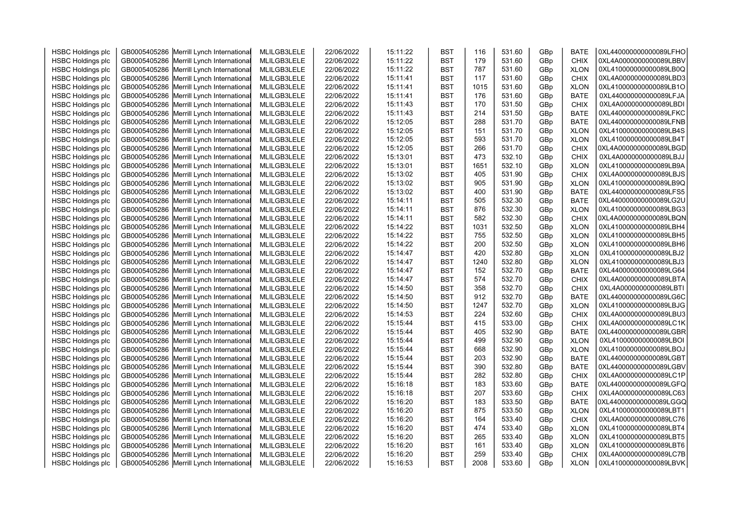| HSBC Holdings plc | GB0005405286 | Merrill Lynch International | MLILGB3LELE | 22/06/2022 | 15:11:22 | BST | 116 | 531.60 | GBp | BATE | 0XL440000000000089LFHO |
|---|---|---|---|---|---|---|---|---|---|---|---|
| HSBC Holdings plc | GB0005405286 | Merrill Lynch International | MLILGB3LELE | 22/06/2022 | 15:11:22 | BST | 179 | 531.60 | GBp | CHIX | 0XL4A0000000000089LBBV |
| HSBC Holdings plc | GB0005405286 | Merrill Lynch International | MLILGB3LELE | 22/06/2022 | 15:11:22 | BST | 787 | 531.60 | GBp | XLON | 0XL410000000000089LB0Q |
| HSBC Holdings plc | GB0005405286 | Merrill Lynch International | MLILGB3LELE | 22/06/2022 | 15:11:41 | BST | 117 | 531.60 | GBp | CHIX | 0XL4A0000000000089LBD3 |
| HSBC Holdings plc | GB0005405286 | Merrill Lynch International | MLILGB3LELE | 22/06/2022 | 15:11:41 | BST | 1015 | 531.60 | GBp | XLON | 0XL410000000000089LB1O |
| HSBC Holdings plc | GB0005405286 | Merrill Lynch International | MLILGB3LELE | 22/06/2022 | 15:11:41 | BST | 176 | 531.60 | GBp | BATE | 0XL440000000000089LFJA |
| HSBC Holdings plc | GB0005405286 | Merrill Lynch International | MLILGB3LELE | 22/06/2022 | 15:11:43 | BST | 170 | 531.50 | GBp | CHIX | 0XL4A0000000000089LBDI |
| HSBC Holdings plc | GB0005405286 | Merrill Lynch International | MLILGB3LELE | 22/06/2022 | 15:11:43 | BST | 214 | 531.50 | GBp | BATE | 0XL440000000000089LFKC |
| HSBC Holdings plc | GB0005405286 | Merrill Lynch International | MLILGB3LELE | 22/06/2022 | 15:12:05 | BST | 288 | 531.70 | GBp | BATE | 0XL440000000000089LFNB |
| HSBC Holdings plc | GB0005405286 | Merrill Lynch International | MLILGB3LELE | 22/06/2022 | 15:12:05 | BST | 151 | 531.70 | GBp | XLON | 0XL410000000000089LB4S |
| HSBC Holdings plc | GB0005405286 | Merrill Lynch International | MLILGB3LELE | 22/06/2022 | 15:12:05 | BST | 593 | 531.70 | GBp | XLON | 0XL410000000000089LB4T |
| HSBC Holdings plc | GB0005405286 | Merrill Lynch International | MLILGB3LELE | 22/06/2022 | 15:12:05 | BST | 266 | 531.70 | GBp | CHIX | 0XL4A0000000000089LBGD |
| HSBC Holdings plc | GB0005405286 | Merrill Lynch International | MLILGB3LELE | 22/06/2022 | 15:13:01 | BST | 473 | 532.10 | GBp | CHIX | 0XL4A0000000000089LBJJ |
| HSBC Holdings plc | GB0005405286 | Merrill Lynch International | MLILGB3LELE | 22/06/2022 | 15:13:01 | BST | 1651 | 532.10 | GBp | XLON | 0XL410000000000089LB9A |
| HSBC Holdings plc | GB0005405286 | Merrill Lynch International | MLILGB3LELE | 22/06/2022 | 15:13:02 | BST | 405 | 531.90 | GBp | CHIX | 0XL4A0000000000089LBJS |
| HSBC Holdings plc | GB0005405286 | Merrill Lynch International | MLILGB3LELE | 22/06/2022 | 15:13:02 | BST | 905 | 531.90 | GBp | XLON | 0XL410000000000089LB9Q |
| HSBC Holdings plc | GB0005405286 | Merrill Lynch International | MLILGB3LELE | 22/06/2022 | 15:13:02 | BST | 400 | 531.90 | GBp | BATE | 0XL440000000000089LFS5 |
| HSBC Holdings plc | GB0005405286 | Merrill Lynch International | MLILGB3LELE | 22/06/2022 | 15:14:11 | BST | 505 | 532.30 | GBp | BATE | 0XL440000000000089LG2U |
| HSBC Holdings plc | GB0005405286 | Merrill Lynch International | MLILGB3LELE | 22/06/2022 | 15:14:11 | BST | 876 | 532.30 | GBp | XLON | 0XL410000000000089LBG3 |
| HSBC Holdings plc | GB0005405286 | Merrill Lynch International | MLILGB3LELE | 22/06/2022 | 15:14:11 | BST | 582 | 532.30 | GBp | CHIX | 0XL4A0000000000089LBQN |
| HSBC Holdings plc | GB0005405286 | Merrill Lynch International | MLILGB3LELE | 22/06/2022 | 15:14:22 | BST | 1031 | 532.50 | GBp | XLON | 0XL410000000000089LBH4 |
| HSBC Holdings plc | GB0005405286 | Merrill Lynch International | MLILGB3LELE | 22/06/2022 | 15:14:22 | BST | 755 | 532.50 | GBp | XLON | 0XL410000000000089LBH5 |
| HSBC Holdings plc | GB0005405286 | Merrill Lynch International | MLILGB3LELE | 22/06/2022 | 15:14:22 | BST | 200 | 532.50 | GBp | XLON | 0XL410000000000089LBH6 |
| HSBC Holdings plc | GB0005405286 | Merrill Lynch International | MLILGB3LELE | 22/06/2022 | 15:14:47 | BST | 420 | 532.80 | GBp | XLON | 0XL410000000000089LBJ2 |
| HSBC Holdings plc | GB0005405286 | Merrill Lynch International | MLILGB3LELE | 22/06/2022 | 15:14:47 | BST | 1240 | 532.80 | GBp | XLON | 0XL410000000000089LBJ3 |
| HSBC Holdings plc | GB0005405286 | Merrill Lynch International | MLILGB3LELE | 22/06/2022 | 15:14:47 | BST | 152 | 532.70 | GBp | BATE | 0XL440000000000089LG64 |
| HSBC Holdings plc | GB0005405286 | Merrill Lynch International | MLILGB3LELE | 22/06/2022 | 15:14:47 | BST | 574 | 532.70 | GBp | CHIX | 0XL4A0000000000089LBTA |
| HSBC Holdings plc | GB0005405286 | Merrill Lynch International | MLILGB3LELE | 22/06/2022 | 15:14:50 | BST | 358 | 532.70 | GBp | CHIX | 0XL4A0000000000089LBTI |
| HSBC Holdings plc | GB0005405286 | Merrill Lynch International | MLILGB3LELE | 22/06/2022 | 15:14:50 | BST | 912 | 532.70 | GBp | BATE | 0XL440000000000089LG6C |
| HSBC Holdings plc | GB0005405286 | Merrill Lynch International | MLILGB3LELE | 22/06/2022 | 15:14:50 | BST | 1247 | 532.70 | GBp | XLON | 0XL410000000000089LBJG |
| HSBC Holdings plc | GB0005405286 | Merrill Lynch International | MLILGB3LELE | 22/06/2022 | 15:14:53 | BST | 224 | 532.60 | GBp | CHIX | 0XL4A0000000000089LBU3 |
| HSBC Holdings plc | GB0005405286 | Merrill Lynch International | MLILGB3LELE | 22/06/2022 | 15:15:44 | BST | 415 | 533.00 | GBp | CHIX | 0XL4A0000000000089LC1K |
| HSBC Holdings plc | GB0005405286 | Merrill Lynch International | MLILGB3LELE | 22/06/2022 | 15:15:44 | BST | 405 | 532.90 | GBp | BATE | 0XL440000000000089LGBR |
| HSBC Holdings plc | GB0005405286 | Merrill Lynch International | MLILGB3LELE | 22/06/2022 | 15:15:44 | BST | 499 | 532.90 | GBp | XLON | 0XL410000000000089LBOI |
| HSBC Holdings plc | GB0005405286 | Merrill Lynch International | MLILGB3LELE | 22/06/2022 | 15:15:44 | BST | 668 | 532.90 | GBp | XLON | 0XL410000000000089LBOJ |
| HSBC Holdings plc | GB0005405286 | Merrill Lynch International | MLILGB3LELE | 22/06/2022 | 15:15:44 | BST | 203 | 532.90 | GBp | BATE | 0XL440000000000089LGBT |
| HSBC Holdings plc | GB0005405286 | Merrill Lynch International | MLILGB3LELE | 22/06/2022 | 15:15:44 | BST | 390 | 532.80 | GBp | BATE | 0XL440000000000089LGBV |
| HSBC Holdings plc | GB0005405286 | Merrill Lynch International | MLILGB3LELE | 22/06/2022 | 15:15:44 | BST | 282 | 532.80 | GBp | CHIX | 0XL4A0000000000089LC1P |
| HSBC Holdings plc | GB0005405286 | Merrill Lynch International | MLILGB3LELE | 22/06/2022 | 15:16:18 | BST | 183 | 533.60 | GBp | BATE | 0XL440000000000089LGFQ |
| HSBC Holdings plc | GB0005405286 | Merrill Lynch International | MLILGB3LELE | 22/06/2022 | 15:16:18 | BST | 207 | 533.60 | GBp | CHIX | 0XL4A0000000000089LC63 |
| HSBC Holdings plc | GB0005405286 | Merrill Lynch International | MLILGB3LELE | 22/06/2022 | 15:16:20 | BST | 183 | 533.50 | GBp | BATE | 0XL440000000000089LGGQ |
| HSBC Holdings plc | GB0005405286 | Merrill Lynch International | MLILGB3LELE | 22/06/2022 | 15:16:20 | BST | 875 | 533.50 | GBp | XLON | 0XL410000000000089LBT1 |
| HSBC Holdings plc | GB0005405286 | Merrill Lynch International | MLILGB3LELE | 22/06/2022 | 15:16:20 | BST | 164 | 533.40 | GBp | CHIX | 0XL4A0000000000089LC76 |
| HSBC Holdings plc | GB0005405286 | Merrill Lynch International | MLILGB3LELE | 22/06/2022 | 15:16:20 | BST | 474 | 533.40 | GBp | XLON | 0XL410000000000089LBT4 |
| HSBC Holdings plc | GB0005405286 | Merrill Lynch International | MLILGB3LELE | 22/06/2022 | 15:16:20 | BST | 265 | 533.40 | GBp | XLON | 0XL410000000000089LBT5 |
| HSBC Holdings plc | GB0005405286 | Merrill Lynch International | MLILGB3LELE | 22/06/2022 | 15:16:20 | BST | 161 | 533.40 | GBp | XLON | 0XL410000000000089LBT6 |
| HSBC Holdings plc | GB0005405286 | Merrill Lynch International | MLILGB3LELE | 22/06/2022 | 15:16:20 | BST | 259 | 533.40 | GBp | CHIX | 0XL4A0000000000089LC7B |
| HSBC Holdings plc | GB0005405286 | Merrill Lynch International | MLILGB3LELE | 22/06/2022 | 15:16:53 | BST | 2008 | 533.60 | GBp | XLON | 0XL410000000000089LBVK |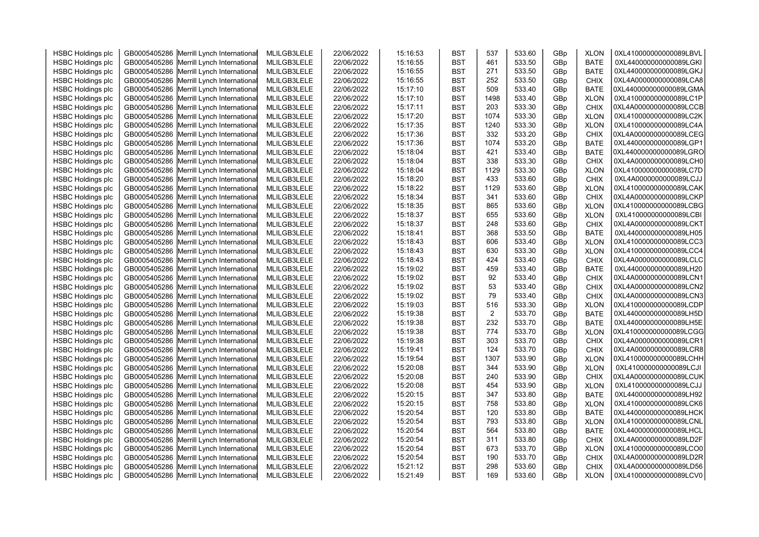| HSBC Holdings plc | GB0005405286 | Merrill Lynch International | MLILGB3LELE | 22/06/2022 | 15:16:53 | BST | 537 | 533.60 | GBp | XLON | 0XL410000000000089LBVL |
|---|---|---|---|---|---|---|---|---|---|---|---|
| HSBC Holdings plc | GB0005405286 | Merrill Lynch International | MLILGB3LELE | 22/06/2022 | 15:16:55 | BST | 461 | 533.50 | GBp | BATE | 0XL440000000000089LGKI |
| HSBC Holdings plc | GB0005405286 | Merrill Lynch International | MLILGB3LELE | 22/06/2022 | 15:16:55 | BST | 271 | 533.50 | GBp | BATE | 0XL440000000000089LGKJ |
| HSBC Holdings plc | GB0005405286 | Merrill Lynch International | MLILGB3LELE | 22/06/2022 | 15:16:55 | BST | 252 | 533.50 | GBp | CHIX | 0XL4A0000000000089LCA8 |
| HSBC Holdings plc | GB0005405286 | Merrill Lynch International | MLILGB3LELE | 22/06/2022 | 15:17:10 | BST | 509 | 533.40 | GBp | BATE | 0XL440000000000089LGMA |
| HSBC Holdings plc | GB0005405286 | Merrill Lynch International | MLILGB3LELE | 22/06/2022 | 15:17:10 | BST | 1498 | 533.40 | GBp | XLON | 0XL410000000000089LC1P |
| HSBC Holdings plc | GB0005405286 | Merrill Lynch International | MLILGB3LELE | 22/06/2022 | 15:17:11 | BST | 203 | 533.30 | GBp | CHIX | 0XL4A0000000000089LCCB |
| HSBC Holdings plc | GB0005405286 | Merrill Lynch International | MLILGB3LELE | 22/06/2022 | 15:17:20 | BST | 1074 | 533.30 | GBp | XLON | 0XL410000000000089LC2K |
| HSBC Holdings plc | GB0005405286 | Merrill Lynch International | MLILGB3LELE | 22/06/2022 | 15:17:35 | BST | 1240 | 533.30 | GBp | XLON | 0XL410000000000089LC4A |
| HSBC Holdings plc | GB0005405286 | Merrill Lynch International | MLILGB3LELE | 22/06/2022 | 15:17:36 | BST | 332 | 533.20 | GBp | CHIX | 0XL4A0000000000089LCEG |
| HSBC Holdings plc | GB0005405286 | Merrill Lynch International | MLILGB3LELE | 22/06/2022 | 15:17:36 | BST | 1074 | 533.20 | GBp | BATE | 0XL440000000000089LGP1 |
| HSBC Holdings plc | GB0005405286 | Merrill Lynch International | MLILGB3LELE | 22/06/2022 | 15:18:04 | BST | 421 | 533.40 | GBp | BATE | 0XL440000000000089LGRO |
| HSBC Holdings plc | GB0005405286 | Merrill Lynch International | MLILGB3LELE | 22/06/2022 | 15:18:04 | BST | 338 | 533.30 | GBp | CHIX | 0XL4A0000000000089LCH0 |
| HSBC Holdings plc | GB0005405286 | Merrill Lynch International | MLILGB3LELE | 22/06/2022 | 15:18:04 | BST | 1129 | 533.30 | GBp | XLON | 0XL410000000000089LC7D |
| HSBC Holdings plc | GB0005405286 | Merrill Lynch International | MLILGB3LELE | 22/06/2022 | 15:18:20 | BST | 433 | 533.60 | GBp | CHIX | 0XL4A0000000000089LCJJ |
| HSBC Holdings plc | GB0005405286 | Merrill Lynch International | MLILGB3LELE | 22/06/2022 | 15:18:22 | BST | 1129 | 533.60 | GBp | XLON | 0XL410000000000089LCAK |
| HSBC Holdings plc | GB0005405286 | Merrill Lynch International | MLILGB3LELE | 22/06/2022 | 15:18:34 | BST | 341 | 533.60 | GBp | CHIX | 0XL4A0000000000089LCKP |
| HSBC Holdings plc | GB0005405286 | Merrill Lynch International | MLILGB3LELE | 22/06/2022 | 15:18:35 | BST | 865 | 533.60 | GBp | XLON | 0XL410000000000089LCBG |
| HSBC Holdings plc | GB0005405286 | Merrill Lynch International | MLILGB3LELE | 22/06/2022 | 15:18:37 | BST | 655 | 533.60 | GBp | XLON | 0XL410000000000089LCBI |
| HSBC Holdings plc | GB0005405286 | Merrill Lynch International | MLILGB3LELE | 22/06/2022 | 15:18:37 | BST | 248 | 533.60 | GBp | CHIX | 0XL4A0000000000089LCKT |
| HSBC Holdings plc | GB0005405286 | Merrill Lynch International | MLILGB3LELE | 22/06/2022 | 15:18:41 | BST | 368 | 533.50 | GBp | BATE | 0XL440000000000089LH05 |
| HSBC Holdings plc | GB0005405286 | Merrill Lynch International | MLILGB3LELE | 22/06/2022 | 15:18:43 | BST | 606 | 533.40 | GBp | XLON | 0XL410000000000089LCC3 |
| HSBC Holdings plc | GB0005405286 | Merrill Lynch International | MLILGB3LELE | 22/06/2022 | 15:18:43 | BST | 630 | 533.30 | GBp | XLON | 0XL410000000000089LCC4 |
| HSBC Holdings plc | GB0005405286 | Merrill Lynch International | MLILGB3LELE | 22/06/2022 | 15:18:43 | BST | 424 | 533.40 | GBp | CHIX | 0XL4A0000000000089LCLC |
| HSBC Holdings plc | GB0005405286 | Merrill Lynch International | MLILGB3LELE | 22/06/2022 | 15:19:02 | BST | 459 | 533.40 | GBp | BATE | 0XL440000000000089LH20 |
| HSBC Holdings plc | GB0005405286 | Merrill Lynch International | MLILGB3LELE | 22/06/2022 | 15:19:02 | BST | 92 | 533.40 | GBp | CHIX | 0XL4A0000000000089LCN1 |
| HSBC Holdings plc | GB0005405286 | Merrill Lynch International | MLILGB3LELE | 22/06/2022 | 15:19:02 | BST | 53 | 533.40 | GBp | CHIX | 0XL4A0000000000089LCN2 |
| HSBC Holdings plc | GB0005405286 | Merrill Lynch International | MLILGB3LELE | 22/06/2022 | 15:19:02 | BST | 79 | 533.40 | GBp | CHIX | 0XL4A0000000000089LCN3 |
| HSBC Holdings plc | GB0005405286 | Merrill Lynch International | MLILGB3LELE | 22/06/2022 | 15:19:03 | BST | 516 | 533.30 | GBp | XLON | 0XL410000000000089LCDP |
| HSBC Holdings plc | GB0005405286 | Merrill Lynch International | MLILGB3LELE | 22/06/2022 | 15:19:38 | BST | 2 | 533.70 | GBp | BATE | 0XL440000000000089LH5D |
| HSBC Holdings plc | GB0005405286 | Merrill Lynch International | MLILGB3LELE | 22/06/2022 | 15:19:38 | BST | 232 | 533.70 | GBp | BATE | 0XL440000000000089LH5E |
| HSBC Holdings plc | GB0005405286 | Merrill Lynch International | MLILGB3LELE | 22/06/2022 | 15:19:38 | BST | 774 | 533.70 | GBp | XLON | 0XL410000000000089LCGG |
| HSBC Holdings plc | GB0005405286 | Merrill Lynch International | MLILGB3LELE | 22/06/2022 | 15:19:38 | BST | 303 | 533.70 | GBp | CHIX | 0XL4A0000000000089LCR1 |
| HSBC Holdings plc | GB0005405286 | Merrill Lynch International | MLILGB3LELE | 22/06/2022 | 15:19:41 | BST | 124 | 533.70 | GBp | CHIX | 0XL4A0000000000089LCR8 |
| HSBC Holdings plc | GB0005405286 | Merrill Lynch International | MLILGB3LELE | 22/06/2022 | 15:19:54 | BST | 1307 | 533.90 | GBp | XLON | 0XL410000000000089LCHH |
| HSBC Holdings plc | GB0005405286 | Merrill Lynch International | MLILGB3LELE | 22/06/2022 | 15:20:08 | BST | 344 | 533.90 | GBp | XLON | 0XL410000000000089LCJI |
| HSBC Holdings plc | GB0005405286 | Merrill Lynch International | MLILGB3LELE | 22/06/2022 | 15:20:08 | BST | 240 | 533.90 | GBp | CHIX | 0XL4A0000000000089LCUK |
| HSBC Holdings plc | GB0005405286 | Merrill Lynch International | MLILGB3LELE | 22/06/2022 | 15:20:08 | BST | 454 | 533.90 | GBp | XLON | 0XL410000000000089LCJJ |
| HSBC Holdings plc | GB0005405286 | Merrill Lynch International | MLILGB3LELE | 22/06/2022 | 15:20:15 | BST | 347 | 533.80 | GBp | BATE | 0XL440000000000089LH92 |
| HSBC Holdings plc | GB0005405286 | Merrill Lynch International | MLILGB3LELE | 22/06/2022 | 15:20:15 | BST | 758 | 533.80 | GBp | XLON | 0XL410000000000089LCK6 |
| HSBC Holdings plc | GB0005405286 | Merrill Lynch International | MLILGB3LELE | 22/06/2022 | 15:20:54 | BST | 120 | 533.80 | GBp | BATE | 0XL440000000000089LHCK |
| HSBC Holdings plc | GB0005405286 | Merrill Lynch International | MLILGB3LELE | 22/06/2022 | 15:20:54 | BST | 793 | 533.80 | GBp | XLON | 0XL410000000000089LCNL |
| HSBC Holdings plc | GB0005405286 | Merrill Lynch International | MLILGB3LELE | 22/06/2022 | 15:20:54 | BST | 564 | 533.80 | GBp | BATE | 0XL440000000000089LHCL |
| HSBC Holdings plc | GB0005405286 | Merrill Lynch International | MLILGB3LELE | 22/06/2022 | 15:20:54 | BST | 311 | 533.80 | GBp | CHIX | 0XL4A0000000000089LD2F |
| HSBC Holdings plc | GB0005405286 | Merrill Lynch International | MLILGB3LELE | 22/06/2022 | 15:20:54 | BST | 673 | 533.70 | GBp | XLON | 0XL410000000000089LCO0 |
| HSBC Holdings plc | GB0005405286 | Merrill Lynch International | MLILGB3LELE | 22/06/2022 | 15:20:54 | BST | 190 | 533.70 | GBp | CHIX | 0XL4A0000000000089LD2R |
| HSBC Holdings plc | GB0005405286 | Merrill Lynch International | MLILGB3LELE | 22/06/2022 | 15:21:12 | BST | 298 | 533.60 | GBp | CHIX | 0XL4A0000000000089LD56 |
| HSBC Holdings plc | GB0005405286 | Merrill Lynch International | MLILGB3LELE | 22/06/2022 | 15:21:49 | BST | 169 | 533.60 | GBp | XLON | 0XL410000000000089LCV0 |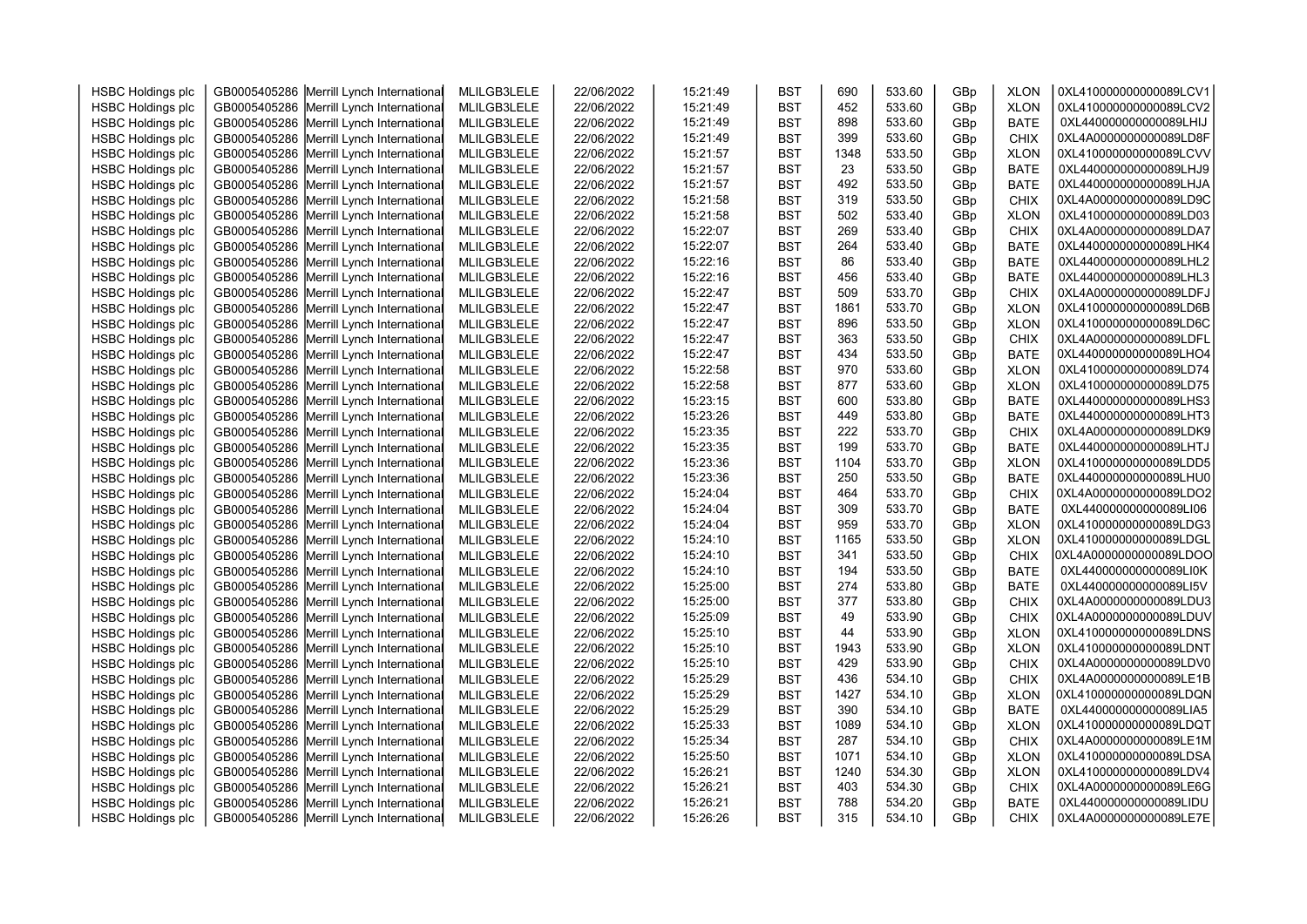| HSBC Holdings plc | GB0005405286 | Merrill Lynch International | MLILGB3LELE | 22/06/2022 | 15:21:49 | BST | 690 | 533.60 | GBp | XLON | 0XL410000000000089LCV1 |
|---|---|---|---|---|---|---|---|---|---|---|---|
| HSBC Holdings plc | GB0005405286 | Merrill Lynch International | MLILGB3LELE | 22/06/2022 | 15:21:49 | BST | 452 | 533.60 | GBp | XLON | 0XL410000000000089LCV2 |
| HSBC Holdings plc | GB0005405286 | Merrill Lynch International | MLILGB3LELE | 22/06/2022 | 15:21:49 | BST | 898 | 533.60 | GBp | BATE | 0XL440000000000089LHIJ |
| HSBC Holdings plc | GB0005405286 | Merrill Lynch International | MLILGB3LELE | 22/06/2022 | 15:21:49 | BST | 399 | 533.60 | GBp | CHIX | 0XL4A0000000000089LD8F |
| HSBC Holdings plc | GB0005405286 | Merrill Lynch International | MLILGB3LELE | 22/06/2022 | 15:21:57 | BST | 1348 | 533.50 | GBp | XLON | 0XL410000000000089LCVV |
| HSBC Holdings plc | GB0005405286 | Merrill Lynch International | MLILGB3LELE | 22/06/2022 | 15:21:57 | BST | 23 | 533.50 | GBp | BATE | 0XL440000000000089LHJ9 |
| HSBC Holdings plc | GB0005405286 | Merrill Lynch International | MLILGB3LELE | 22/06/2022 | 15:21:57 | BST | 492 | 533.50 | GBp | BATE | 0XL440000000000089LHJA |
| HSBC Holdings plc | GB0005405286 | Merrill Lynch International | MLILGB3LELE | 22/06/2022 | 15:21:58 | BST | 319 | 533.50 | GBp | CHIX | 0XL4A0000000000089LD9C |
| HSBC Holdings plc | GB0005405286 | Merrill Lynch International | MLILGB3LELE | 22/06/2022 | 15:21:58 | BST | 502 | 533.40 | GBp | XLON | 0XL410000000000089LD03 |
| HSBC Holdings plc | GB0005405286 | Merrill Lynch International | MLILGB3LELE | 22/06/2022 | 15:22:07 | BST | 269 | 533.40 | GBp | CHIX | 0XL4A0000000000089LDA7 |
| HSBC Holdings plc | GB0005405286 | Merrill Lynch International | MLILGB3LELE | 22/06/2022 | 15:22:07 | BST | 264 | 533.40 | GBp | BATE | 0XL440000000000089LHK4 |
| HSBC Holdings plc | GB0005405286 | Merrill Lynch International | MLILGB3LELE | 22/06/2022 | 15:22:16 | BST | 86 | 533.40 | GBp | BATE | 0XL440000000000089LHL2 |
| HSBC Holdings plc | GB0005405286 | Merrill Lynch International | MLILGB3LELE | 22/06/2022 | 15:22:16 | BST | 456 | 533.40 | GBp | BATE | 0XL440000000000089LHL3 |
| HSBC Holdings plc | GB0005405286 | Merrill Lynch International | MLILGB3LELE | 22/06/2022 | 15:22:47 | BST | 509 | 533.70 | GBp | CHIX | 0XL4A0000000000089LDFJ |
| HSBC Holdings plc | GB0005405286 | Merrill Lynch International | MLILGB3LELE | 22/06/2022 | 15:22:47 | BST | 1861 | 533.70 | GBp | XLON | 0XL410000000000089LD6B |
| HSBC Holdings plc | GB0005405286 | Merrill Lynch International | MLILGB3LELE | 22/06/2022 | 15:22:47 | BST | 896 | 533.50 | GBp | XLON | 0XL410000000000089LD6C |
| HSBC Holdings plc | GB0005405286 | Merrill Lynch International | MLILGB3LELE | 22/06/2022 | 15:22:47 | BST | 363 | 533.50 | GBp | CHIX | 0XL4A0000000000089LDFL |
| HSBC Holdings plc | GB0005405286 | Merrill Lynch International | MLILGB3LELE | 22/06/2022 | 15:22:47 | BST | 434 | 533.50 | GBp | BATE | 0XL440000000000089LHO4 |
| HSBC Holdings plc | GB0005405286 | Merrill Lynch International | MLILGB3LELE | 22/06/2022 | 15:22:58 | BST | 970 | 533.60 | GBp | XLON | 0XL410000000000089LD74 |
| HSBC Holdings plc | GB0005405286 | Merrill Lynch International | MLILGB3LELE | 22/06/2022 | 15:22:58 | BST | 877 | 533.60 | GBp | XLON | 0XL410000000000089LD75 |
| HSBC Holdings plc | GB0005405286 | Merrill Lynch International | MLILGB3LELE | 22/06/2022 | 15:23:15 | BST | 600 | 533.80 | GBp | BATE | 0XL440000000000089LHS3 |
| HSBC Holdings plc | GB0005405286 | Merrill Lynch International | MLILGB3LELE | 22/06/2022 | 15:23:26 | BST | 449 | 533.80 | GBp | BATE | 0XL440000000000089LHT3 |
| HSBC Holdings plc | GB0005405286 | Merrill Lynch International | MLILGB3LELE | 22/06/2022 | 15:23:35 | BST | 222 | 533.70 | GBp | CHIX | 0XL4A0000000000089LDK9 |
| HSBC Holdings plc | GB0005405286 | Merrill Lynch International | MLILGB3LELE | 22/06/2022 | 15:23:35 | BST | 199 | 533.70 | GBp | BATE | 0XL440000000000089LHTJ |
| HSBC Holdings plc | GB0005405286 | Merrill Lynch International | MLILGB3LELE | 22/06/2022 | 15:23:36 | BST | 1104 | 533.70 | GBp | XLON | 0XL410000000000089LDD5 |
| HSBC Holdings plc | GB0005405286 | Merrill Lynch International | MLILGB3LELE | 22/06/2022 | 15:23:36 | BST | 250 | 533.50 | GBp | BATE | 0XL440000000000089LHU0 |
| HSBC Holdings plc | GB0005405286 | Merrill Lynch International | MLILGB3LELE | 22/06/2022 | 15:24:04 | BST | 464 | 533.70 | GBp | CHIX | 0XL4A0000000000089LDO2 |
| HSBC Holdings plc | GB0005405286 | Merrill Lynch International | MLILGB3LELE | 22/06/2022 | 15:24:04 | BST | 309 | 533.70 | GBp | BATE | 0XL440000000000089LI06 |
| HSBC Holdings plc | GB0005405286 | Merrill Lynch International | MLILGB3LELE | 22/06/2022 | 15:24:04 | BST | 959 | 533.70 | GBp | XLON | 0XL410000000000089LDG3 |
| HSBC Holdings plc | GB0005405286 | Merrill Lynch International | MLILGB3LELE | 22/06/2022 | 15:24:10 | BST | 1165 | 533.50 | GBp | XLON | 0XL410000000000089LDGL |
| HSBC Holdings plc | GB0005405286 | Merrill Lynch International | MLILGB3LELE | 22/06/2022 | 15:24:10 | BST | 341 | 533.50 | GBp | CHIX | 0XL4A0000000000089LDOO |
| HSBC Holdings plc | GB0005405286 | Merrill Lynch International | MLILGB3LELE | 22/06/2022 | 15:24:10 | BST | 194 | 533.50 | GBp | BATE | 0XL440000000000089LI0K |
| HSBC Holdings plc | GB0005405286 | Merrill Lynch International | MLILGB3LELE | 22/06/2022 | 15:25:00 | BST | 274 | 533.80 | GBp | BATE | 0XL440000000000089LI5V |
| HSBC Holdings plc | GB0005405286 | Merrill Lynch International | MLILGB3LELE | 22/06/2022 | 15:25:00 | BST | 377 | 533.80 | GBp | CHIX | 0XL4A0000000000089LDU3 |
| HSBC Holdings plc | GB0005405286 | Merrill Lynch International | MLILGB3LELE | 22/06/2022 | 15:25:09 | BST | 49 | 533.90 | GBp | CHIX | 0XL4A0000000000089LDUV |
| HSBC Holdings plc | GB0005405286 | Merrill Lynch International | MLILGB3LELE | 22/06/2022 | 15:25:10 | BST | 44 | 533.90 | GBp | XLON | 0XL410000000000089LDNS |
| HSBC Holdings plc | GB0005405286 | Merrill Lynch International | MLILGB3LELE | 22/06/2022 | 15:25:10 | BST | 1943 | 533.90 | GBp | XLON | 0XL410000000000089LDNT |
| HSBC Holdings plc | GB0005405286 | Merrill Lynch International | MLILGB3LELE | 22/06/2022 | 15:25:10 | BST | 429 | 533.90 | GBp | CHIX | 0XL4A0000000000089LDV0 |
| HSBC Holdings plc | GB0005405286 | Merrill Lynch International | MLILGB3LELE | 22/06/2022 | 15:25:29 | BST | 436 | 534.10 | GBp | CHIX | 0XL4A0000000000089LE1B |
| HSBC Holdings plc | GB0005405286 | Merrill Lynch International | MLILGB3LELE | 22/06/2022 | 15:25:29 | BST | 1427 | 534.10 | GBp | XLON | 0XL410000000000089LDQN |
| HSBC Holdings plc | GB0005405286 | Merrill Lynch International | MLILGB3LELE | 22/06/2022 | 15:25:29 | BST | 390 | 534.10 | GBp | BATE | 0XL440000000000089LIA5 |
| HSBC Holdings plc | GB0005405286 | Merrill Lynch International | MLILGB3LELE | 22/06/2022 | 15:25:33 | BST | 1089 | 534.10 | GBp | XLON | 0XL410000000000089LDQT |
| HSBC Holdings plc | GB0005405286 | Merrill Lynch International | MLILGB3LELE | 22/06/2022 | 15:25:34 | BST | 287 | 534.10 | GBp | CHIX | 0XL4A0000000000089LE1M |
| HSBC Holdings plc | GB0005405286 | Merrill Lynch International | MLILGB3LELE | 22/06/2022 | 15:25:50 | BST | 1071 | 534.10 | GBp | XLON | 0XL410000000000089LDSA |
| HSBC Holdings plc | GB0005405286 | Merrill Lynch International | MLILGB3LELE | 22/06/2022 | 15:26:21 | BST | 1240 | 534.30 | GBp | XLON | 0XL410000000000089LDV4 |
| HSBC Holdings plc | GB0005405286 | Merrill Lynch International | MLILGB3LELE | 22/06/2022 | 15:26:21 | BST | 403 | 534.30 | GBp | CHIX | 0XL4A0000000000089LE6G |
| HSBC Holdings plc | GB0005405286 | Merrill Lynch International | MLILGB3LELE | 22/06/2022 | 15:26:21 | BST | 788 | 534.20 | GBp | BATE | 0XL440000000000089LIDU |
| HSBC Holdings plc | GB0005405286 | Merrill Lynch International | MLILGB3LELE | 22/06/2022 | 15:26:26 | BST | 315 | 534.10 | GBp | CHIX | 0XL4A0000000000089LE7E |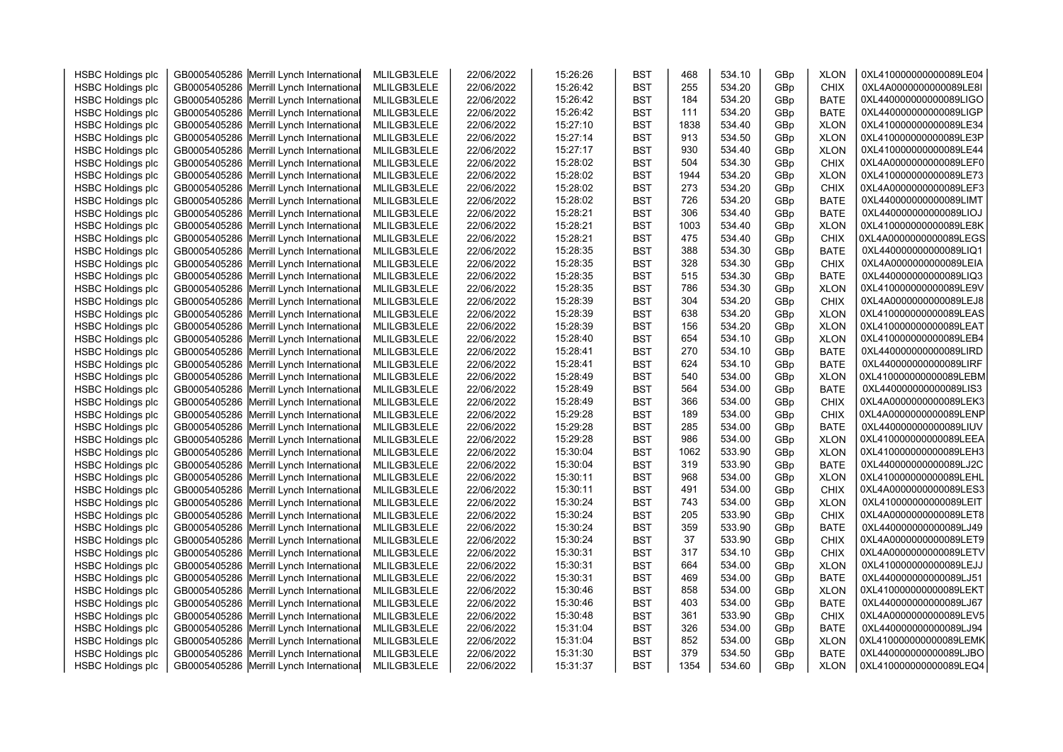| | | | | | | | | | | | |
|---|---|---|---|---|---|---|---|---|---|---|---|
| HSBC Holdings plc | GB0005405286 | Merrill Lynch International | MLILGB3LELE | 22/06/2022 | 15:26:26 | BST | 468 | 534.10 | GBp | XLON | 0XL410000000000089LE04 |
| HSBC Holdings plc | GB0005405286 | Merrill Lynch International | MLILGB3LELE | 22/06/2022 | 15:26:42 | BST | 255 | 534.20 | GBp | CHIX | 0XL4A0000000000089LE8I |
| HSBC Holdings plc | GB0005405286 | Merrill Lynch International | MLILGB3LELE | 22/06/2022 | 15:26:42 | BST | 184 | 534.20 | GBp | BATE | 0XL440000000000089LIGO |
| HSBC Holdings plc | GB0005405286 | Merrill Lynch International | MLILGB3LELE | 22/06/2022 | 15:26:42 | BST | 111 | 534.20 | GBp | BATE | 0XL440000000000089LIGP |
| HSBC Holdings plc | GB0005405286 | Merrill Lynch International | MLILGB3LELE | 22/06/2022 | 15:27:10 | BST | 1838 | 534.40 | GBp | XLON | 0XL410000000000089LE34 |
| HSBC Holdings plc | GB0005405286 | Merrill Lynch International | MLILGB3LELE | 22/06/2022 | 15:27:14 | BST | 913 | 534.50 | GBp | XLON | 0XL410000000000089LE3P |
| HSBC Holdings plc | GB0005405286 | Merrill Lynch International | MLILGB3LELE | 22/06/2022 | 15:27:17 | BST | 930 | 534.40 | GBp | XLON | 0XL410000000000089LE44 |
| HSBC Holdings plc | GB0005405286 | Merrill Lynch International | MLILGB3LELE | 22/06/2022 | 15:28:02 | BST | 504 | 534.30 | GBp | CHIX | 0XL4A0000000000089LEF0 |
| HSBC Holdings plc | GB0005405286 | Merrill Lynch International | MLILGB3LELE | 22/06/2022 | 15:28:02 | BST | 1944 | 534.20 | GBp | XLON | 0XL410000000000089LE73 |
| HSBC Holdings plc | GB0005405286 | Merrill Lynch International | MLILGB3LELE | 22/06/2022 | 15:28:02 | BST | 273 | 534.20 | GBp | CHIX | 0XL4A0000000000089LEF3 |
| HSBC Holdings plc | GB0005405286 | Merrill Lynch International | MLILGB3LELE | 22/06/2022 | 15:28:02 | BST | 726 | 534.20 | GBp | BATE | 0XL440000000000089LIMT |
| HSBC Holdings plc | GB0005405286 | Merrill Lynch International | MLILGB3LELE | 22/06/2022 | 15:28:21 | BST | 306 | 534.40 | GBp | BATE | 0XL440000000000089LIOJ |
| HSBC Holdings plc | GB0005405286 | Merrill Lynch International | MLILGB3LELE | 22/06/2022 | 15:28:21 | BST | 1003 | 534.40 | GBp | XLON | 0XL410000000000089LE8K |
| HSBC Holdings plc | GB0005405286 | Merrill Lynch International | MLILGB3LELE | 22/06/2022 | 15:28:21 | BST | 475 | 534.40 | GBp | CHIX | 0XL4A0000000000089LEGS |
| HSBC Holdings plc | GB0005405286 | Merrill Lynch International | MLILGB3LELE | 22/06/2022 | 15:28:35 | BST | 388 | 534.30 | GBp | BATE | 0XL440000000000089LIQ1 |
| HSBC Holdings plc | GB0005405286 | Merrill Lynch International | MLILGB3LELE | 22/06/2022 | 15:28:35 | BST | 328 | 534.30 | GBp | CHIX | 0XL4A0000000000089LEIA |
| HSBC Holdings plc | GB0005405286 | Merrill Lynch International | MLILGB3LELE | 22/06/2022 | 15:28:35 | BST | 515 | 534.30 | GBp | BATE | 0XL440000000000089LIQ3 |
| HSBC Holdings plc | GB0005405286 | Merrill Lynch International | MLILGB3LELE | 22/06/2022 | 15:28:35 | BST | 786 | 534.30 | GBp | XLON | 0XL410000000000089LE9V |
| HSBC Holdings plc | GB0005405286 | Merrill Lynch International | MLILGB3LELE | 22/06/2022 | 15:28:39 | BST | 304 | 534.20 | GBp | CHIX | 0XL4A0000000000089LEJ8 |
| HSBC Holdings plc | GB0005405286 | Merrill Lynch International | MLILGB3LELE | 22/06/2022 | 15:28:39 | BST | 638 | 534.20 | GBp | XLON | 0XL410000000000089LEAS |
| HSBC Holdings plc | GB0005405286 | Merrill Lynch International | MLILGB3LELE | 22/06/2022 | 15:28:39 | BST | 156 | 534.20 | GBp | XLON | 0XL410000000000089LEAT |
| HSBC Holdings plc | GB0005405286 | Merrill Lynch International | MLILGB3LELE | 22/06/2022 | 15:28:40 | BST | 654 | 534.10 | GBp | XLON | 0XL410000000000089LEB4 |
| HSBC Holdings plc | GB0005405286 | Merrill Lynch International | MLILGB3LELE | 22/06/2022 | 15:28:41 | BST | 270 | 534.10 | GBp | BATE | 0XL440000000000089LIRD |
| HSBC Holdings plc | GB0005405286 | Merrill Lynch International | MLILGB3LELE | 22/06/2022 | 15:28:41 | BST | 624 | 534.10 | GBp | BATE | 0XL440000000000089LIRF |
| HSBC Holdings plc | GB0005405286 | Merrill Lynch International | MLILGB3LELE | 22/06/2022 | 15:28:49 | BST | 540 | 534.00 | GBp | XLON | 0XL410000000000089LEBM |
| HSBC Holdings plc | GB0005405286 | Merrill Lynch International | MLILGB3LELE | 22/06/2022 | 15:28:49 | BST | 564 | 534.00 | GBp | BATE | 0XL440000000000089LIS3 |
| HSBC Holdings plc | GB0005405286 | Merrill Lynch International | MLILGB3LELE | 22/06/2022 | 15:28:49 | BST | 366 | 534.00 | GBp | CHIX | 0XL4A0000000000089LEK3 |
| HSBC Holdings plc | GB0005405286 | Merrill Lynch International | MLILGB3LELE | 22/06/2022 | 15:29:28 | BST | 189 | 534.00 | GBp | CHIX | 0XL4A0000000000089LENP |
| HSBC Holdings plc | GB0005405286 | Merrill Lynch International | MLILGB3LELE | 22/06/2022 | 15:29:28 | BST | 285 | 534.00 | GBp | BATE | 0XL440000000000089LIUV |
| HSBC Holdings plc | GB0005405286 | Merrill Lynch International | MLILGB3LELE | 22/06/2022 | 15:29:28 | BST | 986 | 534.00 | GBp | XLON | 0XL410000000000089LEEA |
| HSBC Holdings plc | GB0005405286 | Merrill Lynch International | MLILGB3LELE | 22/06/2022 | 15:30:04 | BST | 1062 | 533.90 | GBp | XLON | 0XL410000000000089LEH3 |
| HSBC Holdings plc | GB0005405286 | Merrill Lynch International | MLILGB3LELE | 22/06/2022 | 15:30:04 | BST | 319 | 533.90 | GBp | BATE | 0XL440000000000089LJ2C |
| HSBC Holdings plc | GB0005405286 | Merrill Lynch International | MLILGB3LELE | 22/06/2022 | 15:30:11 | BST | 968 | 534.00 | GBp | XLON | 0XL410000000000089LEHL |
| HSBC Holdings plc | GB0005405286 | Merrill Lynch International | MLILGB3LELE | 22/06/2022 | 15:30:11 | BST | 491 | 534.00 | GBp | CHIX | 0XL4A0000000000089LES3 |
| HSBC Holdings plc | GB0005405286 | Merrill Lynch International | MLILGB3LELE | 22/06/2022 | 15:30:24 | BST | 743 | 534.00 | GBp | XLON | 0XL410000000000089LEIT |
| HSBC Holdings plc | GB0005405286 | Merrill Lynch International | MLILGB3LELE | 22/06/2022 | 15:30:24 | BST | 205 | 533.90 | GBp | CHIX | 0XL4A0000000000089LET8 |
| HSBC Holdings plc | GB0005405286 | Merrill Lynch International | MLILGB3LELE | 22/06/2022 | 15:30:24 | BST | 359 | 533.90 | GBp | BATE | 0XL440000000000089LJ49 |
| HSBC Holdings plc | GB0005405286 | Merrill Lynch International | MLILGB3LELE | 22/06/2022 | 15:30:24 | BST | 37 | 533.90 | GBp | CHIX | 0XL4A0000000000089LET9 |
| HSBC Holdings plc | GB0005405286 | Merrill Lynch International | MLILGB3LELE | 22/06/2022 | 15:30:31 | BST | 317 | 534.10 | GBp | CHIX | 0XL4A0000000000089LETV |
| HSBC Holdings plc | GB0005405286 | Merrill Lynch International | MLILGB3LELE | 22/06/2022 | 15:30:31 | BST | 664 | 534.00 | GBp | XLON | 0XL410000000000089LEJJ |
| HSBC Holdings plc | GB0005405286 | Merrill Lynch International | MLILGB3LELE | 22/06/2022 | 15:30:31 | BST | 469 | 534.00 | GBp | BATE | 0XL440000000000089LJ51 |
| HSBC Holdings plc | GB0005405286 | Merrill Lynch International | MLILGB3LELE | 22/06/2022 | 15:30:46 | BST | 858 | 534.00 | GBp | XLON | 0XL410000000000089LEKT |
| HSBC Holdings plc | GB0005405286 | Merrill Lynch International | MLILGB3LELE | 22/06/2022 | 15:30:46 | BST | 403 | 534.00 | GBp | BATE | 0XL440000000000089LJ67 |
| HSBC Holdings plc | GB0005405286 | Merrill Lynch International | MLILGB3LELE | 22/06/2022 | 15:30:48 | BST | 361 | 533.90 | GBp | CHIX | 0XL4A0000000000089LEV5 |
| HSBC Holdings plc | GB0005405286 | Merrill Lynch International | MLILGB3LELE | 22/06/2022 | 15:31:04 | BST | 326 | 534.00 | GBp | BATE | 0XL440000000000089LJ94 |
| HSBC Holdings plc | GB0005405286 | Merrill Lynch International | MLILGB3LELE | 22/06/2022 | 15:31:04 | BST | 852 | 534.00 | GBp | XLON | 0XL410000000000089LEMK |
| HSBC Holdings plc | GB0005405286 | Merrill Lynch International | MLILGB3LELE | 22/06/2022 | 15:31:30 | BST | 379 | 534.50 | GBp | BATE | 0XL440000000000089LJBO |
| HSBC Holdings plc | GB0005405286 | Merrill Lynch International | MLILGB3LELE | 22/06/2022 | 15:31:37 | BST | 1354 | 534.60 | GBp | XLON | 0XL410000000000089LEQ4 |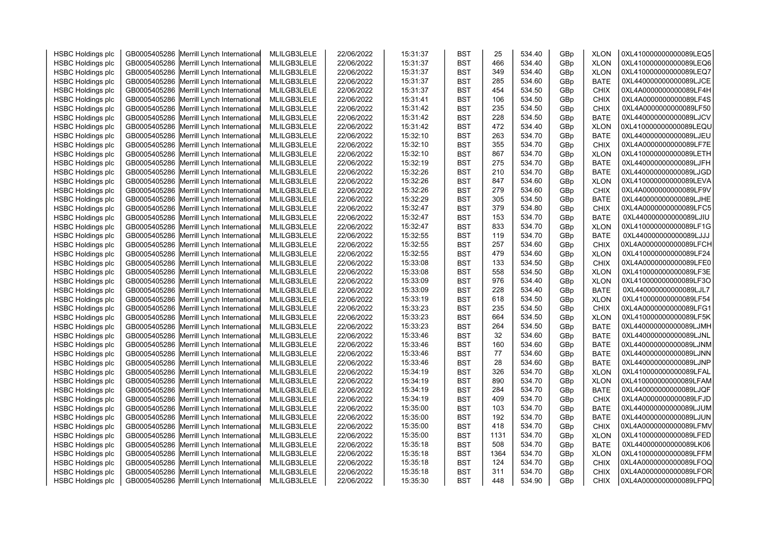| HSBC Holdings plc | GB0005405286 | Merrill Lynch International | MLILGB3LELE | 22/06/2022 | 15:31:37 | BST | 25 | 534.40 | GBp | XLON | 0XL410000000000089LEQ5 |
|---|---|---|---|---|---|---|---|---|---|---|---|
| HSBC Holdings plc | GB0005405286 | Merrill Lynch International | MLILGB3LELE | 22/06/2022 | 15:31:37 | BST | 466 | 534.40 | GBp | XLON | 0XL410000000000089LEQ6 |
| HSBC Holdings plc | GB0005405286 | Merrill Lynch International | MLILGB3LELE | 22/06/2022 | 15:31:37 | BST | 349 | 534.40 | GBp | XLON | 0XL410000000000089LEQ7 |
| HSBC Holdings plc | GB0005405286 | Merrill Lynch International | MLILGB3LELE | 22/06/2022 | 15:31:37 | BST | 285 | 534.60 | GBp | BATE | 0XL440000000000089LJCE |
| HSBC Holdings plc | GB0005405286 | Merrill Lynch International | MLILGB3LELE | 22/06/2022 | 15:31:37 | BST | 454 | 534.50 | GBp | CHIX | 0XL4A0000000000089LF4H |
| HSBC Holdings plc | GB0005405286 | Merrill Lynch International | MLILGB3LELE | 22/06/2022 | 15:31:41 | BST | 106 | 534.50 | GBp | CHIX | 0XL4A0000000000089LF4S |
| HSBC Holdings plc | GB0005405286 | Merrill Lynch International | MLILGB3LELE | 22/06/2022 | 15:31:42 | BST | 235 | 534.50 | GBp | CHIX | 0XL4A0000000000089LF50 |
| HSBC Holdings plc | GB0005405286 | Merrill Lynch International | MLILGB3LELE | 22/06/2022 | 15:31:42 | BST | 228 | 534.50 | GBp | BATE | 0XL440000000000089LJCV |
| HSBC Holdings plc | GB0005405286 | Merrill Lynch International | MLILGB3LELE | 22/06/2022 | 15:31:42 | BST | 472 | 534.40 | GBp | XLON | 0XL410000000000089LEQU |
| HSBC Holdings plc | GB0005405286 | Merrill Lynch International | MLILGB3LELE | 22/06/2022 | 15:32:10 | BST | 263 | 534.70 | GBp | BATE | 0XL440000000000089LJEU |
| HSBC Holdings plc | GB0005405286 | Merrill Lynch International | MLILGB3LELE | 22/06/2022 | 15:32:10 | BST | 355 | 534.70 | GBp | CHIX | 0XL4A0000000000089LF7E |
| HSBC Holdings plc | GB0005405286 | Merrill Lynch International | MLILGB3LELE | 22/06/2022 | 15:32:10 | BST | 867 | 534.70 | GBp | XLON | 0XL410000000000089LETH |
| HSBC Holdings plc | GB0005405286 | Merrill Lynch International | MLILGB3LELE | 22/06/2022 | 15:32:19 | BST | 275 | 534.70 | GBp | BATE | 0XL440000000000089LJFH |
| HSBC Holdings plc | GB0005405286 | Merrill Lynch International | MLILGB3LELE | 22/06/2022 | 15:32:26 | BST | 210 | 534.70 | GBp | BATE | 0XL440000000000089LJGD |
| HSBC Holdings plc | GB0005405286 | Merrill Lynch International | MLILGB3LELE | 22/06/2022 | 15:32:26 | BST | 847 | 534.60 | GBp | XLON | 0XL410000000000089LEVA |
| HSBC Holdings plc | GB0005405286 | Merrill Lynch International | MLILGB3LELE | 22/06/2022 | 15:32:26 | BST | 279 | 534.60 | GBp | CHIX | 0XL4A0000000000089LF9V |
| HSBC Holdings plc | GB0005405286 | Merrill Lynch International | MLILGB3LELE | 22/06/2022 | 15:32:29 | BST | 305 | 534.50 | GBp | BATE | 0XL440000000000089LJHE |
| HSBC Holdings plc | GB0005405286 | Merrill Lynch International | MLILGB3LELE | 22/06/2022 | 15:32:47 | BST | 379 | 534.80 | GBp | CHIX | 0XL4A0000000000089LFC5 |
| HSBC Holdings plc | GB0005405286 | Merrill Lynch International | MLILGB3LELE | 22/06/2022 | 15:32:47 | BST | 153 | 534.70 | GBp | BATE | 0XL440000000000089LJIU |
| HSBC Holdings plc | GB0005405286 | Merrill Lynch International | MLILGB3LELE | 22/06/2022 | 15:32:47 | BST | 833 | 534.70 | GBp | XLON | 0XL410000000000089LF1G |
| HSBC Holdings plc | GB0005405286 | Merrill Lynch International | MLILGB3LELE | 22/06/2022 | 15:32:55 | BST | 119 | 534.70 | GBp | BATE | 0XL440000000000089LJJJ |
| HSBC Holdings plc | GB0005405286 | Merrill Lynch International | MLILGB3LELE | 22/06/2022 | 15:32:55 | BST | 257 | 534.60 | GBp | CHIX | 0XL4A0000000000089LFCH |
| HSBC Holdings plc | GB0005405286 | Merrill Lynch International | MLILGB3LELE | 22/06/2022 | 15:32:55 | BST | 479 | 534.60 | GBp | XLON | 0XL410000000000089LF24 |
| HSBC Holdings plc | GB0005405286 | Merrill Lynch International | MLILGB3LELE | 22/06/2022 | 15:33:08 | BST | 133 | 534.50 | GBp | CHIX | 0XL4A0000000000089LFE0 |
| HSBC Holdings plc | GB0005405286 | Merrill Lynch International | MLILGB3LELE | 22/06/2022 | 15:33:08 | BST | 558 | 534.50 | GBp | XLON | 0XL410000000000089LF3E |
| HSBC Holdings plc | GB0005405286 | Merrill Lynch International | MLILGB3LELE | 22/06/2022 | 15:33:09 | BST | 976 | 534.40 | GBp | XLON | 0XL410000000000089LF3O |
| HSBC Holdings plc | GB0005405286 | Merrill Lynch International | MLILGB3LELE | 22/06/2022 | 15:33:09 | BST | 228 | 534.40 | GBp | BATE | 0XL440000000000089LJL7 |
| HSBC Holdings plc | GB0005405286 | Merrill Lynch International | MLILGB3LELE | 22/06/2022 | 15:33:19 | BST | 618 | 534.50 | GBp | XLON | 0XL410000000000089LF54 |
| HSBC Holdings plc | GB0005405286 | Merrill Lynch International | MLILGB3LELE | 22/06/2022 | 15:33:23 | BST | 235 | 534.50 | GBp | CHIX | 0XL4A0000000000089LFG1 |
| HSBC Holdings plc | GB0005405286 | Merrill Lynch International | MLILGB3LELE | 22/06/2022 | 15:33:23 | BST | 664 | 534.50 | GBp | XLON | 0XL410000000000089LF5K |
| HSBC Holdings plc | GB0005405286 | Merrill Lynch International | MLILGB3LELE | 22/06/2022 | 15:33:23 | BST | 264 | 534.50 | GBp | BATE | 0XL440000000000089LJMH |
| HSBC Holdings plc | GB0005405286 | Merrill Lynch International | MLILGB3LELE | 22/06/2022 | 15:33:46 | BST | 32 | 534.60 | GBp | BATE | 0XL440000000000089LJNL |
| HSBC Holdings plc | GB0005405286 | Merrill Lynch International | MLILGB3LELE | 22/06/2022 | 15:33:46 | BST | 160 | 534.60 | GBp | BATE | 0XL440000000000089LJNM |
| HSBC Holdings plc | GB0005405286 | Merrill Lynch International | MLILGB3LELE | 22/06/2022 | 15:33:46 | BST | 77 | 534.60 | GBp | BATE | 0XL440000000000089LJNN |
| HSBC Holdings plc | GB0005405286 | Merrill Lynch International | MLILGB3LELE | 22/06/2022 | 15:33:46 | BST | 28 | 534.60 | GBp | BATE | 0XL440000000000089LJNP |
| HSBC Holdings plc | GB0005405286 | Merrill Lynch International | MLILGB3LELE | 22/06/2022 | 15:34:19 | BST | 326 | 534.70 | GBp | XLON | 0XL410000000000089LFAL |
| HSBC Holdings plc | GB0005405286 | Merrill Lynch International | MLILGB3LELE | 22/06/2022 | 15:34:19 | BST | 890 | 534.70 | GBp | XLON | 0XL410000000000089LFAM |
| HSBC Holdings plc | GB0005405286 | Merrill Lynch International | MLILGB3LELE | 22/06/2022 | 15:34:19 | BST | 284 | 534.70 | GBp | BATE | 0XL440000000000089LJQF |
| HSBC Holdings plc | GB0005405286 | Merrill Lynch International | MLILGB3LELE | 22/06/2022 | 15:34:19 | BST | 409 | 534.70 | GBp | CHIX | 0XL4A0000000000089LFJD |
| HSBC Holdings plc | GB0005405286 | Merrill Lynch International | MLILGB3LELE | 22/06/2022 | 15:35:00 | BST | 103 | 534.70 | GBp | BATE | 0XL440000000000089LJUM |
| HSBC Holdings plc | GB0005405286 | Merrill Lynch International | MLILGB3LELE | 22/06/2022 | 15:35:00 | BST | 192 | 534.70 | GBp | BATE | 0XL440000000000089LJUN |
| HSBC Holdings plc | GB0005405286 | Merrill Lynch International | MLILGB3LELE | 22/06/2022 | 15:35:00 | BST | 418 | 534.70 | GBp | CHIX | 0XL4A0000000000089LFMV |
| HSBC Holdings plc | GB0005405286 | Merrill Lynch International | MLILGB3LELE | 22/06/2022 | 15:35:00 | BST | 1131 | 534.70 | GBp | XLON | 0XL410000000000089LFED |
| HSBC Holdings plc | GB0005405286 | Merrill Lynch International | MLILGB3LELE | 22/06/2022 | 15:35:18 | BST | 508 | 534.70 | GBp | BATE | 0XL440000000000089LK06 |
| HSBC Holdings plc | GB0005405286 | Merrill Lynch International | MLILGB3LELE | 22/06/2022 | 15:35:18 | BST | 1364 | 534.70 | GBp | XLON | 0XL410000000000089LFFM |
| HSBC Holdings plc | GB0005405286 | Merrill Lynch International | MLILGB3LELE | 22/06/2022 | 15:35:18 | BST | 124 | 534.70 | GBp | CHIX | 0XL4A0000000000089LFOQ |
| HSBC Holdings plc | GB0005405286 | Merrill Lynch International | MLILGB3LELE | 22/06/2022 | 15:35:18 | BST | 311 | 534.70 | GBp | CHIX | 0XL4A0000000000089LFOR |
| HSBC Holdings plc | GB0005405286 | Merrill Lynch International | MLILGB3LELE | 22/06/2022 | 15:35:30 | BST | 448 | 534.90 | GBp | CHIX | 0XL4A0000000000089LFPQ |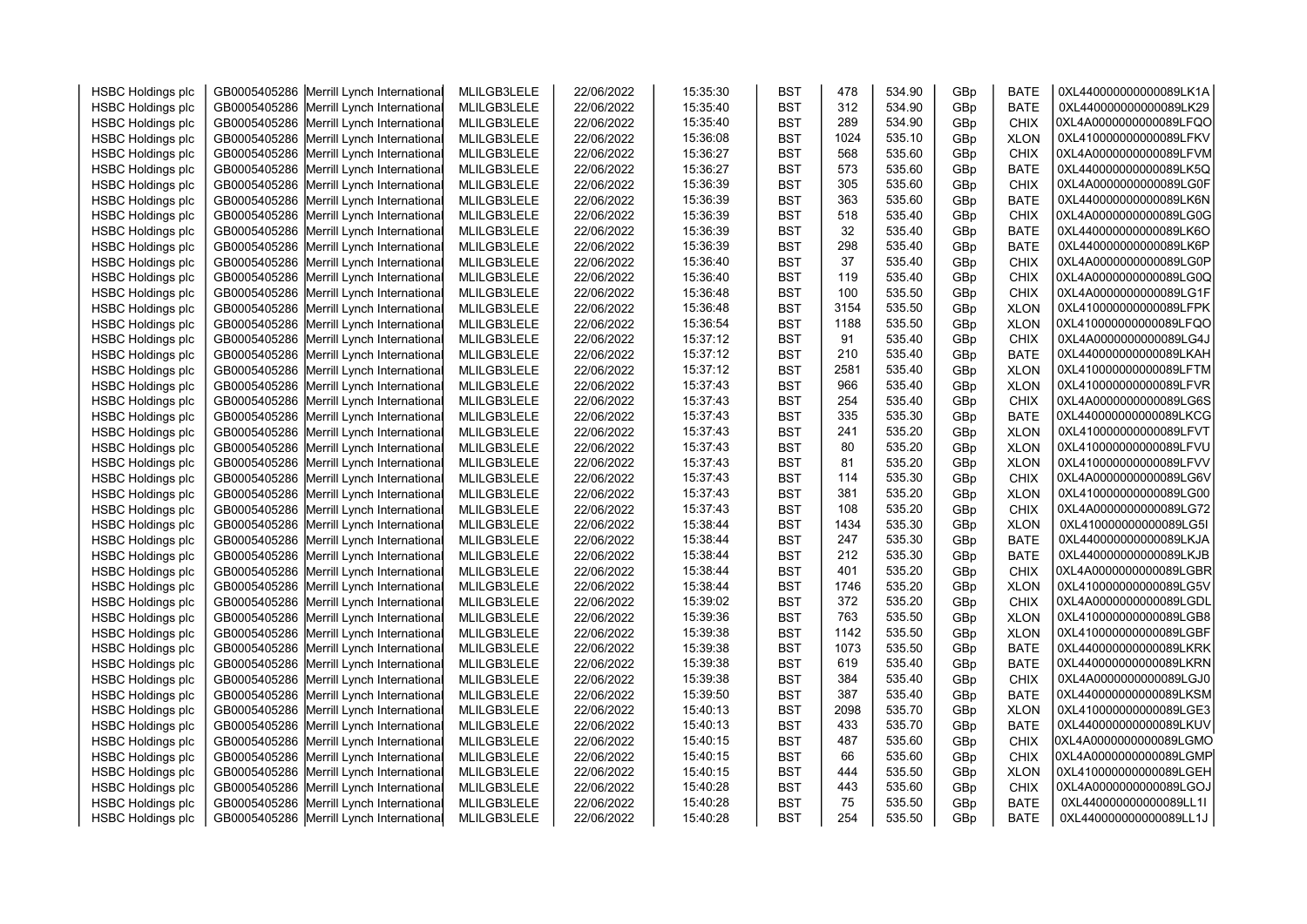| HSBC Holdings plc | GB0005405286 | Merrill Lynch International | MLILGB3LELE | 22/06/2022 | 15:35:30 | BST | 478 | 534.90 | GBp | BATE | 0XL440000000000089LK1A |
|---|---|---|---|---|---|---|---|---|---|---|---|
| HSBC Holdings plc | GB0005405286 | Merrill Lynch International | MLILGB3LELE | 22/06/2022 | 15:35:40 | BST | 312 | 534.90 | GBp | BATE | 0XL440000000000089LK29 |
| HSBC Holdings plc | GB0005405286 | Merrill Lynch International | MLILGB3LELE | 22/06/2022 | 15:35:40 | BST | 289 | 534.90 | GBp | CHIX | 0XL4A0000000000089LFQO |
| HSBC Holdings plc | GB0005405286 | Merrill Lynch International | MLILGB3LELE | 22/06/2022 | 15:36:08 | BST | 1024 | 535.10 | GBp | XLON | 0XL410000000000089LFKV |
| HSBC Holdings plc | GB0005405286 | Merrill Lynch International | MLILGB3LELE | 22/06/2022 | 15:36:27 | BST | 568 | 535.60 | GBp | CHIX | 0XL4A0000000000089LFVM |
| HSBC Holdings plc | GB0005405286 | Merrill Lynch International | MLILGB3LELE | 22/06/2022 | 15:36:27 | BST | 573 | 535.60 | GBp | BATE | 0XL440000000000089LK5Q |
| HSBC Holdings plc | GB0005405286 | Merrill Lynch International | MLILGB3LELE | 22/06/2022 | 15:36:39 | BST | 305 | 535.60 | GBp | CHIX | 0XL4A0000000000089LG0F |
| HSBC Holdings plc | GB0005405286 | Merrill Lynch International | MLILGB3LELE | 22/06/2022 | 15:36:39 | BST | 363 | 535.60 | GBp | BATE | 0XL440000000000089LK6N |
| HSBC Holdings plc | GB0005405286 | Merrill Lynch International | MLILGB3LELE | 22/06/2022 | 15:36:39 | BST | 518 | 535.40 | GBp | CHIX | 0XL4A0000000000089LG0G |
| HSBC Holdings plc | GB0005405286 | Merrill Lynch International | MLILGB3LELE | 22/06/2022 | 15:36:39 | BST | 32 | 535.40 | GBp | BATE | 0XL440000000000089LK6O |
| HSBC Holdings plc | GB0005405286 | Merrill Lynch International | MLILGB3LELE | 22/06/2022 | 15:36:39 | BST | 298 | 535.40 | GBp | BATE | 0XL440000000000089LK6P |
| HSBC Holdings plc | GB0005405286 | Merrill Lynch International | MLILGB3LELE | 22/06/2022 | 15:36:40 | BST | 37 | 535.40 | GBp | CHIX | 0XL4A0000000000089LG0P |
| HSBC Holdings plc | GB0005405286 | Merrill Lynch International | MLILGB3LELE | 22/06/2022 | 15:36:40 | BST | 119 | 535.40 | GBp | CHIX | 0XL4A0000000000089LG0Q |
| HSBC Holdings plc | GB0005405286 | Merrill Lynch International | MLILGB3LELE | 22/06/2022 | 15:36:48 | BST | 100 | 535.50 | GBp | CHIX | 0XL4A0000000000089LG1F |
| HSBC Holdings plc | GB0005405286 | Merrill Lynch International | MLILGB3LELE | 22/06/2022 | 15:36:48 | BST | 3154 | 535.50 | GBp | XLON | 0XL410000000000089LFPK |
| HSBC Holdings plc | GB0005405286 | Merrill Lynch International | MLILGB3LELE | 22/06/2022 | 15:36:54 | BST | 1188 | 535.50 | GBp | XLON | 0XL410000000000089LFQO |
| HSBC Holdings plc | GB0005405286 | Merrill Lynch International | MLILGB3LELE | 22/06/2022 | 15:37:12 | BST | 91 | 535.40 | GBp | CHIX | 0XL4A0000000000089LG4J |
| HSBC Holdings plc | GB0005405286 | Merrill Lynch International | MLILGB3LELE | 22/06/2022 | 15:37:12 | BST | 210 | 535.40 | GBp | BATE | 0XL440000000000089LKAH |
| HSBC Holdings plc | GB0005405286 | Merrill Lynch International | MLILGB3LELE | 22/06/2022 | 15:37:12 | BST | 2581 | 535.40 | GBp | XLON | 0XL410000000000089LFTM |
| HSBC Holdings plc | GB0005405286 | Merrill Lynch International | MLILGB3LELE | 22/06/2022 | 15:37:43 | BST | 966 | 535.40 | GBp | XLON | 0XL410000000000089LFVR |
| HSBC Holdings plc | GB0005405286 | Merrill Lynch International | MLILGB3LELE | 22/06/2022 | 15:37:43 | BST | 254 | 535.40 | GBp | CHIX | 0XL4A0000000000089LG6S |
| HSBC Holdings plc | GB0005405286 | Merrill Lynch International | MLILGB3LELE | 22/06/2022 | 15:37:43 | BST | 335 | 535.30 | GBp | BATE | 0XL440000000000089LKCG |
| HSBC Holdings plc | GB0005405286 | Merrill Lynch International | MLILGB3LELE | 22/06/2022 | 15:37:43 | BST | 241 | 535.20 | GBp | XLON | 0XL410000000000089LFVT |
| HSBC Holdings plc | GB0005405286 | Merrill Lynch International | MLILGB3LELE | 22/06/2022 | 15:37:43 | BST | 80 | 535.20 | GBp | XLON | 0XL410000000000089LFVU |
| HSBC Holdings plc | GB0005405286 | Merrill Lynch International | MLILGB3LELE | 22/06/2022 | 15:37:43 | BST | 81 | 535.20 | GBp | XLON | 0XL410000000000089LFVV |
| HSBC Holdings plc | GB0005405286 | Merrill Lynch International | MLILGB3LELE | 22/06/2022 | 15:37:43 | BST | 114 | 535.30 | GBp | CHIX | 0XL4A0000000000089LG6V |
| HSBC Holdings plc | GB0005405286 | Merrill Lynch International | MLILGB3LELE | 22/06/2022 | 15:37:43 | BST | 381 | 535.20 | GBp | XLON | 0XL410000000000089LG00 |
| HSBC Holdings plc | GB0005405286 | Merrill Lynch International | MLILGB3LELE | 22/06/2022 | 15:37:43 | BST | 108 | 535.20 | GBp | CHIX | 0XL4A0000000000089LG72 |
| HSBC Holdings plc | GB0005405286 | Merrill Lynch International | MLILGB3LELE | 22/06/2022 | 15:38:44 | BST | 1434 | 535.30 | GBp | XLON | 0XL410000000000089LG5I |
| HSBC Holdings plc | GB0005405286 | Merrill Lynch International | MLILGB3LELE | 22/06/2022 | 15:38:44 | BST | 247 | 535.30 | GBp | BATE | 0XL440000000000089LKJA |
| HSBC Holdings plc | GB0005405286 | Merrill Lynch International | MLILGB3LELE | 22/06/2022 | 15:38:44 | BST | 212 | 535.30 | GBp | BATE | 0XL440000000000089LKJB |
| HSBC Holdings plc | GB0005405286 | Merrill Lynch International | MLILGB3LELE | 22/06/2022 | 15:38:44 | BST | 401 | 535.20 | GBp | CHIX | 0XL4A0000000000089LGBR |
| HSBC Holdings plc | GB0005405286 | Merrill Lynch International | MLILGB3LELE | 22/06/2022 | 15:38:44 | BST | 1746 | 535.20 | GBp | XLON | 0XL410000000000089LG5V |
| HSBC Holdings plc | GB0005405286 | Merrill Lynch International | MLILGB3LELE | 22/06/2022 | 15:39:02 | BST | 372 | 535.20 | GBp | CHIX | 0XL4A0000000000089LGDL |
| HSBC Holdings plc | GB0005405286 | Merrill Lynch International | MLILGB3LELE | 22/06/2022 | 15:39:36 | BST | 763 | 535.50 | GBp | XLON | 0XL410000000000089LGB8 |
| HSBC Holdings plc | GB0005405286 | Merrill Lynch International | MLILGB3LELE | 22/06/2022 | 15:39:38 | BST | 1142 | 535.50 | GBp | XLON | 0XL410000000000089LGBF |
| HSBC Holdings plc | GB0005405286 | Merrill Lynch International | MLILGB3LELE | 22/06/2022 | 15:39:38 | BST | 1073 | 535.50 | GBp | BATE | 0XL440000000000089LKRK |
| HSBC Holdings plc | GB0005405286 | Merrill Lynch International | MLILGB3LELE | 22/06/2022 | 15:39:38 | BST | 619 | 535.40 | GBp | BATE | 0XL440000000000089LKRN |
| HSBC Holdings plc | GB0005405286 | Merrill Lynch International | MLILGB3LELE | 22/06/2022 | 15:39:38 | BST | 384 | 535.40 | GBp | CHIX | 0XL4A0000000000089LGJ0 |
| HSBC Holdings plc | GB0005405286 | Merrill Lynch International | MLILGB3LELE | 22/06/2022 | 15:39:50 | BST | 387 | 535.40 | GBp | BATE | 0XL440000000000089LKSM |
| HSBC Holdings plc | GB0005405286 | Merrill Lynch International | MLILGB3LELE | 22/06/2022 | 15:40:13 | BST | 2098 | 535.70 | GBp | XLON | 0XL410000000000089LGE3 |
| HSBC Holdings plc | GB0005405286 | Merrill Lynch International | MLILGB3LELE | 22/06/2022 | 15:40:13 | BST | 433 | 535.70 | GBp | BATE | 0XL440000000000089LKUV |
| HSBC Holdings plc | GB0005405286 | Merrill Lynch International | MLILGB3LELE | 22/06/2022 | 15:40:15 | BST | 487 | 535.60 | GBp | CHIX | 0XL4A0000000000089LGMO |
| HSBC Holdings plc | GB0005405286 | Merrill Lynch International | MLILGB3LELE | 22/06/2022 | 15:40:15 | BST | 66 | 535.60 | GBp | CHIX | 0XL4A0000000000089LGMP |
| HSBC Holdings plc | GB0005405286 | Merrill Lynch International | MLILGB3LELE | 22/06/2022 | 15:40:15 | BST | 444 | 535.50 | GBp | XLON | 0XL410000000000089LGEH |
| HSBC Holdings plc | GB0005405286 | Merrill Lynch International | MLILGB3LELE | 22/06/2022 | 15:40:28 | BST | 443 | 535.60 | GBp | CHIX | 0XL4A0000000000089LGOJ |
| HSBC Holdings plc | GB0005405286 | Merrill Lynch International | MLILGB3LELE | 22/06/2022 | 15:40:28 | BST | 75 | 535.50 | GBp | BATE | 0XL440000000000089LL1I |
| HSBC Holdings plc | GB0005405286 | Merrill Lynch International | MLILGB3LELE | 22/06/2022 | 15:40:28 | BST | 254 | 535.50 | GBp | BATE | 0XL440000000000089LL1J |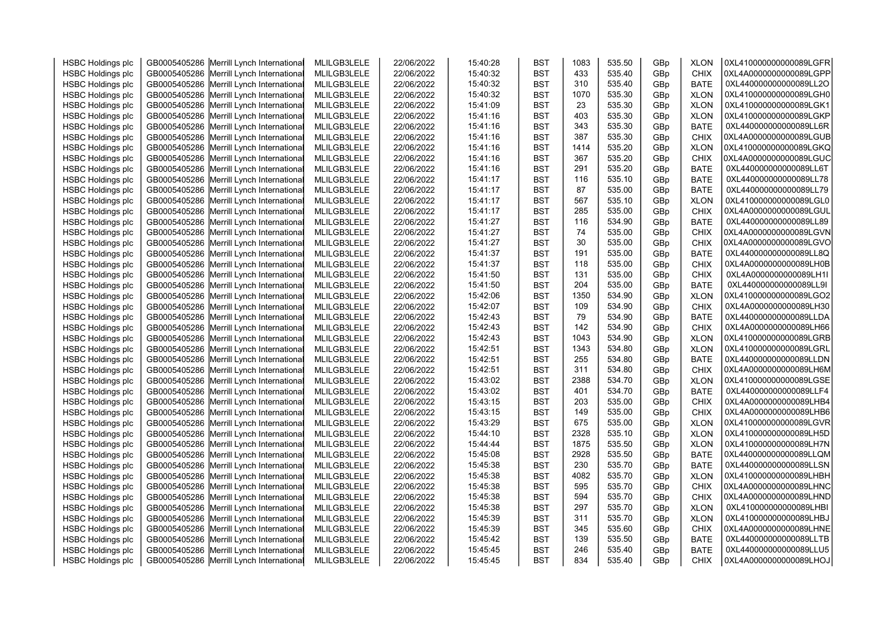| HSBC Holdings plc | GB0005405286 | Merrill Lynch International | MLILGB3LELE | 22/06/2022 | 15:40:28 | BST | 1083 | 535.50 | GBp | XLON | 0XL410000000000089LGFR |
|---|---|---|---|---|---|---|---|---|---|---|---|
| HSBC Holdings plc | GB0005405286 | Merrill Lynch International | MLILGB3LELE | 22/06/2022 | 15:40:32 | BST | 433 | 535.40 | GBp | CHIX | 0XL4A0000000000089LGPP |
| HSBC Holdings plc | GB0005405286 | Merrill Lynch International | MLILGB3LELE | 22/06/2022 | 15:40:32 | BST | 310 | 535.40 | GBp | BATE | 0XL440000000000089LL2O |
| HSBC Holdings plc | GB0005405286 | Merrill Lynch International | MLILGB3LELE | 22/06/2022 | 15:40:32 | BST | 1070 | 535.30 | GBp | XLON | 0XL410000000000089LGH0 |
| HSBC Holdings plc | GB0005405286 | Merrill Lynch International | MLILGB3LELE | 22/06/2022 | 15:41:09 | BST | 23 | 535.30 | GBp | XLON | 0XL410000000000089LGK1 |
| HSBC Holdings plc | GB0005405286 | Merrill Lynch International | MLILGB3LELE | 22/06/2022 | 15:41:16 | BST | 403 | 535.30 | GBp | XLON | 0XL410000000000089LGKP |
| HSBC Holdings plc | GB0005405286 | Merrill Lynch International | MLILGB3LELE | 22/06/2022 | 15:41:16 | BST | 343 | 535.30 | GBp | BATE | 0XL440000000000089LL6R |
| HSBC Holdings plc | GB0005405286 | Merrill Lynch International | MLILGB3LELE | 22/06/2022 | 15:41:16 | BST | 387 | 535.30 | GBp | CHIX | 0XL4A0000000000089LGUB |
| HSBC Holdings plc | GB0005405286 | Merrill Lynch International | MLILGB3LELE | 22/06/2022 | 15:41:16 | BST | 1414 | 535.20 | GBp | XLON | 0XL410000000000089LGKQ |
| HSBC Holdings plc | GB0005405286 | Merrill Lynch International | MLILGB3LELE | 22/06/2022 | 15:41:16 | BST | 367 | 535.20 | GBp | CHIX | 0XL4A0000000000089LGUC |
| HSBC Holdings plc | GB0005405286 | Merrill Lynch International | MLILGB3LELE | 22/06/2022 | 15:41:16 | BST | 291 | 535.20 | GBp | BATE | 0XL440000000000089LL6T |
| HSBC Holdings plc | GB0005405286 | Merrill Lynch International | MLILGB3LELE | 22/06/2022 | 15:41:17 | BST | 116 | 535.10 | GBp | BATE | 0XL440000000000089LL78 |
| HSBC Holdings plc | GB0005405286 | Merrill Lynch International | MLILGB3LELE | 22/06/2022 | 15:41:17 | BST | 87 | 535.00 | GBp | BATE | 0XL440000000000089LL79 |
| HSBC Holdings plc | GB0005405286 | Merrill Lynch International | MLILGB3LELE | 22/06/2022 | 15:41:17 | BST | 567 | 535.10 | GBp | XLON | 0XL410000000000089LGL0 |
| HSBC Holdings plc | GB0005405286 | Merrill Lynch International | MLILGB3LELE | 22/06/2022 | 15:41:17 | BST | 285 | 535.00 | GBp | CHIX | 0XL4A0000000000089LGUL |
| HSBC Holdings plc | GB0005405286 | Merrill Lynch International | MLILGB3LELE | 22/06/2022 | 15:41:27 | BST | 116 | 534.90 | GBp | BATE | 0XL440000000000089LL89 |
| HSBC Holdings plc | GB0005405286 | Merrill Lynch International | MLILGB3LELE | 22/06/2022 | 15:41:27 | BST | 74 | 535.00 | GBp | CHIX | 0XL4A0000000000089LGVN |
| HSBC Holdings plc | GB0005405286 | Merrill Lynch International | MLILGB3LELE | 22/06/2022 | 15:41:27 | BST | 30 | 535.00 | GBp | CHIX | 0XL4A0000000000089LGVO |
| HSBC Holdings plc | GB0005405286 | Merrill Lynch International | MLILGB3LELE | 22/06/2022 | 15:41:37 | BST | 191 | 535.00 | GBp | BATE | 0XL440000000000089LL8Q |
| HSBC Holdings plc | GB0005405286 | Merrill Lynch International | MLILGB3LELE | 22/06/2022 | 15:41:37 | BST | 118 | 535.00 | GBp | CHIX | 0XL4A0000000000089LH0B |
| HSBC Holdings plc | GB0005405286 | Merrill Lynch International | MLILGB3LELE | 22/06/2022 | 15:41:50 | BST | 131 | 535.00 | GBp | CHIX | 0XL4A0000000000089LH1I |
| HSBC Holdings plc | GB0005405286 | Merrill Lynch International | MLILGB3LELE | 22/06/2022 | 15:41:50 | BST | 204 | 535.00 | GBp | BATE | 0XL440000000000089LL9I |
| HSBC Holdings plc | GB0005405286 | Merrill Lynch International | MLILGB3LELE | 22/06/2022 | 15:42:06 | BST | 1350 | 534.90 | GBp | XLON | 0XL410000000000089LGO2 |
| HSBC Holdings plc | GB0005405286 | Merrill Lynch International | MLILGB3LELE | 22/06/2022 | 15:42:07 | BST | 109 | 534.90 | GBp | CHIX | 0XL4A0000000000089LH30 |
| HSBC Holdings plc | GB0005405286 | Merrill Lynch International | MLILGB3LELE | 22/06/2022 | 15:42:43 | BST | 79 | 534.90 | GBp | BATE | 0XL440000000000089LLDA |
| HSBC Holdings plc | GB0005405286 | Merrill Lynch International | MLILGB3LELE | 22/06/2022 | 15:42:43 | BST | 142 | 534.90 | GBp | CHIX | 0XL4A0000000000089LH66 |
| HSBC Holdings plc | GB0005405286 | Merrill Lynch International | MLILGB3LELE | 22/06/2022 | 15:42:43 | BST | 1043 | 534.90 | GBp | XLON | 0XL410000000000089LGRB |
| HSBC Holdings plc | GB0005405286 | Merrill Lynch International | MLILGB3LELE | 22/06/2022 | 15:42:51 | BST | 1343 | 534.80 | GBp | XLON | 0XL410000000000089LGRL |
| HSBC Holdings plc | GB0005405286 | Merrill Lynch International | MLILGB3LELE | 22/06/2022 | 15:42:51 | BST | 255 | 534.80 | GBp | BATE | 0XL440000000000089LLDN |
| HSBC Holdings plc | GB0005405286 | Merrill Lynch International | MLILGB3LELE | 22/06/2022 | 15:42:51 | BST | 311 | 534.80 | GBp | CHIX | 0XL4A0000000000089LH6M |
| HSBC Holdings plc | GB0005405286 | Merrill Lynch International | MLILGB3LELE | 22/06/2022 | 15:43:02 | BST | 2388 | 534.70 | GBp | XLON | 0XL410000000000089LGSE |
| HSBC Holdings plc | GB0005405286 | Merrill Lynch International | MLILGB3LELE | 22/06/2022 | 15:43:02 | BST | 401 | 534.70 | GBp | BATE | 0XL440000000000089LLF4 |
| HSBC Holdings plc | GB0005405286 | Merrill Lynch International | MLILGB3LELE | 22/06/2022 | 15:43:15 | BST | 203 | 535.00 | GBp | CHIX | 0XL4A0000000000089LHB4 |
| HSBC Holdings plc | GB0005405286 | Merrill Lynch International | MLILGB3LELE | 22/06/2022 | 15:43:15 | BST | 149 | 535.00 | GBp | CHIX | 0XL4A0000000000089LHB6 |
| HSBC Holdings plc | GB0005405286 | Merrill Lynch International | MLILGB3LELE | 22/06/2022 | 15:43:29 | BST | 675 | 535.00 | GBp | XLON | 0XL410000000000089LGVR |
| HSBC Holdings plc | GB0005405286 | Merrill Lynch International | MLILGB3LELE | 22/06/2022 | 15:44:10 | BST | 2328 | 535.10 | GBp | XLON | 0XL410000000000089LH5D |
| HSBC Holdings plc | GB0005405286 | Merrill Lynch International | MLILGB3LELE | 22/06/2022 | 15:44:44 | BST | 1875 | 535.50 | GBp | XLON | 0XL410000000000089LH7N |
| HSBC Holdings plc | GB0005405286 | Merrill Lynch International | MLILGB3LELE | 22/06/2022 | 15:45:08 | BST | 2928 | 535.50 | GBp | BATE | 0XL440000000000089LLQM |
| HSBC Holdings plc | GB0005405286 | Merrill Lynch International | MLILGB3LELE | 22/06/2022 | 15:45:38 | BST | 230 | 535.70 | GBp | BATE | 0XL440000000000089LLSN |
| HSBC Holdings plc | GB0005405286 | Merrill Lynch International | MLILGB3LELE | 22/06/2022 | 15:45:38 | BST | 4082 | 535.70 | GBp | XLON | 0XL410000000000089LHBH |
| HSBC Holdings plc | GB0005405286 | Merrill Lynch International | MLILGB3LELE | 22/06/2022 | 15:45:38 | BST | 595 | 535.70 | GBp | CHIX | 0XL4A0000000000089LHNC |
| HSBC Holdings plc | GB0005405286 | Merrill Lynch International | MLILGB3LELE | 22/06/2022 | 15:45:38 | BST | 594 | 535.70 | GBp | CHIX | 0XL4A0000000000089LHND |
| HSBC Holdings plc | GB0005405286 | Merrill Lynch International | MLILGB3LELE | 22/06/2022 | 15:45:38 | BST | 297 | 535.70 | GBp | XLON | 0XL410000000000089LHBI |
| HSBC Holdings plc | GB0005405286 | Merrill Lynch International | MLILGB3LELE | 22/06/2022 | 15:45:39 | BST | 311 | 535.70 | GBp | XLON | 0XL410000000000089LHBJ |
| HSBC Holdings plc | GB0005405286 | Merrill Lynch International | MLILGB3LELE | 22/06/2022 | 15:45:39 | BST | 345 | 535.60 | GBp | CHIX | 0XL4A0000000000089LHNE |
| HSBC Holdings plc | GB0005405286 | Merrill Lynch International | MLILGB3LELE | 22/06/2022 | 15:45:42 | BST | 139 | 535.50 | GBp | BATE | 0XL440000000000089LLTB |
| HSBC Holdings plc | GB0005405286 | Merrill Lynch International | MLILGB3LELE | 22/06/2022 | 15:45:45 | BST | 246 | 535.40 | GBp | BATE | 0XL440000000000089LLU5 |
| HSBC Holdings plc | GB0005405286 | Merrill Lynch International | MLILGB3LELE | 22/06/2022 | 15:45:45 | BST | 834 | 535.40 | GBp | CHIX | 0XL4A0000000000089LHOJ |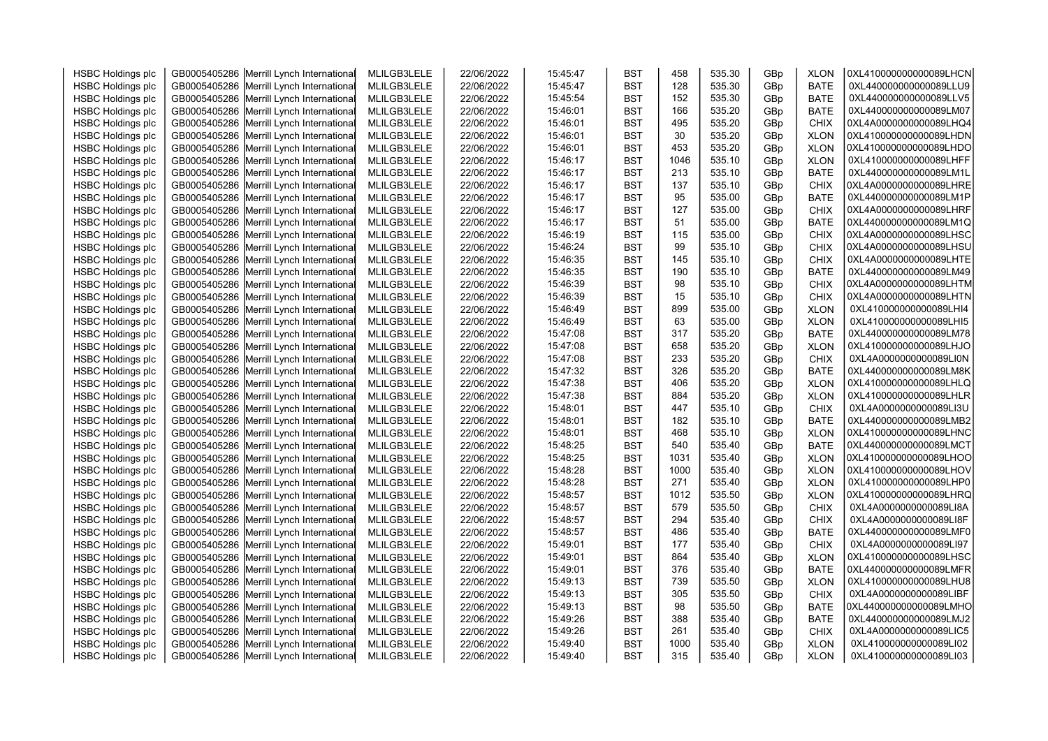| HSBC Holdings plc | GB0005405286 | Merrill Lynch International | MLILGB3LELE | 22/06/2022 | 15:45:47 | BST | 458 | 535.30 | GBp | XLON | 0XL410000000000089LHCN |
|---|---|---|---|---|---|---|---|---|---|---|---|
| HSBC Holdings plc | GB0005405286 | Merrill Lynch International | MLILGB3LELE | 22/06/2022 | 15:45:47 | BST | 128 | 535.30 | GBp | BATE | 0XL440000000000089LLU9 |
| HSBC Holdings plc | GB0005405286 | Merrill Lynch International | MLILGB3LELE | 22/06/2022 | 15:45:54 | BST | 152 | 535.30 | GBp | BATE | 0XL440000000000089LLV5 |
| HSBC Holdings plc | GB0005405286 | Merrill Lynch International | MLILGB3LELE | 22/06/2022 | 15:46:01 | BST | 166 | 535.20 | GBp | BATE | 0XL440000000000089LM07 |
| HSBC Holdings plc | GB0005405286 | Merrill Lynch International | MLILGB3LELE | 22/06/2022 | 15:46:01 | BST | 495 | 535.20 | GBp | CHIX | 0XL4A0000000000089LHQ4 |
| HSBC Holdings plc | GB0005405286 | Merrill Lynch International | MLILGB3LELE | 22/06/2022 | 15:46:01 | BST | 30 | 535.20 | GBp | XLON | 0XL410000000000089LHDN |
| HSBC Holdings plc | GB0005405286 | Merrill Lynch International | MLILGB3LELE | 22/06/2022 | 15:46:01 | BST | 453 | 535.20 | GBp | XLON | 0XL410000000000089LHDO |
| HSBC Holdings plc | GB0005405286 | Merrill Lynch International | MLILGB3LELE | 22/06/2022 | 15:46:17 | BST | 1046 | 535.10 | GBp | XLON | 0XL410000000000089LHFF |
| HSBC Holdings plc | GB0005405286 | Merrill Lynch International | MLILGB3LELE | 22/06/2022 | 15:46:17 | BST | 213 | 535.10 | GBp | BATE | 0XL440000000000089LM1L |
| HSBC Holdings plc | GB0005405286 | Merrill Lynch International | MLILGB3LELE | 22/06/2022 | 15:46:17 | BST | 137 | 535.10 | GBp | CHIX | 0XL4A0000000000089LHRE |
| HSBC Holdings plc | GB0005405286 | Merrill Lynch International | MLILGB3LELE | 22/06/2022 | 15:46:17 | BST | 95 | 535.00 | GBp | BATE | 0XL440000000000089LM1P |
| HSBC Holdings plc | GB0005405286 | Merrill Lynch International | MLILGB3LELE | 22/06/2022 | 15:46:17 | BST | 127 | 535.00 | GBp | CHIX | 0XL4A0000000000089LHRF |
| HSBC Holdings plc | GB0005405286 | Merrill Lynch International | MLILGB3LELE | 22/06/2022 | 15:46:17 | BST | 51 | 535.00 | GBp | BATE | 0XL440000000000089LM1Q |
| HSBC Holdings plc | GB0005405286 | Merrill Lynch International | MLILGB3LELE | 22/06/2022 | 15:46:19 | BST | 115 | 535.00 | GBp | CHIX | 0XL4A0000000000089LHSC |
| HSBC Holdings plc | GB0005405286 | Merrill Lynch International | MLILGB3LELE | 22/06/2022 | 15:46:24 | BST | 99 | 535.10 | GBp | CHIX | 0XL4A0000000000089LHSU |
| HSBC Holdings plc | GB0005405286 | Merrill Lynch International | MLILGB3LELE | 22/06/2022 | 15:46:35 | BST | 145 | 535.10 | GBp | CHIX | 0XL4A0000000000089LHTE |
| HSBC Holdings plc | GB0005405286 | Merrill Lynch International | MLILGB3LELE | 22/06/2022 | 15:46:35 | BST | 190 | 535.10 | GBp | BATE | 0XL440000000000089LM49 |
| HSBC Holdings plc | GB0005405286 | Merrill Lynch International | MLILGB3LELE | 22/06/2022 | 15:46:39 | BST | 98 | 535.10 | GBp | CHIX | 0XL4A0000000000089LHTM |
| HSBC Holdings plc | GB0005405286 | Merrill Lynch International | MLILGB3LELE | 22/06/2022 | 15:46:39 | BST | 15 | 535.10 | GBp | CHIX | 0XL4A0000000000089LHTN |
| HSBC Holdings plc | GB0005405286 | Merrill Lynch International | MLILGB3LELE | 22/06/2022 | 15:46:49 | BST | 899 | 535.00 | GBp | XLON | 0XL410000000000089LHI4 |
| HSBC Holdings plc | GB0005405286 | Merrill Lynch International | MLILGB3LELE | 22/06/2022 | 15:46:49 | BST | 63 | 535.00 | GBp | XLON | 0XL410000000000089LHI5 |
| HSBC Holdings plc | GB0005405286 | Merrill Lynch International | MLILGB3LELE | 22/06/2022 | 15:47:08 | BST | 317 | 535.20 | GBp | BATE | 0XL440000000000089LM78 |
| HSBC Holdings plc | GB0005405286 | Merrill Lynch International | MLILGB3LELE | 22/06/2022 | 15:47:08 | BST | 658 | 535.20 | GBp | XLON | 0XL410000000000089LHJO |
| HSBC Holdings plc | GB0005405286 | Merrill Lynch International | MLILGB3LELE | 22/06/2022 | 15:47:08 | BST | 233 | 535.20 | GBp | CHIX | 0XL4A0000000000089LI0N |
| HSBC Holdings plc | GB0005405286 | Merrill Lynch International | MLILGB3LELE | 22/06/2022 | 15:47:32 | BST | 326 | 535.20 | GBp | BATE | 0XL440000000000089LM8K |
| HSBC Holdings plc | GB0005405286 | Merrill Lynch International | MLILGB3LELE | 22/06/2022 | 15:47:38 | BST | 406 | 535.20 | GBp | XLON | 0XL410000000000089LHLQ |
| HSBC Holdings plc | GB0005405286 | Merrill Lynch International | MLILGB3LELE | 22/06/2022 | 15:47:38 | BST | 884 | 535.20 | GBp | XLON | 0XL410000000000089LHLR |
| HSBC Holdings plc | GB0005405286 | Merrill Lynch International | MLILGB3LELE | 22/06/2022 | 15:48:01 | BST | 447 | 535.10 | GBp | CHIX | 0XL4A0000000000089LI3U |
| HSBC Holdings plc | GB0005405286 | Merrill Lynch International | MLILGB3LELE | 22/06/2022 | 15:48:01 | BST | 182 | 535.10 | GBp | BATE | 0XL440000000000089LMB2 |
| HSBC Holdings plc | GB0005405286 | Merrill Lynch International | MLILGB3LELE | 22/06/2022 | 15:48:01 | BST | 468 | 535.10 | GBp | XLON | 0XL410000000000089LHNC |
| HSBC Holdings plc | GB0005405286 | Merrill Lynch International | MLILGB3LELE | 22/06/2022 | 15:48:25 | BST | 540 | 535.40 | GBp | BATE | 0XL440000000000089LMCT |
| HSBC Holdings plc | GB0005405286 | Merrill Lynch International | MLILGB3LELE | 22/06/2022 | 15:48:25 | BST | 1031 | 535.40 | GBp | XLON | 0XL410000000000089LHOO |
| HSBC Holdings plc | GB0005405286 | Merrill Lynch International | MLILGB3LELE | 22/06/2022 | 15:48:28 | BST | 1000 | 535.40 | GBp | XLON | 0XL410000000000089LHOV |
| HSBC Holdings plc | GB0005405286 | Merrill Lynch International | MLILGB3LELE | 22/06/2022 | 15:48:28 | BST | 271 | 535.40 | GBp | XLON | 0XL410000000000089LHP0 |
| HSBC Holdings plc | GB0005405286 | Merrill Lynch International | MLILGB3LELE | 22/06/2022 | 15:48:57 | BST | 1012 | 535.50 | GBp | XLON | 0XL410000000000089LHRQ |
| HSBC Holdings plc | GB0005405286 | Merrill Lynch International | MLILGB3LELE | 22/06/2022 | 15:48:57 | BST | 579 | 535.50 | GBp | CHIX | 0XL4A0000000000089LI8A |
| HSBC Holdings plc | GB0005405286 | Merrill Lynch International | MLILGB3LELE | 22/06/2022 | 15:48:57 | BST | 294 | 535.40 | GBp | CHIX | 0XL4A0000000000089LI8F |
| HSBC Holdings plc | GB0005405286 | Merrill Lynch International | MLILGB3LELE | 22/06/2022 | 15:48:57 | BST | 486 | 535.40 | GBp | BATE | 0XL440000000000089LMF0 |
| HSBC Holdings plc | GB0005405286 | Merrill Lynch International | MLILGB3LELE | 22/06/2022 | 15:49:01 | BST | 177 | 535.40 | GBp | CHIX | 0XL4A0000000000089LI97 |
| HSBC Holdings plc | GB0005405286 | Merrill Lynch International | MLILGB3LELE | 22/06/2022 | 15:49:01 | BST | 864 | 535.40 | GBp | XLON | 0XL410000000000089LHSC |
| HSBC Holdings plc | GB0005405286 | Merrill Lynch International | MLILGB3LELE | 22/06/2022 | 15:49:01 | BST | 376 | 535.40 | GBp | BATE | 0XL440000000000089LMFR |
| HSBC Holdings plc | GB0005405286 | Merrill Lynch International | MLILGB3LELE | 22/06/2022 | 15:49:13 | BST | 739 | 535.50 | GBp | XLON | 0XL410000000000089LHU8 |
| HSBC Holdings plc | GB0005405286 | Merrill Lynch International | MLILGB3LELE | 22/06/2022 | 15:49:13 | BST | 305 | 535.50 | GBp | CHIX | 0XL4A0000000000089LIBF |
| HSBC Holdings plc | GB0005405286 | Merrill Lynch International | MLILGB3LELE | 22/06/2022 | 15:49:13 | BST | 98 | 535.50 | GBp | BATE | 0XL440000000000089LMHO |
| HSBC Holdings plc | GB0005405286 | Merrill Lynch International | MLILGB3LELE | 22/06/2022 | 15:49:26 | BST | 388 | 535.40 | GBp | BATE | 0XL440000000000089LMJ2 |
| HSBC Holdings plc | GB0005405286 | Merrill Lynch International | MLILGB3LELE | 22/06/2022 | 15:49:26 | BST | 261 | 535.40 | GBp | CHIX | 0XL4A0000000000089LIC5 |
| HSBC Holdings plc | GB0005405286 | Merrill Lynch International | MLILGB3LELE | 22/06/2022 | 15:49:40 | BST | 1000 | 535.40 | GBp | XLON | 0XL410000000000089LI02 |
| HSBC Holdings plc | GB0005405286 | Merrill Lynch International | MLILGB3LELE | 22/06/2022 | 15:49:40 | BST | 315 | 535.40 | GBp | XLON | 0XL410000000000089LI03 |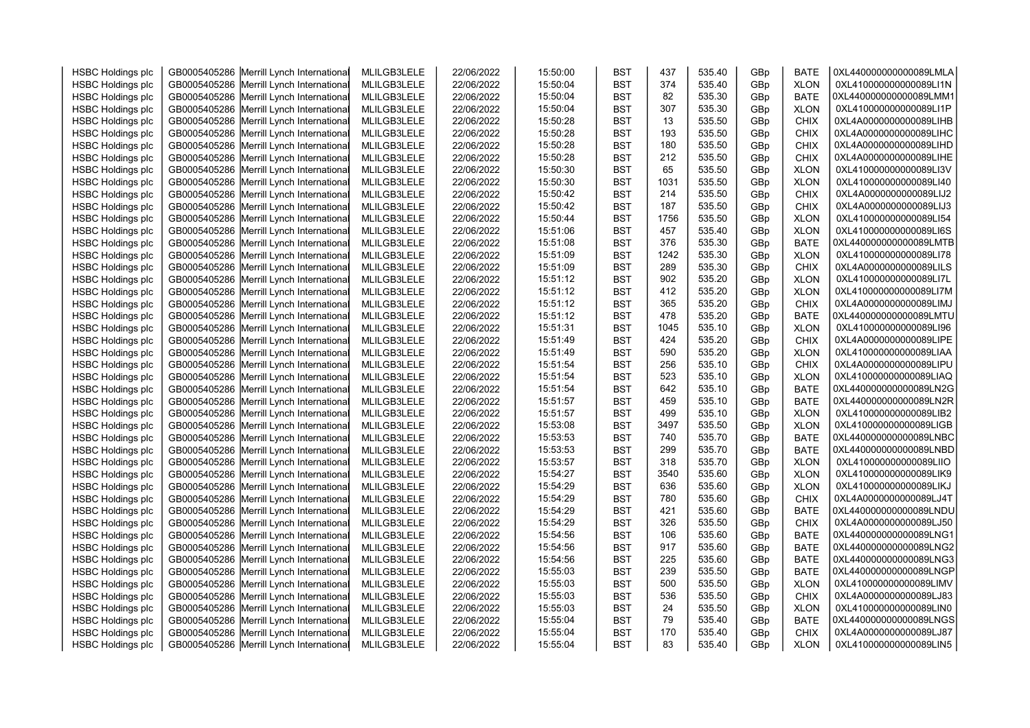| | | | | | | | | | | | |
|---|---|---|---|---|---|---|---|---|---|---|---|
| HSBC Holdings plc | GB0005405286 | Merrill Lynch International | MLILGB3LELE | 22/06/2022 | 15:50:00 | BST | 437 | 535.40 | GBp | BATE | 0XL440000000000089LMLA |
| HSBC Holdings plc | GB0005405286 | Merrill Lynch International | MLILGB3LELE | 22/06/2022 | 15:50:04 | BST | 374 | 535.40 | GBp | XLON | 0XL410000000000089LI1N |
| HSBC Holdings plc | GB0005405286 | Merrill Lynch International | MLILGB3LELE | 22/06/2022 | 15:50:04 | BST | 82 | 535.30 | GBp | BATE | 0XL440000000000089LMM1 |
| HSBC Holdings plc | GB0005405286 | Merrill Lynch International | MLILGB3LELE | 22/06/2022 | 15:50:04 | BST | 307 | 535.30 | GBp | XLON | 0XL410000000000089LI1P |
| HSBC Holdings plc | GB0005405286 | Merrill Lynch International | MLILGB3LELE | 22/06/2022 | 15:50:28 | BST | 13 | 535.50 | GBp | CHIX | 0XL4A0000000000089LIHB |
| HSBC Holdings plc | GB0005405286 | Merrill Lynch International | MLILGB3LELE | 22/06/2022 | 15:50:28 | BST | 193 | 535.50 | GBp | CHIX | 0XL4A0000000000089LIHC |
| HSBC Holdings plc | GB0005405286 | Merrill Lynch International | MLILGB3LELE | 22/06/2022 | 15:50:28 | BST | 180 | 535.50 | GBp | CHIX | 0XL4A0000000000089LIHD |
| HSBC Holdings plc | GB0005405286 | Merrill Lynch International | MLILGB3LELE | 22/06/2022 | 15:50:28 | BST | 212 | 535.50 | GBp | CHIX | 0XL4A0000000000089LIHE |
| HSBC Holdings plc | GB0005405286 | Merrill Lynch International | MLILGB3LELE | 22/06/2022 | 15:50:30 | BST | 65 | 535.50 | GBp | XLON | 0XL410000000000089LI3V |
| HSBC Holdings plc | GB0005405286 | Merrill Lynch International | MLILGB3LELE | 22/06/2022 | 15:50:30 | BST | 1031 | 535.50 | GBp | XLON | 0XL410000000000089LI40 |
| HSBC Holdings plc | GB0005405286 | Merrill Lynch International | MLILGB3LELE | 22/06/2022 | 15:50:42 | BST | 214 | 535.50 | GBp | CHIX | 0XL4A0000000000089LIJ2 |
| HSBC Holdings plc | GB0005405286 | Merrill Lynch International | MLILGB3LELE | 22/06/2022 | 15:50:42 | BST | 187 | 535.50 | GBp | CHIX | 0XL4A0000000000089LIJ3 |
| HSBC Holdings plc | GB0005405286 | Merrill Lynch International | MLILGB3LELE | 22/06/2022 | 15:50:44 | BST | 1756 | 535.50 | GBp | XLON | 0XL410000000000089LI54 |
| HSBC Holdings plc | GB0005405286 | Merrill Lynch International | MLILGB3LELE | 22/06/2022 | 15:51:06 | BST | 457 | 535.40 | GBp | XLON | 0XL410000000000089LI6S |
| HSBC Holdings plc | GB0005405286 | Merrill Lynch International | MLILGB3LELE | 22/06/2022 | 15:51:08 | BST | 376 | 535.30 | GBp | BATE | 0XL440000000000089LMTB |
| HSBC Holdings plc | GB0005405286 | Merrill Lynch International | MLILGB3LELE | 22/06/2022 | 15:51:09 | BST | 1242 | 535.30 | GBp | XLON | 0XL410000000000089LI78 |
| HSBC Holdings plc | GB0005405286 | Merrill Lynch International | MLILGB3LELE | 22/06/2022 | 15:51:09 | BST | 289 | 535.30 | GBp | CHIX | 0XL4A0000000000089LILS |
| HSBC Holdings plc | GB0005405286 | Merrill Lynch International | MLILGB3LELE | 22/06/2022 | 15:51:12 | BST | 902 | 535.20 | GBp | XLON | 0XL410000000000089LI7L |
| HSBC Holdings plc | GB0005405286 | Merrill Lynch International | MLILGB3LELE | 22/06/2022 | 15:51:12 | BST | 412 | 535.20 | GBp | XLON | 0XL410000000000089LI7M |
| HSBC Holdings plc | GB0005405286 | Merrill Lynch International | MLILGB3LELE | 22/06/2022 | 15:51:12 | BST | 365 | 535.20 | GBp | CHIX | 0XL4A0000000000089LIMJ |
| HSBC Holdings plc | GB0005405286 | Merrill Lynch International | MLILGB3LELE | 22/06/2022 | 15:51:12 | BST | 478 | 535.20 | GBp | BATE | 0XL440000000000089LMTU |
| HSBC Holdings plc | GB0005405286 | Merrill Lynch International | MLILGB3LELE | 22/06/2022 | 15:51:31 | BST | 1045 | 535.10 | GBp | XLON | 0XL410000000000089LI96 |
| HSBC Holdings plc | GB0005405286 | Merrill Lynch International | MLILGB3LELE | 22/06/2022 | 15:51:49 | BST | 424 | 535.20 | GBp | CHIX | 0XL4A0000000000089LIPE |
| HSBC Holdings plc | GB0005405286 | Merrill Lynch International | MLILGB3LELE | 22/06/2022 | 15:51:49 | BST | 590 | 535.20 | GBp | XLON | 0XL410000000000089LIAA |
| HSBC Holdings plc | GB0005405286 | Merrill Lynch International | MLILGB3LELE | 22/06/2022 | 15:51:54 | BST | 256 | 535.10 | GBp | CHIX | 0XL4A0000000000089LIPU |
| HSBC Holdings plc | GB0005405286 | Merrill Lynch International | MLILGB3LELE | 22/06/2022 | 15:51:54 | BST | 523 | 535.10 | GBp | XLON | 0XL410000000000089LIAQ |
| HSBC Holdings plc | GB0005405286 | Merrill Lynch International | MLILGB3LELE | 22/06/2022 | 15:51:54 | BST | 642 | 535.10 | GBp | BATE | 0XL440000000000089LN2G |
| HSBC Holdings plc | GB0005405286 | Merrill Lynch International | MLILGB3LELE | 22/06/2022 | 15:51:57 | BST | 459 | 535.10 | GBp | BATE | 0XL440000000000089LN2R |
| HSBC Holdings plc | GB0005405286 | Merrill Lynch International | MLILGB3LELE | 22/06/2022 | 15:51:57 | BST | 499 | 535.10 | GBp | XLON | 0XL410000000000089LIB2 |
| HSBC Holdings plc | GB0005405286 | Merrill Lynch International | MLILGB3LELE | 22/06/2022 | 15:53:08 | BST | 3497 | 535.50 | GBp | XLON | 0XL410000000000089LIGB |
| HSBC Holdings plc | GB0005405286 | Merrill Lynch International | MLILGB3LELE | 22/06/2022 | 15:53:53 | BST | 740 | 535.70 | GBp | BATE | 0XL440000000000089LNBC |
| HSBC Holdings plc | GB0005405286 | Merrill Lynch International | MLILGB3LELE | 22/06/2022 | 15:53:53 | BST | 299 | 535.70 | GBp | BATE | 0XL440000000000089LNBD |
| HSBC Holdings plc | GB0005405286 | Merrill Lynch International | MLILGB3LELE | 22/06/2022 | 15:53:57 | BST | 318 | 535.70 | GBp | XLON | 0XL410000000000089LIIO |
| HSBC Holdings plc | GB0005405286 | Merrill Lynch International | MLILGB3LELE | 22/06/2022 | 15:54:27 | BST | 3540 | 535.60 | GBp | XLON | 0XL410000000000089LIK9 |
| HSBC Holdings plc | GB0005405286 | Merrill Lynch International | MLILGB3LELE | 22/06/2022 | 15:54:29 | BST | 636 | 535.60 | GBp | XLON | 0XL410000000000089LIKJ |
| HSBC Holdings plc | GB0005405286 | Merrill Lynch International | MLILGB3LELE | 22/06/2022 | 15:54:29 | BST | 780 | 535.60 | GBp | CHIX | 0XL4A0000000000089LJ4T |
| HSBC Holdings plc | GB0005405286 | Merrill Lynch International | MLILGB3LELE | 22/06/2022 | 15:54:29 | BST | 421 | 535.60 | GBp | BATE | 0XL440000000000089LNDU |
| HSBC Holdings plc | GB0005405286 | Merrill Lynch International | MLILGB3LELE | 22/06/2022 | 15:54:29 | BST | 326 | 535.50 | GBp | CHIX | 0XL4A0000000000089LJ50 |
| HSBC Holdings plc | GB0005405286 | Merrill Lynch International | MLILGB3LELE | 22/06/2022 | 15:54:56 | BST | 106 | 535.60 | GBp | BATE | 0XL440000000000089LNG1 |
| HSBC Holdings plc | GB0005405286 | Merrill Lynch International | MLILGB3LELE | 22/06/2022 | 15:54:56 | BST | 917 | 535.60 | GBp | BATE | 0XL440000000000089LNG2 |
| HSBC Holdings plc | GB0005405286 | Merrill Lynch International | MLILGB3LELE | 22/06/2022 | 15:54:56 | BST | 225 | 535.60 | GBp | BATE | 0XL440000000000089LNG3 |
| HSBC Holdings plc | GB0005405286 | Merrill Lynch International | MLILGB3LELE | 22/06/2022 | 15:55:03 | BST | 239 | 535.50 | GBp | BATE | 0XL440000000000089LNGP |
| HSBC Holdings plc | GB0005405286 | Merrill Lynch International | MLILGB3LELE | 22/06/2022 | 15:55:03 | BST | 500 | 535.50 | GBp | XLON | 0XL410000000000089LIMV |
| HSBC Holdings plc | GB0005405286 | Merrill Lynch International | MLILGB3LELE | 22/06/2022 | 15:55:03 | BST | 536 | 535.50 | GBp | CHIX | 0XL4A0000000000089LJ83 |
| HSBC Holdings plc | GB0005405286 | Merrill Lynch International | MLILGB3LELE | 22/06/2022 | 15:55:03 | BST | 24 | 535.50 | GBp | XLON | 0XL410000000000089LIN0 |
| HSBC Holdings plc | GB0005405286 | Merrill Lynch International | MLILGB3LELE | 22/06/2022 | 15:55:04 | BST | 79 | 535.40 | GBp | BATE | 0XL440000000000089LNGS |
| HSBC Holdings plc | GB0005405286 | Merrill Lynch International | MLILGB3LELE | 22/06/2022 | 15:55:04 | BST | 170 | 535.40 | GBp | CHIX | 0XL4A0000000000089LJ87 |
| HSBC Holdings plc | GB0005405286 | Merrill Lynch International | MLILGB3LELE | 22/06/2022 | 15:55:04 | BST | 83 | 535.40 | GBp | XLON | 0XL410000000000089LIN5 |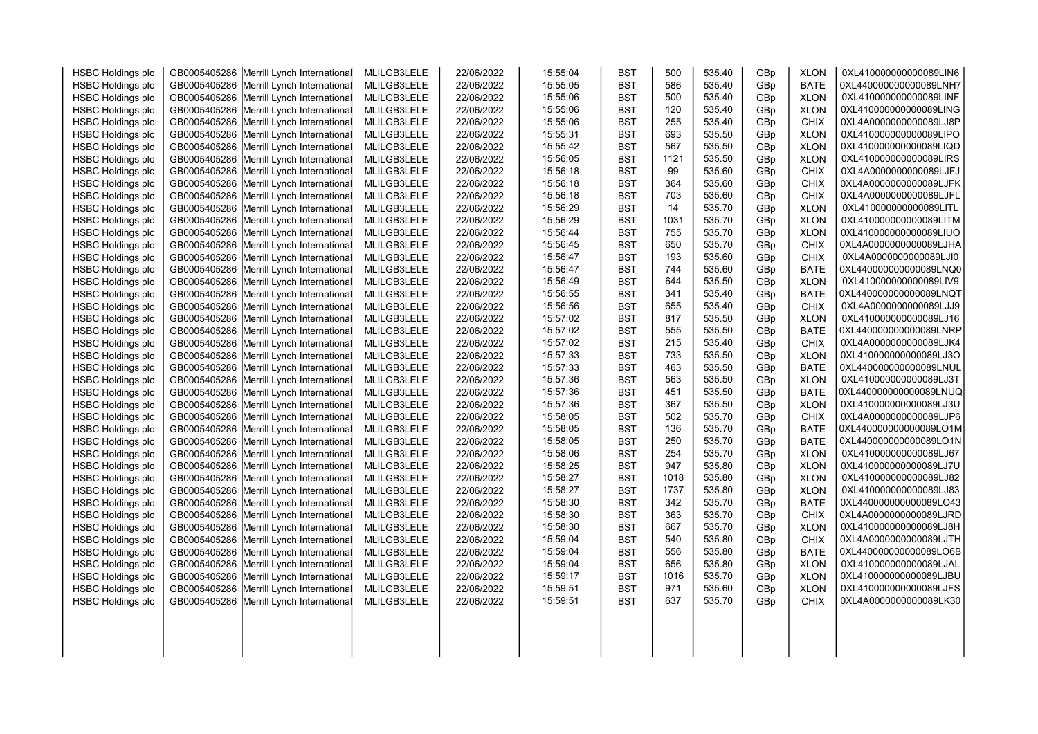| | | | | | | | | | | | |
|---|---|---|---|---|---|---|---|---|---|---|---|
| HSBC Holdings plc | GB0005405286 | Merrill Lynch International | MLILGB3LELE | 22/06/2022 | 15:55:04 | BST | 500 | 535.40 | GBp | XLON | 0XL410000000000089LIN6 |
| HSBC Holdings plc | GB0005405286 | Merrill Lynch International | MLILGB3LELE | 22/06/2022 | 15:55:05 | BST | 586 | 535.40 | GBp | BATE | 0XL440000000000089LNH7 |
| HSBC Holdings plc | GB0005405286 | Merrill Lynch International | MLILGB3LELE | 22/06/2022 | 15:55:06 | BST | 500 | 535.40 | GBp | XLON | 0XL410000000000089LINF |
| HSBC Holdings plc | GB0005405286 | Merrill Lynch International | MLILGB3LELE | 22/06/2022 | 15:55:06 | BST | 120 | 535.40 | GBp | XLON | 0XL410000000000089LING |
| HSBC Holdings plc | GB0005405286 | Merrill Lynch International | MLILGB3LELE | 22/06/2022 | 15:55:06 | BST | 255 | 535.40 | GBp | CHIX | 0XL4A0000000000089LJ8P |
| HSBC Holdings plc | GB0005405286 | Merrill Lynch International | MLILGB3LELE | 22/06/2022 | 15:55:31 | BST | 693 | 535.50 | GBp | XLON | 0XL410000000000089LIPO |
| HSBC Holdings plc | GB0005405286 | Merrill Lynch International | MLILGB3LELE | 22/06/2022 | 15:55:42 | BST | 567 | 535.50 | GBp | XLON | 0XL410000000000089LIQD |
| HSBC Holdings plc | GB0005405286 | Merrill Lynch International | MLILGB3LELE | 22/06/2022 | 15:56:05 | BST | 1121 | 535.50 | GBp | XLON | 0XL410000000000089LIRS |
| HSBC Holdings plc | GB0005405286 | Merrill Lynch International | MLILGB3LELE | 22/06/2022 | 15:56:18 | BST | 99 | 535.60 | GBp | CHIX | 0XL4A0000000000089LJFJ |
| HSBC Holdings plc | GB0005405286 | Merrill Lynch International | MLILGB3LELE | 22/06/2022 | 15:56:18 | BST | 364 | 535.60 | GBp | CHIX | 0XL4A0000000000089LJFK |
| HSBC Holdings plc | GB0005405286 | Merrill Lynch International | MLILGB3LELE | 22/06/2022 | 15:56:18 | BST | 703 | 535.60 | GBp | CHIX | 0XL4A0000000000089LJFL |
| HSBC Holdings plc | GB0005405286 | Merrill Lynch International | MLILGB3LELE | 22/06/2022 | 15:56:29 | BST | 14 | 535.70 | GBp | XLON | 0XL410000000000089LITL |
| HSBC Holdings plc | GB0005405286 | Merrill Lynch International | MLILGB3LELE | 22/06/2022 | 15:56:29 | BST | 1031 | 535.70 | GBp | XLON | 0XL410000000000089LITM |
| HSBC Holdings plc | GB0005405286 | Merrill Lynch International | MLILGB3LELE | 22/06/2022 | 15:56:44 | BST | 755 | 535.70 | GBp | XLON | 0XL410000000000089LIUO |
| HSBC Holdings plc | GB0005405286 | Merrill Lynch International | MLILGB3LELE | 22/06/2022 | 15:56:45 | BST | 650 | 535.70 | GBp | CHIX | 0XL4A0000000000089LJHA |
| HSBC Holdings plc | GB0005405286 | Merrill Lynch International | MLILGB3LELE | 22/06/2022 | 15:56:47 | BST | 193 | 535.60 | GBp | CHIX | 0XL4A0000000000089LJI0 |
| HSBC Holdings plc | GB0005405286 | Merrill Lynch International | MLILGB3LELE | 22/06/2022 | 15:56:47 | BST | 744 | 535.60 | GBp | BATE | 0XL440000000000089LNQ0 |
| HSBC Holdings plc | GB0005405286 | Merrill Lynch International | MLILGB3LELE | 22/06/2022 | 15:56:49 | BST | 644 | 535.50 | GBp | XLON | 0XL410000000000089LIV9 |
| HSBC Holdings plc | GB0005405286 | Merrill Lynch International | MLILGB3LELE | 22/06/2022 | 15:56:55 | BST | 341 | 535.40 | GBp | BATE | 0XL440000000000089LNQT |
| HSBC Holdings plc | GB0005405286 | Merrill Lynch International | MLILGB3LELE | 22/06/2022 | 15:56:56 | BST | 655 | 535.40 | GBp | CHIX | 0XL4A0000000000089LJJ9 |
| HSBC Holdings plc | GB0005405286 | Merrill Lynch International | MLILGB3LELE | 22/06/2022 | 15:57:02 | BST | 817 | 535.50 | GBp | XLON | 0XL410000000000089LJ16 |
| HSBC Holdings plc | GB0005405286 | Merrill Lynch International | MLILGB3LELE | 22/06/2022 | 15:57:02 | BST | 555 | 535.50 | GBp | BATE | 0XL440000000000089LNRP |
| HSBC Holdings plc | GB0005405286 | Merrill Lynch International | MLILGB3LELE | 22/06/2022 | 15:57:02 | BST | 215 | 535.40 | GBp | CHIX | 0XL4A0000000000089LJK4 |
| HSBC Holdings plc | GB0005405286 | Merrill Lynch International | MLILGB3LELE | 22/06/2022 | 15:57:33 | BST | 733 | 535.50 | GBp | XLON | 0XL410000000000089LJ3O |
| HSBC Holdings plc | GB0005405286 | Merrill Lynch International | MLILGB3LELE | 22/06/2022 | 15:57:33 | BST | 463 | 535.50 | GBp | BATE | 0XL440000000000089LNUL |
| HSBC Holdings plc | GB0005405286 | Merrill Lynch International | MLILGB3LELE | 22/06/2022 | 15:57:36 | BST | 563 | 535.50 | GBp | XLON | 0XL410000000000089LJ3T |
| HSBC Holdings plc | GB0005405286 | Merrill Lynch International | MLILGB3LELE | 22/06/2022 | 15:57:36 | BST | 451 | 535.50 | GBp | BATE | 0XL440000000000089LNUQ |
| HSBC Holdings plc | GB0005405286 | Merrill Lynch International | MLILGB3LELE | 22/06/2022 | 15:57:36 | BST | 367 | 535.50 | GBp | XLON | 0XL410000000000089LJ3U |
| HSBC Holdings plc | GB0005405286 | Merrill Lynch International | MLILGB3LELE | 22/06/2022 | 15:58:05 | BST | 502 | 535.70 | GBp | CHIX | 0XL4A0000000000089LJP6 |
| HSBC Holdings plc | GB0005405286 | Merrill Lynch International | MLILGB3LELE | 22/06/2022 | 15:58:05 | BST | 136 | 535.70 | GBp | BATE | 0XL440000000000089LO1M |
| HSBC Holdings plc | GB0005405286 | Merrill Lynch International | MLILGB3LELE | 22/06/2022 | 15:58:05 | BST | 250 | 535.70 | GBp | BATE | 0XL440000000000089LO1N |
| HSBC Holdings plc | GB0005405286 | Merrill Lynch International | MLILGB3LELE | 22/06/2022 | 15:58:06 | BST | 254 | 535.70 | GBp | XLON | 0XL410000000000089LJ67 |
| HSBC Holdings plc | GB0005405286 | Merrill Lynch International | MLILGB3LELE | 22/06/2022 | 15:58:25 | BST | 947 | 535.80 | GBp | XLON | 0XL410000000000089LJ7U |
| HSBC Holdings plc | GB0005405286 | Merrill Lynch International | MLILGB3LELE | 22/06/2022 | 15:58:27 | BST | 1018 | 535.80 | GBp | XLON | 0XL410000000000089LJ82 |
| HSBC Holdings plc | GB0005405286 | Merrill Lynch International | MLILGB3LELE | 22/06/2022 | 15:58:27 | BST | 1737 | 535.80 | GBp | XLON | 0XL410000000000089LJ83 |
| HSBC Holdings plc | GB0005405286 | Merrill Lynch International | MLILGB3LELE | 22/06/2022 | 15:58:30 | BST | 342 | 535.70 | GBp | BATE | 0XL440000000000089LO43 |
| HSBC Holdings plc | GB0005405286 | Merrill Lynch International | MLILGB3LELE | 22/06/2022 | 15:58:30 | BST | 363 | 535.70 | GBp | CHIX | 0XL4A0000000000089LJRD |
| HSBC Holdings plc | GB0005405286 | Merrill Lynch International | MLILGB3LELE | 22/06/2022 | 15:58:30 | BST | 667 | 535.70 | GBp | XLON | 0XL410000000000089LJ8H |
| HSBC Holdings plc | GB0005405286 | Merrill Lynch International | MLILGB3LELE | 22/06/2022 | 15:59:04 | BST | 540 | 535.80 | GBp | CHIX | 0XL4A0000000000089LJTH |
| HSBC Holdings plc | GB0005405286 | Merrill Lynch International | MLILGB3LELE | 22/06/2022 | 15:59:04 | BST | 556 | 535.80 | GBp | BATE | 0XL440000000000089LO6B |
| HSBC Holdings plc | GB0005405286 | Merrill Lynch International | MLILGB3LELE | 22/06/2022 | 15:59:04 | BST | 656 | 535.80 | GBp | XLON | 0XL410000000000089LJAL |
| HSBC Holdings plc | GB0005405286 | Merrill Lynch International | MLILGB3LELE | 22/06/2022 | 15:59:17 | BST | 1016 | 535.70 | GBp | XLON | 0XL410000000000089LJBU |
| HSBC Holdings plc | GB0005405286 | Merrill Lynch International | MLILGB3LELE | 22/06/2022 | 15:59:51 | BST | 971 | 535.60 | GBp | XLON | 0XL410000000000089LJFS |
| HSBC Holdings plc | GB0005405286 | Merrill Lynch International | MLILGB3LELE | 22/06/2022 | 15:59:51 | BST | 637 | 535.70 | GBp | CHIX | 0XL4A0000000000089LK30 |